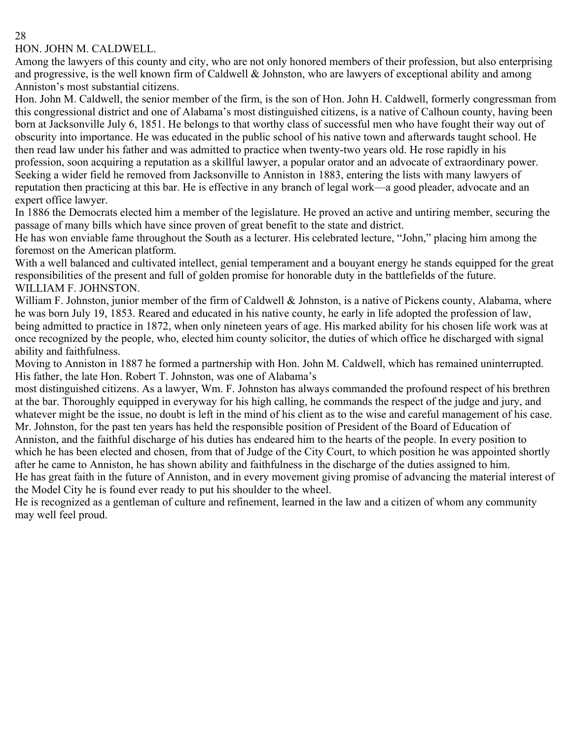## HON. JOHN M. CALDWELL.

Among the lawyers of this county and city, who are not only honored members of their profession, but also enterprising and progressive, is the well known firm of Caldwell & Johnston, who are lawyers of exceptional ability and among Anniston's most substantial citizens.

Hon. John M. Caldwell, the senior member of the firm, is the son of Hon. John H. Caldwell, formerly congressman from this congressional district and one of Alabama's most distinguished citizens, is a native of Calhoun county, having been born at Jacksonville July 6, 1851. He belongs to that worthy class of successful men who have fought their way out of obscurity into importance. He was educated in the public school of his native town and afterwards taught school. He then read law under his father and was admitted to practice when twenty-two years old. He rose rapidly in his profession, soon acquiring a reputation as a skillful lawyer, a popular orator and an advocate of extraordinary power. Seeking a wider field he removed from Jacksonville to Anniston in 1883, entering the lists with many lawyers of reputation then practicing at this bar. He is effective in any branch of legal work—a good pleader, advocate and an expert office lawyer.

In 1886 the Democrats elected him a member of the legislature. He proved an active and untiring member, securing the passage of many bills which have since proven of great benefit to the state and district.

He has won enviable fame throughout the South as a lecturer. His celebrated lecture, "John," placing him among the foremost on the American platform.

With a well balanced and cultivated intellect, genial temperament and a bouyant energy he stands equipped for the great responsibilities of the present and full of golden promise for honorable duty in the battlefields of the future.

## WILLIAM F. JOHNSTON.

William F. Johnston, junior member of the firm of Caldwell & Johnston, is a native of Pickens county, Alabama, where he was born July 19, 1853. Reared and educated in his native county, he early in life adopted the profession of law, being admitted to practice in 1872, when only nineteen years of age. His marked ability for his chosen life work was at once recognized by the people, who, elected him county solicitor, the duties of which office he discharged with signal ability and faithfulness.

Moving to Anniston in 1887 he formed a partnership with Hon. John M. Caldwell, which has remained uninterrupted. His father, the late Hon. Robert T. Johnston, was one of Alabama's most distinguished citizens. As a lawyer, Wm. F. Johnston has always commanded the profound respect of his brethren at the bar. Thoroughly equipped in everyway for his high calling, he commands the respect of the judge and jury, and whatever might be the issue, no doubt is left in the mind of his client as to the wise and careful management of his case.

Mr. Johnston, for the past ten years has held the responsible position of President of the Board of Education of Anniston, and the faithful discharge of his duties has endeared him to the hearts of the people. In every position to which he has been elected and chosen, from that of Judge of the City Court, to which position he was appointed shortly after he came to Anniston, he has shown ability and faithfulness in the discharge of the duties assigned to him.

He has great faith in the future of Anniston, and in every movement giving promise of advancing the material interest of the Model City he is found ever ready to put his shoulder to the wheel.

He is recognized as a gentleman of culture and refinement, learned in the law and a citizen of whom any community may well feel proud.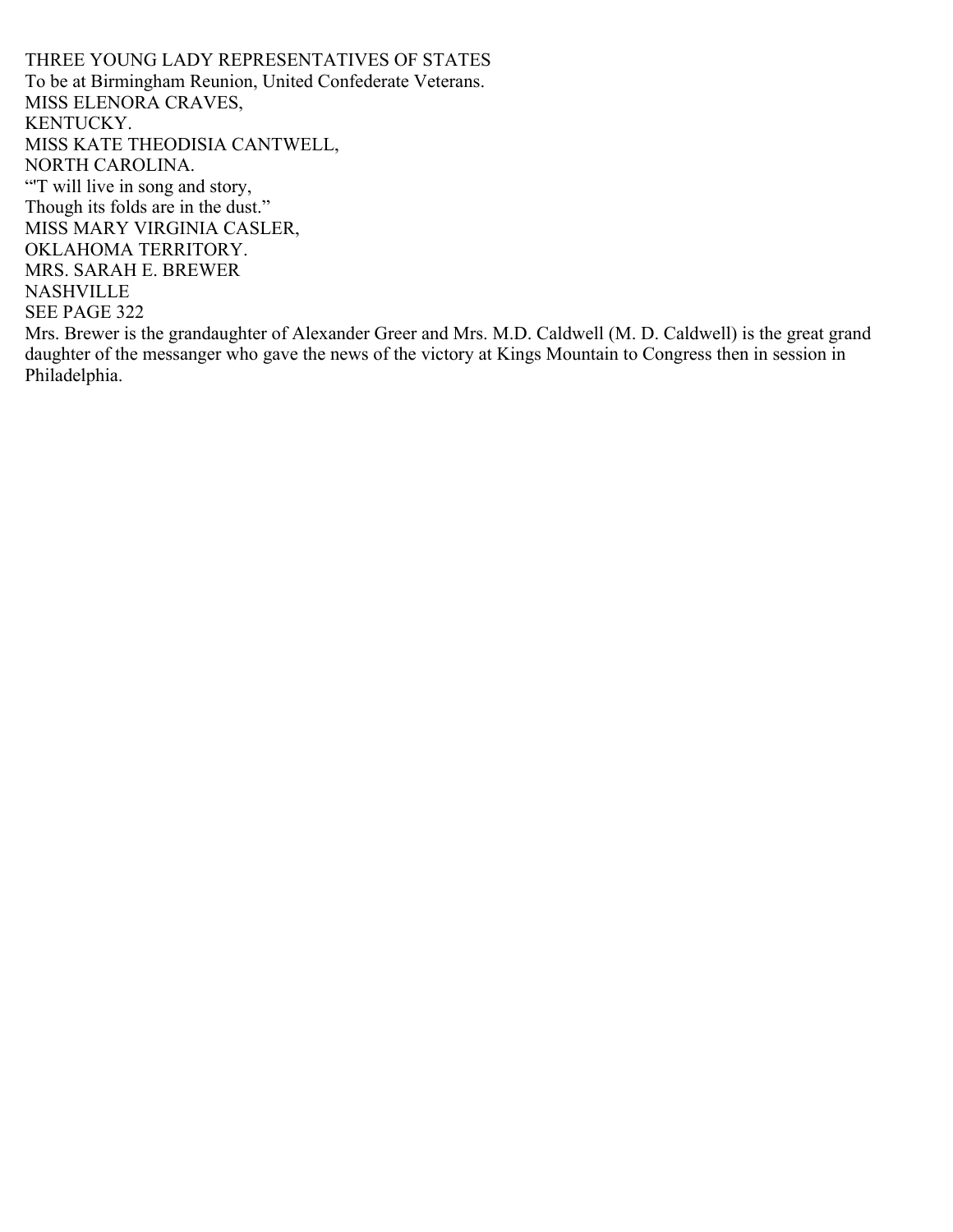THREE YOUNG LADY REPRESENTATIVES OF STATES

To be at Birmingham Reunion, United Confederate Veterans.

MISS ELENORA CRAVES,
KENTUCKY.

MISS KATE THEODISIA CANTWELL,
NORTH CAROLINA.

"'T will live in song and story,
Though its folds are in the dust."

MISS MARY VIRGINIA CASLER,
OKLAHOMA TERRITORY.

MRS. SARAH E. BREWER
NASHVILLE

SEE PAGE 322

Mrs. Brewer is the grandaughter of Alexander Greer and Mrs. M.D. Caldwell (M. D. Caldwell) is the great grand daughter of the messanger who gave the news of the victory at Kings Mountain to Congress then in session in Philadelphia.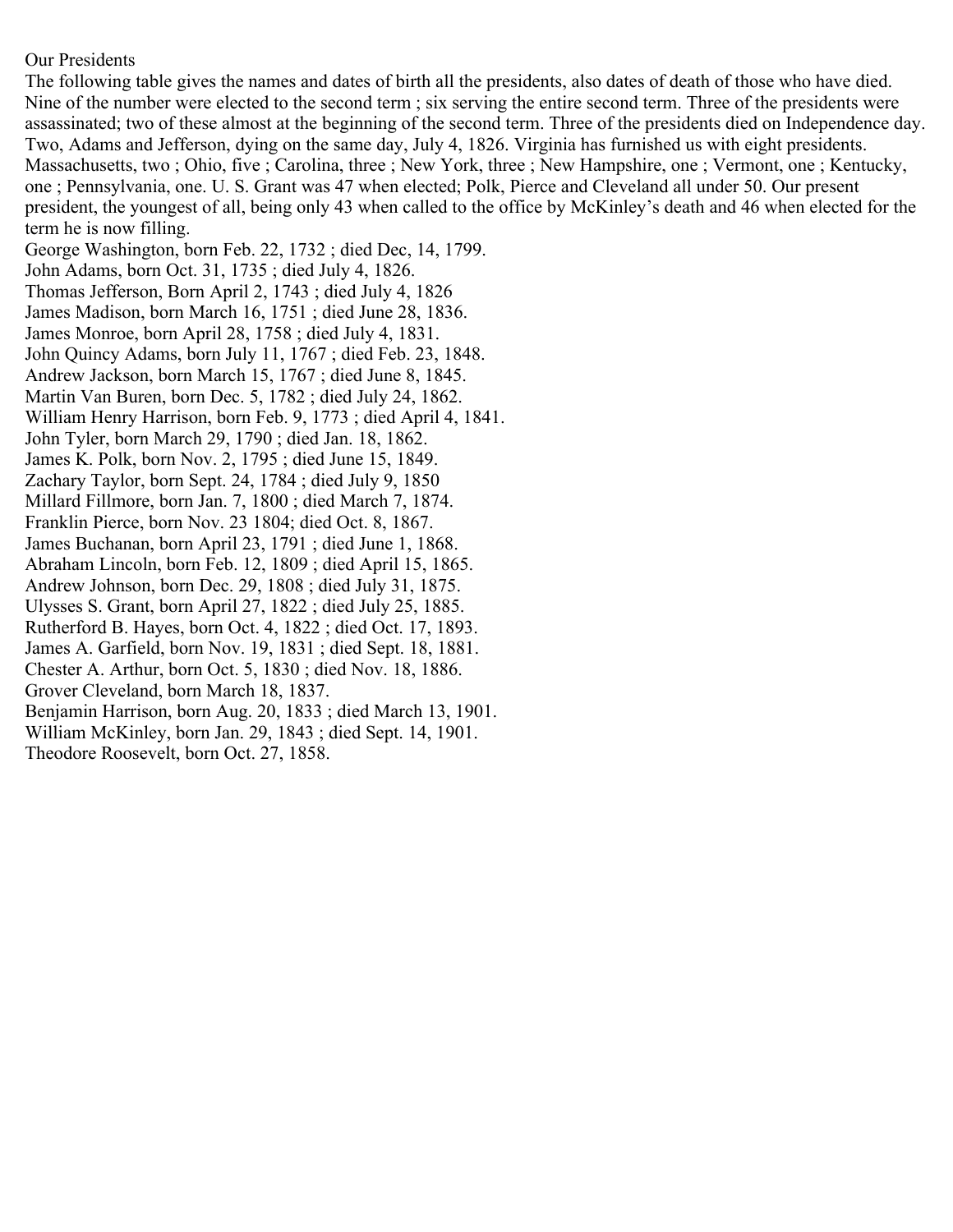# Our Presidents

The following table gives the names and dates of birth all the presidents, also dates of death of those who have died. Nine of the number were elected to the second term ; six serving the entire second term. Three of the presidents were assassinated; two of these almost at the beginning of the second term. Three of the presidents died on Independence day. Two, Adams and Jefferson, dying on the same day, July 4, 1826. Virginia has furnished us with eight presidents. Massachusetts, two ; Ohio, five ; Carolina, three ; New York, three ; New Hampshire, one ; Vermont, one ; Kentucky, one ; Pennsylvania, one. U. S. Grant was 47 when elected; Polk, Pierce and Cleveland all under 50. Our present president, the youngest of all, being only 43 when called to the office by McKinley's death and 46 when elected for the term he is now filling.

George Washington, born Feb. 22, 1732 ; died Dec, 14, 1799.
John Adams, born Oct. 31, 1735 ; died July 4, 1826.
Thomas Jefferson, Born April 2, 1743 ; died July 4, 1826
James Madison, born March 16, 1751 ; died June 28, 1836.
James Monroe, born April 28, 1758 ; died July 4, 1831.
John Quincy Adams, born July 11, 1767 ; died Feb. 23, 1848.
Andrew Jackson, born March 15, 1767 ; died June 8, 1845.
Martin Van Buren, born Dec. 5, 1782 ; died July 24, 1862.
William Henry Harrison, born Feb. 9, 1773 ; died April 4, 1841.
John Tyler, born March 29, 1790 ; died Jan. 18, 1862.
James K. Polk, born Nov. 2, 1795 ; died June 15, 1849.
Zachary Taylor, born Sept. 24, 1784 ; died July 9, 1850
Millard Fillmore, born Jan. 7, 1800 ; died March 7, 1874.
Franklin Pierce, born Nov. 23 1804; died Oct. 8, 1867.
James Buchanan, born April 23, 1791 ; died June 1, 1868.
Abraham Lincoln, born Feb. 12, 1809 ; died April 15, 1865.
Andrew Johnson, born Dec. 29, 1808 ; died July 31, 1875.
Ulysses S. Grant, born April 27, 1822 ; died July 25, 1885.
Rutherford B. Hayes, born Oct. 4, 1822 ; died Oct. 17, 1893.
James A. Garfield, born Nov. 19, 1831 ; died Sept. 18, 1881.
Chester A. Arthur, born Oct. 5, 1830 ; died Nov. 18, 1886.
Grover Cleveland, born March 18, 1837.
Benjamin Harrison, born Aug. 20, 1833 ; died March 13, 1901.
William McKinley, born Jan. 29, 1843 ; died Sept. 14, 1901.
Theodore Roosevelt, born Oct. 27, 1858.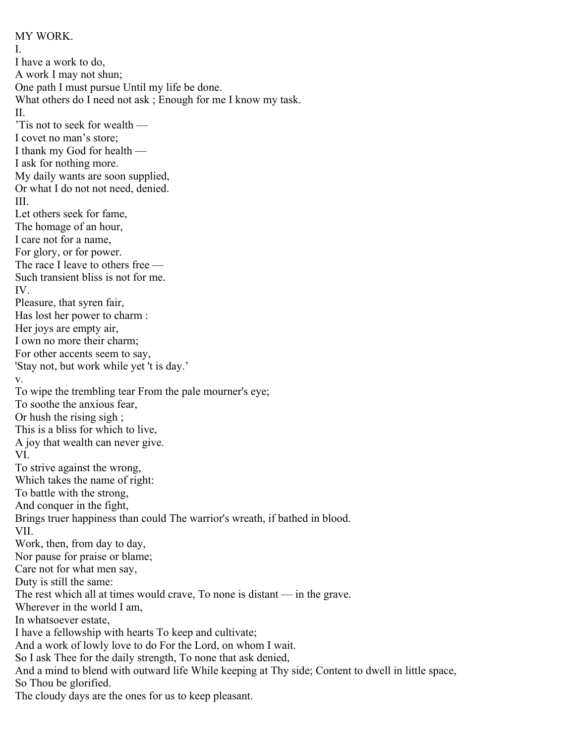MY WORK.

I.

I have a work to do,
A work I may not shun;
One path I must pursue Until my life be done.
What others do I need not ask ; Enough for me I know my task.

II.

'Tis not to seek for wealth —
I covet no man's store;
I thank my God for health —
I ask for nothing more.
My daily wants are soon supplied,
Or what I do not not need, denied.

III.

Let others seek for fame,
The homage of an hour,
I care not for a name,
For glory, or for power.
The race I leave to others free —
Such transient bliss is not for me.

IV.

Pleasure, that syren fair,
Has lost her power to charm :
Her joys are empty air,
I own no more their charm;
For other accents seem to say,
'Stay not, but work while yet 't is day.'

v.

To wipe the trembling tear From the pale mourner's eye;
To soothe the anxious fear,
Or hush the rising sigh ;
This is a bliss for which to live,
A joy that wealth can never give.

VI.

To strive against the wrong,
Which takes the name of right:
To battle with the strong,
And conquer in the fight,
Brings truer happiness than could The warrior's wreath, if bathed in blood.

VII.

Work, then, from day to day,
Nor pause for praise or blame;
Care not for what men say,
Duty is still the same:
The rest which all at times would crave, To none is distant — in the grave.

Wherever in the world I am,
In whatsoever estate,
I have a fellowship with hearts To keep and cultivate;
And a work of lowly love to do For the Lord, on whom I wait.
So I ask Thee for the daily strength, To none that ask denied,
And a mind to blend with outward life While keeping at Thy side; Content to dwell in little space,
So Thou be glorified.

The cloudy days are the ones for us to keep pleasant.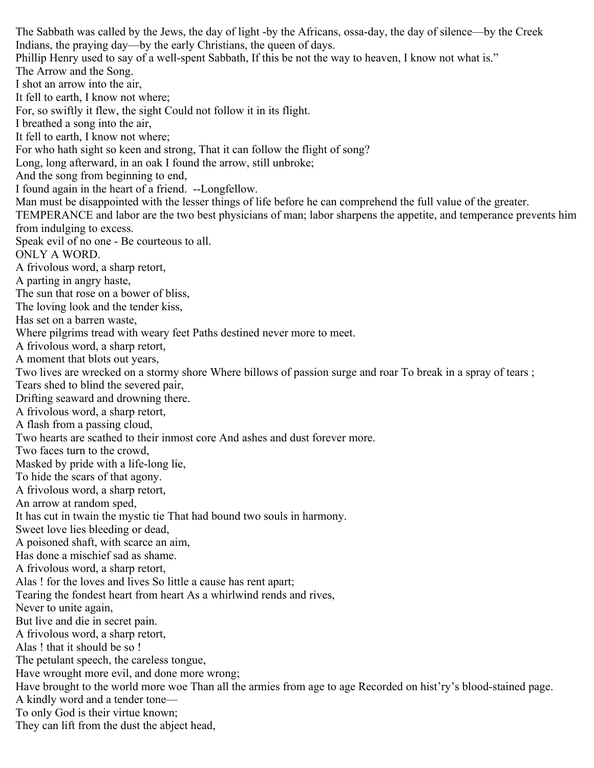The Sabbath was called by the Jews, the day of light -by the Africans, ossa-day, the day of silence—by the Creek Indians, the praying day—by the early Christians, the queen of days.

Phillip Henry used to say of a well-spent Sabbath, If this be not the way to heaven, I know not what is."

The Arrow and the Song.

I shot an arrow into the air,
It fell to earth, I know not where;
For, so swiftly it flew, the sight Could not follow it in its flight.
I breathed a song into the air,
It fell to earth, I know not where;
For who hath sight so keen and strong, That it can follow the flight of song?
Long, long afterward, in an oak I found the arrow, still unbroke;
And the song from beginning to end,
I found again in the heart of a friend. --Longfellow.

Man must be disappointed with the lesser things of life before he can comprehend the full value of the greater.

TEMPERANCE and labor are the two best physicians of man; labor sharpens the appetite, and temperance prevents him from indulging to excess.

Speak evil of no one - Be courteous to all.

ONLY A WORD.

A frivolous word, a sharp retort,
A parting in angry haste,
The sun that rose on a bower of bliss,
The loving look and the tender kiss,
Has set on a barren waste,
Where pilgrims tread with weary feet Paths destined never more to meet.
A frivolous word, a sharp retort,
A moment that blots out years,
Two lives are wrecked on a stormy shore Where billows of passion surge and roar To break in a spray of tears ;
Tears shed to blind the severed pair,
Drifting seaward and drowning there.
A frivolous word, a sharp retort,
A flash from a passing cloud,
Two hearts are scathed to their inmost core And ashes and dust forever more.
Two faces turn to the crowd,
Masked by pride with a life-long lie,
To hide the scars of that agony.
A frivolous word, a sharp retort,
An arrow at random sped,
It has cut in twain the mystic tie That had bound two souls in harmony.
Sweet love lies bleeding or dead,
A poisoned shaft, with scarce an aim,
Has done a mischief sad as shame.
A frivolous word, a sharp retort,
Alas ! for the loves and lives So little a cause has rent apart;
Tearing the fondest heart from heart As a whirlwind rends and rives,
Never to unite again,
But live and die in secret pain.
A frivolous word, a sharp retort,
Alas ! that it should be so !
The petulant speech, the careless tongue,
Have wrought more evil, and done more wrong;
Have brought to the world more woe Than all the armies from age to age Recorded on hist'ry's blood-stained page.
A kindly word and a tender tone—
To only God is their virtue known;
They can lift from the dust the abject head,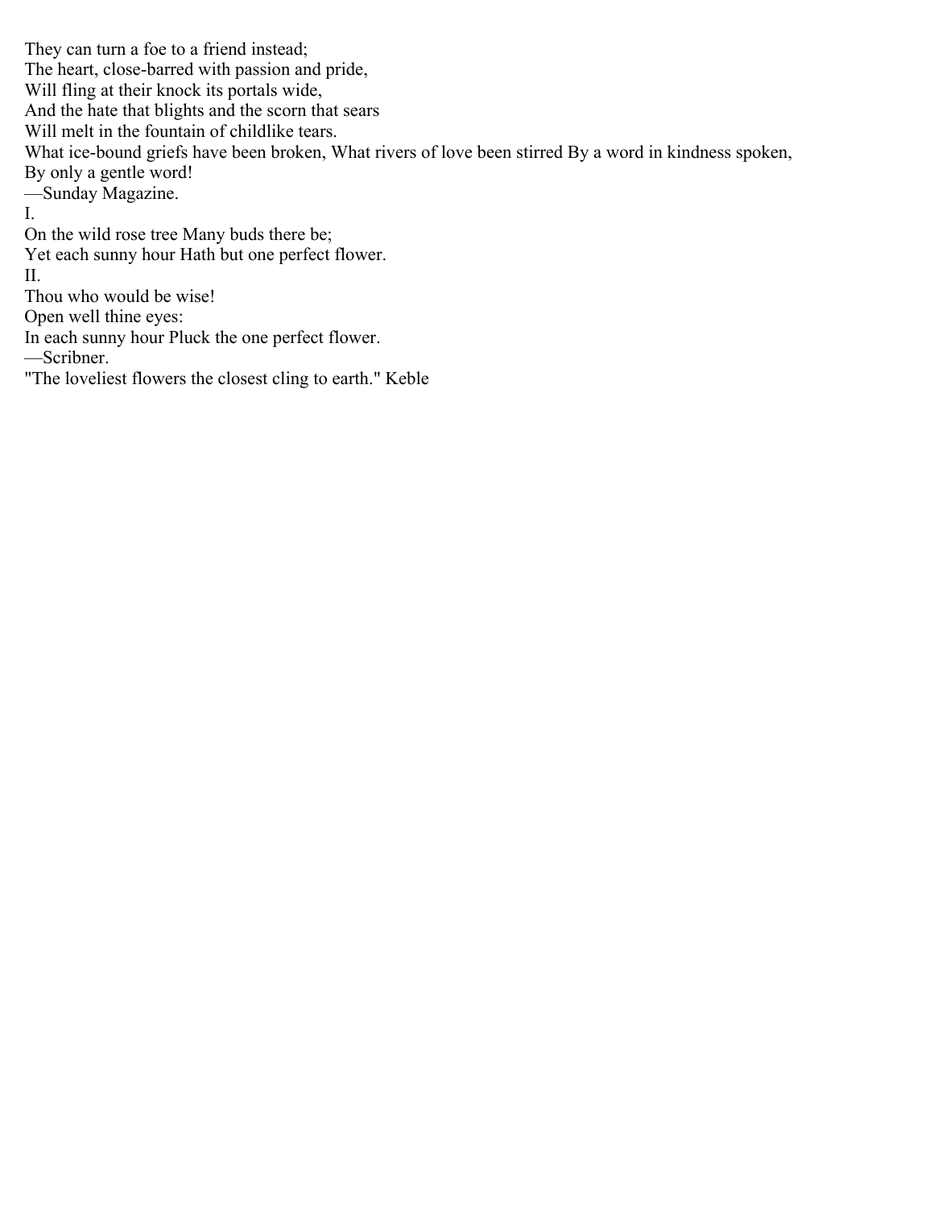They can turn a foe to a friend instead;
The heart, close-barred with passion and pride,
Will fling at their knock its portals wide,
And the hate that blights and the scorn that sears
Will melt in the fountain of childlike tears.
What ice-bound griefs have been broken, What rivers of love been stirred By a word in kindness spoken,
By only a gentle word!
—Sunday Magazine.

I.

On the wild rose tree Many buds there be;
Yet each sunny hour Hath but one perfect flower.

II.

Thou who would be wise!
Open well thine eyes:
In each sunny hour Pluck the one perfect flower.
—Scribner.

"The loveliest flowers the closest cling to earth." Keble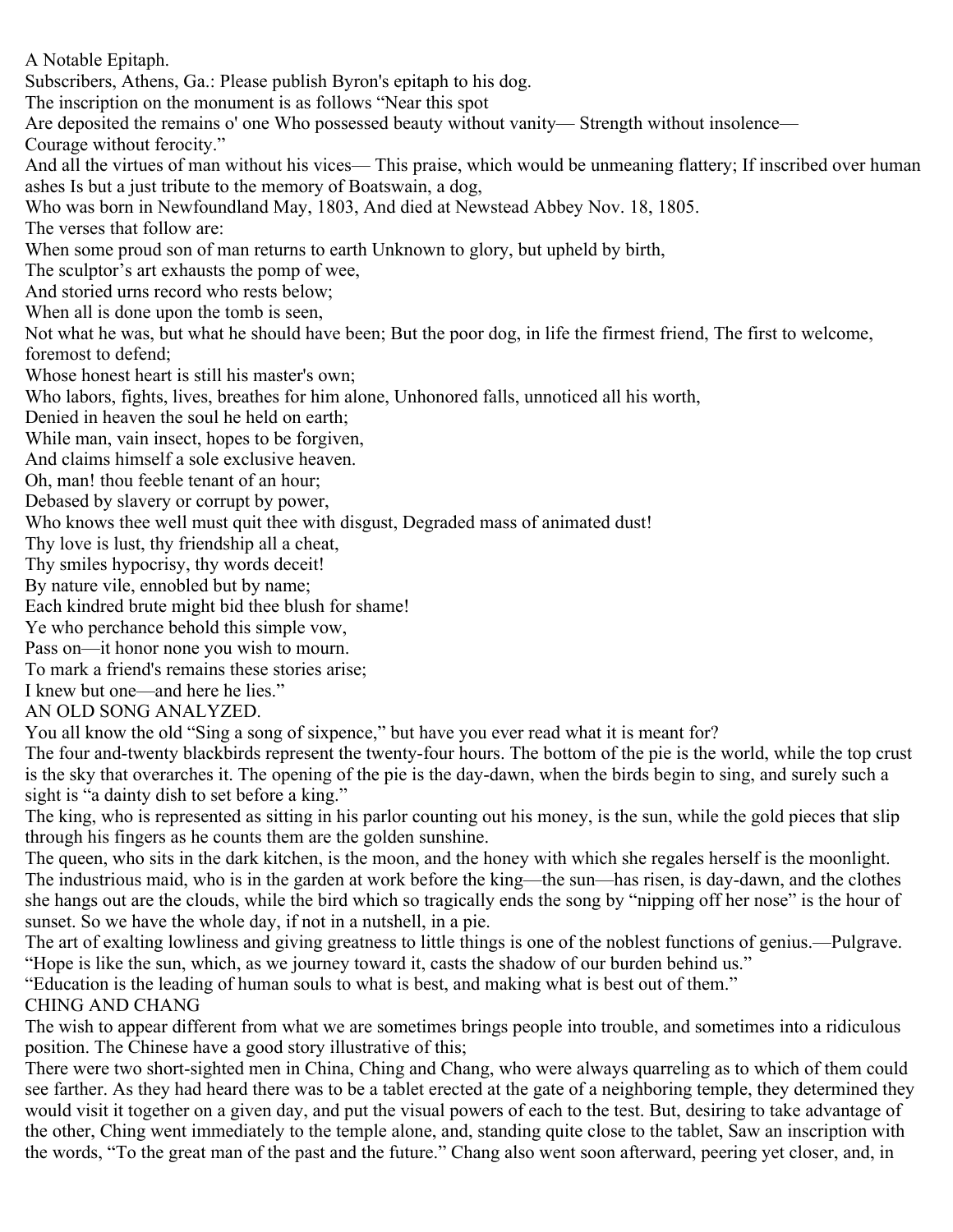A Notable Epitaph.

Subscribers, Athens, Ga.: Please publish Byron's epitaph to his dog.

The inscription on the monument is as follows "Near this spot
Are deposited the remains o' one Who possessed beauty without vanity— Strength without insolence—
Courage without ferocity."

And all the virtues of man without his vices— This praise, which would be unmeaning flattery; If inscribed over human ashes Is but a just tribute to the memory of Boatswain, a dog,
Who was born in Newfoundland May, 1803, And died at Newstead Abbey Nov. 18, 1805.

The verses that follow are:

When some proud son of man returns to earth Unknown to glory, but upheld by birth,
The sculptor's art exhausts the pomp of wee,
And storied urns record who rests below;
When all is done upon the tomb is seen,
Not what he was, but what he should have been; But the poor dog, in life the firmest friend, The first to welcome, foremost to defend;
Whose honest heart is still his master's own;
Who labors, fights, lives, breathes for him alone, Unhonored falls, unnoticed all his worth,
Denied in heaven the soul he held on earth;
While man, vain insect, hopes to be forgiven,
And claims himself a sole exclusive heaven.
Oh, man! thou feeble tenant of an hour;
Debased by slavery or corrupt by power,
Who knows thee well must quit thee with disgust, Degraded mass of animated dust!
Thy love is lust, thy friendship all a cheat,
Thy smiles hypocrisy, thy words deceit!
By nature vile, ennobled but by name;
Each kindred brute might bid thee blush for shame!
Ye who perchance behold this simple vow,
Pass on—it honor none you wish to mourn.
To mark a friend's remains these stories arise;
I knew but one—and here he lies."

AN OLD SONG ANALYZED.

You all know the old "Sing a song of sixpence," but have you ever read what it is meant for?

The four and-twenty blackbirds represent the twenty-four hours. The bottom of the pie is the world, while the top crust is the sky that overarches it. The opening of the pie is the day-dawn, when the birds begin to sing, and surely such a sight is "a dainty dish to set before a king."

The king, who is represented as sitting in his parlor counting out his money, is the sun, while the gold pieces that slip through his fingers as he counts them are the golden sunshine.

The queen, who sits in the dark kitchen, is the moon, and the honey with which she regales herself is the moonlight. The industrious maid, who is in the garden at work before the king—the sun—has risen, is day-dawn, and the clothes she hangs out are the clouds, while the bird which so tragically ends the song by "nipping off her nose" is the hour of sunset. So we have the whole day, if not in a nutshell, in a pie.

The art of exalting lowliness and giving greatness to little things is one of the noblest functions of genius.—Pulgrave.

"Hope is like the sun, which, as we journey toward it, casts the shadow of our burden behind us."

"Education is the leading of human souls to what is best, and making what is best out of them."

CHING AND CHANG

The wish to appear different from what we are sometimes brings people into trouble, and sometimes into a ridiculous position. The Chinese have a good story illustrative of this;

There were two short-sighted men in China, Ching and Chang, who were always quarreling as to which of them could see farther. As they had heard there was to be a tablet erected at the gate of a neighboring temple, they determined they would visit it together on a given day, and put the visual powers of each to the test. But, desiring to take advantage of the other, Ching went immediately to the temple alone, and, standing quite close to the tablet, Saw an inscription with the words, "To the great man of the past and the future." Chang also went soon afterward, peering yet closer, and, in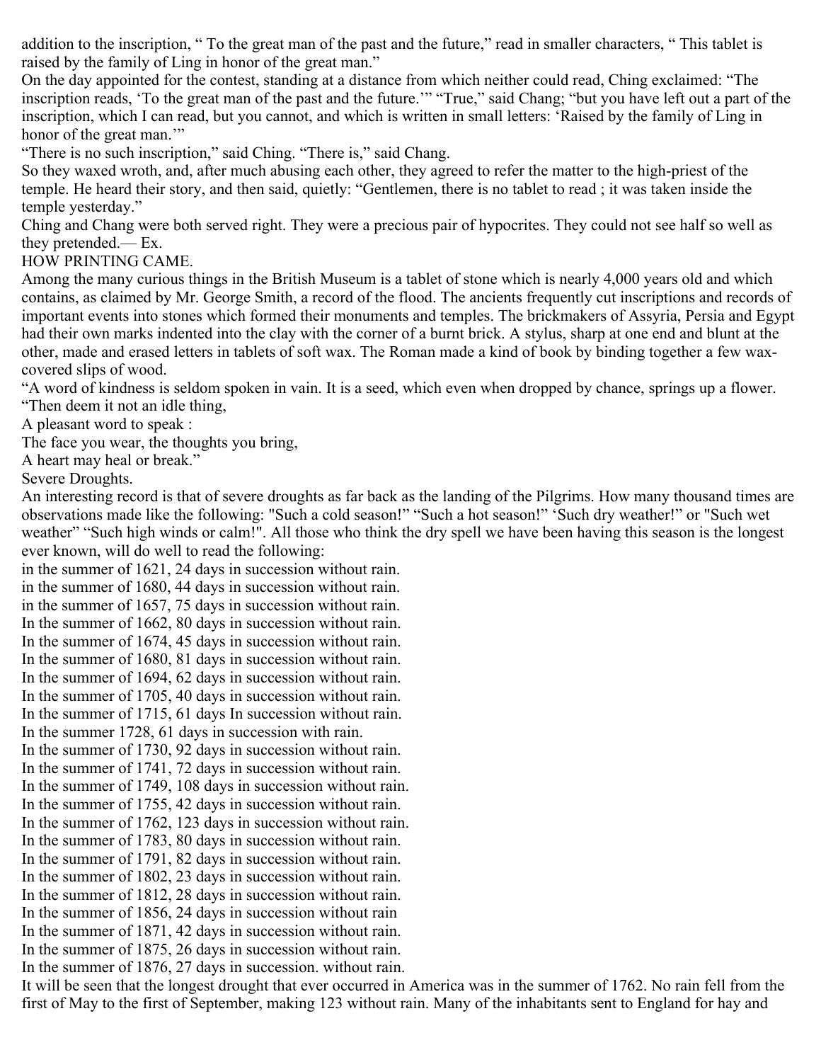addition to the inscription, " To the great man of the past and the future," read in smaller characters, " This tablet is raised by the family of Ling in honor of the great man."

On the day appointed for the contest, standing at a distance from which neither could read, Ching exclaimed: "The inscription reads, 'To the great man of the past and the future.'" "True," said Chang; "but you have left out a part of the inscription, which I can read, but you cannot, and which is written in small letters: 'Raised by the family of Ling in honor of the great man.'"

"There is no such inscription," said Ching. "There is," said Chang.

So they waxed wroth, and, after much abusing each other, they agreed to refer the matter to the high-priest of the temple. He heard their story, and then said, quietly: "Gentlemen, there is no tablet to read ; it was taken inside the temple yesterday."

Ching and Chang were both served right. They were a precious pair of hypocrites. They could not see half so well as they pretended.— Ex.

## HOW PRINTING CAME.

Among the many curious things in the British Museum is a tablet of stone which is nearly 4,000 years old and which contains, as claimed by Mr. George Smith, a record of the flood. The ancients frequently cut inscriptions and records of important events into stones which formed their monuments and temples. The brickmakers of Assyria, Persia and Egypt had their own marks indented into the clay with the corner of a burnt brick. A stylus, sharp at one end and blunt at the other, made and erased letters in tablets of soft wax. The Roman made a kind of book by binding together a few wax-covered slips of wood.

"A word of kindness is seldom spoken in vain. It is a seed, which even when dropped by chance, springs up a flower.

"Then deem it not an idle thing,  
A pleasant word to speak :  
The face you wear, the thoughts you bring,  
A heart may heal or break."

## Severe Droughts.

An interesting record is that of severe droughts as far back as the landing of the Pilgrims. How many thousand times are observations made like the following: "Such a cold season!" "Such a hot season!" 'Such dry weather!" or "Such wet weather" "Such high winds or calm!". All those who think the dry spell we have been having this season is the longest ever known, will do well to read the following:

in the summer of 1621, 24 days in succession without rain.  
in the summer of 1680, 44 days in succession without rain.  
in the summer of 1657, 75 days in succession without rain.  
In the summer of 1662, 80 days in succession without rain.  
In the summer of 1674, 45 days in succession without rain.  
In the summer of 1680, 81 days in succession without rain.  
In the summer of 1694, 62 days in succession without rain.  
In the summer of 1705, 40 days in succession without rain.  
In the summer of 1715, 61 days In succession without rain.  
In the summer 1728, 61 days in succession with rain.  
In the summer of 1730, 92 days in succession without rain.  
In the summer of 1741, 72 days in succession without rain.  
In the summer of 1749, 108 days in succession without rain.  
In the summer of 1755, 42 days in succession without rain.  
In the summer of 1762, 123 days in succession without rain.  
In the summer of 1783, 80 days in succession without rain.  
In the summer of 1791, 82 days in succession without rain.  
In the summer of 1802, 23 days in succession without rain.  
In the summer of 1812, 28 days in succession without rain.  
In the summer of 1856, 24 days in succession without rain  
In the summer of 1871, 42 days in succession without rain.  
In the summer of 1875, 26 days in succession without rain.  
In the summer of 1876, 27 days in succession. without rain.

It will be seen that the longest drought that ever occurred in America was in the summer of 1762. No rain fell from the first of May to the first of September, making 123 without rain. Many of the inhabitants sent to England for hay and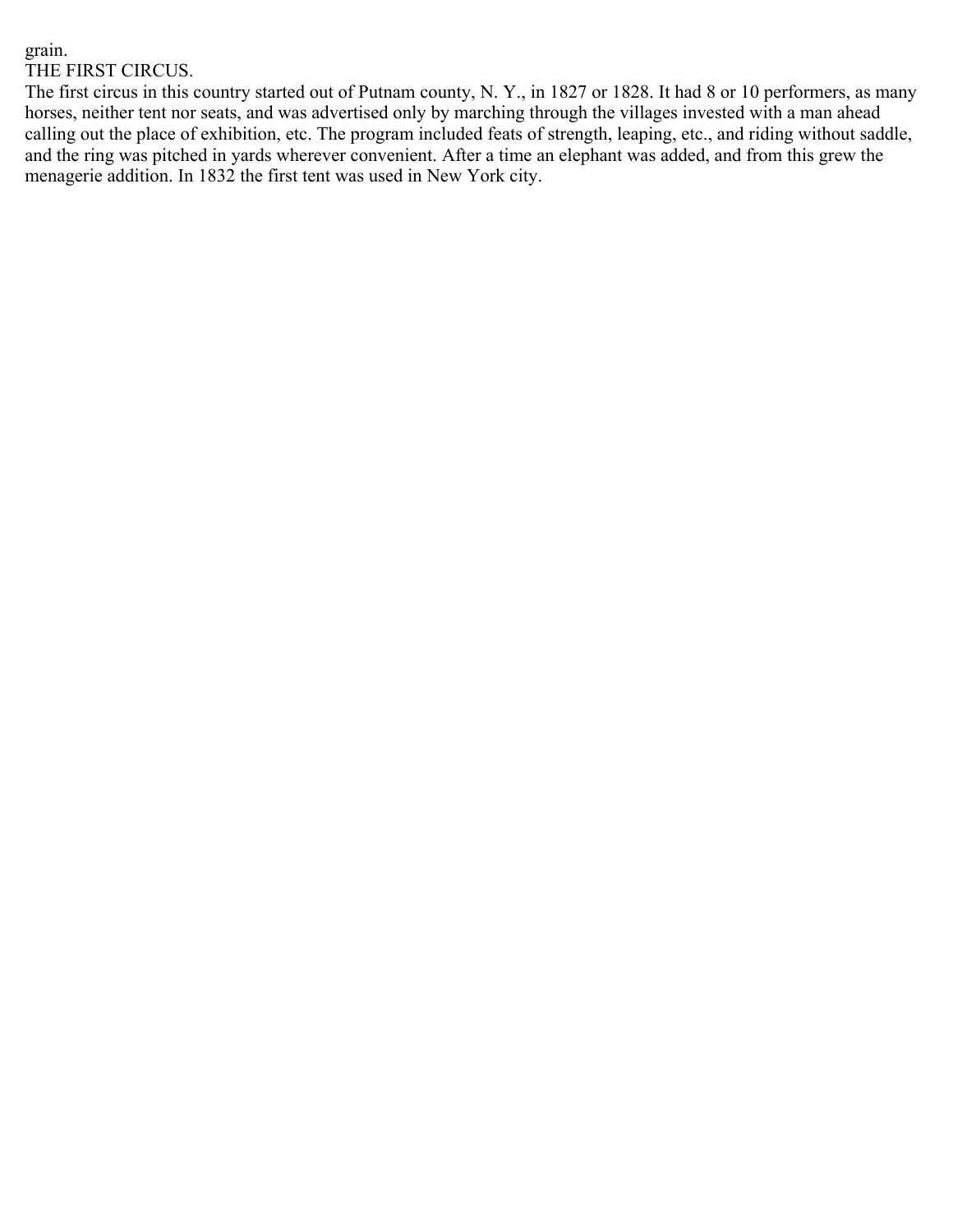grain.

## THE FIRST CIRCUS.

The first circus in this country started out of Putnam county, N. Y., in 1827 or 1828. It had 8 or 10 performers, as many horses, neither tent nor seats, and was advertised only by marching through the villages invested with a man ahead calling out the place of exhibition, etc. The program included feats of strength, leaping, etc., and riding without saddle, and the ring was pitched in yards wherever convenient. After a time an elephant was added, and from this grew the menagerie addition. In 1832 the first tent was used in New York city.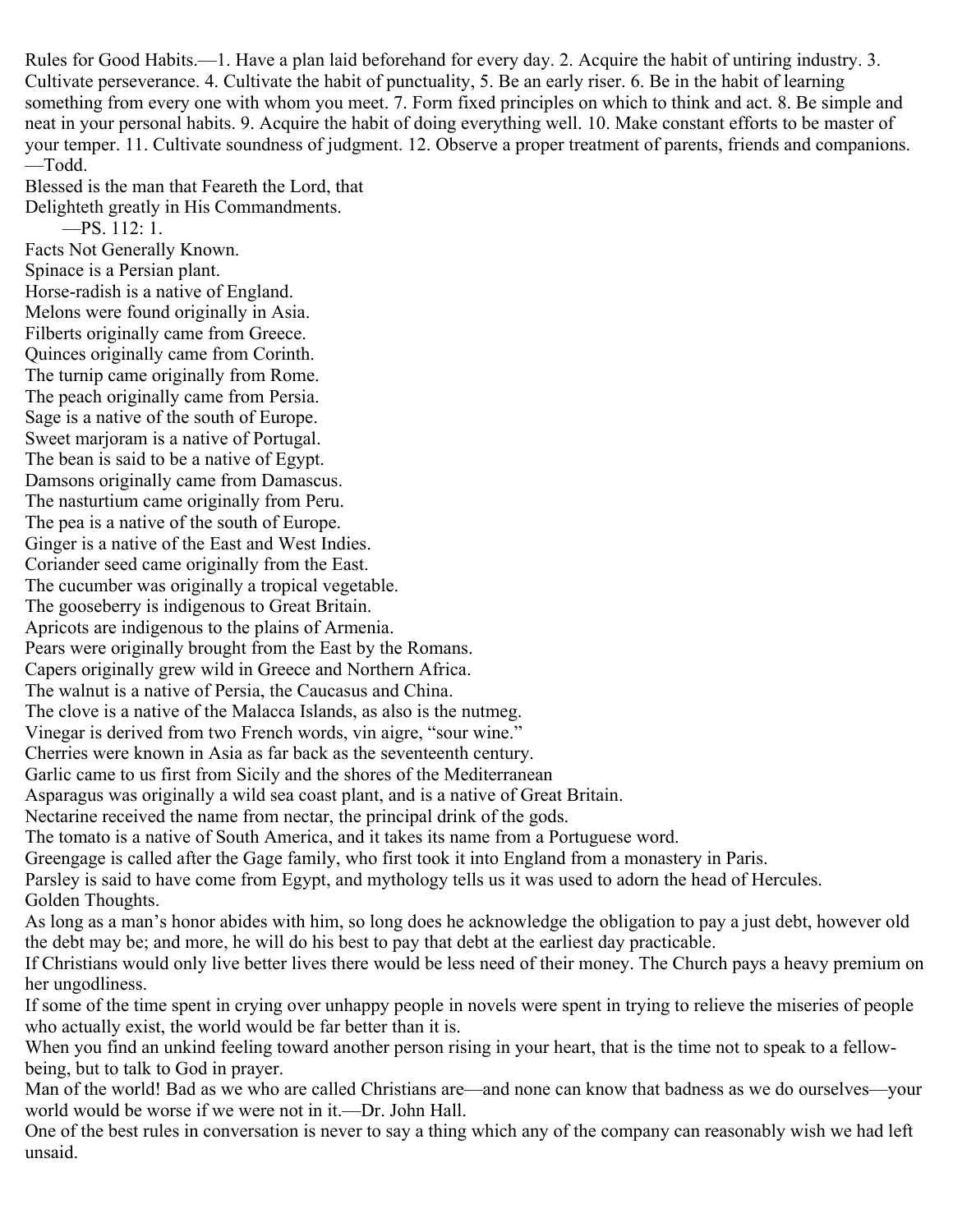Rules for Good Habits.—1. Have a plan laid beforehand for every day. 2. Acquire the habit of untiring industry. 3. Cultivate perseverance. 4. Cultivate the habit of punctuality, 5. Be an early riser. 6. Be in the habit of learning something from every one with whom you meet. 7. Form fixed principles on which to think and act. 8. Be simple and neat in your personal habits. 9. Acquire the habit of doing everything well. 10. Make constant efforts to be master of your temper. 11. Cultivate soundness of judgment. 12. Observe a proper treatment of parents, friends and companions. —Todd.

Blessed is the man that Feareth the Lord, that
Delighteth greatly in His Commandments.
—PS. 112: 1.

## Facts Not Generally Known.

Spinace is a Persian plant.
Horse-radish is a native of England.
Melons were found originally in Asia.
Filberts originally came from Greece.
Quinces originally came from Corinth.
The turnip came originally from Rome.
The peach originally came from Persia.
Sage is a native of the south of Europe.
Sweet marjoram is a native of Portugal.
The bean is said to be a native of Egypt.
Damsons originally came from Damascus.
The nasturtium came originally from Peru.
The pea is a native of the south of Europe.
Ginger is a native of the East and West Indies.
Coriander seed came originally from the East.
The cucumber was originally a tropical vegetable.
The gooseberry is indigenous to Great Britain.
Apricots are indigenous to the plains of Armenia.
Pears were originally brought from the East by the Romans.
Capers originally grew wild in Greece and Northern Africa.
The walnut is a native of Persia, the Caucasus and China.
The clove is a native of the Malacca Islands, as also is the nutmeg.
Vinegar is derived from two French words, vin aigre, "sour wine."
Cherries were known in Asia as far back as the seventeenth century.
Garlic came to us first from Sicily and the shores of the Mediterranean
Asparagus was originally a wild sea coast plant, and is a native of Great Britain.
Nectarine received the name from nectar, the principal drink of the gods.
The tomato is a native of South America, and it takes its name from a Portuguese word.
Greengage is called after the Gage family, who first took it into England from a monastery in Paris.
Parsley is said to have come from Egypt, and mythology tells us it was used to adorn the head of Hercules.

## Golden Thoughts.

As long as a man's honor abides with him, so long does he acknowledge the obligation to pay a just debt, however old the debt may be; and more, he will do his best to pay that debt at the earliest day practicable.

If Christians would only live better lives there would be less need of their money. The Church pays a heavy premium on her ungodliness.

If some of the time spent in crying over unhappy people in novels were spent in trying to relieve the miseries of people who actually exist, the world would be far better than it is.

When you find an unkind feeling toward another person rising in your heart, that is the time not to speak to a fellow-being, but to talk to God in prayer.

Man of the world! Bad as we who are called Christians are—and none can know that badness as we do ourselves—your world would be worse if we were not in it.—Dr. John Hall.

One of the best rules in conversation is never to say a thing which any of the company can reasonably wish we had left unsaid.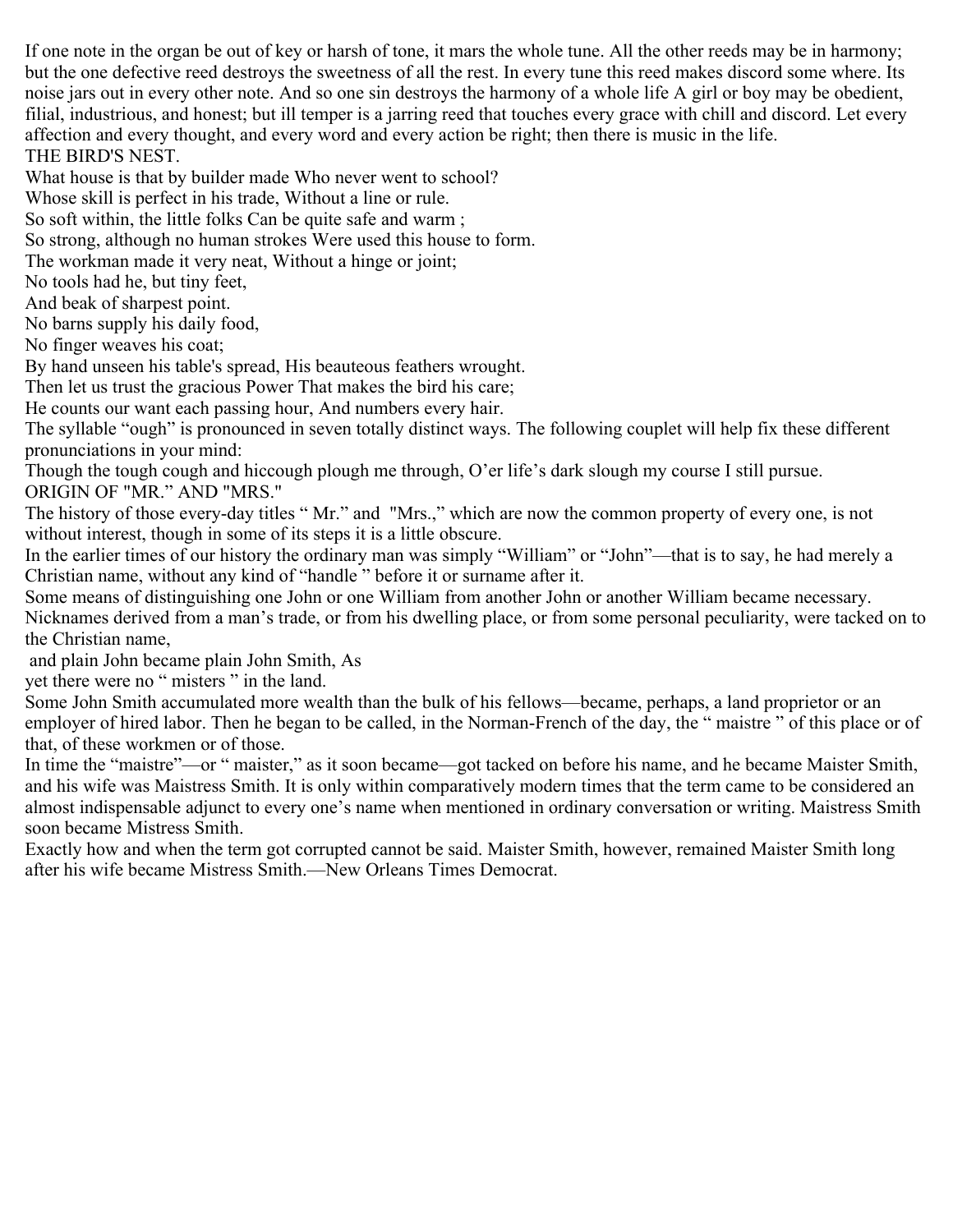If one note in the organ be out of key or harsh of tone, it mars the whole tune. All the other reeds may be in harmony; but the one defective reed destroys the sweetness of all the rest. In every tune this reed makes discord some where. Its noise jars out in every other note. And so one sin destroys the harmony of a whole life A girl or boy may be obedient, filial, industrious, and honest; but ill temper is a jarring reed that touches every grace with chill and discord. Let every affection and every thought, and every word and every action be right; then there is music in the life.

## THE BIRD'S NEST.

What house is that by builder made Who never went to school?
Whose skill is perfect in his trade, Without a line or rule.
So soft within, the little folks Can be quite safe and warm ;
So strong, although no human strokes Were used this house to form.
The workman made it very neat, Without a hinge or joint;
No tools had he, but tiny feet,
And beak of sharpest point.
No barns supply his daily food,
No finger weaves his coat;
By hand unseen his table's spread, His beauteous feathers wrought.
Then let us trust the gracious Power That makes the bird his care;
He counts our want each passing hour, And numbers every hair.

The syllable "ough" is pronounced in seven totally distinct ways. The following couplet will help fix these different pronunciations in your mind:

Though the tough cough and hiccough plough me through, O'er life's dark slough my course I still pursue.

## ORIGIN OF "MR." AND "MRS."

The history of those every-day titles " Mr." and "Mrs.," which are now the common property of every one, is not without interest, though in some of its steps it is a little obscure.

In the earlier times of our history the ordinary man was simply "William" or "John"—that is to say, he had merely a Christian name, without any kind of "handle " before it or surname after it.

Some means of distinguishing one John or one William from another John or another William became necessary. Nicknames derived from a man's trade, or from his dwelling place, or from some personal peculiarity, were tacked on to the Christian name,
and plain John became plain John Smith, As
yet there were no " misters " in the land.

Some John Smith accumulated more wealth than the bulk of his fellows—became, perhaps, a land proprietor or an employer of hired labor. Then he began to be called, in the Norman-French of the day, the " maistre " of this place or of that, of these workmen or of those.

In time the "maistre"—or " maister," as it soon became—got tacked on before his name, and he became Maister Smith, and his wife was Maistress Smith. It is only within comparatively modern times that the term came to be considered an almost indispensable adjunct to every one's name when mentioned in ordinary conversation or writing. Maistress Smith soon became Mistress Smith.

Exactly how and when the term got corrupted cannot be said. Maister Smith, however, remained Maister Smith long after his wife became Mistress Smith.—New Orleans Times Democrat.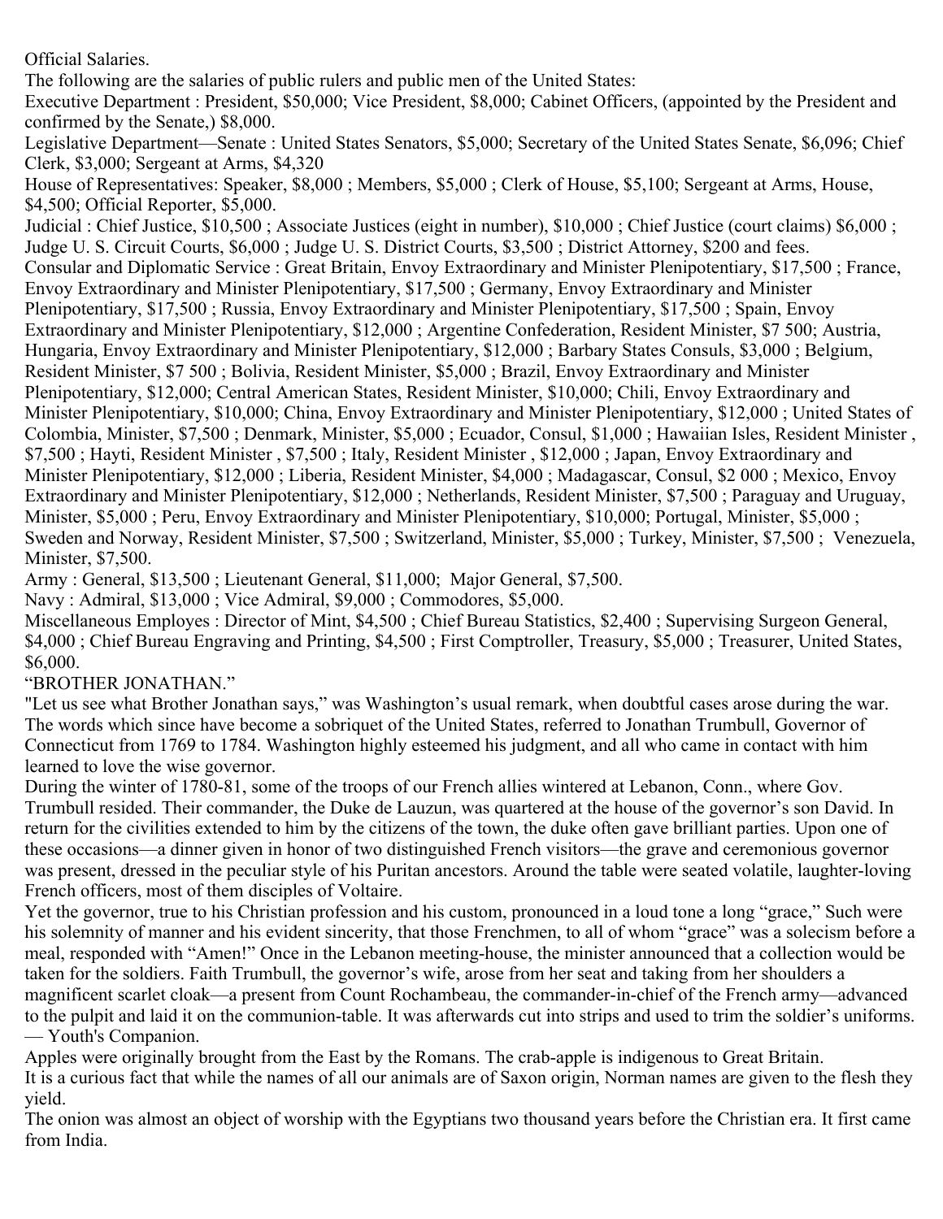## Official Salaries.

The following are the salaries of public rulers and public men of the United States:

Executive Department : President, $50,000; Vice President, $8,000; Cabinet Officers, (appointed by the President and confirmed by the Senate,) $8,000.

Legislative Department—Senate : United States Senators, $5,000; Secretary of the United States Senate, $6,096; Chief Clerk, $3,000; Sergeant at Arms, $4,320

House of Representatives: Speaker, $8,000 ; Members, $5,000 ; Clerk of House, $5,100; Sergeant at Arms, House, $4,500; Official Reporter, $5,000.

Judicial : Chief Justice, $10,500 ; Associate Justices (eight in number), $10,000 ; Chief Justice (court claims) $6,000 ; Judge U. S. Circuit Courts, $6,000 ; Judge U. S. District Courts, $3,500 ; District Attorney, $200 and fees.

Consular and Diplomatic Service : Great Britain, Envoy Extraordinary and Minister Plenipotentiary, $17,500 ; France, Envoy Extraordinary and Minister Plenipotentiary, $17,500 ; Germany, Envoy Extraordinary and Minister Plenipotentiary, $17,500 ; Russia, Envoy Extraordinary and Minister Plenipotentiary, $17,500 ; Spain, Envoy Extraordinary and Minister Plenipotentiary, $12,000 ; Argentine Confederation, Resident Minister, $7 500; Austria, Hungaria, Envoy Extraordinary and Minister Plenipotentiary, $12,000 ; Barbary States Consuls, $3,000 ; Belgium, Resident Minister, $7 500 ; Bolivia, Resident Minister, $5,000 ; Brazil, Envoy Extraordinary and Minister Plenipotentiary, $12,000; Central American States, Resident Minister, $10,000; Chili, Envoy Extraordinary and Minister Plenipotentiary, $10,000; China, Envoy Extraordinary and Minister Plenipotentiary, $12,000 ; United States of Colombia, Minister, $7,500 ; Denmark, Minister, $5,000 ; Ecuador, Consul, $1,000 ; Hawaiian Isles, Resident Minister , $7,500 ; Hayti, Resident Minister , $7,500 ; Italy, Resident Minister , $12,000 ; Japan, Envoy Extraordinary and Minister Plenipotentiary, $12,000 ; Liberia, Resident Minister, $4,000 ; Madagascar, Consul, $2 000 ; Mexico, Envoy Extraordinary and Minister Plenipotentiary, $12,000 ; Netherlands, Resident Minister, $7,500 ; Paraguay and Uruguay, Minister, $5,000 ; Peru, Envoy Extraordinary and Minister Plenipotentiary, $10,000; Portugal, Minister, $5,000 ; Sweden and Norway, Resident Minister, $7,500 ; Switzerland, Minister, $5,000 ; Turkey, Minister, $7,500 ; Venezuela, Minister, $7,500.

Army : General, $13,500 ; Lieutenant General, $11,000; Major General, $7,500.

Navy : Admiral, $13,000 ; Vice Admiral, $9,000 ; Commodores, $5,000.

Miscellaneous Employes : Director of Mint, $4,500 ; Chief Bureau Statistics, $2,400 ; Supervising Surgeon General, $4,000 ; Chief Bureau Engraving and Printing, $4,500 ; First Comptroller, Treasury, $5,000 ; Treasurer, United States, $6,000.

## "BROTHER JONATHAN."

"Let us see what Brother Jonathan says," was Washington's usual remark, when doubtful cases arose during the war. The words which since have become a sobriquet of the United States, referred to Jonathan Trumbull, Governor of Connecticut from 1769 to 1784. Washington highly esteemed his judgment, and all who came in contact with him learned to love the wise governor.

During the winter of 1780-81, some of the troops of our French allies wintered at Lebanon, Conn., where Gov. Trumbull resided. Their commander, the Duke de Lauzun, was quartered at the house of the governor's son David. In return for the civilities extended to him by the citizens of the town, the duke often gave brilliant parties. Upon one of these occasions—a dinner given in honor of two distinguished French visitors—the grave and ceremonious governor was present, dressed in the peculiar style of his Puritan ancestors. Around the table were seated volatile, laughter-loving French officers, most of them disciples of Voltaire.

Yet the governor, true to his Christian profession and his custom, pronounced in a loud tone a long "grace," Such were his solemnity of manner and his evident sincerity, that those Frenchmen, to all of whom "grace" was a solecism before a meal, responded with "Amen!" Once in the Lebanon meeting-house, the minister announced that a collection would be taken for the soldiers. Faith Trumbull, the governor's wife, arose from her seat and taking from her shoulders a magnificent scarlet cloak—a present from Count Rochambeau, the commander-in-chief of the French army—advanced to the pulpit and laid it on the communion-table. It was afterwards cut into strips and used to trim the soldier's uniforms. — Youth's Companion.

Apples were originally brought from the East by the Romans. The crab-apple is indigenous to Great Britain.

It is a curious fact that while the names of all our animals are of Saxon origin, Norman names are given to the flesh they yield.

The onion was almost an object of worship with the Egyptians two thousand years before the Christian era. It first came from India.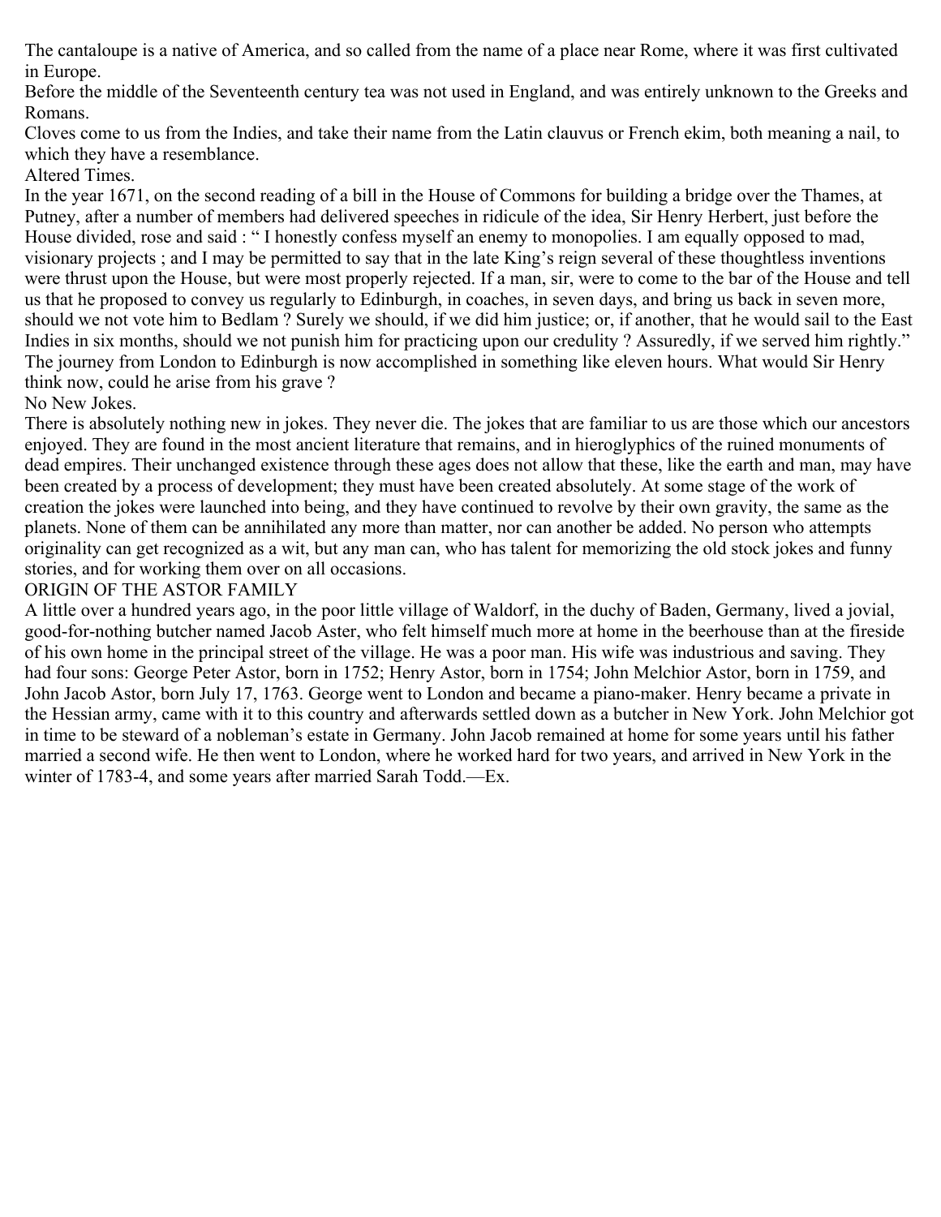The cantaloupe is a native of America, and so called from the name of a place near Rome, where it was first cultivated in Europe.

Before the middle of the Seventeenth century tea was not used in England, and was entirely unknown to the Greeks and Romans.

Cloves come to us from the Indies, and take their name from the Latin clauvus or French ekim, both meaning a nail, to which they have a resemblance.

## Altered Times.

In the year 1671, on the second reading of a bill in the House of Commons for building a bridge over the Thames, at Putney, after a number of members had delivered speeches in ridicule of the idea, Sir Henry Herbert, just before the House divided, rose and said : " I honestly confess myself an enemy to monopolies. I am equally opposed to mad, visionary projects ; and I may be permitted to say that in the late King's reign several of these thoughtless inventions were thrust upon the House, but were most properly rejected. If a man, sir, were to come to the bar of the House and tell us that he proposed to convey us regularly to Edinburgh, in coaches, in seven days, and bring us back in seven more, should we not vote him to Bedlam ? Surely we should, if we did him justice; or, if another, that he would sail to the East Indies in six months, should we not punish him for practicing upon our credulity ? Assuredly, if we served him rightly." The journey from London to Edinburgh is now accomplished in something like eleven hours. What would Sir Henry think now, could he arise from his grave ?

## No New Jokes.

There is absolutely nothing new in jokes. They never die. The jokes that are familiar to us are those which our ancestors enjoyed. They are found in the most ancient literature that remains, and in hieroglyphics of the ruined monuments of dead empires. Their unchanged existence through these ages does not allow that these, like the earth and man, may have been created by a process of development; they must have been created absolutely. At some stage of the work of creation the jokes were launched into being, and they have continued to revolve by their own gravity, the same as the planets. None of them can be annihilated any more than matter, nor can another be added. No person who attempts originality can get recognized as a wit, but any man can, who has talent for memorizing the old stock jokes and funny stories, and for working them over on all occasions.

## ORIGIN OF THE ASTOR FAMILY

A little over a hundred years ago, in the poor little village of Waldorf, in the duchy of Baden, Germany, lived a jovial, good-for-nothing butcher named Jacob Aster, who felt himself much more at home in the beerhouse than at the fireside of his own home in the principal street of the village. He was a poor man. His wife was industrious and saving. They had four sons: George Peter Astor, born in 1752; Henry Astor, born in 1754; John Melchior Astor, born in 1759, and John Jacob Astor, born July 17, 1763. George went to London and became a piano-maker. Henry became a private in the Hessian army, came with it to this country and afterwards settled down as a butcher in New York. John Melchior got in time to be steward of a nobleman's estate in Germany. John Jacob remained at home for some years until his father married a second wife. He then went to London, where he worked hard for two years, and arrived in New York in the winter of 1783-4, and some years after married Sarah Todd.—Ex.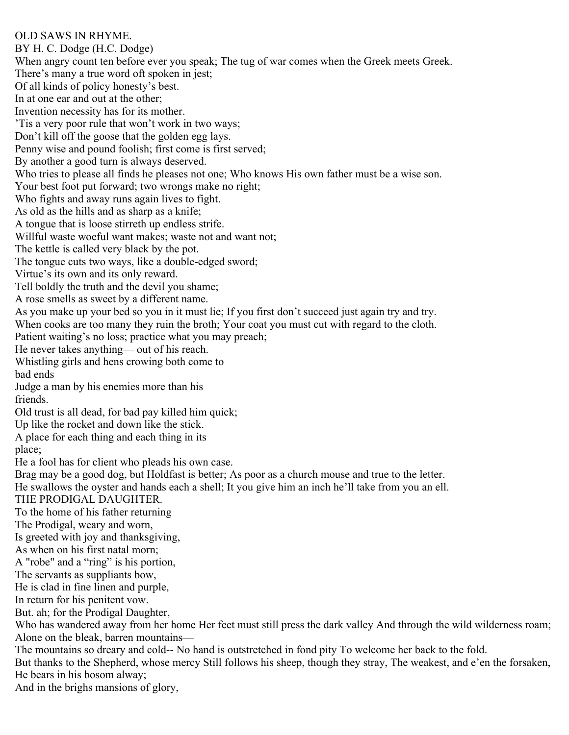## OLD SAWS IN RHYME.

BY H. C. Dodge (H.C. Dodge)

When angry count ten before ever you speak; The tug of war comes when the Greek meets Greek.
There's many a true word oft spoken in jest;
Of all kinds of policy honesty's best.
In at one ear and out at the other;
Invention necessity has for its mother.
'Tis a very poor rule that won't work in two ways;
Don't kill off the goose that the golden egg lays.
Penny wise and pound foolish; first come is first served;
By another a good turn is always deserved.
Who tries to please all finds he pleases not one; Who knows His own father must be a wise son.
Your best foot put forward; two wrongs make no right;
Who fights and away runs again lives to fight.
As old as the hills and as sharp as a knife;
A tongue that is loose stirreth up endless strife.
Willful waste woeful want makes; waste not and want not;
The kettle is called very black by the pot.
The tongue cuts two ways, like a double-edged sword;
Virtue's its own and its only reward.
Tell boldly the truth and the devil you shame;
A rose smells as sweet by a different name.
As you make up your bed so you in it must lie; If you first don't succeed just again try and try.
When cooks are too many they ruin the broth; Your coat you must cut with regard to the cloth.
Patient waiting's no loss; practice what you may preach;
He never takes anything— out of his reach.
Whistling girls and hens crowing both come to
bad ends
Judge a man by his enemies more than his
friends.
Old trust is all dead, for bad pay killed him quick;
Up like the rocket and down like the stick.
A place for each thing and each thing in its
place;
He a fool has for client who pleads his own case.
Brag may be a good dog, but Holdfast is better; As poor as a church mouse and true to the letter.
He swallows the oyster and hands each a shell; It you give him an inch he'll take from you an ell.

## THE PRODIGAL DAUGHTER.

To the home of his father returning
The Prodigal, weary and worn,
Is greeted with joy and thanksgiving,
As when on his first natal morn;
A "robe" and a "ring" is his portion,
The servants as suppliants bow,
He is clad in fine linen and purple,
In return for his penitent vow.
But. ah; for the Prodigal Daughter,
Who has wandered away from her home Her feet must still press the dark valley And through the wild wilderness roam;
Alone on the bleak, barren mountains—
The mountains so dreary and cold-- No hand is outstretched in fond pity To welcome her back to the fold.
But thanks to the Shepherd, whose mercy Still follows his sheep, though they stray, The weakest, and e'en the forsaken,
He bears in his bosom alway;
And in the brighs mansions of glory,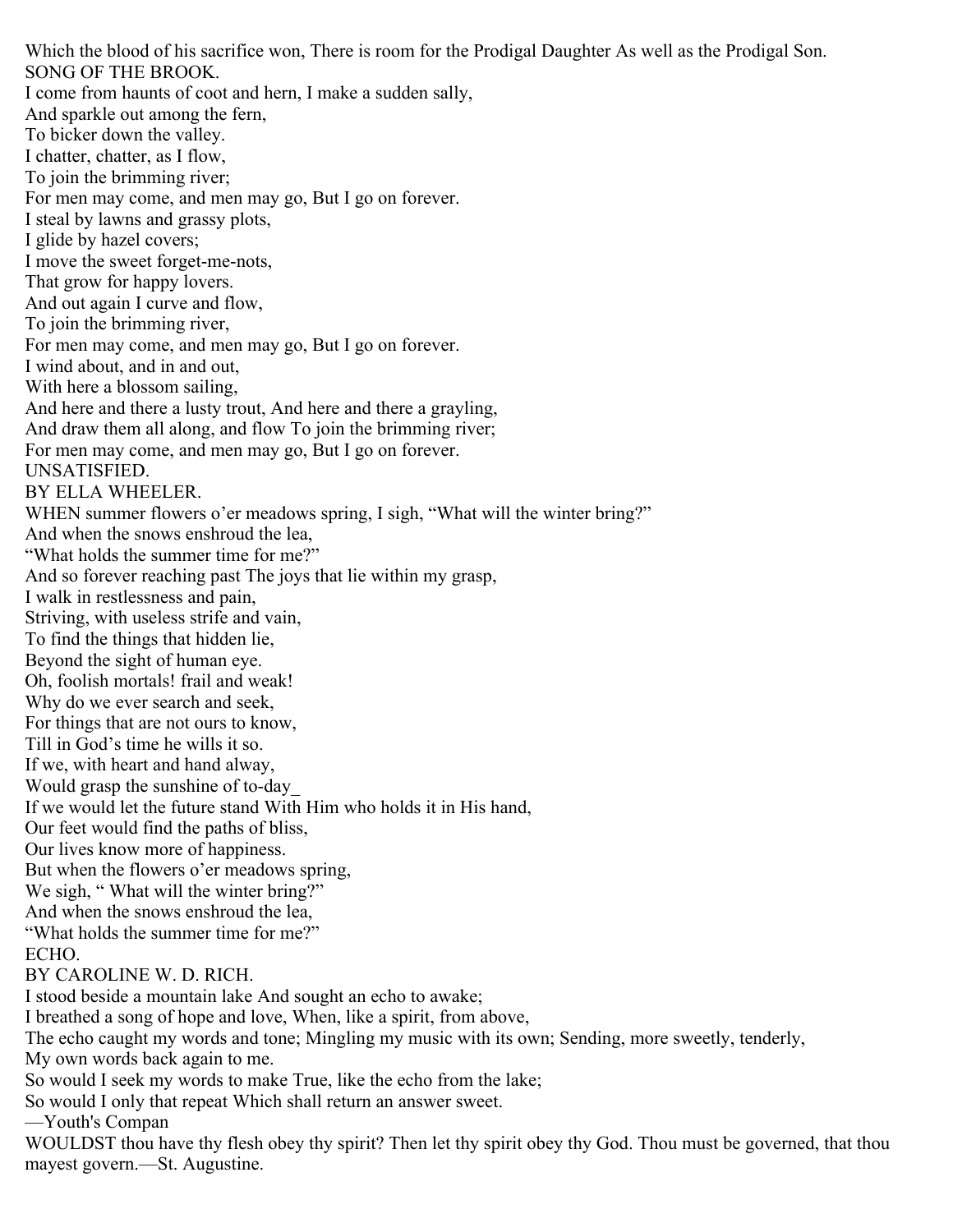Which the blood of his sacrifice won, There is room for the Prodigal Daughter As well as the Prodigal Son.

## SONG OF THE BROOK.

I come from haunts of coot and hern, I make a sudden sally,  
And sparkle out among the fern,  
To bicker down the valley.  
I chatter, chatter, as I flow,  
To join the brimming river;  
For men may come, and men may go, But I go on forever.  
I steal by lawns and grassy plots,  
I glide by hazel covers;  
I move the sweet forget-me-nots,  
That grow for happy lovers.  
And out again I curve and flow,  
To join the brimming river,  
For men may come, and men may go, But I go on forever.  
I wind about, and in and out,  
With here a blossom sailing,  
And here and there a lusty trout, And here and there a grayling,  
And draw them all along, and flow To join the brimming river;  
For men may come, and men may go, But I go on forever.

## UNSATISFIED.

BY ELLA WHEELER.

WHEN summer flowers o'er meadows spring, I sigh, "What will the winter bring?"  
And when the snows enshroud the lea,  
"What holds the summer time for me?"  
And so forever reaching past The joys that lie within my grasp,  
I walk in restlessness and pain,  
Striving, with useless strife and vain,  
To find the things that hidden lie,  
Beyond the sight of human eye.  
Oh, foolish mortals! frail and weak!  
Why do we ever search and seek,  
For things that are not ours to know,  
Till in God's time he wills it so.  
If we, with heart and hand alway,  
Would grasp the sunshine of to-day_  
If we would let the future stand With Him who holds it in His hand,  
Our feet would find the paths of bliss,  
Our lives know more of happiness.  
But when the flowers o'er meadows spring,  
We sigh, " What will the winter bring?"  
And when the snows enshroud the lea,  
"What holds the summer time for me?"

## ECHO.

BY CAROLINE W. D. RICH.

I stood beside a mountain lake And sought an echo to awake;  
I breathed a song of hope and love, When, like a spirit, from above,  
The echo caught my words and tone; Mingling my music with its own; Sending, more sweetly, tenderly,  
My own words back again to me.  
So would I seek my words to make True, like the echo from the lake;  
So would I only that repeat Which shall return an answer sweet.  
—Youth's Compan

WOULDST thou have thy flesh obey thy spirit? Then let thy spirit obey thy God. Thou must be governed, that thou mayest govern.—St. Augustine.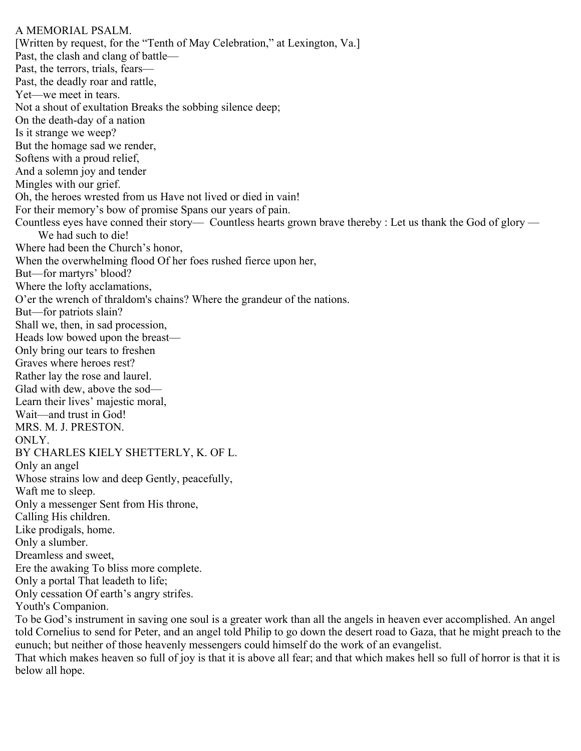## A MEMORIAL PSALM.

[Written by request, for the "Tenth of May Celebration," at Lexington, Va.]

Past, the clash and clang of battle—
Past, the terrors, trials, fears—
Past, the deadly roar and rattle,
Yet—we meet in tears.

Not a shout of exultation Breaks the sobbing silence deep;
On the death-day of a nation
Is it strange we weep?

But the homage sad we render,
Softens with a proud relief,
And a solemn joy and tender
Mingles with our grief.

Oh, the heroes wrested from us Have not lived or died in vain!
For their memory's bow of promise Spans our years of pain.

Countless eyes have conned their story— Countless hearts grown brave thereby : Let us thank the God of glory —
We had such to die!

Where had been the Church's honor,
When the overwhelming flood Of her foes rushed fierce upon her,
But—for martyrs' blood?

Where the lofty acclamations,
O'er the wrench of thraldom's chains? Where the grandeur of the nations.
But—for patriots slain?

Shall we, then, in sad procession,
Heads low bowed upon the breast—
Only bring our tears to freshen
Graves where heroes rest?

Rather lay the rose and laurel.
Glad with dew, above the sod—
Learn their lives' majestic moral,
Wait—and trust in God!

MRS. M. J. PRESTON.

## ONLY.

BY CHARLES KIELY SHETTERLY, K. OF L.

Only an angel
Whose strains low and deep Gently, peacefully,
Waft me to sleep.

Only a messenger Sent from His throne,
Calling His children.
Like prodigals, home.

Only a slumber.
Dreamless and sweet,
Ere the awaking To bliss more complete.

Only a portal That leadeth to life;
Only cessation Of earth's angry strifes.

Youth's Companion.

To be God's instrument in saving one soul is a greater work than all the angels in heaven ever accomplished. An angel told Cornelius to send for Peter, and an angel told Philip to go down the desert road to Gaza, that he might preach to the eunuch; but neither of those heavenly messengers could himself do the work of an evangelist.

That which makes heaven so full of joy is that it is above all fear; and that which makes hell so full of horror is that it is below all hope.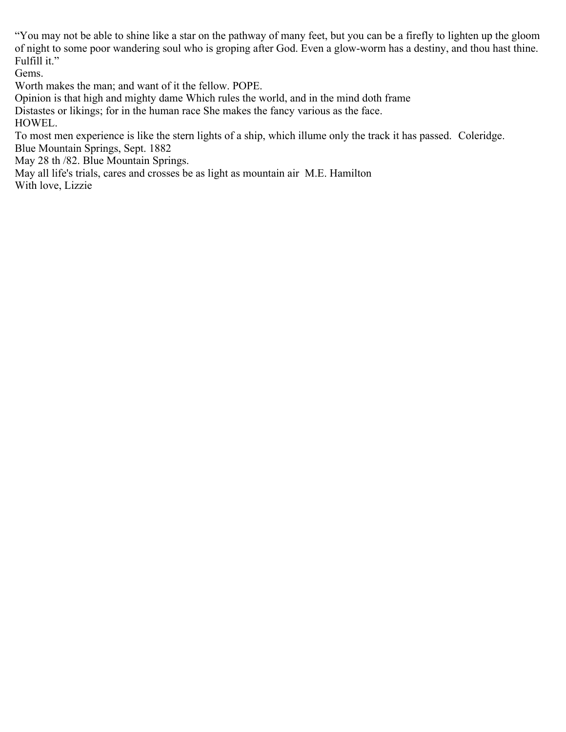“You may not be able to shine like a star on the pathway of many feet, but you can be a firefly to lighten up the gloom of night to some poor wandering soul who is groping after God. Even a glow-worm has a destiny, and thou hast thine. Fulfill it.”

Gems.

Worth makes the man; and want of it the fellow. POPE.

Opinion is that high and mighty dame Which rules the world, and in the mind doth frame
Distastes or likings; for in the human race She makes the fancy various as the face.
HOWEL.

To most men experience is like the stern lights of a ship, which illume only the track it has passed. Coleridge.

Blue Mountain Springs, Sept. 1882

May 28 th /82. Blue Mountain Springs.

May all life's trials, cares and crosses be as light as mountain air M.E. Hamilton

With love, Lizzie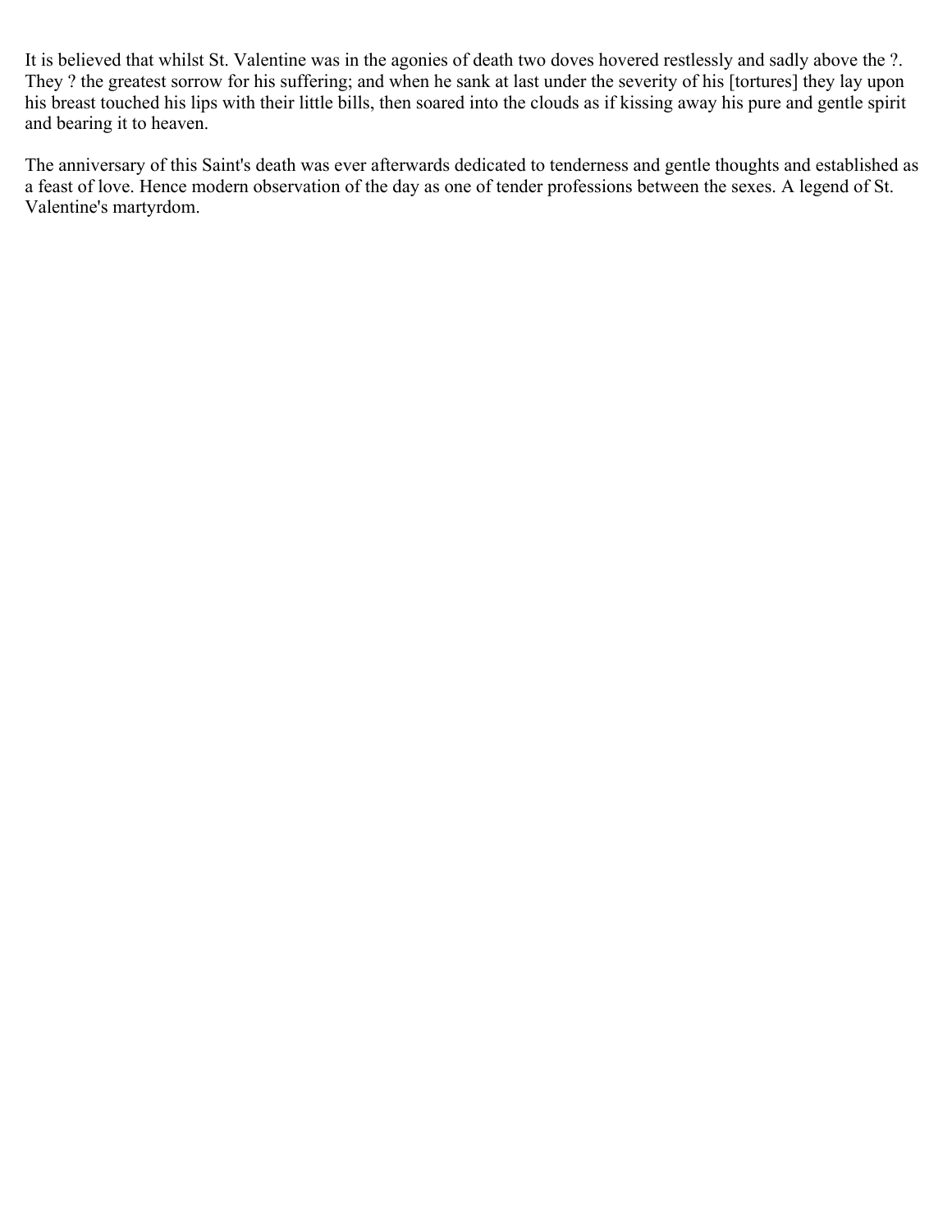It is believed that whilst St. Valentine was in the agonies of death two doves hovered restlessly and sadly above the ?. They ? the greatest sorrow for his suffering; and when he sank at last under the severity of his [tortures] they lay upon his breast touched his lips with their little bills, then soared into the clouds as if kissing away his pure and gentle spirit and bearing it to heaven.

The anniversary of this Saint's death was ever afterwards dedicated to tenderness and gentle thoughts and established as a feast of love. Hence modern observation of the day as one of tender professions between the sexes. A legend of St. Valentine's martyrdom.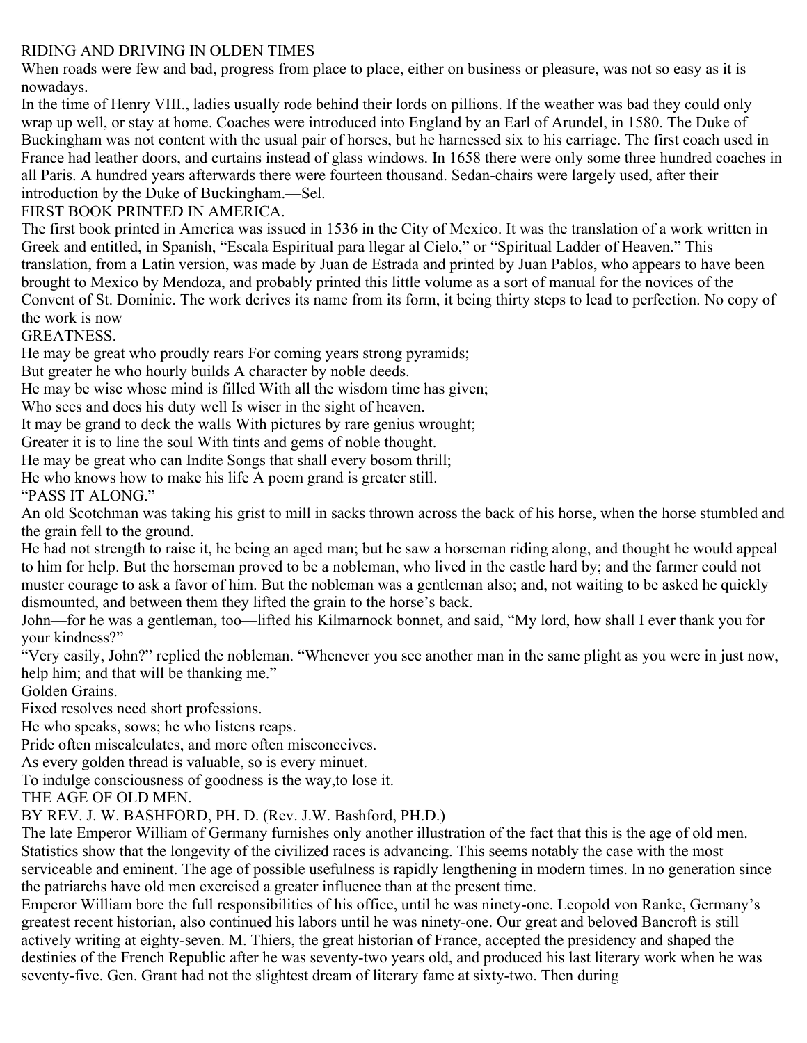## RIDING AND DRIVING IN OLDEN TIMES

When roads were few and bad, progress from place to place, either on business or pleasure, was not so easy as it is nowadays.

In the time of Henry VIII., ladies usually rode behind their lords on pillions. If the weather was bad they could only wrap up well, or stay at home. Coaches were introduced into England by an Earl of Arundel, in 1580. The Duke of Buckingham was not content with the usual pair of horses, but he harnessed six to his carriage. The first coach used in France had leather doors, and curtains instead of glass windows. In 1658 there were only some three hundred coaches in all Paris. A hundred years afterwards there were fourteen thousand. Sedan-chairs were largely used, after their introduction by the Duke of Buckingham.—Sel.

## FIRST BOOK PRINTED IN AMERICA.

The first book printed in America was issued in 1536 in the City of Mexico. It was the translation of a work written in Greek and entitled, in Spanish, "Escala Espiritual para llegar al Cielo," or "Spiritual Ladder of Heaven." This translation, from a Latin version, was made by Juan de Estrada and printed by Juan Pablos, who appears to have been brought to Mexico by Mendoza, and probably printed this little volume as a sort of manual for the novices of the Convent of St. Dominic. The work derives its name from its form, it being thirty steps to lead to perfection. No copy of the work is now

## GREATNESS.

He may be great who proudly rears For coming years strong pyramids;
But greater he who hourly builds A character by noble deeds.
He may be wise whose mind is filled With all the wisdom time has given;
Who sees and does his duty well Is wiser in the sight of heaven.
It may be grand to deck the walls With pictures by rare genius wrought;
Greater it is to line the soul With tints and gems of noble thought.
He may be great who can Indite Songs that shall every bosom thrill;
He who knows how to make his life A poem grand is greater still.

## "PASS IT ALONG."

An old Scotchman was taking his grist to mill in sacks thrown across the back of his horse, when the horse stumbled and the grain fell to the ground.

He had not strength to raise it, he being an aged man; but he saw a horseman riding along, and thought he would appeal to him for help. But the horseman proved to be a nobleman, who lived in the castle hard by; and the farmer could not muster courage to ask a favor of him. But the nobleman was a gentleman also; and, not waiting to be asked he quickly dismounted, and between them they lifted the grain to the horse's back.

John—for he was a gentleman, too—lifted his Kilmarnock bonnet, and said, "My lord, how shall I ever thank you for your kindness?"

"Very easily, John?" replied the nobleman. "Whenever you see another man in the same plight as you were in just now, help him; and that will be thanking me."

## Golden Grains.

Fixed resolves need short professions.
He who speaks, sows; he who listens reaps.
Pride often miscalculates, and more often misconceives.
As every golden thread is valuable, so is every minuet.
To indulge consciousness of goodness is the way,to lose it.

## THE AGE OF OLD MEN.

BY REV. J. W. BASHFORD, PH. D. (Rev. J.W. Bashford, PH.D.)

The late Emperor William of Germany furnishes only another illustration of the fact that this is the age of old men. Statistics show that the longevity of the civilized races is advancing. This seems notably the case with the most serviceable and eminent. The age of possible usefulness is rapidly lengthening in modern times. In no generation since the patriarchs have old men exercised a greater influence than at the present time.

Emperor William bore the full responsibilities of his office, until he was ninety-one. Leopold von Ranke, Germany's greatest recent historian, also continued his labors until he was ninety-one. Our great and beloved Bancroft is still actively writing at eighty-seven. M. Thiers, the great historian of France, accepted the presidency and shaped the destinies of the French Republic after he was seventy-two years old, and produced his last literary work when he was seventy-five. Gen. Grant had not the slightest dream of literary fame at sixty-two. Then during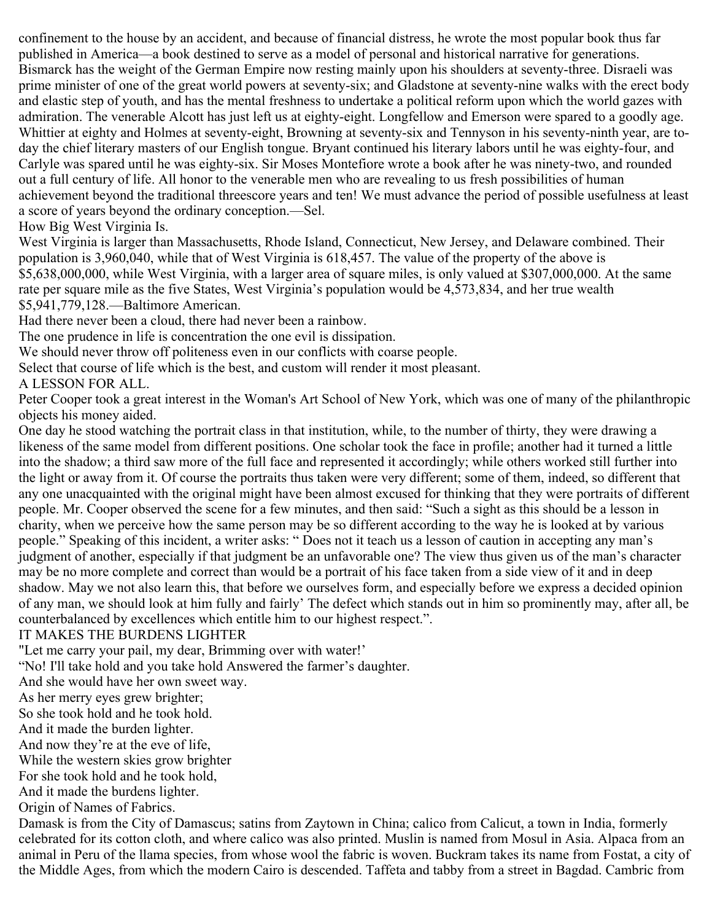confinement to the house by an accident, and because of financial distress, he wrote the most popular book thus far published in America—a book destined to serve as a model of personal and historical narrative for generations. Bismarck has the weight of the German Empire now resting mainly upon his shoulders at seventy-three. Disraeli was prime minister of one of the great world powers at seventy-six; and Gladstone at seventy-nine walks with the erect body and elastic step of youth, and has the mental freshness to undertake a political reform upon which the world gazes with admiration. The venerable Alcott has just left us at eighty-eight. Longfellow and Emerson were spared to a goodly age. Whittier at eighty and Holmes at seventy-eight, Browning at seventy-six and Tennyson in his seventy-ninth year, are to-day the chief literary masters of our English tongue. Bryant continued his literary labors until he was eighty-four, and Carlyle was spared until he was eighty-six. Sir Moses Montefiore wrote a book after he was ninety-two, and rounded out a full century of life. All honor to the venerable men who are revealing to us fresh possibilities of human achievement beyond the traditional threescore years and ten! We must advance the period of possible usefulness at least a score of years beyond the ordinary conception.—Sel.

## How Big West Virginia Is.

West Virginia is larger than Massachusetts, Rhode Island, Connecticut, New Jersey, and Delaware combined. Their population is 3,960,040, while that of West Virginia is 618,457. The value of the property of the above is $5,638,000,000, while West Virginia, with a larger area of square miles, is only valued at $307,000,000. At the same rate per square mile as the five States, West Virginia's population would be 4,573,834, and her true wealth $5,941,779,128.—Baltimore American.

Had there never been a cloud, there had never been a rainbow.

The one prudence in life is concentration the one evil is dissipation.

We should never throw off politeness even in our conflicts with coarse people.

Select that course of life which is the best, and custom will render it most pleasant.

## A LESSON FOR ALL.

Peter Cooper took a great interest in the Woman's Art School of New York, which was one of many of the philanthropic objects his money aided.

One day he stood watching the portrait class in that institution, while, to the number of thirty, they were drawing a likeness of the same model from different positions. One scholar took the face in profile; another had it turned a little into the shadow; a third saw more of the full face and represented it accordingly; while others worked still further into the light or away from it. Of course the portraits thus taken were very different; some of them, indeed, so different that any one unacquainted with the original might have been almost excused for thinking that they were portraits of different people. Mr. Cooper observed the scene for a few minutes, and then said: "Such a sight as this should be a lesson in charity, when we perceive how the same person may be so different according to the way he is looked at by various people." Speaking of this incident, a writer asks: " Does not it teach us a lesson of caution in accepting any man's judgment of another, especially if that judgment be an unfavorable one? The view thus given us of the man's character may be no more complete and correct than would be a portrait of his face taken from a side view of it and in deep shadow. May we not also learn this, that before we ourselves form, and especially before we express a decided opinion of any man, we should look at him fully and fairly' The defect which stands out in him so prominently may, after all, be counterbalanced by excellences which entitle him to our highest respect.".

## IT MAKES THE BURDENS LIGHTER

"Let me carry your pail, my dear, Brimming over with water!'
"No! I'll take hold and you take hold Answered the farmer's daughter.
And she would have her own sweet way.
As her merry eyes grew brighter;
So she took hold and he took hold.
And it made the burden lighter.
And now they're at the eve of life,
While the western skies grow brighter
For she took hold and he took hold,
And it made the burdens lighter.

## Origin of Names of Fabrics.

Damask is from the City of Damascus; satins from Zaytown in China; calico from Calicut, a town in India, formerly celebrated for its cotton cloth, and where calico was also printed. Muslin is named from Mosul in Asia. Alpaca from an animal in Peru of the llama species, from whose wool the fabric is woven. Buckram takes its name from Fostat, a city of the Middle Ages, from which the modern Cairo is descended. Taffeta and tabby from a street in Bagdad. Cambric from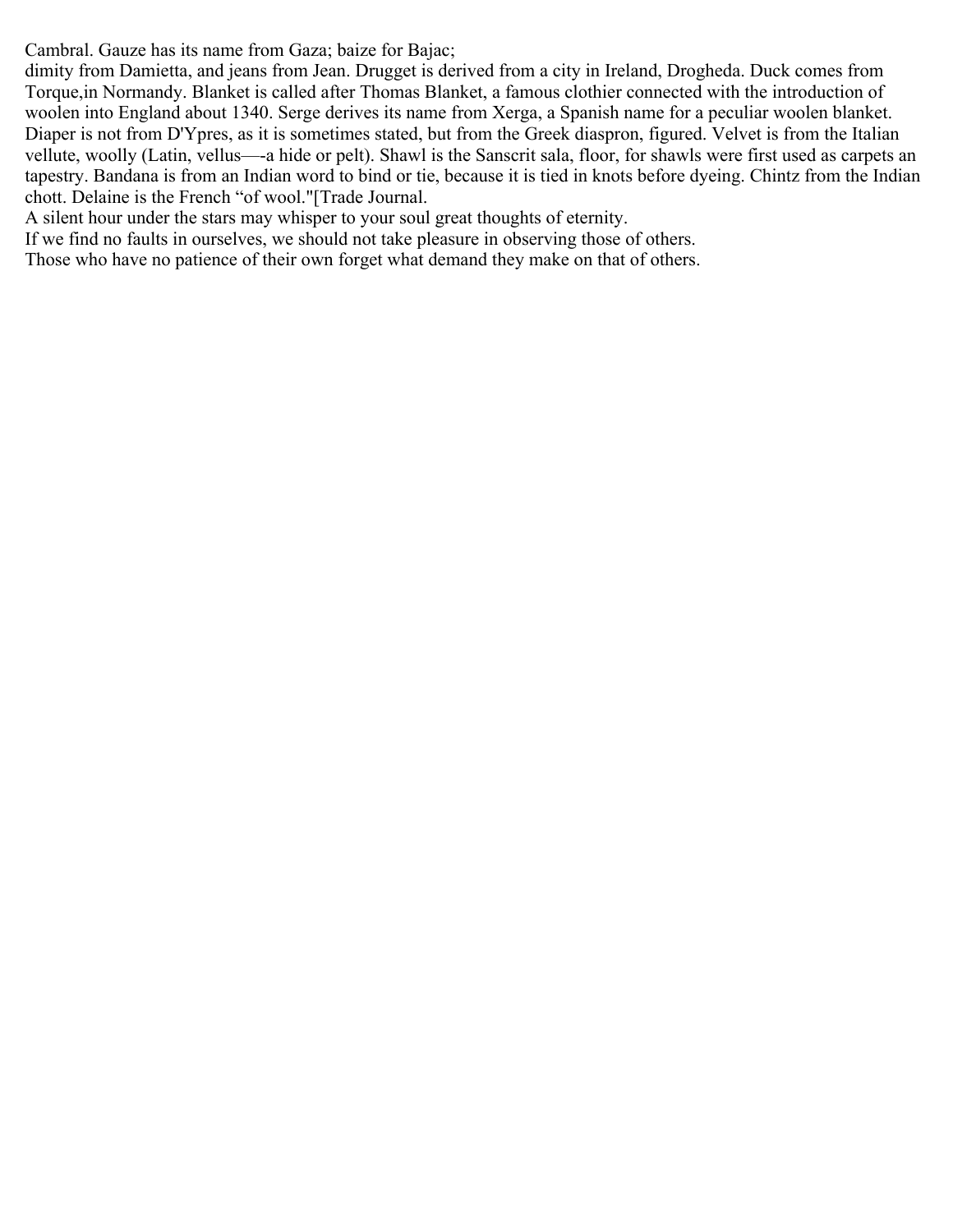Cambral. Gauze has its name from Gaza; baize for Bajac;

dimity from Damietta, and jeans from Jean. Drugget is derived from a city in Ireland, Drogheda. Duck comes from Torque,in Normandy. Blanket is called after Thomas Blanket, a famous clothier connected with the introduction of woolen into England about 1340. Serge derives its name from Xerga, a Spanish name for a peculiar woolen blanket. Diaper is not from D'Ypres, as it is sometimes stated, but from the Greek diaspron, figured. Velvet is from the Italian vellute, woolly (Latin, vellus—-a hide or pelt). Shawl is the Sanscrit sala, floor, for shawls were first used as carpets an tapestry. Bandana is from an Indian word to bind or tie, because it is tied in knots before dyeing. Chintz from the Indian chott. Delaine is the French "of wool."[Trade Journal.

A silent hour under the stars may whisper to your soul great thoughts of eternity.

If we find no faults in ourselves, we should not take pleasure in observing those of others.

Those who have no patience of their own forget what demand they make on that of others.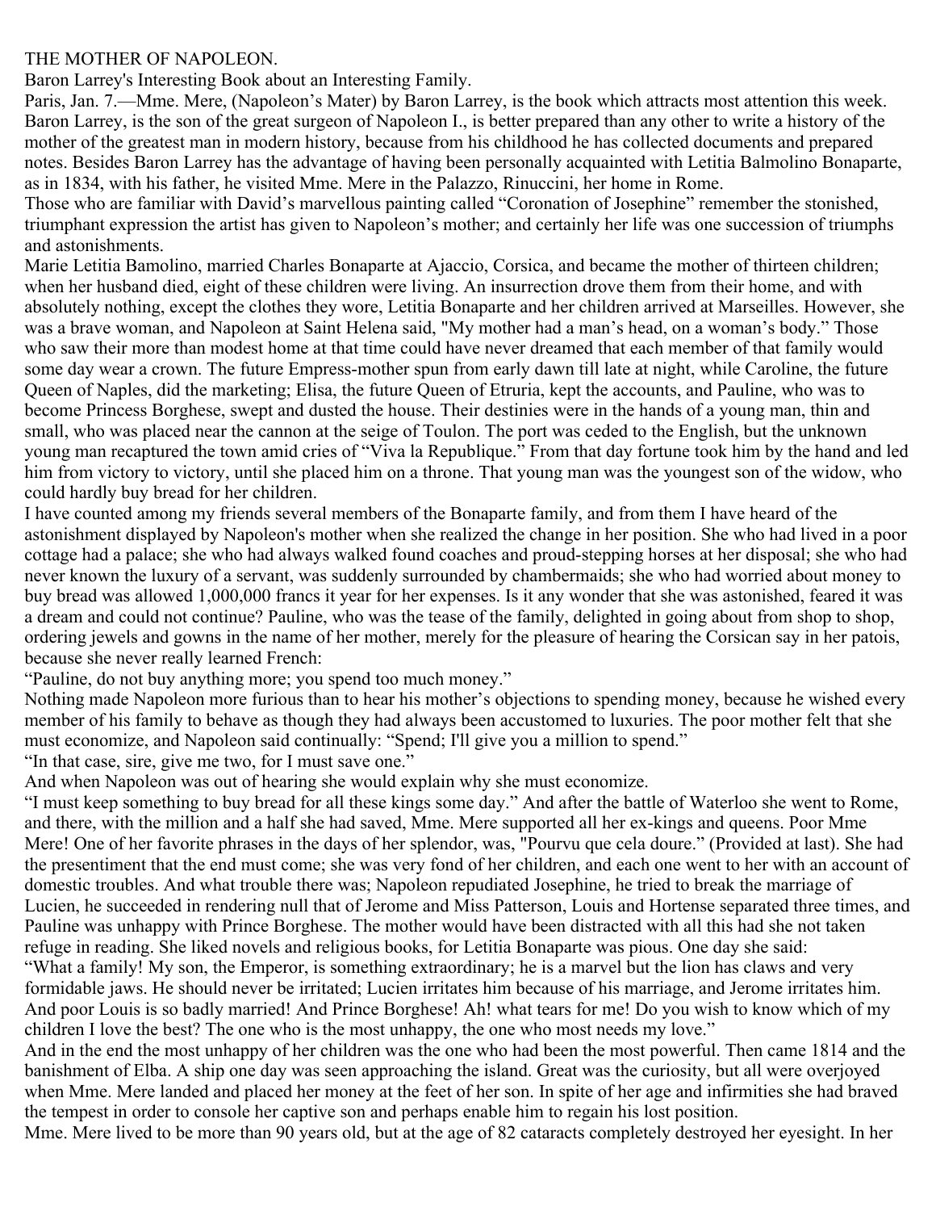# THE MOTHER OF NAPOLEON.

Baron Larrey's Interesting Book about an Interesting Family.

Paris, Jan. 7.—Mme. Mere, (Napoleon's Mater) by Baron Larrey, is the book which attracts most attention this week. Baron Larrey, is the son of the great surgeon of Napoleon I., is better prepared than any other to write a history of the mother of the greatest man in modern history, because from his childhood he has collected documents and prepared notes. Besides Baron Larrey has the advantage of having been personally acquainted with Letitia Balmolino Bonaparte, as in 1834, with his father, he visited Mme. Mere in the Palazzo, Rinuccini, her home in Rome.

Those who are familiar with David's marvellous painting called "Coronation of Josephine" remember the stonished, triumphant expression the artist has given to Napoleon's mother; and certainly her life was one succession of triumphs and astonishments.

Marie Letitia Bamolino, married Charles Bonaparte at Ajaccio, Corsica, and became the mother of thirteen children; when her husband died, eight of these children were living. An insurrection drove them from their home, and with absolutely nothing, except the clothes they wore, Letitia Bonaparte and her children arrived at Marseilles. However, she was a brave woman, and Napoleon at Saint Helena said, "My mother had a man's head, on a woman's body." Those who saw their more than modest home at that time could have never dreamed that each member of that family would some day wear a crown. The future Empress-mother spun from early dawn till late at night, while Caroline, the future Queen of Naples, did the marketing; Elisa, the future Queen of Etruria, kept the accounts, and Pauline, who was to become Princess Borghese, swept and dusted the house. Their destinies were in the hands of a young man, thin and small, who was placed near the cannon at the seige of Toulon. The port was ceded to the English, but the unknown young man recaptured the town amid cries of "Viva la Republique." From that day fortune took him by the hand and led him from victory to victory, until she placed him on a throne. That young man was the youngest son of the widow, who could hardly buy bread for her children.

I have counted among my friends several members of the Bonaparte family, and from them I have heard of the astonishment displayed by Napoleon's mother when she realized the change in her position. She who had lived in a poor cottage had a palace; she who had always walked found coaches and proud-stepping horses at her disposal; she who had never known the luxury of a servant, was suddenly surrounded by chambermaids; she who had worried about money to buy bread was allowed 1,000,000 francs it year for her expenses. Is it any wonder that she was astonished, feared it was a dream and could not continue? Pauline, who was the tease of the family, delighted in going about from shop to shop, ordering jewels and gowns in the name of her mother, merely for the pleasure of hearing the Corsican say in her patois, because she never really learned French:

"Pauline, do not buy anything more; you spend too much money."

Nothing made Napoleon more furious than to hear his mother's objections to spending money, because he wished every member of his family to behave as though they had always been accustomed to luxuries. The poor mother felt that she must economize, and Napoleon said continually: "Spend; I'll give you a million to spend."

"In that case, sire, give me two, for I must save one."

And when Napoleon was out of hearing she would explain why she must economize.

"I must keep something to buy bread for all these kings some day." And after the battle of Waterloo she went to Rome, and there, with the million and a half she had saved, Mme. Mere supported all her ex-kings and queens. Poor Mme Mere! One of her favorite phrases in the days of her splendor, was, "Pourvu que cela doure." (Provided at last). She had the presentiment that the end must come; she was very fond of her children, and each one went to her with an account of domestic troubles. And what trouble there was; Napoleon repudiated Josephine, he tried to break the marriage of Lucien, he succeeded in rendering null that of Jerome and Miss Patterson, Louis and Hortense separated three times, and Pauline was unhappy with Prince Borghese. The mother would have been distracted with all this had she not taken refuge in reading. She liked novels and religious books, for Letitia Bonaparte was pious. One day she said:

"What a family! My son, the Emperor, is something extraordinary; he is a marvel but the lion has claws and very formidable jaws. He should never be irritated; Lucien irritates him because of his marriage, and Jerome irritates him. And poor Louis is so badly married! And Prince Borghese! Ah! what tears for me! Do you wish to know which of my children I love the best? The one who is the most unhappy, the one who most needs my love."

And in the end the most unhappy of her children was the one who had been the most powerful. Then came 1814 and the banishment of Elba. A ship one day was seen approaching the island. Great was the curiosity, but all were overjoyed when Mme. Mere landed and placed her money at the feet of her son. In spite of her age and infirmities she had braved the tempest in order to console her captive son and perhaps enable him to regain his lost position.

Mme. Mere lived to be more than 90 years old, but at the age of 82 cataracts completely destroyed her eyesight. In her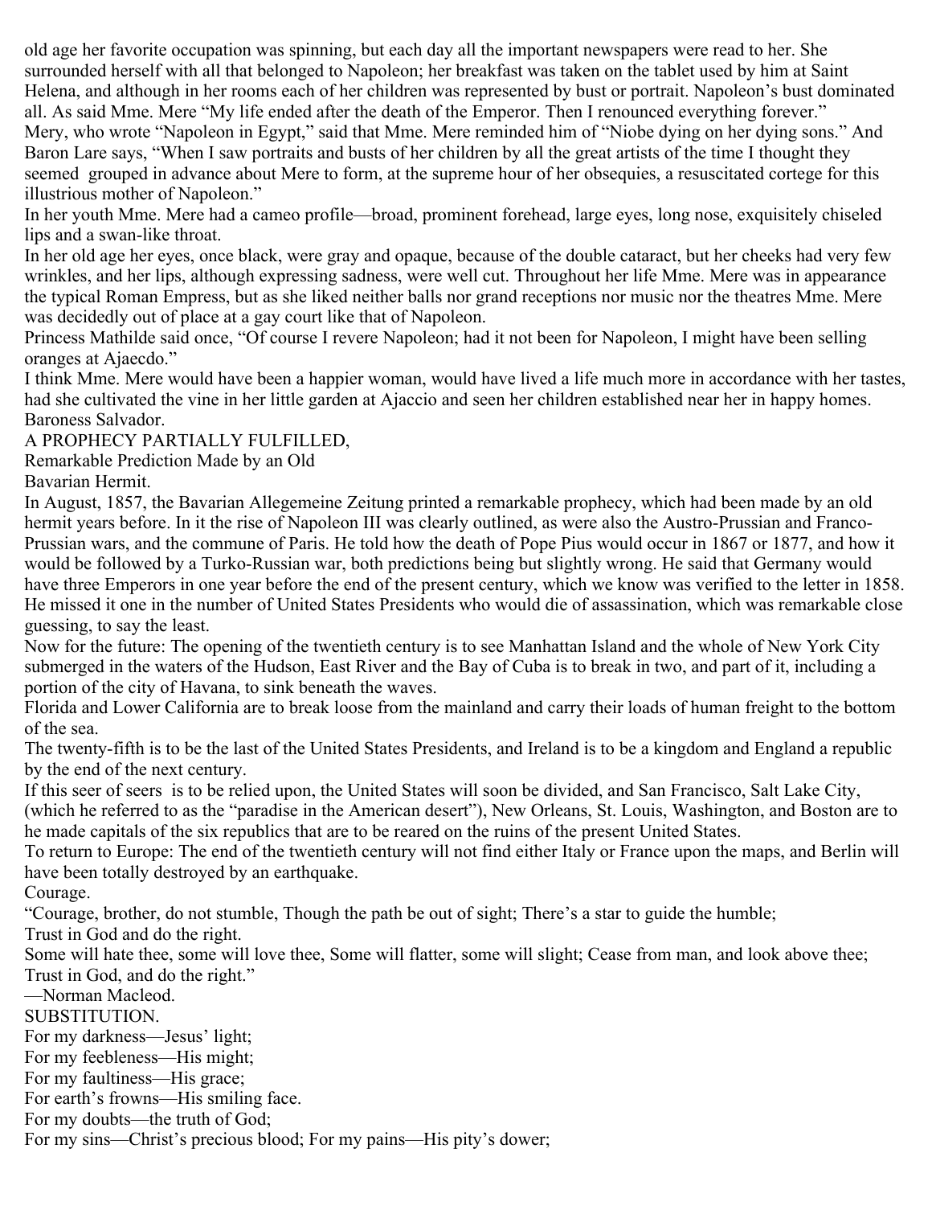old age her favorite occupation was spinning, but each day all the important newspapers were read to her. She surrounded herself with all that belonged to Napoleon; her breakfast was taken on the tablet used by him at Saint Helena, and although in her rooms each of her children was represented by bust or portrait. Napoleon's bust dominated all. As said Mme. Mere "My life ended after the death of the Emperor. Then I renounced everything forever."

Mery, who wrote "Napoleon in Egypt," said that Mme. Mere reminded him of "Niobe dying on her dying sons." And Baron Lare says, "When I saw portraits and busts of her children by all the great artists of the time I thought they seemed grouped in advance about Mere to form, at the supreme hour of her obsequies, a resuscitated cortege for this illustrious mother of Napoleon."

In her youth Mme. Mere had a cameo profile—broad, prominent forehead, large eyes, long nose, exquisitely chiseled lips and a swan-like throat.

In her old age her eyes, once black, were gray and opaque, because of the double cataract, but her cheeks had very few wrinkles, and her lips, although expressing sadness, were well cut. Throughout her life Mme. Mere was in appearance the typical Roman Empress, but as she liked neither balls nor grand receptions nor music nor the theatres Mme. Mere was decidedly out of place at a gay court like that of Napoleon.

Princess Mathilde said once, "Of course I revere Napoleon; had it not been for Napoleon, I might have been selling oranges at Ajaecdo."

I think Mme. Mere would have been a happier woman, would have lived a life much more in accordance with her tastes, had she cultivated the vine in her little garden at Ajaccio and seen her children established near her in happy homes.

Baroness Salvador.

## A PROPHECY PARTIALLY FULFILLED,

### Remarkable Prediction Made by an Old Bavarian Hermit.

In August, 1857, the Bavarian Allegemeine Zeitung printed a remarkable prophecy, which had been made by an old hermit years before. In it the rise of Napoleon III was clearly outlined, as were also the Austro-Prussian and Franco-Prussian wars, and the commune of Paris. He told how the death of Pope Pius would occur in 1867 or 1877, and how it would be followed by a Turko-Russian war, both predictions being but slightly wrong. He said that Germany would have three Emperors in one year before the end of the present century, which we know was verified to the letter in 1858. He missed it one in the number of United States Presidents who would die of assassination, which was remarkable close guessing, to say the least.

Now for the future: The opening of the twentieth century is to see Manhattan Island and the whole of New York City submerged in the waters of the Hudson, East River and the Bay of Cuba is to break in two, and part of it, including a portion of the city of Havana, to sink beneath the waves.

Florida and Lower California are to break loose from the mainland and carry their loads of human freight to the bottom of the sea.

The twenty-fifth is to be the last of the United States Presidents, and Ireland is to be a kingdom and England a republic by the end of the next century.

If this seer of seers is to be relied upon, the United States will soon be divided, and San Francisco, Salt Lake City, (which he referred to as the "paradise in the American desert"), New Orleans, St. Louis, Washington, and Boston are to he made capitals of the six republics that are to be reared on the ruins of the present United States.

To return to Europe: The end of the twentieth century will not find either Italy or France upon the maps, and Berlin will have been totally destroyed by an earthquake.

## Courage.

"Courage, brother, do not stumble, Though the path be out of sight; There's a star to guide the humble;
Trust in God and do the right.
Some will hate thee, some will love thee, Some will flatter, some will slight; Cease from man, and look above thee;
Trust in God, and do the right."

—Norman Macleod.

## SUBSTITUTION.

For my darkness—Jesus' light;
For my feebleness—His might;
For my faultiness—His grace;
For earth's frowns—His smiling face.
For my doubts—the truth of God;
For my sins—Christ's precious blood; For my pains—His pity's dower;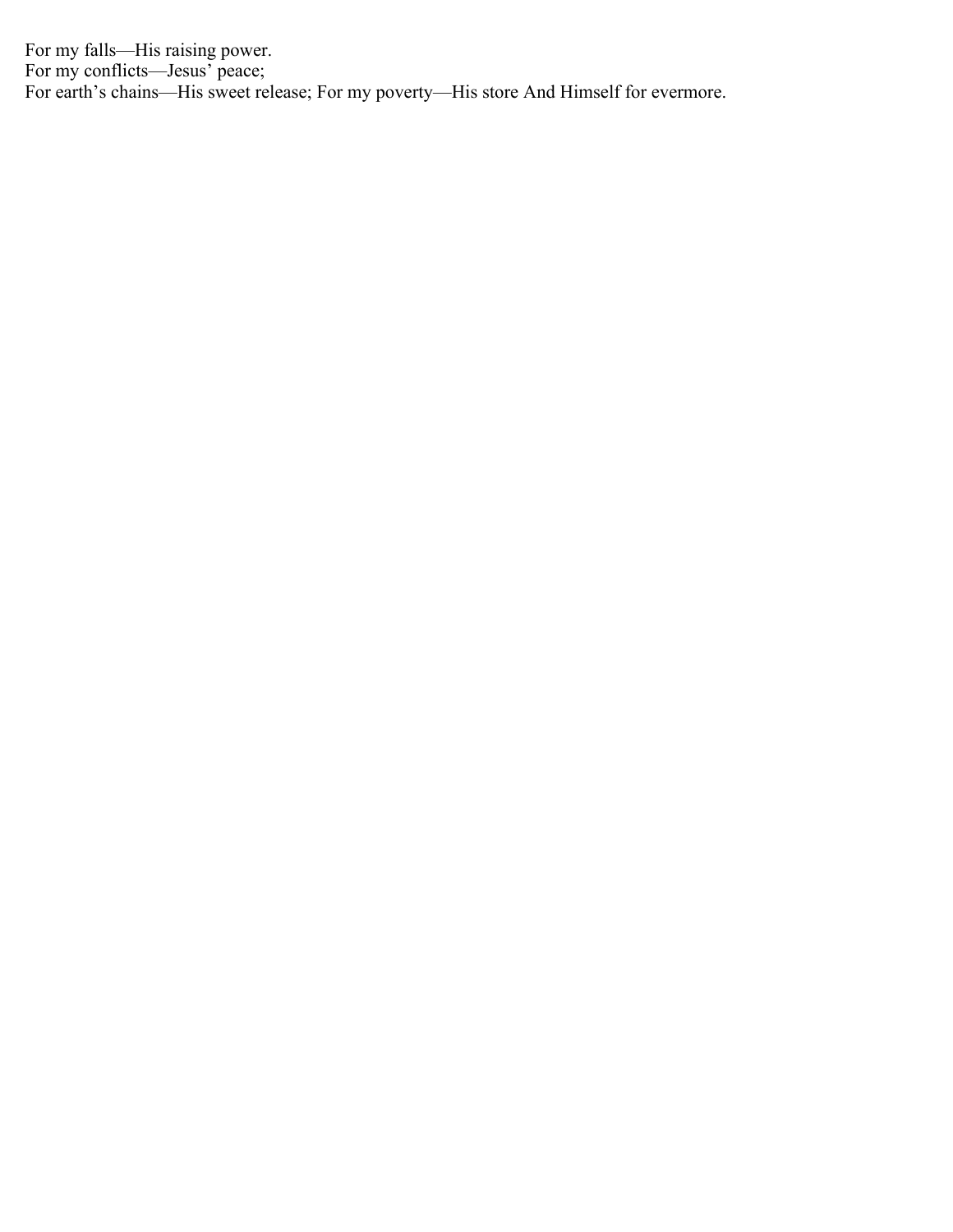For my falls—His raising power.
For my conflicts—Jesus' peace;
For earth's chains—His sweet release; For my poverty—His store And Himself for evermore.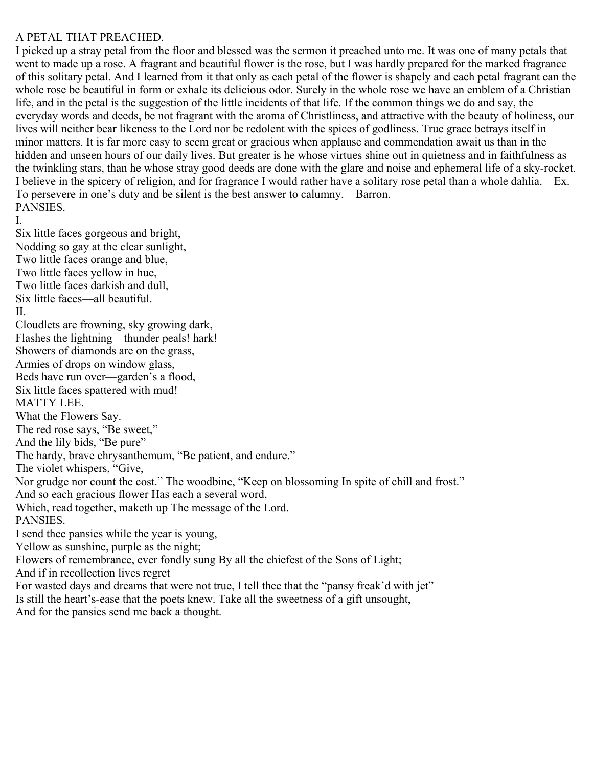## A PETAL THAT PREACHED.

I picked up a stray petal from the floor and blessed was the sermon it preached unto me. It was one of many petals that went to made up a rose. A fragrant and beautiful flower is the rose, but I was hardly prepared for the marked fragrance of this solitary petal. And I learned from it that only as each petal of the flower is shapely and each petal fragrant can the whole rose be beautiful in form or exhale its delicious odor. Surely in the whole rose we have an emblem of a Christian life, and in the petal is the suggestion of the little incidents of that life. If the common things we do and say, the everyday words and deeds, be not fragrant with the aroma of Christliness, and attractive with the beauty of holiness, our lives will neither bear likeness to the Lord nor be redolent with the spices of godliness. True grace betrays itself in minor matters. It is far more easy to seem great or gracious when applause and commendation await us than in the hidden and unseen hours of our daily lives. But greater is he whose virtues shine out in quietness and in faithfulness as the twinkling stars, than he whose stray good deeds are done with the glare and noise and ephemeral life of a sky-rocket. I believe in the spicery of religion, and for fragrance I would rather have a solitary rose petal than a whole dahlia.—Ex.

To persevere in one's duty and be silent is the best answer to calumny.—Barron.

## PANSIES.

I.

Six little faces gorgeous and bright,
Nodding so gay at the clear sunlight,
Two little faces orange and blue,
Two little faces yellow in hue,
Two little faces darkish and dull,
Six little faces—all beautiful.

II.

Cloudlets are frowning, sky growing dark,
Flashes the lightning—thunder peals! hark!
Showers of diamonds are on the grass,
Armies of drops on window glass,
Beds have run over—garden's a flood,
Six little faces spattered with mud!

MATTY LEE.

## What the Flowers Say.

The red rose says, "Be sweet,"
And the lily bids, "Be pure"
The hardy, brave chrysanthemum, "Be patient, and endure."
The violet whispers, "Give,
Nor grudge nor count the cost." The woodbine, "Keep on blossoming In spite of chill and frost."
And so each gracious flower Has each a several word,
Which, read together, maketh up The message of the Lord.

## PANSIES.

I send thee pansies while the year is young,
Yellow as sunshine, purple as the night;
Flowers of remembrance, ever fondly sung By all the chiefest of the Sons of Light;
And if in recollection lives regret
For wasted days and dreams that were not true, I tell thee that the "pansy freak'd with jet"
Is still the heart's-ease that the poets knew. Take all the sweetness of a gift unsought,
And for the pansies send me back a thought.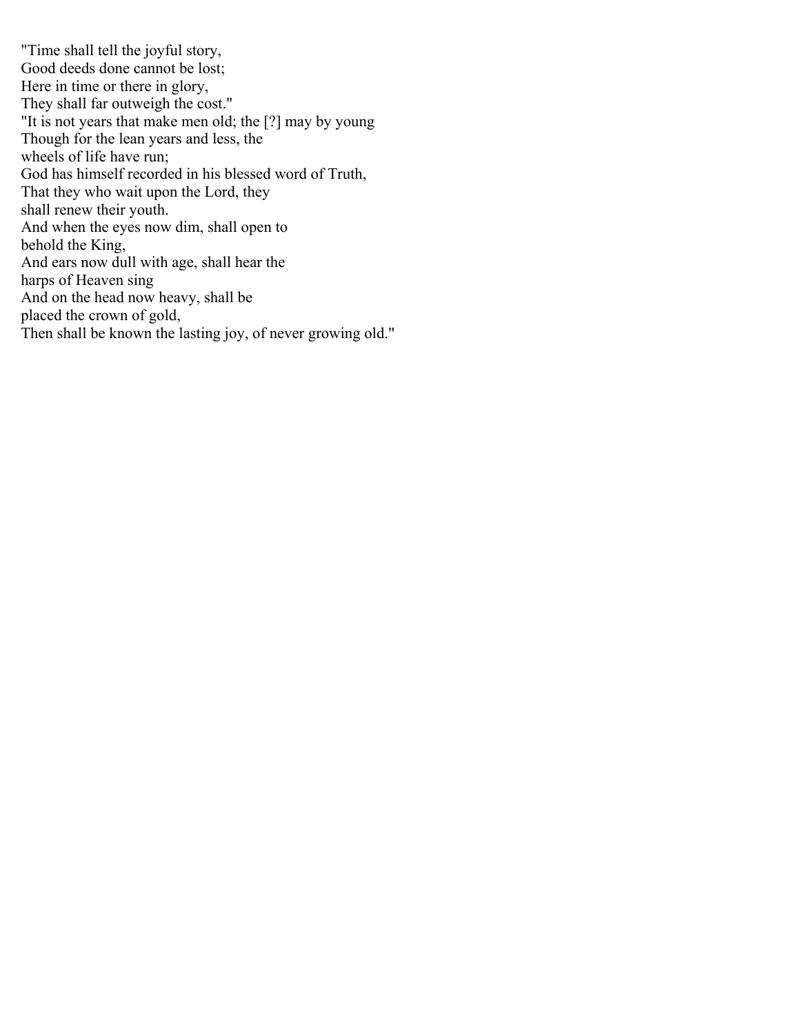"Time shall tell the joyful story,  
Good deeds done cannot be lost;  
Here in time or there in glory,  
They shall far outweigh the cost."

"It is not years that make men old; the [?] may by young  
Though for the lean years and less, the  
wheels of life have run;  
God has himself recorded in his blessed word of Truth,  
That they who wait upon the Lord, they  
shall renew their youth.  
And when the eyes now dim, shall open to  
behold the King,  
And ears now dull with age, shall hear the  
harps of Heaven sing  
And on the head now heavy, shall be  
placed the crown of gold,  
Then shall be known the lasting joy, of never growing old."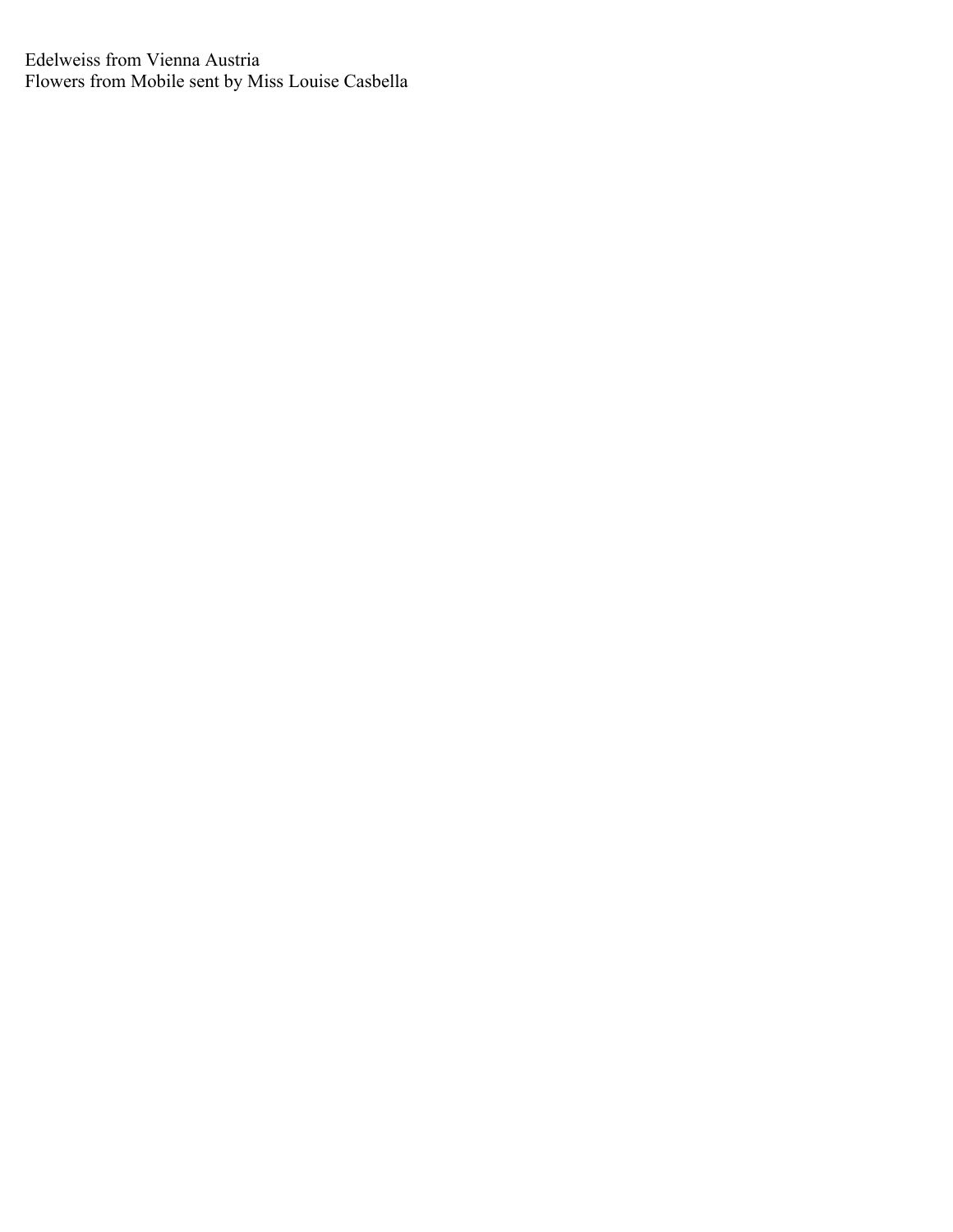Edelweiss from Vienna Austria
Flowers from Mobile sent by Miss Louise Casbella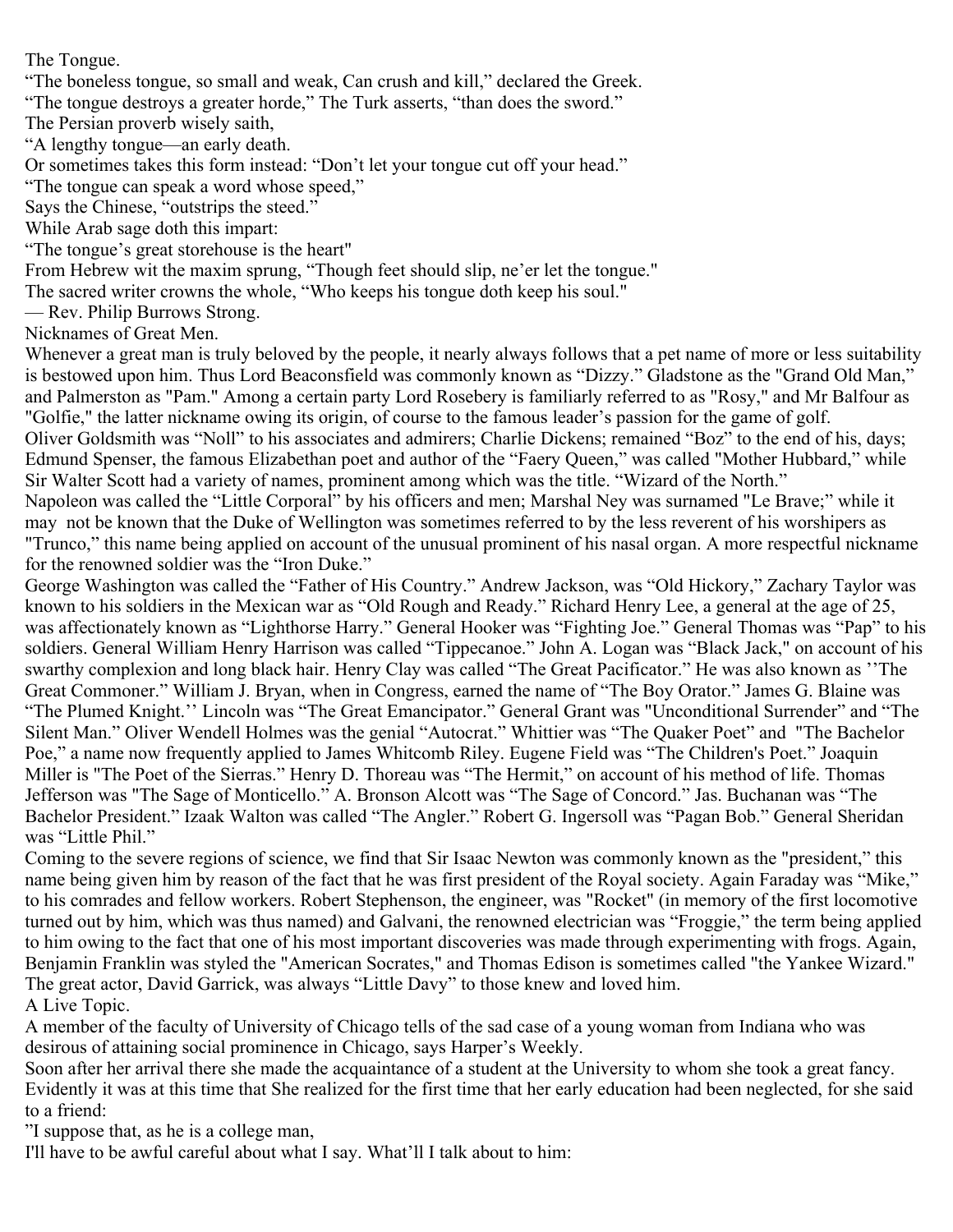## The Tongue.

"The boneless tongue, so small and weak, Can crush and kill," declared the Greek.

"The tongue destroys a greater horde," The Turk asserts, "than does the sword."

The Persian proverb wisely saith,

"A lengthy tongue—an early death.

Or sometimes takes this form instead: "Don't let your tongue cut off your head."

"The tongue can speak a word whose speed,"

Says the Chinese, "outstrips the steed."

While Arab sage doth this impart:

"The tongue's great storehouse is the heart"

From Hebrew wit the maxim sprung, "Though feet should slip, ne'er let the tongue."

The sacred writer crowns the whole, "Who keeps his tongue doth keep his soul."

— Rev. Philip Burrows Strong.

## Nicknames of Great Men.

Whenever a great man is truly beloved by the people, it nearly always follows that a pet name of more or less suitability is bestowed upon him. Thus Lord Beaconsfield was commonly known as "Dizzy." Gladstone as the "Grand Old Man," and Palmerston as "Pam." Among a certain party Lord Rosebery is familiarly referred to as "Rosy," and Mr Balfour as "Golfie," the latter nickname owing its origin, of course to the famous leader's passion for the game of golf.

Oliver Goldsmith was "Noll" to his associates and admirers; Charlie Dickens; remained "Boz" to the end of his, days; Edmund Spenser, the famous Elizabethan poet and author of the "Faery Queen," was called "Mother Hubbard," while Sir Walter Scott had a variety of names, prominent among which was the title. "Wizard of the North."

Napoleon was called the "Little Corporal" by his officers and men; Marshal Ney was surnamed "Le Brave;" while it may not be known that the Duke of Wellington was sometimes referred to by the less reverent of his worshipers as "Trunco," this name being applied on account of the unusual prominent of his nasal organ. A more respectful nickname for the renowned soldier was the "Iron Duke."

George Washington was called the "Father of His Country." Andrew Jackson, was "Old Hickory," Zachary Taylor was known to his soldiers in the Mexican war as "Old Rough and Ready." Richard Henry Lee, a general at the age of 25, was affectionately known as "Lighthorse Harry." General Hooker was "Fighting Joe." General Thomas was "Pap" to his soldiers. General William Henry Harrison was called "Tippecanoe." John A. Logan was "Black Jack," on account of his swarthy complexion and long black hair. Henry Clay was called "The Great Pacificator." He was also known as ''The Great Commoner." William J. Bryan, when in Congress, earned the name of "The Boy Orator." James G. Blaine was "The Plumed Knight.'' Lincoln was "The Great Emancipator." General Grant was "Unconditional Surrender" and "The Silent Man." Oliver Wendell Holmes was the genial "Autocrat." Whittier was "The Quaker Poet" and "The Bachelor Poe," a name now frequently applied to James Whitcomb Riley. Eugene Field was "The Children's Poet." Joaquin Miller is "The Poet of the Sierras." Henry D. Thoreau was "The Hermit," on account of his method of life. Thomas Jefferson was "The Sage of Monticello." A. Bronson Alcott was "The Sage of Concord." Jas. Buchanan was "The Bachelor President." Izaak Walton was called "The Angler." Robert G. Ingersoll was "Pagan Bob." General Sheridan was "Little Phil."

Coming to the severe regions of science, we find that Sir Isaac Newton was commonly known as the "president," this name being given him by reason of the fact that he was first president of the Royal society. Again Faraday was "Mike," to his comrades and fellow workers. Robert Stephenson, the engineer, was "Rocket" (in memory of the first locomotive turned out by him, which was thus named) and Galvani, the renowned electrician was "Froggie," the term being applied to him owing to the fact that one of his most important discoveries was made through experimenting with frogs. Again, Benjamin Franklin was styled the "American Socrates," and Thomas Edison is sometimes called "the Yankee Wizard." The great actor, David Garrick, was always "Little Davy" to those knew and loved him.

## A Live Topic.

A member of the faculty of University of Chicago tells of the sad case of a young woman from Indiana who was desirous of attaining social prominence in Chicago, says Harper's Weekly.

Soon after her arrival there she made the acquaintance of a student at the University to whom she took a great fancy. Evidently it was at this time that She realized for the first time that her early education had been neglected, for she said to a friend:

"I suppose that, as he is a college man,

I'll have to be awful careful about what I say. What'll I talk about to him: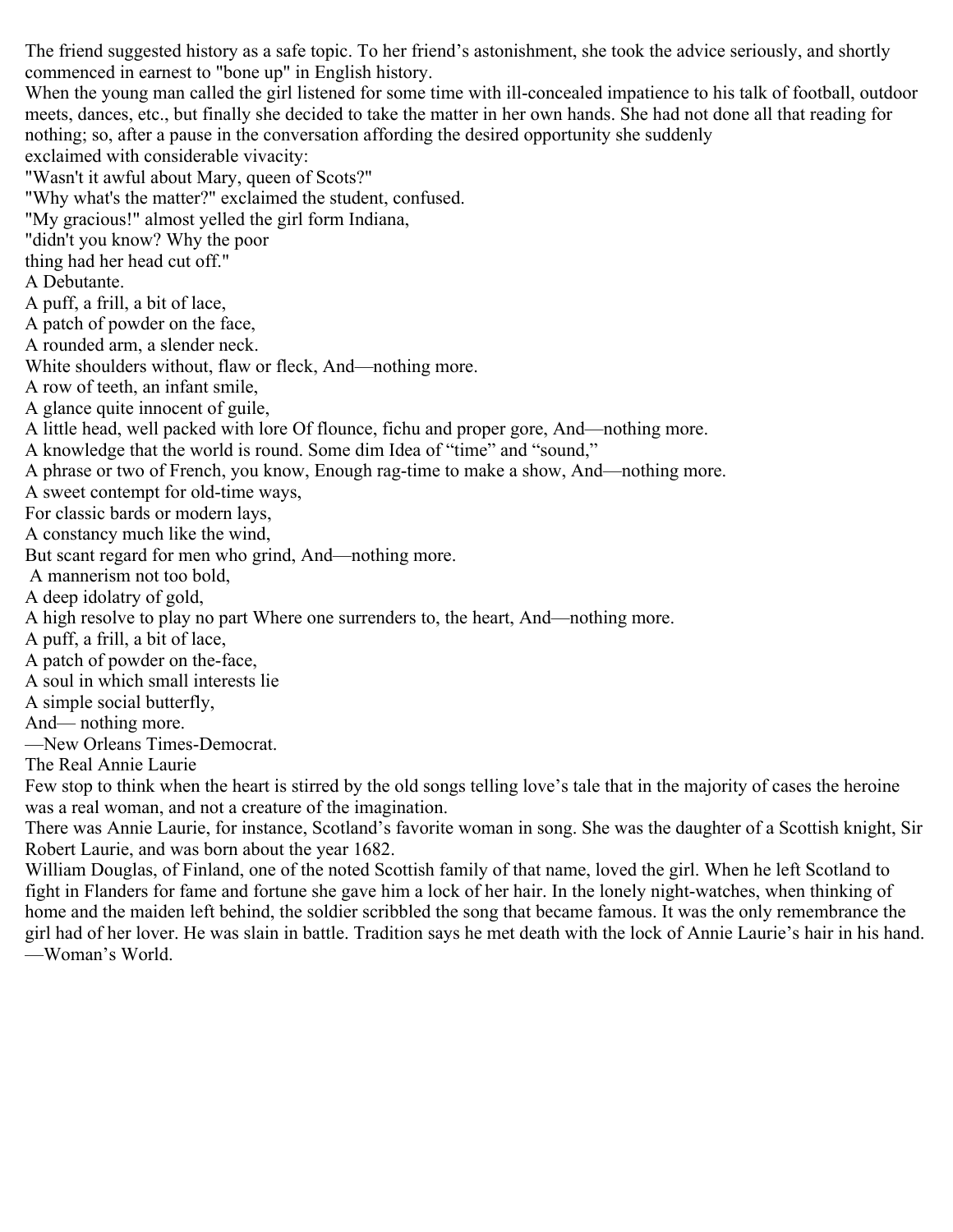The friend suggested history as a safe topic. To her friend's astonishment, she took the advice seriously, and shortly commenced in earnest to "bone up" in English history.

When the young man called the girl listened for some time with ill-concealed impatience to his talk of football, outdoor meets, dances, etc., but finally she decided to take the matter in her own hands. She had not done all that reading for nothing; so, after a pause in the conversation affording the desired opportunity she suddenly exclaimed with considerable vivacity:

"Wasn't it awful about Mary, queen of Scots?"

"Why what's the matter?" exclaimed the student, confused.

"My gracious!" almost yelled the girl form Indiana, "didn't you know? Why the poor thing had her head cut off."

## A Debutante.

A puff, a frill, a bit of lace,
A patch of powder on the face,
A rounded arm, a slender neck.
White shoulders without, flaw or fleck, And—nothing more.

A row of teeth, an infant smile,
A glance quite innocent of guile,
A little head, well packed with lore Of flounce, fichu and proper gore, And—nothing more.

A knowledge that the world is round. Some dim Idea of "time" and "sound,"
A phrase or two of French, you know, Enough rag-time to make a show, And—nothing more.

A sweet contempt for old-time ways,
For classic bards or modern lays,
A constancy much like the wind,
But scant regard for men who grind, And—nothing more.

A mannerism not too bold,
A deep idolatry of gold,
A high resolve to play no part Where one surrenders to, the heart, And—nothing more.

A puff, a frill, a bit of lace,
A patch of powder on the-face,
A soul in which small interests lie
A simple social butterfly,
And— nothing more.

—New Orleans Times-Democrat.

## The Real Annie Laurie

Few stop to think when the heart is stirred by the old songs telling love's tale that in the majority of cases the heroine was a real woman, and not a creature of the imagination.

There was Annie Laurie, for instance, Scotland's favorite woman in song. She was the daughter of a Scottish knight, Sir Robert Laurie, and was born about the year 1682.

William Douglas, of Finland, one of the noted Scottish family of that name, loved the girl. When he left Scotland to fight in Flanders for fame and fortune she gave him a lock of her hair. In the lonely night-watches, when thinking of home and the maiden left behind, the soldier scribbled the song that became famous. It was the only remembrance the girl had of her lover. He was slain in battle. Tradition says he met death with the lock of Annie Laurie's hair in his hand.

—Woman's World.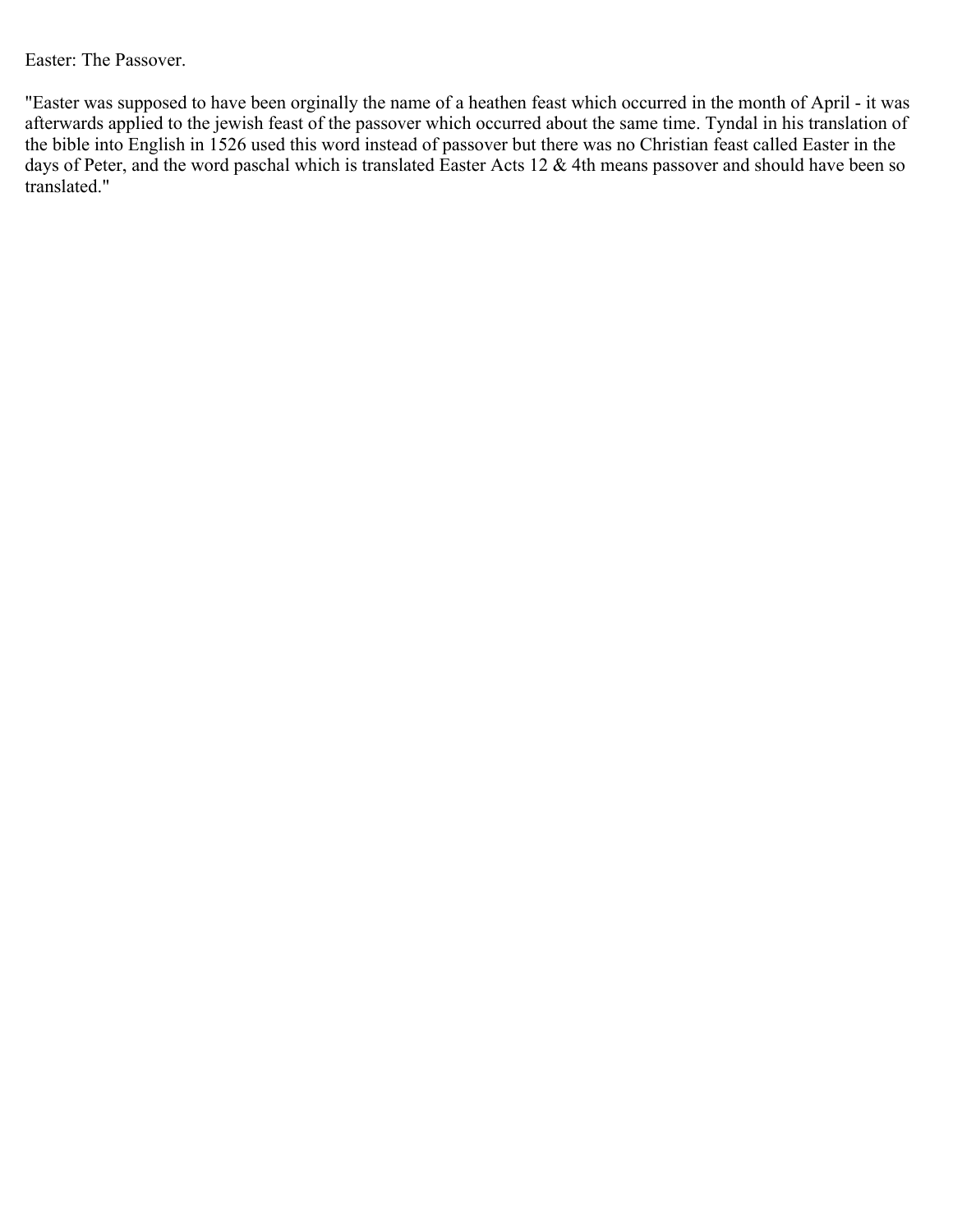Easter: The Passover.

"Easter was supposed to have been orginally the name of a heathen feast which occurred in the month of April - it was afterwards applied to the jewish feast of the passover which occurred about the same time. Tyndal in his translation of the bible into English in 1526 used this word instead of passover but there was no Christian feast called Easter in the days of Peter, and the word paschal which is translated Easter Acts 12 & 4th means passover and should have been so translated."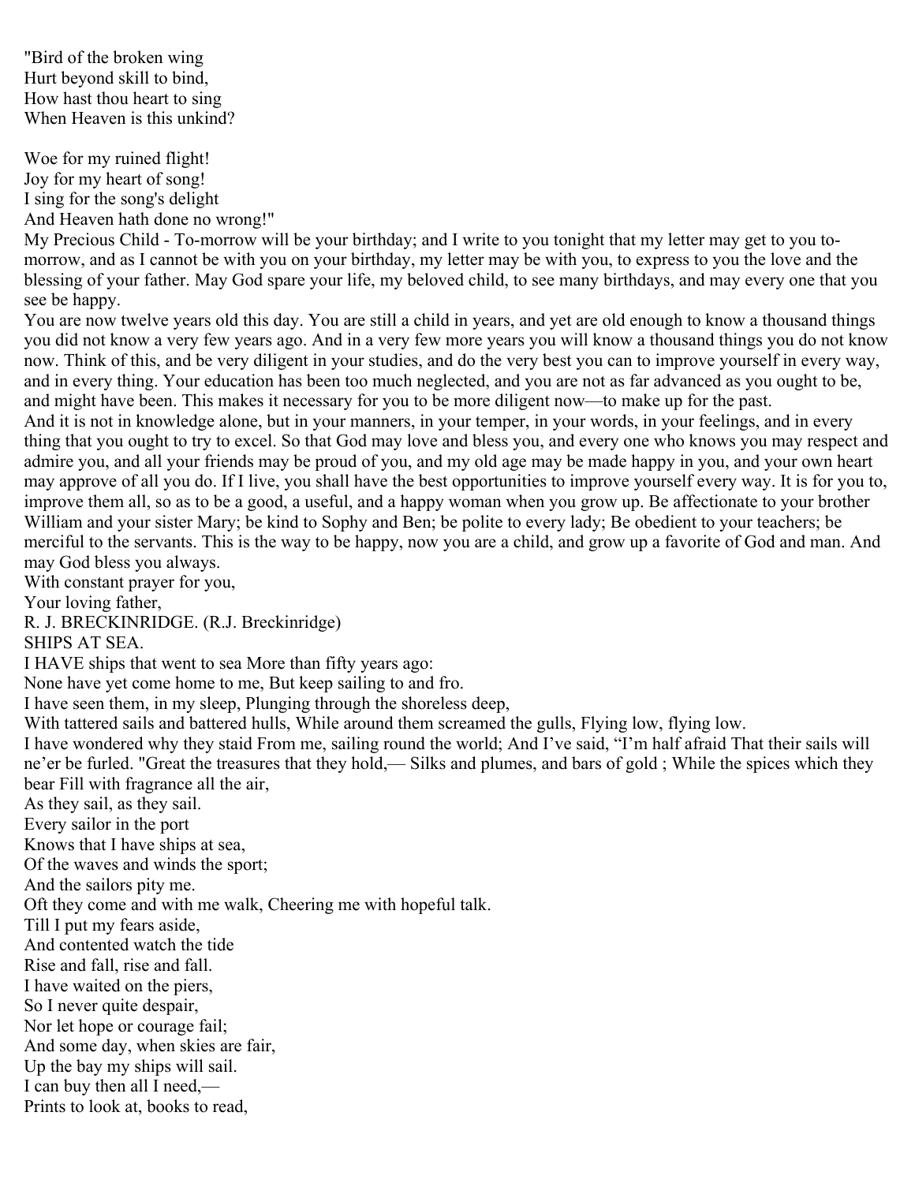"Bird of the broken wing
Hurt beyond skill to bind,
How hast thou heart to sing
When Heaven is this unkind?

Woe for my ruined flight!
Joy for my heart of song!
I sing for the song's delight
And Heaven hath done no wrong!"

My Precious Child - To-morrow will be your birthday; and I write to you tonight that my letter may get to you to-morrow, and as I cannot be with you on your birthday, my letter may be with you, to express to you the love and the blessing of your father. May God spare your life, my beloved child, to see many birthdays, and may every one that you see be happy.

You are now twelve years old this day. You are still a child in years, and yet are old enough to know a thousand things you did not know a very few years ago. And in a very few more years you will know a thousand things you do not know now. Think of this, and be very diligent in your studies, and do the very best you can to improve yourself in every way, and in every thing. Your education has been too much neglected, and you are not as far advanced as you ought to be, and might have been. This makes it necessary for you to be more diligent now—to make up for the past.

And it is not in knowledge alone, but in your manners, in your temper, in your words, in your feelings, and in every thing that you ought to try to excel. So that God may love and bless you, and every one who knows you may respect and admire you, and all your friends may be proud of you, and my old age may be made happy in you, and your own heart may approve of all you do. If I live, you shall have the best opportunities to improve yourself every way. It is for you to, improve them all, so as to be a good, a useful, and a happy woman when you grow up. Be affectionate to your brother William and your sister Mary; be kind to Sophy and Ben; be polite to every lady; Be obedient to your teachers; be merciful to the servants. This is the way to be happy, now you are a child, and grow up a favorite of God and man. And may God bless you always.

With constant prayer for you,
Your loving father,
R. J. BRECKINRIDGE. (R.J. Breckinridge)

SHIPS AT SEA.

I HAVE ships that went to sea More than fifty years ago:
None have yet come home to me, But keep sailing to and fro.
I have seen them, in my sleep, Plunging through the shoreless deep,
With tattered sails and battered hulls, While around them screamed the gulls, Flying low, flying low.
I have wondered why they staid From me, sailing round the world; And I've said, "I'm half afraid That their sails will ne'er be furled. "Great the treasures that they hold,— Silks and plumes, and bars of gold ; While the spices which they bear Fill with fragrance all the air,
As they sail, as they sail.
Every sailor in the port
Knows that I have ships at sea,
Of the waves and winds the sport;
And the sailors pity me.
Oft they come and with me walk, Cheering me with hopeful talk.
Till I put my fears aside,
And contented watch the tide
Rise and fall, rise and fall.
I have waited on the piers,
So I never quite despair,
Nor let hope or courage fail;
And some day, when skies are fair,
Up the bay my ships will sail.
I can buy then all I need,—
Prints to look at, books to read,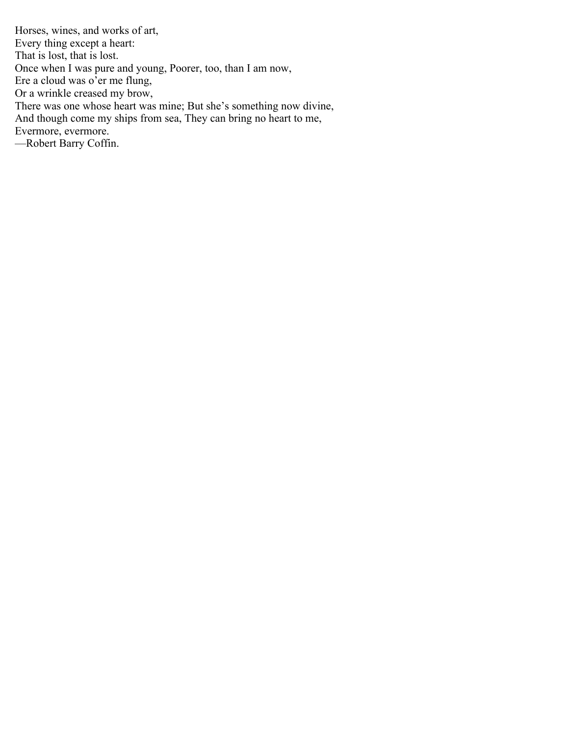Horses, wines, and works of art,  
Every thing except a heart:  
That is lost, that is lost.  
Once when I was pure and young, Poorer, too, than I am now,  
Ere a cloud was o'er me flung,  
Or a wrinkle creased my brow,  
There was one whose heart was mine; But she's something now divine,  
And though come my ships from sea, They can bring no heart to me,  
Evermore, evermore.  
—Robert Barry Coffin.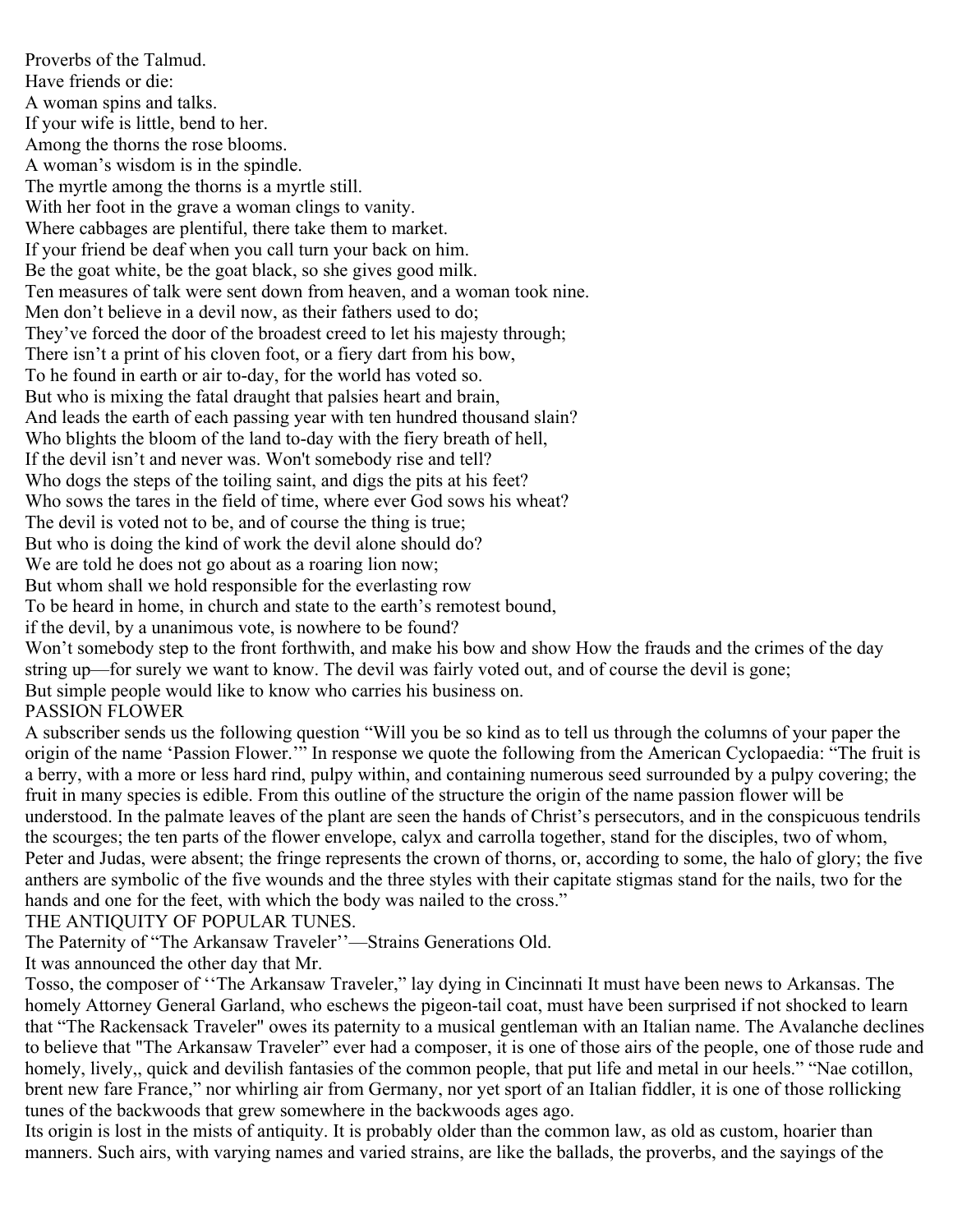Proverbs of the Talmud.

Have friends or die:
A woman spins and talks.
If your wife is little, bend to her.
Among the thorns the rose blooms.
A woman's wisdom is in the spindle.
The myrtle among the thorns is a myrtle still.
With her foot in the grave a woman clings to vanity.
Where cabbages are plentiful, there take them to market.
If your friend be deaf when you call turn your back on him.
Be the goat white, be the goat black, so she gives good milk.
Ten measures of talk were sent down from heaven, and a woman took nine.

Men don't believe in a devil now, as their fathers used to do;
They've forced the door of the broadest creed to let his majesty through;
There isn't a print of his cloven foot, or a fiery dart from his bow,
To he found in earth or air to-day, for the world has voted so.
But who is mixing the fatal draught that palsies heart and brain,
And leads the earth of each passing year with ten hundred thousand slain?
Who blights the bloom of the land to-day with the fiery breath of hell,
If the devil isn't and never was. Won't somebody rise and tell?
Who dogs the steps of the toiling saint, and digs the pits at his feet?
Who sows the tares in the field of time, where ever God sows his wheat?
The devil is voted not to be, and of course the thing is true;
But who is doing the kind of work the devil alone should do?
We are told he does not go about as a roaring lion now;
But whom shall we hold responsible for the everlasting row
To be heard in home, in church and state to the earth's remotest bound,
if the devil, by a unanimous vote, is nowhere to be found?
Won't somebody step to the front forthwith, and make his bow and show How the frauds and the crimes of the day string up—for surely we want to know. The devil was fairly voted out, and of course the devil is gone;
But simple people would like to know who carries his business on.

PASSION FLOWER

A subscriber sends us the following question "Will you be so kind as to tell us through the columns of your paper the origin of the name 'Passion Flower.'" In response we quote the following from the American Cyclopaedia: "The fruit is a berry, with a more or less hard rind, pulpy within, and containing numerous seed surrounded by a pulpy covering; the fruit in many species is edible. From this outline of the structure the origin of the name passion flower will be understood. In the palmate leaves of the plant are seen the hands of Christ's persecutors, and in the conspicuous tendrils the scourges; the ten parts of the flower envelope, calyx and carrolla together, stand for the disciples, two of whom, Peter and Judas, were absent; the fringe represents the crown of thorns, or, according to some, the halo of glory; the five anthers are symbolic of the five wounds and the three styles with their capitate stigmas stand for the nails, two for the hands and one for the feet, with which the body was nailed to the cross."

THE ANTIQUITY OF POPULAR TUNES.

The Paternity of "The Arkansaw Traveler''—Strains Generations Old.

It was announced the other day that Mr.
Tosso, the composer of ''The Arkansaw Traveler," lay dying in Cincinnati It must have been news to Arkansas. The homely Attorney General Garland, who eschews the pigeon-tail coat, must have been surprised if not shocked to learn that "The Rackensack Traveler" owes its paternity to a musical gentleman with an Italian name. The Avalanche declines to believe that "The Arkansaw Traveler" ever had a composer, it is one of those airs of the people, one of those rude and homely, lively,, quick and devilish fantasies of the common people, that put life and metal in our heels." "Nae cotillon, brent new fare France," nor whirling air from Germany, nor yet sport of an Italian fiddler, it is one of those rollicking tunes of the backwoods that grew somewhere in the backwoods ages ago.

Its origin is lost in the mists of antiquity. It is probably older than the common law, as old as custom, hoarier than manners. Such airs, with varying names and varied strains, are like the ballads, the proverbs, and the sayings of the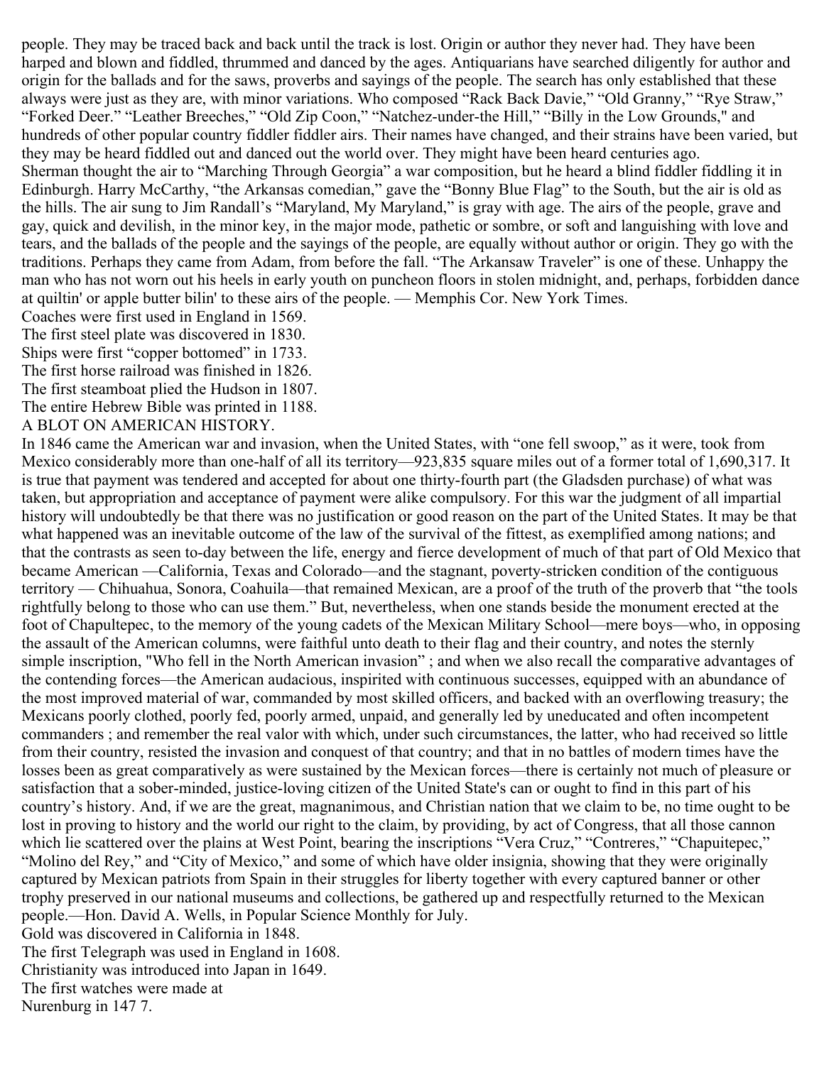people. They may be traced back and back until the track is lost. Origin or author they never had. They have been harped and blown and fiddled, thrummed and danced by the ages. Antiquarians have searched diligently for author and origin for the ballads and for the saws, proverbs and sayings of the people. The search has only established that these always were just as they are, with minor variations. Who composed "Rack Back Davie," "Old Granny," "Rye Straw," "Forked Deer." "Leather Breeches," "Old Zip Coon," "Natchez-under-the Hill," "Billy in the Low Grounds," and hundreds of other popular country fiddler fiddler airs. Their names have changed, and their strains have been varied, but they may be heard fiddled out and danced out the world over. They might have been heard centuries ago.

Sherman thought the air to "Marching Through Georgia" a war composition, but he heard a blind fiddler fiddling it in Edinburgh. Harry McCarthy, "the Arkansas comedian," gave the "Bonny Blue Flag" to the South, but the air is old as the hills. The air sung to Jim Randall's "Maryland, My Maryland," is gray with age. The airs of the people, grave and gay, quick and devilish, in the minor key, in the major mode, pathetic or sombre, or soft and languishing with love and tears, and the ballads of the people and the sayings of the people, are equally without author or origin. They go with the traditions. Perhaps they came from Adam, from before the fall. "The Arkansaw Traveler" is one of these. Unhappy the man who has not worn out his heels in early youth on puncheon floors in stolen midnight, and, perhaps, forbidden dance at quiltin' or apple butter bilin' to these airs of the people. — Memphis Cor. New York Times.

Coaches were first used in England in 1569.

The first steel plate was discovered in 1830.

Ships were first "copper bottomed" in 1733.

The first horse railroad was finished in 1826.

The first steamboat plied the Hudson in 1807.

The entire Hebrew Bible was printed in 1188.

## A BLOT ON AMERICAN HISTORY.

In 1846 came the American war and invasion, when the United States, with "one fell swoop," as it were, took from Mexico considerably more than one-half of all its territory—923,835 square miles out of a former total of 1,690,317. It is true that payment was tendered and accepted for about one thirty-fourth part (the Gladsden purchase) of what was taken, but appropriation and acceptance of payment were alike compulsory. For this war the judgment of all impartial history will undoubtedly be that there was no justification or good reason on the part of the United States. It may be that what happened was an inevitable outcome of the law of the survival of the fittest, as exemplified among nations; and that the contrasts as seen to-day between the life, energy and fierce development of much of that part of Old Mexico that became American —California, Texas and Colorado—and the stagnant, poverty-stricken condition of the contiguous territory — Chihuahua, Sonora, Coahuila—that remained Mexican, are a proof of the truth of the proverb that "the tools rightfully belong to those who can use them." But, nevertheless, when one stands beside the monument erected at the foot of Chapultepec, to the memory of the young cadets of the Mexican Military School—mere boys—who, in opposing the assault of the American columns, were faithful unto death to their flag and their country, and notes the sternly simple inscription, "Who fell in the North American invasion" ; and when we also recall the comparative advantages of the contending forces—the American audacious, inspirited with continuous successes, equipped with an abundance of the most improved material of war, commanded by most skilled officers, and backed with an overflowing treasury; the Mexicans poorly clothed, poorly fed, poorly armed, unpaid, and generally led by uneducated and often incompetent commanders ; and remember the real valor with which, under such circumstances, the latter, who had received so little from their country, resisted the invasion and conquest of that country; and that in no battles of modern times have the losses been as great comparatively as were sustained by the Mexican forces—there is certainly not much of pleasure or satisfaction that a sober-minded, justice-loving citizen of the United State's can or ought to find in this part of his country's history. And, if we are the great, magnanimous, and Christian nation that we claim to be, no time ought to be lost in proving to history and the world our right to the claim, by providing, by act of Congress, that all those cannon which lie scattered over the plains at West Point, bearing the inscriptions "Vera Cruz," "Contreres," "Chapuitepec," "Molino del Rey," and "City of Mexico," and some of which have older insignia, showing that they were originally captured by Mexican patriots from Spain in their struggles for liberty together with every captured banner or other trophy preserved in our national museums and collections, be gathered up and respectfully returned to the Mexican people.—Hon. David A. Wells, in Popular Science Monthly for July.

Gold was discovered in California in 1848.

The first Telegraph was used in England in 1608.

Christianity was introduced into Japan in 1649.

The first watches were made at Nurenburg in 147 7.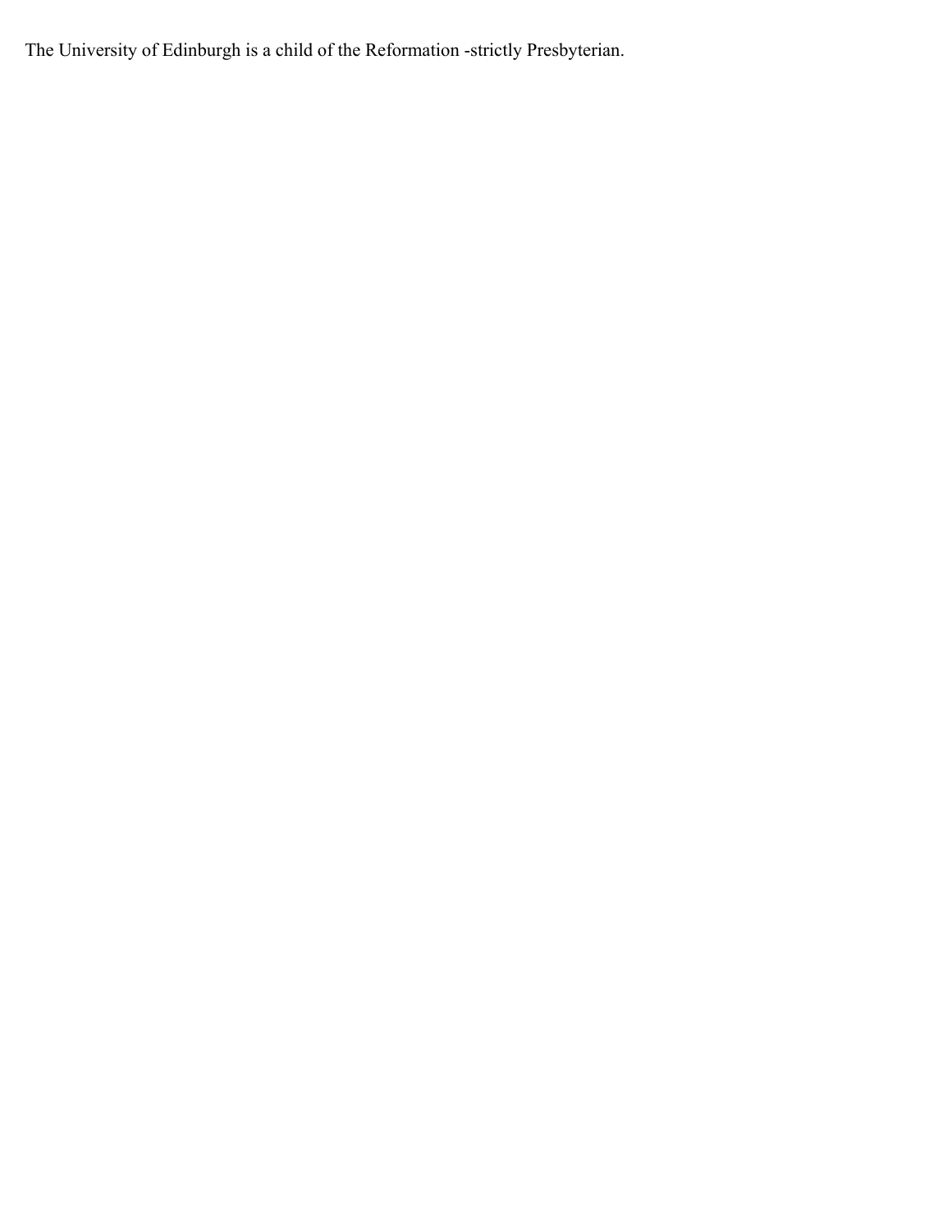The University of Edinburgh is a child of the Reformation -strictly Presbyterian.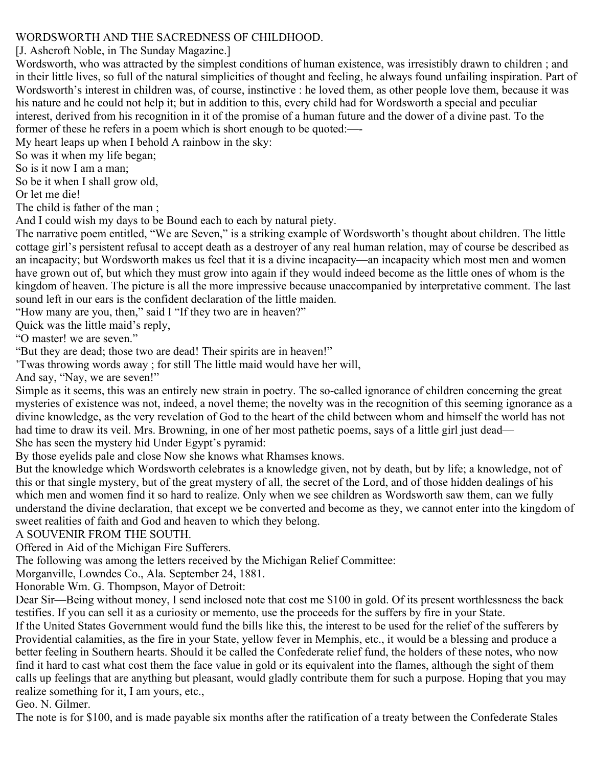## WORDSWORTH AND THE SACREDNESS OF CHILDHOOD.

[J. Ashcroft Noble, in The Sunday Magazine.]

Wordsworth, who was attracted by the simplest conditions of human existence, was irresistibly drawn to children ; and in their little lives, so full of the natural simplicities of thought and feeling, he always found unfailing inspiration. Part of Wordsworth's interest in children was, of course, instinctive : he loved them, as other people love them, because it was his nature and he could not help it; but in addition to this, every child had for Wordsworth a special and peculiar interest, derived from his recognition in it of the promise of a human future and the dower of a divine past. To the former of these he refers in a poem which is short enough to be quoted:—-

My heart leaps up when I behold A rainbow in the sky:
So was it when my life began;
So is it now I am a man;
So be it when I shall grow old,
Or let me die!
The child is father of the man ;
And I could wish my days to be Bound each to each by natural piety.

The narrative poem entitled, "We are Seven," is a striking example of Wordsworth's thought about children. The little cottage girl's persistent refusal to accept death as a destroyer of any real human relation, may of course be described as an incapacity; but Wordsworth makes us feel that it is a divine incapacity—an incapacity which most men and women have grown out of, but which they must grow into again if they would indeed become as the little ones of whom is the kingdom of heaven. The picture is all the more impressive because unaccompanied by interpretative comment. The last sound left in our ears is the confident declaration of the little maiden.

"How many are you, then," said I "If they two are in heaven?"
Quick was the little maid's reply,
"O master! we are seven."
"But they are dead; those two are dead! Their spirits are in heaven!"
'Twas throwing words away ; for still The little maid would have her will,
And say, "Nay, we are seven!"

Simple as it seems, this was an entirely new strain in poetry. The so-called ignorance of children concerning the great mysteries of existence was not, indeed, a novel theme; the novelty was in the recognition of this seeming ignorance as a divine knowledge, as the very revelation of God to the heart of the child between whom and himself the world has not had time to draw its veil. Mrs. Browning, in one of her most pathetic poems, says of a little girl just dead—

She has seen the mystery hid Under Egypt's pyramid:
By those eyelids pale and close Now she knows what Rhamses knows.

But the knowledge which Wordsworth celebrates is a knowledge given, not by death, but by life; a knowledge, not of this or that single mystery, but of the great mystery of all, the secret of the Lord, and of those hidden dealings of his which men and women find it so hard to realize. Only when we see children as Wordsworth saw them, can we fully understand the divine declaration, that except we be converted and become as they, we cannot enter into the kingdom of sweet realities of faith and God and heaven to which they belong.

## A SOUVENIR FROM THE SOUTH.

Offered in Aid of the Michigan Fire Sufferers.

The following was among the letters received by the Michigan Relief Committee:

Morganville, Lowndes Co., Ala. September 24, 1881.

Honorable Wm. G. Thompson, Mayor of Detroit:

Dear Sir—Being without money, I send inclosed note that cost me $100 in gold. Of its present worthlessness the back testifies. If you can sell it as a curiosity or memento, use the proceeds for the suffers by fire in your State.

If the United States Government would fund the bills like this, the interest to be used for the relief of the sufferers by Providential calamities, as the fire in your State, yellow fever in Memphis, etc., it would be a blessing and produce a better feeling in Southern hearts. Should it be called the Confederate relief fund, the holders of these notes, who now find it hard to cast what cost them the face value in gold or its equivalent into the flames, although the sight of them calls up feelings that are anything but pleasant, would gladly contribute them for such a purpose. Hoping that you may realize something for it, I am yours, etc.,

Geo. N. Gilmer.

The note is for $100, and is made payable six months after the ratification of a treaty between the Confederate Stales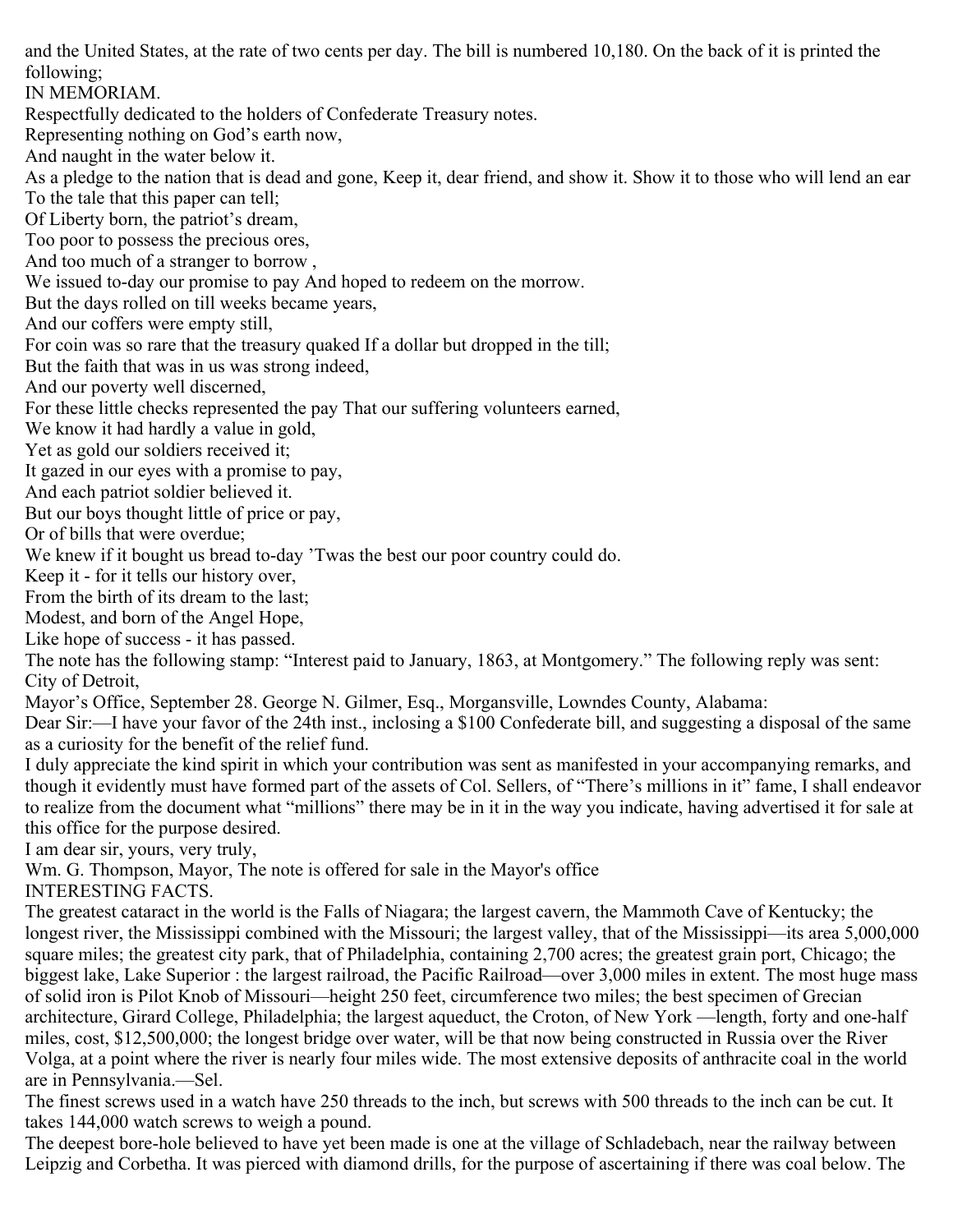and the United States, at the rate of two cents per day. The bill is numbered 10,180. On the back of it is printed the following;

IN MEMORIAM.

Respectfully dedicated to the holders of Confederate Treasury notes.

Representing nothing on God's earth now,
And naught in the water below it.
As a pledge to the nation that is dead and gone, Keep it, dear friend, and show it. Show it to those who will lend an ear
To the tale that this paper can tell;
Of Liberty born, the patriot's dream,
Too poor to possess the precious ores,
And too much of a stranger to borrow ,
We issued to-day our promise to pay And hoped to redeem on the morrow.
But the days rolled on till weeks became years,
And our coffers were empty still,
For coin was so rare that the treasury quaked If a dollar but dropped in the till;
But the faith that was in us was strong indeed,
And our poverty well discerned,
For these little checks represented the pay That our suffering volunteers earned,
We know it had hardly a value in gold,
Yet as gold our soldiers received it;
It gazed in our eyes with a promise to pay,
And each patriot soldier believed it.
But our boys thought little of price or pay,
Or of bills that were overdue;
We knew if it bought us bread to-day 'Twas the best our poor country could do.
Keep it - for it tells our history over,
From the birth of its dream to the last;
Modest, and born of the Angel Hope,
Like hope of success - it has passed.

The note has the following stamp: "Interest paid to January, 1863, at Montgomery." The following reply was sent:

City of Detroit,
Mayor's Office, September 28. George N. Gilmer, Esq., Morgansville, Lowndes County, Alabama:

Dear Sir:—I have your favor of the 24th inst., inclosing a $100 Confederate bill, and suggesting a disposal of the same as a curiosity for the benefit of the relief fund.

I duly appreciate the kind spirit in which your contribution was sent as manifested in your accompanying remarks, and though it evidently must have formed part of the assets of Col. Sellers, of "There's millions in it" fame, I shall endeavor to realize from the document what "millions" there may be in it in the way you indicate, having advertised it for sale at this office for the purpose desired.

I am dear sir, yours, very truly,

Wm. G. Thompson, Mayor, The note is offered for sale in the Mayor's office

INTERESTING FACTS.

The greatest cataract in the world is the Falls of Niagara; the largest cavern, the Mammoth Cave of Kentucky; the longest river, the Mississippi combined with the Missouri; the largest valley, that of the Mississippi—its area 5,000,000 square miles; the greatest city park, that of Philadelphia, containing 2,700 acres; the greatest grain port, Chicago; the biggest lake, Lake Superior : the largest railroad, the Pacific Railroad—over 3,000 miles in extent. The most huge mass of solid iron is Pilot Knob of Missouri—height 250 feet, circumference two miles; the best specimen of Grecian architecture, Girard College, Philadelphia; the largest aqueduct, the Croton, of New York —length, forty and one-half miles, cost, $12,500,000; the longest bridge over water, will be that now being constructed in Russia over the River Volga, at a point where the river is nearly four miles wide. The most extensive deposits of anthracite coal in the world are in Pennsylvania.—Sel.

The finest screws used in a watch have 250 threads to the inch, but screws with 500 threads to the inch can be cut. It takes 144,000 watch screws to weigh a pound.

The deepest bore-hole believed to have yet been made is one at the village of Schladebach, near the railway between Leipzig and Corbetha. It was pierced with diamond drills, for the purpose of ascertaining if there was coal below. The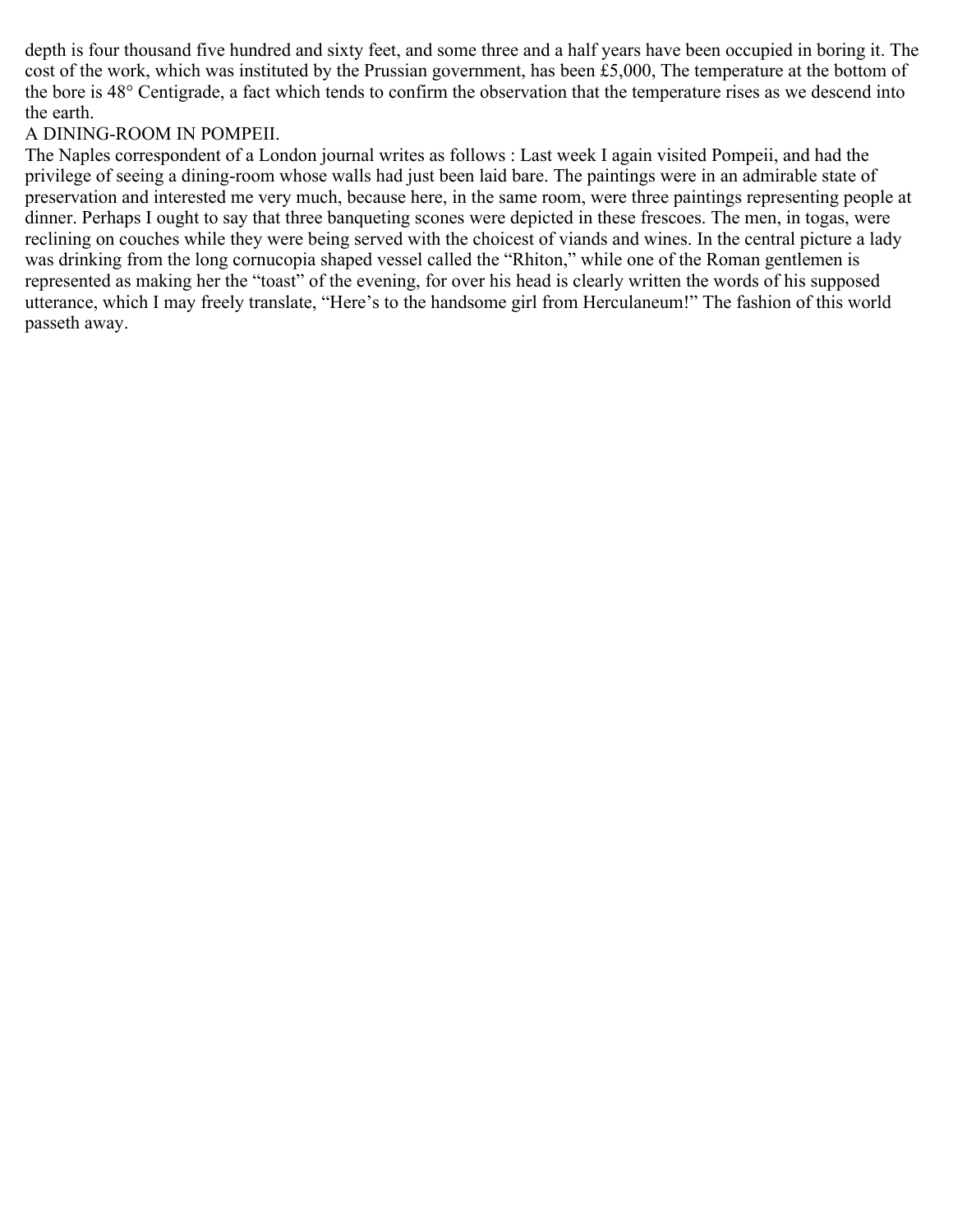depth is four thousand five hundred and sixty feet, and some three and a half years have been occupied in boring it. The cost of the work, which was instituted by the Prussian government, has been £5,000, The temperature at the bottom of the bore is 48° Centigrade, a fact which tends to confirm the observation that the temperature rises as we descend into the earth.

## A DINING-ROOM IN POMPEII.

The Naples correspondent of a London journal writes as follows : Last week I again visited Pompeii, and had the privilege of seeing a dining-room whose walls had just been laid bare. The paintings were in an admirable state of preservation and interested me very much, because here, in the same room, were three paintings representing people at dinner. Perhaps I ought to say that three banqueting scones were depicted in these frescoes. The men, in togas, were reclining on couches while they were being served with the choicest of viands and wines. In the central picture a lady was drinking from the long cornucopia shaped vessel called the "Rhiton," while one of the Roman gentlemen is represented as making her the "toast" of the evening, for over his head is clearly written the words of his supposed utterance, which I may freely translate, "Here's to the handsome girl from Herculaneum!" The fashion of this world passeth away.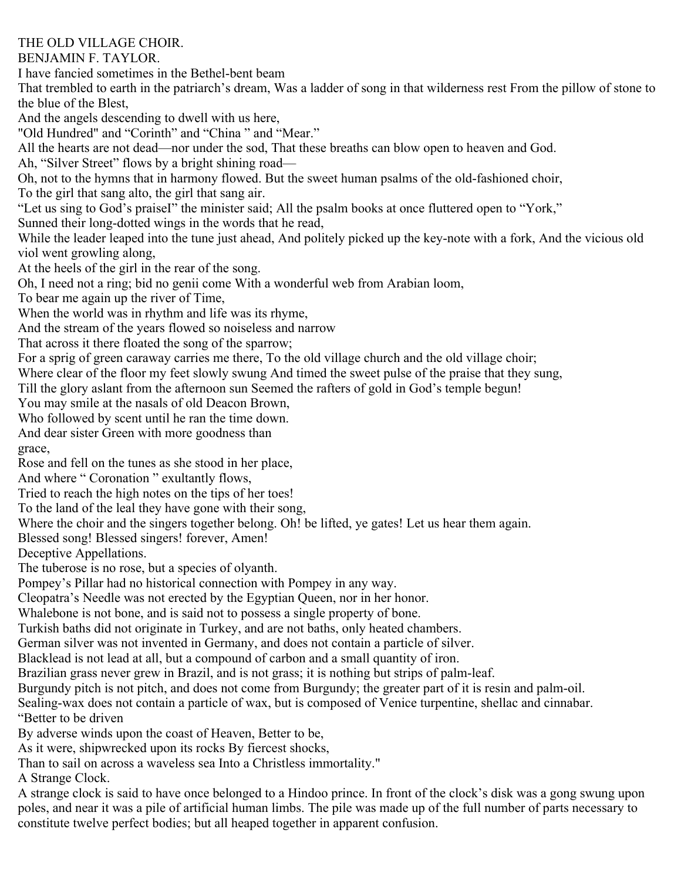## THE OLD VILLAGE CHOIR.

BENJAMIN F. TAYLOR.

I have fancied sometimes in the Bethel-bent beam
That trembled to earth in the patriarch's dream, Was a ladder of song in that wilderness rest From the pillow of stone to the blue of the Blest,
And the angels descending to dwell with us here,
"Old Hundred" and "Corinth" and "China " and "Mear."
All the hearts are not dead—nor under the sod, That these breaths can blow open to heaven and God.
Ah, "Silver Street" flows by a bright shining road—
Oh, not to the hymns that in harmony flowed. But the sweet human psalms of the old-fashioned choir,
To the girl that sang alto, the girl that sang air.
"Let us sing to God's praiseI" the minister said; All the psalm books at once fluttered open to "York,"
Sunned their long-dotted wings in the words that he read,
While the leader leaped into the tune just ahead, And politely picked up the key-note with a fork, And the vicious old viol went growling along,
At the heels of the girl in the rear of the song.
Oh, I need not a ring; bid no genii come With a wonderful web from Arabian loom,
To bear me again up the river of Time,
When the world was in rhythm and life was its rhyme,
And the stream of the years flowed so noiseless and narrow
That across it there floated the song of the sparrow;
For a sprig of green caraway carries me there, To the old village church and the old village choir;
Where clear of the floor my feet slowly swung And timed the sweet pulse of the praise that they sung,
Till the glory aslant from the afternoon sun Seemed the rafters of gold in God's temple begun!
You may smile at the nasals of old Deacon Brown,
Who followed by scent until he ran the time down.
And dear sister Green with more goodness than
grace,
Rose and fell on the tunes as she stood in her place,
And where " Coronation " exultantly flows,
Tried to reach the high notes on the tips of her toes!
To the land of the leal they have gone with their song,
Where the choir and the singers together belong. Oh! be lifted, ye gates! Let us hear them again.
Blessed song! Blessed singers! forever, Amen!

## Deceptive Appellations.

The tuberose is no rose, but a species of olyanth.

Pompey's Pillar had no historical connection with Pompey in any way.

Cleopatra's Needle was not erected by the Egyptian Queen, nor in her honor.

Whalebone is not bone, and is said not to possess a single property of bone.

Turkish baths did not originate in Turkey, and are not baths, only heated chambers.

German silver was not invented in Germany, and does not contain a particle of silver.

Blacklead is not lead at all, but a compound of carbon and a small quantity of iron.

Brazilian grass never grew in Brazil, and is not grass; it is nothing but strips of palm-leaf.

Burgundy pitch is not pitch, and does not come from Burgundy; the greater part of it is resin and palm-oil.

Sealing-wax does not contain a particle of wax, but is composed of Venice turpentine, shellac and cinnabar.

"Better to be driven
By adverse winds upon the coast of Heaven, Better to be,
As it were, shipwrecked upon its rocks By fiercest shocks,
Than to sail on across a waveless sea Into a Christless immortality."

## A Strange Clock.

A strange clock is said to have once belonged to a Hindoo prince. In front of the clock's disk was a gong swung upon poles, and near it was a pile of artificial human limbs. The pile was made up of the full number of parts necessary to constitute twelve perfect bodies; but all heaped together in apparent confusion.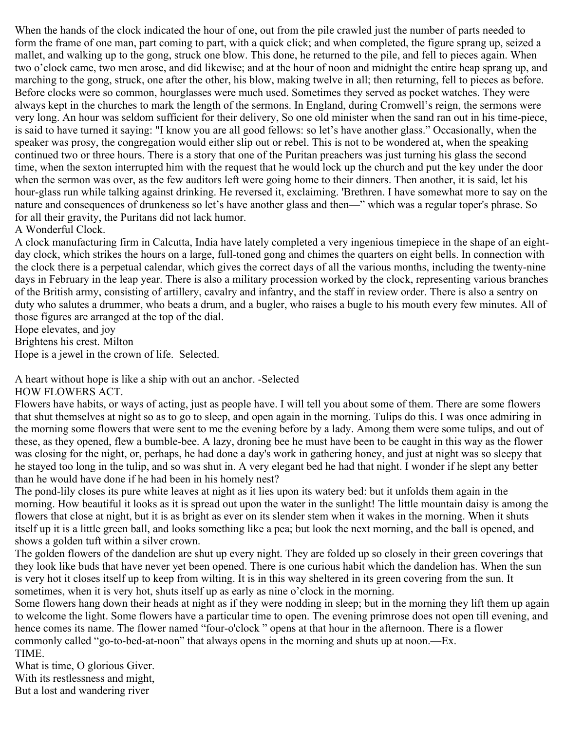When the hands of the clock indicated the hour of one, out from the pile crawled just the number of parts needed to form the frame of one man, part coming to part, with a quick click; and when completed, the figure sprang up, seized a mallet, and walking up to the gong, struck one blow. This done, he returned to the pile, and fell to pieces again. When two o'clock came, two men arose, and did likewise; and at the hour of noon and midnight the entire heap sprang up, and marching to the gong, struck, one after the other, his blow, making twelve in all; then returning, fell to pieces as before.

Before clocks were so common, hourglasses were much used. Sometimes they served as pocket watches. They were always kept in the churches to mark the length of the sermons. In England, during Cromwell's reign, the sermons were very long. An hour was seldom sufficient for their delivery, So one old minister when the sand ran out in his time-piece, is said to have turned it saying: "I know you are all good fellows: so let's have another glass." Occasionally, when the speaker was prosy, the congregation would either slip out or rebel. This is not to be wondered at, when the speaking continued two or three hours. There is a story that one of the Puritan preachers was just turning his glass the second time, when the sexton interrupted him with the request that he would lock up the church and put the key under the door when the sermon was over, as the few auditors left were going home to their dinners. Then another, it is said, let his hour-glass run while talking against drinking. He reversed it, exclaiming. 'Brethren. I have somewhat more to say on the nature and consequences of drunkeness so let's have another glass and then—" which was a regular toper's phrase. So for all their gravity, the Puritans did not lack humor.

## A Wonderful Clock.

A clock manufacturing firm in Calcutta, India have lately completed a very ingenious timepiece in the shape of an eight-day clock, which strikes the hours on a large, full-toned gong and chimes the quarters on eight bells. In connection with the clock there is a perpetual calendar, which gives the correct days of all the various months, including the twenty-nine days in February in the leap year. There is also a military procession worked by the clock, representing various branches of the British army, consisting of artillery, cavalry and infantry, and the staff in review order. There is also a sentry on duty who salutes a drummer, who beats a drum, and a bugler, who raises a bugle to his mouth every few minutes. All of those figures are arranged at the top of the dial.

Hope elevates, and joy
Brightens his crest. Milton

Hope is a jewel in the crown of life. Selected.

A heart without hope is like a ship with out an anchor. -Selected

## HOW FLOWERS ACT.

Flowers have habits, or ways of acting, just as people have. I will tell you about some of them. There are some flowers that shut themselves at night so as to go to sleep, and open again in the morning. Tulips do this. I was once admiring in the morning some flowers that were sent to me the evening before by a lady. Among them were some tulips, and out of these, as they opened, flew a bumble-bee. A lazy, droning bee he must have been to be caught in this way as the flower was closing for the night, or, perhaps, he had done a day's work in gathering honey, and just at night was so sleepy that he stayed too long in the tulip, and so was shut in. A very elegant bed he had that night. I wonder if he slept any better than he would have done if he had been in his homely nest?

The pond-lily closes its pure white leaves at night as it lies upon its watery bed: but it unfolds them again in the morning. How beautiful it looks as it is spread out upon the water in the sunlight! The little mountain daisy is among the flowers that close at night, but it is as bright as ever on its slender stem when it wakes in the morning. When it shuts itself up it is a little green ball, and looks something like a pea; but look the next morning, and the ball is opened, and shows a golden tuft within a silver crown.

The golden flowers of the dandelion are shut up every night. They are folded up so closely in their green coverings that they look like buds that have never yet been opened. There is one curious habit which the dandelion has. When the sun is very hot it closes itself up to keep from wilting. It is in this way sheltered in its green covering from the sun. It sometimes, when it is very hot, shuts itself up as early as nine o'clock in the morning.

Some flowers hang down their heads at night as if they were nodding in sleep; but in the morning they lift them up again to welcome the light. Some flowers have a particular time to open. The evening primrose does not open till evening, and hence comes its name. The flower named "four-o'clock " opens at that hour in the afternoon. There is a flower commonly called "go-to-bed-at-noon" that always opens in the morning and shuts up at noon.—Ex.

## TIME.

What is time, O glorious Giver.
With its restlessness and might,
But a lost and wandering river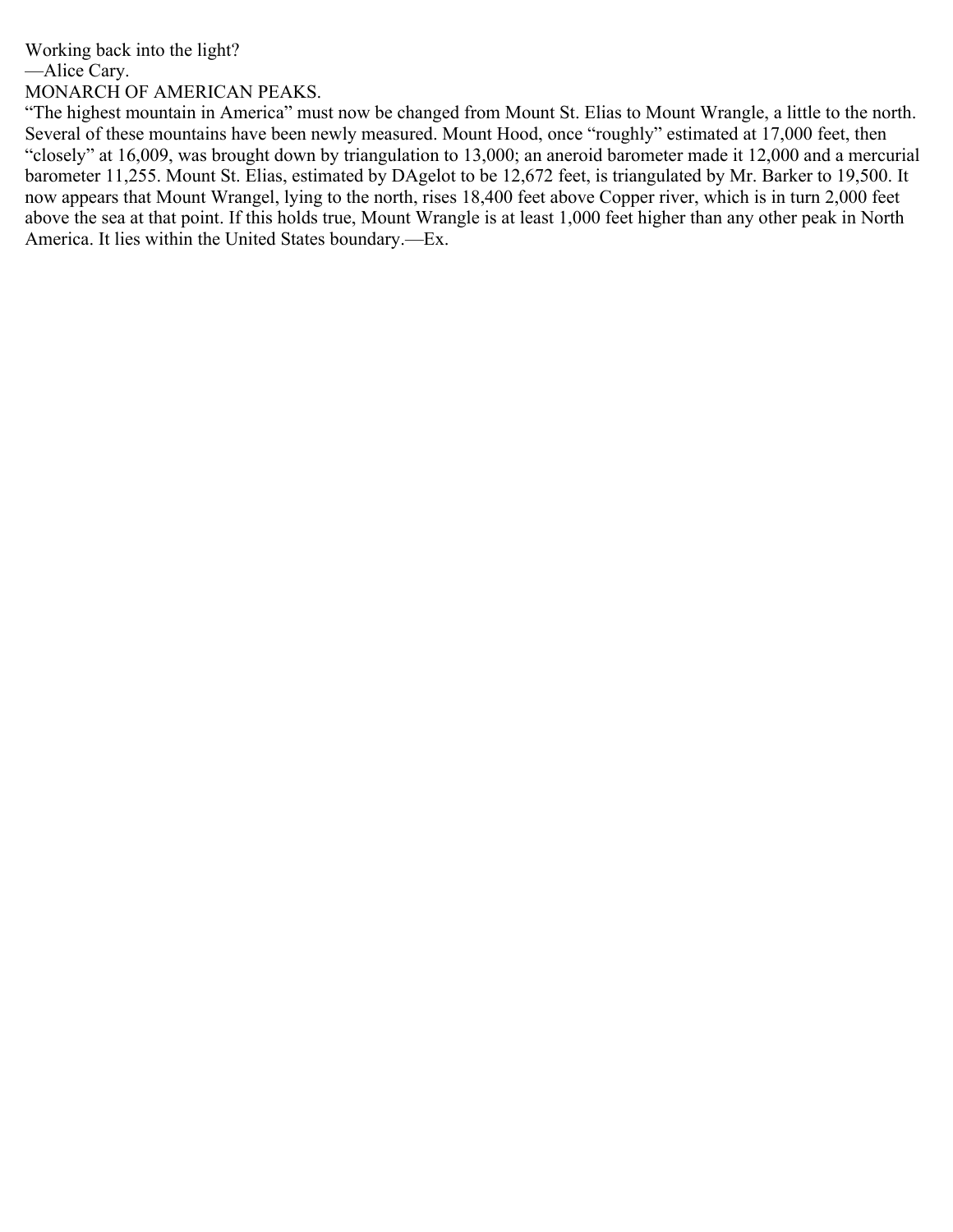Working back into the light?

—Alice Cary.

## MONARCH OF AMERICAN PEAKS.

"The highest mountain in America" must now be changed from Mount St. Elias to Mount Wrangle, a little to the north. Several of these mountains have been newly measured. Mount Hood, once "roughly" estimated at 17,000 feet, then "closely" at 16,009, was brought down by triangulation to 13,000; an aneroid barometer made it 12,000 and a mercurial barometer 11,255. Mount St. Elias, estimated by DAgelot to be 12,672 feet, is triangulated by Mr. Barker to 19,500. It now appears that Mount Wrangel, lying to the north, rises 18,400 feet above Copper river, which is in turn 2,000 feet above the sea at that point. If this holds true, Mount Wrangle is at least 1,000 feet higher than any other peak in North America. It lies within the United States boundary.—Ex.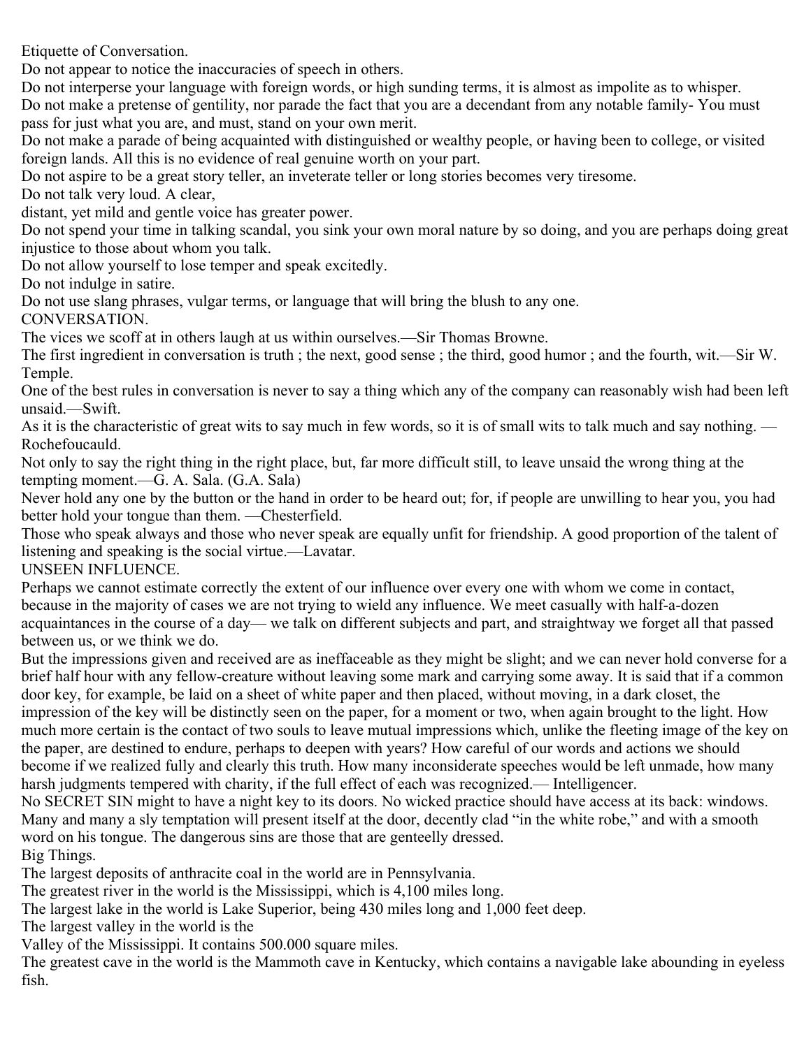## Etiquette of Conversation.

Do not appear to notice the inaccuracies of speech in others.

Do not interperse your language with foreign words, or high sunding terms, it is almost as impolite as to whisper.

Do not make a pretense of gentility, nor parade the fact that you are a decendant from any notable family- You must pass for just what you are, and must, stand on your own merit.

Do not make a parade of being acquainted with distinguished or wealthy people, or having been to college, or visited foreign lands. All this is no evidence of real genuine worth on your part.

Do not aspire to be a great story teller, an inveterate teller or long stories becomes very tiresome.

Do not talk very loud. A clear,
distant, yet mild and gentle voice has greater power.

Do not spend your time in talking scandal, you sink your own moral nature by so doing, and you are perhaps doing great injustice to those about whom you talk.

Do not allow yourself to lose temper and speak excitedly.

Do not indulge in satire.

Do not use slang phrases, vulgar terms, or language that will bring the blush to any one.

## CONVERSATION.

The vices we scoff at in others laugh at us within ourselves.—Sir Thomas Browne.

The first ingredient in conversation is truth ; the next, good sense ; the third, good humor ; and the fourth, wit.—Sir W. Temple.

One of the best rules in conversation is never to say a thing which any of the company can reasonably wish had been left unsaid.—Swift.

As it is the characteristic of great wits to say much in few words, so it is of small wits to talk much and say nothing. —Rochefoucauld.

Not only to say the right thing in the right place, but, far more difficult still, to leave unsaid the wrong thing at the tempting moment.—G. A. Sala. (G.A. Sala)

Never hold any one by the button or the hand in order to be heard out; for, if people are unwilling to hear you, you had better hold your tongue than them. —Chesterfield.

Those who speak always and those who never speak are equally unfit for friendship. A good proportion of the talent of listening and speaking is the social virtue.—Lavatar.

## UNSEEN INFLUENCE.

Perhaps we cannot estimate correctly the extent of our influence over every one with whom we come in contact, because in the majority of cases we are not trying to wield any influence. We meet casually with half-a-dozen acquaintances in the course of a day— we talk on different subjects and part, and straightway we forget all that passed between us, or we think we do.

But the impressions given and received are as ineffaceable as they might be slight; and we can never hold converse for a brief half hour with any fellow-creature without leaving some mark and carrying some away. It is said that if a common door key, for example, be laid on a sheet of white paper and then placed, without moving, in a dark closet, the impression of the key will be distinctly seen on the paper, for a moment or two, when again brought to the light. How much more certain is the contact of two souls to leave mutual impressions which, unlike the fleeting image of the key on the paper, are destined to endure, perhaps to deepen with years? How careful of our words and actions we should become if we realized fully and clearly this truth. How many inconsiderate speeches would be left unmade, how many harsh judgments tempered with charity, if the full effect of each was recognized.— Intelligencer.

No SECRET SIN might to have a night key to its doors. No wicked practice should have access at its back: windows. Many and many a sly temptation will present itself at the door, decently clad "in the white robe," and with a smooth word on his tongue. The dangerous sins are those that are genteelly dressed.

## Big Things.

The largest deposits of anthracite coal in the world are in Pennsylvania.

The greatest river in the world is the Mississippi, which is 4,100 miles long.

The largest lake in the world is Lake Superior, being 430 miles long and 1,000 feet deep.

The largest valley in the world is the
Valley of the Mississippi. It contains 500.000 square miles.

The greatest cave in the world is the Mammoth cave in Kentucky, which contains a navigable lake abounding in eyeless fish.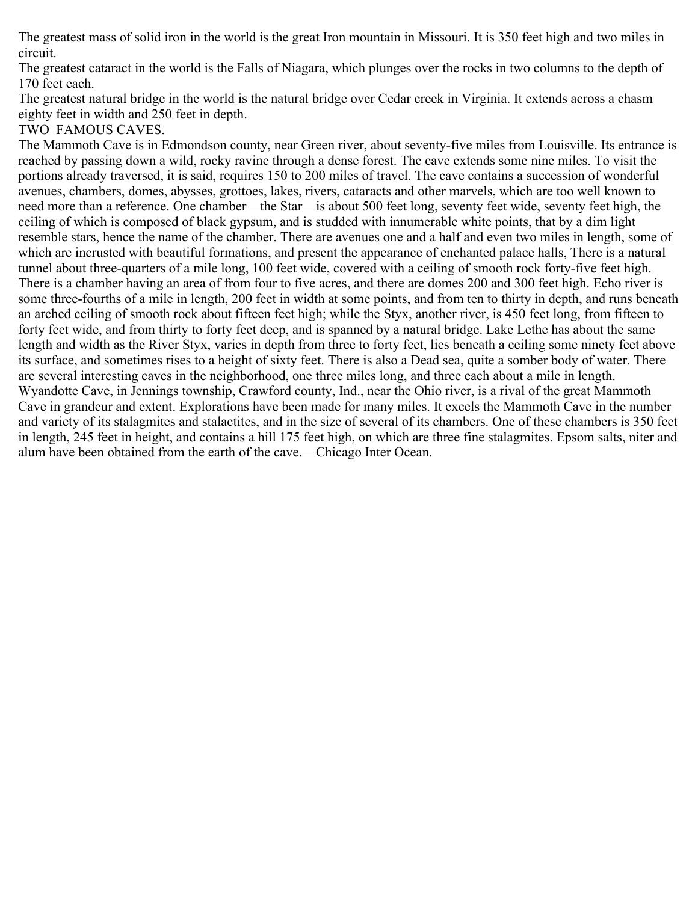The greatest mass of solid iron in the world is the great Iron mountain in Missouri. It is 350 feet high and two miles in circuit.

The greatest cataract in the world is the Falls of Niagara, which plunges over the rocks in two columns to the depth of 170 feet each.

The greatest natural bridge in the world is the natural bridge over Cedar creek in Virginia. It extends across a chasm eighty feet in width and 250 feet in depth.

## TWO FAMOUS CAVES.

The Mammoth Cave is in Edmondson county, near Green river, about seventy-five miles from Louisville. Its entrance is reached by passing down a wild, rocky ravine through a dense forest. The cave extends some nine miles. To visit the portions already traversed, it is said, requires 150 to 200 miles of travel. The cave contains a succession of wonderful avenues, chambers, domes, abysses, grottoes, lakes, rivers, cataracts and other marvels, which are too well known to need more than a reference. One chamber—the Star—is about 500 feet long, seventy feet wide, seventy feet high, the ceiling of which is composed of black gypsum, and is studded with innumerable white points, that by a dim light resemble stars, hence the name of the chamber. There are avenues one and a half and even two miles in length, some of which are incrusted with beautiful formations, and present the appearance of enchanted palace halls, There is a natural tunnel about three-quarters of a mile long, 100 feet wide, covered with a ceiling of smooth rock forty-five feet high. There is a chamber having an area of from four to five acres, and there are domes 200 and 300 feet high. Echo river is some three-fourths of a mile in length, 200 feet in width at some points, and from ten to thirty in depth, and runs beneath an arched ceiling of smooth rock about fifteen feet high; while the Styx, another river, is 450 feet long, from fifteen to forty feet wide, and from thirty to forty feet deep, and is spanned by a natural bridge. Lake Lethe has about the same length and width as the River Styx, varies in depth from three to forty feet, lies beneath a ceiling some ninety feet above its surface, and sometimes rises to a height of sixty feet. There is also a Dead sea, quite a somber body of water. There are several interesting caves in the neighborhood, one three miles long, and three each about a mile in length.

Wyandotte Cave, in Jennings township, Crawford county, Ind., near the Ohio river, is a rival of the great Mammoth Cave in grandeur and extent. Explorations have been made for many miles. It excels the Mammoth Cave in the number and variety of its stalagmites and stalactites, and in the size of several of its chambers. One of these chambers is 350 feet in length, 245 feet in height, and contains a hill 175 feet high, on which are three fine stalagmites. Epsom salts, niter and alum have been obtained from the earth of the cave.—Chicago Inter Ocean.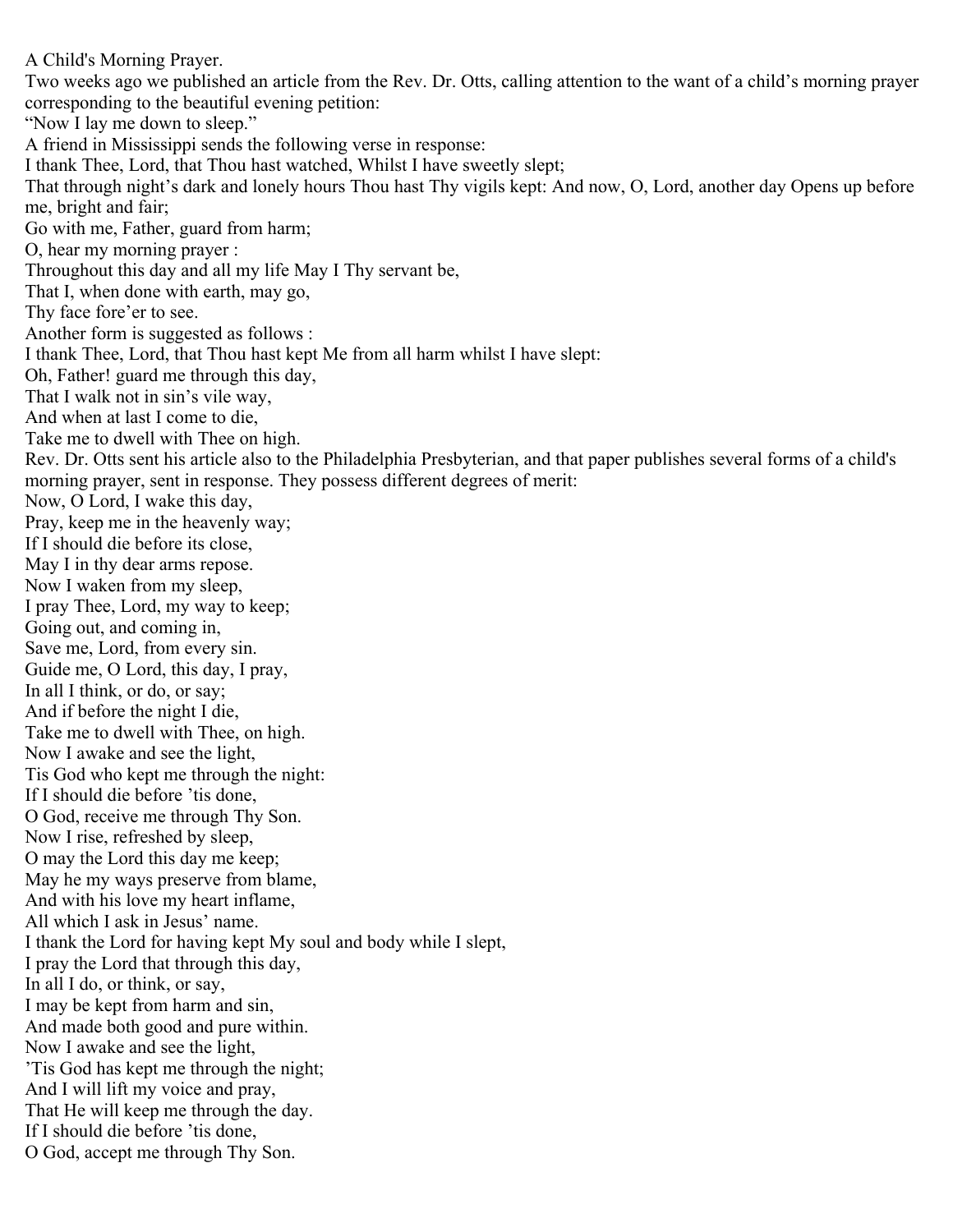# A Child's Morning Prayer.

Two weeks ago we published an article from the Rev. Dr. Otts, calling attention to the want of a child's morning prayer corresponding to the beautiful evening petition:

"Now I lay me down to sleep."

A friend in Mississippi sends the following verse in response:

I thank Thee, Lord, that Thou hast watched, Whilst I have sweetly slept;
That through night's dark and lonely hours Thou hast Thy vigils kept: And now, O, Lord, another day Opens up before me, bright and fair;
Go with me, Father, guard from harm;
O, hear my morning prayer :
Throughout this day and all my life May I Thy servant be,
That I, when done with earth, may go,
Thy face fore'er to see.

Another form is suggested as follows :

I thank Thee, Lord, that Thou hast kept Me from all harm whilst I have slept:
Oh, Father! guard me through this day,
That I walk not in sin's vile way,
And when at last I come to die,
Take me to dwell with Thee on high.

Rev. Dr. Otts sent his article also to the Philadelphia Presbyterian, and that paper publishes several forms of a child's morning prayer, sent in response. They possess different degrees of merit:

Now, O Lord, I wake this day,
Pray, keep me in the heavenly way;
If I should die before its close,
May I in thy dear arms repose.

Now I waken from my sleep,
I pray Thee, Lord, my way to keep;
Going out, and coming in,
Save me, Lord, from every sin.

Guide me, O Lord, this day, I pray,
In all I think, or do, or say;
And if before the night I die,
Take me to dwell with Thee, on high.

Now I awake and see the light,
Tis God who kept me through the night:
If I should die before 'tis done,
O God, receive me through Thy Son.

Now I rise, refreshed by sleep,
O may the Lord this day me keep;
May he my ways preserve from blame,
And with his love my heart inflame,
All which I ask in Jesus' name.

I thank the Lord for having kept My soul and body while I slept,
I pray the Lord that through this day,
In all I do, or think, or say,
I may be kept from harm and sin,
And made both good and pure within.

Now I awake and see the light,
'Tis God has kept me through the night;
And I will lift my voice and pray,
That He will keep me through the day.
If I should die before 'tis done,
O God, accept me through Thy Son.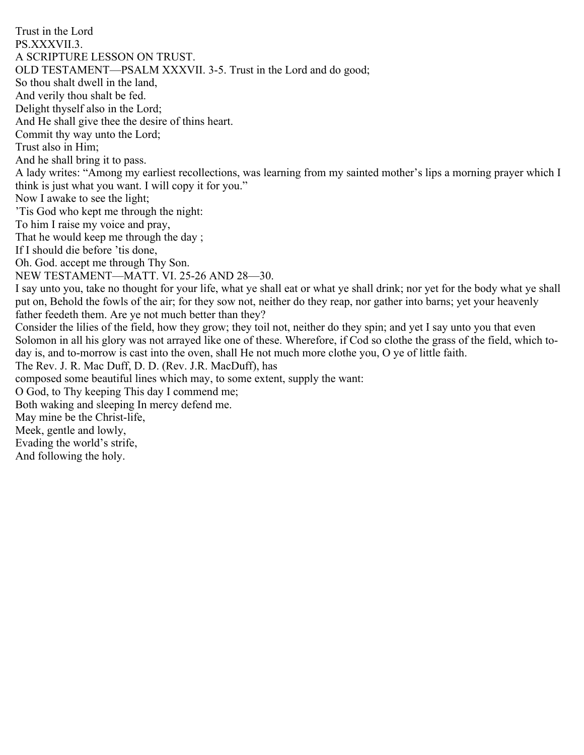Trust in the Lord

PS.XXXVII.3.

A SCRIPTURE LESSON ON TRUST.

OLD TESTAMENT—PSALM XXXVII. 3-5. Trust in the Lord and do good;
So thou shalt dwell in the land,
And verily thou shalt be fed.
Delight thyself also in the Lord;
And He shall give thee the desire of thins heart.
Commit thy way unto the Lord;
Trust also in Him;
And he shall bring it to pass.

A lady writes: “Among my earliest recollections, was learning from my sainted mother’s lips a morning prayer which I think is just what you want. I will copy it for you.”

Now I awake to see the light;
’Tis God who kept me through the night:
To him I raise my voice and pray,
That he would keep me through the day ;
If I should die before ’tis done,
Oh. God. accept me through Thy Son.

NEW TESTAMENT—MATT. VI. 25-26 AND 28—30.

I say unto you, take no thought for your life, what ye shall eat or what ye shall drink; nor yet for the body what ye shall put on, Behold the fowls of the air; for they sow not, neither do they reap, nor gather into barns; yet your heavenly father feedeth them. Are ye not much better than they?

Consider the lilies of the field, how they grow; they toil not, neither do they spin; and yet I say unto you that even Solomon in all his glory was not arrayed like one of these. Wherefore, if Cod so clothe the grass of the field, which to-day is, and to-morrow is cast into the oven, shall He not much more clothe you, O ye of little faith.

The Rev. J. R. Mac Duff, D. D. (Rev. J.R. MacDuff), has
composed some beautiful lines which may, to some extent, supply the want:

O God, to Thy keeping This day I commend me;
Both waking and sleeping In mercy defend me.
May mine be the Christ-life,
Meek, gentle and lowly,
Evading the world’s strife,
And following the holy.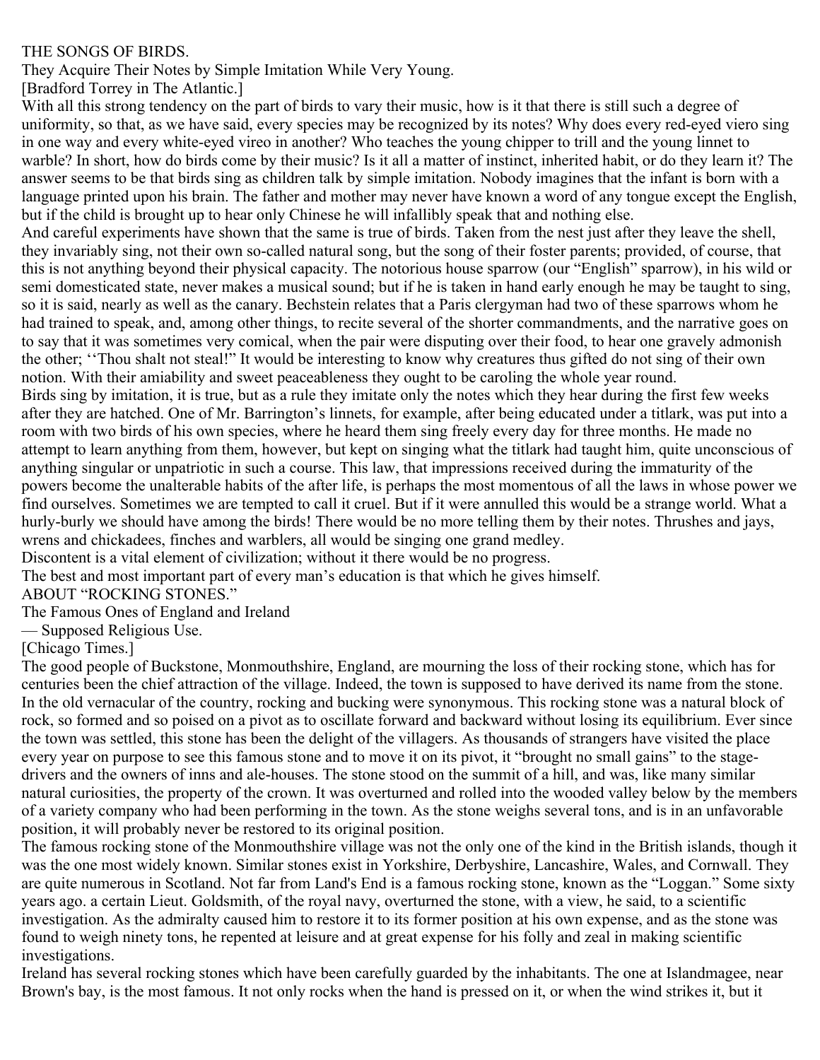# THE SONGS OF BIRDS.

They Acquire Their Notes by Simple Imitation While Very Young.

[Bradford Torrey in The Atlantic.]

With all this strong tendency on the part of birds to vary their music, how is it that there is still such a degree of uniformity, so that, as we have said, every species may be recognized by its notes? Why does every red-eyed viero sing in one way and every white-eyed vireo in another? Who teaches the young chipper to trill and the young linnet to warble? In short, how do birds come by their music? Is it all a matter of instinct, inherited habit, or do they learn it? The answer seems to be that birds sing as children talk by simple imitation. Nobody imagines that the infant is born with a language printed upon his brain. The father and mother may never have known a word of any tongue except the English, but if the child is brought up to hear only Chinese he will infallibly speak that and nothing else.

And careful experiments have shown that the same is true of birds. Taken from the nest just after they leave the shell, they invariably sing, not their own so-called natural song, but the song of their foster parents; provided, of course, that this is not anything beyond their physical capacity. The notorious house sparrow (our "English" sparrow), in his wild or semi domesticated state, never makes a musical sound; but if he is taken in hand early enough he may be taught to sing, so it is said, nearly as well as the canary. Bechstein relates that a Paris clergyman had two of these sparrows whom he had trained to speak, and, among other things, to recite several of the shorter commandments, and the narrative goes on to say that it was sometimes very comical, when the pair were disputing over their food, to hear one gravely admonish the other; ''Thou shalt not steal!" It would be interesting to know why creatures thus gifted do not sing of their own notion. With their amiability and sweet peaceableness they ought to be caroling the whole year round.

Birds sing by imitation, it is true, but as a rule they imitate only the notes which they hear during the first few weeks after they are hatched. One of Mr. Barrington's linnets, for example, after being educated under a titlark, was put into a room with two birds of his own species, where he heard them sing freely every day for three months. He made no attempt to learn anything from them, however, but kept on singing what the titlark had taught him, quite unconscious of anything singular or unpatriotic in such a course. This law, that impressions received during the immaturity of the powers become the unalterable habits of the after life, is perhaps the most momentous of all the laws in whose power we find ourselves. Sometimes we are tempted to call it cruel. But if it were annulled this would be a strange world. What a hurly-burly we should have among the birds! There would be no more telling them by their notes. Thrushes and jays, wrens and chickadees, finches and warblers, all would be singing one grand medley.

Discontent is a vital element of civilization; without it there would be no progress.

The best and most important part of every man's education is that which he gives himself.

# ABOUT "ROCKING STONES."

The Famous Ones of England and Ireland

— Supposed Religious Use.

[Chicago Times.]

The good people of Buckstone, Monmouthshire, England, are mourning the loss of their rocking stone, which has for centuries been the chief attraction of the village. Indeed, the town is supposed to have derived its name from the stone. In the old vernacular of the country, rocking and bucking were synonymous. This rocking stone was a natural block of rock, so formed and so poised on a pivot as to oscillate forward and backward without losing its equilibrium. Ever since the town was settled, this stone has been the delight of the villagers. As thousands of strangers have visited the place every year on purpose to see this famous stone and to move it on its pivot, it "brought no small gains" to the stage-drivers and the owners of inns and ale-houses. The stone stood on the summit of a hill, and was, like many similar natural curiosities, the property of the crown. It was overturned and rolled into the wooded valley below by the members of a variety company who had been performing in the town. As the stone weighs several tons, and is in an unfavorable position, it will probably never be restored to its original position.

The famous rocking stone of the Monmouthshire village was not the only one of the kind in the British islands, though it was the one most widely known. Similar stones exist in Yorkshire, Derbyshire, Lancashire, Wales, and Cornwall. They are quite numerous in Scotland. Not far from Land's End is a famous rocking stone, known as the "Loggan." Some sixty years ago. a certain Lieut. Goldsmith, of the royal navy, overturned the stone, with a view, he said, to a scientific investigation. As the admiralty caused him to restore it to its former position at his own expense, and as the stone was found to weigh ninety tons, he repented at leisure and at great expense for his folly and zeal in making scientific investigations.

Ireland has several rocking stones which have been carefully guarded by the inhabitants. The one at Islandmagee, near Brown's bay, is the most famous. It not only rocks when the hand is pressed on it, or when the wind strikes it, but it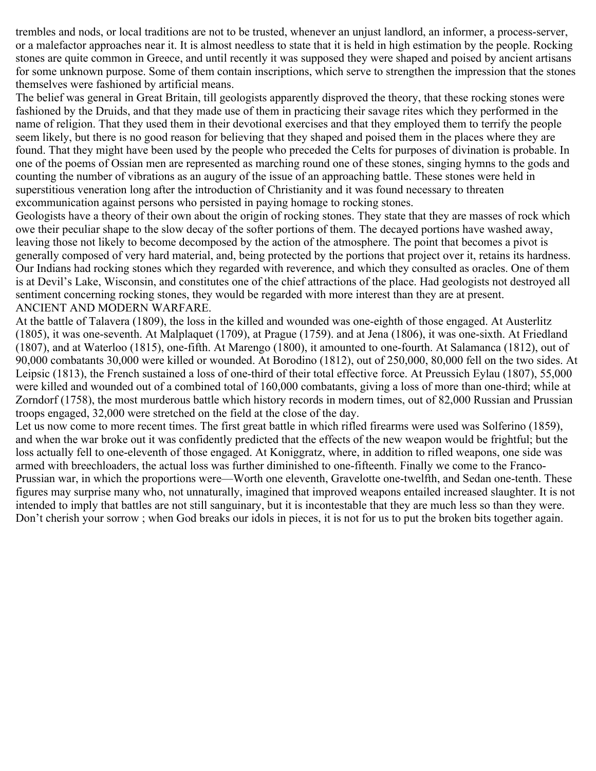trembles and nods, or local traditions are not to be trusted, whenever an unjust landlord, an informer, a process-server, or a malefactor approaches near it. It is almost needless to state that it is held in high estimation by the people. Rocking stones are quite common in Greece, and until recently it was supposed they were shaped and poised by ancient artisans for some unknown purpose. Some of them contain inscriptions, which serve to strengthen the impression that the stones themselves were fashioned by artificial means.

The belief was general in Great Britain, till geologists apparently disproved the theory, that these rocking stones were fashioned by the Druids, and that they made use of them in practicing their savage rites which they performed in the name of religion. That they used them in their devotional exercises and that they employed them to terrify the people seem likely, but there is no good reason for believing that they shaped and poised them in the places where they are found. That they might have been used by the people who preceded the Celts for purposes of divination is probable. In one of the poems of Ossian men are represented as marching round one of these stones, singing hymns to the gods and counting the number of vibrations as an augury of the issue of an approaching battle. These stones were held in superstitious veneration long after the introduction of Christianity and it was found necessary to threaten excommunication against persons who persisted in paying homage to rocking stones.

Geologists have a theory of their own about the origin of rocking stones. They state that they are masses of rock which owe their peculiar shape to the slow decay of the softer portions of them. The decayed portions have washed away, leaving those not likely to become decomposed by the action of the atmosphere. The point that becomes a pivot is generally composed of very hard material, and, being protected by the portions that project over it, retains its hardness. Our Indians had rocking stones which they regarded with reverence, and which they consulted as oracles. One of them is at Devil's Lake, Wisconsin, and constitutes one of the chief attractions of the place. Had geologists not destroyed all sentiment concerning rocking stones, they would be regarded with more interest than they are at present.

## ANCIENT AND MODERN WARFARE.

At the battle of Talavera (1809), the loss in the killed and wounded was one-eighth of those engaged. At Austerlitz (1805), it was one-seventh. At Malplaquet (1709), at Prague (1759). and at Jena (1806), it was one-sixth. At Friedland (1807), and at Waterloo (1815), one-fifth. At Marengo (1800), it amounted to one-fourth. At Salamanca (1812), out of 90,000 combatants 30,000 were killed or wounded. At Borodino (1812), out of 250,000, 80,000 fell on the two sides. At Leipsic (1813), the French sustained a loss of one-third of their total effective force. At Preussich Eylau (1807), 55,000 were killed and wounded out of a combined total of 160,000 combatants, giving a loss of more than one-third; while at Zorndorf (1758), the most murderous battle which history records in modern times, out of 82,000 Russian and Prussian troops engaged, 32,000 were stretched on the field at the close of the day.

Let us now come to more recent times. The first great battle in which rifled firearms were used was Solferino (1859), and when the war broke out it was confidently predicted that the effects of the new weapon would be frightful; but the loss actually fell to one-eleventh of those engaged. At Koniggratz, where, in addition to rifled weapons, one side was armed with breechloaders, the actual loss was further diminished to one-fifteenth. Finally we come to the Franco-Prussian war, in which the proportions were—Worth one eleventh, Gravelotte one-twelfth, and Sedan one-tenth. These figures may surprise many who, not unnaturally, imagined that improved weapons entailed increased slaughter. It is not intended to imply that battles are not still sanguinary, but it is incontestable that they are much less so than they were.

Don't cherish your sorrow ; when God breaks our idols in pieces, it is not for us to put the broken bits together again.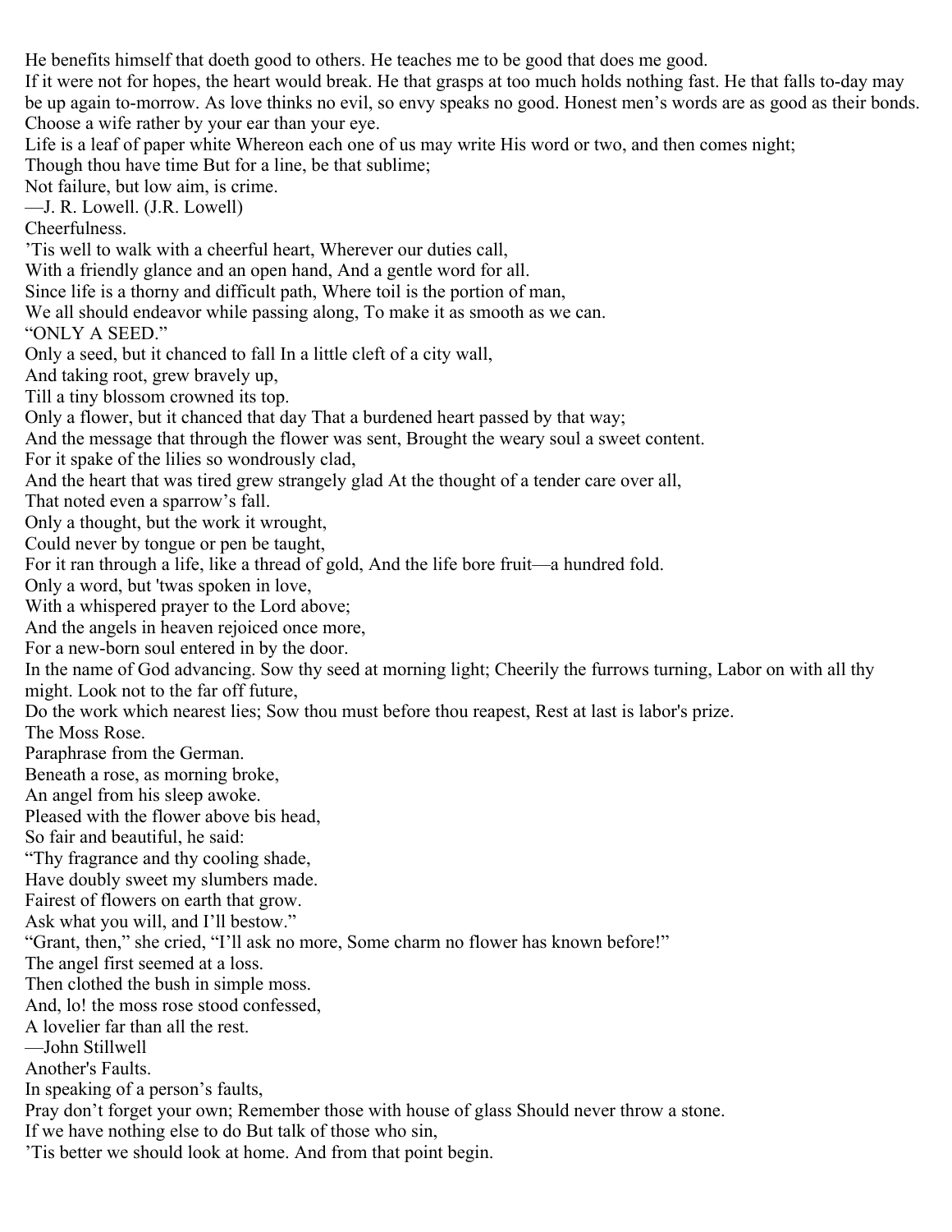He benefits himself that doeth good to others. He teaches me to be good that does me good.

If it were not for hopes, the heart would break. He that grasps at too much holds nothing fast. He that falls to-day may be up again to-morrow. As love thinks no evil, so envy speaks no good. Honest men's words are as good as their bonds. Choose a wife rather by your ear than your eye.

Life is a leaf of paper white Whereon each one of us may write His word or two, and then comes night;
Though thou have time But for a line, be that sublime;
Not failure, but low aim, is crime.
—J. R. Lowell. (J.R. Lowell)

## Cheerfulness.

'Tis well to walk with a cheerful heart, Wherever our duties call,
With a friendly glance and an open hand, And a gentle word for all.
Since life is a thorny and difficult path, Where toil is the portion of man,
We all should endeavor while passing along, To make it as smooth as we can.

## "ONLY A SEED."

Only a seed, but it chanced to fall In a little cleft of a city wall,
And taking root, grew bravely up,
Till a tiny blossom crowned its top.
Only a flower, but it chanced that day That a burdened heart passed by that way;
And the message that through the flower was sent, Brought the weary soul a sweet content.
For it spake of the lilies so wondrously clad,
And the heart that was tired grew strangely glad At the thought of a tender care over all,
That noted even a sparrow's fall.
Only a thought, but the work it wrought,
Could never by tongue or pen be taught,
For it ran through a life, like a thread of gold, And the life bore fruit—a hundred fold.
Only a word, but 'twas spoken in love,
With a whispered prayer to the Lord above;
And the angels in heaven rejoiced once more,
For a new-born soul entered in by the door.

In the name of God advancing. Sow thy seed at morning light; Cheerily the furrows turning, Labor on with all thy might. Look not to the far off future,
Do the work which nearest lies; Sow thou must before thou reapest, Rest at last is labor's prize.

## The Moss Rose.

Paraphrase from the German.

Beneath a rose, as morning broke,
An angel from his sleep awoke.
Pleased with the flower above bis head,
So fair and beautiful, he said:
"Thy fragrance and thy cooling shade,
Have doubly sweet my slumbers made.
Fairest of flowers on earth that grow.
Ask what you will, and I'll bestow."
"Grant, then," she cried, "I'll ask no more, Some charm no flower has known before!"
The angel first seemed at a loss.
Then clothed the bush in simple moss.
And, lo! the moss rose stood confessed,
A lovelier far than all the rest.
—John Stillwell

## Another's Faults.

In speaking of a person's faults,
Pray don't forget your own; Remember those with house of glass Should never throw a stone.
If we have nothing else to do But talk of those who sin,
'Tis better we should look at home. And from that point begin.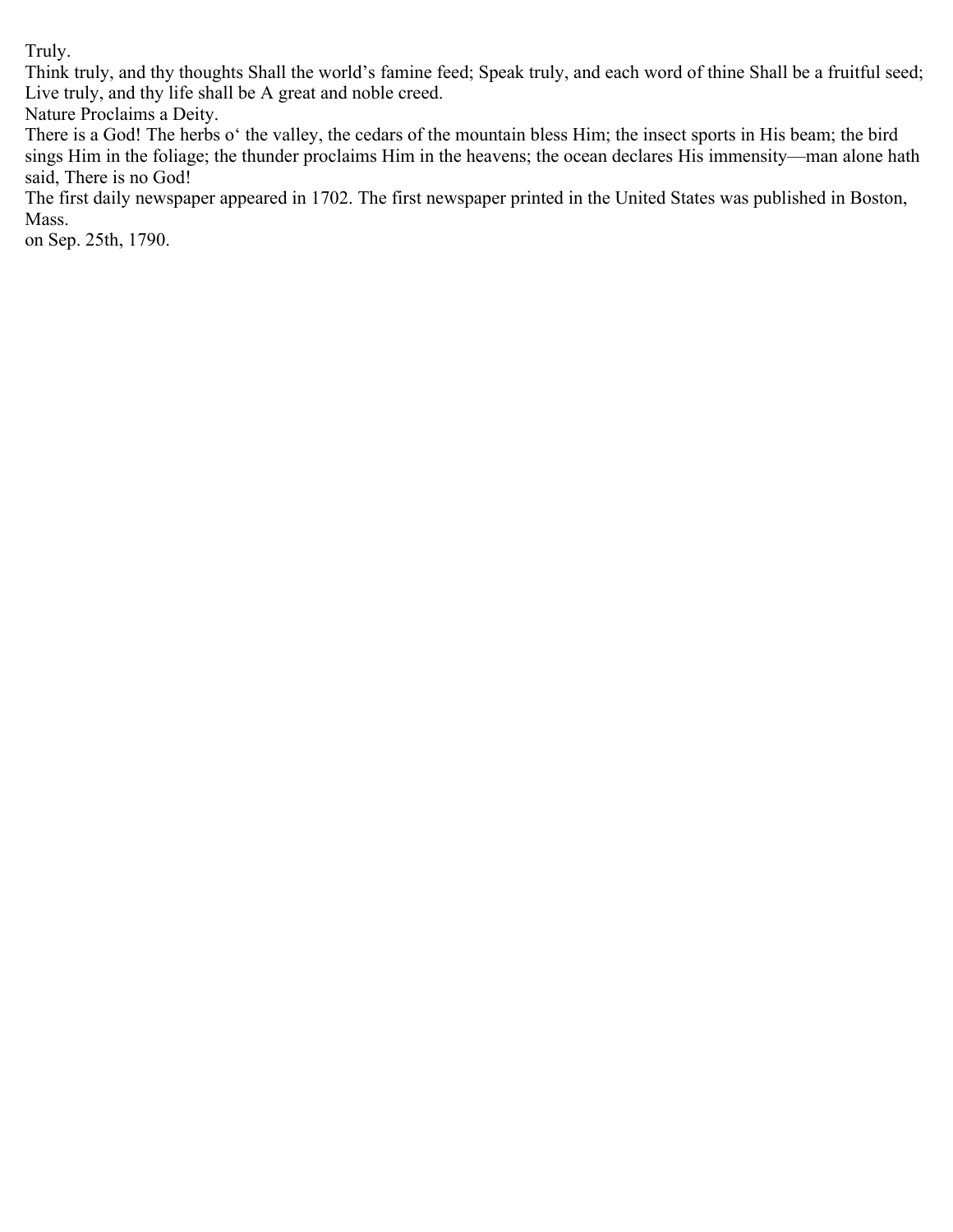Truly.

Think truly, and thy thoughts Shall the world's famine feed; Speak truly, and each word of thine Shall be a fruitful seed; Live truly, and thy life shall be A great and noble creed.

Nature Proclaims a Deity.

There is a God! The herbs o' the valley, the cedars of the mountain bless Him; the insect sports in His beam; the bird sings Him in the foliage; the thunder proclaims Him in the heavens; the ocean declares His immensity—man alone hath said, There is no God!

The first daily newspaper appeared in 1702. The first newspaper printed in the United States was published in Boston, Mass. on Sep. 25th, 1790.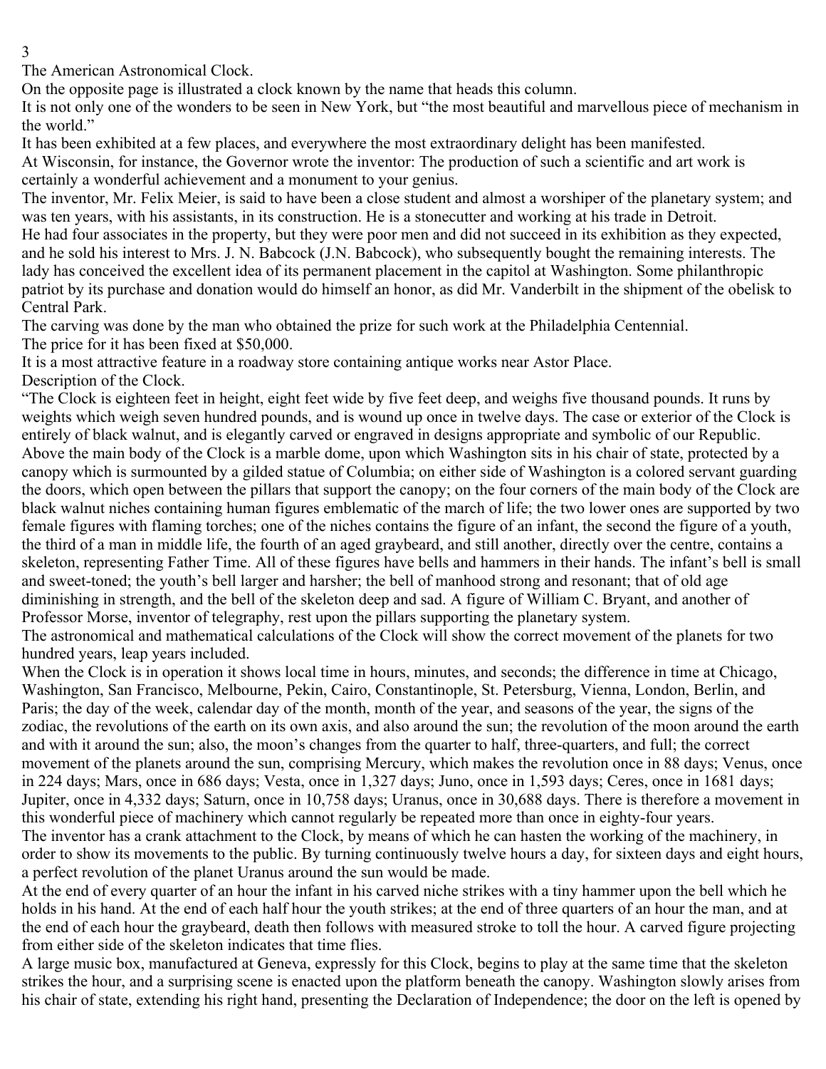## The American Astronomical Clock.

On the opposite page is illustrated a clock known by the name that heads this column.

It is not only one of the wonders to be seen in New York, but "the most beautiful and marvellous piece of mechanism in the world."

It has been exhibited at a few places, and everywhere the most extraordinary delight has been manifested.

At Wisconsin, for instance, the Governor wrote the inventor: The production of such a scientific and art work is certainly a wonderful achievement and a monument to your genius.

The inventor, Mr. Felix Meier, is said to have been a close student and almost a worshiper of the planetary system; and was ten years, with his assistants, in its construction. He is a stonecutter and working at his trade in Detroit.

He had four associates in the property, but they were poor men and did not succeed in its exhibition as they expected, and he sold his interest to Mrs. J. N. Babcock (J.N. Babcock), who subsequently bought the remaining interests. The lady has conceived the excellent idea of its permanent placement in the capitol at Washington. Some philanthropic patriot by its purchase and donation would do himself an honor, as did Mr. Vanderbilt in the shipment of the obelisk to Central Park.

The carving was done by the man who obtained the prize for such work at the Philadelphia Centennial.

The price for it has been fixed at $50,000.

It is a most attractive feature in a roadway store containing antique works near Astor Place.

### Description of the Clock.

"The Clock is eighteen feet in height, eight feet wide by five feet deep, and weighs five thousand pounds. It runs by weights which weigh seven hundred pounds, and is wound up once in twelve days. The case or exterior of the Clock is entirely of black walnut, and is elegantly carved or engraved in designs appropriate and symbolic of our Republic. Above the main body of the Clock is a marble dome, upon which Washington sits in his chair of state, protected by a canopy which is surmounted by a gilded statue of Columbia; on either side of Washington is a colored servant guarding the doors, which open between the pillars that support the canopy; on the four corners of the main body of the Clock are black walnut niches containing human figures emblematic of the march of life; the two lower ones are supported by two female figures with flaming torches; one of the niches contains the figure of an infant, the second the figure of a youth, the third of a man in middle life, the fourth of an aged graybeard, and still another, directly over the centre, contains a skeleton, representing Father Time. All of these figures have bells and hammers in their hands. The infant's bell is small and sweet-toned; the youth's bell larger and harsher; the bell of manhood strong and resonant; that of old age diminishing in strength, and the bell of the skeleton deep and sad. A figure of William C. Bryant, and another of Professor Morse, inventor of telegraphy, rest upon the pillars supporting the planetary system.

The astronomical and mathematical calculations of the Clock will show the correct movement of the planets for two hundred years, leap years included.

When the Clock is in operation it shows local time in hours, minutes, and seconds; the difference in time at Chicago, Washington, San Francisco, Melbourne, Pekin, Cairo, Constantinople, St. Petersburg, Vienna, London, Berlin, and Paris; the day of the week, calendar day of the month, month of the year, and seasons of the year, the signs of the zodiac, the revolutions of the earth on its own axis, and also around the sun; the revolution of the moon around the earth and with it around the sun; also, the moon's changes from the quarter to half, three-quarters, and full; the correct movement of the planets around the sun, comprising Mercury, which makes the revolution once in 88 days; Venus, once in 224 days; Mars, once in 686 days; Vesta, once in 1,327 days; Juno, once in 1,593 days; Ceres, once in 1681 days; Jupiter, once in 4,332 days; Saturn, once in 10,758 days; Uranus, once in 30,688 days. There is therefore a movement in this wonderful piece of machinery which cannot regularly be repeated more than once in eighty-four years.

The inventor has a crank attachment to the Clock, by means of which he can hasten the working of the machinery, in order to show its movements to the public. By turning continuously twelve hours a day, for sixteen days and eight hours, a perfect revolution of the planet Uranus around the sun would be made.

At the end of every quarter of an hour the infant in his carved niche strikes with a tiny hammer upon the bell which he holds in his hand. At the end of each half hour the youth strikes; at the end of three quarters of an hour the man, and at the end of each hour the graybeard, death then follows with measured stroke to toll the hour. A carved figure projecting from either side of the skeleton indicates that time flies.

A large music box, manufactured at Geneva, expressly for this Clock, begins to play at the same time that the skeleton strikes the hour, and a surprising scene is enacted upon the platform beneath the canopy. Washington slowly arises from his chair of state, extending his right hand, presenting the Declaration of Independence; the door on the left is opened by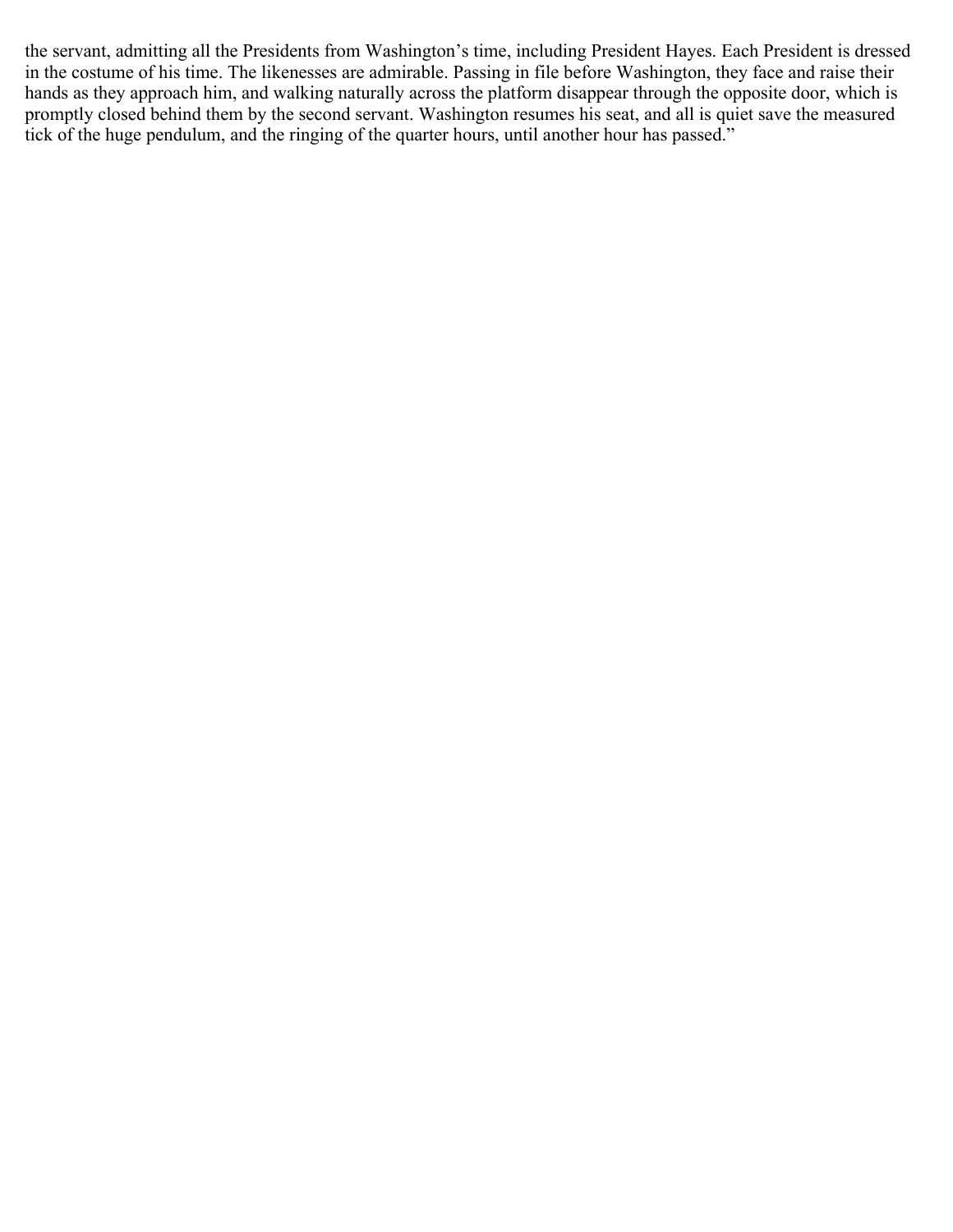the servant, admitting all the Presidents from Washington's time, including President Hayes. Each President is dressed in the costume of his time. The likenesses are admirable. Passing in file before Washington, they face and raise their hands as they approach him, and walking naturally across the platform disappear through the opposite door, which is promptly closed behind them by the second servant. Washington resumes his seat, and all is quiet save the measured tick of the huge pendulum, and the ringing of the quarter hours, until another hour has passed."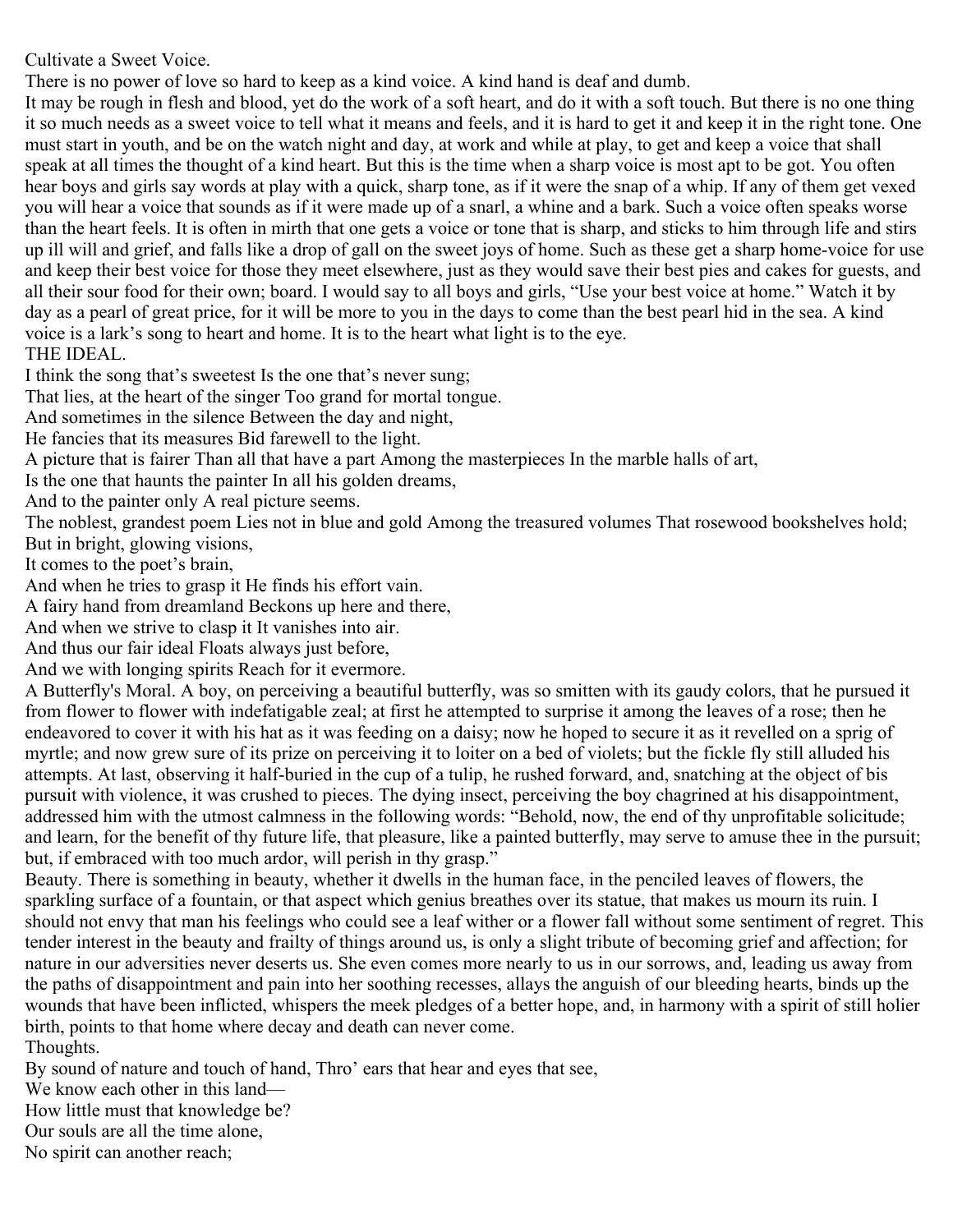## Cultivate a Sweet Voice.

There is no power of love so hard to keep as a kind voice. A kind hand is deaf and dumb.

It may be rough in flesh and blood, yet do the work of a soft heart, and do it with a soft touch. But there is no one thing it so much needs as a sweet voice to tell what it means and feels, and it is hard to get it and keep it in the right tone. One must start in youth, and be on the watch night and day, at work and while at play, to get and keep a voice that shall speak at all times the thought of a kind heart. But this is the time when a sharp voice is most apt to be got. You often hear boys and girls say words at play with a quick, sharp tone, as if it were the snap of a whip. If any of them get vexed you will hear a voice that sounds as if it were made up of a snarl, a whine and a bark. Such a voice often speaks worse than the heart feels. It is often in mirth that one gets a voice or tone that is sharp, and sticks to him through life and stirs up ill will and grief, and falls like a drop of gall on the sweet joys of home. Such as these get a sharp home-voice for use and keep their best voice for those they meet elsewhere, just as they would save their best pies and cakes for guests, and all their sour food for their own; board. I would say to all boys and girls, "Use your best voice at home." Watch it by day as a pearl of great price, for it will be more to you in the days to come than the best pearl hid in the sea. A kind voice is a lark's song to heart and home. It is to the heart what light is to the eye.

## THE IDEAL.

I think the song that's sweetest Is the one that's never sung;
That lies, at the heart of the singer Too grand for mortal tongue.
And sometimes in the silence Between the day and night,
He fancies that its measures Bid farewell to the light.
A picture that is fairer Than all that have a part Among the masterpieces In the marble halls of art,
Is the one that haunts the painter In all his golden dreams,
And to the painter only A real picture seems.
The noblest, grandest poem Lies not in blue and gold Among the treasured volumes That rosewood bookshelves hold;
But in bright, glowing visions,
It comes to the poet's brain,
And when he tries to grasp it He finds his effort vain.
A fairy hand from dreamland Beckons up here and there,
And when we strive to clasp it It vanishes into air.
And thus our fair ideal Floats always just before,
And we with longing spirits Reach for it evermore.

A Butterfly's Moral. A boy, on perceiving a beautiful butterfly, was so smitten with its gaudy colors, that he pursued it from flower to flower with indefatigable zeal; at first he attempted to surprise it among the leaves of a rose; then he endeavored to cover it with his hat as it was feeding on a daisy; now he hoped to secure it as it revelled on a sprig of myrtle; and now grew sure of its prize on perceiving it to loiter on a bed of violets; but the fickle fly still alluded his attempts. At last, observing it half-buried in the cup of a tulip, he rushed forward, and, snatching at the object of bis pursuit with violence, it was crushed to pieces. The dying insect, perceiving the boy chagrined at his disappointment, addressed him with the utmost calmness in the following words: "Behold, now, the end of thy unprofitable solicitude; and learn, for the benefit of thy future life, that pleasure, like a painted butterfly, may serve to amuse thee in the pursuit; but, if embraced with too much ardor, will perish in thy grasp."

Beauty. There is something in beauty, whether it dwells in the human face, in the penciled leaves of flowers, the sparkling surface of a fountain, or that aspect which genius breathes over its statue, that makes us mourn its ruin. I should not envy that man his feelings who could see a leaf wither or a flower fall without some sentiment of regret. This tender interest in the beauty and frailty of things around us, is only a slight tribute of becoming grief and affection; for nature in our adversities never deserts us. She even comes more nearly to us in our sorrows, and, leading us away from the paths of disappointment and pain into her soothing recesses, allays the anguish of our bleeding hearts, binds up the wounds that have been inflicted, whispers the meek pledges of a better hope, and, in harmony with a spirit of still holier birth, points to that home where decay and death can never come.

## Thoughts.

By sound of nature and touch of hand, Thro' ears that hear and eyes that see,
We know each other in this land—
How little must that knowledge be?
Our souls are all the time alone,
No spirit can another reach;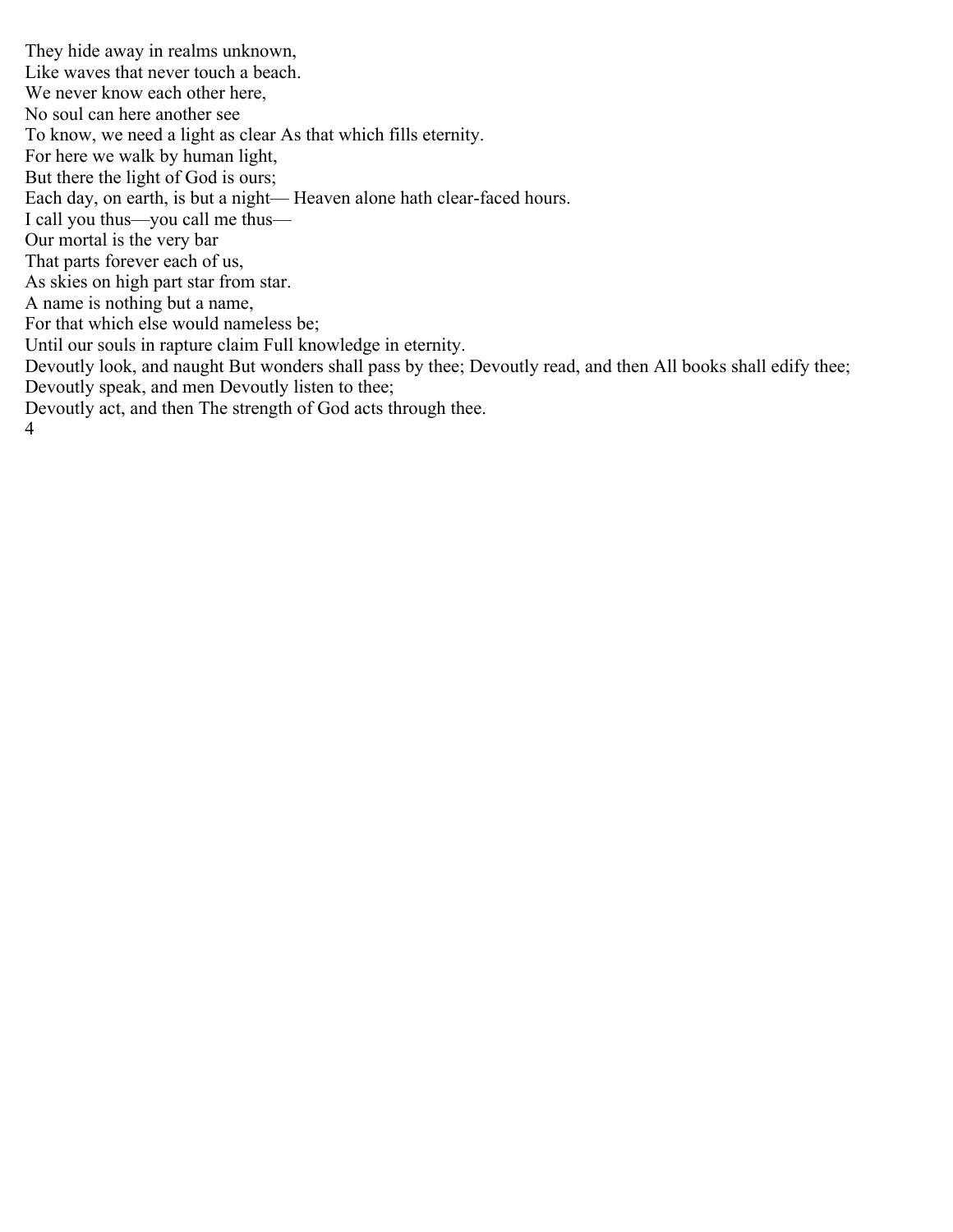They hide away in realms unknown,
Like waves that never touch a beach.
We never know each other here,
No soul can here another see
To know, we need a light as clear As that which fills eternity.
For here we walk by human light,
But there the light of God is ours;
Each day, on earth, is but a night— Heaven alone hath clear-faced hours.
I call you thus—you call me thus—
Our mortal is the very bar
That parts forever each of us,
As skies on high part star from star.
A name is nothing but a name,
For that which else would nameless be;
Until our souls in rapture claim Full knowledge in eternity.
Devoutly look, and naught But wonders shall pass by thee; Devoutly read, and then All books shall edify thee;
Devoutly speak, and men Devoutly listen to thee;
Devoutly act, and then The strength of God acts through thee.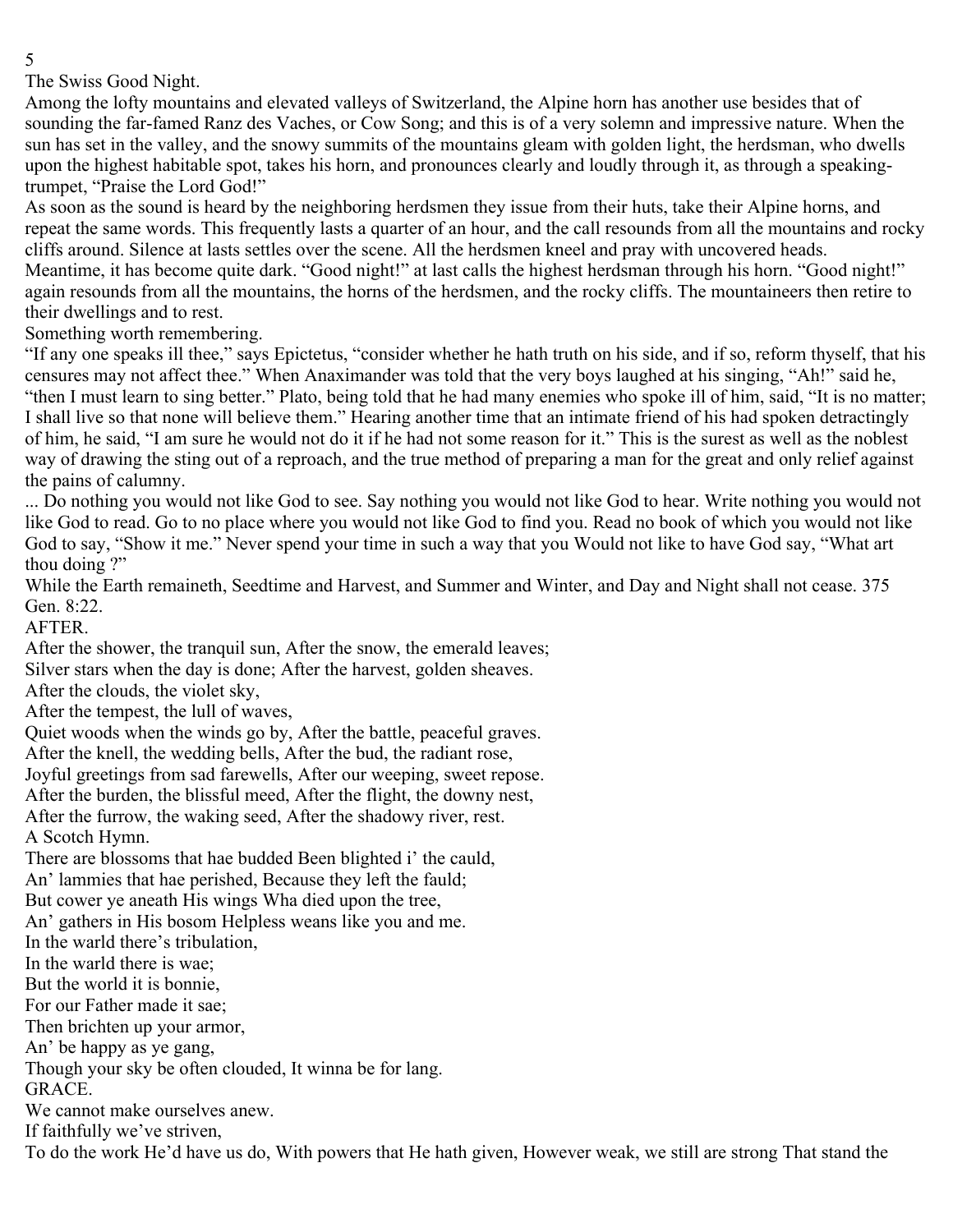The Swiss Good Night.

Among the lofty mountains and elevated valleys of Switzerland, the Alpine horn has another use besides that of sounding the far-famed Ranz des Vaches, or Cow Song; and this is of a very solemn and impressive nature. When the sun has set in the valley, and the snowy summits of the mountains gleam with golden light, the herdsman, who dwells upon the highest habitable spot, takes his horn, and pronounces clearly and loudly through it, as through a speaking-trumpet, "Praise the Lord God!"

As soon as the sound is heard by the neighboring herdsmen they issue from their huts, take their Alpine horns, and repeat the same words. This frequently lasts a quarter of an hour, and the call resounds from all the mountains and rocky cliffs around. Silence at lasts settles over the scene. All the herdsmen kneel and pray with uncovered heads. Meantime, it has become quite dark. "Good night!" at last calls the highest herdsman through his horn. "Good night!" again resounds from all the mountains, the horns of the herdsmen, and the rocky cliffs. The mountaineers then retire to their dwellings and to rest.

Something worth remembering.

"If any one speaks ill thee," says Epictetus, "consider whether he hath truth on his side, and if so, reform thyself, that his censures may not affect thee." When Anaximander was told that the very boys laughed at his singing, "Ah!" said he, "then I must learn to sing better." Plato, being told that he had many enemies who spoke ill of him, said, "It is no matter; I shall live so that none will believe them." Hearing another time that an intimate friend of his had spoken detractingly of him, he said, "I am sure he would not do it if he had not some reason for it." This is the surest as well as the noblest way of drawing the sting out of a reproach, and the true method of preparing a man for the great and only relief against the pains of calumny.

... Do nothing you would not like God to see. Say nothing you would not like God to hear. Write nothing you would not like God to read. Go to no place where you would not like God to find you. Read no book of which you would not like God to say, "Show it me." Never spend your time in such a way that you Would not like to have God say, "What art thou doing ?"

While the Earth remaineth, Seedtime and Harvest, and Summer and Winter, and Day and Night shall not cease. 375 Gen. 8:22.

AFTER.

After the shower, the tranquil sun, After the snow, the emerald leaves;
Silver stars when the day is done; After the harvest, golden sheaves.
After the clouds, the violet sky,
After the tempest, the lull of waves,
Quiet woods when the winds go by, After the battle, peaceful graves.
After the knell, the wedding bells, After the bud, the radiant rose,
Joyful greetings from sad farewells, After our weeping, sweet repose.
After the burden, the blissful meed, After the flight, the downy nest,
After the furrow, the waking seed, After the shadowy river, rest.

A Scotch Hymn.

There are blossoms that hae budded Been blighted i' the cauld,
An' lammies that hae perished, Because they left the fauld;
But cower ye aneath His wings Wha died upon the tree,
An' gathers in His bosom Helpless weans like you and me.
In the warld there's tribulation,
In the warld there is wae;
But the world it is bonnie,
For our Father made it sae;
Then brichten up your armor,
An' be happy as ye gang,
Though your sky be often clouded, It winna be for lang.

GRACE.

We cannot make ourselves anew.
If faithfully we've striven,
To do the work He'd have us do, With powers that He hath given, However weak, we still are strong That stand the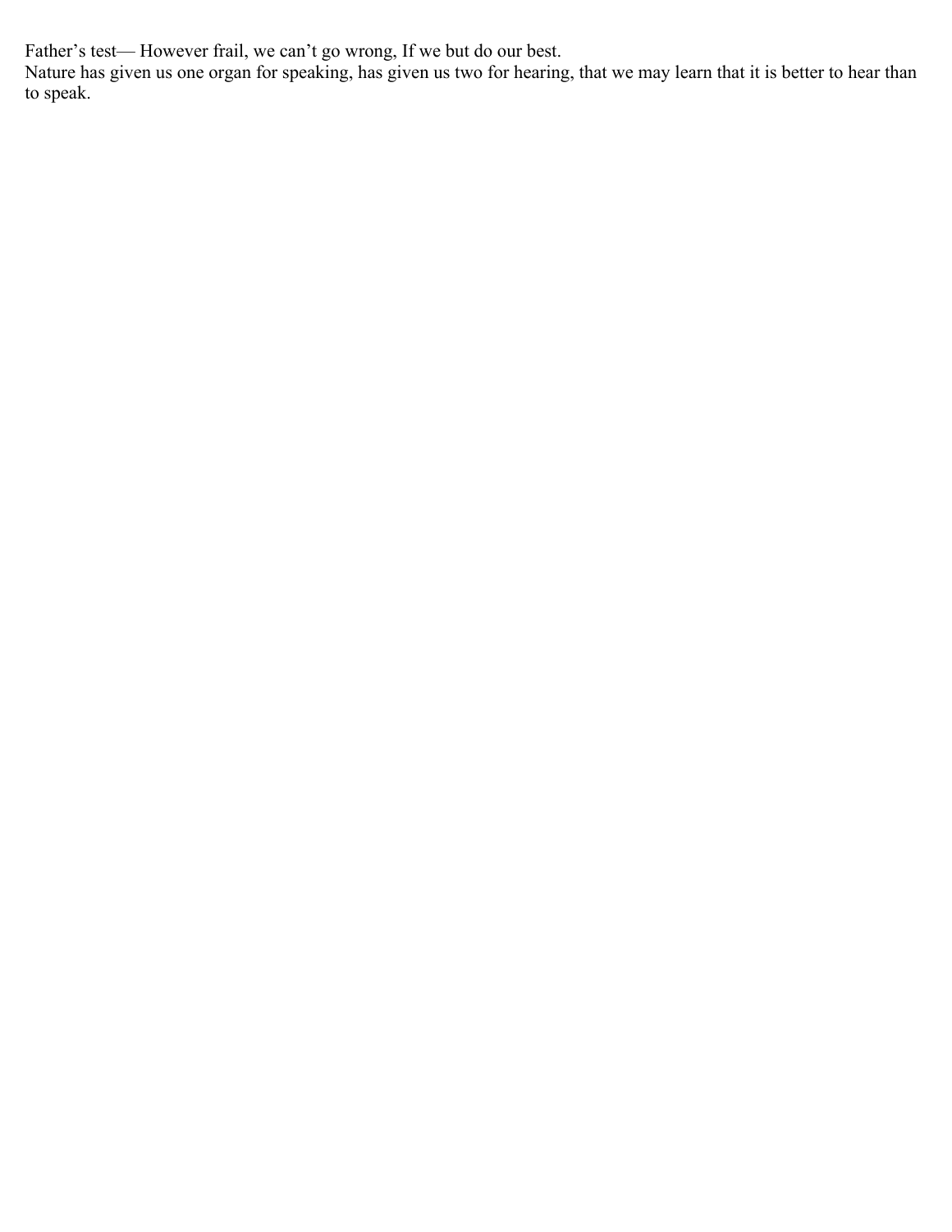Father’s test— However frail, we can’t go wrong, If we but do our best.

Nature has given us one organ for speaking, has given us two for hearing, that we may learn that it is better to hear than to speak.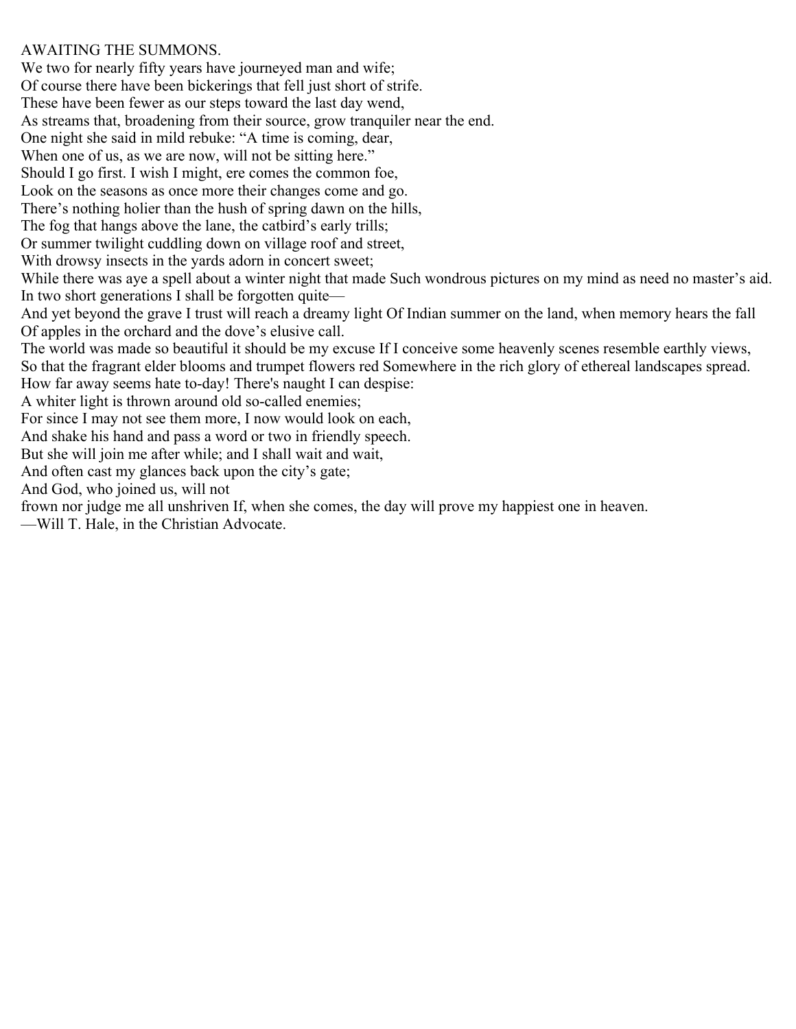## AWAITING THE SUMMONS.

We two for nearly fifty years have journeyed man and wife;
Of course there have been bickerings that fell just short of strife.
These have been fewer as our steps toward the last day wend,
As streams that, broadening from their source, grow tranquiler near the end.
One night she said in mild rebuke: "A time is coming, dear,
When one of us, as we are now, will not be sitting here."
Should I go first. I wish I might, ere comes the common foe,
Look on the seasons as once more their changes come and go.
There's nothing holier than the hush of spring dawn on the hills,
The fog that hangs above the lane, the catbird's early trills;
Or summer twilight cuddling down on village roof and street,
With drowsy insects in the yards adorn in concert sweet;
While there was aye a spell about a winter night that made Such wondrous pictures on my mind as need no master's aid.
In two short generations I shall be forgotten quite—
And yet beyond the grave I trust will reach a dreamy light Of Indian summer on the land, when memory hears the fall Of apples in the orchard and the dove's elusive call.
The world was made so beautiful it should be my excuse If I conceive some heavenly scenes resemble earthly views,
So that the fragrant elder blooms and trumpet flowers red Somewhere in the rich glory of ethereal landscapes spread.
How far away seems hate to-day! There's naught I can despise:
A whiter light is thrown around old so-called enemies;
For since I may not see them more, I now would look on each,
And shake his hand and pass a word or two in friendly speech.
But she will join me after while; and I shall wait and wait,
And often cast my glances back upon the city's gate;
And God, who joined us, will not
frown nor judge me all unshriven If, when she comes, the day will prove my happiest one in heaven.

—Will T. Hale, in the Christian Advocate.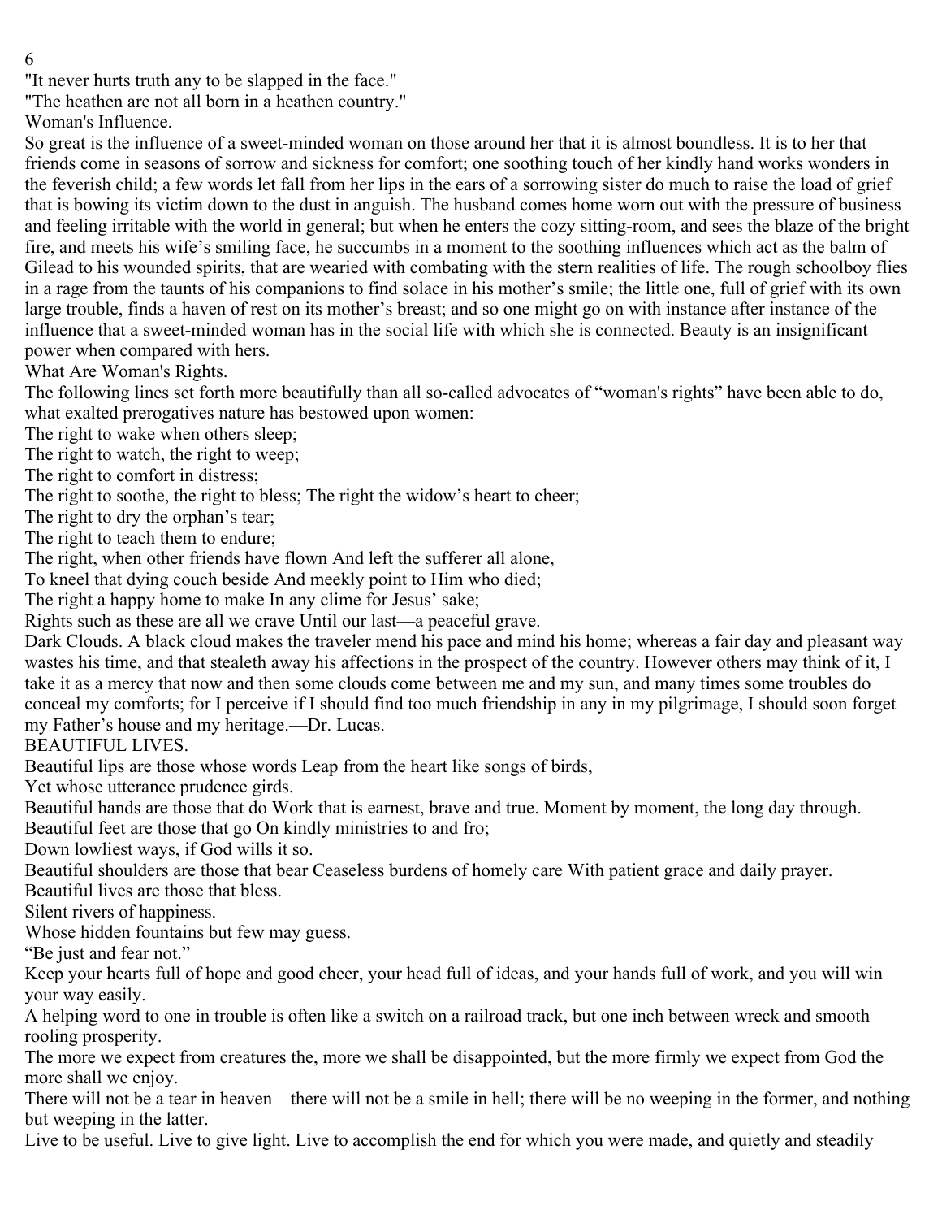"It never hurts truth any to be slapped in the face."

"The heathen are not all born in a heathen country."

## Woman's Influence.

So great is the influence of a sweet-minded woman on those around her that it is almost boundless. It is to her that friends come in seasons of sorrow and sickness for comfort; one soothing touch of her kindly hand works wonders in the feverish child; a few words let fall from her lips in the ears of a sorrowing sister do much to raise the load of grief that is bowing its victim down to the dust in anguish. The husband comes home worn out with the pressure of business and feeling irritable with the world in general; but when he enters the cozy sitting-room, and sees the blaze of the bright fire, and meets his wife's smiling face, he succumbs in a moment to the soothing influences which act as the balm of Gilead to his wounded spirits, that are wearied with combating with the stern realities of life. The rough schoolboy flies in a rage from the taunts of his companions to find solace in his mother's smile; the little one, full of grief with its own large trouble, finds a haven of rest on its mother's breast; and so one might go on with instance after instance of the influence that a sweet-minded woman has in the social life with which she is connected. Beauty is an insignificant power when compared with hers.

## What Are Woman's Rights.

The following lines set forth more beautifully than all so-called advocates of "woman's rights" have been able to do, what exalted prerogatives nature has bestowed upon women:

The right to wake when others sleep;
The right to watch, the right to weep;
The right to comfort in distress;
The right to soothe, the right to bless; The right the widow's heart to cheer;
The right to dry the orphan's tear;
The right to teach them to endure;
The right, when other friends have flown And left the sufferer all alone,
To kneel that dying couch beside And meekly point to Him who died;
The right a happy home to make In any clime for Jesus' sake;
Rights such as these are all we crave Until our last—a peaceful grave.

Dark Clouds. A black cloud makes the traveler mend his pace and mind his home; whereas a fair day and pleasant way wastes his time, and that stealeth away his affections in the prospect of the country. However others may think of it, I take it as a mercy that now and then some clouds come between me and my sun, and many times some troubles do conceal my comforts; for I perceive if I should find too much friendship in any in my pilgrimage, I should soon forget my Father's house and my heritage.—Dr. Lucas.

## BEAUTIFUL LIVES.

Beautiful lips are those whose words Leap from the heart like songs of birds,
Yet whose utterance prudence girds.
Beautiful hands are those that do Work that is earnest, brave and true. Moment by moment, the long day through.
Beautiful feet are those that go On kindly ministries to and fro;
Down lowliest ways, if God wills it so.
Beautiful shoulders are those that bear Ceaseless burdens of homely care With patient grace and daily prayer.
Beautiful lives are those that bless.
Silent rivers of happiness.
Whose hidden fountains but few may guess.

"Be just and fear not."

Keep your hearts full of hope and good cheer, your head full of ideas, and your hands full of work, and you will win your way easily.

A helping word to one in trouble is often like a switch on a railroad track, but one inch between wreck and smooth rooling prosperity.

The more we expect from creatures the, more we shall be disappointed, but the more firmly we expect from God the more shall we enjoy.

There will not be a tear in heaven—there will not be a smile in hell; there will be no weeping in the former, and nothing but weeping in the latter.

Live to be useful. Live to give light. Live to accomplish the end for which you were made, and quietly and steadily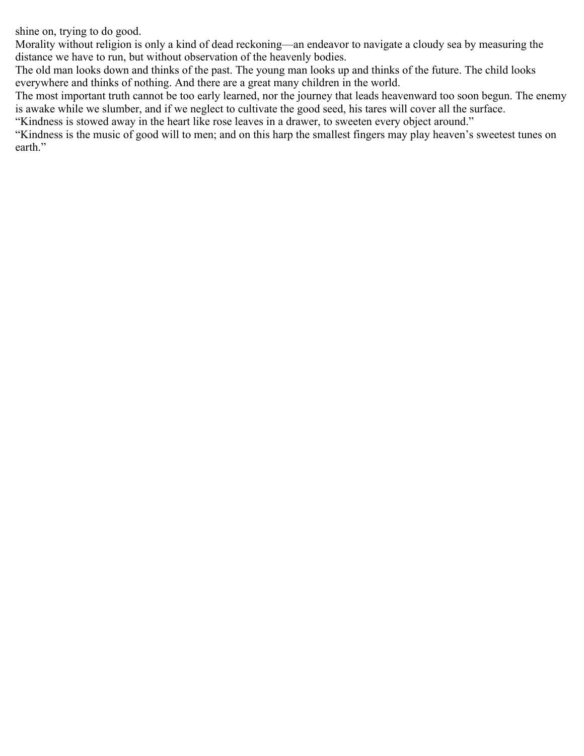shine on, trying to do good.

Morality without religion is only a kind of dead reckoning—an endeavor to navigate a cloudy sea by measuring the distance we have to run, but without observation of the heavenly bodies.

The old man looks down and thinks of the past. The young man looks up and thinks of the future. The child looks everywhere and thinks of nothing. And there are a great many children in the world.

The most important truth cannot be too early learned, nor the journey that leads heavenward too soon begun. The enemy is awake while we slumber, and if we neglect to cultivate the good seed, his tares will cover all the surface.

"Kindness is stowed away in the heart like rose leaves in a drawer, to sweeten every object around."

"Kindness is the music of good will to men; and on this harp the smallest fingers may play heaven's sweetest tunes on earth."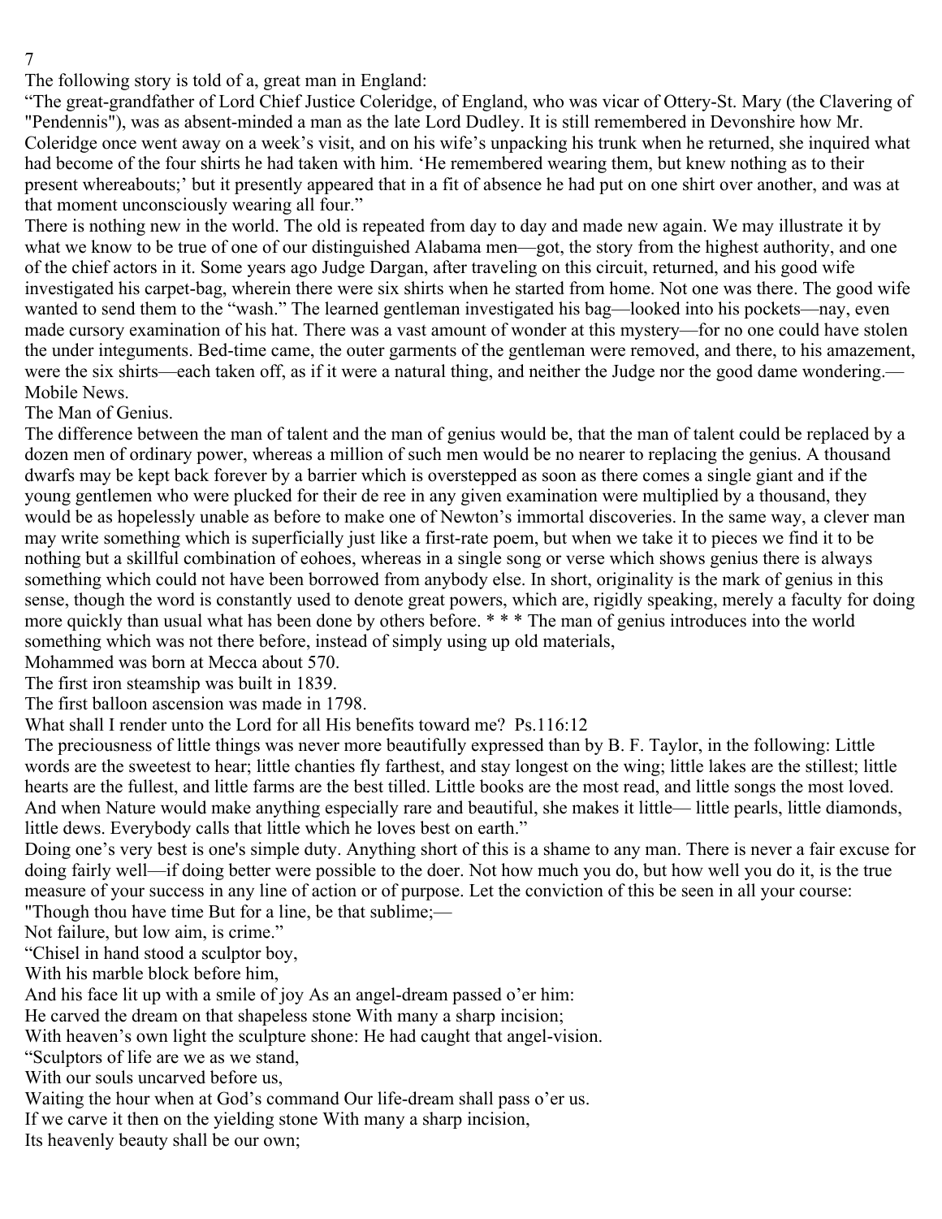The following story is told of a, great man in England:

"The great-grandfather of Lord Chief Justice Coleridge, of England, who was vicar of Ottery-St. Mary (the Clavering of "Pendennis"), was as absent-minded a man as the late Lord Dudley. It is still remembered in Devonshire how Mr. Coleridge once went away on a week's visit, and on his wife's unpacking his trunk when he returned, she inquired what had become of the four shirts he had taken with him. 'He remembered wearing them, but knew nothing as to their present whereabouts;' but it presently appeared that in a fit of absence he had put on one shirt over another, and was at that moment unconsciously wearing all four."

There is nothing new in the world. The old is repeated from day to day and made new again. We may illustrate it by what we know to be true of one of our distinguished Alabama men—got, the story from the highest authority, and one of the chief actors in it. Some years ago Judge Dargan, after traveling on this circuit, returned, and his good wife investigated his carpet-bag, wherein there were six shirts when he started from home. Not one was there. The good wife wanted to send them to the "wash." The learned gentleman investigated his bag—looked into his pockets—nay, even made cursory examination of his hat. There was a vast amount of wonder at this mystery—for no one could have stolen the under integuments. Bed-time came, the outer garments of the gentleman were removed, and there, to his amazement, were the six shirts—each taken off, as if it were a natural thing, and neither the Judge nor the good dame wondering.—Mobile News.

## The Man of Genius.

The difference between the man of talent and the man of genius would be, that the man of talent could be replaced by a dozen men of ordinary power, whereas a million of such men would be no nearer to replacing the genius. A thousand dwarfs may be kept back forever by a barrier which is overstepped as soon as there comes a single giant and if the young gentlemen who were plucked for their de ree in any given examination were multiplied by a thousand, they would be as hopelessly unable as before to make one of Newton's immortal discoveries. In the same way, a clever man may write something which is superficially just like a first-rate poem, but when we take it to pieces we find it to be nothing but a skillful combination of eohoes, whereas in a single song or verse which shows genius there is always something which could not have been borrowed from anybody else. In short, originality is the mark of genius in this sense, though the word is constantly used to denote great powers, which are, rigidly speaking, merely a faculty for doing more quickly than usual what has been done by others before. * * * The man of genius introduces into the world something which was not there before, instead of simply using up old materials,

Mohammed was born at Mecca about 570.

The first iron steamship was built in 1839.

The first balloon ascension was made in 1798.

What shall I render unto the Lord for all His benefits toward me? Ps.116:12

The preciousness of little things was never more beautifully expressed than by B. F. Taylor, in the following: Little words are the sweetest to hear; little chanties fly farthest, and stay longest on the wing; little lakes are the stillest; little hearts are the fullest, and little farms are the best tilled. Little books are the most read, and little songs the most loved. And when Nature would make anything especially rare and beautiful, she makes it little— little pearls, little diamonds, little dews. Everybody calls that little which he loves best on earth."

Doing one's very best is one's simple duty. Anything short of this is a shame to any man. There is never a fair excuse for doing fairly well—if doing better were possible to the doer. Not how much you do, but how well you do it, is the true measure of your success in any line of action or of purpose. Let the conviction of this be seen in all your course:

"Though thou have time But for a line, be that sublime;—
Not failure, but low aim, is crime."

"Chisel in hand stood a sculptor boy,
With his marble block before him,
And his face lit up with a smile of joy As an angel-dream passed o'er him:
He carved the dream on that shapeless stone With many a sharp incision;
With heaven's own light the sculpture shone: He had caught that angel-vision.

"Sculptors of life are we as we stand,
With our souls uncarved before us,
Waiting the hour when at God's command Our life-dream shall pass o'er us.
If we carve it then on the yielding stone With many a sharp incision,
Its heavenly beauty shall be our own;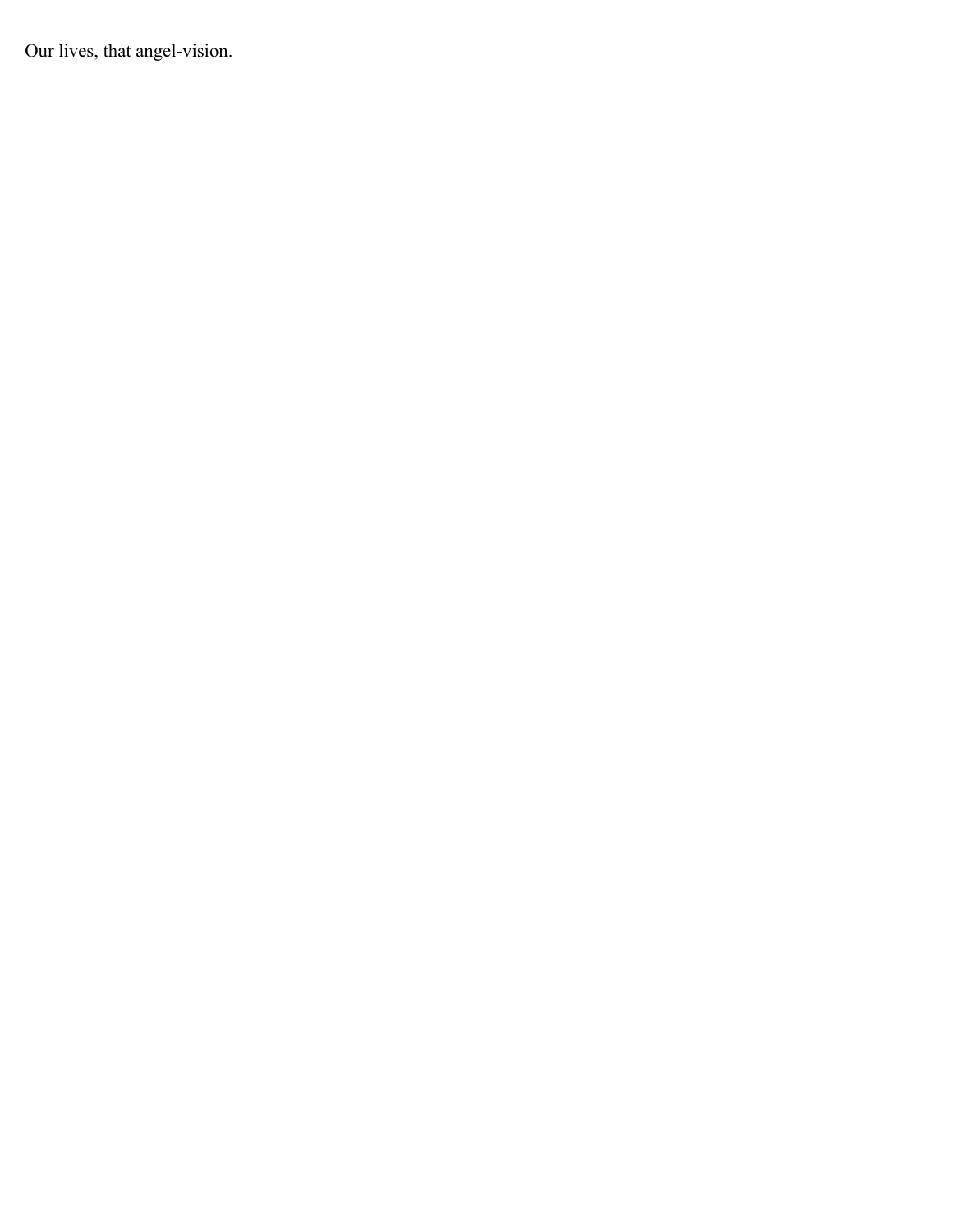Our lives, that angel-vision.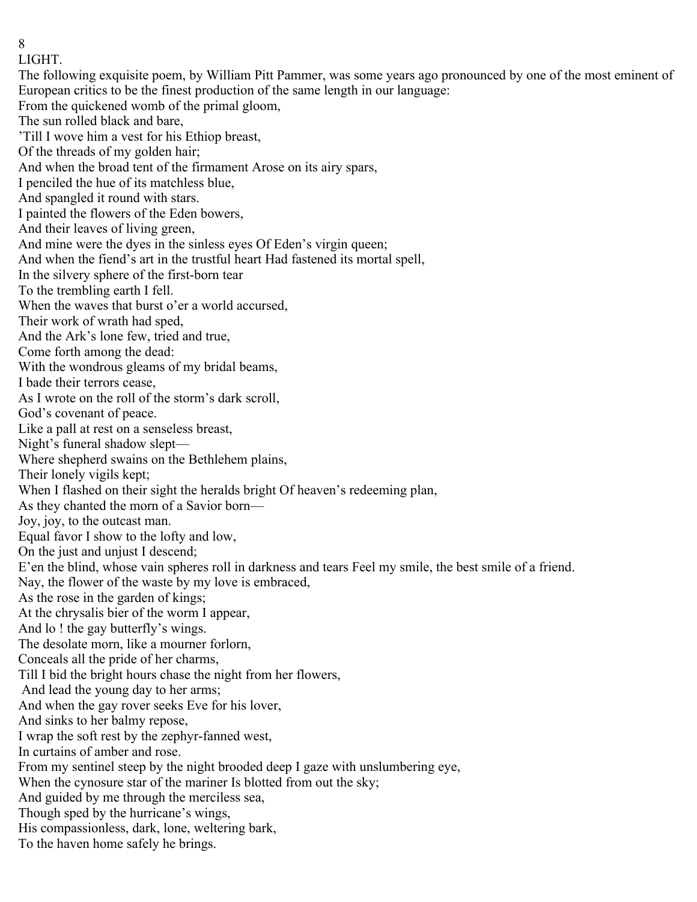# LIGHT.

The following exquisite poem, by William Pitt Pammer, was some years ago pronounced by one of the most eminent of European critics to be the finest production of the same length in our language:

From the quickened womb of the primal gloom,
The sun rolled black and bare,
'Till I wove him a vest for his Ethiop breast,
Of the threads of my golden hair;
And when the broad tent of the firmament Arose on its airy spars,
I penciled the hue of its matchless blue,
And spangled it round with stars.
I painted the flowers of the Eden bowers,
And their leaves of living green,
And mine were the dyes in the sinless eyes Of Eden's virgin queen;
And when the fiend's art in the trustful heart Had fastened its mortal spell,
In the silvery sphere of the first-born tear
To the trembling earth I fell.
When the waves that burst o'er a world accursed,
Their work of wrath had sped,
And the Ark's lone few, tried and true,
Come forth among the dead:
With the wondrous gleams of my bridal beams,
I bade their terrors cease,
As I wrote on the roll of the storm's dark scroll,
God's covenant of peace.
Like a pall at rest on a senseless breast,
Night's funeral shadow slept—
Where shepherd swains on the Bethlehem plains,
Their lonely vigils kept;
When I flashed on their sight the heralds bright Of heaven's redeeming plan,
As they chanted the morn of a Savior born—
Joy, joy, to the outcast man.
Equal favor I show to the lofty and low,
On the just and unjust I descend;
E'en the blind, whose vain spheres roll in darkness and tears Feel my smile, the best smile of a friend.
Nay, the flower of the waste by my love is embraced,
As the rose in the garden of kings;
At the chrysalis bier of the worm I appear,
And lo ! the gay butterfly's wings.
The desolate morn, like a mourner forlorn,
Conceals all the pride of her charms,
Till I bid the bright hours chase the night from her flowers,
And lead the young day to her arms;
And when the gay rover seeks Eve for his lover,
And sinks to her balmy repose,
I wrap the soft rest by the zephyr-fanned west,
In curtains of amber and rose.
From my sentinel steep by the night brooded deep I gaze with unslumbering eye,
When the cynosure star of the mariner Is blotted from out the sky;
And guided by me through the merciless sea,
Though sped by the hurricane's wings,
His compassionless, dark, lone, weltering bark,
To the haven home safely he brings.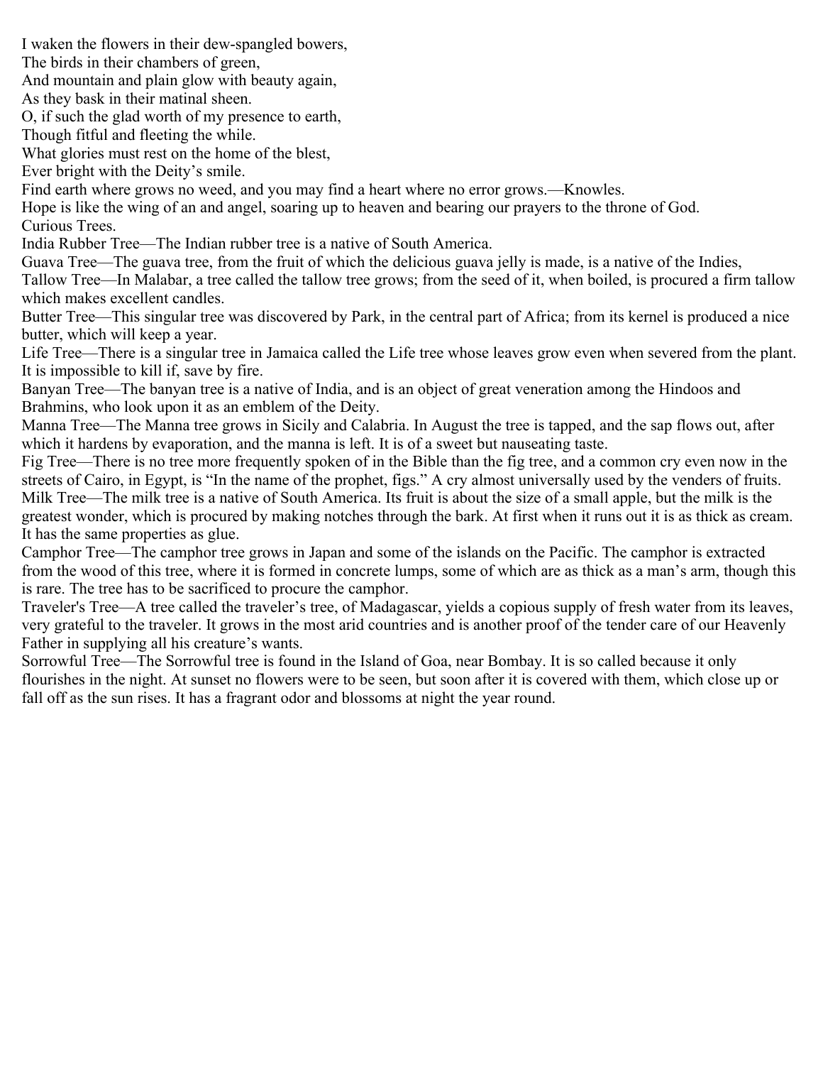I waken the flowers in their dew-spangled bowers,
The birds in their chambers of green,
And mountain and plain glow with beauty again,
As they bask in their matinal sheen.
O, if such the glad worth of my presence to earth,
Though fitful and fleeting the while.
What glories must rest on the home of the blest,
Ever bright with the Deity's smile.

Find earth where grows no weed, and you may find a heart where no error grows.—Knowles.

Hope is like the wing of an and angel, soaring up to heaven and bearing our prayers to the throne of God.

Curious Trees.

India Rubber Tree—The Indian rubber tree is a native of South America.

Guava Tree—The guava tree, from the fruit of which the delicious guava jelly is made, is a native of the Indies,

Tallow Tree—In Malabar, a tree called the tallow tree grows; from the seed of it, when boiled, is procured a firm tallow which makes excellent candles.

Butter Tree—This singular tree was discovered by Park, in the central part of Africa; from its kernel is produced a nice butter, which will keep a year.

Life Tree—There is a singular tree in Jamaica called the Life tree whose leaves grow even when severed from the plant. It is impossible to kill if, save by fire.

Banyan Tree—The banyan tree is a native of India, and is an object of great veneration among the Hindoos and Brahmins, who look upon it as an emblem of the Deity.

Manna Tree—The Manna tree grows in Sicily and Calabria. In August the tree is tapped, and the sap flows out, after which it hardens by evaporation, and the manna is left. It is of a sweet but nauseating taste.

Fig Tree—There is no tree more frequently spoken of in the Bible than the fig tree, and a common cry even now in the streets of Cairo, in Egypt, is "In the name of the prophet, figs." A cry almost universally used by the venders of fruits.

Milk Tree—The milk tree is a native of South America. Its fruit is about the size of a small apple, but the milk is the greatest wonder, which is procured by making notches through the bark. At first when it runs out it is as thick as cream. It has the same properties as glue.

Camphor Tree—The camphor tree grows in Japan and some of the islands on the Pacific. The camphor is extracted from the wood of this tree, where it is formed in concrete lumps, some of which are as thick as a man's arm, though this is rare. The tree has to be sacrificed to procure the camphor.

Traveler's Tree—A tree called the traveler's tree, of Madagascar, yields a copious supply of fresh water from its leaves, very grateful to the traveler. It grows in the most arid countries and is another proof of the tender care of our Heavenly Father in supplying all his creature's wants.

Sorrowful Tree—The Sorrowful tree is found in the Island of Goa, near Bombay. It is so called because it only flourishes in the night. At sunset no flowers were to be seen, but soon after it is covered with them, which close up or fall off as the sun rises. It has a fragrant odor and blossoms at night the year round.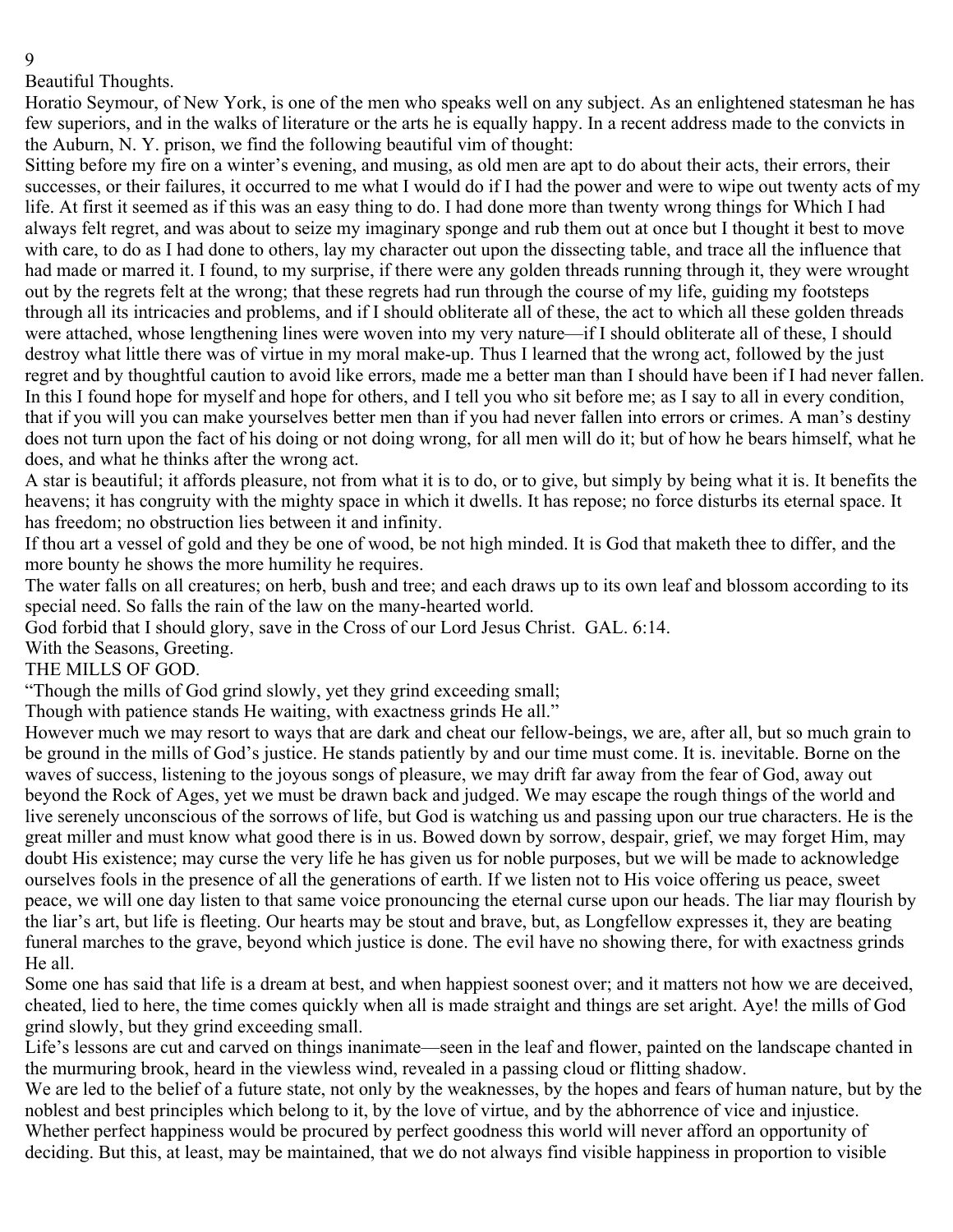## Beautiful Thoughts.

Horatio Seymour, of New York, is one of the men who speaks well on any subject. As an enlightened statesman he has few superiors, and in the walks of literature or the arts he is equally happy. In a recent address made to the convicts in the Auburn, N. Y. prison, we find the following beautiful vim of thought:

Sitting before my fire on a winter's evening, and musing, as old men are apt to do about their acts, their errors, their successes, or their failures, it occurred to me what I would do if I had the power and were to wipe out twenty acts of my life. At first it seemed as if this was an easy thing to do. I had done more than twenty wrong things for Which I had always felt regret, and was about to seize my imaginary sponge and rub them out at once but I thought it best to move with care, to do as I had done to others, lay my character out upon the dissecting table, and trace all the influence that had made or marred it. I found, to my surprise, if there were any golden threads running through it, they were wrought out by the regrets felt at the wrong; that these regrets had run through the course of my life, guiding my footsteps through all its intricacies and problems, and if I should obliterate all of these, the act to which all these golden threads were attached, whose lengthening lines were woven into my very nature—if I should obliterate all of these, I should destroy what little there was of virtue in my moral make-up. Thus I learned that the wrong act, followed by the just regret and by thoughtful caution to avoid like errors, made me a better man than I should have been if I had never fallen. In this I found hope for myself and hope for others, and I tell you who sit before me; as I say to all in every condition, that if you will you can make yourselves better men than if you had never fallen into errors or crimes. A man's destiny does not turn upon the fact of his doing or not doing wrong, for all men will do it; but of how he bears himself, what he does, and what he thinks after the wrong act.

A star is beautiful; it affords pleasure, not from what it is to do, or to give, but simply by being what it is. It benefits the heavens; it has congruity with the mighty space in which it dwells. It has repose; no force disturbs its eternal space. It has freedom; no obstruction lies between it and infinity.

If thou art a vessel of gold and they be one of wood, be not high minded. It is God that maketh thee to differ, and the more bounty he shows the more humility he requires.

The water falls on all creatures; on herb, bush and tree; and each draws up to its own leaf and blossom according to its special need. So falls the rain of the law on the many-hearted world.

God forbid that I should glory, save in the Cross of our Lord Jesus Christ. GAL. 6:14.

With the Seasons, Greeting.

## THE MILLS OF GOD.

"Though the mills of God grind slowly, yet they grind exceeding small;
Though with patience stands He waiting, with exactness grinds He all."

However much we may resort to ways that are dark and cheat our fellow-beings, we are, after all, but so much grain to be ground in the mills of God's justice. He stands patiently by and our time must come. It is. inevitable. Borne on the waves of success, listening to the joyous songs of pleasure, we may drift far away from the fear of God, away out beyond the Rock of Ages, yet we must be drawn back and judged. We may escape the rough things of the world and live serenely unconscious of the sorrows of life, but God is watching us and passing upon our true characters. He is the great miller and must know what good there is in us. Bowed down by sorrow, despair, grief, we may forget Him, may doubt His existence; may curse the very life he has given us for noble purposes, but we will be made to acknowledge ourselves fools in the presence of all the generations of earth. If we listen not to His voice offering us peace, sweet peace, we will one day listen to that same voice pronouncing the eternal curse upon our heads. The liar may flourish by the liar's art, but life is fleeting. Our hearts may be stout and brave, but, as Longfellow expresses it, they are beating funeral marches to the grave, beyond which justice is done. The evil have no showing there, for with exactness grinds He all.

Some one has said that life is a dream at best, and when happiest soonest over; and it matters not how we are deceived, cheated, lied to here, the time comes quickly when all is made straight and things are set aright. Aye! the mills of God grind slowly, but they grind exceeding small.

Life's lessons are cut and carved on things inanimate—seen in the leaf and flower, painted on the landscape chanted in the murmuring brook, heard in the viewless wind, revealed in a passing cloud or flitting shadow.

We are led to the belief of a future state, not only by the weaknesses, by the hopes and fears of human nature, but by the noblest and best principles which belong to it, by the love of virtue, and by the abhorrence of vice and injustice. Whether perfect happiness would be procured by perfect goodness this world will never afford an opportunity of deciding. But this, at least, may be maintained, that we do not always find visible happiness in proportion to visible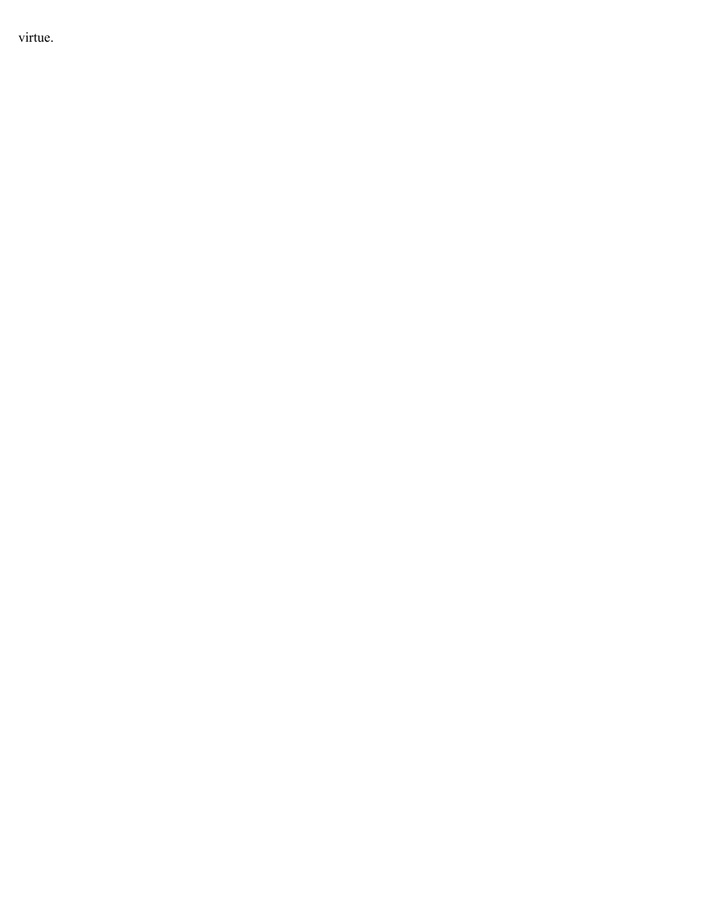virtue.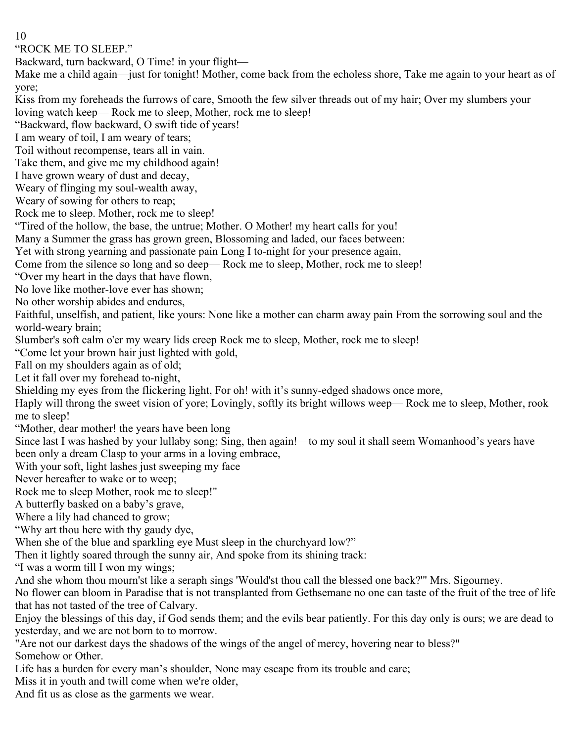"ROCK ME TO SLEEP."

Backward, turn backward, O Time! in your flight—

Make me a child again—just for tonight! Mother, come back from the echoless shore, Take me again to your heart as of yore;

Kiss from my foreheads the furrows of care, Smooth the few silver threads out of my hair; Over my slumbers your loving watch keep— Rock me to sleep, Mother, rock me to sleep!

"Backward, flow backward, O swift tide of years!

I am weary of toil, I am weary of tears;

Toil without recompense, tears all in vain.

Take them, and give me my childhood again!

I have grown weary of dust and decay,

Weary of flinging my soul-wealth away,

Weary of sowing for others to reap;

Rock me to sleep. Mother, rock me to sleep!

"Tired of the hollow, the base, the untrue; Mother. O Mother! my heart calls for you!

Many a Summer the grass has grown green, Blossoming and laded, our faces between:

Yet with strong yearning and passionate pain Long I to-night for your presence again,

Come from the silence so long and so deep— Rock me to sleep, Mother, rock me to sleep!

"Over my heart in the days that have flown,

No love like mother-love ever has shown;

No other worship abides and endures,

Faithful, unselfish, and patient, like yours: None like a mother can charm away pain From the sorrowing soul and the world-weary brain;

Slumber's soft calm o'er my weary lids creep Rock me to sleep, Mother, rock me to sleep!

"Come let your brown hair just lighted with gold,

Fall on my shoulders again as of old;

Let it fall over my forehead to-night,

Shielding my eyes from the flickering light, For oh! with it's sunny-edged shadows once more,

Haply will throng the sweet vision of yore; Lovingly, softly its bright willows weep— Rock me to sleep, Mother, rook me to sleep!

"Mother, dear mother! the years have been long

Since last I was hashed by your lullaby song; Sing, then again!—to my soul it shall seem Womanhood's years have been only a dream Clasp to your arms in a loving embrace,

With your soft, light lashes just sweeping my face

Never hereafter to wake or to weep;

Rock me to sleep Mother, rook me to sleep!"

A butterfly basked on a baby's grave,

Where a lily had chanced to grow;

"Why art thou here with thy gaudy dye,

When she of the blue and sparkling eye Must sleep in the churchyard low?"

Then it lightly soared through the sunny air, And spoke from its shining track:

"I was a worm till I won my wings;

And she whom thou mourn'st like a seraph sings 'Would'st thou call the blessed one back?'" Mrs. Sigourney.

No flower can bloom in Paradise that is not transplanted from Gethsemane no one can taste of the fruit of the tree of life that has not tasted of the tree of Calvary.

Enjoy the blessings of this day, if God sends them; and the evils bear patiently. For this day only is ours; we are dead to yesterday, and we are not born to to morrow.

"Are not our darkest days the shadows of the wings of the angel of mercy, hovering near to bless?"

Somehow or Other.

Life has a burden for every man's shoulder, None may escape from its trouble and care;

Miss it in youth and twill come when we're older,

And fit us as close as the garments we wear.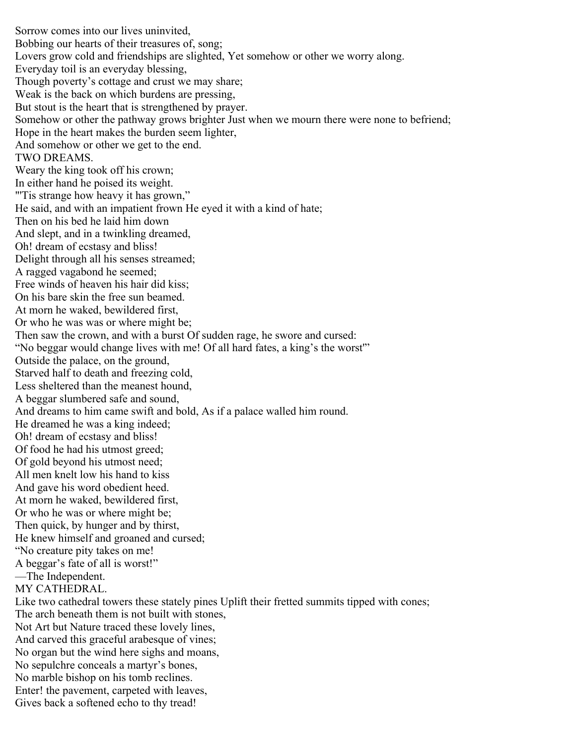Sorrow comes into our lives uninvited,
Bobbing our hearts of their treasures of, song;
Lovers grow cold and friendships are slighted, Yet somehow or other we worry along.
Everyday toil is an everyday blessing,
Though poverty's cottage and crust we may share;
Weak is the back on which burdens are pressing,
But stout is the heart that is strengthened by prayer.
Somehow or other the pathway grows brighter Just when we mourn there were none to befriend;
Hope in the heart makes the burden seem lighter,
And somehow or other we get to the end.

## TWO DREAMS.

Weary the king took off his crown;
In either hand he poised its weight.
"'Tis strange how heavy it has grown,"
He said, and with an impatient frown He eyed it with a kind of hate;
Then on his bed he laid him down
And slept, and in a twinkling dreamed,
Oh! dream of ecstasy and bliss!
Delight through all his senses streamed;
A ragged vagabond he seemed;
Free winds of heaven his hair did kiss;
On his bare skin the free sun beamed.
At morn he waked, bewildered first,
Or who he was was or where might be;
Then saw the crown, and with a burst Of sudden rage, he swore and cursed:
"No beggar would change lives with me! Of all hard fates, a king's the worst'"
Outside the palace, on the ground,
Starved half to death and freezing cold,
Less sheltered than the meanest hound,
A beggar slumbered safe and sound,
And dreams to him came swift and bold, As if a palace walled him round.
He dreamed he was a king indeed;
Oh! dream of ecstasy and bliss!
Of food he had his utmost greed;
Of gold beyond his utmost need;
All men knelt low his hand to kiss
And gave his word obedient heed.
At morn he waked, bewildered first,
Or who he was or where might be;
Then quick, by hunger and by thirst,
He knew himself and groaned and cursed;
"No creature pity takes on me!
A beggar's fate of all is worst!"
—The Independent.

## MY CATHEDRAL.

Like two cathedral towers these stately pines Uplift their fretted summits tipped with cones;
The arch beneath them is not built with stones,
Not Art but Nature traced these lovely lines,
And carved this graceful arabesque of vines;
No organ but the wind here sighs and moans,
No sepulchre conceals a martyr's bones,
No marble bishop on his tomb reclines.
Enter! the pavement, carpeted with leaves,
Gives back a softened echo to thy tread!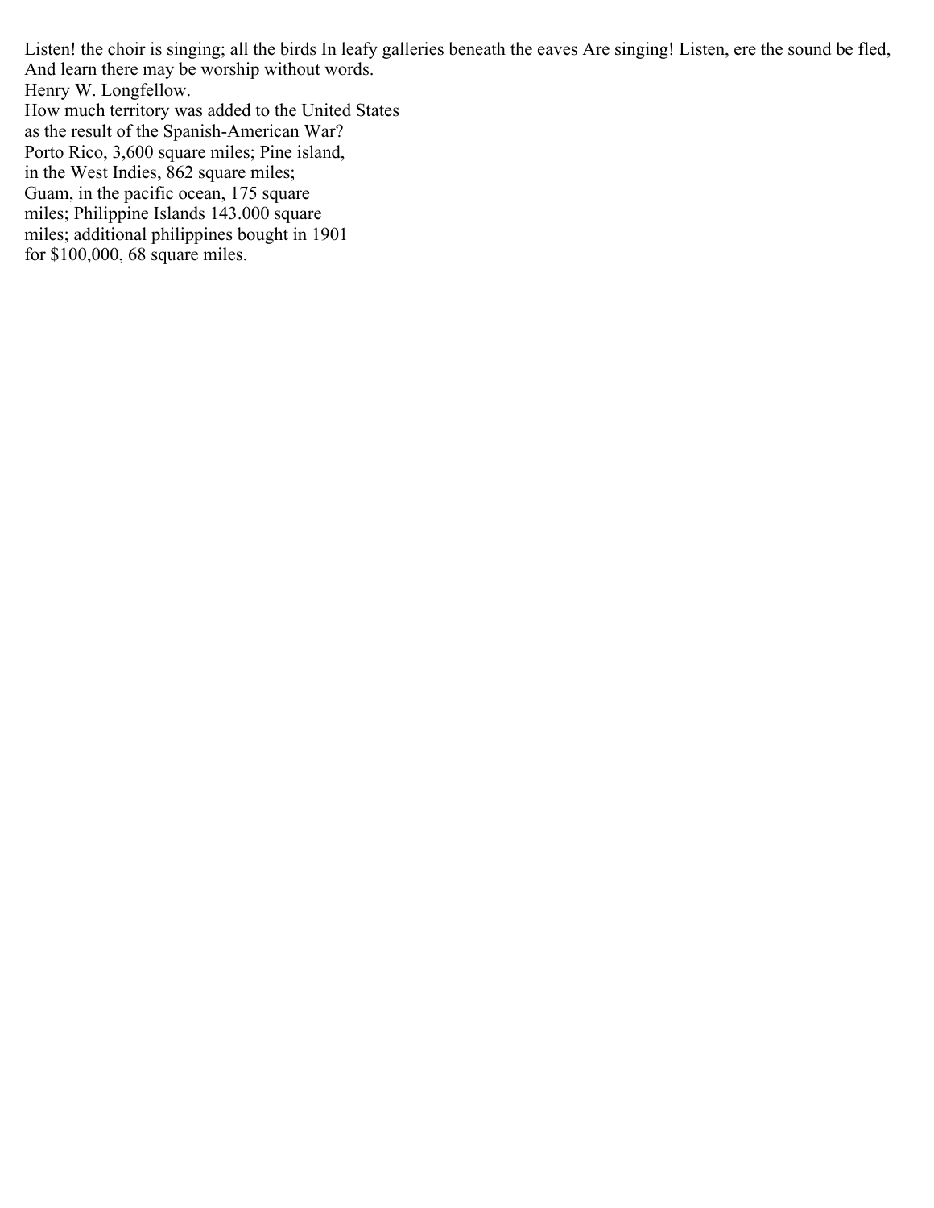Listen! the choir is singing; all the birds In leafy galleries beneath the eaves Are singing! Listen, ere the sound be fled, And learn there may be worship without words.

Henry W. Longfellow.

How much territory was added to the United States as the result of the Spanish-American War? Porto Rico, 3,600 square miles; Pine island, in the West Indies, 862 square miles; Guam, in the pacific ocean, 175 square miles; Philippine Islands 143.000 square miles; additional philippines bought in 1901 for $100,000, 68 square miles.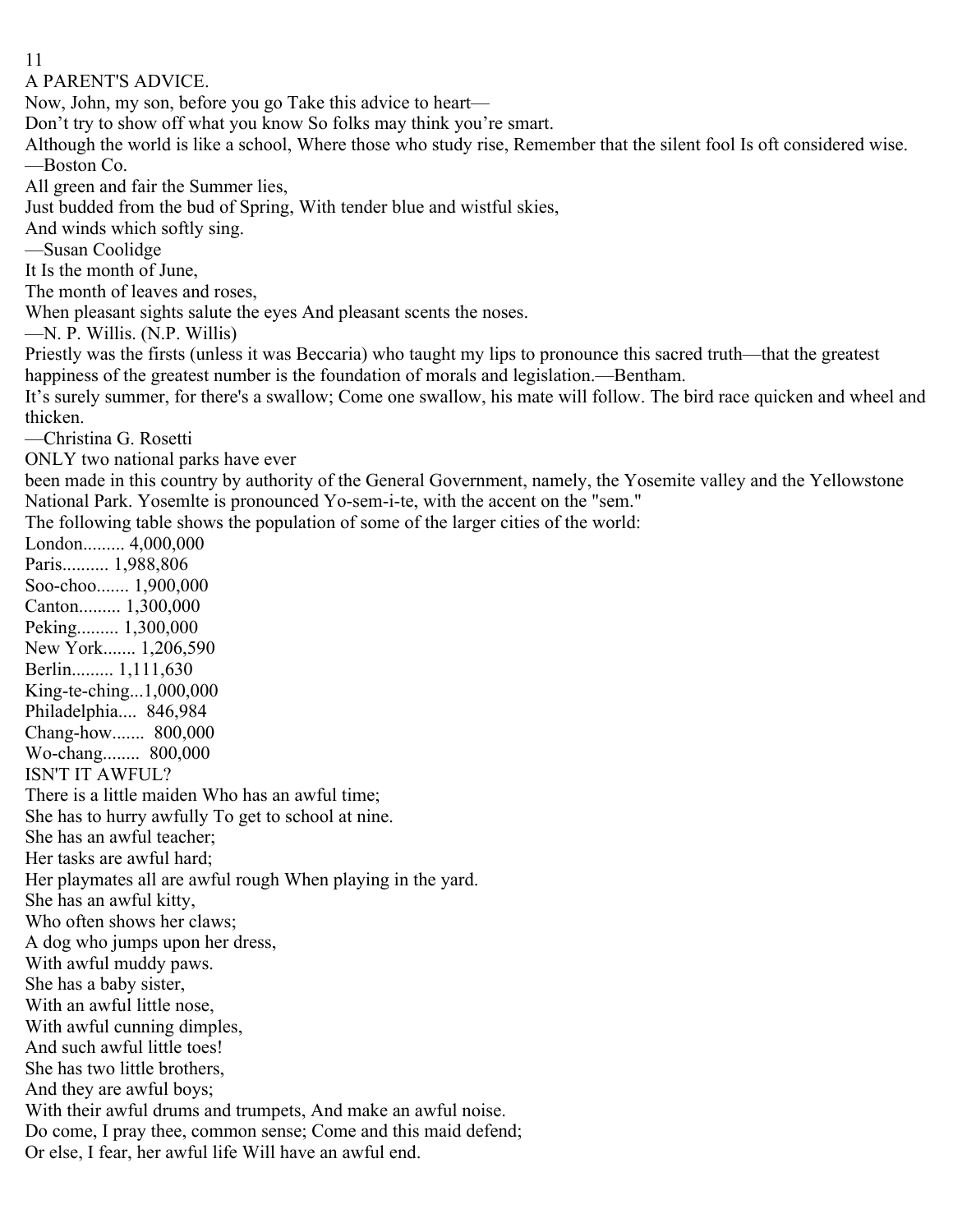## A PARENT'S ADVICE.

Now, John, my son, before you go Take this advice to heart—

Don't try to show off what you know So folks may think you're smart.

Although the world is like a school, Where those who study rise, Remember that the silent fool Is oft considered wise.

—Boston Co.

All green and fair the Summer lies,

Just budded from the bud of Spring, With tender blue and wistful skies,

And winds which softly sing.

—Susan Coolidge

It Is the month of June,

The month of leaves and roses,

When pleasant sights salute the eyes And pleasant scents the noses.

—N. P. Willis. (N.P. Willis)

Priestly was the firsts (unless it was Beccaria) who taught my lips to pronounce this sacred truth—that the greatest happiness of the greatest number is the foundation of morals and legislation.—Bentham.

It's surely summer, for there's a swallow; Come one swallow, his mate will follow. The bird race quicken and wheel and thicken.

—Christina G. Rosetti

ONLY two national parks have ever been made in this country by authority of the General Government, namely, the Yosemite valley and the Yellowstone National Park. Yosemlte is pronounced Yo-sem-i-te, with the accent on the "sem."

The following table shows the population of some of the larger cities of the world:

| City | Population |
|---|---|
| London | 4,000,000 |
| Paris | 1,988,806 |
| Soo-choo | 1,900,000 |
| Canton | 1,300,000 |
| Peking | 1,300,000 |
| New York | 1,206,590 |
| Berlin | 1,111,630 |
| King-te-ching | 1,000,000 |
| Philadelphia | 846,984 |
| Chang-how | 800,000 |
| Wo-chang | 800,000 |

## ISN'T IT AWFUL?

There is a little maiden Who has an awful time;

She has to hurry awfully To get to school at nine.

She has an awful teacher;

Her tasks are awful hard;

Her playmates all are awful rough When playing in the yard.

She has an awful kitty,

Who often shows her claws;

A dog who jumps upon her dress,

With awful muddy paws.

She has a baby sister,

With an awful little nose,

With awful cunning dimples,

And such awful little toes!

She has two little brothers,

And they are awful boys;

With their awful drums and trumpets, And make an awful noise.

Do come, I pray thee, common sense; Come and this maid defend;

Or else, I fear, her awful life Will have an awful end.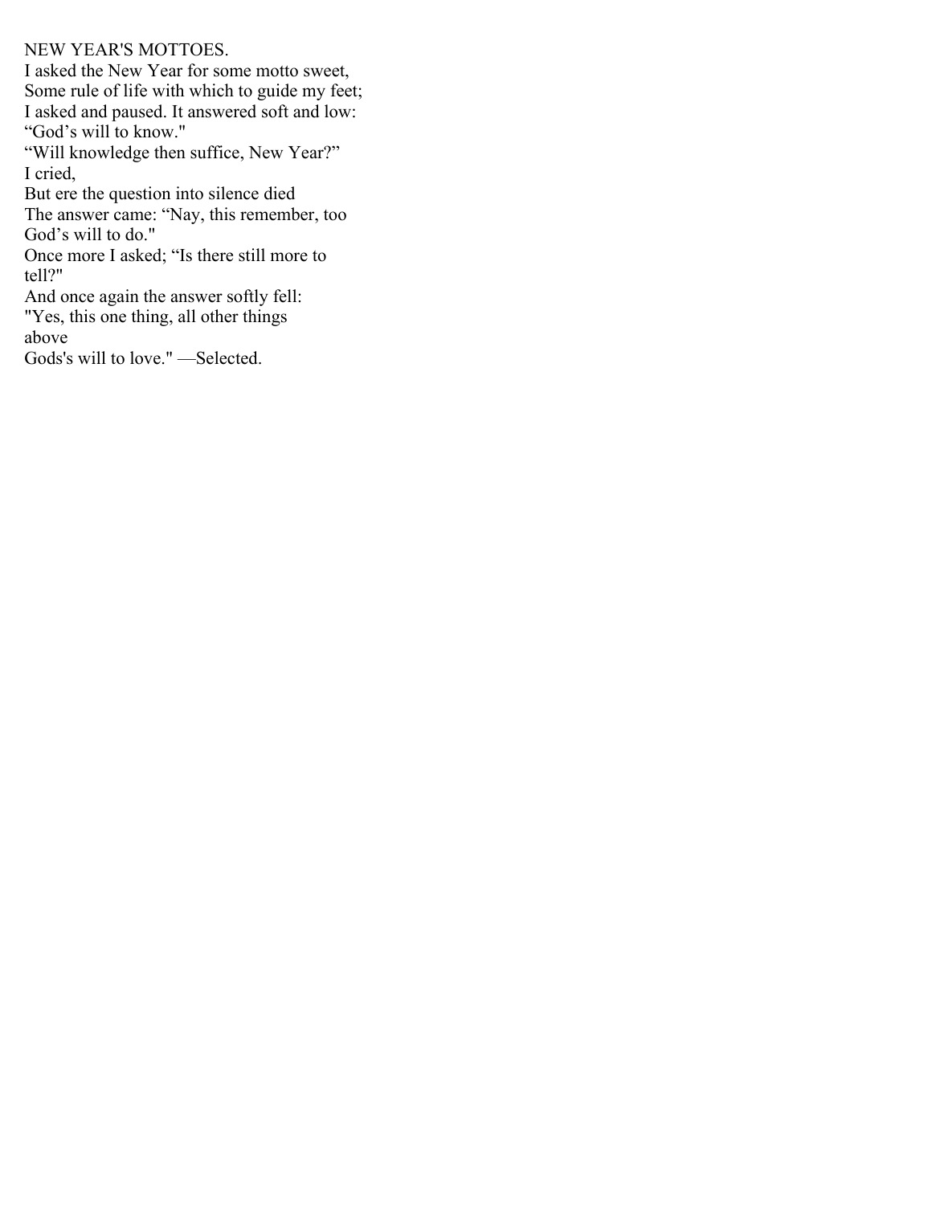NEW YEAR'S MOTTOES.

I asked the New Year for some motto sweet,
Some rule of life with which to guide my feet;
I asked and paused. It answered soft and low:
“God’s will to know."
“Will knowledge then suffice, New Year?”
I cried,
But ere the question into silence died
The answer came: “Nay, this remember, too
God’s will to do."
Once more I asked; “Is there still more to
tell?"
And once again the answer softly fell:
"Yes, this one thing, all other things
above
Gods's will to love." —Selected.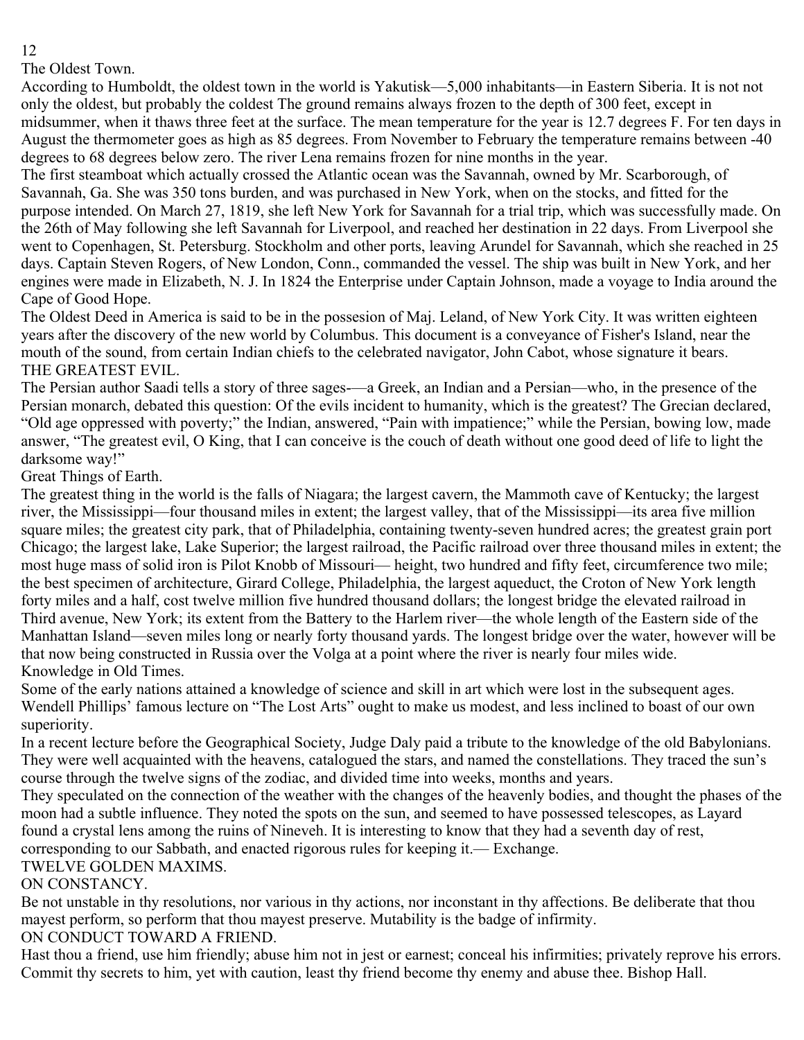## The Oldest Town.

According to Humboldt, the oldest town in the world is Yakutisk—5,000 inhabitants—in Eastern Siberia. It is not not only the oldest, but probably the coldest The ground remains always frozen to the depth of 300 feet, except in midsummer, when it thaws three feet at the surface. The mean temperature for the year is 12.7 degrees F. For ten days in August the thermometer goes as high as 85 degrees. From November to February the temperature remains between -40 degrees to 68 degrees below zero. The river Lena remains frozen for nine months in the year.

The first steamboat which actually crossed the Atlantic ocean was the Savannah, owned by Mr. Scarborough, of Savannah, Ga. She was 350 tons burden, and was purchased in New York, when on the stocks, and fitted for the purpose intended. On March 27, 1819, she left New York for Savannah for a trial trip, which was successfully made. On the 26th of May following she left Savannah for Liverpool, and reached her destination in 22 days. From Liverpool she went to Copenhagen, St. Petersburg. Stockholm and other ports, leaving Arundel for Savannah, which she reached in 25 days. Captain Steven Rogers, of New London, Conn., commanded the vessel. The ship was built in New York, and her engines were made in Elizabeth, N. J. In 1824 the Enterprise under Captain Johnson, made a voyage to India around the Cape of Good Hope.

The Oldest Deed in America is said to be in the possesion of Maj. Leland, of New York City. It was written eighteen years after the discovery of the new world by Columbus. This document is a conveyance of Fisher's Island, near the mouth of the sound, from certain Indian chiefs to the celebrated navigator, John Cabot, whose signature it bears.

## THE GREATEST EVIL.

The Persian author Saadi tells a story of three sages-—a Greek, an Indian and a Persian—who, in the presence of the Persian monarch, debated this question: Of the evils incident to humanity, which is the greatest? The Grecian declared, "Old age oppressed with poverty;" the Indian, answered, "Pain with impatience;" while the Persian, bowing low, made answer, "The greatest evil, O King, that I can conceive is the couch of death without one good deed of life to light the darksome way!"

## Great Things of Earth.

The greatest thing in the world is the falls of Niagara; the largest cavern, the Mammoth cave of Kentucky; the largest river, the Mississippi—four thousand miles in extent; the largest valley, that of the Mississippi—its area five million square miles; the greatest city park, that of Philadelphia, containing twenty-seven hundred acres; the greatest grain port Chicago; the largest lake, Lake Superior; the largest railroad, the Pacific railroad over three thousand miles in extent; the most huge mass of solid iron is Pilot Knobb of Missouri— height, two hundred and fifty feet, circumference two mile; the best specimen of architecture, Girard College, Philadelphia, the largest aqueduct, the Croton of New York length forty miles and a half, cost twelve million five hundred thousand dollars; the longest bridge the elevated railroad in Third avenue, New York; its extent from the Battery to the Harlem river—the whole length of the Eastern side of the Manhattan Island—seven miles long or nearly forty thousand yards. The longest bridge over the water, however will be that now being constructed in Russia over the Volga at a point where the river is nearly four miles wide.

## Knowledge in Old Times.

Some of the early nations attained a knowledge of science and skill in art which were lost in the subsequent ages. Wendell Phillips' famous lecture on "The Lost Arts" ought to make us modest, and less inclined to boast of our own superiority.

In a recent lecture before the Geographical Society, Judge Daly paid a tribute to the knowledge of the old Babylonians. They were well acquainted with the heavens, catalogued the stars, and named the constellations. They traced the sun's course through the twelve signs of the zodiac, and divided time into weeks, months and years.

They speculated on the connection of the weather with the changes of the heavenly bodies, and thought the phases of the moon had a subtle influence. They noted the spots on the sun, and seemed to have possessed telescopes, as Layard found a crystal lens among the ruins of Nineveh. It is interesting to know that they had a seventh day of rest, corresponding to our Sabbath, and enacted rigorous rules for keeping it.— Exchange.

## TWELVE GOLDEN MAXIMS.

### ON CONSTANCY.

Be not unstable in thy resolutions, nor various in thy actions, nor inconstant in thy affections. Be deliberate that thou mayest perform, so perform that thou mayest preserve. Mutability is the badge of infirmity.

### ON CONDUCT TOWARD A FRIEND.

Hast thou a friend, use him friendly; abuse him not in jest or earnest; conceal his infirmities; privately reprove his errors. Commit thy secrets to him, yet with caution, least thy friend become thy enemy and abuse thee. Bishop Hall.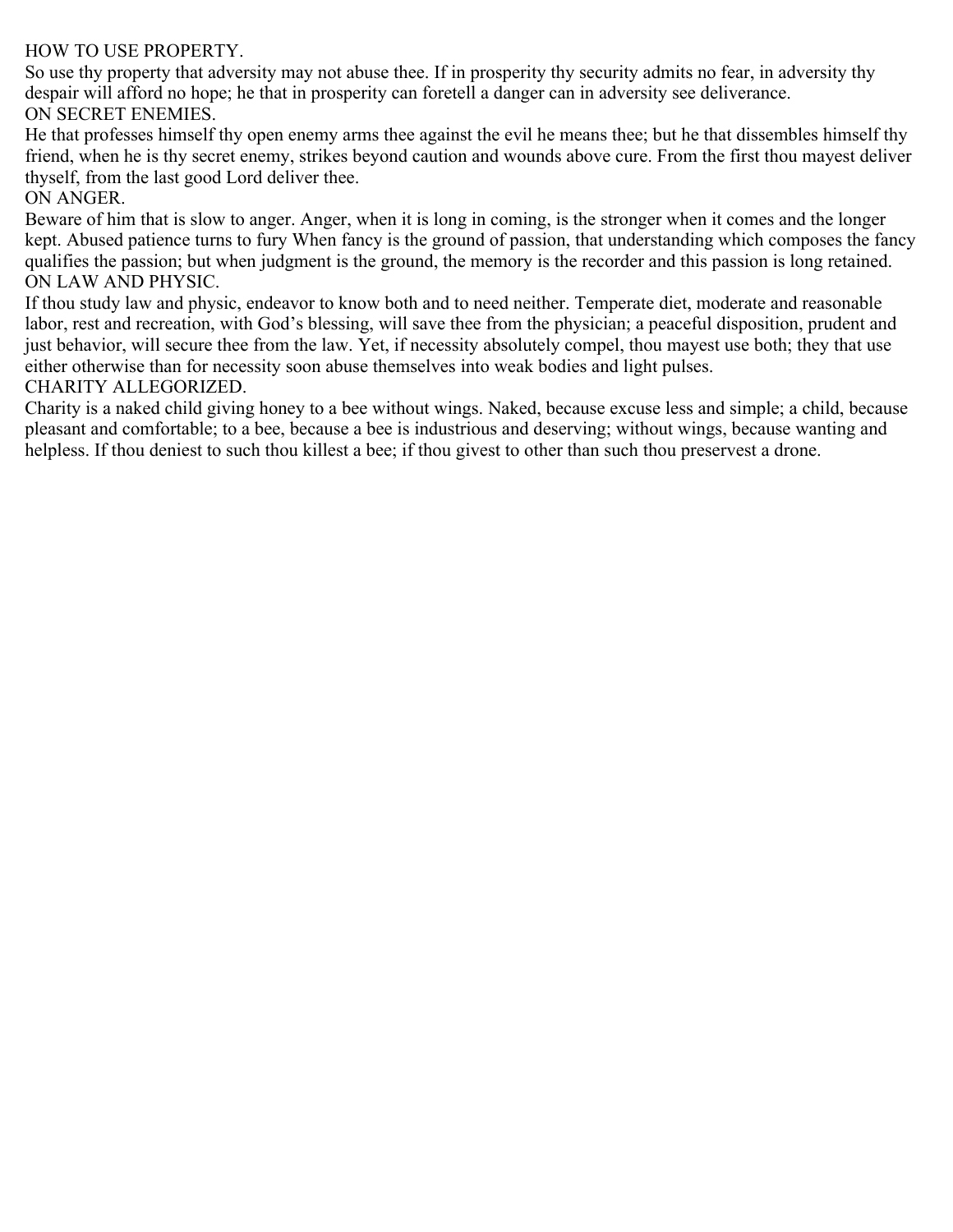## HOW TO USE PROPERTY.

So use thy property that adversity may not abuse thee. If in prosperity thy security admits no fear, in adversity thy despair will afford no hope; he that in prosperity can foretell a danger can in adversity see deliverance.

## ON SECRET ENEMIES.

He that professes himself thy open enemy arms thee against the evil he means thee; but he that dissembles himself thy friend, when he is thy secret enemy, strikes beyond caution and wounds above cure. From the first thou mayest deliver thyself, from the last good Lord deliver thee.

## ON ANGER.

Beware of him that is slow to anger. Anger, when it is long in coming, is the stronger when it comes and the longer kept. Abused patience turns to fury When fancy is the ground of passion, that understanding which composes the fancy qualifies the passion; but when judgment is the ground, the memory is the recorder and this passion is long retained.

## ON LAW AND PHYSIC.

If thou study law and physic, endeavor to know both and to need neither. Temperate diet, moderate and reasonable labor, rest and recreation, with God's blessing, will save thee from the physician; a peaceful disposition, prudent and just behavior, will secure thee from the law. Yet, if necessity absolutely compel, thou mayest use both; they that use either otherwise than for necessity soon abuse themselves into weak bodies and light pulses.

## CHARITY ALLEGORIZED.

Charity is a naked child giving honey to a bee without wings. Naked, because excuse less and simple; a child, because pleasant and comfortable; to a bee, because a bee is industrious and deserving; without wings, because wanting and helpless. If thou deniest to such thou killest a bee; if thou givest to other than such thou preservest a drone.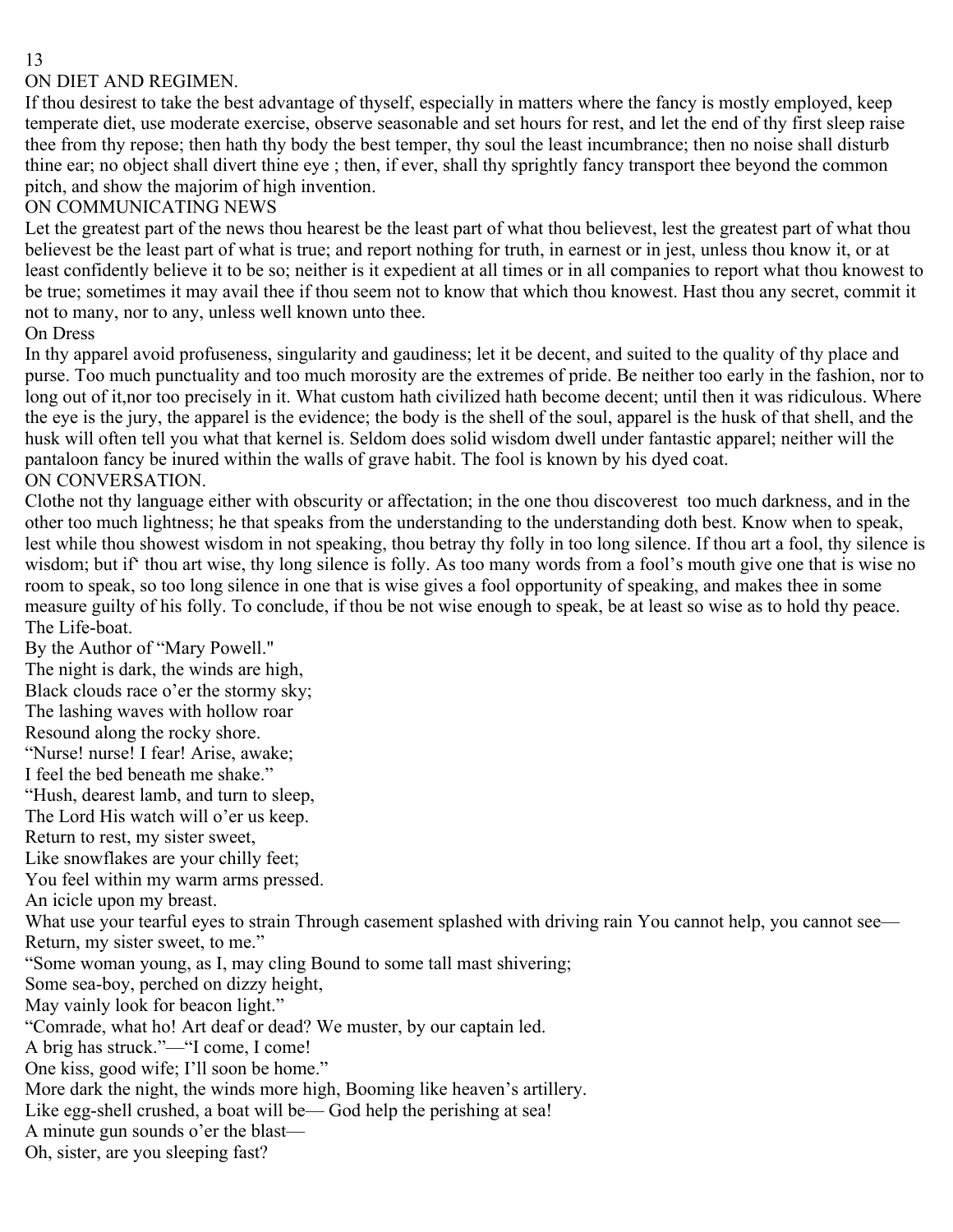## ON DIET AND REGIMEN.

If thou desirest to take the best advantage of thyself, especially in matters where the fancy is mostly employed, keep temperate diet, use moderate exercise, observe seasonable and set hours for rest, and let the end of thy first sleep raise thee from thy repose; then hath thy body the best temper, thy soul the least incumbrance; then no noise shall disturb thine ear; no object shall divert thine eye ; then, if ever, shall thy sprightly fancy transport thee beyond the common pitch, and show the majorim of high invention.

## ON COMMUNICATING NEWS

Let the greatest part of the news thou hearest be the least part of what thou believest, lest the greatest part of what thou believest be the least part of what is true; and report nothing for truth, in earnest or in jest, unless thou know it, or at least confidently believe it to be so; neither is it expedient at all times or in all companies to report what thou knowest to be true; sometimes it may avail thee if thou seem not to know that which thou knowest. Hast thou any secret, commit it not to many, nor to any, unless well known unto thee.

## On Dress

In thy apparel avoid profuseness, singularity and gaudiness; let it be decent, and suited to the quality of thy place and purse. Too much punctuality and too much morosity are the extremes of pride. Be neither too early in the fashion, nor to long out of it,nor too precisely in it. What custom hath civilized hath become decent; until then it was ridiculous. Where the eye is the jury, the apparel is the evidence; the body is the shell of the soul, apparel is the husk of that shell, and the husk will often tell you what that kernel is. Seldom does solid wisdom dwell under fantastic apparel; neither will the pantaloon fancy be inured within the walls of grave habit. The fool is known by his dyed coat.

## ON CONVERSATION.

Clothe not thy language either with obscurity or affectation; in the one thou discoverest too much darkness, and in the other too much lightness; he that speaks from the understanding to the understanding doth best. Know when to speak, lest while thou showest wisdom in not speaking, thou betray thy folly in too long silence. If thou art a fool, thy silence is wisdom; but if‘ thou art wise, thy long silence is folly. As too many words from a fool’s mouth give one that is wise no room to speak, so too long silence in one that is wise gives a fool opportunity of speaking, and makes thee in some measure guilty of his folly. To conclude, if thou be not wise enough to speak, be at least so wise as to hold thy peace.

## The Life-boat.

By the Author of “Mary Powell."

The night is dark, the winds are high,
Black clouds race o’er the stormy sky;
The lashing waves with hollow roar
Resound along the rocky shore.
“Nurse! nurse! I fear! Arise, awake;
I feel the bed beneath me shake.”
“Hush, dearest lamb, and turn to sleep,
The Lord His watch will o’er us keep.
Return to rest, my sister sweet,
Like snowflakes are your chilly feet;
You feel within my warm arms pressed.
An icicle upon my breast.
What use your tearful eyes to strain Through casement splashed with driving rain You cannot help, you cannot see—
Return, my sister sweet, to me.”
“Some woman young, as I, may cling Bound to some tall mast shivering;
Some sea-boy, perched on dizzy height,
May vainly look for beacon light.”
“Comrade, what ho! Art deaf or dead? We muster, by our captain led.
A brig has struck.”—“I come, I come!
One kiss, good wife; I’ll soon be home.”
More dark the night, the winds more high, Booming like heaven’s artillery.
Like egg-shell crushed, a boat will be— God help the perishing at sea!
A minute gun sounds o’er the blast—
Oh, sister, are you sleeping fast?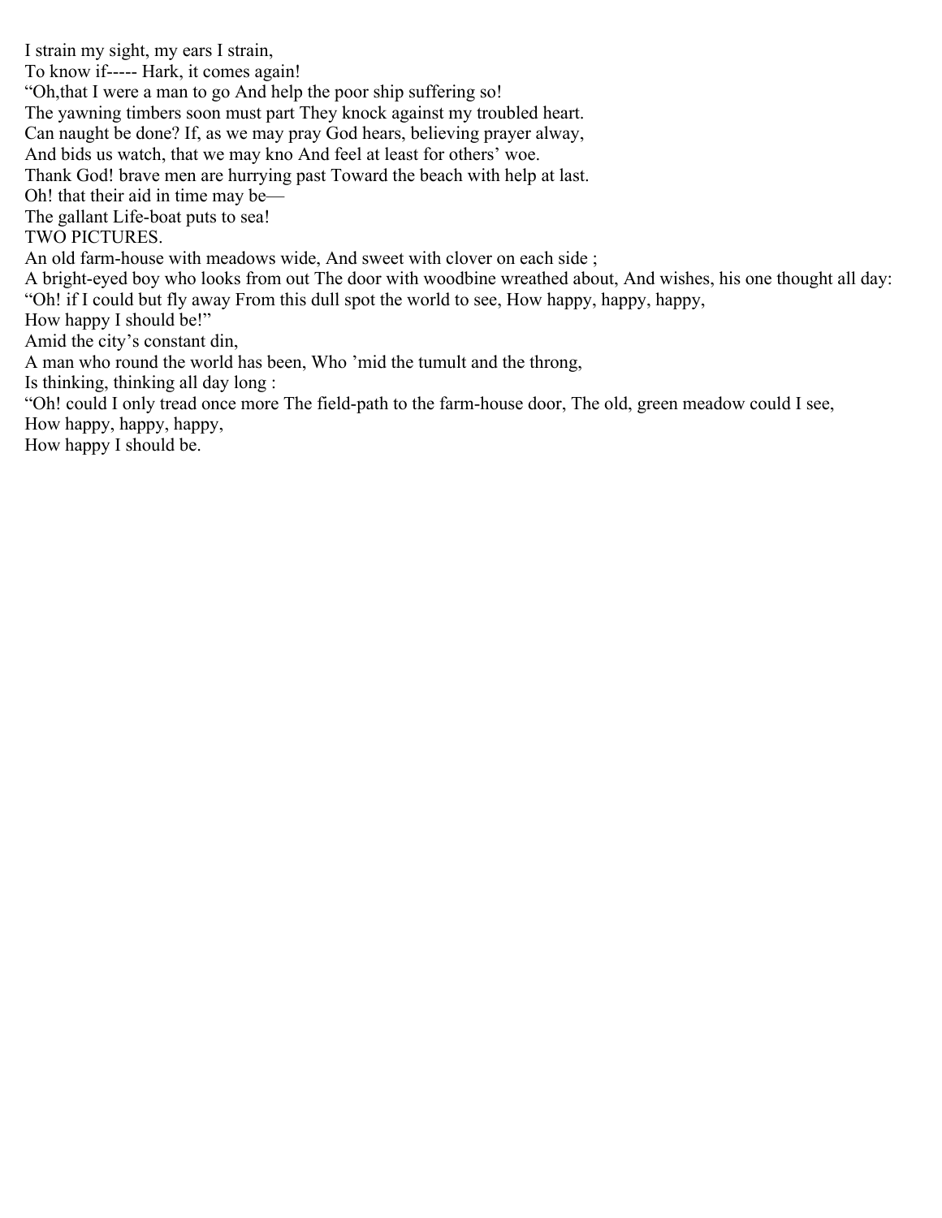I strain my sight, my ears I strain,
To know if----- Hark, it comes again!
"Oh,that I were a man to go And help the poor ship suffering so!
The yawning timbers soon must part They knock against my troubled heart.
Can naught be done? If, as we may pray God hears, believing prayer alway,
And bids us watch, that we may kno And feel at least for others' woe.
Thank God! brave men are hurrying past Toward the beach with help at last.
Oh! that their aid in time may be—
The gallant Life-boat puts to sea!

## TWO PICTURES.

An old farm-house with meadows wide, And sweet with clover on each side ;
A bright-eyed boy who looks from out The door with woodbine wreathed about, And wishes, his one thought all day:
"Oh! if I could but fly away From this dull spot the world to see, How happy, happy, happy,
How happy I should be!"
Amid the city's constant din,
A man who round the world has been, Who 'mid the tumult and the throng,
Is thinking, thinking all day long :
"Oh! could I only tread once more The field-path to the farm-house door, The old, green meadow could I see,
How happy, happy, happy,
How happy I should be.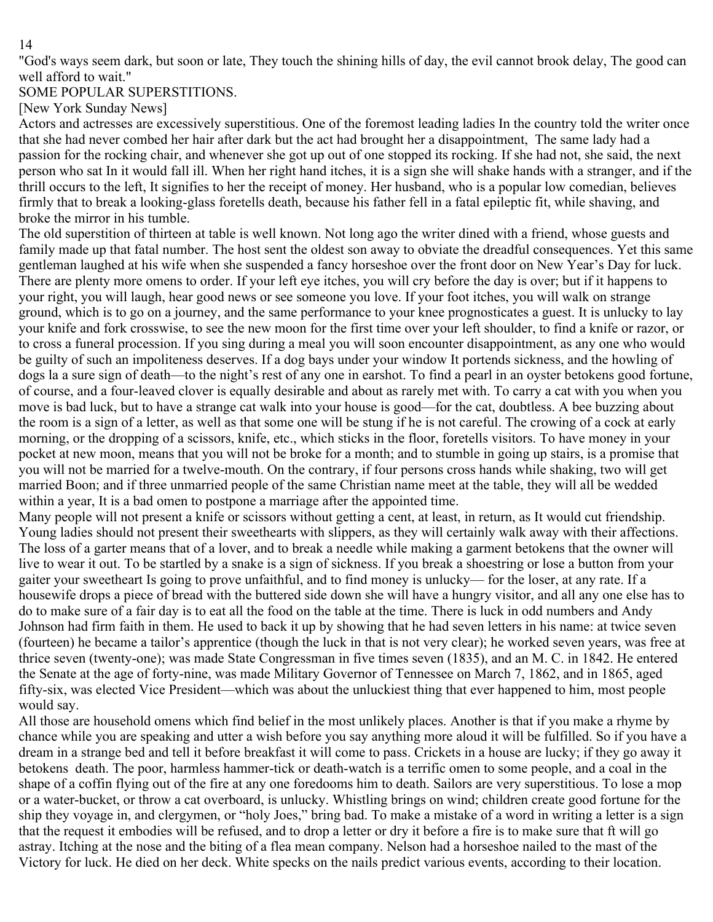"God's ways seem dark, but soon or late, They touch the shining hills of day, the evil cannot brook delay, The good can well afford to wait."

## SOME POPULAR SUPERSTITIONS.

[New York Sunday News]

Actors and actresses are excessively superstitious. One of the foremost leading ladies In the country told the writer once that she had never combed her hair after dark but the act had brought her a disappointment, The same lady had a passion for the rocking chair, and whenever she got up out of one stopped its rocking. If she had not, she said, the next person who sat In it would fall ill. When her right hand itches, it is a sign she will shake hands with a stranger, and if the thrill occurs to the left, It signifies to her the receipt of money. Her husband, who is a popular low comedian, believes firmly that to break a looking-glass foretells death, because his father fell in a fatal epileptic fit, while shaving, and broke the mirror in his tumble.

The old superstition of thirteen at table is well known. Not long ago the writer dined with a friend, whose guests and family made up that fatal number. The host sent the oldest son away to obviate the dreadful consequences. Yet this same gentleman laughed at his wife when she suspended a fancy horseshoe over the front door on New Year's Day for luck. There are plenty more omens to order. If your left eye itches, you will cry before the day is over; but if it happens to your right, you will laugh, hear good news or see someone you love. If your foot itches, you will walk on strange ground, which is to go on a journey, and the same performance to your knee prognosticates a guest. It is unlucky to lay your knife and fork crosswise, to see the new moon for the first time over your left shoulder, to find a knife or razor, or to cross a funeral procession. If you sing during a meal you will soon encounter disappointment, as any one who would be guilty of such an impoliteness deserves. If a dog bays under your window It portends sickness, and the howling of dogs la a sure sign of death—to the night's rest of any one in earshot. To find a pearl in an oyster betokens good fortune, of course, and a four-leaved clover is equally desirable and about as rarely met with. To carry a cat with you when you move is bad luck, but to have a strange cat walk into your house is good—for the cat, doubtless. A bee buzzing about the room is a sign of a letter, as well as that some one will be stung if he is not careful. The crowing of a cock at early morning, or the dropping of a scissors, knife, etc., which sticks in the floor, foretells visitors. To have money in your pocket at new moon, means that you will not be broke for a month; and to stumble in going up stairs, is a promise that you will not be married for a twelve-mouth. On the contrary, if four persons cross hands while shaking, two will get married Boon; and if three unmarried people of the same Christian name meet at the table, they will all be wedded within a year, It is a bad omen to postpone a marriage after the appointed time.

Many people will not present a knife or scissors without getting a cent, at least, in return, as It would cut friendship. Young ladies should not present their sweethearts with slippers, as they will certainly walk away with their affections. The loss of a garter means that of a lover, and to break a needle while making a garment betokens that the owner will live to wear it out. To be startled by a snake is a sign of sickness. If you break a shoestring or lose a button from your gaiter your sweetheart Is going to prove unfaithful, and to find money is unlucky— for the loser, at any rate. If a housewife drops a piece of bread with the buttered side down she will have a hungry visitor, and all any one else has to do to make sure of a fair day is to eat all the food on the table at the time. There is luck in odd numbers and Andy Johnson had firm faith in them. He used to back it up by showing that he had seven letters in his name: at twice seven (fourteen) he became a tailor's apprentice (though the luck in that is not very clear); he worked seven years, was free at thrice seven (twenty-one); was made State Congressman in five times seven (1835), and an M. C. in 1842. He entered the Senate at the age of forty-nine, was made Military Governor of Tennessee on March 7, 1862, and in 1865, aged fifty-six, was elected Vice President—which was about the unluckiest thing that ever happened to him, most people would say.

All those are household omens which find belief in the most unlikely places. Another is that if you make a rhyme by chance while you are speaking and utter a wish before you say anything more aloud it will be fulfilled. So if you have a dream in a strange bed and tell it before breakfast it will come to pass. Crickets in a house are lucky; if they go away it betokens death. The poor, harmless hammer-tick or death-watch is a terrific omen to some people, and a coal in the shape of a coffin flying out of the fire at any one foredooms him to death. Sailors are very superstitious. To lose a mop or a water-bucket, or throw a cat overboard, is unlucky. Whistling brings on wind; children create good fortune for the ship they voyage in, and clergymen, or "holy Joes," bring bad. To make a mistake of a word in writing a letter is a sign that the request it embodies will be refused, and to drop a letter or dry it before a fire is to make sure that ft will go astray. Itching at the nose and the biting of a flea mean company. Nelson had a horseshoe nailed to the mast of the Victory for luck. He died on her deck. White specks on the nails predict various events, according to their location.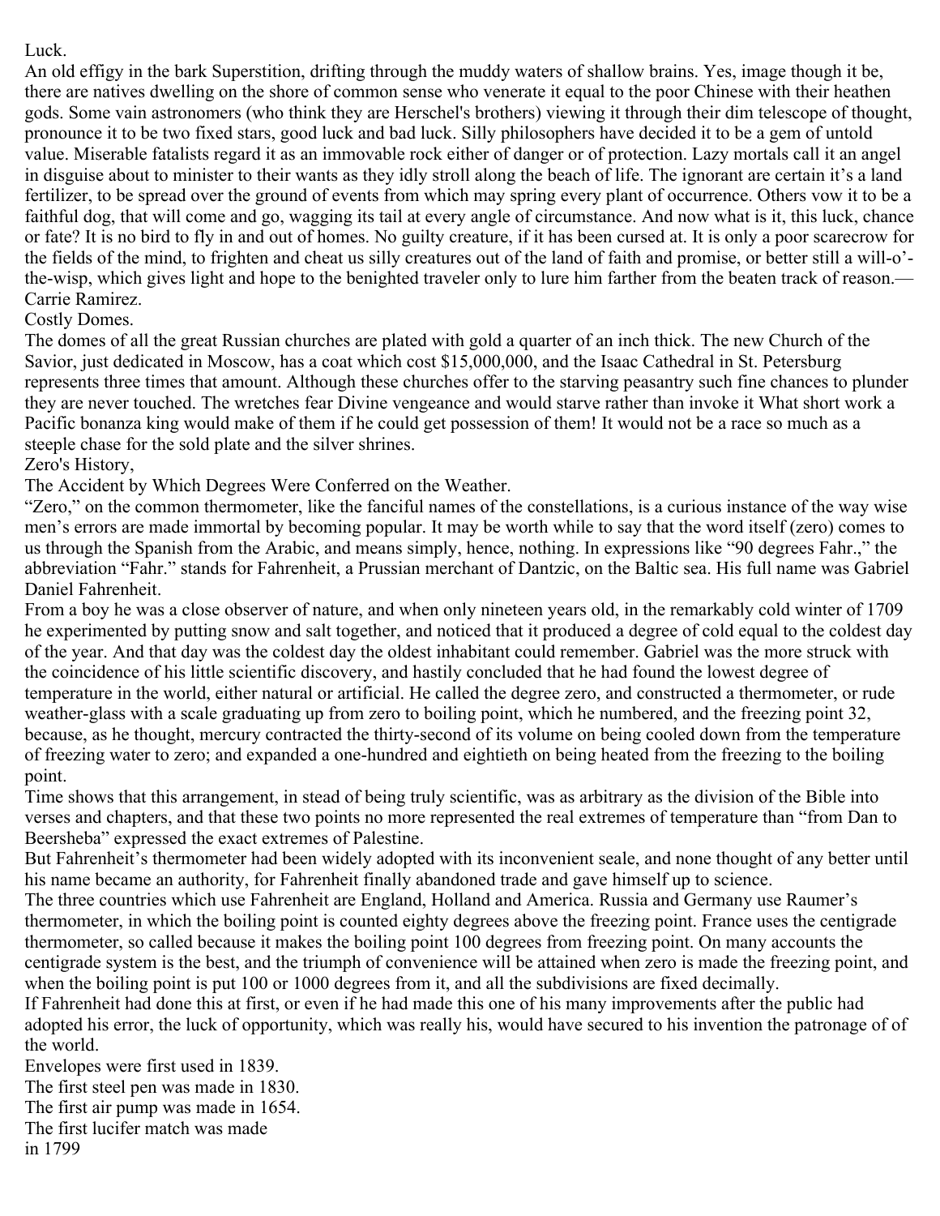## Luck.

An old effigy in the bark Superstition, drifting through the muddy waters of shallow brains. Yes, image though it be, there are natives dwelling on the shore of common sense who venerate it equal to the poor Chinese with their heathen gods. Some vain astronomers (who think they are Herschel's brothers) viewing it through their dim telescope of thought, pronounce it to be two fixed stars, good luck and bad luck. Silly philosophers have decided it to be a gem of untold value. Miserable fatalists regard it as an immovable rock either of danger or of protection. Lazy mortals call it an angel in disguise about to minister to their wants as they idly stroll along the beach of life. The ignorant are certain it's a land fertilizer, to be spread over the ground of events from which may spring every plant of occurrence. Others vow it to be a faithful dog, that will come and go, wagging its tail at every angle of circumstance. And now what is it, this luck, chance or fate? It is no bird to fly in and out of homes. No guilty creature, if it has been cursed at. It is only a poor scarecrow for the fields of the mind, to frighten and cheat us silly creatures out of the land of faith and promise, or better still a will-o'-the-wisp, which gives light and hope to the benighted traveler only to lure him farther from the beaten track of reason.—Carrie Ramirez.

## Costly Domes.

The domes of all the great Russian churches are plated with gold a quarter of an inch thick. The new Church of the Savior, just dedicated in Moscow, has a coat which cost $15,000,000, and the Isaac Cathedral in St. Petersburg represents three times that amount. Although these churches offer to the starving peasantry such fine chances to plunder they are never touched. The wretches fear Divine vengeance and would starve rather than invoke it What short work a Pacific bonanza king would make of them if he could get possession of them! It would not be a race so much as a steeple chase for the sold plate and the silver shrines.

## Zero's History,

### The Accident by Which Degrees Were Conferred on the Weather.

"Zero," on the common thermometer, like the fanciful names of the constellations, is a curious instance of the way wise men's errors are made immortal by becoming popular. It may be worth while to say that the word itself (zero) comes to us through the Spanish from the Arabic, and means simply, hence, nothing. In expressions like "90 degrees Fahr.," the abbreviation "Fahr." stands for Fahrenheit, a Prussian merchant of Dantzic, on the Baltic sea. His full name was Gabriel Daniel Fahrenheit.

From a boy he was a close observer of nature, and when only nineteen years old, in the remarkably cold winter of 1709 he experimented by putting snow and salt together, and noticed that it produced a degree of cold equal to the coldest day of the year. And that day was the coldest day the oldest inhabitant could remember. Gabriel was the more struck with the coincidence of his little scientific discovery, and hastily concluded that he had found the lowest degree of temperature in the world, either natural or artificial. He called the degree zero, and constructed a thermometer, or rude weather-glass with a scale graduating up from zero to boiling point, which he numbered, and the freezing point 32, because, as he thought, mercury contracted the thirty-second of its volume on being cooled down from the temperature of freezing water to zero; and expanded a one-hundred and eightieth on being heated from the freezing to the boiling point.

Time shows that this arrangement, in stead of being truly scientific, was as arbitrary as the division of the Bible into verses and chapters, and that these two points no more represented the real extremes of temperature than "from Dan to Beersheba" expressed the exact extremes of Palestine.

But Fahrenheit's thermometer had been widely adopted with its inconvenient seale, and none thought of any better until his name became an authority, for Fahrenheit finally abandoned trade and gave himself up to science.

The three countries which use Fahrenheit are England, Holland and America. Russia and Germany use Raumer's thermometer, in which the boiling point is counted eighty degrees above the freezing point. France uses the centigrade thermometer, so called because it makes the boiling point 100 degrees from freezing point. On many accounts the centigrade system is the best, and the triumph of convenience will be attained when zero is made the freezing point, and when the boiling point is put 100 or 1000 degrees from it, and all the subdivisions are fixed decimally.

If Fahrenheit had done this at first, or even if he had made this one of his many improvements after the public had adopted his error, the luck of opportunity, which was really his, would have secured to his invention the patronage of of the world.

Envelopes were first used in 1839.

The first steel pen was made in 1830.

The first air pump was made in 1654.

The first lucifer match was made in 1799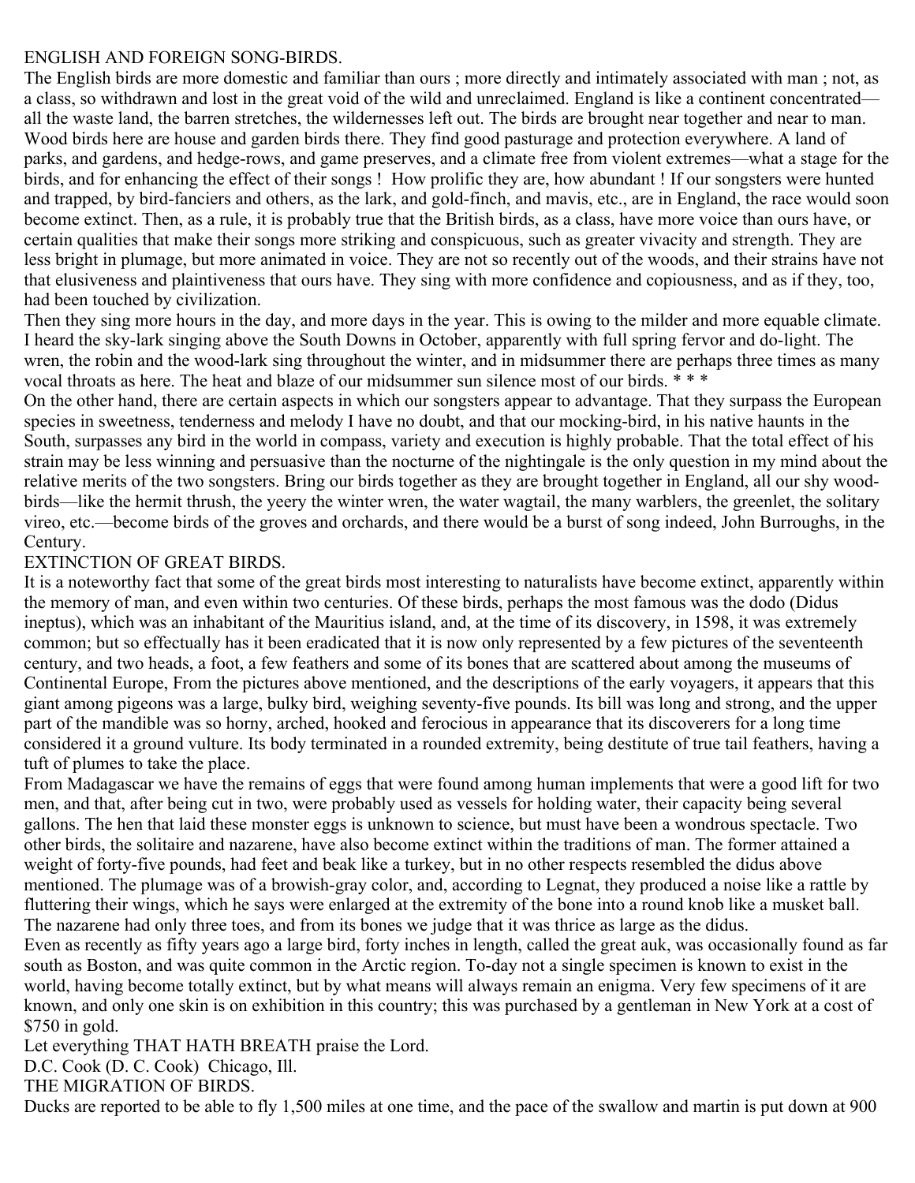## ENGLISH AND FOREIGN SONG-BIRDS.

The English birds are more domestic and familiar than ours ; more directly and intimately associated with man ; not, as a class, so withdrawn and lost in the great void of the wild and unreclaimed. England is like a continent concentrated—all the waste land, the barren stretches, the wildernesses left out. The birds are brought near together and near to man. Wood birds here are house and garden birds there. They find good pasturage and protection everywhere. A land of parks, and gardens, and hedge-rows, and game preserves, and a climate free from violent extremes—what a stage for the birds, and for enhancing the effect of their songs ! How prolific they are, how abundant ! If our songsters were hunted and trapped, by bird-fanciers and others, as the lark, and gold-finch, and mavis, etc., are in England, the race would soon become extinct. Then, as a rule, it is probably true that the British birds, as a class, have more voice than ours have, or certain qualities that make their songs more striking and conspicuous, such as greater vivacity and strength. They are less bright in plumage, but more animated in voice. They are not so recently out of the woods, and their strains have not that elusiveness and plaintiveness that ours have. They sing with more confidence and copiousness, and as if they, too, had been touched by civilization.

Then they sing more hours in the day, and more days in the year. This is owing to the milder and more equable climate. I heard the sky-lark singing above the South Downs in October, apparently with full spring fervor and do-light. The wren, the robin and the wood-lark sing throughout the winter, and in midsummer there are perhaps three times as many vocal throats as here. The heat and blaze of our midsummer sun silence most of our birds. * * *

On the other hand, there are certain aspects in which our songsters appear to advantage. That they surpass the European species in sweetness, tenderness and melody I have no doubt, and that our mocking-bird, in his native haunts in the South, surpasses any bird in the world in compass, variety and execution is highly probable. That the total effect of his strain may be less winning and persuasive than the nocturne of the nightingale is the only question in my mind about the relative merits of the two songsters. Bring our birds together as they are brought together in England, all our shy wood-birds—like the hermit thrush, the yeery the winter wren, the water wagtail, the many warblers, the greenlet, the solitary vireo, etc.—become birds of the groves and orchards, and there would be a burst of song indeed, John Burroughs, in the Century.

## EXTINCTION OF GREAT BIRDS.

It is a noteworthy fact that some of the great birds most interesting to naturalists have become extinct, apparently within the memory of man, and even within two centuries. Of these birds, perhaps the most famous was the dodo (Didus ineptus), which was an inhabitant of the Mauritius island, and, at the time of its discovery, in 1598, it was extremely common; but so effectually has it been eradicated that it is now only represented by a few pictures of the seventeenth century, and two heads, a foot, a few feathers and some of its bones that are scattered about among the museums of Continental Europe, From the pictures above mentioned, and the descriptions of the early voyagers, it appears that this giant among pigeons was a large, bulky bird, weighing seventy-five pounds. Its bill was long and strong, and the upper part of the mandible was so horny, arched, hooked and ferocious in appearance that its discoverers for a long time considered it a ground vulture. Its body terminated in a rounded extremity, being destitute of true tail feathers, having a tuft of plumes to take the place.

From Madagascar we have the remains of eggs that were found among human implements that were a good lift for two men, and that, after being cut in two, were probably used as vessels for holding water, their capacity being several gallons. The hen that laid these monster eggs is unknown to science, but must have been a wondrous spectacle. Two other birds, the solitaire and nazarene, have also become extinct within the traditions of man. The former attained a weight of forty-five pounds, had feet and beak like a turkey, but in no other respects resembled the didus above mentioned. The plumage was of a browish-gray color, and, according to Legnat, they produced a noise like a rattle by fluttering their wings, which he says were enlarged at the extremity of the bone into a round knob like a musket ball. The nazarene had only three toes, and from its bones we judge that it was thrice as large as the didus.

Even as recently as fifty years ago a large bird, forty inches in length, called the great auk, was occasionally found as far south as Boston, and was quite common in the Arctic region. To-day not a single specimen is known to exist in the world, having become totally extinct, but by what means will always remain an enigma. Very few specimens of it are known, and only one skin is on exhibition in this country; this was purchased by a gentleman in New York at a cost of $750 in gold.

Let everything THAT HATH BREATH praise the Lord.

D.C. Cook (D. C. Cook) Chicago, Ill.

## THE MIGRATION OF BIRDS.

Ducks are reported to be able to fly 1,500 miles at one time, and the pace of the swallow and martin is put down at 900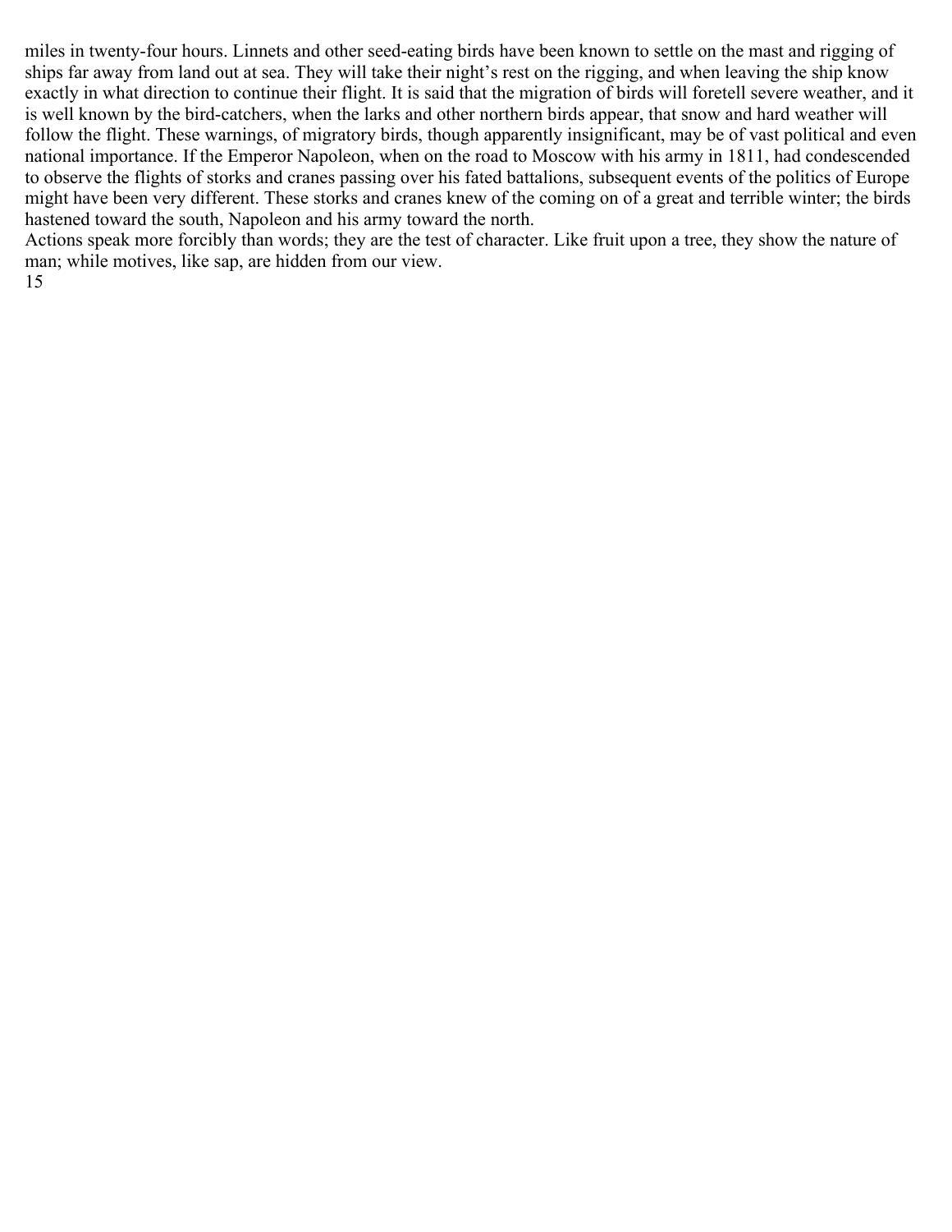miles in twenty-four hours. Linnets and other seed-eating birds have been known to settle on the mast and rigging of ships far away from land out at sea. They will take their night's rest on the rigging, and when leaving the ship know exactly in what direction to continue their flight. It is said that the migration of birds will foretell severe weather, and it is well known by the bird-catchers, when the larks and other northern birds appear, that snow and hard weather will follow the flight. These warnings, of migratory birds, though apparently insignificant, may be of vast political and even national importance. If the Emperor Napoleon, when on the road to Moscow with his army in 1811, had condescended to observe the flights of storks and cranes passing over his fated battalions, subsequent events of the politics of Europe might have been very different. These storks and cranes knew of the coming on of a great and terrible winter; the birds hastened toward the south, Napoleon and his army toward the north.

Actions speak more forcibly than words; they are the test of character. Like fruit upon a tree, they show the nature of man; while motives, like sap, are hidden from our view.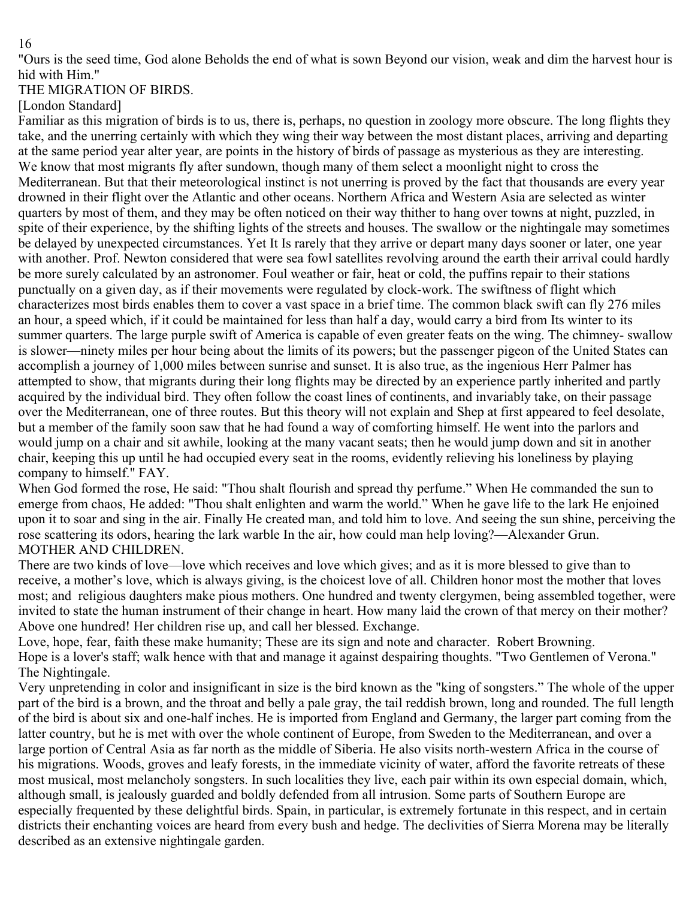"Ours is the seed time, God alone Beholds the end of what is sown Beyond our vision, weak and dim the harvest hour is hid with Him."

## THE MIGRATION OF BIRDS.

[London Standard]

Familiar as this migration of birds is to us, there is, perhaps, no question in zoology more obscure. The long flights they take, and the unerring certainly with which they wing their way between the most distant places, arriving and departing at the same period year alter year, are points in the history of birds of passage as mysterious as they are interesting. We know that most migrants fly after sundown, though many of them select a moonlight night to cross the Mediterranean. But that their meteorological instinct is not unerring is proved by the fact that thousands are every year drowned in their flight over the Atlantic and other oceans. Northern Africa and Western Asia are selected as winter quarters by most of them, and they may be often noticed on their way thither to hang over towns at night, puzzled, in spite of their experience, by the shifting lights of the streets and houses. The swallow or the nightingale may sometimes be delayed by unexpected circumstances. Yet It Is rarely that they arrive or depart many days sooner or later, one year with another. Prof. Newton considered that were sea fowl satellites revolving around the earth their arrival could hardly be more surely calculated by an astronomer. Foul weather or fair, heat or cold, the puffins repair to their stations punctually on a given day, as if their movements were regulated by clock-work. The swiftness of flight which characterizes most birds enables them to cover a vast space in a brief time. The common black swift can fly 276 miles an hour, a speed which, if it could be maintained for less than half a day, would carry a bird from Its winter to its summer quarters. The large purple swift of America is capable of even greater feats on the wing. The chimney- swallow is slower—ninety miles per hour being about the limits of its powers; but the passenger pigeon of the United States can accomplish a journey of 1,000 miles between sunrise and sunset. It is also true, as the ingenious Herr Palmer has attempted to show, that migrants during their long flights may be directed by an experience partly inherited and partly acquired by the individual bird. They often follow the coast lines of continents, and invariably take, on their passage over the Mediterranean, one of three routes. But this theory will not explain and Shep at first appeared to feel desolate, but a member of the family soon saw that he had found a way of comforting himself. He went into the parlors and would jump on a chair and sit awhile, looking at the many vacant seats; then he would jump down and sit in another chair, keeping this up until he had occupied every seat in the rooms, evidently relieving his loneliness by playing company to himself." FAY.

When God formed the rose, He said: "Thou shalt flourish and spread thy perfume." When He commanded the sun to emerge from chaos, He added: "Thou shalt enlighten and warm the world." When he gave life to the lark He enjoined upon it to soar and sing in the air. Finally He created man, and told him to love. And seeing the sun shine, perceiving the rose scattering its odors, hearing the lark warble In the air, how could man help loving?—Alexander Grun.

## MOTHER AND CHILDREN.

There are two kinds of love—love which receives and love which gives; and as it is more blessed to give than to receive, a mother's love, which is always giving, is the choicest love of all. Children honor most the mother that loves most; and religious daughters make pious mothers. One hundred and twenty clergymen, being assembled together, were invited to state the human instrument of their change in heart. How many laid the crown of that mercy on their mother? Above one hundred! Her children rise up, and call her blessed. Exchange.

Love, hope, fear, faith these make humanity; These are its sign and note and character. Robert Browning.

Hope is a lover's staff; walk hence with that and manage it against despairing thoughts. "Two Gentlemen of Verona."

## The Nightingale.

Very unpretending in color and insignificant in size is the bird known as the "king of songsters." The whole of the upper part of the bird is a brown, and the throat and belly a pale gray, the tail reddish brown, long and rounded. The full length of the bird is about six and one-half inches. He is imported from England and Germany, the larger part coming from the latter country, but he is met with over the whole continent of Europe, from Sweden to the Mediterranean, and over a large portion of Central Asia as far north as the middle of Siberia. He also visits north-western Africa in the course of his migrations. Woods, groves and leafy forests, in the immediate vicinity of water, afford the favorite retreats of these most musical, most melancholy songsters. In such localities they live, each pair within its own especial domain, which, although small, is jealously guarded and boldly defended from all intrusion. Some parts of Southern Europe are especially frequented by these delightful birds. Spain, in particular, is extremely fortunate in this respect, and in certain districts their enchanting voices are heard from every bush and hedge. The declivities of Sierra Morena may be literally described as an extensive nightingale garden.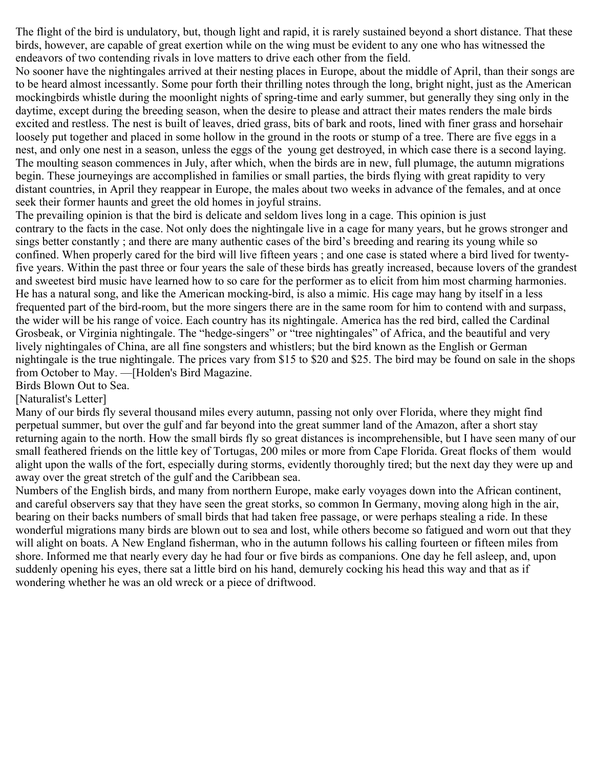The flight of the bird is undulatory, but, though light and rapid, it is rarely sustained beyond a short distance. That these birds, however, are capable of great exertion while on the wing must be evident to any one who has witnessed the endeavors of two contending rivals in love matters to drive each other from the field.

No sooner have the nightingales arrived at their nesting places in Europe, about the middle of April, than their songs are to be heard almost incessantly. Some pour forth their thrilling notes through the long, bright night, just as the American mockingbirds whistle during the moonlight nights of spring-time and early summer, but generally they sing only in the daytime, except during the breeding season, when the desire to please and attract their mates renders the male birds excited and restless. The nest is built of leaves, dried grass, bits of bark and roots, lined with finer grass and horsehair loosely put together and placed in some hollow in the ground in the roots or stump of a tree. There are five eggs in a nest, and only one nest in a season, unless the eggs of the young get destroyed, in which case there is a second laying. The moulting season commences in July, after which, when the birds are in new, full plumage, the autumn migrations begin. These journeyings are accomplished in families or small parties, the birds flying with great rapidity to very distant countries, in April they reappear in Europe, the males about two weeks in advance of the females, and at once seek their former haunts and greet the old homes in joyful strains.

The prevailing opinion is that the bird is delicate and seldom lives long in a cage. This opinion is just contrary to the facts in the case. Not only does the nightingale live in a cage for many years, but he grows stronger and sings better constantly ; and there are many authentic cases of the bird's breeding and rearing its young while so confined. When properly cared for the bird will live fifteen years ; and one case is stated where a bird lived for twenty-five years. Within the past three or four years the sale of these birds has greatly increased, because lovers of the grandest and sweetest bird music have learned how to so care for the performer as to elicit from him most charming harmonies. He has a natural song, and like the American mocking-bird, is also a mimic. His cage may hang by itself in a less frequented part of the bird-room, but the more singers there are in the same room for him to contend with and surpass, the wider will be his range of voice. Each country has its nightingale. America has the red bird, called the Cardinal Grosbeak, or Virginia nightingale. The "hedge-singers" or "tree nightingales" of Africa, and the beautiful and very lively nightingales of China, are all fine songsters and whistlers; but the bird known as the English or German nightingale is the true nightingale. The prices vary from $15 to $20 and $25. The bird may be found on sale in the shops from October to May. —[Holden's Bird Magazine.

## Birds Blown Out to Sea.

[Naturalist's Letter]

Many of our birds fly several thousand miles every autumn, passing not only over Florida, where they might find perpetual summer, but over the gulf and far beyond into the great summer land of the Amazon, after a short stay returning again to the north. How the small birds fly so great distances is incomprehensible, but I have seen many of our small feathered friends on the little key of Tortugas, 200 miles or more from Cape Florida. Great flocks of them would alight upon the walls of the fort, especially during storms, evidently thoroughly tired; but the next day they were up and away over the great stretch of the gulf and the Caribbean sea.

Numbers of the English birds, and many from northern Europe, make early voyages down into the African continent, and careful observers say that they have seen the great storks, so common In Germany, moving along high in the air, bearing on their backs numbers of small birds that had taken free passage, or were perhaps stealing a ride. In these wonderful migrations many birds are blown out to sea and lost, while others become so fatigued and worn out that they will alight on boats. A New England fisherman, who in the autumn follows his calling fourteen or fifteen miles from shore. Informed me that nearly every day he had four or five birds as companions. One day he fell asleep, and, upon suddenly opening his eyes, there sat a little bird on his hand, demurely cocking his head this way and that as if wondering whether he was an old wreck or a piece of driftwood.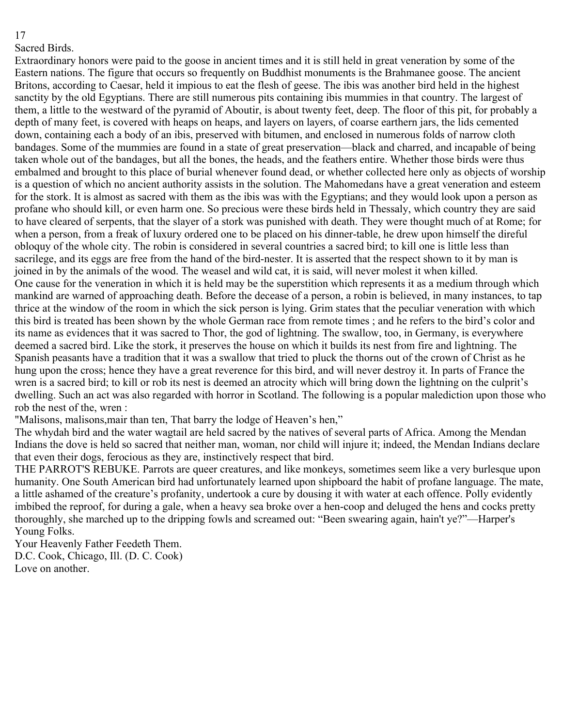## Sacred Birds.

Extraordinary honors were paid to the goose in ancient times and it is still held in great veneration by some of the Eastern nations. The figure that occurs so frequently on Buddhist monuments is the Brahmanee goose. The ancient Britons, according to Caesar, held it impious to eat the flesh of geese. The ibis was another bird held in the highest sanctity by the old Egyptians. There are still numerous pits containing ibis mummies in that country. The largest of them, a little to the westward of the pyramid of Aboutir, is about twenty feet, deep. The floor of this pit, for probably a depth of many feet, is covered with heaps on heaps, and layers on layers, of coarse earthern jars, the lids cemented down, containing each a body of an ibis, preserved with bitumen, and enclosed in numerous folds of narrow cloth bandages. Some of the mummies are found in a state of great preservation—black and charred, and incapable of being taken whole out of the bandages, but all the bones, the heads, and the feathers entire. Whether those birds were thus embalmed and brought to this place of burial whenever found dead, or whether collected here only as objects of worship is a question of which no ancient authority assists in the solution. The Mahomedans have a great veneration and esteem for the stork. It is almost as sacred with them as the ibis was with the Egyptians; and they would look upon a person as profane who should kill, or even harm one. So precious were these birds held in Thessaly, which country they are said to have cleared of serpents, that the slayer of a stork was punished with death. They were thought much of at Rome; for when a person, from a freak of luxury ordered one to be placed on his dinner-table, he drew upon himself the direful obloquy of the whole city. The robin is considered in several countries a sacred bird; to kill one is little less than sacrilege, and its eggs are free from the hand of the bird-nester. It is asserted that the respect shown to it by man is joined in by the animals of the wood. The weasel and wild cat, it is said, will never molest it when killed.

One cause for the veneration in which it is held may be the superstition which represents it as a medium through which mankind are warned of approaching death. Before the decease of a person, a robin is believed, in many instances, to tap thrice at the window of the room in which the sick person is lying. Grim states that the peculiar veneration with which this bird is treated has been shown by the whole German race from remote times ; and he refers to the bird's color and its name as evidences that it was sacred to Thor, the god of lightning. The swallow, too, in Germany, is everywhere deemed a sacred bird. Like the stork, it preserves the house on which it builds its nest from fire and lightning. The Spanish peasants have a tradition that it was a swallow that tried to pluck the thorns out of the crown of Christ as he hung upon the cross; hence they have a great reverence for this bird, and will never destroy it. In parts of France the wren is a sacred bird; to kill or rob its nest is deemed an atrocity which will bring down the lightning on the culprit's dwelling. Such an act was also regarded with horror in Scotland. The following is a popular malediction upon those who rob the nest of the, wren :

"Malisons, malisons,mair than ten, That barry the lodge of Heaven's hen,"

The whydah bird and the water wagtail are held sacred by the natives of several parts of Africa. Among the Mendan Indians the dove is held so sacred that neither man, woman, nor child will injure it; indeed, the Mendan Indians declare that even their dogs, ferocious as they are, instinctively respect that bird.

THE PARROT'S REBUKE. Parrots are queer creatures, and like monkeys, sometimes seem like a very burlesque upon humanity. One South American bird had unfortunately learned upon shipboard the habit of profane language. The mate, a little ashamed of the creature's profanity, undertook a cure by dousing it with water at each offence. Polly evidently imbibed the reproof, for during a gale, when a heavy sea broke over a hen-coop and deluged the hens and cocks pretty thoroughly, she marched up to the dripping fowls and screamed out: "Been swearing again, hain't ye?"—Harper's Young Folks.

Your Heavenly Father Feedeth Them.

D.C. Cook, Chicago, Ill. (D. C. Cook)

Love on another.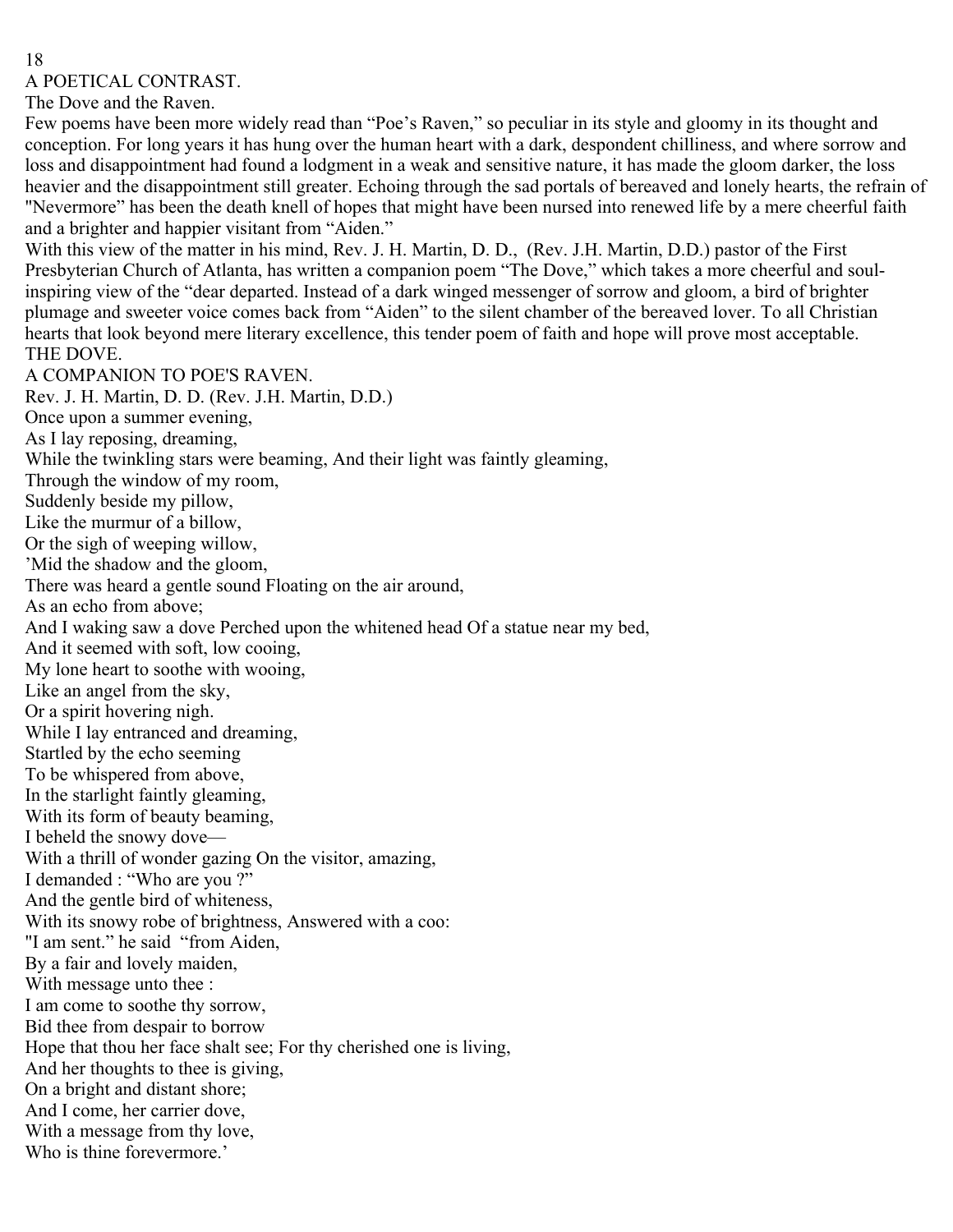## A POETICAL CONTRAST.

### The Dove and the Raven.

Few poems have been more widely read than "Poe's Raven," so peculiar in its style and gloomy in its thought and conception. For long years it has hung over the human heart with a dark, despondent chilliness, and where sorrow and loss and disappointment had found a lodgment in a weak and sensitive nature, it has made the gloom darker, the loss heavier and the disappointment still greater. Echoing through the sad portals of bereaved and lonely hearts, the refrain of "Nevermore" has been the death knell of hopes that might have been nursed into renewed life by a mere cheerful faith and a brighter and happier visitant from "Aiden."

With this view of the matter in his mind, Rev. J. H. Martin, D. D., (Rev. J.H. Martin, D.D.) pastor of the First Presbyterian Church of Atlanta, has written a companion poem "The Dove," which takes a more cheerful and soul-inspiring view of the "dear departed. Instead of a dark winged messenger of sorrow and gloom, a bird of brighter plumage and sweeter voice comes back from "Aiden" to the silent chamber of the bereaved lover. To all Christian hearts that look beyond mere literary excellence, this tender poem of faith and hope will prove most acceptable.

### THE DOVE.

#### A COMPANION TO POE'S RAVEN.

Rev. J. H. Martin, D. D. (Rev. J.H. Martin, D.D.)

Once upon a summer evening,
As I lay reposing, dreaming,
While the twinkling stars were beaming, And their light was faintly gleaming,
Through the window of my room,
Suddenly beside my pillow,
Like the murmur of a billow,
Or the sigh of weeping willow,
'Mid the shadow and the gloom,
There was heard a gentle sound Floating on the air around,
As an echo from above;
And I waking saw a dove Perched upon the whitened head Of a statue near my bed,
And it seemed with soft, low cooing,
My lone heart to soothe with wooing,
Like an angel from the sky,
Or a spirit hovering nigh.
While I lay entranced and dreaming,
Startled by the echo seeming
To be whispered from above,
In the starlight faintly gleaming,
With its form of beauty beaming,
I beheld the snowy dove—
With a thrill of wonder gazing On the visitor, amazing,
I demanded : "Who are you ?"
And the gentle bird of whiteness,
With its snowy robe of brightness, Answered with a coo:
"I am sent." he said "from Aiden,
By a fair and lovely maiden,
With message unto thee :
I am come to soothe thy sorrow,
Bid thee from despair to borrow
Hope that thou her face shalt see; For thy cherished one is living,
And her thoughts to thee is giving,
On a bright and distant shore;
And I come, her carrier dove,
With a message from thy love,
Who is thine forevermore.'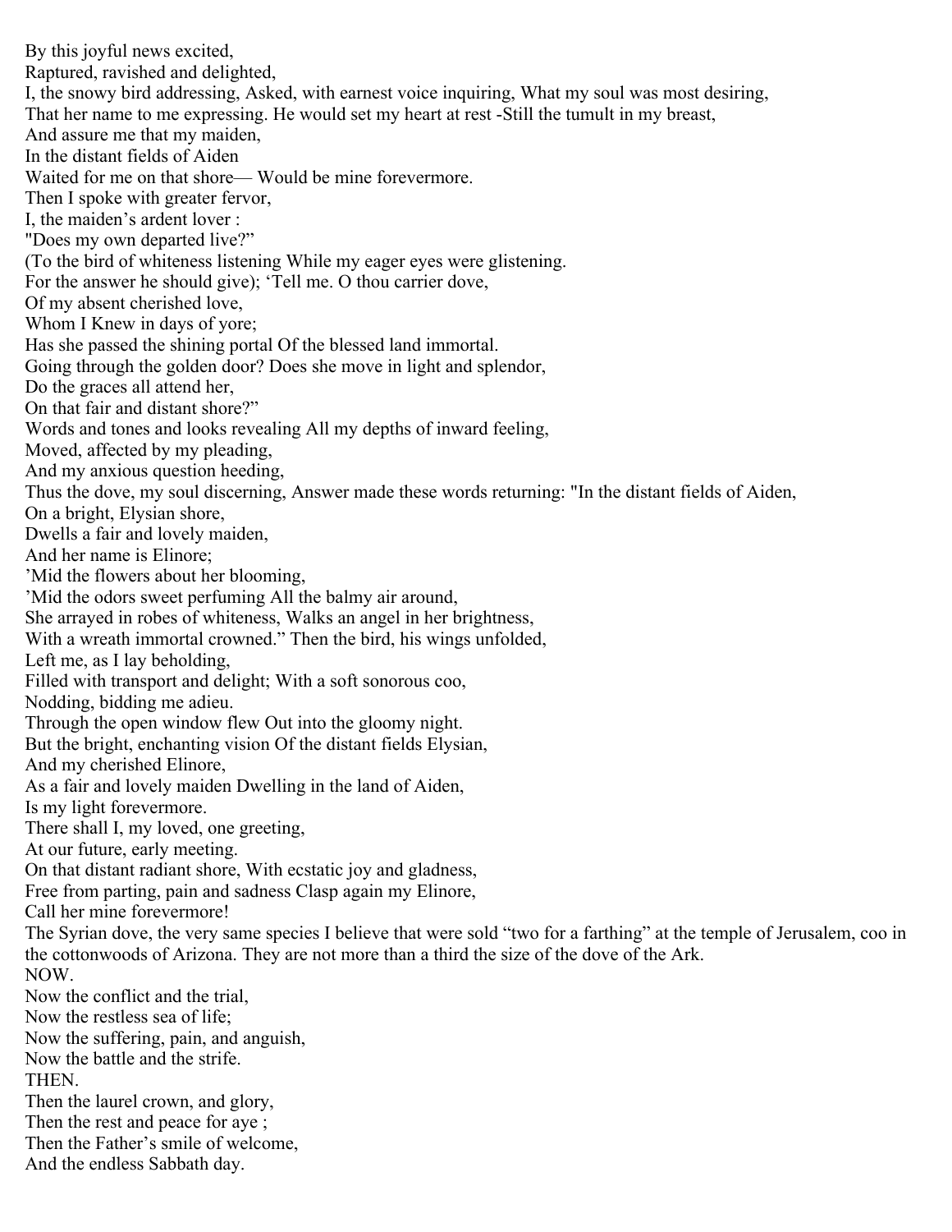By this joyful news excited,
Raptured, ravished and delighted,
I, the snowy bird addressing, Asked, with earnest voice inquiring, What my soul was most desiring,
That her name to me expressing. He would set my heart at rest -Still the tumult in my breast,
And assure me that my maiden,
In the distant fields of Aiden
Waited for me on that shore— Would be mine forevermore.
Then I spoke with greater fervor,
I, the maiden's ardent lover :
"Does my own departed live?"
(To the bird of whiteness listening While my eager eyes were glistening.
For the answer he should give); 'Tell me. O thou carrier dove,
Of my absent cherished love,
Whom I Knew in days of yore;
Has she passed the shining portal Of the blessed land immortal.
Going through the golden door? Does she move in light and splendor,
Do the graces all attend her,
On that fair and distant shore?"
Words and tones and looks revealing All my depths of inward feeling,
Moved, affected by my pleading,
And my anxious question heeding,
Thus the dove, my soul discerning, Answer made these words returning: "In the distant fields of Aiden,
On a bright, Elysian shore,
Dwells a fair and lovely maiden,
And her name is Elinore;
'Mid the flowers about her blooming,
'Mid the odors sweet perfuming All the balmy air around,
She arrayed in robes of whiteness, Walks an angel in her brightness,
With a wreath immortal crowned." Then the bird, his wings unfolded,
Left me, as I lay beholding,
Filled with transport and delight; With a soft sonorous coo,
Nodding, bidding me adieu.
Through the open window flew Out into the gloomy night.
But the bright, enchanting vision Of the distant fields Elysian,
And my cherished Elinore,
As a fair and lovely maiden Dwelling in the land of Aiden,
Is my light forevermore.
There shall I, my loved, one greeting,
At our future, early meeting.
On that distant radiant shore, With ecstatic joy and gladness,
Free from parting, pain and sadness Clasp again my Elinore,
Call her mine forevermore!

The Syrian dove, the very same species I believe that were sold "two for a farthing" at the temple of Jerusalem, coo in the cottonwoods of Arizona. They are not more than a third the size of the dove of the Ark.

NOW.

Now the conflict and the trial,
Now the restless sea of life;
Now the suffering, pain, and anguish,
Now the battle and the strife.

THEN.

Then the laurel crown, and glory,
Then the rest and peace for aye ;
Then the Father's smile of welcome,
And the endless Sabbath day.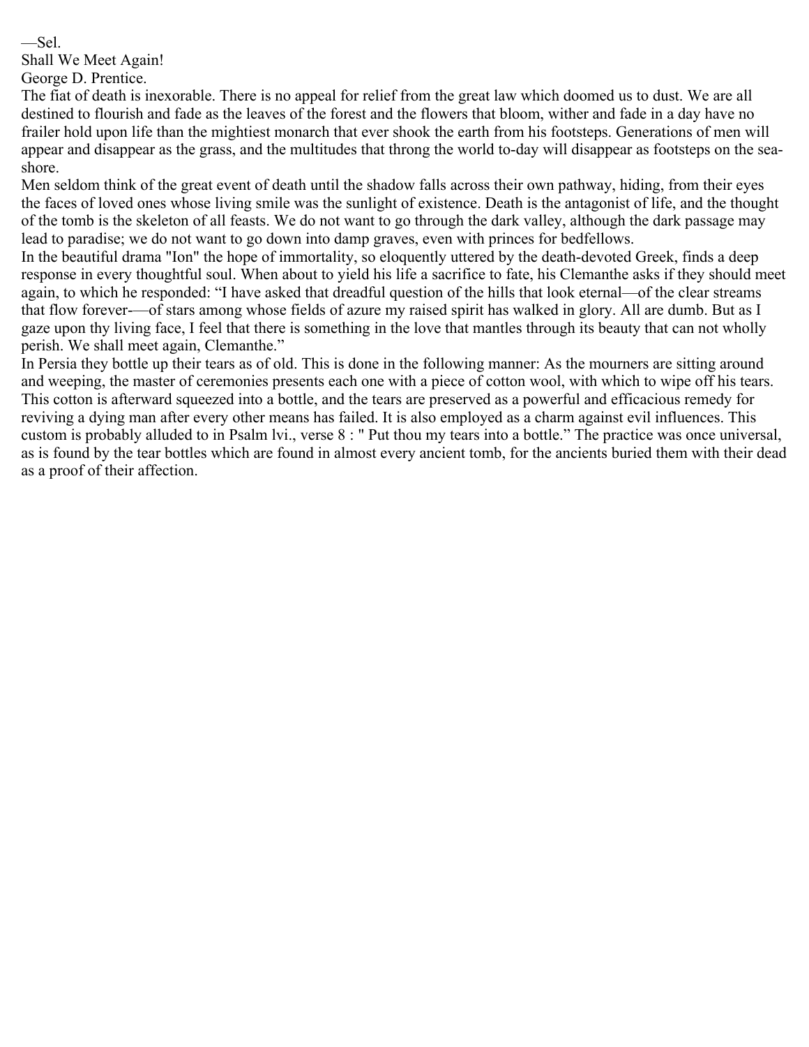—Sel.

## Shall We Meet Again!

George D. Prentice.

The fiat of death is inexorable. There is no appeal for relief from the great law which doomed us to dust. We are all destined to flourish and fade as the leaves of the forest and the flowers that bloom, wither and fade in a day have no frailer hold upon life than the mightiest monarch that ever shook the earth from his footsteps. Generations of men will appear and disappear as the grass, and the multitudes that throng the world to-day will disappear as footsteps on the sea-shore.

Men seldom think of the great event of death until the shadow falls across their own pathway, hiding, from their eyes the faces of loved ones whose living smile was the sunlight of existence. Death is the antagonist of life, and the thought of the tomb is the skeleton of all feasts. We do not want to go through the dark valley, although the dark passage may lead to paradise; we do not want to go down into damp graves, even with princes for bedfellows.

In the beautiful drama "Ion" the hope of immortality, so eloquently uttered by the death-devoted Greek, finds a deep response in every thoughtful soul. When about to yield his life a sacrifice to fate, his Clemanthe asks if they should meet again, to which he responded: "I have asked that dreadful question of the hills that look eternal—of the clear streams that flow forever-—of stars among whose fields of azure my raised spirit has walked in glory. All are dumb. But as I gaze upon thy living face, I feel that there is something in the love that mantles through its beauty that can not wholly perish. We shall meet again, Clemanthe."

In Persia they bottle up their tears as of old. This is done in the following manner: As the mourners are sitting around and weeping, the master of ceremonies presents each one with a piece of cotton wool, with which to wipe off his tears. This cotton is afterward squeezed into a bottle, and the tears are preserved as a powerful and efficacious remedy for reviving a dying man after every other means has failed. It is also employed as a charm against evil influences. This custom is probably alluded to in Psalm lvi., verse 8 : " Put thou my tears into a bottle." The practice was once universal, as is found by the tear bottles which are found in almost every ancient tomb, for the ancients buried them with their dead as a proof of their affection.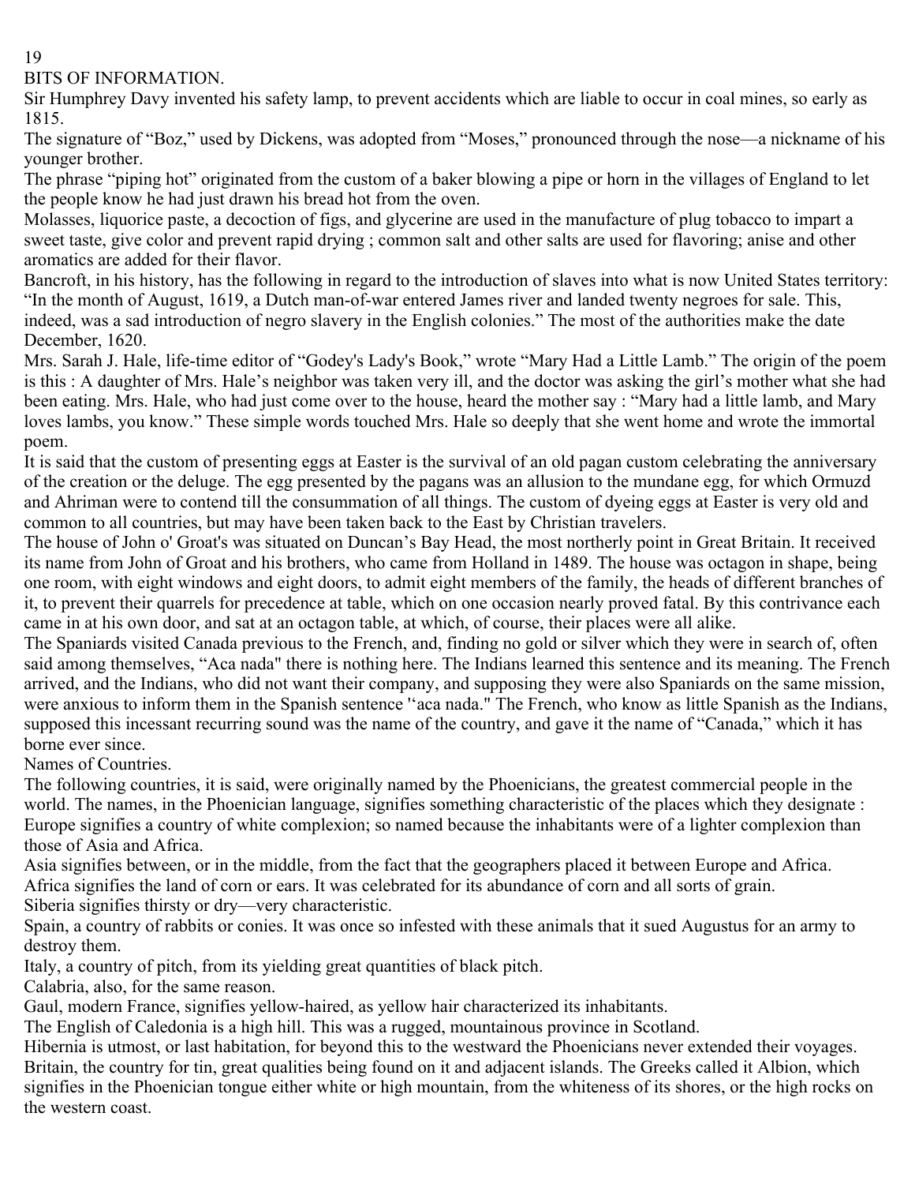## BITS OF INFORMATION.

Sir Humphrey Davy invented his safety lamp, to prevent accidents which are liable to occur in coal mines, so early as 1815.

The signature of "Boz," used by Dickens, was adopted from "Moses," pronounced through the nose—a nickname of his younger brother.

The phrase "piping hot" originated from the custom of a baker blowing a pipe or horn in the villages of England to let the people know he had just drawn his bread hot from the oven.

Molasses, liquorice paste, a decoction of figs, and glycerine are used in the manufacture of plug tobacco to impart a sweet taste, give color and prevent rapid drying ; common salt and other salts are used for flavoring; anise and other aromatics are added for their flavor.

Bancroft, in his history, has the following in regard to the introduction of slaves into what is now United States territory: "In the month of August, 1619, a Dutch man-of-war entered James river and landed twenty negroes for sale. This, indeed, was a sad introduction of negro slavery in the English colonies." The most of the authorities make the date December, 1620.

Mrs. Sarah J. Hale, life-time editor of "Godey's Lady's Book," wrote "Mary Had a Little Lamb." The origin of the poem is this : A daughter of Mrs. Hale's neighbor was taken very ill, and the doctor was asking the girl's mother what she had been eating. Mrs. Hale, who had just come over to the house, heard the mother say : "Mary had a little lamb, and Mary loves lambs, you know." These simple words touched Mrs. Hale so deeply that she went home and wrote the immortal poem.

It is said that the custom of presenting eggs at Easter is the survival of an old pagan custom celebrating the anniversary of the creation or the deluge. The egg presented by the pagans was an allusion to the mundane egg, for which Ormuzd and Ahriman were to contend till the consummation of all things. The custom of dyeing eggs at Easter is very old and common to all countries, but may have been taken back to the East by Christian travelers.

The house of John o' Groat's was situated on Duncan's Bay Head, the most northerly point in Great Britain. It received its name from John of Groat and his brothers, who came from Holland in 1489. The house was octagon in shape, being one room, with eight windows and eight doors, to admit eight members of the family, the heads of different branches of it, to prevent their quarrels for precedence at table, which on one occasion nearly proved fatal. By this contrivance each came in at his own door, and sat at an octagon table, at which, of course, their places were all alike.

The Spaniards visited Canada previous to the French, and, finding no gold or silver which they were in search of, often said among themselves, "Aca nada" there is nothing here. The Indians learned this sentence and its meaning. The French arrived, and the Indians, who did not want their company, and supposing they were also Spaniards on the same mission, were anxious to inform them in the Spanish sentence "aca nada." The French, who know as little Spanish as the Indians, supposed this incessant recurring sound was the name of the country, and gave it the name of "Canada," which it has borne ever since.

### Names of Countries.

The following countries, it is said, were originally named by the Phoenicians, the greatest commercial people in the world. The names, in the Phoenician language, signifies something characteristic of the places which they designate :

Europe signifies a country of white complexion; so named because the inhabitants were of a lighter complexion than those of Asia and Africa.

Asia signifies between, or in the middle, from the fact that the geographers placed it between Europe and Africa.

Africa signifies the land of corn or ears. It was celebrated for its abundance of corn and all sorts of grain.

Siberia signifies thirsty or dry—very characteristic.

Spain, a country of rabbits or conies. It was once so infested with these animals that it sued Augustus for an army to destroy them.

Italy, a country of pitch, from its yielding great quantities of black pitch.

Calabria, also, for the same reason.

Gaul, modern France, signifies yellow-haired, as yellow hair characterized its inhabitants.

The English of Caledonia is a high hill. This was a rugged, mountainous province in Scotland.

Hibernia is utmost, or last habitation, for beyond this to the westward the Phoenicians never extended their voyages.

Britain, the country for tin, great qualities being found on it and adjacent islands. The Greeks called it Albion, which signifies in the Phoenician tongue either white or high mountain, from the whiteness of its shores, or the high rocks on the western coast.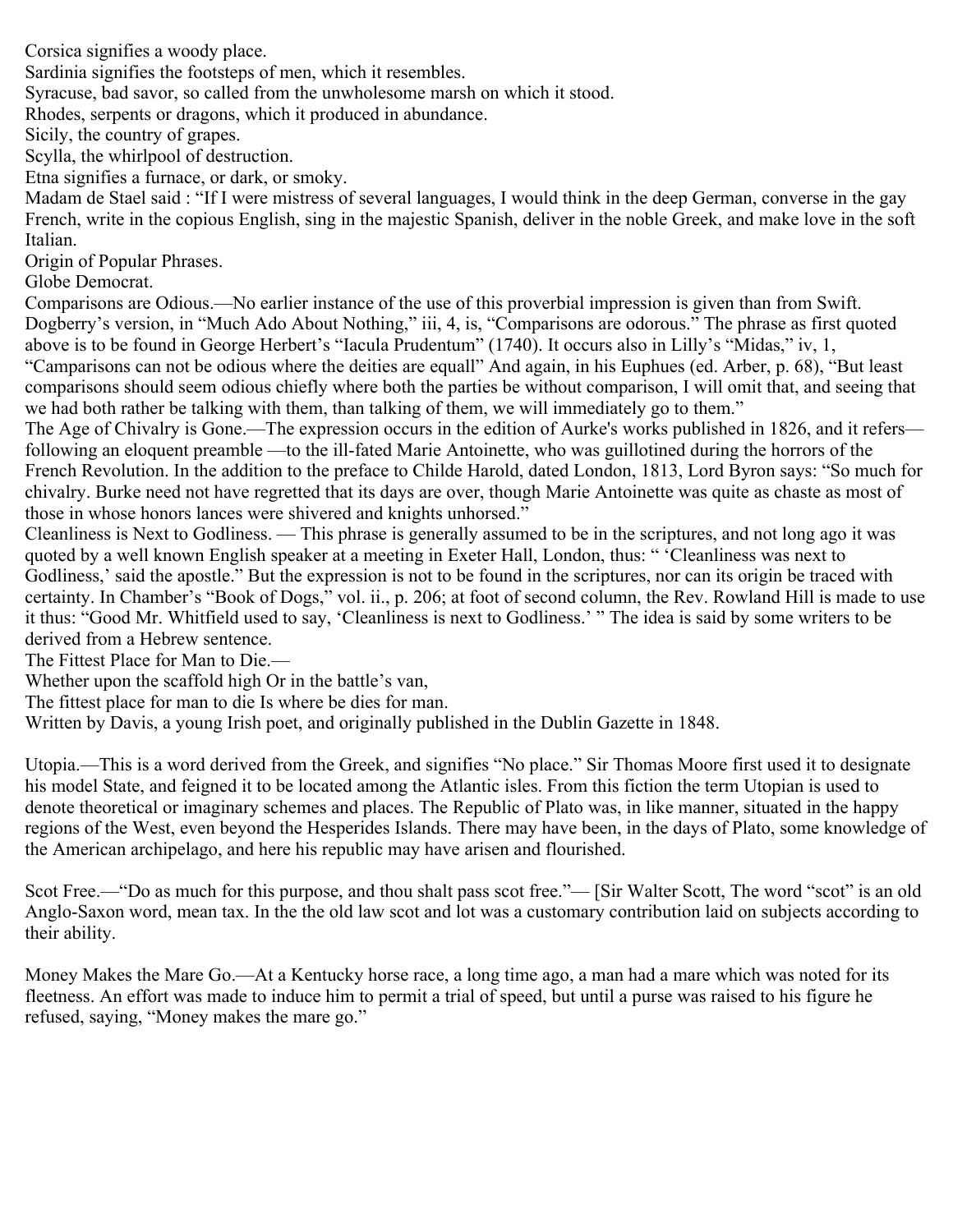Corsica signifies a woody place.

Sardinia signifies the footsteps of men, which it resembles.

Syracuse, bad savor, so called from the unwholesome marsh on which it stood.

Rhodes, serpents or dragons, which it produced in abundance.

Sicily, the country of grapes.

Scylla, the whirlpool of destruction.

Etna signifies a furnace, or dark, or smoky.

Madam de Stael said : "If I were mistress of several languages, I would think in the deep German, converse in the gay French, write in the copious English, sing in the majestic Spanish, deliver in the noble Greek, and make love in the soft Italian.

Origin of Popular Phrases.

Globe Democrat.

Comparisons are Odious.—No earlier instance of the use of this proverbial impression is given than from Swift. Dogberry's version, in "Much Ado About Nothing," iii, 4, is, "Comparisons are odorous." The phrase as first quoted above is to be found in George Herbert's "Iacula Prudentum" (1740). It occurs also in Lilly's "Midas," iv, 1, "Camparisons can not be odious where the deities are equall" And again, in his Euphues (ed. Arber, p. 68), "But least comparisons should seem odious chiefly where both the parties be without comparison, I will omit that, and seeing that we had both rather be talking with them, than talking of them, we will immediately go to them."

The Age of Chivalry is Gone.—The expression occurs in the edition of Aurke's works published in 1826, and it refers—following an eloquent preamble —to the ill-fated Marie Antoinette, who was guillotined during the horrors of the French Revolution. In the addition to the preface to Childe Harold, dated London, 1813, Lord Byron says: "So much for chivalry. Burke need not have regretted that its days are over, though Marie Antoinette was quite as chaste as most of those in whose honors lances were shivered and knights unhorsed."

Cleanliness is Next to Godliness. — This phrase is generally assumed to be in the scriptures, and not long ago it was quoted by a well known English speaker at a meeting in Exeter Hall, London, thus: " 'Cleanliness was next to Godliness,' said the apostle." But the expression is not to be found in the scriptures, nor can its origin be traced with certainty. In Chamber's "Book of Dogs," vol. ii., p. 206; at foot of second column, the Rev. Rowland Hill is made to use it thus: "Good Mr. Whitfield used to say, 'Cleanliness is next to Godliness.' " The idea is said by some writers to be derived from a Hebrew sentence.

The Fittest Place for Man to Die.—

Whether upon the scaffold high Or in the battle's van,

The fittest place for man to die Is where be dies for man.

Written by Davis, a young Irish poet, and originally published in the Dublin Gazette in 1848.

Utopia.—This is a word derived from the Greek, and signifies "No place." Sir Thomas Moore first used it to designate his model State, and feigned it to be located among the Atlantic isles. From this fiction the term Utopian is used to denote theoretical or imaginary schemes and places. The Republic of Plato was, in like manner, situated in the happy regions of the West, even beyond the Hesperides Islands. There may have been, in the days of Plato, some knowledge of the American archipelago, and here his republic may have arisen and flourished.

Scot Free.—"Do as much for this purpose, and thou shalt pass scot free."— [Sir Walter Scott, The word "scot" is an old Anglo-Saxon word, mean tax. In the the old law scot and lot was a customary contribution laid on subjects according to their ability.

Money Makes the Mare Go.—At a Kentucky horse race, a long time ago, a man had a mare which was noted for its fleetness. An effort was made to induce him to permit a trial of speed, but until a purse was raised to his figure he refused, saying, "Money makes the mare go."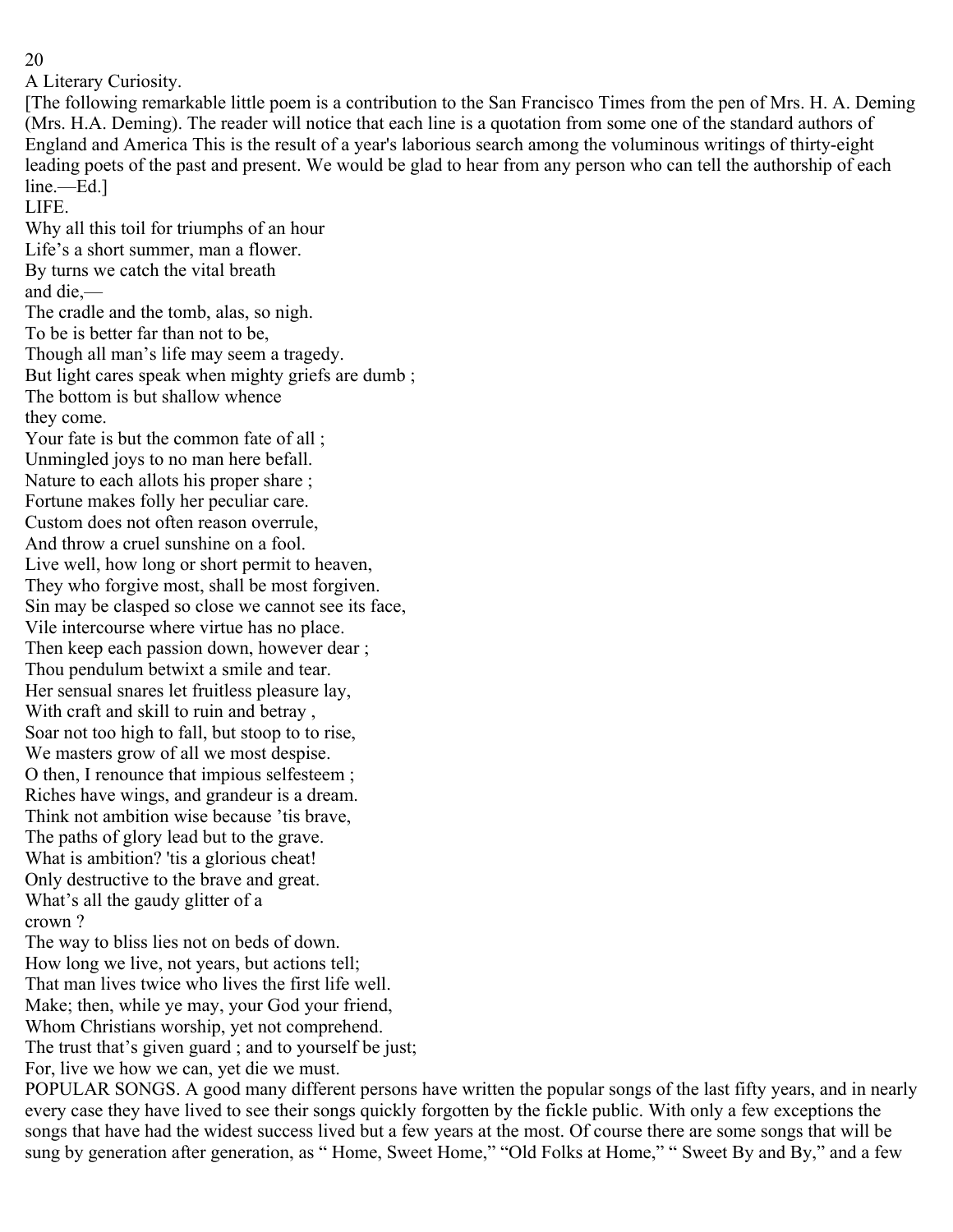## A Literary Curiosity.

[The following remarkable little poem is a contribution to the San Francisco Times from the pen of Mrs. H. A. Deming (Mrs. H.A. Deming). The reader will notice that each line is a quotation from some one of the standard authors of England and America This is the result of a year's laborious search among the voluminous writings of thirty-eight leading poets of the past and present. We would be glad to hear from any person who can tell the authorship of each line.—Ed.]

### LIFE.

Why all this toil for triumphs of an hour  
Life's a short summer, man a flower.  
By turns we catch the vital breath and die,—  
The cradle and the tomb, alas, so nigh.  
To be is better far than not to be,  
Though all man's life may seem a tragedy.  
But light cares speak when mighty griefs are dumb ;  
The bottom is but shallow whence they come.  
Your fate is but the common fate of all ;  
Unmingled joys to no man here befall.  
Nature to each allots his proper share ;  
Fortune makes folly her peculiar care.  
Custom does not often reason overrule,  
And throw a cruel sunshine on a fool.  
Live well, how long or short permit to heaven,  
They who forgive most, shall be most forgiven.  
Sin may be clasped so close we cannot see its face,  
Vile intercourse where virtue has no place.  
Then keep each passion down, however dear ;  
Thou pendulum betwixt a smile and tear.  
Her sensual snares let fruitless pleasure lay,  
With craft and skill to ruin and betray ,  
Soar not too high to fall, but stoop to to rise,  
We masters grow of all we most despise.  
O then, I renounce that impious selfesteem ;  
Riches have wings, and grandeur is a dream.  
Think not ambition wise because 'tis brave,  
The paths of glory lead but to the grave.  
What is ambition? 'tis a glorious cheat!  
Only destructive to the brave and great.  
What's all the gaudy glitter of a crown ?  
The way to bliss lies not on beds of down.  
How long we live, not years, but actions tell;  
That man lives twice who lives the first life well.  
Make; then, while ye may, your God your friend,  
Whom Christians worship, yet not comprehend.  
The trust that's given guard ; and to yourself be just;  
For, live we how we can, yet die we must.

POPULAR SONGS. A good many different persons have written the popular songs of the last fifty years, and in nearly every case they have lived to see their songs quickly forgotten by the fickle public. With only a few exceptions the songs that have had the widest success lived but a few years at the most. Of course there are some songs that will be sung by generation after generation, as " Home, Sweet Home," "Old Folks at Home," " Sweet By and By," and a few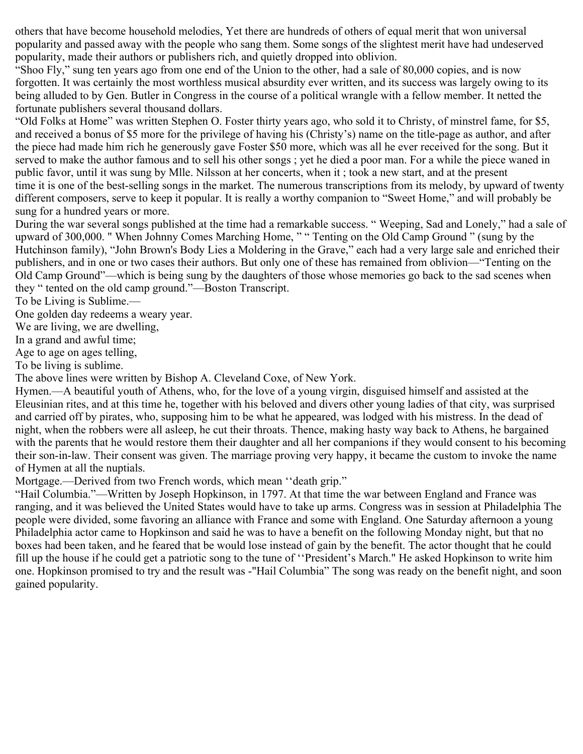others that have become household melodies, Yet there are hundreds of others of equal merit that won universal popularity and passed away with the people who sang them. Some songs of the slightest merit have had undeserved popularity, made their authors or publishers rich, and quietly dropped into oblivion.

"Shoo Fly," sung ten years ago from one end of the Union to the other, had a sale of 80,000 copies, and is now forgotten. It was certainly the most worthless musical absurdity ever written, and its success was largely owing to its being alluded to by Gen. Butler in Congress in the course of a political wrangle with a fellow member. It netted the fortunate publishers several thousand dollars.

"Old Folks at Home" was written Stephen O. Foster thirty years ago, who sold it to Christy, of minstrel fame, for $5, and received a bonus of $5 more for the privilege of having his (Christy's) name on the title-page as author, and after the piece had made him rich he generously gave Foster $50 more, which was all he ever received for the song. But it served to make the author famous and to sell his other songs ; yet he died a poor man. For a while the piece waned in public favor, until it was sung by Mlle. Nilsson at her concerts, when it ; took a new start, and at the present time it is one of the best-selling songs in the market. The numerous transcriptions from its melody, by upward of twenty different composers, serve to keep it popular. It is really a worthy companion to "Sweet Home," and will probably be sung for a hundred years or more.

During the war several songs published at the time had a remarkable success. " Weeping, Sad and Lonely," had a sale of upward of 300,000. " When Johnny Comes Marching Home, " " Tenting on the Old Camp Ground " (sung by the Hutchinson family), "John Brown's Body Lies a Moldering in the Grave," each had a very large sale and enriched their publishers, and in one or two cases their authors. But only one of these has remained from oblivion—"Tenting on the Old Camp Ground"—which is being sung by the daughters of those whose memories go back to the sad scenes when they " tented on the old camp ground."—Boston Transcript.

To be Living is Sublime.—

One golden day redeems a weary year.

We are living, we are dwelling,
In a grand and awful time;
Age to age on ages telling,
To be living is sublime.

The above lines were written by Bishop A. Cleveland Coxe, of New York.

Hymen.—A beautiful youth of Athens, who, for the love of a young virgin, disguised himself and assisted at the Eleusinian rites, and at this time he, together with his beloved and divers other young ladies of that city, was surprised and carried off by pirates, who, supposing him to be what he appeared, was lodged with his mistress. In the dead of night, when the robbers were all asleep, he cut their throats. Thence, making hasty way back to Athens, he bargained with the parents that he would restore them their daughter and all her companions if they would consent to his becoming their son-in-law. Their consent was given. The marriage proving very happy, it became the custom to invoke the name of Hymen at all the nuptials.

Mortgage.—Derived from two French words, which mean ''death grip."

"Hail Columbia."—Written by Joseph Hopkinson, in 1797. At that time the war between England and France was ranging, and it was believed the United States would have to take up arms. Congress was in session at Philadelphia The people were divided, some favoring an alliance with France and some with England. One Saturday afternoon a young Philadelphia actor came to Hopkinson and said he was to have a benefit on the following Monday night, but that no boxes had been taken, and he feared that be would lose instead of gain by the benefit. The actor thought that he could fill up the house if he could get a patriotic song to the tune of ''President's March." He asked Hopkinson to write him one. Hopkinson promised to try and the result was -"Hail Columbia" The song was ready on the benefit night, and soon gained popularity.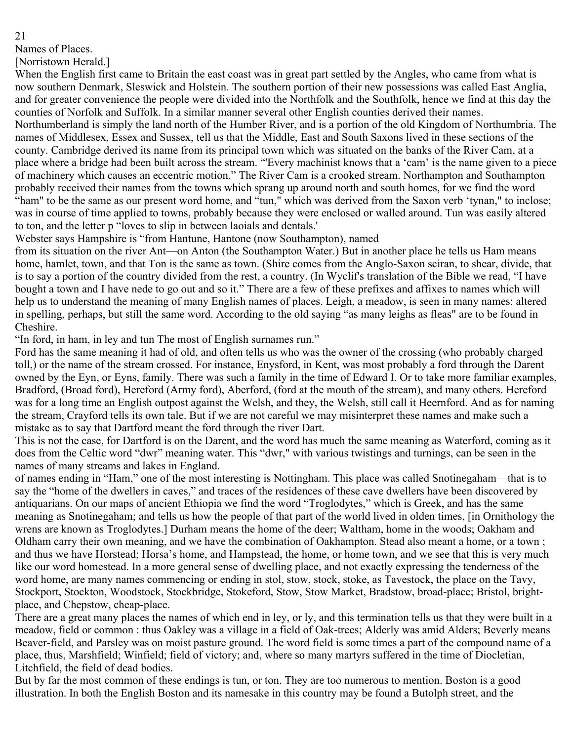## Names of Places.

[Norristown Herald.]

When the English first came to Britain the east coast was in great part settled by the Angles, who came from what is now southern Denmark, Sleswick and Holstein. The southern portion of their new possessions was called East Anglia, and for greater convenience the people were divided into the Northfolk and the Southfolk, hence we find at this day the counties of Norfolk and Suffolk. In a similar manner several other English counties derived their names. Northumberland is simply the land north of the Humber River, and is a portion of the old Kingdom of Northumbria. The names of Middlesex, Essex and Sussex, tell us that the Middle, East and South Saxons lived in these sections of the county. Cambridge derived its name from its principal town which was situated on the banks of the River Cam, at a place where a bridge had been built across the stream. "'Every machinist knows that a 'cam' is the name given to a piece of machinery which causes an eccentric motion." The River Cam is a crooked stream. Northampton and Southampton probably received their names from the towns which sprang up around north and south homes, for we find the word "ham" to be the same as our present word home, and "tun," which was derived from the Saxon verb 'tynan," to inclose; was in course of time applied to towns, probably because they were enclosed or walled around. Tun was easily altered to ton, and the letter p "loves to slip in between laoials and dentals.'

Webster says Hampshire is "from Hantune, Hantone (now Southampton), named from its situation on the river Ant—on Anton (the Southampton Water.) But in another place he tells us Ham means home, hamlet, town, and that Ton is the same as town. (Shire comes from the Anglo-Saxon sciran, to shear, divide, that is to say a portion of the country divided from the rest, a country. (In Wyclif's translation of the Bible we read, "I have bought a town and I have nede to go out and so it." There are a few of these prefixes and affixes to names which will help us to understand the meaning of many English names of places. Leigh, a meadow, is seen in many names: altered in spelling, perhaps, but still the same word. According to the old saying "as many leighs as fleas" are to be found in Cheshire.

"In ford, in ham, in ley and tun The most of English surnames run."

Ford has the same meaning it had of old, and often tells us who was the owner of the crossing (who probably charged toll,) or the name of the stream crossed. For instance, Enysford, in Kent, was most probably a ford through the Darent owned by the Eyn, or Eyns, family. There was such a family in the time of Edward I. Or to take more familiar examples, Bradford, (Broad ford), Hereford (Army ford), Aberford, (ford at the mouth of the stream), and many others. Hereford was for a long time an English outpost against the Welsh, and they, the Welsh, still call it Heernford. And as for naming the stream, Crayford tells its own tale. But if we are not careful we may misinterpret these names and make such a mistake as to say that Dartford meant the ford through the river Dart.

This is not the case, for Dartford is on the Darent, and the word has much the same meaning as Waterford, coming as it does from the Celtic word "dwr" meaning water. This "dwr," with various twistings and turnings, can be seen in the names of many streams and lakes in England.

of names ending in "Ham," one of the most interesting is Nottingham. This place was called Snotinegaham—that is to say the "home of the dwellers in caves," and traces of the residences of these cave dwellers have been discovered by antiquarians. On our maps of ancient Ethiopia we find the word "Troglodytes," which is Greek, and has the same meaning as Snotinegaham; and tells us how the people of that part of the world lived in olden times, [in Ornithology the wrens are known as Troglodytes.] Durham means the home of the deer; Waltham, home in the woods; Oakham and Oldham carry their own meaning, and we have the combination of Oakhampton. Stead also meant a home, or a town ; and thus we have Horstead; Horsa's home, and Hampstead, the home, or home town, and we see that this is very much like our word homestead. In a more general sense of dwelling place, and not exactly expressing the tenderness of the word home, are many names commencing or ending in stol, stow, stock, stoke, as Tavestock, the place on the Tavy, Stockport, Stockton, Woodstock, Stockbridge, Stokeford, Stow, Stow Market, Bradstow, broad-place; Bristol, bright-place, and Chepstow, cheap-place.

There are a great many places the names of which end in ley, or ly, and this termination tells us that they were built in a meadow, field or common : thus Oakley was a village in a field of Oak-trees; Alderly was amid Alders; Beverly means Beaver-field, and Parsley was on moist pasture ground. The word field is some times a part of the compound name of a place, thus, Marshfield; Winfield; field of victory; and, where so many martyrs suffered in the time of Diocletian, Litchfield, the field of dead bodies.

But by far the most common of these endings is tun, or ton. They are too numerous to mention. Boston is a good illustration. In both the English Boston and its namesake in this country may be found a Butolph street, and the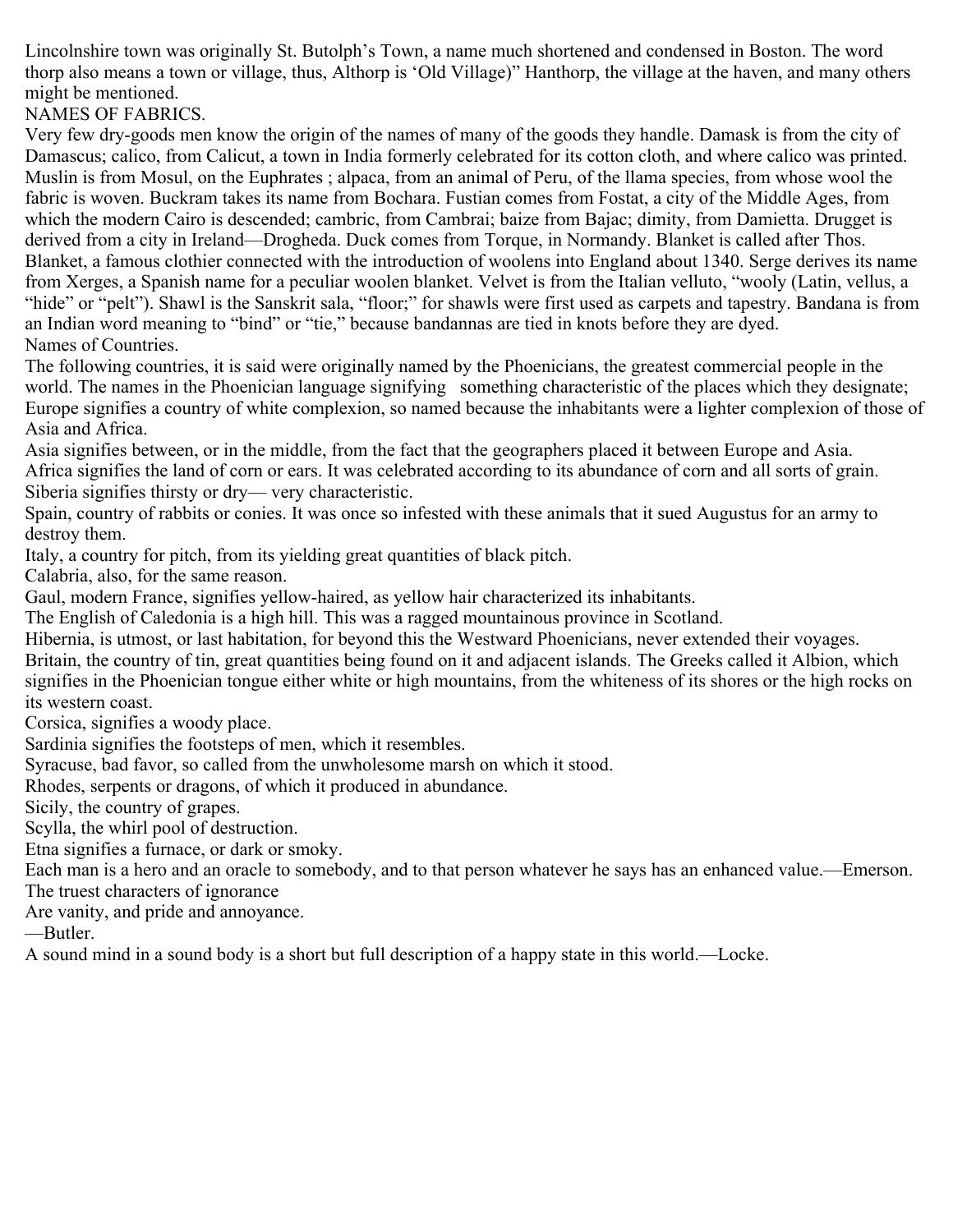Lincolnshire town was originally St. Butolph's Town, a name much shortened and condensed in Boston. The word thorp also means a town or village, thus, Althorp is 'Old Village)" Hanthorp, the village at the haven, and many others might be mentioned.

## NAMES OF FABRICS.

Very few dry-goods men know the origin of the names of many of the goods they handle. Damask is from the city of Damascus; calico, from Calicut, a town in India formerly celebrated for its cotton cloth, and where calico was printed. Muslin is from Mosul, on the Euphrates ; alpaca, from an animal of Peru, of the llama species, from whose wool the fabric is woven. Buckram takes its name from Bochara. Fustian comes from Fostat, a city of the Middle Ages, from which the modern Cairo is descended; cambric, from Cambrai; baize from Bajac; dimity, from Damietta. Drugget is derived from a city in Ireland—Drogheda. Duck comes from Torque, in Normandy. Blanket is called after Thos. Blanket, a famous clothier connected with the introduction of woolens into England about 1340. Serge derives its name from Xerges, a Spanish name for a peculiar woolen blanket. Velvet is from the Italian velluto, "wooly (Latin, vellus, a "hide" or "pelt"). Shawl is the Sanskrit sala, "floor;" for shawls were first used as carpets and tapestry. Bandana is from an Indian word meaning to "bind" or "tie," because bandannas are tied in knots before they are dyed.

## Names of Countries.

The following countries, it is said were originally named by the Phoenicians, the greatest commercial people in the world. The names in the Phoenician language signifying something characteristic of the places which they designate; Europe signifies a country of white complexion, so named because the inhabitants were a lighter complexion of those of Asia and Africa.

Asia signifies between, or in the middle, from the fact that the geographers placed it between Europe and Asia.

Africa signifies the land of corn or ears. It was celebrated according to its abundance of corn and all sorts of grain.

Siberia signifies thirsty or dry— very characteristic.

Spain, country of rabbits or conies. It was once so infested with these animals that it sued Augustus for an army to destroy them.

Italy, a country for pitch, from its yielding great quantities of black pitch.

Calabria, also, for the same reason.

Gaul, modern France, signifies yellow-haired, as yellow hair characterized its inhabitants.

The English of Caledonia is a high hill. This was a ragged mountainous province in Scotland.

Hibernia, is utmost, or last habitation, for beyond this the Westward Phoenicians, never extended their voyages.

Britain, the country of tin, great quantities being found on it and adjacent islands. The Greeks called it Albion, which signifies in the Phoenician tongue either white or high mountains, from the whiteness of its shores or the high rocks on its western coast.

Corsica, signifies a woody place.

Sardinia signifies the footsteps of men, which it resembles.

Syracuse, bad favor, so called from the unwholesome marsh on which it stood.

Rhodes, serpents or dragons, of which it produced in abundance.

Sicily, the country of grapes.

Scylla, the whirl pool of destruction.

Etna signifies a furnace, or dark or smoky.

Each man is a hero and an oracle to somebody, and to that person whatever he says has an enhanced value.—Emerson.

The truest characters of ignorance
Are vanity, and pride and annoyance.
—Butler.

A sound mind in a sound body is a short but full description of a happy state in this world.—Locke.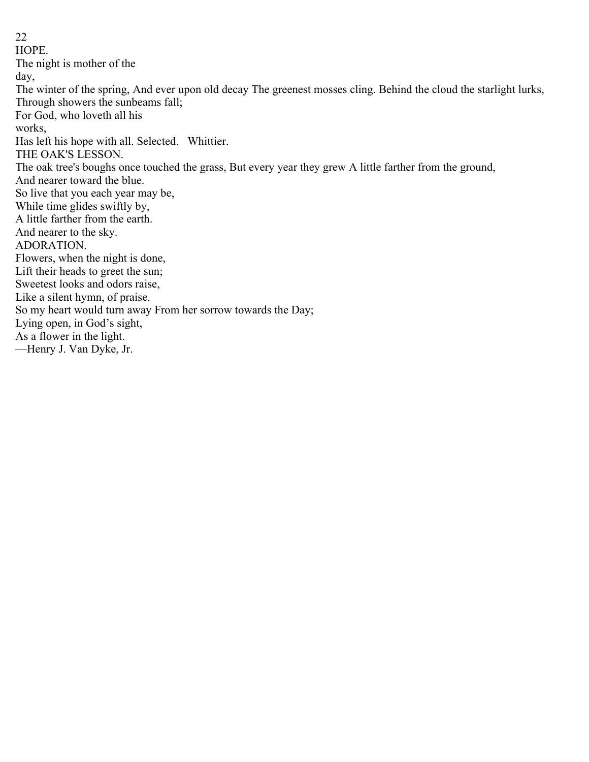## HOPE.

The night is mother of the
day,
The winter of the spring, And ever upon old decay The greenest mosses cling. Behind the cloud the starlight lurks,
Through showers the sunbeams fall;
For God, who loveth all his
works,
Has left his hope with all. Selected. Whittier.

## THE OAK'S LESSON.

The oak tree's boughs once touched the grass, But every year they grew A little farther from the ground,
And nearer toward the blue.
So live that you each year may be,
While time glides swiftly by,
A little farther from the earth.
And nearer to the sky.

## ADORATION.

Flowers, when the night is done,
Lift their heads to greet the sun;
Sweetest looks and odors raise,
Like a silent hymn, of praise.
So my heart would turn away From her sorrow towards the Day;
Lying open, in God's sight,
As a flower in the light.
—Henry J. Van Dyke, Jr.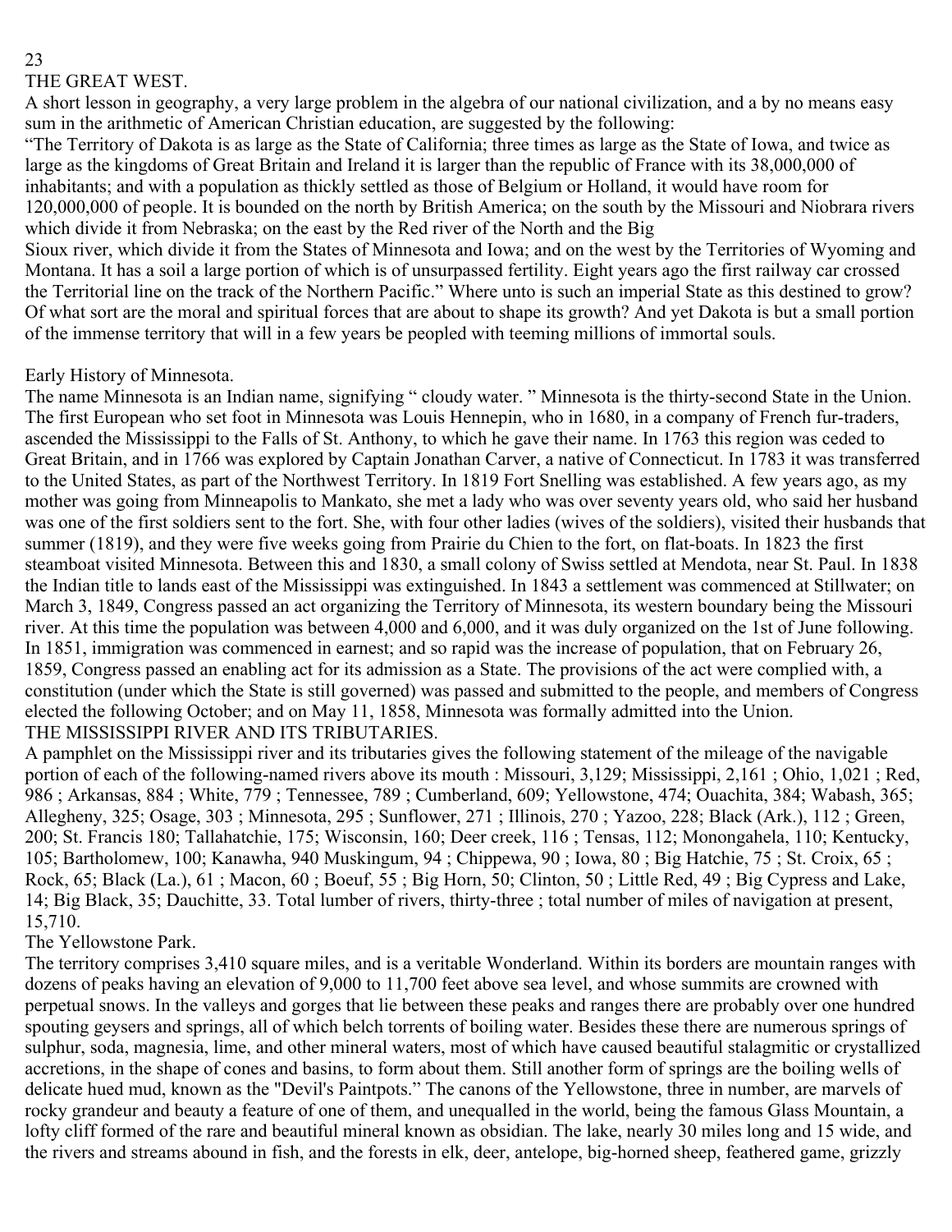# THE GREAT WEST.

A short lesson in geography, a very large problem in the algebra of our national civilization, and a by no means easy sum in the arithmetic of American Christian education, are suggested by the following:

"The Territory of Dakota is as large as the State of California; three times as large as the State of Iowa, and twice as large as the kingdoms of Great Britain and Ireland it is larger than the republic of France with its 38,000,000 of inhabitants; and with a population as thickly settled as those of Belgium or Holland, it would have room for 120,000,000 of people. It is bounded on the north by British America; on the south by the Missouri and Niobrara rivers which divide it from Nebraska; on the east by the Red river of the North and the Big Sioux river, which divide it from the States of Minnesota and Iowa; and on the west by the Territories of Wyoming and Montana. It has a soil a large portion of which is of unsurpassed fertility. Eight years ago the first railway car crossed the Territorial line on the track of the Northern Pacific." Where unto is such an imperial State as this destined to grow? Of what sort are the moral and spiritual forces that are about to shape its growth? And yet Dakota is but a small portion of the immense territory that will in a few years be peopled with teeming millions of immortal souls.

## Early History of Minnesota.

The name Minnesota is an Indian name, signifying " cloudy water. " Minnesota is the thirty-second State in the Union. The first European who set foot in Minnesota was Louis Hennepin, who in 1680, in a company of French fur-traders, ascended the Mississippi to the Falls of St. Anthony, to which he gave their name. In 1763 this region was ceded to Great Britain, and in 1766 was explored by Captain Jonathan Carver, a native of Connecticut. In 1783 it was transferred to the United States, as part of the Northwest Territory. In 1819 Fort Snelling was established. A few years ago, as my mother was going from Minneapolis to Mankato, she met a lady who was over seventy years old, who said her husband was one of the first soldiers sent to the fort. She, with four other ladies (wives of the soldiers), visited their husbands that summer (1819), and they were five weeks going from Prairie du Chien to the fort, on flat-boats. In 1823 the first steamboat visited Minnesota. Between this and 1830, a small colony of Swiss settled at Mendota, near St. Paul. In 1838 the Indian title to lands east of the Mississippi was extinguished. In 1843 a settlement was commenced at Stillwater; on March 3, 1849, Congress passed an act organizing the Territory of Minnesota, its western boundary being the Missouri river. At this time the population was between 4,000 and 6,000, and it was duly organized on the 1st of June following. In 1851, immigration was commenced in earnest; and so rapid was the increase of population, that on February 26, 1859, Congress passed an enabling act for its admission as a State. The provisions of the act were complied with, a constitution (under which the State is still governed) was passed and submitted to the people, and members of Congress elected the following October; and on May 11, 1858, Minnesota was formally admitted into the Union.

## THE MISSISSIPPI RIVER AND ITS TRIBUTARIES.

A pamphlet on the Mississippi river and its tributaries gives the following statement of the mileage of the navigable portion of each of the following-named rivers above its mouth : Missouri, 3,129; Mississippi, 2,161 ; Ohio, 1,021 ; Red, 986 ; Arkansas, 884 ; White, 779 ; Tennessee, 789 ; Cumberland, 609; Yellowstone, 474; Ouachita, 384; Wabash, 365; Allegheny, 325; Osage, 303 ; Minnesota, 295 ; Sunflower, 271 ; Illinois, 270 ; Yazoo, 228; Black (Ark.), 112 ; Green, 200; St. Francis 180; Tallahatchie, 175; Wisconsin, 160; Deer creek, 116 ; Tensas, 112; Monongahela, 110; Kentucky, 105; Bartholomew, 100; Kanawha, 940 Muskingum, 94 ; Chippewa, 90 ; Iowa, 80 ; Big Hatchie, 75 ; St. Croix, 65 ; Rock, 65; Black (La.), 61 ; Macon, 60 ; Boeuf, 55 ; Big Horn, 50; Clinton, 50 ; Little Red, 49 ; Big Cypress and Lake, 14; Big Black, 35; Dauchitte, 33. Total lumber of rivers, thirty-three ; total number of miles of navigation at present, 15,710.

## The Yellowstone Park.

The territory comprises 3,410 square miles, and is a veritable Wonderland. Within its borders are mountain ranges with dozens of peaks having an elevation of 9,000 to 11,700 feet above sea level, and whose summits are crowned with perpetual snows. In the valleys and gorges that lie between these peaks and ranges there are probably over one hundred spouting geysers and springs, all of which belch torrents of boiling water. Besides these there are numerous springs of sulphur, soda, magnesia, lime, and other mineral waters, most of which have caused beautiful stalagmitic or crystallized accretions, in the shape of cones and basins, to form about them. Still another form of springs are the boiling wells of delicate hued mud, known as the "Devil's Paintpots." The canons of the Yellowstone, three in number, are marvels of rocky grandeur and beauty a feature of one of them, and unequalled in the world, being the famous Glass Mountain, a lofty cliff formed of the rare and beautiful mineral known as obsidian. The lake, nearly 30 miles long and 15 wide, and the rivers and streams abound in fish, and the forests in elk, deer, antelope, big-horned sheep, feathered game, grizzly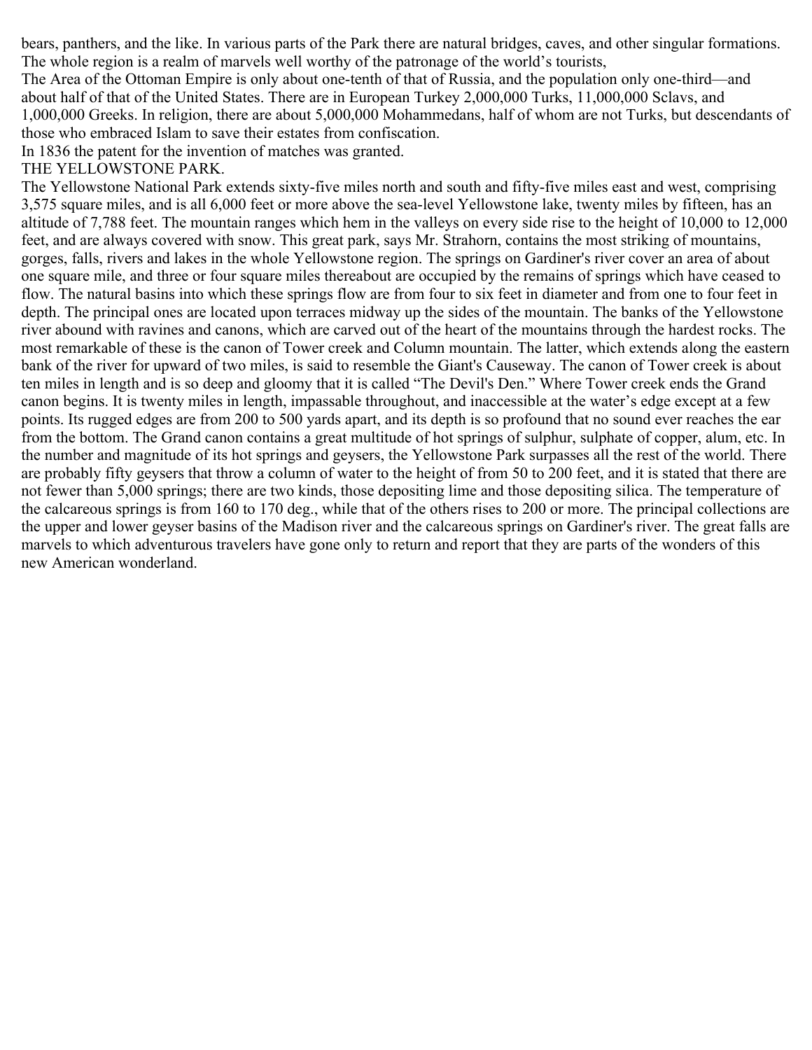bears, panthers, and the like. In various parts of the Park there are natural bridges, caves, and other singular formations. The whole region is a realm of marvels well worthy of the patronage of the world's tourists,

The Area of the Ottoman Empire is only about one-tenth of that of Russia, and the population only one-third—and about half of that of the United States. There are in European Turkey 2,000,000 Turks, 11,000,000 Sclavs, and 1,000,000 Greeks. In religion, there are about 5,000,000 Mohammedans, half of whom are not Turks, but descendants of those who embraced Islam to save their estates from confiscation.

In 1836 the patent for the invention of matches was granted.

## THE YELLOWSTONE PARK.

The Yellowstone National Park extends sixty-five miles north and south and fifty-five miles east and west, comprising 3,575 square miles, and is all 6,000 feet or more above the sea-level Yellowstone lake, twenty miles by fifteen, has an altitude of 7,788 feet. The mountain ranges which hem in the valleys on every side rise to the height of 10,000 to 12,000 feet, and are always covered with snow. This great park, says Mr. Strahorn, contains the most striking of mountains, gorges, falls, rivers and lakes in the whole Yellowstone region. The springs on Gardiner's river cover an area of about one square mile, and three or four square miles thereabout are occupied by the remains of springs which have ceased to flow. The natural basins into which these springs flow are from four to six feet in diameter and from one to four feet in depth. The principal ones are located upon terraces midway up the sides of the mountain. The banks of the Yellowstone river abound with ravines and canons, which are carved out of the heart of the mountains through the hardest rocks. The most remarkable of these is the canon of Tower creek and Column mountain. The latter, which extends along the eastern bank of the river for upward of two miles, is said to resemble the Giant's Causeway. The canon of Tower creek is about ten miles in length and is so deep and gloomy that it is called "The Devil's Den." Where Tower creek ends the Grand canon begins. It is twenty miles in length, impassable throughout, and inaccessible at the water's edge except at a few points. Its rugged edges are from 200 to 500 yards apart, and its depth is so profound that no sound ever reaches the ear from the bottom. The Grand canon contains a great multitude of hot springs of sulphur, sulphate of copper, alum, etc. In the number and magnitude of its hot springs and geysers, the Yellowstone Park surpasses all the rest of the world. There are probably fifty geysers that throw a column of water to the height of from 50 to 200 feet, and it is stated that there are not fewer than 5,000 springs; there are two kinds, those depositing lime and those depositing silica. The temperature of the calcareous springs is from 160 to 170 deg., while that of the others rises to 200 or more. The principal collections are the upper and lower geyser basins of the Madison river and the calcareous springs on Gardiner's river. The great falls are marvels to which adventurous travelers have gone only to return and report that they are parts of the wonders of this new American wonderland.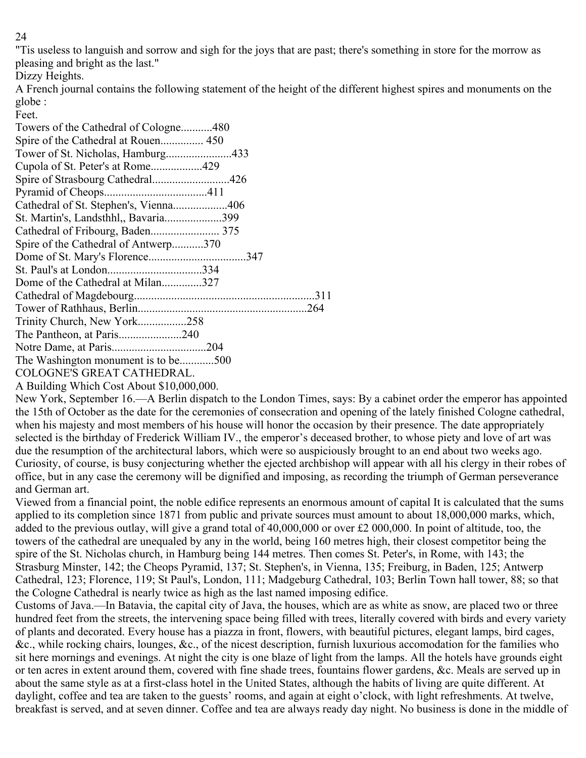"Tis useless to languish and sorrow and sigh for the joys that are past; there's something in store for the morrow as pleasing and bright as the last."

## Dizzy Heights.

A French journal contains the following statement of the height of the different highest spires and monuments on the globe :

| | Feet. |
|---|---|
| Towers of the Cathedral of Cologne | 480 |
| Spire of the Cathedral at Rouen | 450 |
| Tower of St. Nicholas, Hamburg | 433 |
| Cupola of St. Peter's at Rome | 429 |
| Spire of Strasbourg Cathedral | 426 |
| Pyramid of Cheops | 411 |
| Cathedral of St. Stephen's, Vienna | 406 |
| St. Martin's, Landsthhl,, Bavaria | 399 |
| Cathedral of Fribourg, Baden | 375 |
| Spire of the Cathedral of Antwerp | 370 |
| Dome of St. Mary's Florence | 347 |
| St. Paul's at London | 334 |
| Dome of the Cathedral at Milan | 327 |
| Cathedral of Magdebourg | 311 |
| Tower of Rathhaus, Berlin | 264 |
| Trinity Church, New York | 258 |
| The Pantheon, at Paris | 240 |
| Notre Dame, at Paris | 204 |
| The Washington monument is to be | 500 |

## COLOGNE'S GREAT CATHEDRAL.

A Building Which Cost About $10,000,000.

New York, September 16.—A Berlin dispatch to the London Times, says: By a cabinet order the emperor has appointed the 15th of October as the date for the ceremonies of consecration and opening of the lately finished Cologne cathedral, when his majesty and most members of his house will honor the occasion by their presence. The date appropriately selected is the birthday of Frederick William IV., the emperor's deceased brother, to whose piety and love of art was due the resumption of the architectural labors, which were so auspiciously brought to an end about two weeks ago. Curiosity, of course, is busy conjecturing whether the ejected archbishop will appear with all his clergy in their robes of office, but in any case the ceremony will be dignified and imposing, as recording the triumph of German perseverance and German art.

Viewed from a financial point, the noble edifice represents an enormous amount of capital It is calculated that the sums applied to its completion since 1871 from public and private sources must amount to about 18,000,000 marks, which, added to the previous outlay, will give a grand total of 40,000,000 or over £2 000,000. In point of altitude, too, the towers of the cathedral are unequaled by any in the world, being 160 metres high, their closest competitor being the spire of the St. Nicholas church, in Hamburg being 144 metres. Then comes St. Peter's, in Rome, with 143; the Strasburg Minster, 142; the Cheops Pyramid, 137; St. Stephen's, in Vienna, 135; Freiburg, in Baden, 125; Antwerp Cathedral, 123; Florence, 119; St Paul's, London, 111; Madgeburg Cathedral, 103; Berlin Town hall tower, 88; so that the Cologne Cathedral is nearly twice as high as the last named imposing edifice.

Customs of Java.—In Batavia, the capital city of Java, the houses, which are as white as snow, are placed two or three hundred feet from the streets, the intervening space being filled with trees, literally covered with birds and every variety of plants and decorated. Every house has a piazza in front, flowers, with beautiful pictures, elegant lamps, bird cages, &c., while rocking chairs, lounges, &c., of the nicest description, furnish luxurious accomodation for the families who sit here mornings and evenings. At night the city is one blaze of light from the lamps. All the hotels have grounds eight or ten acres in extent around them, covered with fine shade trees, fountains flower gardens, &c. Meals are served up in about the same style as at a first-class hotel in the United States, although the habits of living are quite different. At daylight, coffee and tea are taken to the guests' rooms, and again at eight o'clock, with light refreshments. At twelve, breakfast is served, and at seven dinner. Coffee and tea are always ready day night. No business is done in the middle of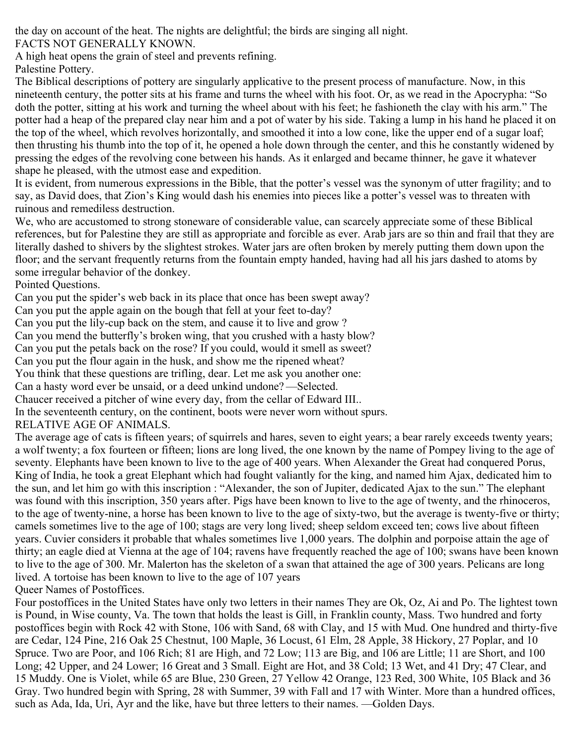the day on account of the heat. The nights are delightful; the birds are singing all night.

## FACTS NOT GENERALLY KNOWN.

A high heat opens the grain of steel and prevents refining.

### Palestine Pottery.

The Biblical descriptions of pottery are singularly applicative to the present process of manufacture. Now, in this nineteenth century, the potter sits at his frame and turns the wheel with his foot. Or, as we read in the Apocrypha: “So doth the potter, sitting at his work and turning the wheel about with his feet; he fashioneth the clay with his arm.” The potter had a heap of the prepared clay near him and a pot of water by his side. Taking a lump in his hand he placed it on the top of the wheel, which revolves horizontally, and smoothed it into a low cone, like the upper end of a sugar loaf; then thrusting his thumb into the top of it, he opened a hole down through the center, and this he constantly widened by pressing the edges of the revolving cone between his hands. As it enlarged and became thinner, he gave it whatever shape he pleased, with the utmost ease and expedition.

It is evident, from numerous expressions in the Bible, that the potter’s vessel was the synonym of utter fragility; and to say, as David does, that Zion’s King would dash his enemies into pieces like a potter’s vessel was to threaten with ruinous and remediless destruction.

We, who are accustomed to strong stoneware of considerable value, can scarcely appreciate some of these Biblical references, but for Palestine they are still as appropriate and forcible as ever. Arab jars are so thin and frail that they are literally dashed to shivers by the slightest strokes. Water jars are often broken by merely putting them down upon the floor; and the servant frequently returns from the fountain empty handed, having had all his jars dashed to atoms by some irregular behavior of the donkey.

### Pointed Questions.

Can you put the spider’s web back in its place that once has been swept away?
Can you put the apple again on the bough that fell at your feet to-day?
Can you put the lily-cup back on the stem, and cause it to live and grow ?
Can you mend the butterfly’s broken wing, that you crushed with a hasty blow?
Can you put the petals back on the rose? If you could, would it smell as sweet?
Can you put the flour again in the husk, and show me the ripened wheat?
You think that these questions are trifling, dear. Let me ask you another one:
Can a hasty word ever be unsaid, or a deed unkind undone? —Selected.

Chaucer received a pitcher of wine every day, from the cellar of Edward III..

In the seventeenth century, on the continent, boots were never worn without spurs.

## RELATIVE AGE OF ANIMALS.

The average age of cats is fifteen years; of squirrels and hares, seven to eight years; a bear rarely exceeds twenty years; a wolf twenty; a fox fourteen or fifteen; lions are long lived, the one known by the name of Pompey living to the age of seventy. Elephants have been known to live to the age of 400 years. When Alexander the Great had conquered Porus, King of India, he took a great Elephant which had fought valiantly for the king, and named him Ajax, dedicated him to the sun, and let him go with this inscription : “Alexander, the son of Jupiter, dedicated Ajax to the sun.” The elephant was found with this inscription, 350 years after. Pigs have been known to live to the age of twenty, and the rhinoceros, to the age of twenty-nine, a horse has been known to live to the age of sixty-two, but the average is twenty-five or thirty; camels sometimes live to the age of 100; stags are very long lived; sheep seldom exceed ten; cows live about fifteen years. Cuvier considers it probable that whales sometimes live 1,000 years. The dolphin and porpoise attain the age of thirty; an eagle died at Vienna at the age of 104; ravens have frequently reached the age of 100; swans have been known to live to the age of 300. Mr. Malerton has the skeleton of a swan that attained the age of 300 years. Pelicans are long lived. A tortoise has been known to live to the age of 107 years

### Queer Names of Postoffices.

Four postoffices in the United States have only two letters in their names They are Ok, Oz, Ai and Po. The lightest town is Pound, in Wise county, Va. The town that holds the least is Gill, in Franklin county, Mass. Two hundred and forty postoffices begin with Rock 42 with Stone, 106 with Sand, 68 with Clay, and 15 with Mud. One hundred and thirty-five are Cedar, 124 Pine, 216 Oak 25 Chestnut, 100 Maple, 36 Locust, 61 Elm, 28 Apple, 38 Hickory, 27 Poplar, and 10 Spruce. Two are Poor, and 106 Rich; 81 are High, and 72 Low; 113 are Big, and 106 are Little; 11 are Short, and 100 Long; 42 Upper, and 24 Lower; 16 Great and 3 Small. Eight are Hot, and 38 Cold; 13 Wet, and 41 Dry; 47 Clear, and 15 Muddy. One is Violet, while 65 are Blue, 230 Green, 27 Yellow 42 Orange, 123 Red, 300 White, 105 Black and 36 Gray. Two hundred begin with Spring, 28 with Summer, 39 with Fall and 17 with Winter. More than a hundred offices, such as Ada, Ida, Uri, Ayr and the like, have but three letters to their names. —Golden Days.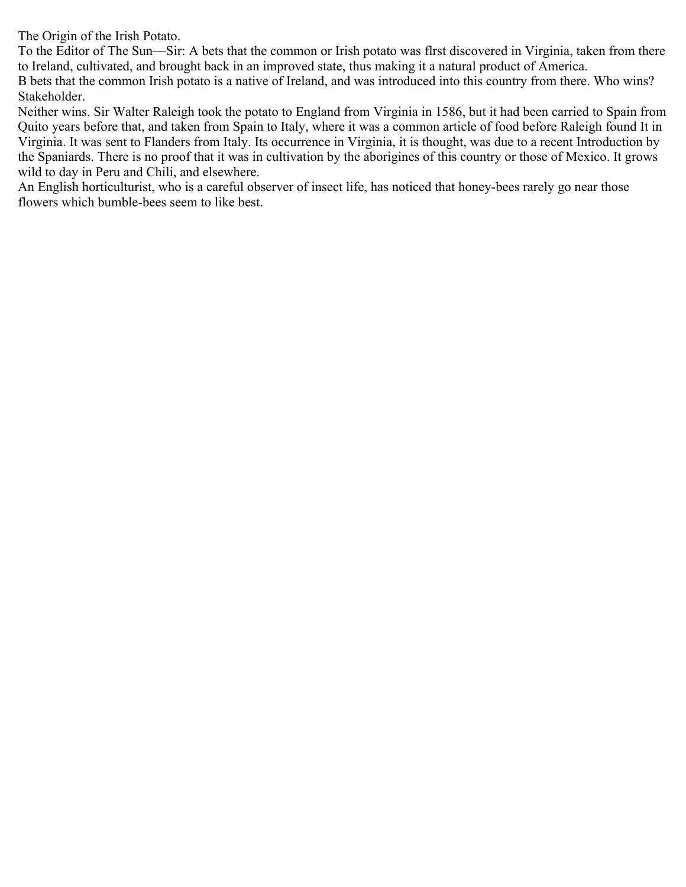The Origin of the Irish Potato.

To the Editor of The Sun—Sir: A bets that the common or Irish potato was flrst discovered in Virginia, taken from there to Ireland, cultivated, and brought back in an improved state, thus making it a natural product of America.

B bets that the common Irish potato is a native of Ireland, and was introduced into this country from there. Who wins?

Stakeholder.

Neither wins. Sir Walter Raleigh took the potato to England from Virginia in 1586, but it had been carried to Spain from Quito years before that, and taken from Spain to Italy, where it was a common article of food before Raleigh found It in Virginia. It was sent to Flanders from Italy. Its occurrence in Virginia, it is thought, was due to a recent Introduction by the Spaniards. There is no proof that it was in cultivation by the aborigines of this country or those of Mexico. It grows wild to day in Peru and Chili, and elsewhere.

An English horticulturist, who is a careful observer of insect life, has noticed that honey-bees rarely go near those flowers which bumble-bees seem to like best.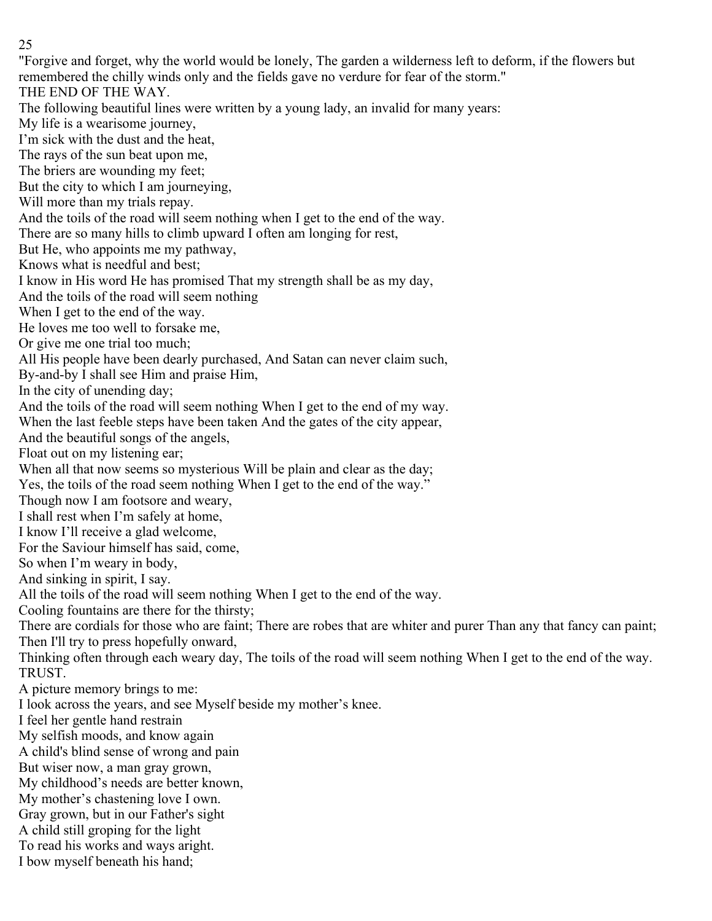"Forgive and forget, why the world would be lonely, The garden a wilderness left to deform, if the flowers but remembered the chilly winds only and the fields gave no verdure for fear of the storm."

## THE END OF THE WAY.

The following beautiful lines were written by a young lady, an invalid for many years:

My life is a wearisome journey,
I'm sick with the dust and the heat,
The rays of the sun beat upon me,
The briers are wounding my feet;
But the city to which I am journeying,
Will more than my trials repay.
And the toils of the road will seem nothing when I get to the end of the way.
There are so many hills to climb upward I often am longing for rest,
But He, who appoints me my pathway,
Knows what is needful and best;
I know in His word He has promised That my strength shall be as my day,
And the toils of the road will seem nothing
When I get to the end of the way.
He loves me too well to forsake me,
Or give me one trial too much;
All His people have been dearly purchased, And Satan can never claim such,
By-and-by I shall see Him and praise Him,
In the city of unending day;
And the toils of the road will seem nothing When I get to the end of my way.
When the last feeble steps have been taken And the gates of the city appear,
And the beautiful songs of the angels,
Float out on my listening ear;
When all that now seems so mysterious Will be plain and clear as the day;
Yes, the toils of the road seem nothing When I get to the end of the way."
Though now I am footsore and weary,
I shall rest when I'm safely at home,
I know I'll receive a glad welcome,
For the Saviour himself has said, come,
So when I'm weary in body,
And sinking in spirit, I say.
All the toils of the road will seem nothing When I get to the end of the way.
Cooling fountains are there for the thirsty;
There are cordials for those who are faint; There are robes that are whiter and purer Than any that fancy can paint;
Then I'll try to press hopefully onward,
Thinking often through each weary day, The toils of the road will seem nothing When I get to the end of the way.

## TRUST.

A picture memory brings to me:
I look across the years, and see Myself beside my mother's knee.
I feel her gentle hand restrain
My selfish moods, and know again
A child's blind sense of wrong and pain
But wiser now, a man gray grown,
My childhood's needs are better known,
My mother's chastening love I own.
Gray grown, but in our Father's sight
A child still groping for the light
To read his works and ways aright.
I bow myself beneath his hand;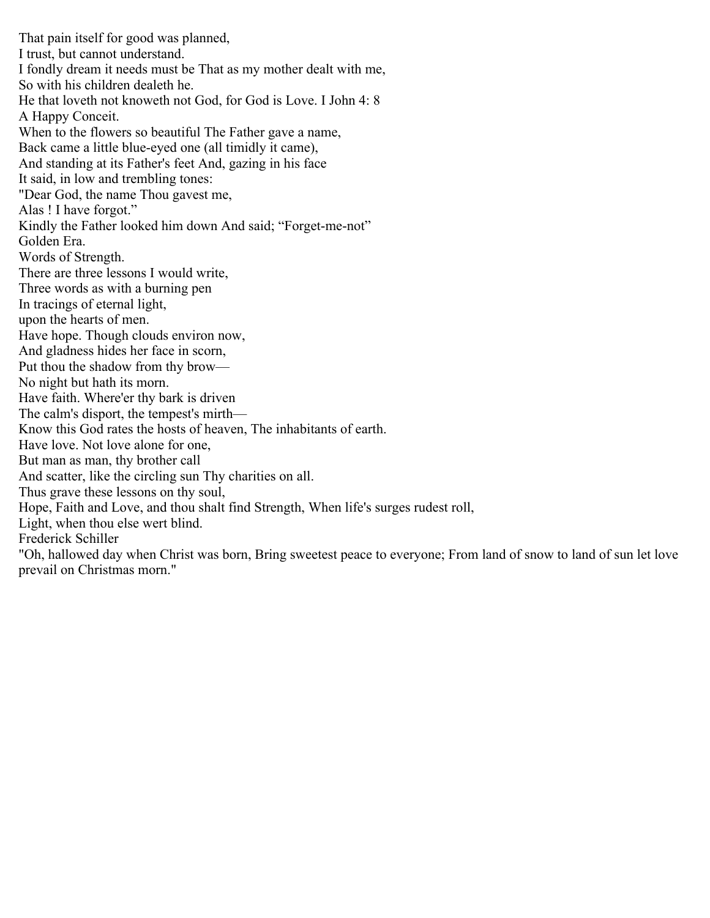That pain itself for good was planned,
I trust, but cannot understand.
I fondly dream it needs must be That as my mother dealt with me,
So with his children dealeth he.

He that loveth not knoweth not God, for God is Love. I John 4: 8

A Happy Conceit.

When to the flowers so beautiful The Father gave a name,
Back came a little blue-eyed one (all timidly it came),
And standing at its Father's feet And, gazing in his face
It said, in low and trembling tones:
"Dear God, the name Thou gavest me,
Alas ! I have forgot."
Kindly the Father looked him down And said; "Forget-me-not"

Golden Era.

Words of Strength.

There are three lessons I would write,
Three words as with a burning pen
In tracings of eternal light,
upon the hearts of men.
Have hope. Though clouds environ now,
And gladness hides her face in scorn,
Put thou the shadow from thy brow—
No night but hath its morn.
Have faith. Where'er thy bark is driven
The calm's disport, the tempest's mirth—
Know this God rates the hosts of heaven, The inhabitants of earth.
Have love. Not love alone for one,
But man as man, thy brother call
And scatter, like the circling sun Thy charities on all.
Thus grave these lessons on thy soul,
Hope, Faith and Love, and thou shalt find Strength, When life's surges rudest roll,
Light, when thou else wert blind.

Frederick Schiller

"Oh, hallowed day when Christ was born, Bring sweetest peace to everyone; From land of snow to land of sun let love prevail on Christmas morn."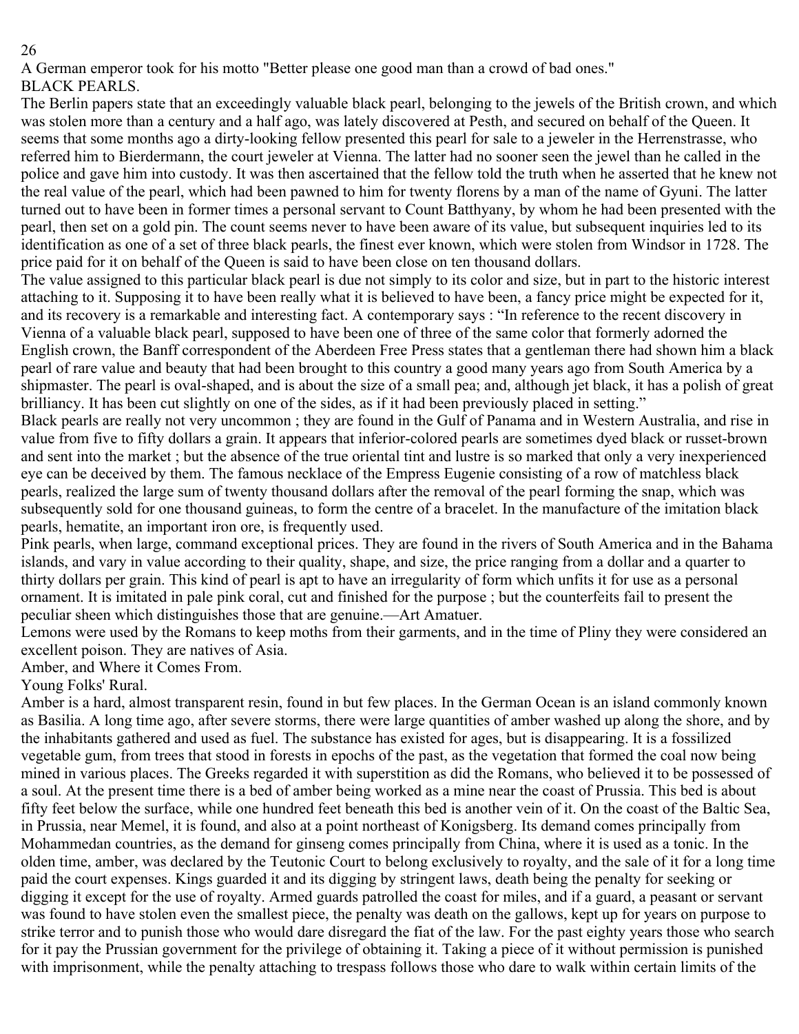A German emperor took for his motto "Better please one good man than a crowd of bad ones."

## BLACK PEARLS.

The Berlin papers state that an exceedingly valuable black pearl, belonging to the jewels of the British crown, and which was stolen more than a century and a half ago, was lately discovered at Pesth, and secured on behalf of the Queen. It seems that some months ago a dirty-looking fellow presented this pearl for sale to a jeweler in the Herrenstrasse, who referred him to Bierdermann, the court jeweler at Vienna. The latter had no sooner seen the jewel than he called in the police and gave him into custody. It was then ascertained that the fellow told the truth when he asserted that he knew not the real value of the pearl, which had been pawned to him for twenty florens by a man of the name of Gyuni. The latter turned out to have been in former times a personal servant to Count Batthyany, by whom he had been presented with the pearl, then set on a gold pin. The count seems never to have been aware of its value, but subsequent inquiries led to its identification as one of a set of three black pearls, the finest ever known, which were stolen from Windsor in 1728. The price paid for it on behalf of the Queen is said to have been close on ten thousand dollars.

The value assigned to this particular black pearl is due not simply to its color and size, but in part to the historic interest attaching to it. Supposing it to have been really what it is believed to have been, a fancy price might be expected for it, and its recovery is a remarkable and interesting fact. A contemporary says : "In reference to the recent discovery in Vienna of a valuable black pearl, supposed to have been one of three of the same color that formerly adorned the English crown, the Banff correspondent of the Aberdeen Free Press states that a gentleman there had shown him a black pearl of rare value and beauty that had been brought to this country a good many years ago from South America by a shipmaster. The pearl is oval-shaped, and is about the size of a small pea; and, although jet black, it has a polish of great brilliancy. It has been cut slightly on one of the sides, as if it had been previously placed in setting."

Black pearls are really not very uncommon ; they are found in the Gulf of Panama and in Western Australia, and rise in value from five to fifty dollars a grain. It appears that inferior-colored pearls are sometimes dyed black or russet-brown and sent into the market ; but the absence of the true oriental tint and lustre is so marked that only a very inexperienced eye can be deceived by them. The famous necklace of the Empress Eugenie consisting of a row of matchless black pearls, realized the large sum of twenty thousand dollars after the removal of the pearl forming the snap, which was subsequently sold for one thousand guineas, to form the centre of a bracelet. In the manufacture of the imitation black pearls, hematite, an important iron ore, is frequently used.

Pink pearls, when large, command exceptional prices. They are found in the rivers of South America and in the Bahama islands, and vary in value according to their quality, shape, and size, the price ranging from a dollar and a quarter to thirty dollars per grain. This kind of pearl is apt to have an irregularity of form which unfits it for use as a personal ornament. It is imitated in pale pink coral, cut and finished for the purpose ; but the counterfeits fail to present the peculiar sheen which distinguishes those that are genuine.—Art Amatuer.

Lemons were used by the Romans to keep moths from their garments, and in the time of Pliny they were considered an excellent poison. They are natives of Asia.

## Amber, and Where it Comes From.

Young Folks' Rural.

Amber is a hard, almost transparent resin, found in but few places. In the German Ocean is an island commonly known as Basilia. A long time ago, after severe storms, there were large quantities of amber washed up along the shore, and by the inhabitants gathered and used as fuel. The substance has existed for ages, but is disappearing. It is a fossilized vegetable gum, from trees that stood in forests in epochs of the past, as the vegetation that formed the coal now being mined in various places. The Greeks regarded it with superstition as did the Romans, who believed it to be possessed of a soul. At the present time there is a bed of amber being worked as a mine near the coast of Prussia. This bed is about fifty feet below the surface, while one hundred feet beneath this bed is another vein of it. On the coast of the Baltic Sea, in Prussia, near Memel, it is found, and also at a point northeast of Konigsberg. Its demand comes principally from Mohammedan countries, as the demand for ginseng comes principally from China, where it is used as a tonic. In the olden time, amber, was declared by the Teutonic Court to belong exclusively to royalty, and the sale of it for a long time paid the court expenses. Kings guarded it and its digging by stringent laws, death being the penalty for seeking or digging it except for the use of royalty. Armed guards patrolled the coast for miles, and if a guard, a peasant or servant was found to have stolen even the smallest piece, the penalty was death on the gallows, kept up for years on purpose to strike terror and to punish those who would dare disregard the fiat of the law. For the past eighty years those who search for it pay the Prussian government for the privilege of obtaining it. Taking a piece of it without permission is punished with imprisonment, while the penalty attaching to trespass follows those who dare to walk within certain limits of the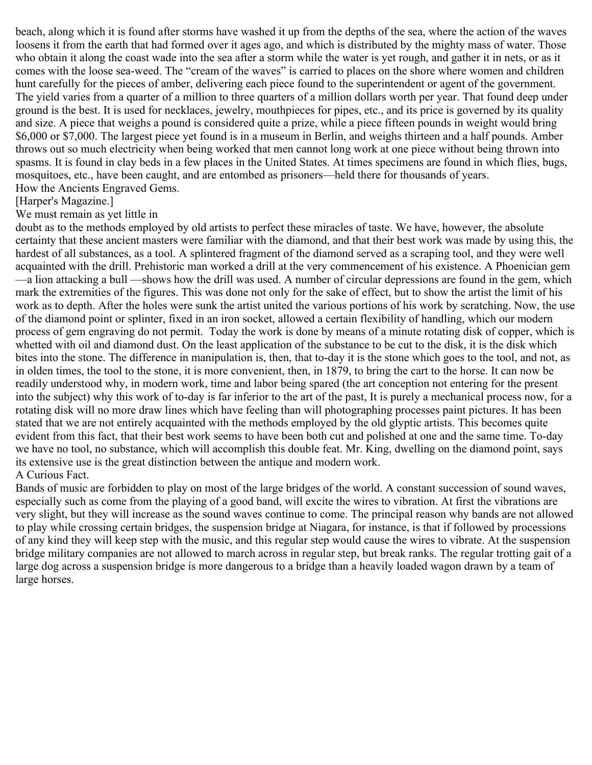beach, along which it is found after storms have washed it up from the depths of the sea, where the action of the waves loosens it from the earth that had formed over it ages ago, and which is distributed by the mighty mass of water. Those who obtain it along the coast wade into the sea after a storm while the water is yet rough, and gather it in nets, or as it comes with the loose sea-weed. The "cream of the waves" is carried to places on the shore where women and children hunt carefully for the pieces of amber, delivering each piece found to the superintendent or agent of the government. The yield varies from a quarter of a million to three quarters of a million dollars worth per year. That found deep under ground is the best. It is used for necklaces, jewelry, mouthpieces for pipes, etc., and its price is governed by its quality and size. A piece that weighs a pound is considered quite a prize, while a piece fifteen pounds in weight would bring $6,000 or $7,000. The largest piece yet found is in a museum in Berlin, and weighs thirteen and a half pounds. Amber throws out so much electricity when being worked that men cannot long work at one piece without being thrown into spasms. It is found in clay beds in a few places in the United States. At times specimens are found in which flies, bugs, mosquitoes, etc., have been caught, and are entombed as prisoners—held there for thousands of years.

## How the Ancients Engraved Gems.

[Harper's Magazine.]

We must remain as yet little in doubt as to the methods employed by old artists to perfect these miracles of taste. We have, however, the absolute certainty that these ancient masters were familiar with the diamond, and that their best work was made by using this, the hardest of all substances, as a tool. A splintered fragment of the diamond served as a scraping tool, and they were well acquainted with the drill. Prehistoric man worked a drill at the very commencement of his existence. A Phoenician gem —a lion attacking a bull —shows how the drill was used. A number of circular depressions are found in the gem, which mark the extremities of the figures. This was done not only for the sake of effect, but to show the artist the limit of his work as to depth. After the holes were sunk the artist united the various portions of his work by scratching. Now, the use of the diamond point or splinter, fixed in an iron socket, allowed a certain flexibility of handling, which our modern process of gem engraving do not permit. Today the work is done by means of a minute rotating disk of copper, which is whetted with oil and diamond dust. On the least application of the substance to be cut to the disk, it is the disk which bites into the stone. The difference in manipulation is, then, that to-day it is the stone which goes to the tool, and not, as in olden times, the tool to the stone, it is more convenient, then, in 1879, to bring the cart to the horse. It can now be readily understood why, in modern work, time and labor being spared (the art conception not entering for the present into the subject) why this work of to-day is far inferior to the art of the past, It is purely a mechanical process now, for a rotating disk will no more draw lines which have feeling than will photographing processes paint pictures. It has been stated that we are not entirely acquainted with the methods employed by the old glyptic artists. This becomes quite evident from this fact, that their best work seems to have been both cut and polished at one and the same time. To-day we have no tool, no substance, which will accomplish this double feat. Mr. King, dwelling on the diamond point, says its extensive use is the great distinction between the antique and modern work.

## A Curious Fact.

Bands of music are forbidden to play on most of the large bridges of the world. A constant succession of sound waves, especially such as come from the playing of a good band, will excite the wires to vibration. At first the vibrations are very slight, but they will increase as the sound waves continue to come. The principal reason why bands are not allowed to play while crossing certain bridges, the suspension bridge at Niagara, for instance, is that if followed by processions of any kind they will keep step with the music, and this regular step would cause the wires to vibrate. At the suspension bridge military companies are not allowed to march across in regular step, but break ranks. The regular trotting gait of a large dog across a suspension bridge is more dangerous to a bridge than a heavily loaded wagon drawn by a team of large horses.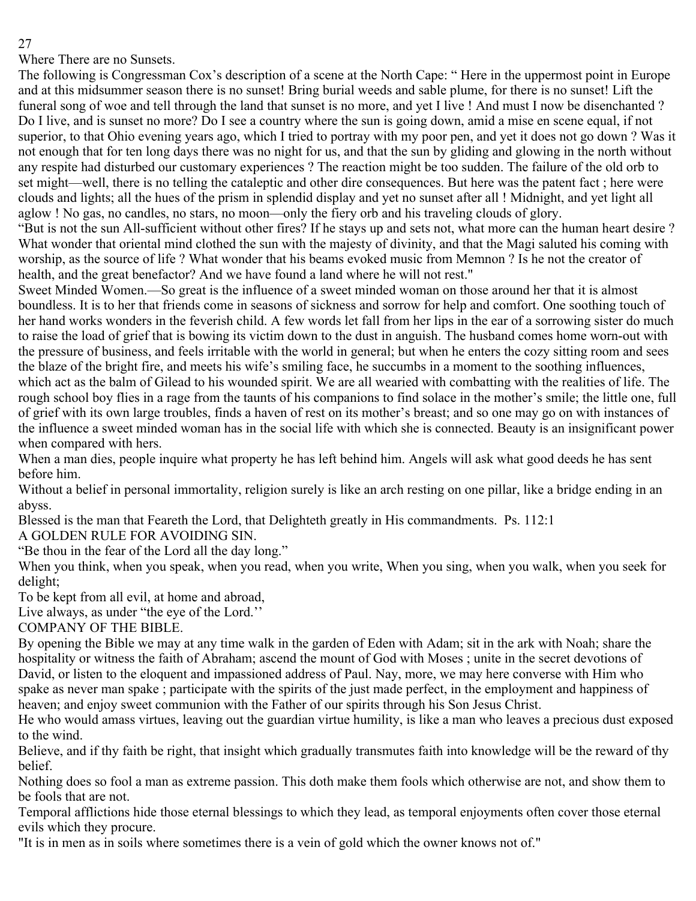## Where There are no Sunsets.

The following is Congressman Cox's description of a scene at the North Cape: " Here in the uppermost point in Europe and at this midsummer season there is no sunset! Bring burial weeds and sable plume, for there is no sunset! Lift the funeral song of woe and tell through the land that sunset is no more, and yet I live ! And must I now be disenchanted ? Do I live, and is sunset no more? Do I see a country where the sun is going down, amid a mise en scene equal, if not superior, to that Ohio evening years ago, which I tried to portray with my poor pen, and yet it does not go down ? Was it not enough that for ten long days there was no night for us, and that the sun by gliding and glowing in the north without any respite had disturbed our customary experiences ? The reaction might be too sudden. The failure of the old orb to set might—well, there is no telling the cataleptic and other dire consequences. But here was the patent fact ; here were clouds and lights; all the hues of the prism in splendid display and yet no sunset after all ! Midnight, and yet light all aglow ! No gas, no candles, no stars, no moon—only the fiery orb and his traveling clouds of glory.

"But is not the sun All-sufficient without other fires? If he stays up and sets not, what more can the human heart desire ? What wonder that oriental mind clothed the sun with the majesty of divinity, and that the Magi saluted his coming with worship, as the source of life ? What wonder that his beams evoked music from Memnon ? Is he not the creator of health, and the great benefactor? And we have found a land where he will not rest."

Sweet Minded Women.—So great is the influence of a sweet minded woman on those around her that it is almost boundless. It is to her that friends come in seasons of sickness and sorrow for help and comfort. One soothing touch of her hand works wonders in the feverish child. A few words let fall from her lips in the ear of a sorrowing sister do much to raise the load of grief that is bowing its victim down to the dust in anguish. The husband comes home worn-out with the pressure of business, and feels irritable with the world in general; but when he enters the cozy sitting room and sees the blaze of the bright fire, and meets his wife's smiling face, he succumbs in a moment to the soothing influences, which act as the balm of Gilead to his wounded spirit. We are all wearied with combatting with the realities of life. The rough school boy flies in a rage from the taunts of his companions to find solace in the mother's smile; the little one, full of grief with its own large troubles, finds a haven of rest on its mother's breast; and so one may go on with instances of the influence a sweet minded woman has in the social life with which she is connected. Beauty is an insignificant power when compared with hers.

When a man dies, people inquire what property he has left behind him. Angels will ask what good deeds he has sent before him.

Without a belief in personal immortality, religion surely is like an arch resting on one pillar, like a bridge ending in an abyss.

Blessed is the man that Feareth the Lord, that Delighteth greatly in His commandments. Ps. 112:1

## A GOLDEN RULE FOR AVOIDING SIN.

"Be thou in the fear of the Lord all the day long."

When you think, when you speak, when you read, when you write, When you sing, when you walk, when you seek for delight;
To be kept from all evil, at home and abroad,
Live always, as under "the eye of the Lord.''

## COMPANY OF THE BIBLE.

By opening the Bible we may at any time walk in the garden of Eden with Adam; sit in the ark with Noah; share the hospitality or witness the faith of Abraham; ascend the mount of God with Moses ; unite in the secret devotions of David, or listen to the eloquent and impassioned address of Paul. Nay, more, we may here converse with Him who spake as never man spake ; participate with the spirits of the just made perfect, in the employment and happiness of heaven; and enjoy sweet communion with the Father of our spirits through his Son Jesus Christ.

He who would amass virtues, leaving out the guardian virtue humility, is like a man who leaves a precious dust exposed to the wind.

Believe, and if thy faith be right, that insight which gradually transmutes faith into knowledge will be the reward of thy belief.

Nothing does so fool a man as extreme passion. This doth make them fools which otherwise are not, and show them to be fools that are not.

Temporal afflictions hide those eternal blessings to which they lead, as temporal enjoyments often cover those eternal evils which they procure.

"It is in men as in soils where sometimes there is a vein of gold which the owner knows not of."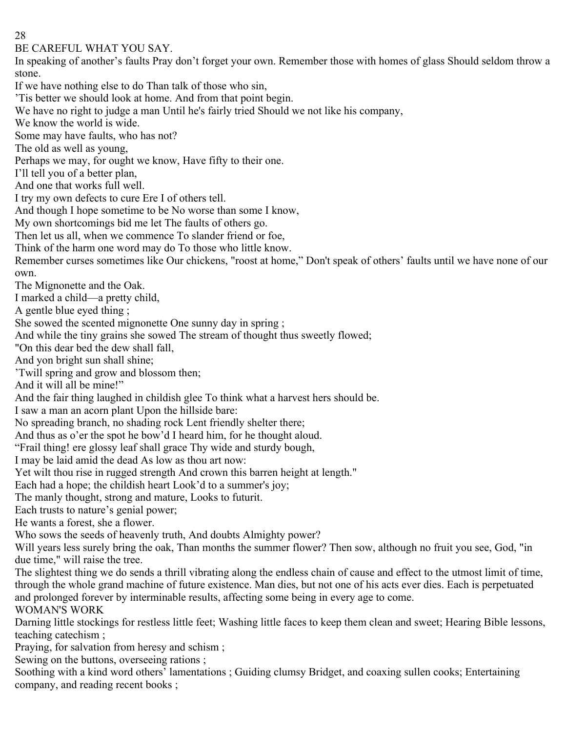## BE CAREFUL WHAT YOU SAY.

In speaking of another's faults Pray don't forget your own. Remember those with homes of glass Should seldom throw a stone.

If we have nothing else to do Than talk of those who sin,

'Tis better we should look at home. And from that point begin.

We have no right to judge a man Until he's fairly tried Should we not like his company,

We know the world is wide.

Some may have faults, who has not?

The old as well as young,

Perhaps we may, for ought we know, Have fifty to their one.

I'll tell you of a better plan,

And one that works full well.

I try my own defects to cure Ere I of others tell.

And though I hope sometime to be No worse than some I know,

My own shortcomings bid me let The faults of others go.

Then let us all, when we commence To slander friend or foe,

Think of the harm one word may do To those who little know.

Remember curses sometimes like Our chickens, "roost at home," Don't speak of others' faults until we have none of our own.

## The Mignonette and the Oak.

I marked a child—a pretty child,

A gentle blue eyed thing ;

She sowed the scented mignonette One sunny day in spring ;

And while the tiny grains she sowed The stream of thought thus sweetly flowed;

"On this dear bed the dew shall fall,

And yon bright sun shall shine;

'Twill spring and grow and blossom then;

And it will all be mine!"

And the fair thing laughed in childish glee To think what a harvest hers should be.

I saw a man an acorn plant Upon the hillside bare:

No spreading branch, no shading rock Lent friendly shelter there;

And thus as o'er the spot he bow'd I heard him, for he thought aloud.

"Frail thing! ere glossy leaf shall grace Thy wide and sturdy bough,

I may be laid amid the dead As low as thou art now:

Yet wilt thou rise in rugged strength And crown this barren height at length."

Each had a hope; the childish heart Look'd to a summer's joy;

The manly thought, strong and mature, Looks to futurit.

Each trusts to nature's genial power;

He wants a forest, she a flower.

Who sows the seeds of heavenly truth, And doubts Almighty power?

Will years less surely bring the oak, Than months the summer flower? Then sow, although no fruit you see, God, "in due time," will raise the tree.

The slightest thing we do sends a thrill vibrating along the endless chain of cause and effect to the utmost limit of time, through the whole grand machine of future existence. Man dies, but not one of his acts ever dies. Each is perpetuated and prolonged forever by interminable results, affecting some being in every age to come.

## WOMAN'S WORK

Darning little stockings for restless little feet; Washing little faces to keep them clean and sweet; Hearing Bible lessons, teaching catechism ;

Praying, for salvation from heresy and schism ;

Sewing on the buttons, overseeing rations ;

Soothing with a kind word others' lamentations ; Guiding clumsy Bridget, and coaxing sullen cooks; Entertaining company, and reading recent books ;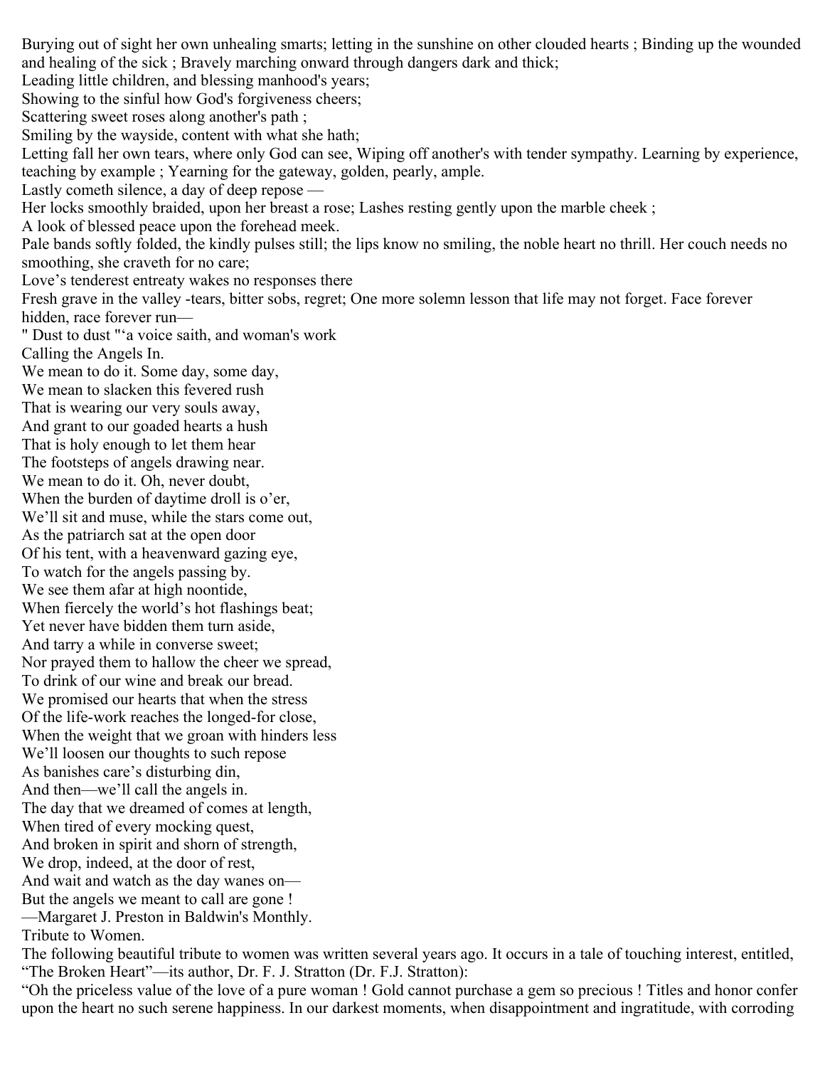Burying out of sight her own unhealing smarts; letting in the sunshine on other clouded hearts ; Binding up the wounded and healing of the sick ; Bravely marching onward through dangers dark and thick;
Leading little children, and blessing manhood's years;
Showing to the sinful how God's forgiveness cheers;
Scattering sweet roses along another's path ;
Smiling by the wayside, content with what she hath;
Letting fall her own tears, where only God can see, Wiping off another's with tender sympathy. Learning by experience, teaching by example ; Yearning for the gateway, golden, pearly, ample.
Lastly cometh silence, a day of deep repose —
Her locks smoothly braided, upon her breast a rose; Lashes resting gently upon the marble cheek ;
A look of blessed peace upon the forehead meek.
Pale bands softly folded, the kindly pulses still; the lips know no smiling, the noble heart no thrill. Her couch needs no smoothing, she craveth for no care;
Love's tenderest entreaty wakes no responses there
Fresh grave in the valley -tears, bitter sobs, regret; One more solemn lesson that life may not forget. Face forever hidden, race forever run—
" Dust to dust "'a voice saith, and woman's work

## Calling the Angels In.

We mean to do it. Some day, some day,
We mean to slacken this fevered rush
That is wearing our very souls away,
And grant to our goaded hearts a hush
That is holy enough to let them hear
The footsteps of angels drawing near.
We mean to do it. Oh, never doubt,
When the burden of daytime droll is o'er,
We'll sit and muse, while the stars come out,
As the patriarch sat at the open door
Of his tent, with a heavenward gazing eye,
To watch for the angels passing by.
We see them afar at high noontide,
When fiercely the world's hot flashings beat;
Yet never have bidden them turn aside,
And tarry a while in converse sweet;
Nor prayed them to hallow the cheer we spread,
To drink of our wine and break our bread.
We promised our hearts that when the stress
Of the life-work reaches the longed-for close,
When the weight that we groan with hinders less
We'll loosen our thoughts to such repose
As banishes care's disturbing din,
And then—we'll call the angels in.
The day that we dreamed of comes at length,
When tired of every mocking quest,
And broken in spirit and shorn of strength,
We drop, indeed, at the door of rest,
And wait and watch as the day wanes on—
But the angels we meant to call are gone !
—Margaret J. Preston in Baldwin's Monthly.

## Tribute to Women.

The following beautiful tribute to women was written several years ago. It occurs in a tale of touching interest, entitled, "The Broken Heart"—its author, Dr. F. J. Stratton (Dr. F.J. Stratton):
"Oh the priceless value of the love of a pure woman ! Gold cannot purchase a gem so precious ! Titles and honor confer upon the heart no such serene happiness. In our darkest moments, when disappointment and ingratitude, with corroding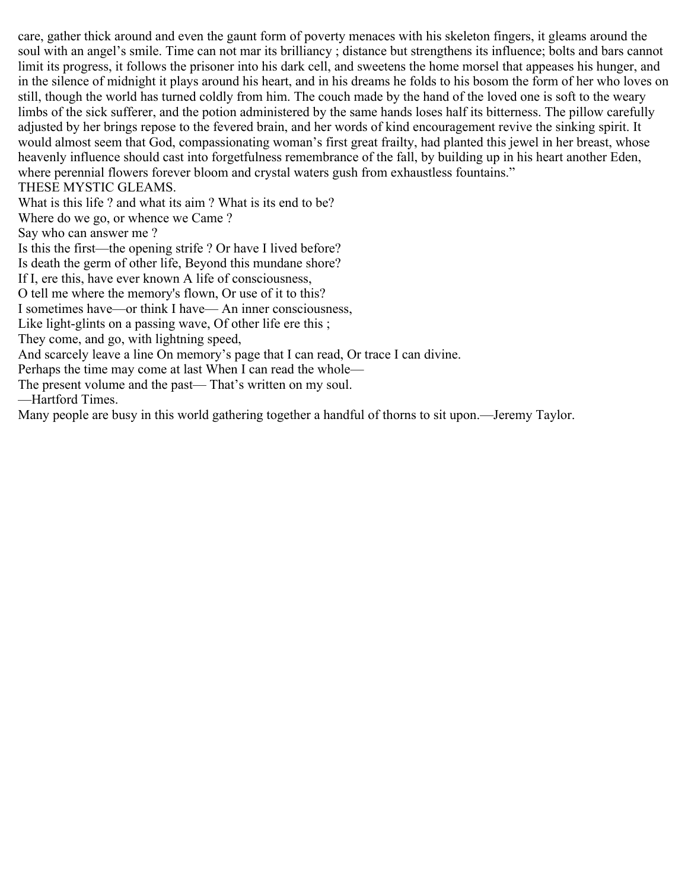care, gather thick around and even the gaunt form of poverty menaces with his skeleton fingers, it gleams around the soul with an angel's smile. Time can not mar its brilliancy ; distance but strengthens its influence; bolts and bars cannot limit its progress, it follows the prisoner into his dark cell, and sweetens the home morsel that appeases his hunger, and in the silence of midnight it plays around his heart, and in his dreams he folds to his bosom the form of her who loves on still, though the world has turned coldly from him. The couch made by the hand of the loved one is soft to the weary limbs of the sick sufferer, and the potion administered by the same hands loses half its bitterness. The pillow carefully adjusted by her brings repose to the fevered brain, and her words of kind encouragement revive the sinking spirit. It would almost seem that God, compassionating woman's first great frailty, had planted this jewel in her breast, whose heavenly influence should cast into forgetfulness remembrance of the fall, by building up in his heart another Eden, where perennial flowers forever bloom and crystal waters gush from exhaustless fountains."

## THESE MYSTIC GLEAMS.

What is this life ? and what its aim ? What is its end to be?  
Where do we go, or whence we Came ?  
Say who can answer me ?  
Is this the first—the opening strife ? Or have I lived before?  
Is death the germ of other life, Beyond this mundane shore?  
If I, ere this, have ever known A life of consciousness,  
O tell me where the memory's flown, Or use of it to this?  
I sometimes have—or think I have— An inner consciousness,  
Like light-glints on a passing wave, Of other life ere this ;  
They come, and go, with lightning speed,  
And scarcely leave a line On memory's page that I can read, Or trace I can divine.  
Perhaps the time may come at last When I can read the whole—  
The present volume and the past— That's written on my soul.  
—Hartford Times.

Many people are busy in this world gathering together a handful of thorns to sit upon.—Jeremy Taylor.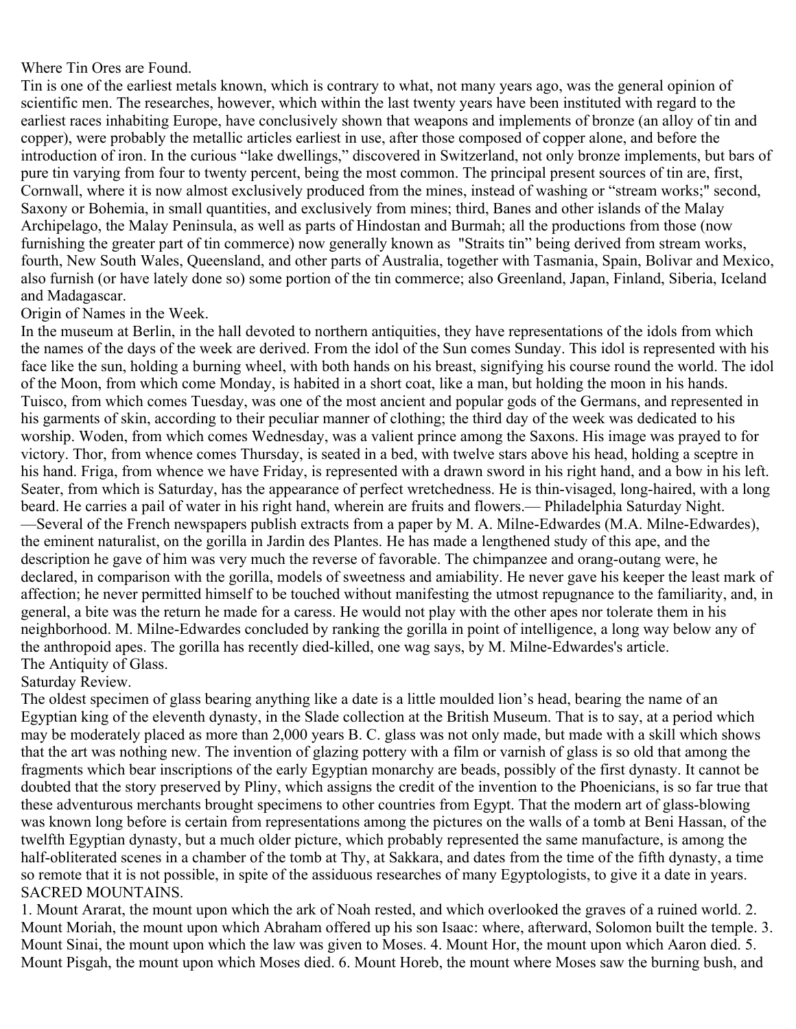## Where Tin Ores are Found.

Tin is one of the earliest metals known, which is contrary to what, not many years ago, was the general opinion of scientific men. The researches, however, which within the last twenty years have been instituted with regard to the earliest races inhabiting Europe, have conclusively shown that weapons and implements of bronze (an alloy of tin and copper), were probably the metallic articles earliest in use, after those composed of copper alone, and before the introduction of iron. In the curious "lake dwellings," discovered in Switzerland, not only bronze implements, but bars of pure tin varying from four to twenty percent, being the most common. The principal present sources of tin are, first, Cornwall, where it is now almost exclusively produced from the mines, instead of washing or "stream works;" second, Saxony or Bohemia, in small quantities, and exclusively from mines; third, Banes and other islands of the Malay Archipelago, the Malay Peninsula, as well as parts of Hindostan and Burmah; all the productions from those (now furnishing the greater part of tin commerce) now generally known as "Straits tin" being derived from stream works, fourth, New South Wales, Queensland, and other parts of Australia, together with Tasmania, Spain, Bolivar and Mexico, also furnish (or have lately done so) some portion of the tin commerce; also Greenland, Japan, Finland, Siberia, Iceland and Madagascar.

## Origin of Names in the Week.

In the museum at Berlin, in the hall devoted to northern antiquities, they have representations of the idols from which the names of the days of the week are derived. From the idol of the Sun comes Sunday. This idol is represented with his face like the sun, holding a burning wheel, with both hands on his breast, signifying his course round the world. The idol of the Moon, from which come Monday, is habited in a short coat, like a man, but holding the moon in his hands. Tuisco, from which comes Tuesday, was one of the most ancient and popular gods of the Germans, and represented in his garments of skin, according to their peculiar manner of clothing; the third day of the week was dedicated to his worship. Woden, from which comes Wednesday, was a valient prince among the Saxons. His image was prayed to for victory. Thor, from whence comes Thursday, is seated in a bed, with twelve stars above his head, holding a sceptre in his hand. Friga, from whence we have Friday, is represented with a drawn sword in his right hand, and a bow in his left. Seater, from which is Saturday, has the appearance of perfect wretchedness. He is thin-visaged, long-haired, with a long beard. He carries a pail of water in his right hand, wherein are fruits and flowers.— Philadelphia Saturday Night.

—Several of the French newspapers publish extracts from a paper by M. A. Milne-Edwardes (M.A. Milne-Edwardes), the eminent naturalist, on the gorilla in Jardin des Plantes. He has made a lengthened study of this ape, and the description he gave of him was very much the reverse of favorable. The chimpanzee and orang-outang were, he declared, in comparison with the gorilla, models of sweetness and amiability. He never gave his keeper the least mark of affection; he never permitted himself to be touched without manifesting the utmost repugnance to the familiarity, and, in general, a bite was the return he made for a caress. He would not play with the other apes nor tolerate them in his neighborhood. M. Milne-Edwardes concluded by ranking the gorilla in point of intelligence, a long way below any of the anthropoid apes. The gorilla has recently died-killed, one wag says, by M. Milne-Edwardes's article.

## The Antiquity of Glass.

Saturday Review.

The oldest specimen of glass bearing anything like a date is a little moulded lion's head, bearing the name of an Egyptian king of the eleventh dynasty, in the Slade collection at the British Museum. That is to say, at a period which may be moderately placed as more than 2,000 years B. C. glass was not only made, but made with a skill which shows that the art was nothing new. The invention of glazing pottery with a film or varnish of glass is so old that among the fragments which bear inscriptions of the early Egyptian monarchy are beads, possibly of the first dynasty. It cannot be doubted that the story preserved by Pliny, which assigns the credit of the invention to the Phoenicians, is so far true that these adventurous merchants brought specimens to other countries from Egypt. That the modern art of glass-blowing was known long before is certain from representations among the pictures on the walls of a tomb at Beni Hassan, of the twelfth Egyptian dynasty, but a much older picture, which probably represented the same manufacture, is among the half-obliterated scenes in a chamber of the tomb at Thy, at Sakkara, and dates from the time of the fifth dynasty, a time so remote that it is not possible, in spite of the assiduous researches of many Egyptologists, to give it a date in years.

## SACRED MOUNTAINS.

1. Mount Ararat, the mount upon which the ark of Noah rested, and which overlooked the graves of a ruined world. 2. Mount Moriah, the mount upon which Abraham offered up his son Isaac: where, afterward, Solomon built the temple. 3. Mount Sinai, the mount upon which the law was given to Moses. 4. Mount Hor, the mount upon which Aaron died. 5. Mount Pisgah, the mount upon which Moses died. 6. Mount Horeb, the mount where Moses saw the burning bush, and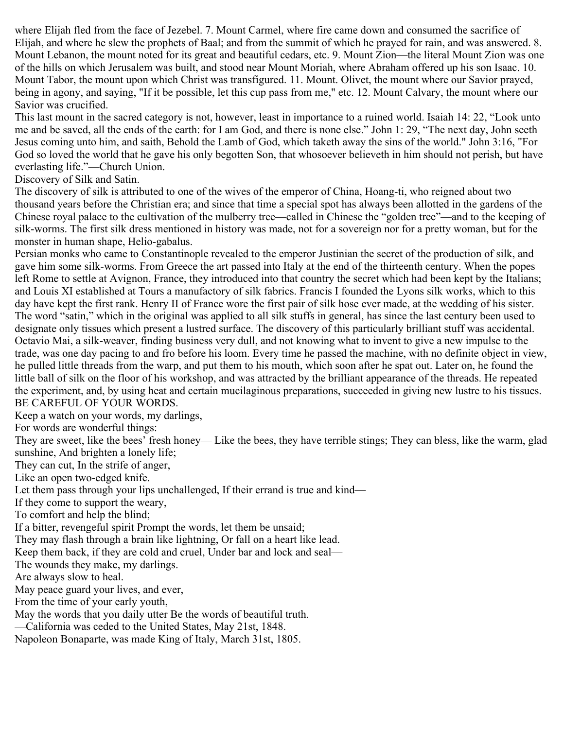where Elijah fled from the face of Jezebel. 7. Mount Carmel, where fire came down and consumed the sacrifice of Elijah, and where he slew the prophets of Baal; and from the summit of which he prayed for rain, and was answered. 8. Mount Lebanon, the mount noted for its great and beautiful cedars, etc. 9. Mount Zion—the literal Mount Zion was one of the hills on which Jerusalem was built, and stood near Mount Moriah, where Abraham offered up his son Isaac. 10. Mount Tabor, the mount upon which Christ was transfigured. 11. Mount. Olivet, the mount where our Savior prayed, being in agony, and saying, "If it be possible, let this cup pass from me," etc. 12. Mount Calvary, the mount where our Savior was crucified.

This last mount in the sacred category is not, however, least in importance to a ruined world. Isaiah 14: 22, "Look unto me and be saved, all the ends of the earth: for I am God, and there is none else." John 1: 29, "The next day, John seeth Jesus coming unto him, and saith, Behold the Lamb of God, which taketh away the sins of the world." John 3:16, "For God so loved the world that he gave his only begotten Son, that whosoever believeth in him should not perish, but have everlasting life."—Church Union.

## Discovery of Silk and Satin.

The discovery of silk is attributed to one of the wives of the emperor of China, Hoang-ti, who reigned about two thousand years before the Christian era; and since that time a special spot has always been allotted in the gardens of the Chinese royal palace to the cultivation of the mulberry tree—called in Chinese the "golden tree"—and to the keeping of silk-worms. The first silk dress mentioned in history was made, not for a sovereign nor for a pretty woman, but for the monster in human shape, Helio-gabalus.

Persian monks who came to Constantinople revealed to the emperor Justinian the secret of the production of silk, and gave him some silk-worms. From Greece the art passed into Italy at the end of the thirteenth century. When the popes left Rome to settle at Avignon, France, they introduced into that country the secret which had been kept by the Italians; and Louis XI established at Tours a manufactory of silk fabrics. Francis I founded the Lyons silk works, which to this day have kept the first rank. Henry II of France wore the first pair of silk hose ever made, at the wedding of his sister. The word "satin," which in the original was applied to all silk stuffs in general, has since the last century been used to designate only tissues which present a lustred surface. The discovery of this particularly brilliant stuff was accidental. Octavio Mai, a silk-weaver, finding business very dull, and not knowing what to invent to give a new impulse to the trade, was one day pacing to and fro before his loom. Every time he passed the machine, with no definite object in view, he pulled little threads from the warp, and put them to his mouth, which soon after he spat out. Later on, he found the little ball of silk on the floor of his workshop, and was attracted by the brilliant appearance of the threads. He repeated the experiment, and, by using heat and certain mucilaginous preparations, succeeded in giving new lustre to his tissues.

## BE CAREFUL OF YOUR WORDS.

Keep a watch on your words, my darlings,
For words are wonderful things:
They are sweet, like the bees' fresh honey— Like the bees, they have terrible stings; They can bless, like the warm, glad sunshine, And brighten a lonely life;
They can cut, In the strife of anger,
Like an open two-edged knife.
Let them pass through your lips unchallenged, If their errand is true and kind—
If they come to support the weary,
To comfort and help the blind;
If a bitter, revengeful spirit Prompt the words, let them be unsaid;
They may flash through a brain like lightning, Or fall on a heart like lead.
Keep them back, if they are cold and cruel, Under bar and lock and seal—
The wounds they make, my darlings.
Are always slow to heal.
May peace guard your lives, and ever,
From the time of your early youth,
May the words that you daily utter Be the words of beautiful truth.

—California was ceded to the United States, May 21st, 1848.

Napoleon Bonaparte, was made King of Italy, March 31st, 1805.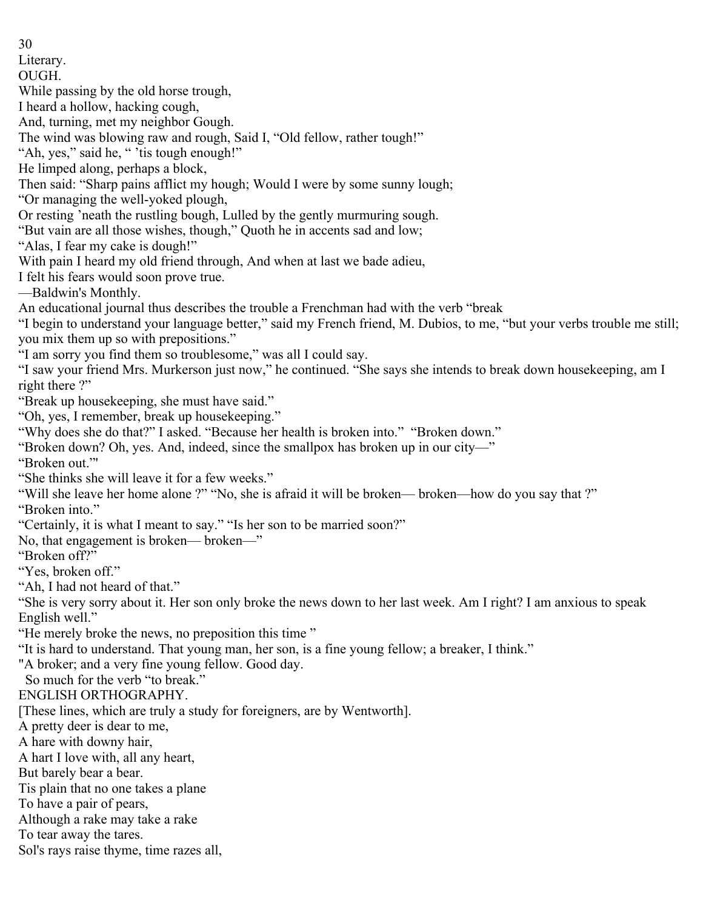Literary.

## OUGH.

While passing by the old horse trough,  
I heard a hollow, hacking cough,  
And, turning, met my neighbor Gough.  
The wind was blowing raw and rough, Said I, "Old fellow, rather tough!"  
"Ah, yes," said he, " 'tis tough enough!"  
He limped along, perhaps a block,  
Then said: "Sharp pains afflict my hough; Would I were by some sunny lough;  
"Or managing the well-yoked plough,  
Or resting 'neath the rustling bough, Lulled by the gently murmuring sough.  
"But vain are all those wishes, though," Quoth he in accents sad and low;  
"Alas, I fear my cake is dough!"  
With pain I heard my old friend through, And when at last we bade adieu,  
I felt his fears would soon prove true.

—Baldwin's Monthly.

An educational journal thus describes the trouble a Frenchman had with the verb "break

"I begin to understand your language better," said my French friend, M. Dubios, to me, "but your verbs trouble me still; you mix them up so with prepositions."

"I am sorry you find them so troublesome," was all I could say.

"I saw your friend Mrs. Murkerson just now," he continued. "She says she intends to break down housekeeping, am I right there ?"

"Break up housekeeping, she must have said."

"Oh, yes, I remember, break up housekeeping."

"Why does she do that?" I asked. "Because her health is broken into." "Broken down."

"Broken down? Oh, yes. And, indeed, since the smallpox has broken up in our city—"

"Broken out."'

"She thinks she will leave it for a few weeks."

"Will she leave her home alone ?" "No, she is afraid it will be broken— broken—how do you say that ?"

"Broken into."

"Certainly, it is what I meant to say." "Is her son to be married soon?"

No, that engagement is broken— broken—"

"Broken off?"

"Yes, broken off."

"Ah, I had not heard of that."

"She is very sorry about it. Her son only broke the news down to her last week. Am I right? I am anxious to speak English well."

"He merely broke the news, no preposition this time "

"It is hard to understand. That young man, her son, is a fine young fellow; a breaker, I think."

"A broker; and a very fine young fellow. Good day.

So much for the verb "to break."

## ENGLISH ORTHOGRAPHY.

[These lines, which are truly a study for foreigners, are by Wentworth].

A pretty deer is dear to me,  
A hare with downy hair,  
A hart I love with, all any heart,  
But barely bear a bear.  
Tis plain that no one takes a plane  
To have a pair of pears,  
Although a rake may take a rake  
To tear away the tares.  
Sol's rays raise thyme, time razes all,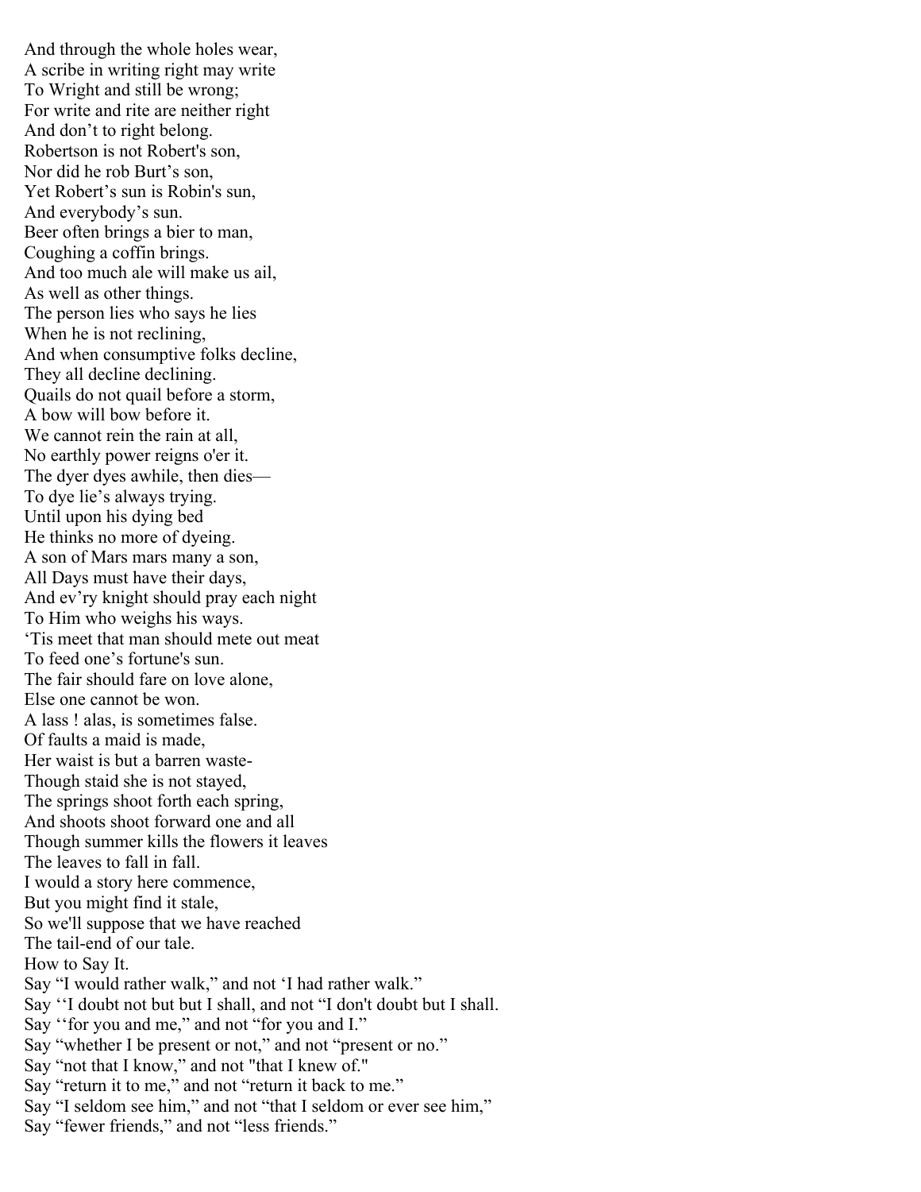And through the whole holes wear,
A scribe in writing right may write
To Wright and still be wrong;
For write and rite are neither right
And don't to right belong.
Robertson is not Robert's son,
Nor did he rob Burt's son,
Yet Robert's sun is Robin's sun,
And everybody's sun.
Beer often brings a bier to man,
Coughing a coffin brings.
And too much ale will make us ail,
As well as other things.
The person lies who says he lies
When he is not reclining,
And when consumptive folks decline,
They all decline declining.
Quails do not quail before a storm,
A bow will bow before it.
We cannot rein the rain at all,
No earthly power reigns o'er it.
The dyer dyes awhile, then dies—
To dye lie's always trying.
Until upon his dying bed
He thinks no more of dyeing.
A son of Mars mars many a son,
All Days must have their days,
And ev'ry knight should pray each night
To Him who weighs his ways.
'Tis meet that man should mete out meat
To feed one's fortune's sun.
The fair should fare on love alone,
Else one cannot be won.
A lass ! alas, is sometimes false.
Of faults a maid is made,
Her waist is but a barren waste-
Though staid she is not stayed,
The springs shoot forth each spring,
And shoots shoot forward one and all
Though summer kills the flowers it leaves
The leaves to fall in fall.
I would a story here commence,
But you might find it stale,
So we'll suppose that we have reached
The tail-end of our tale.

How to Say It.

Say "I would rather walk," and not 'I had rather walk."
Say ''I doubt not but but I shall, and not "I don't doubt but I shall.
Say ''for you and me," and not "for you and I."
Say "whether I be present or not," and not "present or no."
Say "not that I know," and not "that I knew of."
Say "return it to me," and not "return it back to me."
Say "I seldom see him," and not "that I seldom or ever see him,"
Say "fewer friends," and not "less friends."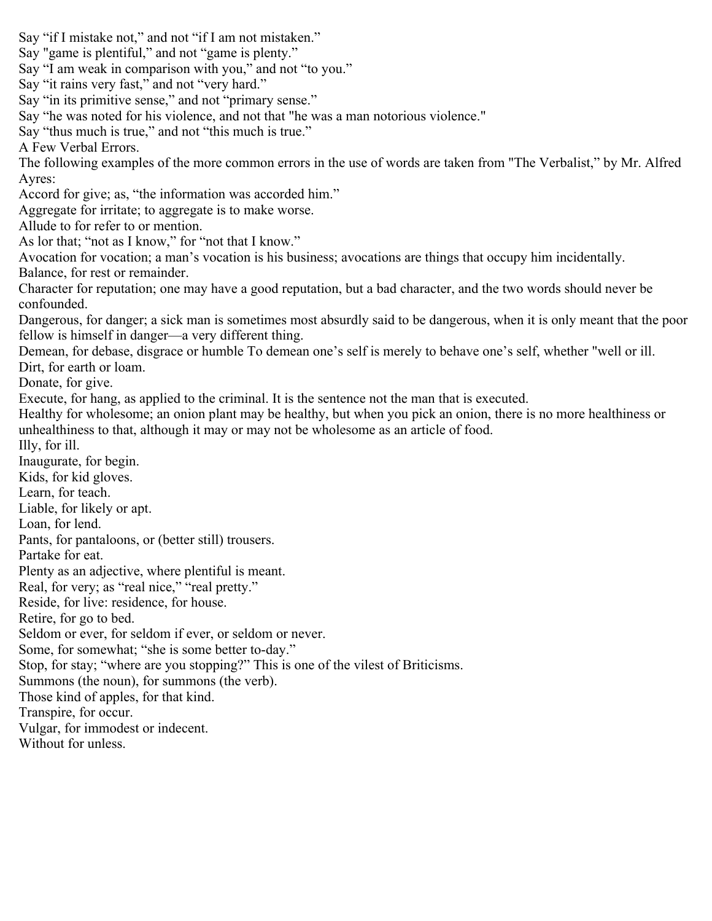Say "if I mistake not," and not "if I am not mistaken."

Say "game is plentiful," and not "game is plenty."

Say "I am weak in comparison with you," and not "to you."

Say "it rains very fast," and not "very hard."

Say "in its primitive sense," and not "primary sense."

Say "he was noted for his violence, and not that "he was a man notorious violence."

Say "thus much is true," and not "this much is true."

## A Few Verbal Errors.

The following examples of the more common errors in the use of words are taken from "The Verbalist," by Mr. Alfred Ayres:

Accord for give; as, "the information was accorded him."

Aggregate for irritate; to aggregate is to make worse.

Allude to for refer to or mention.

As lor that; "not as I know," for "not that I know."

Avocation for vocation; a man's vocation is his business; avocations are things that occupy him incidentally.

Balance, for rest or remainder.

Character for reputation; one may have a good reputation, but a bad character, and the two words should never be confounded.

Dangerous, for danger; a sick man is sometimes most absurdly said to be dangerous, when it is only meant that the poor fellow is himself in danger—a very different thing.

Demean, for debase, disgrace or humble To demean one's self is merely to behave one's self, whether "well or ill.

Dirt, for earth or loam.

Donate, for give.

Execute, for hang, as applied to the criminal. It is the sentence not the man that is executed.

Healthy for wholesome; an onion plant may be healthy, but when you pick an onion, there is no more healthiness or unhealthiness to that, although it may or may not be wholesome as an article of food.

Illy, for ill.

Inaugurate, for begin.

Kids, for kid gloves.

Learn, for teach.

Liable, for likely or apt.

Loan, for lend.

Pants, for pantaloons, or (better still) trousers.

Partake for eat.

Plenty as an adjective, where plentiful is meant.

Real, for very; as "real nice," "real pretty."

Reside, for live: residence, for house.

Retire, for go to bed.

Seldom or ever, for seldom if ever, or seldom or never.

Some, for somewhat; "she is some better to-day."

Stop, for stay; "where are you stopping?" This is one of the vilest of Briticisms.

Summons (the noun), for summons (the verb).

Those kind of apples, for that kind.

Transpire, for occur.

Vulgar, for immodest or indecent.

Without for unless.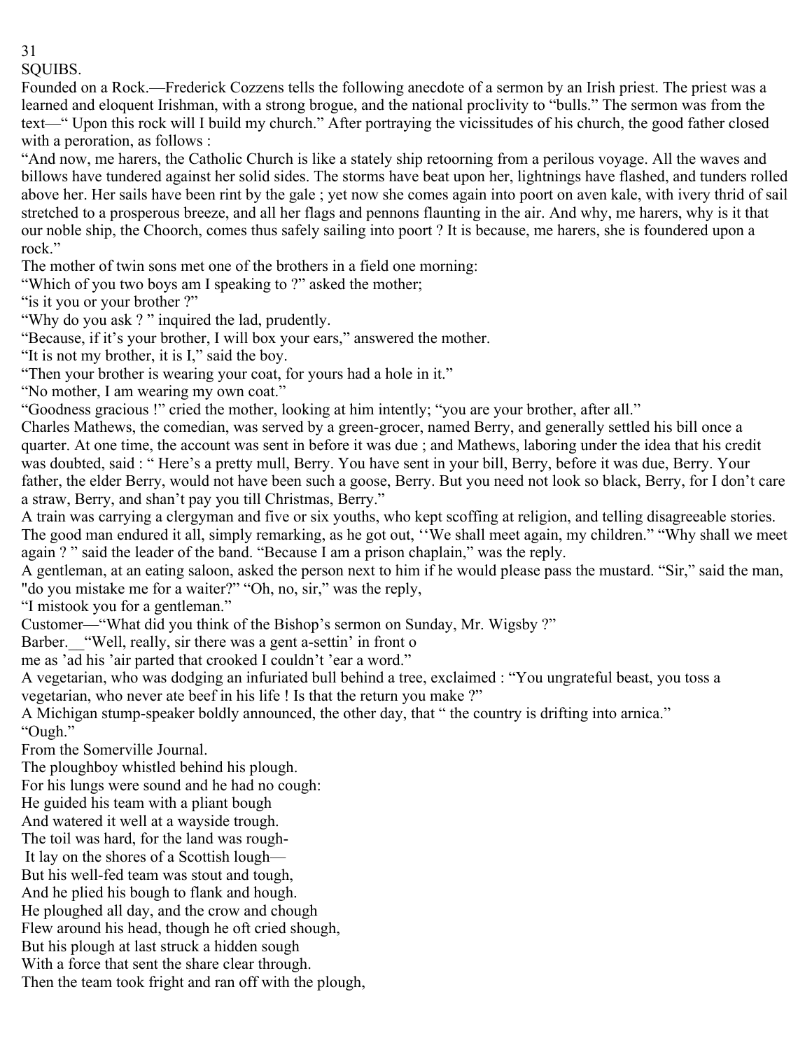## SQUIBS.

Founded on a Rock.—Frederick Cozzens tells the following anecdote of a sermon by an Irish priest. The priest was a learned and eloquent Irishman, with a strong brogue, and the national proclivity to "bulls." The sermon was from the text—" Upon this rock will I build my church." After portraying the vicissitudes of his church, the good father closed with a peroration, as follows :

"And now, me harers, the Catholic Church is like a stately ship retoorning from a perilous voyage. All the waves and billows have tundered against her solid sides. The storms have beat upon her, lightnings have flashed, and tunders rolled above her. Her sails have been rint by the gale ; yet now she comes again into poort on aven kale, with ivery thrid of sail stretched to a prosperous breeze, and all her flags and pennons flaunting in the air. And why, me harers, why is it that our noble ship, the Choorch, comes thus safely sailing into poort ? It is because, me harers, she is foundered upon a rock."

The mother of twin sons met one of the brothers in a field one morning:

"Which of you two boys am I speaking to ?" asked the mother;

"is it you or your brother ?"

"Why do you ask ? " inquired the lad, prudently.

"Because, if it's your brother, I will box your ears," answered the mother.

"It is not my brother, it is I," said the boy.

"Then your brother is wearing your coat, for yours had a hole in it."

"No mother, I am wearing my own coat."

"Goodness gracious !" cried the mother, looking at him intently; "you are your brother, after all."

Charles Mathews, the comedian, was served by a green-grocer, named Berry, and generally settled his bill once a quarter. At one time, the account was sent in before it was due ; and Mathews, laboring under the idea that his credit was doubted, said : " Here's a pretty mull, Berry. You have sent in your bill, Berry, before it was due, Berry. Your father, the elder Berry, would not have been such a goose, Berry. But you need not look so black, Berry, for I don't care a straw, Berry, and shan't pay you till Christmas, Berry."

A train was carrying a clergyman and five or six youths, who kept scoffing at religion, and telling disagreeable stories. The good man endured it all, simply remarking, as he got out, ''We shall meet again, my children." "Why shall we meet again ? " said the leader of the band. "Because I am a prison chaplain," was the reply.

A gentleman, at an eating saloon, asked the person next to him if he would please pass the mustard. "Sir," said the man, "do you mistake me for a waiter?" "Oh, no, sir," was the reply,

"I mistook you for a gentleman."

Customer—"What did you think of the Bishop's sermon on Sunday, Mr. Wigsby ?"

Barber.__"Well, really, sir there was a gent a-settin' in front o
me as 'ad his 'air parted that crooked I couldn't 'ear a word."

A vegetarian, who was dodging an infuriated bull behind a tree, exclaimed : "You ungrateful beast, you toss a vegetarian, who never ate beef in his life ! Is that the return you make ?"

A Michigan stump-speaker boldly announced, the other day, that " the country is drifting into arnica."

"Ough."

From the Somerville Journal.

The ploughboy whistled behind his plough.
For his lungs were sound and he had no cough:
He guided his team with a pliant bough
And watered it well at a wayside trough.
The toil was hard, for the land was rough-
It lay on the shores of a Scottish lough—
But his well-fed team was stout and tough,
And he plied his bough to flank and hough.
He ploughed all day, and the crow and chough
Flew around his head, though he oft cried shough,
But his plough at last struck a hidden sough
With a force that sent the share clear through.
Then the team took fright and ran off with the plough,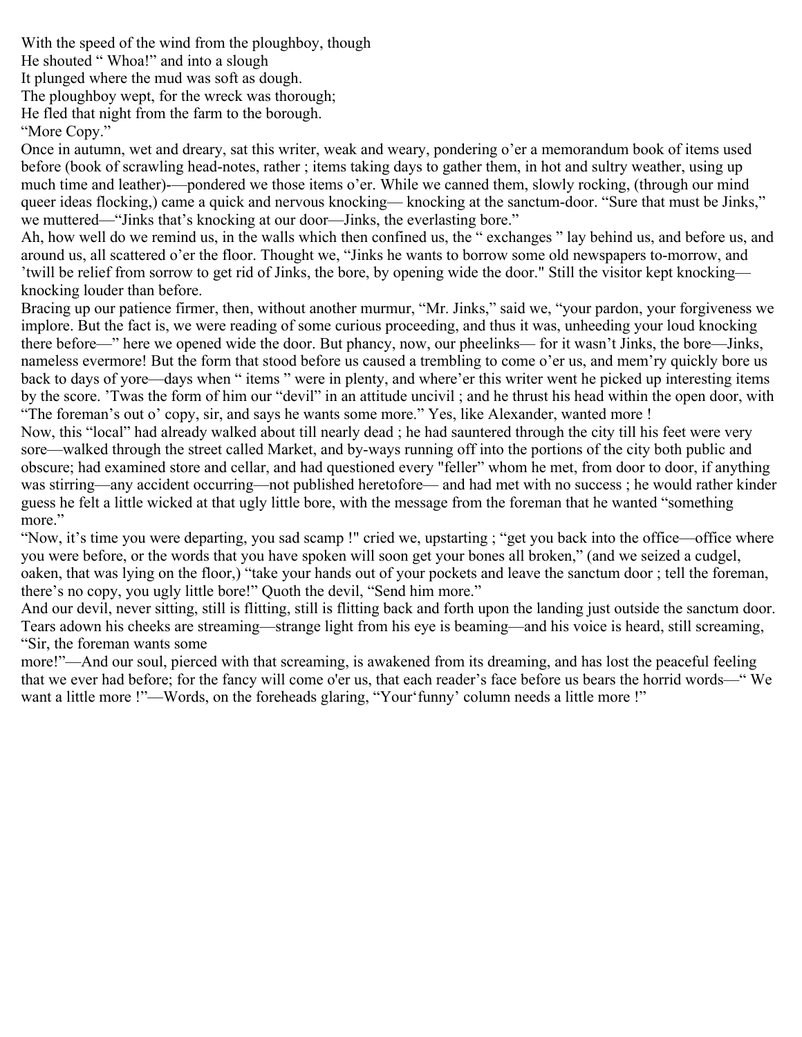With the speed of the wind from the ploughboy, though
He shouted " Whoa!" and into a slough
It plunged where the mud was soft as dough.
The ploughboy wept, for the wreck was thorough;
He fled that night from the farm to the borough.

"More Copy."

Once in autumn, wet and dreary, sat this writer, weak and weary, pondering o'er a memorandum book of items used before (book of scrawling head-notes, rather ; items taking days to gather them, in hot and sultry weather, using up much time and leather)-—pondered we those items o'er. While we canned them, slowly rocking, (through our mind queer ideas flocking,) came a quick and nervous knocking— knocking at the sanctum-door. "Sure that must be Jinks," we muttered—"Jinks that's knocking at our door—Jinks, the everlasting bore."

Ah, how well do we remind us, in the walls which then confined us, the " exchanges " lay behind us, and before us, and around us, all scattered o'er the floor. Thought we, "Jinks he wants to borrow some old newspapers to-morrow, and 'twill be relief from sorrow to get rid of Jinks, the bore, by opening wide the door." Still the visitor kept knocking—knocking louder than before.

Bracing up our patience firmer, then, without another murmur, "Mr. Jinks," said we, "your pardon, your forgiveness we implore. But the fact is, we were reading of some curious proceeding, and thus it was, unheeding your loud knocking there before—" here we opened wide the door. But phancy, now, our pheelinks— for it wasn't Jinks, the bore—Jinks, nameless evermore! But the form that stood before us caused a trembling to come o'er us, and mem'ry quickly bore us back to days of yore—days when " items " were in plenty, and where'er this writer went he picked up interesting items by the score. 'Twas the form of him our "devil" in an attitude uncivil ; and he thrust his head within the open door, with "The foreman's out o' copy, sir, and says he wants some more." Yes, like Alexander, wanted more !

Now, this "local" had already walked about till nearly dead ; he had sauntered through the city till his feet were very sore—walked through the street called Market, and by-ways running off into the portions of the city both public and obscure; had examined store and cellar, and had questioned every "feller" whom he met, from door to door, if anything was stirring—any accident occurring—not published heretofore— and had met with no success ; he would rather kinder guess he felt a little wicked at that ugly little bore, with the message from the foreman that he wanted "something more."

"Now, it's time you were departing, you sad scamp !" cried we, upstarting ; "get you back into the office—office where you were before, or the words that you have spoken will soon get your bones all broken," (and we seized a cudgel, oaken, that was lying on the floor,) "take your hands out of your pockets and leave the sanctum door ; tell the foreman, there's no copy, you ugly little bore!" Quoth the devil, "Send him more."

And our devil, never sitting, still is flitting, still is flitting back and forth upon the landing just outside the sanctum door. Tears adown his cheeks are streaming—strange light from his eye is beaming—and his voice is heard, still screaming, "Sir, the foreman wants some more!"—And our soul, pierced with that screaming, is awakened from its dreaming, and has lost the peaceful feeling that we ever had before; for the fancy will come o'er us, that each reader's face before us bears the horrid words—" We want a little more !"—Words, on the foreheads glaring, "Your'funny' column needs a little more !"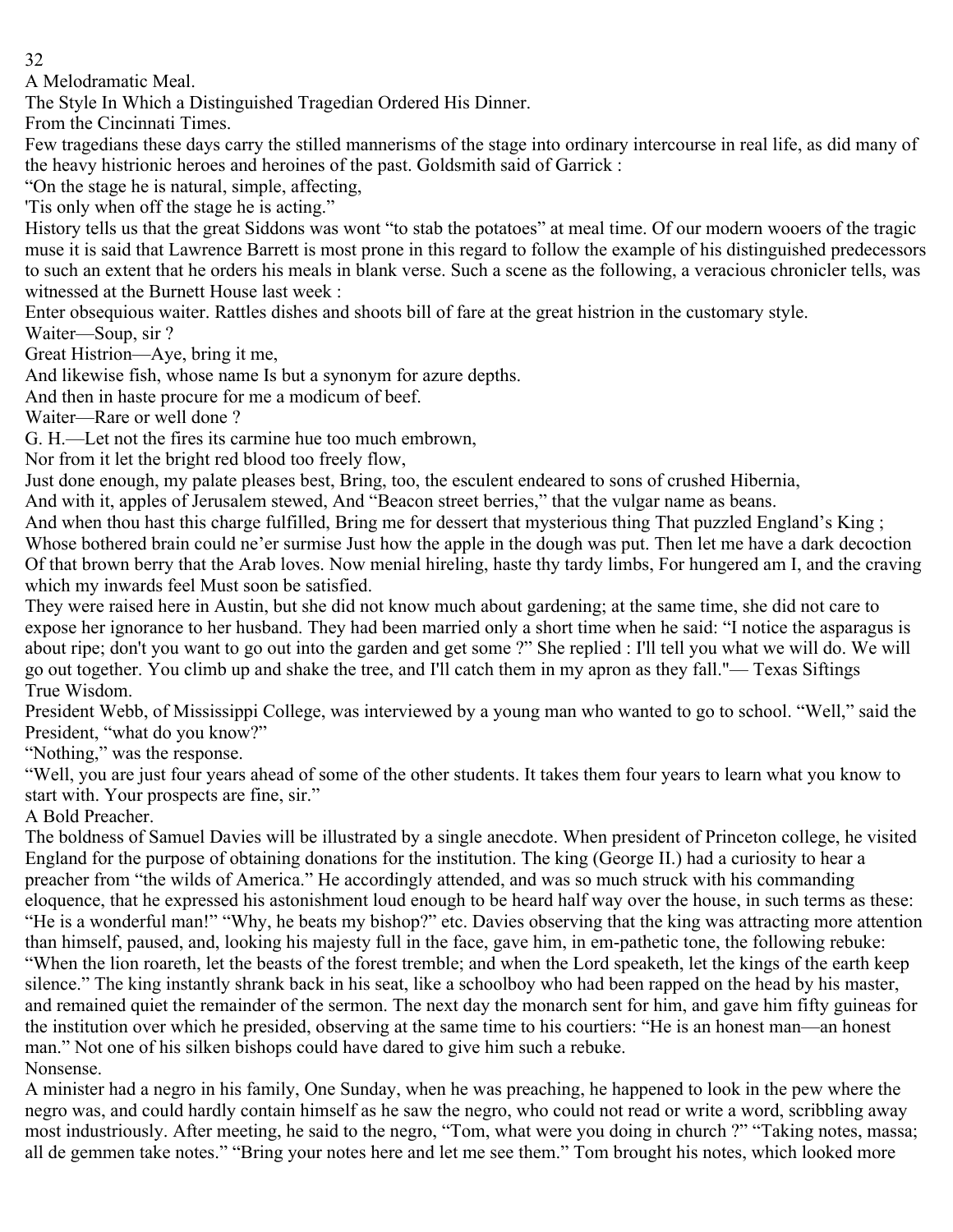## A Melodramatic Meal.

### The Style In Which a Distinguished Tragedian Ordered His Dinner.

From the Cincinnati Times.

Few tragedians these days carry the stilled mannerisms of the stage into ordinary intercourse in real life, as did many of the heavy histrionic heroes and heroines of the past. Goldsmith said of Garrick :

"On the stage he is natural, simple, affecting,
'Tis only when off the stage he is acting."

History tells us that the great Siddons was wont "to stab the potatoes" at meal time. Of our modern wooers of the tragic muse it is said that Lawrence Barrett is most prone in this regard to follow the example of his distinguished predecessors to such an extent that he orders his meals in blank verse. Such a scene as the following, a veracious chronicler tells, was witnessed at the Burnett House last week :

Enter obsequious waiter. Rattles dishes and shoots bill of fare at the great histrion in the customary style.

Waiter—Soup, sir ?

Great Histrion—Aye, bring it me,
And likewise fish, whose name Is but a synonym for azure depths.
And then in haste procure for me a modicum of beef.

Waiter—Rare or well done ?

G. H.—Let not the fires its carmine hue too much embrown,
Nor from it let the bright red blood too freely flow,
Just done enough, my palate pleases best, Bring, too, the esculent endeared to sons of crushed Hibernia,
And with it, apples of Jerusalem stewed, And "Beacon street berries," that the vulgar name as beans.
And when thou hast this charge fulfilled, Bring me for dessert that mysterious thing That puzzled England's King ; Whose bothered brain could ne'er surmise Just how the apple in the dough was put. Then let me have a dark decoction Of that brown berry that the Arab loves. Now menial hireling, haste thy tardy limbs, For hungered am I, and the craving which my inwards feel Must soon be satisfied.

They were raised here in Austin, but she did not know much about gardening; at the same time, she did not care to expose her ignorance to her husband. They had been married only a short time when he said: "I notice the asparagus is about ripe; don't you want to go out into the garden and get some ?" She replied : I'll tell you what we will do. We will go out together. You climb up and shake the tree, and I'll catch them in my apron as they fall."— Texas Siftings

## True Wisdom.

President Webb, of Mississippi College, was interviewed by a young man who wanted to go to school. "Well," said the President, "what do you know?"

"Nothing," was the response.

"Well, you are just four years ahead of some of the other students. It takes them four years to learn what you know to start with. Your prospects are fine, sir."

## A Bold Preacher.

The boldness of Samuel Davies will be illustrated by a single anecdote. When president of Princeton college, he visited England for the purpose of obtaining donations for the institution. The king (George II.) had a curiosity to hear a preacher from "the wilds of America." He accordingly attended, and was so much struck with his commanding eloquence, that he expressed his astonishment loud enough to be heard half way over the house, in such terms as these: "He is a wonderful man!" "Why, he beats my bishop?" etc. Davies observing that the king was attracting more attention than himself, paused, and, looking his majesty full in the face, gave him, in em-pathetic tone, the following rebuke: "When the lion roareth, let the beasts of the forest tremble; and when the Lord speaketh, let the kings of the earth keep silence." The king instantly shrank back in his seat, like a schoolboy who had been rapped on the head by his master, and remained quiet the remainder of the sermon. The next day the monarch sent for him, and gave him fifty guineas for the institution over which he presided, observing at the same time to his courtiers: "He is an honest man—an honest man." Not one of his silken bishops could have dared to give him such a rebuke.

## Nonsense.

A minister had a negro in his family, One Sunday, when he was preaching, he happened to look in the pew where the negro was, and could hardly contain himself as he saw the negro, who could not read or write a word, scribbling away most industriously. After meeting, he said to the negro, "Tom, what were you doing in church ?" "Taking notes, massa; all de gemmen take notes." "Bring your notes here and let me see them." Tom brought his notes, which looked more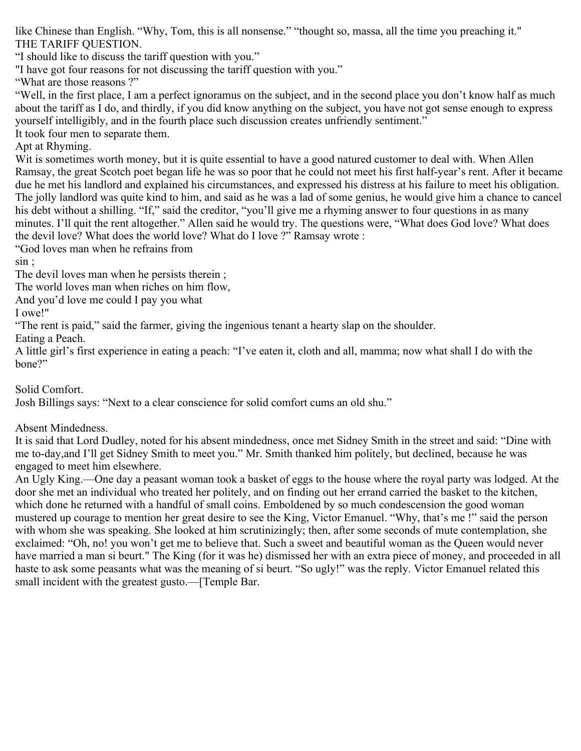like Chinese than English. “Why, Tom, this is all nonsense.” “thought so, massa, all the time you preaching it."

THE TARIFF QUESTION.

“I should like to discuss the tariff question with you.”

"I have got four reasons for not discussing the tariff question with you.”

“What are those reasons ?”

“Well, in the first place, I am a perfect ignoramus on the subject, and in the second place you don’t know half as much about the tariff as I do, and thirdly, if you did know anything on the subject, you have not got sense enough to express yourself intelligibly, and in the fourth place such discussion creates unfriendly sentiment.”

It took four men to separate them.

Apt at Rhyming.

Wit is sometimes worth money, but it is quite essential to have a good natured customer to deal with. When Allen Ramsay, the great Scotch poet began life he was so poor that he could not meet his first half-year’s rent. After it became due he met his landlord and explained his circumstances, and expressed his distress at his failure to meet his obligation. The jolly landlord was quite kind to him, and said as he was a lad of some genius, he would give him a chance to cancel his debt without a shilling. “If,” said the creditor, “you’ll give me a rhyming answer to four questions in as many minutes. I’ll quit the rent altogether.” Allen said he would try. The questions were, “What does God love? What does the devil love? What does the world love? What do I love ?” Ramsay wrote :

“God loves man when he refrains from
sin ;
The devil loves man when he persists therein ;
The world loves man when riches on him flow,
And you’d love me could I pay you what
I owe!"

“The rent is paid,” said the farmer, giving the ingenious tenant a hearty slap on the shoulder.

Eating a Peach.

A little girl’s first experience in eating a peach: “I’ve eaten it, cloth and all, mamma; now what shall I do with the bone?”

Solid Comfort.

Josh Billings says: “Next to a clear conscience for solid comfort cums an old shu.”

Absent Mindedness.

It is said that Lord Dudley, noted for his absent mindedness, once met Sidney Smith in the street and said: “Dine with me to-day,and I’ll get Sidney Smith to meet you.” Mr. Smith thanked him politely, but declined, because he was engaged to meet him elsewhere.

An Ugly King.—One day a peasant woman took a basket of eggs to the house where the royal party was lodged. At the door she met an individual who treated her politely, and on finding out her errand carried the basket to the kitchen, which done he returned with a handful of small coins. Emboldened by so much condescension the good woman mustered up courage to mention her great desire to see the King, Victor Emanuel. “Why, that’s me !” said the person with whom she was speaking. She looked at him scrutinizingly; then, after some seconds of mute contemplation, she exclaimed: “Oh, no! you won’t get me to believe that. Such a sweet and beautiful woman as the Queen would never have married a man si beurt." The King (for it was he) dismissed her with an extra piece of money, and proceeded in all haste to ask some peasants what was the meaning of si beurt. “So ugly!” was the reply. Victor Emanuel related this small incident with the greatest gusto.—[Temple Bar.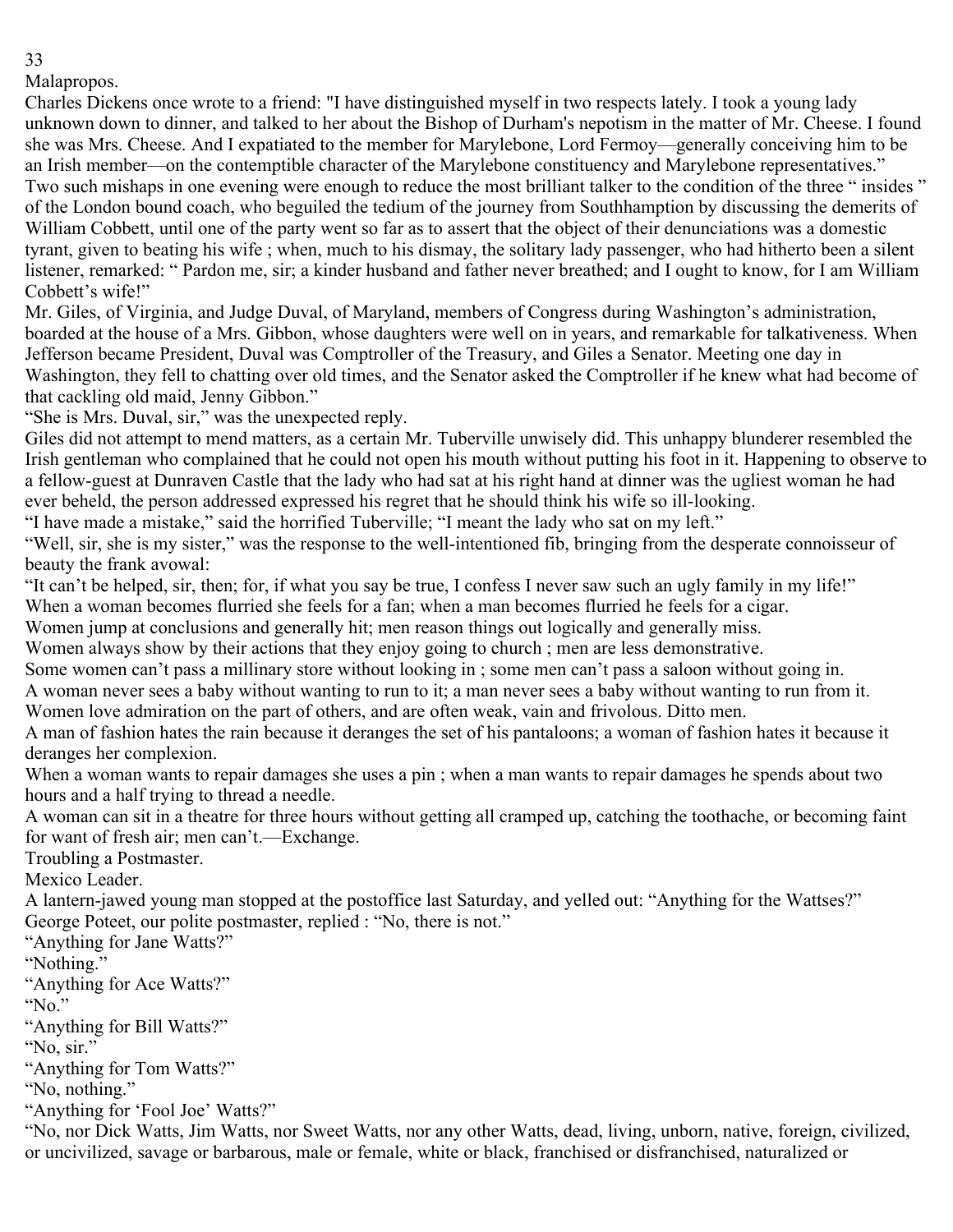## Malapropos.

Charles Dickens once wrote to a friend: "I have distinguished myself in two respects lately. I took a young lady unknown down to dinner, and talked to her about the Bishop of Durham's nepotism in the matter of Mr. Cheese. I found she was Mrs. Cheese. And I expatiated to the member for Marylebone, Lord Fermoy—generally conceiving him to be an Irish member—on the contemptible character of the Marylebone constituency and Marylebone representatives."

Two such mishaps in one evening were enough to reduce the most brilliant talker to the condition of the three " insides " of the London bound coach, who beguiled the tedium of the journey from Southhampton by discussing the demerits of William Cobbett, until one of the party went so far as to assert that the object of their denunciations was a domestic tyrant, given to beating his wife ; when, much to his dismay, the solitary lady passenger, who had hitherto been a silent listener, remarked: " Pardon me, sir; a kinder husband and father never breathed; and I ought to know, for I am William Cobbett's wife!"

Mr. Giles, of Virginia, and Judge Duval, of Maryland, members of Congress during Washington's administration, boarded at the house of a Mrs. Gibbon, whose daughters were well on in years, and remarkable for talkativeness. When Jefferson became President, Duval was Comptroller of the Treasury, and Giles a Senator. Meeting one day in Washington, they fell to chatting over old times, and the Senator asked the Comptroller if he knew what had become of that cackling old maid, Jenny Gibbon."

"She is Mrs. Duval, sir," was the unexpected reply.

Giles did not attempt to mend matters, as a certain Mr. Tuberville unwisely did. This unhappy blunderer resembled the Irish gentleman who complained that he could not open his mouth without putting his foot in it. Happening to observe to a fellow-guest at Dunraven Castle that the lady who had sat at his right hand at dinner was the ugliest woman he had ever beheld, the person addressed expressed his regret that he should think his wife so ill-looking.

"I have made a mistake," said the horrified Tuberville; "I meant the lady who sat on my left."

"Well, sir, she is my sister," was the response to the well-intentioned fib, bringing from the desperate connoisseur of beauty the frank avowal:

"It can't be helped, sir, then; for, if what you say be true, I confess I never saw such an ugly family in my life!"

When a woman becomes flurried she feels for a fan; when a man becomes flurried he feels for a cigar.

Women jump at conclusions and generally hit; men reason things out logically and generally miss.

Women always show by their actions that they enjoy going to church ; men are less demonstrative.

Some women can't pass a millinary store without looking in ; some men can't pass a saloon without going in.

A woman never sees a baby without wanting to run to it; a man never sees a baby without wanting to run from it.

Women love admiration on the part of others, and are often weak, vain and frivolous. Ditto men.

A man of fashion hates the rain because it deranges the set of his pantaloons; a woman of fashion hates it because it deranges her complexion.

When a woman wants to repair damages she uses a pin ; when a man wants to repair damages he spends about two hours and a half trying to thread a needle.

A woman can sit in a theatre for three hours without getting all cramped up, catching the toothache, or becoming faint for want of fresh air; men can't.—Exchange.

## Troubling a Postmaster.

Mexico Leader.

A lantern-jawed young man stopped at the postoffice last Saturday, and yelled out: "Anything for the Wattses?"

George Poteet, our polite postmaster, replied : "No, there is not."

"Anything for Jane Watts?"

"Nothing."

"Anything for Ace Watts?"

"No."

"Anything for Bill Watts?"

"No, sir."

"Anything for Tom Watts?"

"No, nothing."

"Anything for 'Fool Joe' Watts?"

"No, nor Dick Watts, Jim Watts, nor Sweet Watts, nor any other Watts, dead, living, unborn, native, foreign, civilized, or uncivilized, savage or barbarous, male or female, white or black, franchised or disfranchised, naturalized or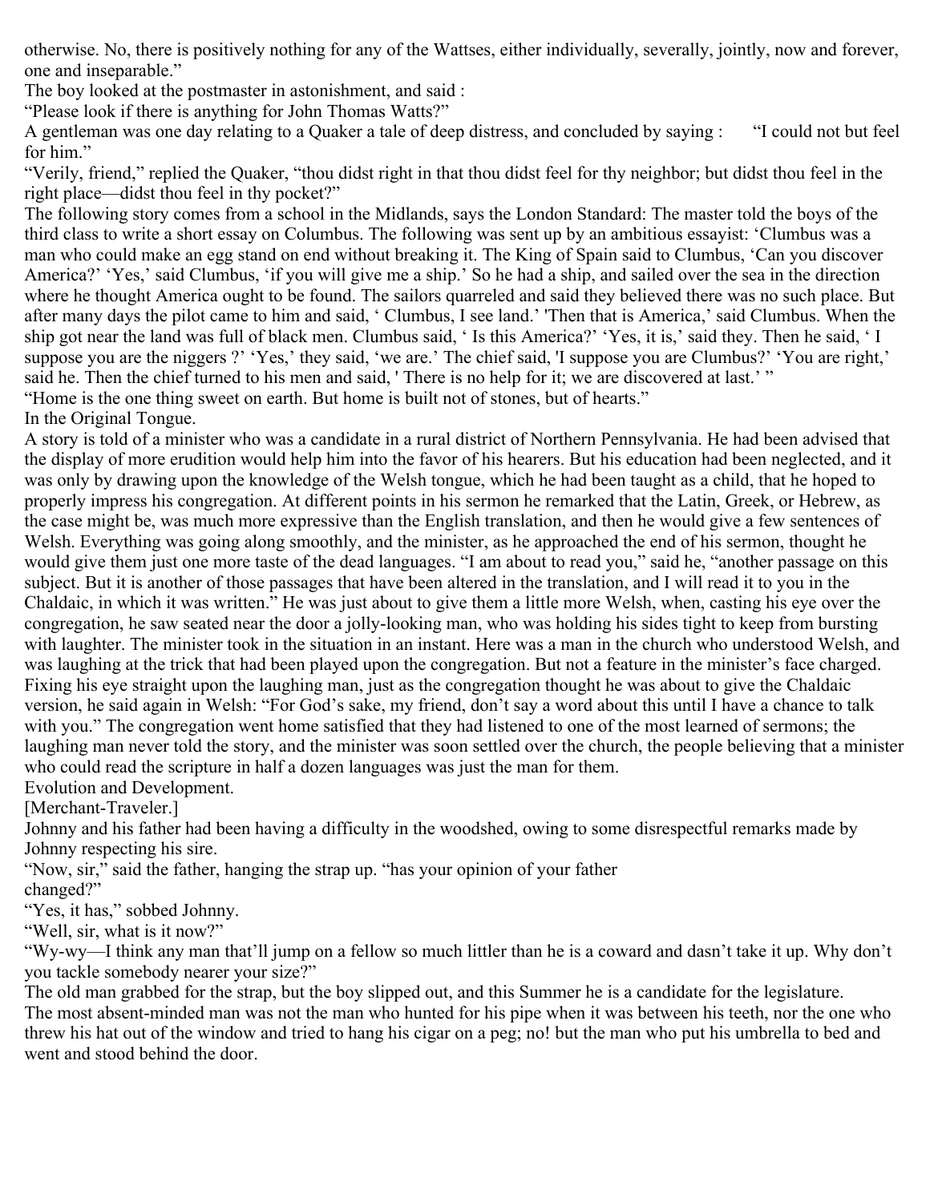otherwise. No, there is positively nothing for any of the Wattses, either individually, severally, jointly, now and forever, one and inseparable."

The boy looked at the postmaster in astonishment, and said :

"Please look if there is anything for John Thomas Watts?"

A gentleman was one day relating to a Quaker a tale of deep distress, and concluded by saying : "I could not but feel for him."

"Verily, friend," replied the Quaker, "thou didst right in that thou didst feel for thy neighbor; but didst thou feel in the right place—didst thou feel in thy pocket?"

The following story comes from a school in the Midlands, says the London Standard: The master told the boys of the third class to write a short essay on Columbus. The following was sent up by an ambitious essayist: 'Clumbus was a man who could make an egg stand on end without breaking it. The King of Spain said to Clumbus, 'Can you discover America?' 'Yes,' said Clumbus, 'if you will give me a ship.' So he had a ship, and sailed over the sea in the direction where he thought America ought to be found. The sailors quarreled and said they believed there was no such place. But after many days the pilot came to him and said, ' Clumbus, I see land.' 'Then that is America,' said Clumbus. When the ship got near the land was full of black men. Clumbus said, ' Is this America?' 'Yes, it is,' said they. Then he said, ' I suppose you are the niggers ?' 'Yes,' they said, 'we are.' The chief said, 'I suppose you are Clumbus?' 'You are right,' said he. Then the chief turned to his men and said, ' There is no help for it; we are discovered at last.' "

"Home is the one thing sweet on earth. But home is built not of stones, but of hearts."

In the Original Tongue.

A story is told of a minister who was a candidate in a rural district of Northern Pennsylvania. He had been advised that the display of more erudition would help him into the favor of his hearers. But his education had been neglected, and it was only by drawing upon the knowledge of the Welsh tongue, which he had been taught as a child, that he hoped to properly impress his congregation. At different points in his sermon he remarked that the Latin, Greek, or Hebrew, as the case might be, was much more expressive than the English translation, and then he would give a few sentences of Welsh. Everything was going along smoothly, and the minister, as he approached the end of his sermon, thought he would give them just one more taste of the dead languages. "I am about to read you," said he, "another passage on this subject. But it is another of those passages that have been altered in the translation, and I will read it to you in the Chaldaic, in which it was written." He was just about to give them a little more Welsh, when, casting his eye over the congregation, he saw seated near the door a jolly-looking man, who was holding his sides tight to keep from bursting with laughter. The minister took in the situation in an instant. Here was a man in the church who understood Welsh, and was laughing at the trick that had been played upon the congregation. But not a feature in the minister's face charged. Fixing his eye straight upon the laughing man, just as the congregation thought he was about to give the Chaldaic version, he said again in Welsh: "For God's sake, my friend, don't say a word about this until I have a chance to talk with you." The congregation went home satisfied that they had listened to one of the most learned of sermons; the laughing man never told the story, and the minister was soon settled over the church, the people believing that a minister who could read the scripture in half a dozen languages was just the man for them.

Evolution and Development.

[Merchant-Traveler.]

Johnny and his father had been having a difficulty in the woodshed, owing to some disrespectful remarks made by Johnny respecting his sire.

"Now, sir," said the father, hanging the strap up. "has your opinion of your father changed?"

"Yes, it has," sobbed Johnny.

"Well, sir, what is it now?"

"Wy-wy—I think any man that'll jump on a fellow so much littler than he is a coward and dasn't take it up. Why don't you tackle somebody nearer your size?"

The old man grabbed for the strap, but the boy slipped out, and this Summer he is a candidate for the legislature.

The most absent-minded man was not the man who hunted for his pipe when it was between his teeth, nor the one who threw his hat out of the window and tried to hang his cigar on a peg; no! but the man who put his umbrella to bed and went and stood behind the door.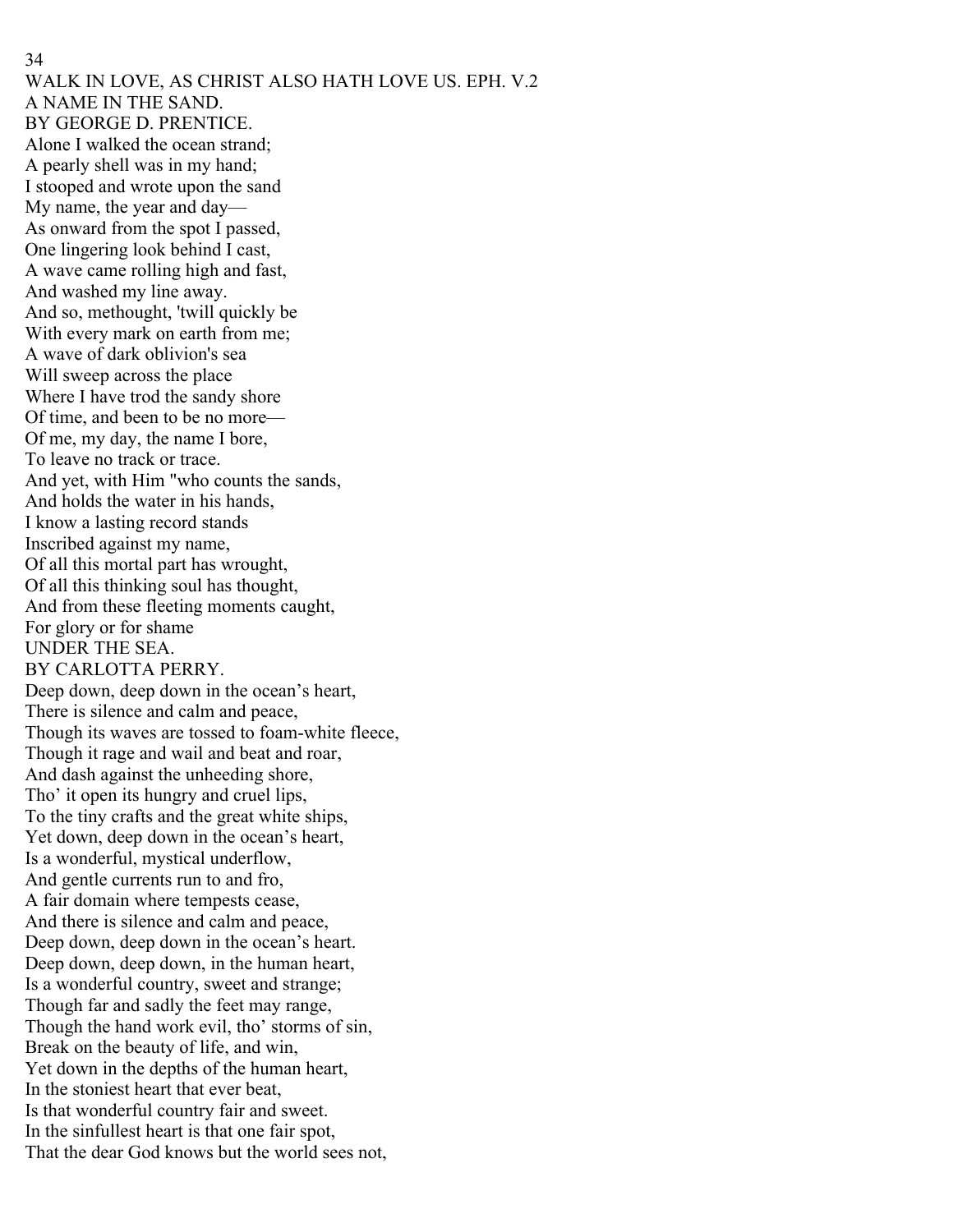WALK IN LOVE, AS CHRIST ALSO HATH LOVE US. EPH. V.2

## A NAME IN THE SAND.

BY GEORGE D. PRENTICE.

Alone I walked the ocean strand;
A pearly shell was in my hand;
I stooped and wrote upon the sand
My name, the year and day—
As onward from the spot I passed,
One lingering look behind I cast,
A wave came rolling high and fast,
And washed my line away.
And so, methought, 'twill quickly be
With every mark on earth from me;
A wave of dark oblivion's sea
Will sweep across the place
Where I have trod the sandy shore
Of time, and been to be no more—
Of me, my day, the name I bore,
To leave no track or trace.
And yet, with Him "who counts the sands,
And holds the water in his hands,
I know a lasting record stands
Inscribed against my name,
Of all this mortal part has wrought,
Of all this thinking soul has thought,
And from these fleeting moments caught,
For glory or for shame

## UNDER THE SEA.

BY CARLOTTA PERRY.

Deep down, deep down in the ocean's heart,
There is silence and calm and peace,
Though its waves are tossed to foam-white fleece,
Though it rage and wail and beat and roar,
And dash against the unheeding shore,
Tho' it open its hungry and cruel lips,
To the tiny crafts and the great white ships,
Yet down, deep down in the ocean's heart,
Is a wonderful, mystical underflow,
And gentle currents run to and fro,
A fair domain where tempests cease,
And there is silence and calm and peace,
Deep down, deep down in the ocean's heart.
Deep down, deep down, in the human heart,
Is a wonderful country, sweet and strange;
Though far and sadly the feet may range,
Though the hand work evil, tho' storms of sin,
Break on the beauty of life, and win,
Yet down in the depths of the human heart,
In the stoniest heart that ever beat,
Is that wonderful country fair and sweet.
In the sinfullest heart is that one fair spot,
That the dear God knows but the world sees not,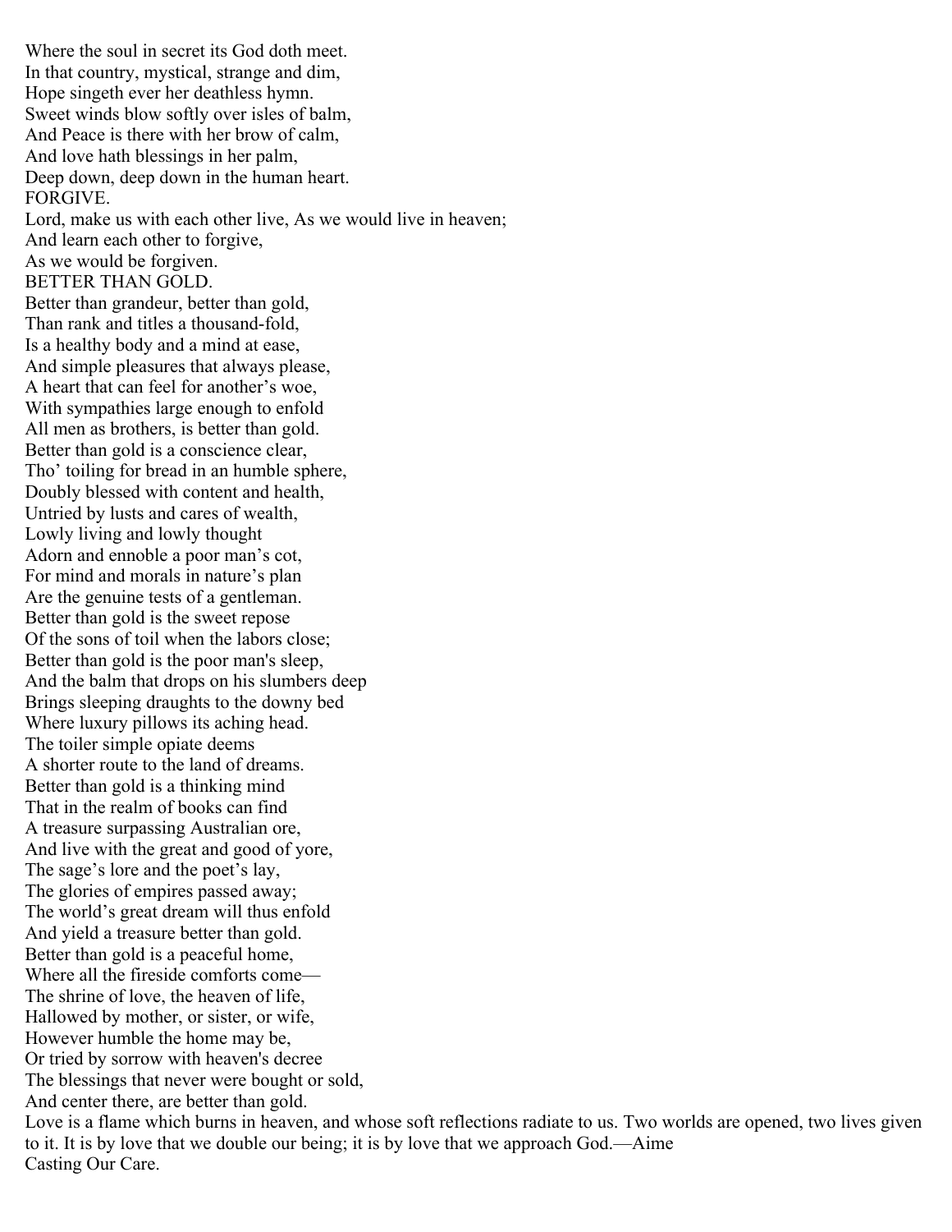Where the soul in secret its God doth meet.
In that country, mystical, strange and dim,
Hope singeth ever her deathless hymn.
Sweet winds blow softly over isles of balm,
And Peace is there with her brow of calm,
And love hath blessings in her palm,
Deep down, deep down in the human heart.

## FORGIVE.

Lord, make us with each other live, As we would live in heaven;
And learn each other to forgive,
As we would be forgiven.

## BETTER THAN GOLD.

Better than grandeur, better than gold,
Than rank and titles a thousand-fold,
Is a healthy body and a mind at ease,
And simple pleasures that always please,
A heart that can feel for another's woe,
With sympathies large enough to enfold
All men as brothers, is better than gold.
Better than gold is a conscience clear,
Tho' toiling for bread in an humble sphere,
Doubly blessed with content and health,
Untried by lusts and cares of wealth,
Lowly living and lowly thought
Adorn and ennoble a poor man's cot,
For mind and morals in nature's plan
Are the genuine tests of a gentleman.
Better than gold is the sweet repose
Of the sons of toil when the labors close;
Better than gold is the poor man's sleep,
And the balm that drops on his slumbers deep
Brings sleeping draughts to the downy bed
Where luxury pillows its aching head.
The toiler simple opiate deems
A shorter route to the land of dreams.
Better than gold is a thinking mind
That in the realm of books can find
A treasure surpassing Australian ore,
And live with the great and good of yore,
The sage's lore and the poet's lay,
The glories of empires passed away;
The world's great dream will thus enfold
And yield a treasure better than gold.
Better than gold is a peaceful home,
Where all the fireside comforts come—
The shrine of love, the heaven of life,
Hallowed by mother, or sister, or wife,
However humble the home may be,
Or tried by sorrow with heaven's decree
The blessings that never were bought or sold,
And center there, are better than gold.

Love is a flame which burns in heaven, and whose soft reflections radiate to us. Two worlds are opened, two lives given to it. It is by love that we double our being; it is by love that we approach God.—Aime

Casting Our Care.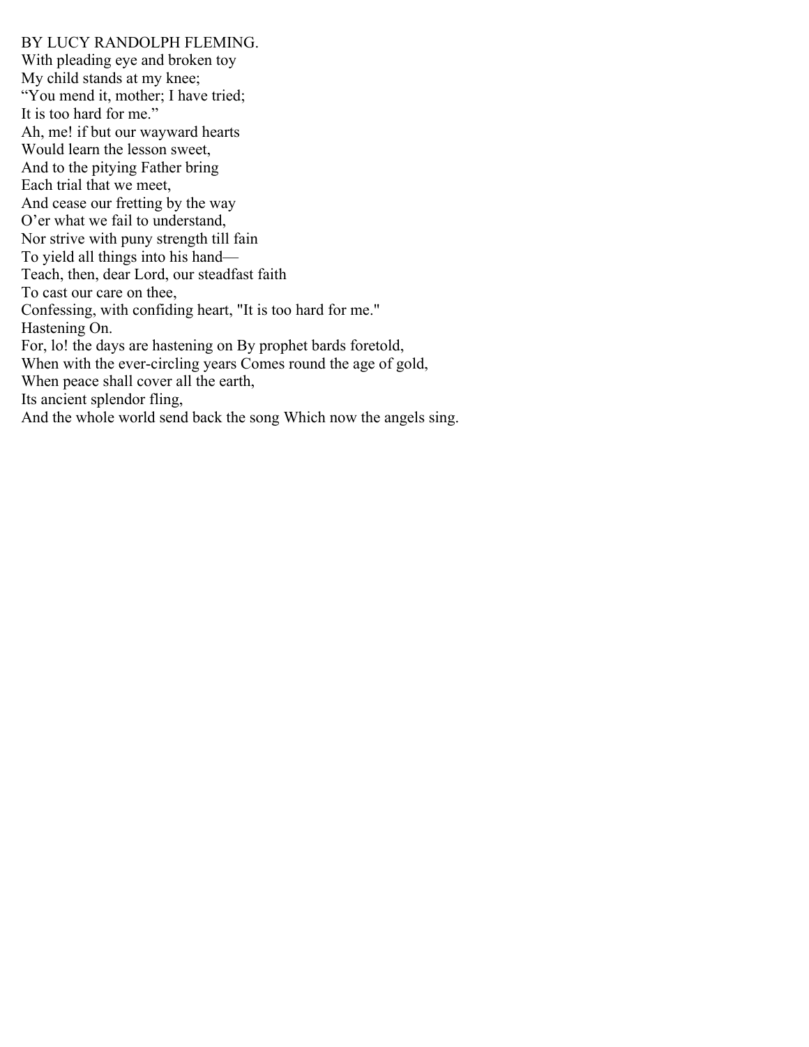BY LUCY RANDOLPH FLEMING.

With pleading eye and broken toy  
My child stands at my knee;  
“You mend it, mother; I have tried;  
It is too hard for me.”  
Ah, me! if but our wayward hearts  
Would learn the lesson sweet,  
And to the pitying Father bring  
Each trial that we meet,  
And cease our fretting by the way  
O’er what we fail to understand,  
Nor strive with puny strength till fain  
To yield all things into his hand—  
Teach, then, dear Lord, our steadfast faith  
To cast our care on thee,  
Confessing, with confiding heart, "It is too hard for me."

Hastening On.

For, lo! the days are hastening on By prophet bards foretold,  
When with the ever-circling years Comes round the age of gold,  
When peace shall cover all the earth,  
Its ancient splendor fling,  
And the whole world send back the song Which now the angels sing.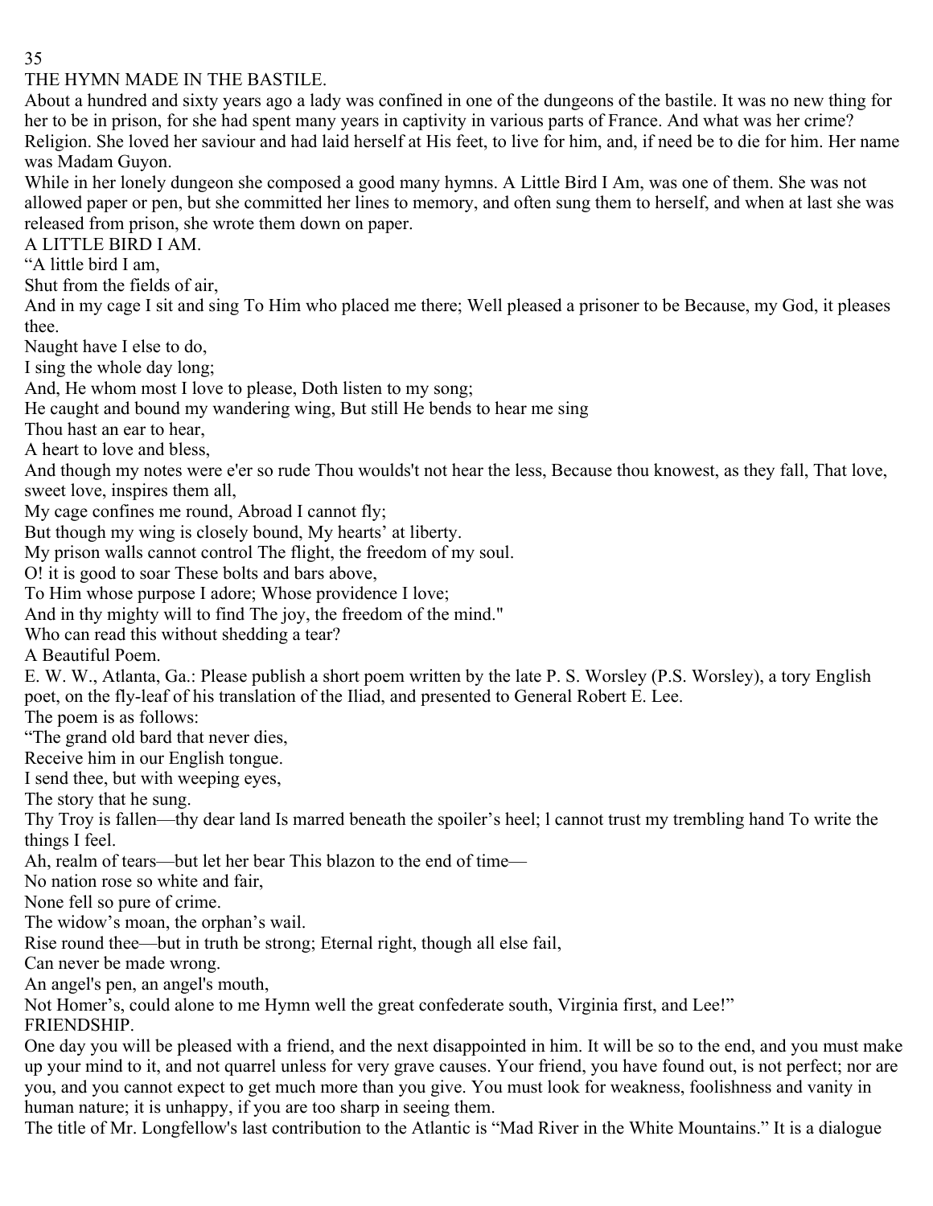## THE HYMN MADE IN THE BASTILE.

About a hundred and sixty years ago a lady was confined in one of the dungeons of the bastile. It was no new thing for her to be in prison, for she had spent many years in captivity in various parts of France. And what was her crime? Religion. She loved her saviour and had laid herself at His feet, to live for him, and, if need be to die for him. Her name was Madam Guyon.

While in her lonely dungeon she composed a good many hymns. A Little Bird I Am, was one of them. She was not allowed paper or pen, but she committed her lines to memory, and often sung them to herself, and when at last she was released from prison, she wrote them down on paper.

### A LITTLE BIRD I AM.

"A little bird I am,
Shut from the fields of air,
And in my cage I sit and sing To Him who placed me there; Well pleased a prisoner to be Because, my God, it pleases thee.

Naught have I else to do,
I sing the whole day long;
And, He whom most I love to please, Doth listen to my song;
He caught and bound my wandering wing, But still He bends to hear me sing

Thou hast an ear to hear,
A heart to love and bless,
And though my notes were e'er so rude Thou woulds't not hear the less, Because thou knowest, as they fall, That love, sweet love, inspires them all,

My cage confines me round, Abroad I cannot fly;
But though my wing is closely bound, My hearts' at liberty.
My prison walls cannot control The flight, the freedom of my soul.

O! it is good to soar These bolts and bars above,
To Him whose purpose I adore; Whose providence I love;
And in thy mighty will to find The joy, the freedom of the mind."

Who can read this without shedding a tear?

### A Beautiful Poem.

E. W. W., Atlanta, Ga.: Please publish a short poem written by the late P. S. Worsley (P.S. Worsley), a tory English poet, on the fly-leaf of his translation of the Iliad, and presented to General Robert E. Lee.

The poem is as follows:

"The grand old bard that never dies,
Receive him in our English tongue.
I send thee, but with weeping eyes,
The story that he sung.

Thy Troy is fallen—thy dear land Is marred beneath the spoiler's heel; l cannot trust my trembling hand To write the things I feel.

Ah, realm of tears—but let her bear This blazon to the end of time—
No nation rose so white and fair,
None fell so pure of crime.

The widow's moan, the orphan's wail.
Rise round thee—but in truth be strong; Eternal right, though all else fail,
Can never be made wrong.

An angel's pen, an angel's mouth,
Not Homer's, could alone to me Hymn well the great confederate south, Virginia first, and Lee!"

### FRIENDSHIP.

One day you will be pleased with a friend, and the next disappointed in him. It will be so to the end, and you must make up your mind to it, and not quarrel unless for very grave causes. Your friend, you have found out, is not perfect; nor are you, and you cannot expect to get much more than you give. You must look for weakness, foolishness and vanity in human nature; it is unhappy, if you are too sharp in seeing them.

The title of Mr. Longfellow's last contribution to the Atlantic is "Mad River in the White Mountains." It is a dialogue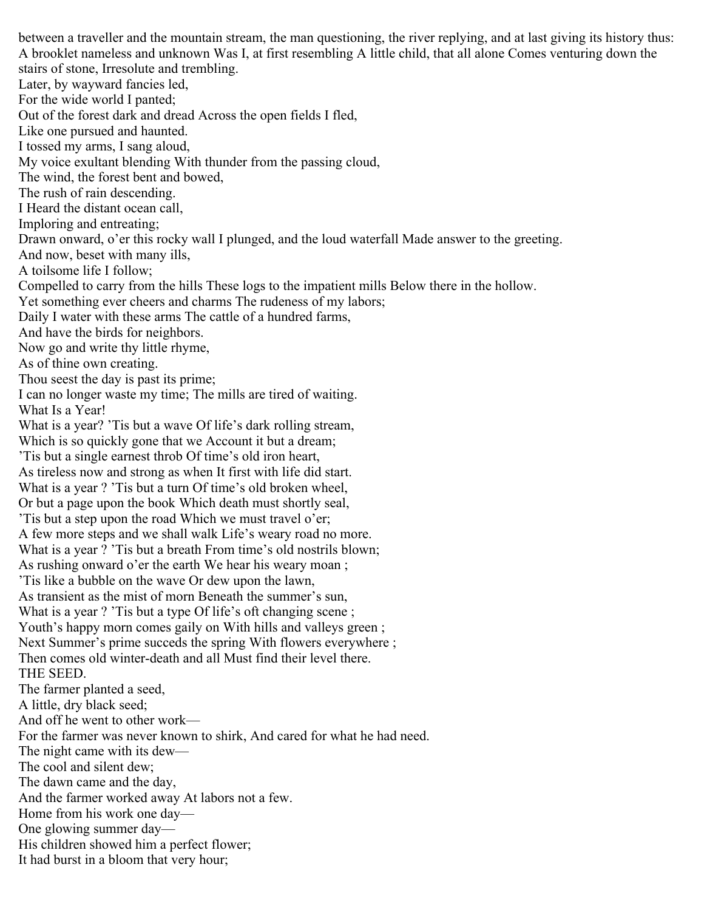between a traveller and the mountain stream, the man questioning, the river replying, and at last giving its history thus:
A brooklet nameless and unknown Was I, at first resembling A little child, that all alone Comes venturing down the stairs of stone, Irresolute and trembling.
Later, by wayward fancies led,
For the wide world I panted;
Out of the forest dark and dread Across the open fields I fled,
Like one pursued and haunted.
I tossed my arms, I sang aloud,
My voice exultant blending With thunder from the passing cloud,
The wind, the forest bent and bowed,
The rush of rain descending.
I Heard the distant ocean call,
Imploring and entreating;
Drawn onward, o'er this rocky wall I plunged, and the loud waterfall Made answer to the greeting.
And now, beset with many ills,
A toilsome life I follow;
Compelled to carry from the hills These logs to the impatient mills Below there in the hollow.
Yet something ever cheers and charms The rudeness of my labors;
Daily I water with these arms The cattle of a hundred farms,
And have the birds for neighbors.
Now go and write thy little rhyme,
As of thine own creating.
Thou seest the day is past its prime;
I can no longer waste my time; The mills are tired of waiting.

## What Is a Year!

What is a year? 'Tis but a wave Of life's dark rolling stream,
Which is so quickly gone that we Account it but a dream;
'Tis but a single earnest throb Of time's old iron heart,
As tireless now and strong as when It first with life did start.
What is a year ? 'Tis but a turn Of time's old broken wheel,
Or but a page upon the book Which death must shortly seal,
'Tis but a step upon the road Which we must travel o'er;
A few more steps and we shall walk Life's weary road no more.
What is a year ? 'Tis but a breath From time's old nostrils blown;
As rushing onward o'er the earth We hear his weary moan ;
'Tis like a bubble on the wave Or dew upon the lawn,
As transient as the mist of morn Beneath the summer's sun,
What is a year ? 'Tis but a type Of life's oft changing scene ;
Youth's happy morn comes gaily on With hills and valleys green ;
Next Summer's prime succeds the spring With flowers everywhere ;
Then comes old winter-death and all Must find their level there.

## THE SEED.

The farmer planted a seed,
A little, dry black seed;
And off he went to other work—
For the farmer was never known to shirk, And cared for what he had need.
The night came with its dew—
The cool and silent dew;
The dawn came and the day,
And the farmer worked away At labors not a few.
Home from his work one day—
One glowing summer day—
His children showed him a perfect flower;
It had burst in a bloom that very hour;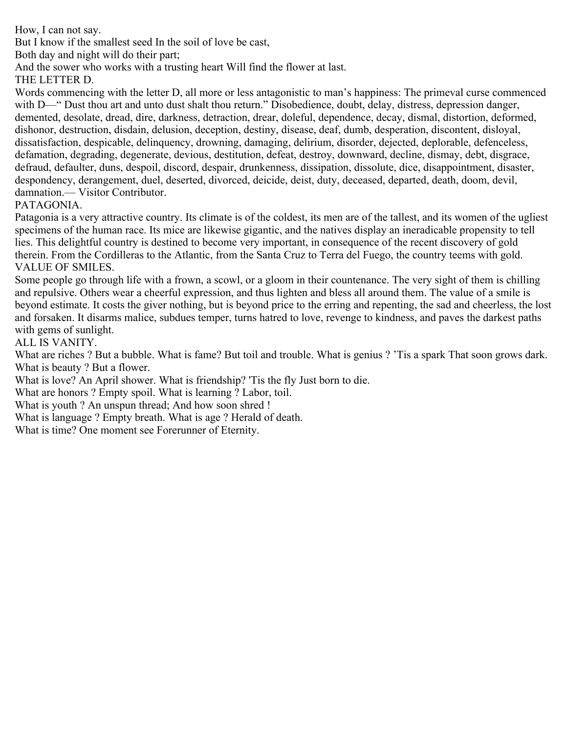How, I can not say.

But I know if the smallest seed In the soil of love be cast,

Both day and night will do their part;

And the sower who works with a trusting heart Will find the flower at last.

## THE LETTER D.

Words commencing with the letter D, all more or less antagonistic to man's happiness: The primeval curse commenced with D—" Dust thou art and unto dust shalt thou return." Disobedience, doubt, delay, distress, depression danger, demented, desolate, dread, dire, darkness, detraction, drear, doleful, dependence, decay, dismal, distortion, deformed, dishonor, destruction, disdain, delusion, deception, destiny, disease, deaf, dumb, desperation, discontent, disloyal, dissatisfaction, despicable, delinquency, drowning, damaging, delirium, disorder, dejected, deplorable, defenceless, defamation, degrading, degenerate, devious, destitution, defeat, destroy, downward, decline, dismay, debt, disgrace, defraud, defaulter, duns, despoil, discord, despair, drunkenness, dissipation, dissolute, dice, disappointment, disaster, despondency, derangement, duel, deserted, divorced, deicide, deist, duty, deceased, departed, death, doom, devil, damnation.— Visitor Contributor.

## PATAGONIA.

Patagonia is a very attractive country. Its climate is of the coldest, its men are of the tallest, and its women of the ugliest specimens of the human race. Its mice are likewise gigantic, and the natives display an ineradicable propensity to tell lies. This delightful country is destined to become very important, in consequence of the recent discovery of gold therein. From the Cordilleras to the Atlantic, from the Santa Cruz to Terra del Fuego, the country teems with gold.

## VALUE OF SMILES.

Some people go through life with a frown, a scowl, or a gloom in their countenance. The very sight of them is chilling and repulsive. Others wear a cheerful expression, and thus lighten and bless all around them. The value of a smile is beyond estimate. It costs the giver nothing, but is beyond price to the erring and repenting, the sad and cheerless, the lost and forsaken. It disarms malice, subdues temper, turns hatred to love, revenge to kindness, and paves the darkest paths with gems of sunlight.

## ALL IS VANITY.

What are riches ? But a bubble. What is fame? But toil and trouble. What is genius ? 'Tis a spark That soon grows dark. What is beauty ? But a flower.

What is love? An April shower. What is friendship? 'Tis the fly Just born to die.

What are honors ? Empty spoil. What is learning ? Labor, toil.

What is youth ? An unspun thread; And how soon shred !

What is language ? Empty breath. What is age ? Herald of death.

What is time? One moment see Forerunner of Eternity.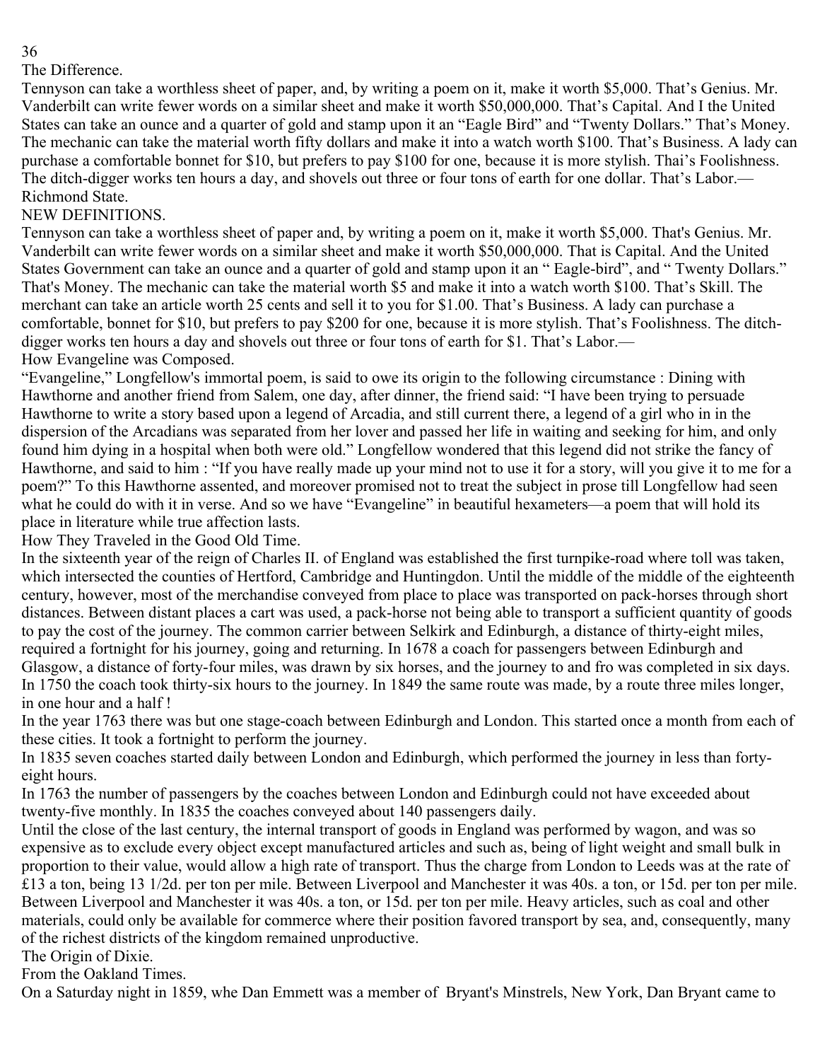## The Difference.

Tennyson can take a worthless sheet of paper, and, by writing a poem on it, make it worth $5,000. That's Genius. Mr. Vanderbilt can write fewer words on a similar sheet and make it worth $50,000,000. That's Capital. And I the United States can take an ounce and a quarter of gold and stamp upon it an "Eagle Bird" and "Twenty Dollars." That's Money. The mechanic can take the material worth fifty dollars and make it into a watch worth $100. That's Business. A lady can purchase a comfortable bonnet for $10, but prefers to pay $100 for one, because it is more stylish. Thai's Foolishness. The ditch-digger works ten hours a day, and shovels out three or four tons of earth for one dollar. That's Labor.—Richmond State.

## NEW DEFINITIONS.

Tennyson can take a worthless sheet of paper and, by writing a poem on it, make it worth $5,000. That's Genius. Mr. Vanderbilt can write fewer words on a similar sheet and make it worth $50,000,000. That is Capital. And the United States Government can take an ounce and a quarter of gold and stamp upon it an " Eagle-bird", and " Twenty Dollars." That's Money. The mechanic can take the material worth $5 and make it into a watch worth $100. That's Skill. The merchant can take an article worth 25 cents and sell it to you for $1.00. That's Business. A lady can purchase a comfortable, bonnet for $10, but prefers to pay $200 for one, because it is more stylish. That's Foolishness. The ditch-digger works ten hours a day and shovels out three or four tons of earth for $1. That's Labor.—

## How Evangeline was Composed.

"Evangeline," Longfellow's immortal poem, is said to owe its origin to the following circumstance : Dining with Hawthorne and another friend from Salem, one day, after dinner, the friend said: "I have been trying to persuade Hawthorne to write a story based upon a legend of Arcadia, and still current there, a legend of a girl who in in the dispersion of the Arcadians was separated from her lover and passed her life in waiting and seeking for him, and only found him dying in a hospital when both were old." Longfellow wondered that this legend did not strike the fancy of Hawthorne, and said to him : "If you have really made up your mind not to use it for a story, will you give it to me for a poem?" To this Hawthorne assented, and moreover promised not to treat the subject in prose till Longfellow had seen what he could do with it in verse. And so we have "Evangeline" in beautiful hexameters—a poem that will hold its place in literature while true affection lasts.

## How They Traveled in the Good Old Time.

In the sixteenth year of the reign of Charles II. of England was established the first turnpike-road where toll was taken, which intersected the counties of Hertford, Cambridge and Huntingdon. Until the middle of the middle of the eighteenth century, however, most of the merchandise conveyed from place to place was transported on pack-horses through short distances. Between distant places a cart was used, a pack-horse not being able to transport a sufficient quantity of goods to pay the cost of the journey. The common carrier between Selkirk and Edinburgh, a distance of thirty-eight miles, required a fortnight for his journey, going and returning. In 1678 a coach for passengers between Edinburgh and Glasgow, a distance of forty-four miles, was drawn by six horses, and the journey to and fro was completed in six days. In 1750 the coach took thirty-six hours to the journey. In 1849 the same route was made, by a route three miles longer, in one hour and a half !

In the year 1763 there was but one stage-coach between Edinburgh and London. This started once a month from each of these cities. It took a fortnight to perform the journey.

In 1835 seven coaches started daily between London and Edinburgh, which performed the journey in less than forty-eight hours.

In 1763 the number of passengers by the coaches between London and Edinburgh could not have exceeded about twenty-five monthly. In 1835 the coaches conveyed about 140 passengers daily.

Until the close of the last century, the internal transport of goods in England was performed by wagon, and was so expensive as to exclude every object except manufactured articles and such as, being of light weight and small bulk in proportion to their value, would allow a high rate of transport. Thus the charge from London to Leeds was at the rate of £13 a ton, being 13 1/2d. per ton per mile. Between Liverpool and Manchester it was 40s. a ton, or 15d. per ton per mile. Between Liverpool and Manchester it was 40s. a ton, or 15d. per ton per mile. Heavy articles, such as coal and other materials, could only be available for commerce where their position favored transport by sea, and, consequently, many of the richest districts of the kingdom remained unproductive.

## The Origin of Dixie.

From the Oakland Times.

On a Saturday night in 1859, whe Dan Emmett was a member of Bryant's Minstrels, New York, Dan Bryant came to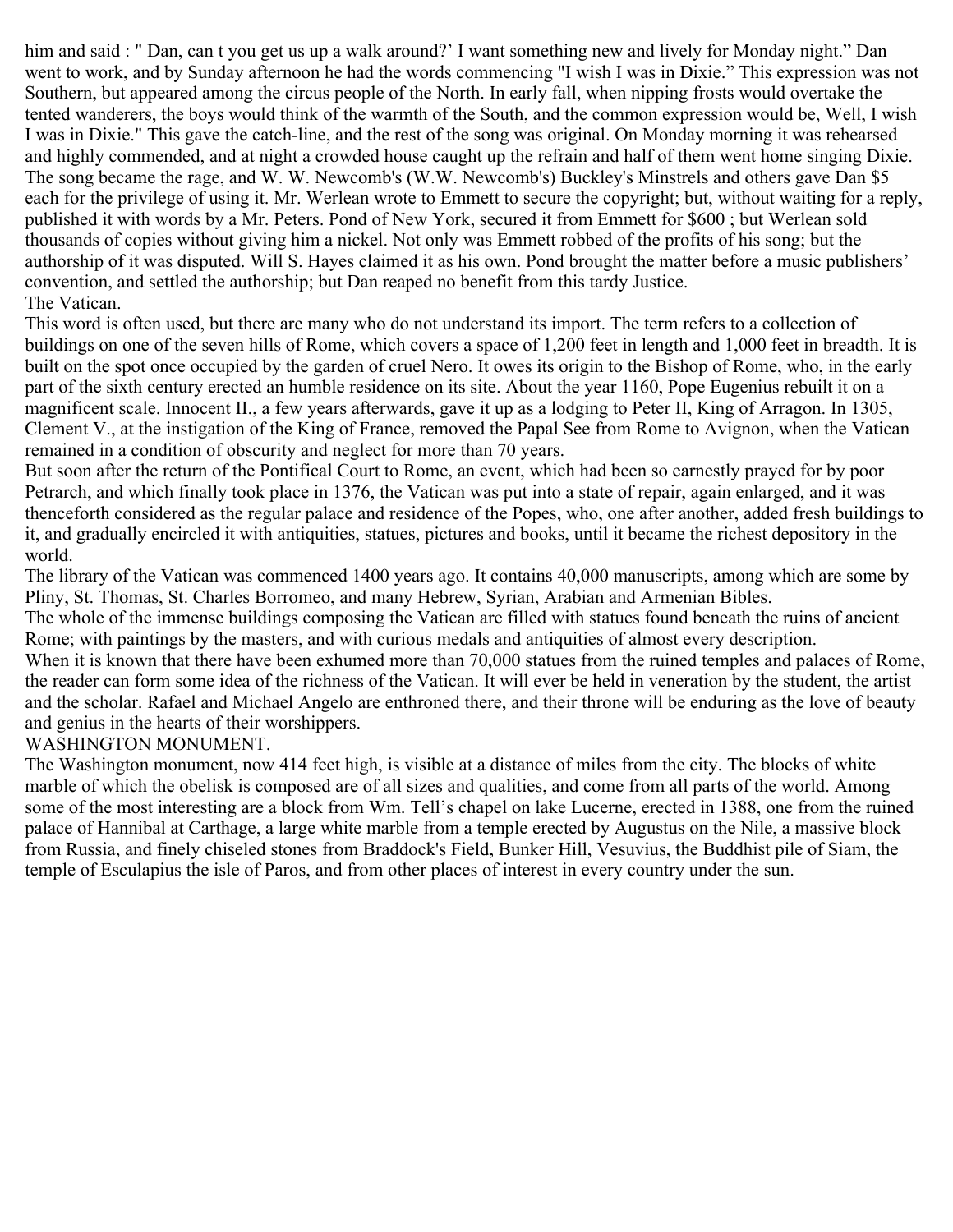him and said : " Dan, can t you get us up a walk around?' I want something new and lively for Monday night." Dan went to work, and by Sunday afternoon he had the words commencing "I wish I was in Dixie." This expression was not Southern, but appeared among the circus people of the North. In early fall, when nipping frosts would overtake the tented wanderers, the boys would think of the warmth of the South, and the common expression would be, Well, I wish I was in Dixie." This gave the catch-line, and the rest of the song was original. On Monday morning it was rehearsed and highly commended, and at night a crowded house caught up the refrain and half of them went home singing Dixie. The song became the rage, and W. W. Newcomb's (W.W. Newcomb's) Buckley's Minstrels and others gave Dan $5 each for the privilege of using it. Mr. Werlean wrote to Emmett to secure the copyright; but, without waiting for a reply, published it with words by a Mr. Peters. Pond of New York, secured it from Emmett for $600 ; but Werlean sold thousands of copies without giving him a nickel. Not only was Emmett robbed of the profits of his song; but the authorship of it was disputed. Will S. Hayes claimed it as his own. Pond brought the matter before a music publishers' convention, and settled the authorship; but Dan reaped no benefit from this tardy Justice.

## The Vatican.

This word is often used, but there are many who do not understand its import. The term refers to a collection of buildings on one of the seven hills of Rome, which covers a space of 1,200 feet in length and 1,000 feet in breadth. It is built on the spot once occupied by the garden of cruel Nero. It owes its origin to the Bishop of Rome, who, in the early part of the sixth century erected an humble residence on its site. About the year 1160, Pope Eugenius rebuilt it on a magnificent scale. Innocent II., a few years afterwards, gave it up as a lodging to Peter II, King of Arragon. In 1305, Clement V., at the instigation of the King of France, removed the Papal See from Rome to Avignon, when the Vatican remained in a condition of obscurity and neglect for more than 70 years.

But soon after the return of the Pontifical Court to Rome, an event, which had been so earnestly prayed for by poor Petrarch, and which finally took place in 1376, the Vatican was put into a state of repair, again enlarged, and it was thenceforth considered as the regular palace and residence of the Popes, who, one after another, added fresh buildings to it, and gradually encircled it with antiquities, statues, pictures and books, until it became the richest depository in the world.

The library of the Vatican was commenced 1400 years ago. It contains 40,000 manuscripts, among which are some by Pliny, St. Thomas, St. Charles Borromeo, and many Hebrew, Syrian, Arabian and Armenian Bibles.

The whole of the immense buildings composing the Vatican are filled with statues found beneath the ruins of ancient Rome; with paintings by the masters, and with curious medals and antiquities of almost every description.

When it is known that there have been exhumed more than 70,000 statues from the ruined temples and palaces of Rome, the reader can form some idea of the richness of the Vatican. It will ever be held in veneration by the student, the artist and the scholar. Rafael and Michael Angelo are enthroned there, and their throne will be enduring as the love of beauty and genius in the hearts of their worshippers.

## WASHINGTON MONUMENT.

The Washington monument, now 414 feet high, is visible at a distance of miles from the city. The blocks of white marble of which the obelisk is composed are of all sizes and qualities, and come from all parts of the world. Among some of the most interesting are a block from Wm. Tell's chapel on lake Lucerne, erected in 1388, one from the ruined palace of Hannibal at Carthage, a large white marble from a temple erected by Augustus on the Nile, a massive block from Russia, and finely chiseled stones from Braddock's Field, Bunker Hill, Vesuvius, the Buddhist pile of Siam, the temple of Esculapius the isle of Paros, and from other places of interest in every country under the sun.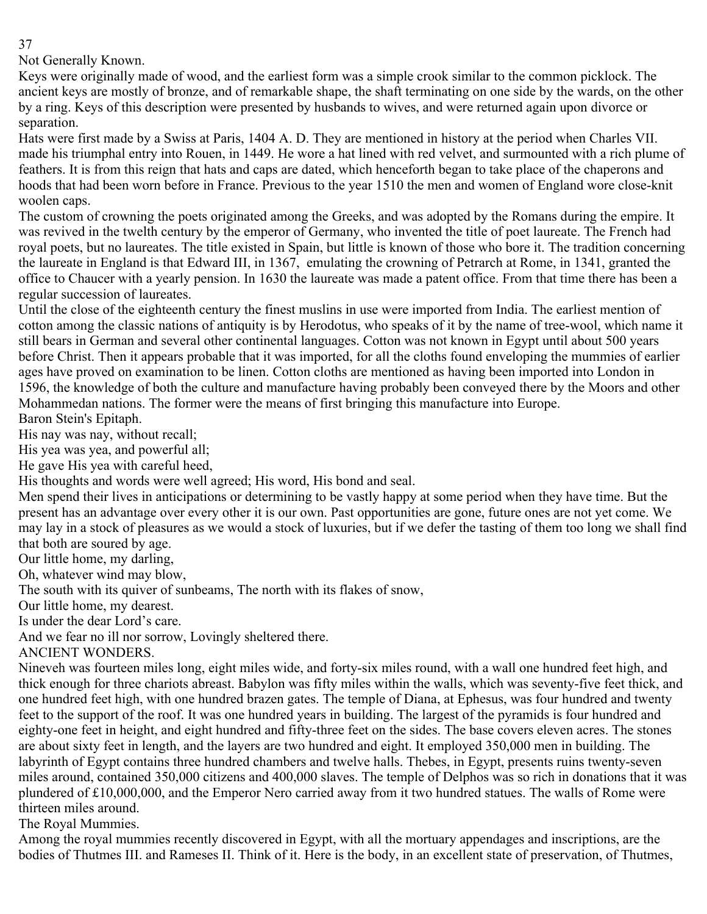Not Generally Known.

Keys were originally made of wood, and the earliest form was a simple crook similar to the common picklock. The ancient keys are mostly of bronze, and of remarkable shape, the shaft terminating on one side by the wards, on the other by a ring. Keys of this description were presented by husbands to wives, and were returned again upon divorce or separation.

Hats were first made by a Swiss at Paris, 1404 A. D. They are mentioned in history at the period when Charles VII. made his triumphal entry into Rouen, in 1449. He wore a hat lined with red velvet, and surmounted with a rich plume of feathers. It is from this reign that hats and caps are dated, which henceforth began to take place of the chaperons and hoods that had been worn before in France. Previous to the year 1510 the men and women of England wore close-knit woolen caps.

The custom of crowning the poets originated among the Greeks, and was adopted by the Romans during the empire. It was revived in the twelth century by the emperor of Germany, who invented the title of poet laureate. The French had royal poets, but no laureates. The title existed in Spain, but little is known of those who bore it. The tradition concerning the laureate in England is that Edward III, in 1367, emulating the crowning of Petrarch at Rome, in 1341, granted the office to Chaucer with a yearly pension. In 1630 the laureate was made a patent office. From that time there has been a regular succession of laureates.

Until the close of the eighteenth century the finest muslins in use were imported from India. The earliest mention of cotton among the classic nations of antiquity is by Herodotus, who speaks of it by the name of tree-wool, which name it still bears in German and several other continental languages. Cotton was not known in Egypt until about 500 years before Christ. Then it appears probable that it was imported, for all the cloths found enveloping the mummies of earlier ages have proved on examination to be linen. Cotton cloths are mentioned as having been imported into London in 1596, the knowledge of both the culture and manufacture having probably been conveyed there by the Moors and other Mohammedan nations. The former were the means of first bringing this manufacture into Europe.

Baron Stein's Epitaph.

His nay was nay, without recall;
His yea was yea, and powerful all;
He gave His yea with careful heed,
His thoughts and words were well agreed; His word, His bond and seal.

Men spend their lives in anticipations or determining to be vastly happy at some period when they have time. But the present has an advantage over every other it is our own. Past opportunities are gone, future ones are not yet come. We may lay in a stock of pleasures as we would a stock of luxuries, but if we defer the tasting of them too long we shall find that both are soured by age.

Our little home, my darling,
Oh, whatever wind may blow,
The south with its quiver of sunbeams, The north with its flakes of snow,
Our little home, my dearest.
Is under the dear Lord's care.
And we fear no ill nor sorrow, Lovingly sheltered there.

ANCIENT WONDERS.

Nineveh was fourteen miles long, eight miles wide, and forty-six miles round, with a wall one hundred feet high, and thick enough for three chariots abreast. Babylon was fifty miles within the walls, which was seventy-five feet thick, and one hundred feet high, with one hundred brazen gates. The temple of Diana, at Ephesus, was four hundred and twenty feet to the support of the roof. It was one hundred years in building. The largest of the pyramids is four hundred and eighty-one feet in height, and eight hundred and fifty-three feet on the sides. The base covers eleven acres. The stones are about sixty feet in length, and the layers are two hundred and eight. It employed 350,000 men in building. The labyrinth of Egypt contains three hundred chambers and twelve halls. Thebes, in Egypt, presents ruins twenty-seven miles around, contained 350,000 citizens and 400,000 slaves. The temple of Delphos was so rich in donations that it was plundered of £10,000,000, and the Emperor Nero carried away from it two hundred statues. The walls of Rome were thirteen miles around.

The Royal Mummies.

Among the royal mummies recently discovered in Egypt, with all the mortuary appendages and inscriptions, are the bodies of Thutmes III. and Rameses II. Think of it. Here is the body, in an excellent state of preservation, of Thutmes,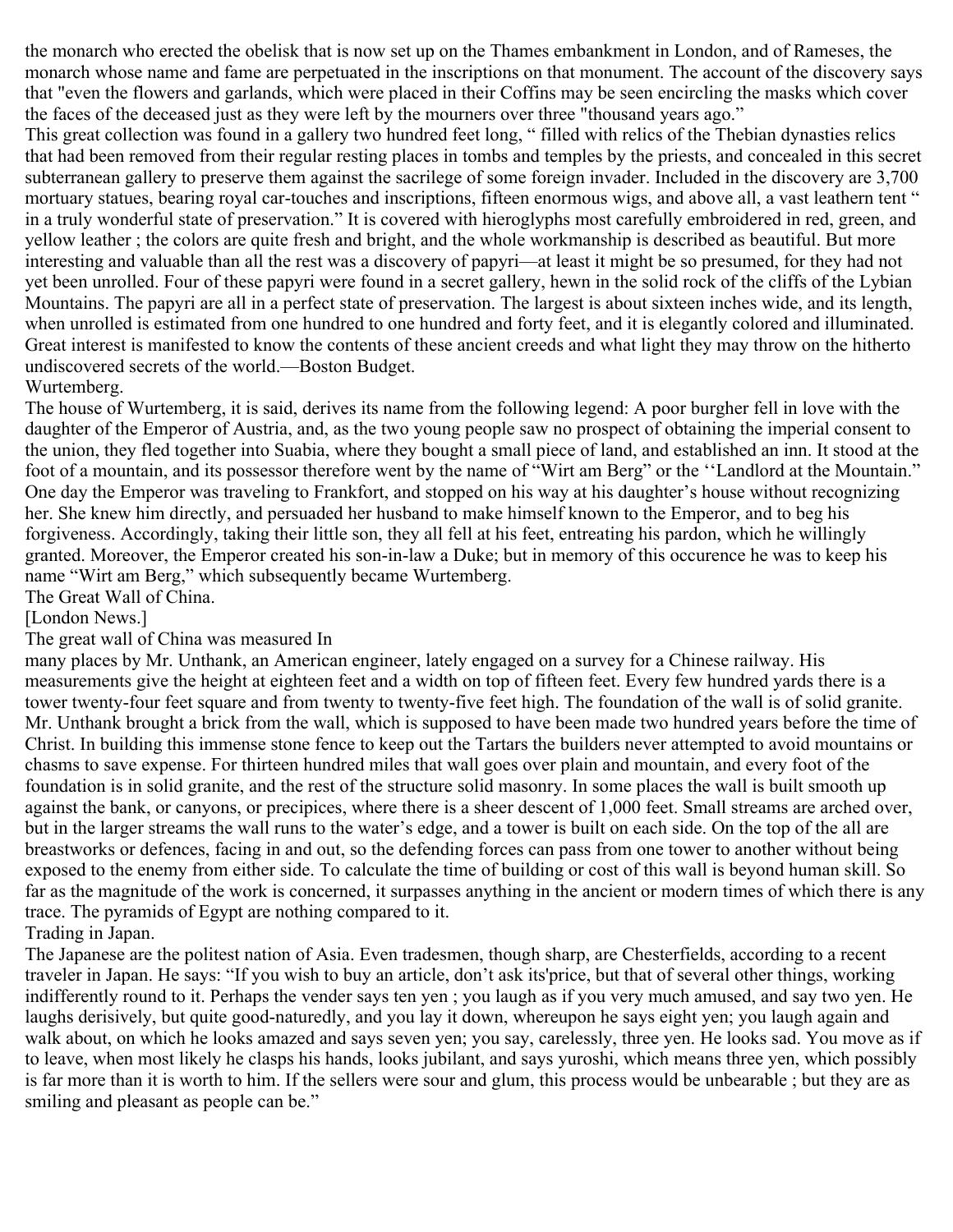the monarch who erected the obelisk that is now set up on the Thames embankment in London, and of Rameses, the monarch whose name and fame are perpetuated in the inscriptions on that monument. The account of the discovery says that "even the flowers and garlands, which were placed in their Coffins may be seen encircling the masks which cover the faces of the deceased just as they were left by the mourners over three "thousand years ago."

This great collection was found in a gallery two hundred feet long, " filled with relics of the Thebian dynasties relics that had been removed from their regular resting places in tombs and temples by the priests, and concealed in this secret subterranean gallery to preserve them against the sacrilege of some foreign invader. Included in the discovery are 3,700 mortuary statues, bearing royal car-touches and inscriptions, fifteen enormous wigs, and above all, a vast leathern tent " in a truly wonderful state of preservation." It is covered with hieroglyphs most carefully embroidered in red, green, and yellow leather ; the colors are quite fresh and bright, and the whole workmanship is described as beautiful. But more interesting and valuable than all the rest was a discovery of papyri—at least it might be so presumed, for they had not yet been unrolled. Four of these papyri were found in a secret gallery, hewn in the solid rock of the cliffs of the Lybian Mountains. The papyri are all in a perfect state of preservation. The largest is about sixteen inches wide, and its length, when unrolled is estimated from one hundred to one hundred and forty feet, and it is elegantly colored and illuminated. Great interest is manifested to know the contents of these ancient creeds and what light they may throw on the hitherto undiscovered secrets of the world.—Boston Budget.

## Wurtemberg.

The house of Wurtemberg, it is said, derives its name from the following legend: A poor burgher fell in love with the daughter of the Emperor of Austria, and, as the two young people saw no prospect of obtaining the imperial consent to the union, they fled together into Suabia, where they bought a small piece of land, and established an inn. It stood at the foot of a mountain, and its possessor therefore went by the name of "Wirt am Berg" or the ''Landlord at the Mountain." One day the Emperor was traveling to Frankfort, and stopped on his way at his daughter's house without recognizing her. She knew him directly, and persuaded her husband to make himself known to the Emperor, and to beg his forgiveness. Accordingly, taking their little son, they all fell at his feet, entreating his pardon, which he willingly granted. Moreover, the Emperor created his son-in-law a Duke; but in memory of this occurence he was to keep his name "Wirt am Berg," which subsequently became Wurtemberg.

## The Great Wall of China.

[London News.]

The great wall of China was measured In many places by Mr. Unthank, an American engineer, lately engaged on a survey for a Chinese railway. His measurements give the height at eighteen feet and a width on top of fifteen feet. Every few hundred yards there is a tower twenty-four feet square and from twenty to twenty-five feet high. The foundation of the wall is of solid granite. Mr. Unthank brought a brick from the wall, which is supposed to have been made two hundred years before the time of Christ. In building this immense stone fence to keep out the Tartars the builders never attempted to avoid mountains or chasms to save expense. For thirteen hundred miles that wall goes over plain and mountain, and every foot of the foundation is in solid granite, and the rest of the structure solid masonry. In some places the wall is built smooth up against the bank, or canyons, or precipices, where there is a sheer descent of 1,000 feet. Small streams are arched over, but in the larger streams the wall runs to the water's edge, and a tower is built on each side. On the top of the all are breastworks or defences, facing in and out, so the defending forces can pass from one tower to another without being exposed to the enemy from either side. To calculate the time of building or cost of this wall is beyond human skill. So far as the magnitude of the work is concerned, it surpasses anything in the ancient or modern times of which there is any trace. The pyramids of Egypt are nothing compared to it.

## Trading in Japan.

The Japanese are the politest nation of Asia. Even tradesmen, though sharp, are Chesterfields, according to a recent traveler in Japan. He says: "If you wish to buy an article, don't ask its'price, but that of several other things, working indifferently round to it. Perhaps the vender says ten yen ; you laugh as if you very much amused, and say two yen. He laughs derisively, but quite good-naturedly, and you lay it down, whereupon he says eight yen; you laugh again and walk about, on which he looks amazed and says seven yen; you say, carelessly, three yen. He looks sad. You move as if to leave, when most likely he clasps his hands, looks jubilant, and says yuroshi, which means three yen, which possibly is far more than it is worth to him. If the sellers were sour and glum, this process would be unbearable ; but they are as smiling and pleasant as people can be."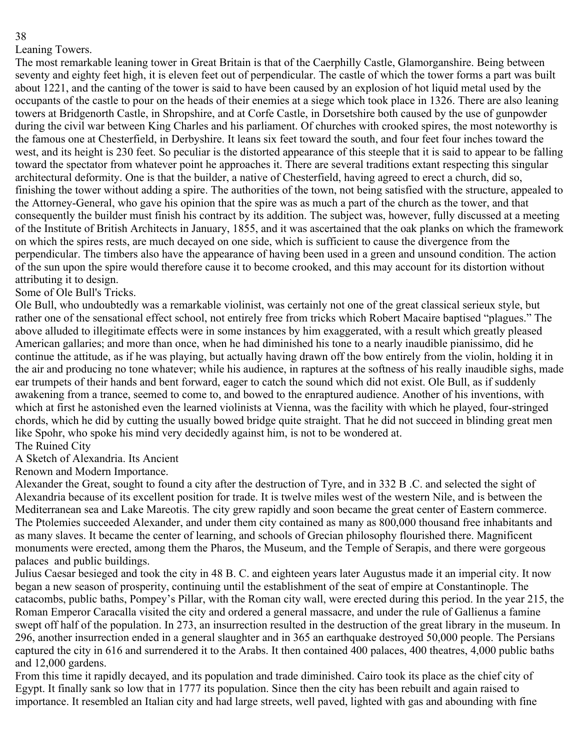## Leaning Towers.

The most remarkable leaning tower in Great Britain is that of the Caerphilly Castle, Glamorganshire. Being between seventy and eighty feet high, it is eleven feet out of perpendicular. The castle of which the tower forms a part was built about 1221, and the canting of the tower is said to have been caused by an explosion of hot liquid metal used by the occupants of the castle to pour on the heads of their enemies at a siege which took place in 1326. There are also leaning towers at Bridgenorth Castle, in Shropshire, and at Corfe Castle, in Dorsetshire both caused by the use of gunpowder during the civil war between King Charles and his parliament. Of churches with crooked spires, the most noteworthy is the famous one at Chesterfield, in Derbyshire. It leans six feet toward the south, and four feet four inches toward the west, and its height is 230 feet. So peculiar is the distorted appearance of this steeple that it is said to appear to be falling toward the spectator from whatever point he approaches it. There are several traditions extant respecting this singular architectural deformity. One is that the builder, a native of Chesterfield, having agreed to erect a church, did so, finishing the tower without adding a spire. The authorities of the town, not being satisfied with the structure, appealed to the Attorney-General, who gave his opinion that the spire was as much a part of the church as the tower, and that consequently the builder must finish his contract by its addition. The subject was, however, fully discussed at a meeting of the Institute of British Architects in January, 1855, and it was ascertained that the oak planks on which the framework on which the spires rests, are much decayed on one side, which is sufficient to cause the divergence from the perpendicular. The timbers also have the appearance of having been used in a green and unsound condition. The action of the sun upon the spire would therefore cause it to become crooked, and this may account for its distortion without attributing it to design.

## Some of Ole Bull's Tricks.

Ole Bull, who undoubtedly was a remarkable violinist, was certainly not one of the great classical serieux style, but rather one of the sensational effect school, not entirely free from tricks which Robert Macaire baptised “plagues.” The above alluded to illegitimate effects were in some instances by him exaggerated, with a result which greatly pleased American gallaries; and more than once, when he had diminished his tone to a nearly inaudible pianissimo, did he continue the attitude, as if he was playing, but actually having drawn off the bow entirely from the violin, holding it in the air and producing no tone whatever; while his audience, in raptures at the softness of his really inaudible sighs, made ear trumpets of their hands and bent forward, eager to catch the sound which did not exist. Ole Bull, as if suddenly awakening from a trance, seemed to come to, and bowed to the enraptured audience. Another of his inventions, with which at first he astonished even the learned violinists at Vienna, was the facility with which he played, four-stringed chords, which he did by cutting the usually bowed bridge quite straight. That he did not succeed in blinding great men like Spohr, who spoke his mind very decidedly against him, is not to be wondered at.

## The Ruined City

### A Sketch of Alexandria. Its Ancient Renown and Modern Importance.

Alexander the Great, sought to found a city after the destruction of Tyre, and in 332 B .C. and selected the sight of Alexandria because of its excellent position for trade. It is twelve miles west of the western Nile, and is between the Mediterranean sea and Lake Mareotis. The city grew rapidly and soon became the great center of Eastern commerce. The Ptolemies succeeded Alexander, and under them city contained as many as 800,000 thousand free inhabitants and as many slaves. It became the center of learning, and schools of Grecian philosophy flourished there. Magnificent monuments were erected, among them the Pharos, the Museum, and the Temple of Serapis, and there were gorgeous palaces and public buildings.

Julius Caesar besieged and took the city in 48 B. C. and eighteen years later Augustus made it an imperial city. It now began a new season of prosperity, continuing until the establishment of the seat of empire at Constantinople. The catacombs, public baths, Pompey’s Pillar, with the Roman city wall, were erected during this period. In the year 215, the Roman Emperor Caracalla visited the city and ordered a general massacre, and under the rule of Gallienus a famine swept off half of the population. In 273, an insurrection resulted in the destruction of the great library in the museum. In 296, another insurrection ended in a general slaughter and in 365 an earthquake destroyed 50,000 people. The Persians captured the city in 616 and surrendered it to the Arabs. It then contained 400 palaces, 400 theatres, 4,000 public baths and 12,000 gardens.

From this time it rapidly decayed, and its population and trade diminished. Cairo took its place as the chief city of Egypt. It finally sank so low that in 1777 its population. Since then the city has been rebuilt and again raised to importance. It resembled an Italian city and had large streets, well paved, lighted with gas and abounding with fine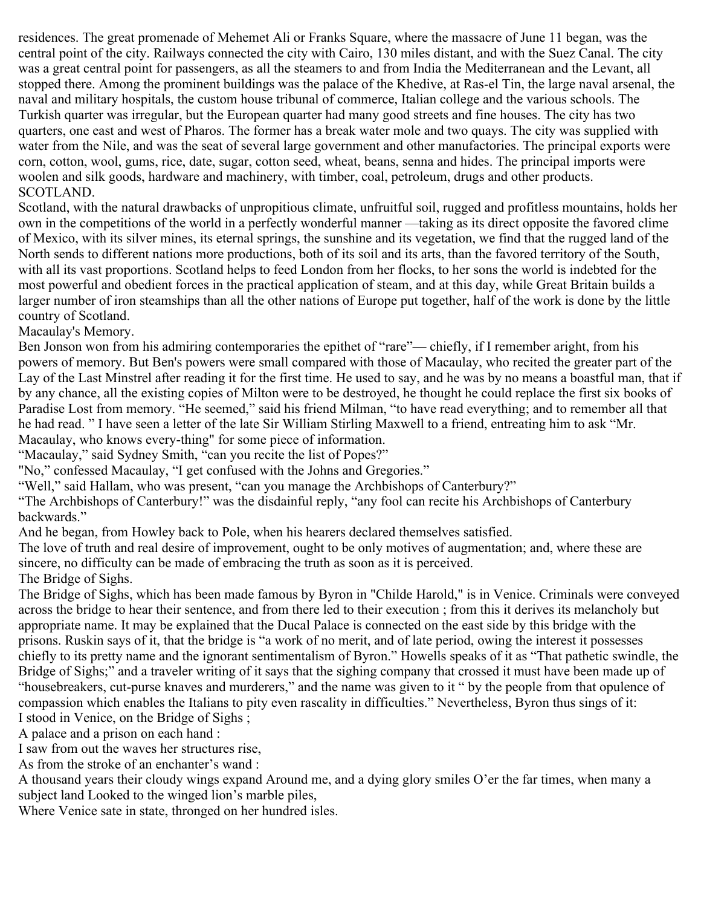residences. The great promenade of Mehemet Ali or Franks Square, where the massacre of June 11 began, was the central point of the city. Railways connected the city with Cairo, 130 miles distant, and with the Suez Canal. The city was a great central point for passengers, as all the steamers to and from India the Mediterranean and the Levant, all stopped there. Among the prominent buildings was the palace of the Khedive, at Ras-el Tin, the large naval arsenal, the naval and military hospitals, the custom house tribunal of commerce, Italian college and the various schools. The Turkish quarter was irregular, but the European quarter had many good streets and fine houses. The city has two quarters, one east and west of Pharos. The former has a break water mole and two quays. The city was supplied with water from the Nile, and was the seat of several large government and other manufactories. The principal exports were corn, cotton, wool, gums, rice, date, sugar, cotton seed, wheat, beans, senna and hides. The principal imports were woolen and silk goods, hardware and machinery, with timber, coal, petroleum, drugs and other products.

## SCOTLAND.

Scotland, with the natural drawbacks of unpropitious climate, unfruitful soil, rugged and profitless mountains, holds her own in the competitions of the world in a perfectly wonderful manner —taking as its direct opposite the favored clime of Mexico, with its silver mines, its eternal springs, the sunshine and its vegetation, we find that the rugged land of the North sends to different nations more productions, both of its soil and its arts, than the favored territory of the South, with all its vast proportions. Scotland helps to feed London from her flocks, to her sons the world is indebted for the most powerful and obedient forces in the practical application of steam, and at this day, while Great Britain builds a larger number of iron steamships than all the other nations of Europe put together, half of the work is done by the little country of Scotland.

## Macaulay's Memory.

Ben Jonson won from his admiring contemporaries the epithet of "rare"— chiefly, if I remember aright, from his powers of memory. But Ben's powers were small compared with those of Macaulay, who recited the greater part of the Lay of the Last Minstrel after reading it for the first time. He used to say, and he was by no means a boastful man, that if by any chance, all the existing copies of Milton were to be destroyed, he thought he could replace the first six books of Paradise Lost from memory. "He seemed," said his friend Milman, "to have read everything; and to remember all that he had read. " I have seen a letter of the late Sir William Stirling Maxwell to a friend, entreating him to ask "Mr. Macaulay, who knows every-thing" for some piece of information.

"Macaulay," said Sydney Smith, "can you recite the list of Popes?"

"No," confessed Macaulay, "I get confused with the Johns and Gregories."

"Well," said Hallam, who was present, "can you manage the Archbishops of Canterbury?"

"The Archbishops of Canterbury!" was the disdainful reply, "any fool can recite his Archbishops of Canterbury backwards."

And he began, from Howley back to Pole, when his hearers declared themselves satisfied.

The love of truth and real desire of improvement, ought to be only motives of augmentation; and, where these are sincere, no difficulty can be made of embracing the truth as soon as it is perceived.

## The Bridge of Sighs.

The Bridge of Sighs, which has been made famous by Byron in "Childe Harold," is in Venice. Criminals were conveyed across the bridge to hear their sentence, and from there led to their execution ; from this it derives its melancholy but appropriate name. It may be explained that the Ducal Palace is connected on the east side by this bridge with the prisons. Ruskin says of it, that the bridge is "a work of no merit, and of late period, owing the interest it possesses chiefly to its pretty name and the ignorant sentimentalism of Byron." Howells speaks of it as "That pathetic swindle, the Bridge of Sighs;" and a traveler writing of it says that the sighing company that crossed it must have been made up of "housebreakers, cut-purse knaves and murderers," and the name was given to it " by the people from that opulence of compassion which enables the Italians to pity even rascality in difficulties." Nevertheless, Byron thus sings of it:

I stood in Venice, on the Bridge of Sighs ;
A palace and a prison on each hand :
I saw from out the waves her structures rise,
As from the stroke of an enchanter's wand :
A thousand years their cloudy wings expand Around me, and a dying glory smiles O'er the far times, when many a subject land Looked to the winged lion's marble piles,
Where Venice sate in state, throned on her hundred isles.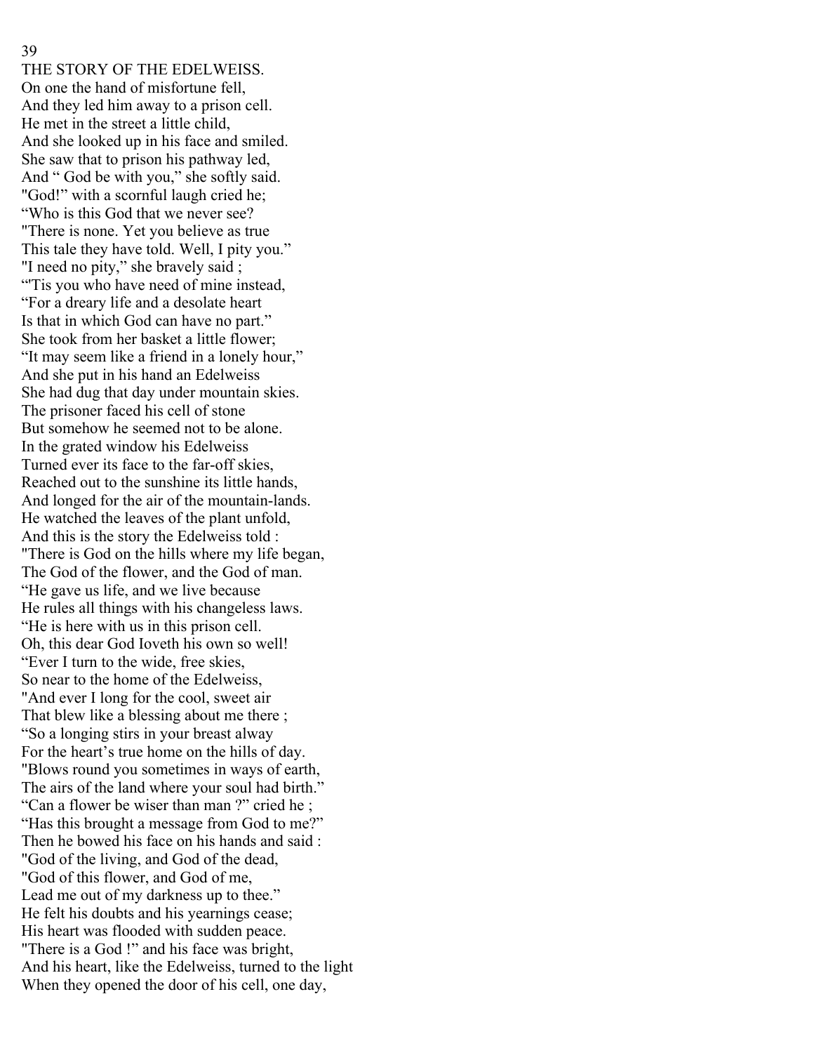# THE STORY OF THE EDELWEISS.

On one the hand of misfortune fell,
And they led him away to a prison cell.
He met in the street a little child,
And she looked up in his face and smiled.
She saw that to prison his pathway led,
And " God be with you," she softly said.
"God!" with a scornful laugh cried he;
"Who is this God that we never see?
"There is none. Yet you believe as true
This tale they have told. Well, I pity you."
"I need no pity," she bravely said ;
"'Tis you who have need of mine instead,
"For a dreary life and a desolate heart
Is that in which God can have no part."
She took from her basket a little flower;
"It may seem like a friend in a lonely hour,"
And she put in his hand an Edelweiss
She had dug that day under mountain skies.
The prisoner faced his cell of stone
But somehow he seemed not to be alone.
In the grated window his Edelweiss
Turned ever its face to the far-off skies,
Reached out to the sunshine its little hands,
And longed for the air of the mountain-lands.
He watched the leaves of the plant unfold,
And this is the story the Edelweiss told :
"There is God on the hills where my life began,
The God of the flower, and the God of man.
"He gave us life, and we live because
He rules all things with his changeless laws.
"He is here with us in this prison cell.
Oh, this dear God Ioveth his own so well!
"Ever I turn to the wide, free skies,
So near to the home of the Edelweiss,
"And ever I long for the cool, sweet air
That blew like a blessing about me there ;
"So a longing stirs in your breast alway
For the heart's true home on the hills of day.
"Blows round you sometimes in ways of earth,
The airs of the land where your soul had birth."
"Can a flower be wiser than man ?" cried he ;
"Has this brought a message from God to me?"
Then he bowed his face on his hands and said :
"God of the living, and God of the dead,
"God of this flower, and God of me,
Lead me out of my darkness up to thee."
He felt his doubts and his yearnings cease;
His heart was flooded with sudden peace.
"There is a God !" and his face was bright,
And his heart, like the Edelweiss, turned to the light
When they opened the door of his cell, one day,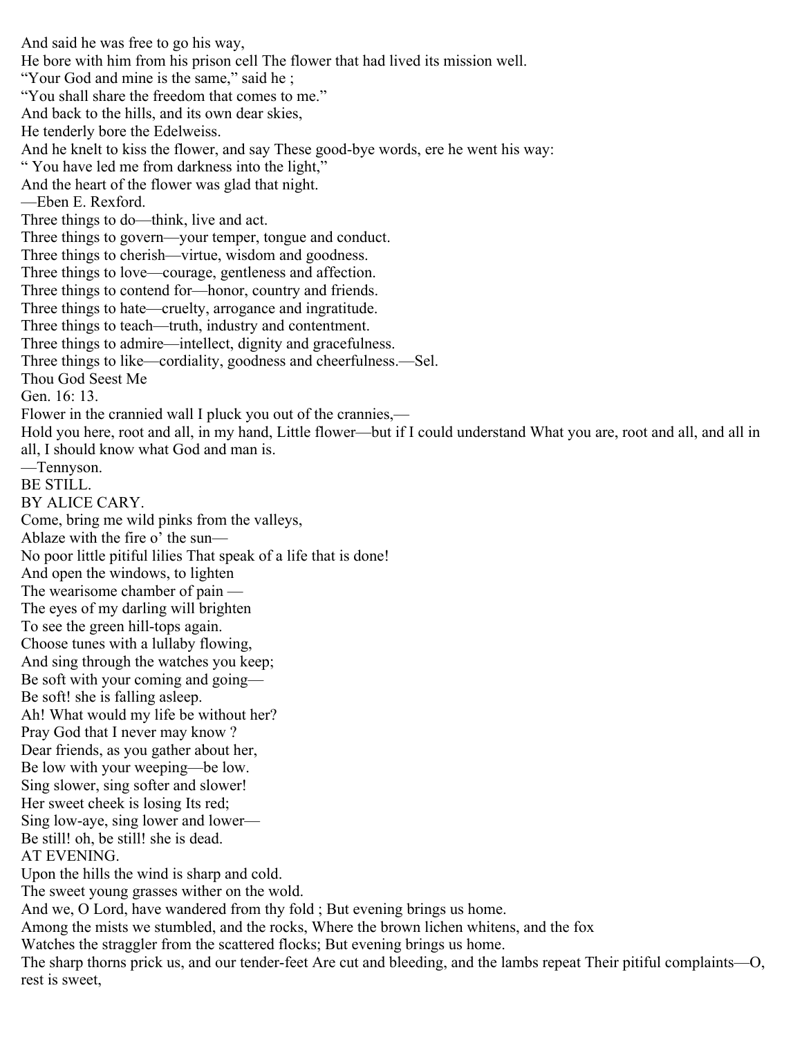And said he was free to go his way,
He bore with him from his prison cell The flower that had lived its mission well.
"Your God and mine is the same," said he ;
"You shall share the freedom that comes to me."
And back to the hills, and its own dear skies,
He tenderly bore the Edelweiss.
And he knelt to kiss the flower, and say These good-bye words, ere he went his way:
" You have led me from darkness into the light,"
And the heart of the flower was glad that night.
—Eben E. Rexford.

Three things to do—think, live and act.
Three things to govern—your temper, tongue and conduct.
Three things to cherish—virtue, wisdom and goodness.
Three things to love—courage, gentleness and affection.
Three things to contend for—honor, country and friends.
Three things to hate—cruelty, arrogance and ingratitude.
Three things to teach—truth, industry and contentment.
Three things to admire—intellect, dignity and gracefulness.
Three things to like—cordiality, goodness and cheerfulness.—Sel.

Thou God Seest Me
Gen. 16: 13.

Flower in the crannied wall I pluck you out of the crannies,—
Hold you here, root and all, in my hand, Little flower—but if I could understand What you are, root and all, and all in all, I should know what God and man is.
—Tennyson.

## BE STILL.

BY ALICE CARY.

Come, bring me wild pinks from the valleys,
Ablaze with the fire o' the sun—
No poor little pitiful lilies That speak of a life that is done!
And open the windows, to lighten
The wearisome chamber of pain —
The eyes of my darling will brighten
To see the green hill-tops again.
Choose tunes with a lullaby flowing,
And sing through the watches you keep;
Be soft with your coming and going—
Be soft! she is falling asleep.
Ah! What would my life be without her?
Pray God that I never may know ?
Dear friends, as you gather about her,
Be low with your weeping—be low.
Sing slower, sing softer and slower!
Her sweet cheek is losing Its red;
Sing low-aye, sing lower and lower—
Be still! oh, be still! she is dead.

## AT EVENING.

Upon the hills the wind is sharp and cold.
The sweet young grasses wither on the wold.
And we, O Lord, have wandered from thy fold ; But evening brings us home.
Among the mists we stumbled, and the rocks, Where the brown lichen whitens, and the fox
Watches the straggler from the scattered flocks; But evening brings us home.
The sharp thorns prick us, and our tender-feet Are cut and bleeding, and the lambs repeat Their pitiful complaints—O, rest is sweet,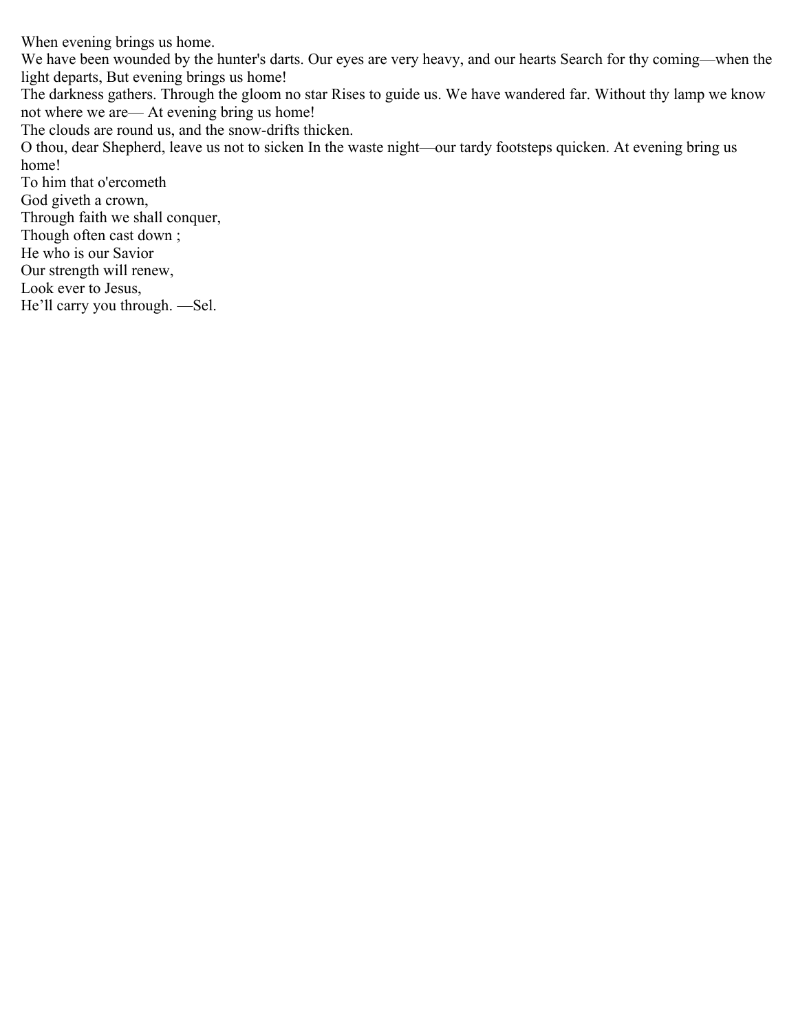When evening brings us home.

We have been wounded by the hunter's darts. Our eyes are very heavy, and our hearts Search for thy coming—when the light departs, But evening brings us home!

The darkness gathers. Through the gloom no star Rises to guide us. We have wandered far. Without thy lamp we know not where we are— At evening bring us home!

The clouds are round us, and the snow-drifts thicken.

O thou, dear Shepherd, leave us not to sicken In the waste night—our tardy footsteps quicken. At evening bring us home!

To him that o'ercometh
God giveth a crown,
Through faith we shall conquer,
Though often cast down ;
He who is our Savior
Our strength will renew,
Look ever to Jesus,
He'll carry you through. —Sel.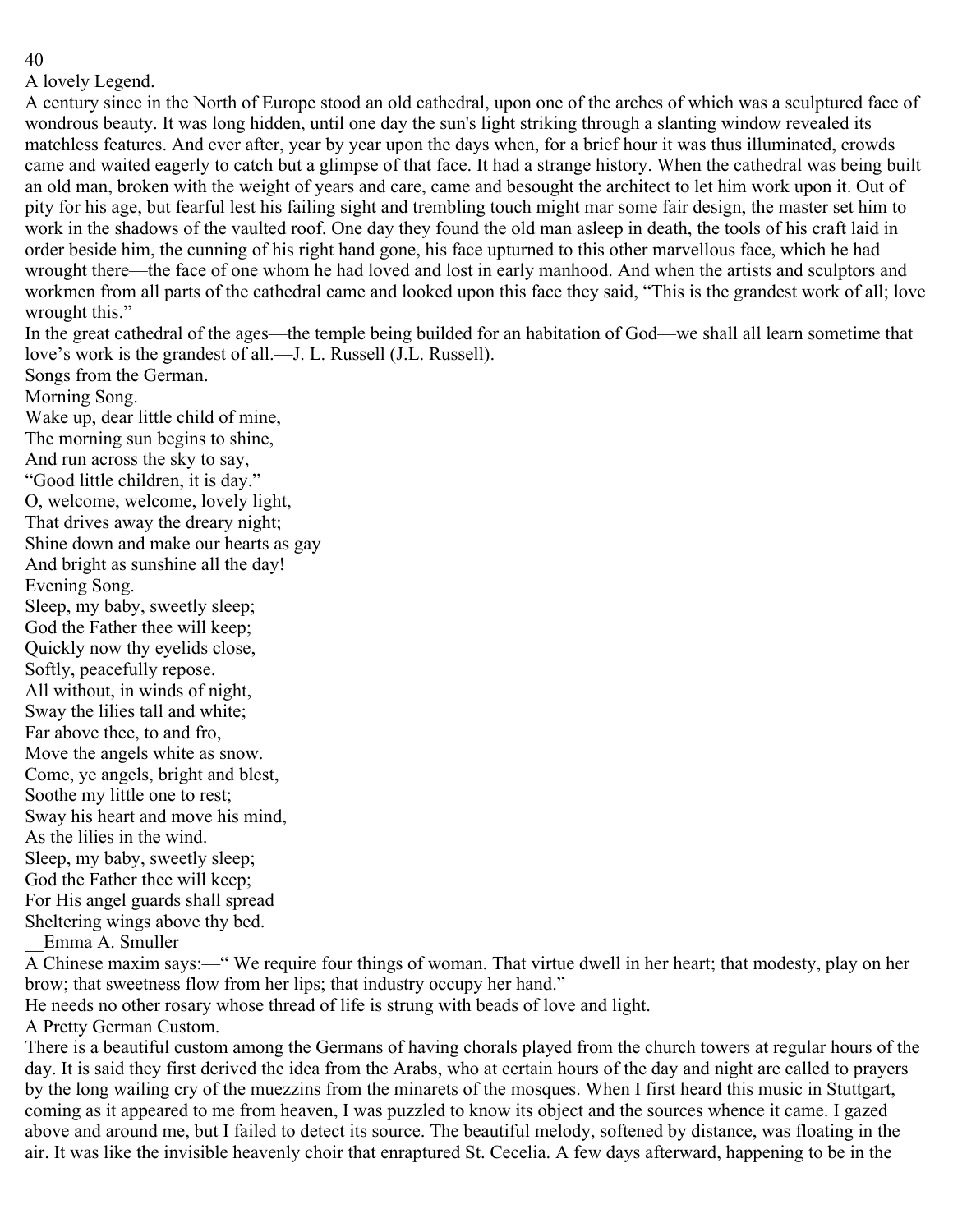## A lovely Legend.

A century since in the North of Europe stood an old cathedral, upon one of the arches of which was a sculptured face of wondrous beauty. It was long hidden, until one day the sun's light striking through a slanting window revealed its matchless features. And ever after, year by year upon the days when, for a brief hour it was thus illuminated, crowds came and waited eagerly to catch but a glimpse of that face. It had a strange history. When the cathedral was being built an old man, broken with the weight of years and care, came and besought the architect to let him work upon it. Out of pity for his age, but fearful lest his failing sight and trembling touch might mar some fair design, the master set him to work in the shadows of the vaulted roof. One day they found the old man asleep in death, the tools of his craft laid in order beside him, the cunning of his right hand gone, his face upturned to this other marvellous face, which he had wrought there—the face of one whom he had loved and lost in early manhood. And when the artists and sculptors and workmen from all parts of the cathedral came and looked upon this face they said, "This is the grandest work of all; love wrought this."

In the great cathedral of the ages—the temple being builded for an habitation of God—we shall all learn sometime that love's work is the grandest of all.—J. L. Russell (J.L. Russell).

## Songs from the German.

### Morning Song.

Wake up, dear little child of mine,
The morning sun begins to shine,
And run across the sky to say,
"Good little children, it is day."
O, welcome, welcome, lovely light,
That drives away the dreary night;
Shine down and make our hearts as gay
And bright as sunshine all the day!

### Evening Song.

Sleep, my baby, sweetly sleep;
God the Father thee will keep;
Quickly now thy eyelids close,
Softly, peacefully repose.
All without, in winds of night,
Sway the lilies tall and white;
Far above thee, to and fro,
Move the angels white as snow.
Come, ye angels, bright and blest,
Soothe my little one to rest;
Sway his heart and move his mind,
As the lilies in the wind.
Sleep, my baby, sweetly sleep;
God the Father thee will keep;
For His angel guards shall spread
Sheltering wings above thy bed.

__Emma A. Smuller

A Chinese maxim says:—" We require four things of woman. That virtue dwell in her heart; that modesty, play on her brow; that sweetness flow from her lips; that industry occupy her hand."

He needs no other rosary whose thread of life is strung with beads of love and light.

## A Pretty German Custom.

There is a beautiful custom among the Germans of having chorals played from the church towers at regular hours of the day. It is said they first derived the idea from the Arabs, who at certain hours of the day and night are called to prayers by the long wailing cry of the muezzins from the minarets of the mosques. When I first heard this music in Stuttgart, coming as it appeared to me from heaven, I was puzzled to know its object and the sources whence it came. I gazed above and around me, but I failed to detect its source. The beautiful melody, softened by distance, was floating in the air. It was like the invisible heavenly choir that enraptured St. Cecelia. A few days afterward, happening to be in the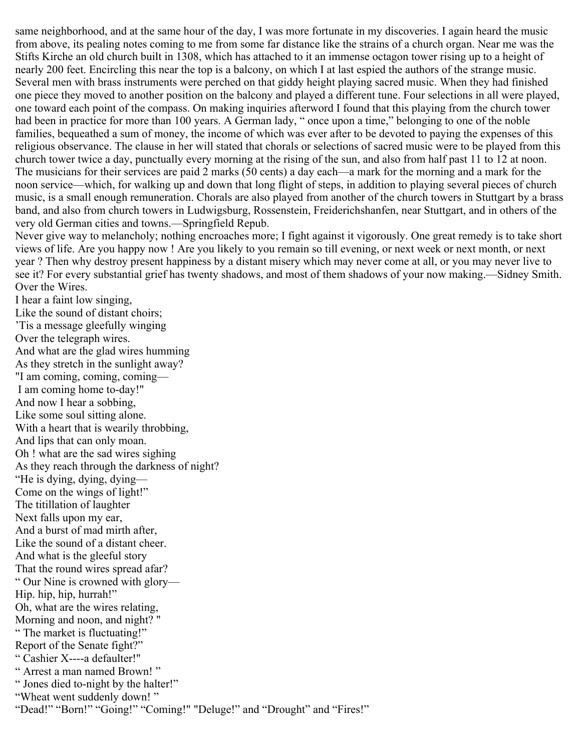same neighborhood, and at the same hour of the day, I was more fortunate in my discoveries. I again heard the music from above, its pealing notes coming to me from some far distance like the strains of a church organ. Near me was the Stifts Kirche an old church built in 1308, which has attached to it an immense octagon tower rising up to a height of nearly 200 feet. Encircling this near the top is a balcony, on which I at last espied the authors of the strange music. Several men with brass instruments were perched on that giddy height playing sacred music. When they had finished one piece they moved to another position on the balcony and played a different tune. Four selections in all were played, one toward each point of the compass. On making inquiries afterword I found that this playing from the church tower had been in practice for more than 100 years. A German lady, " once upon a time," belonging to one of the noble families, bequeathed a sum of money, the income of which was ever after to be devoted to paying the expenses of this religious observance. The clause in her will stated that chorals or selections of sacred music were to be played from this church tower twice a day, punctually every morning at the rising of the sun, and also from half past 11 to 12 at noon. The musicians for their services are paid 2 marks (50 cents) a day each—a mark for the morning and a mark for the noon service—which, for walking up and down that long flight of steps, in addition to playing several pieces of church music, is a small enough remuneration. Chorals are also played from another of the church towers in Stuttgart by a brass band, and also from church towers in Ludwigsburg, Rossenstein, Freiderichshanfen, near Stuttgart, and in others of the very old German cities and towns.—Springfield Repub.

Never give way to melancholy; nothing encroaches more; I fight against it vigorously. One great remedy is to take short views of life. Are you happy now ! Are you likely to you remain so till evening, or next week or next month, or next year ? Then why destroy present happiness by a distant misery which may never come at all, or you may never live to see it? For every substantial grief has twenty shadows, and most of them shadows of your now making.—Sidney Smith.

Over the Wires.

I hear a faint low singing,
Like the sound of distant choirs;
'Tis a message gleefully winging
Over the telegraph wires.
And what are the glad wires humming
As they stretch in the sunlight away?
"I am coming, coming, coming—
I am coming home to-day!"
And now I hear a sobbing,
Like some soul sitting alone.
With a heart that is wearily throbbing,
And lips that can only moan.
Oh ! what are the sad wires sighing
As they reach through the darkness of night?
"He is dying, dying, dying—
Come on the wings of light!"
The titillation of laughter
Next falls upon my ear,
And a burst of mad mirth after,
Like the sound of a distant cheer.
And what is the gleeful story
That the round wires spread afar?
" Our Nine is crowned with glory—
Hip. hip, hip, hurrah!"
Oh, what are the wires relating,
Morning and noon, and night? "
" The market is fluctuating!"
Report of the Senate fight?"
" Cashier X----a defaulter!"
" Arrest a man named Brown! "
" Jones died to-night by the halter!"
"Wheat went suddenly down! "
"Dead!" "Born!" "Going!" "Coming!" "Deluge!" and "Drought" and "Fires!"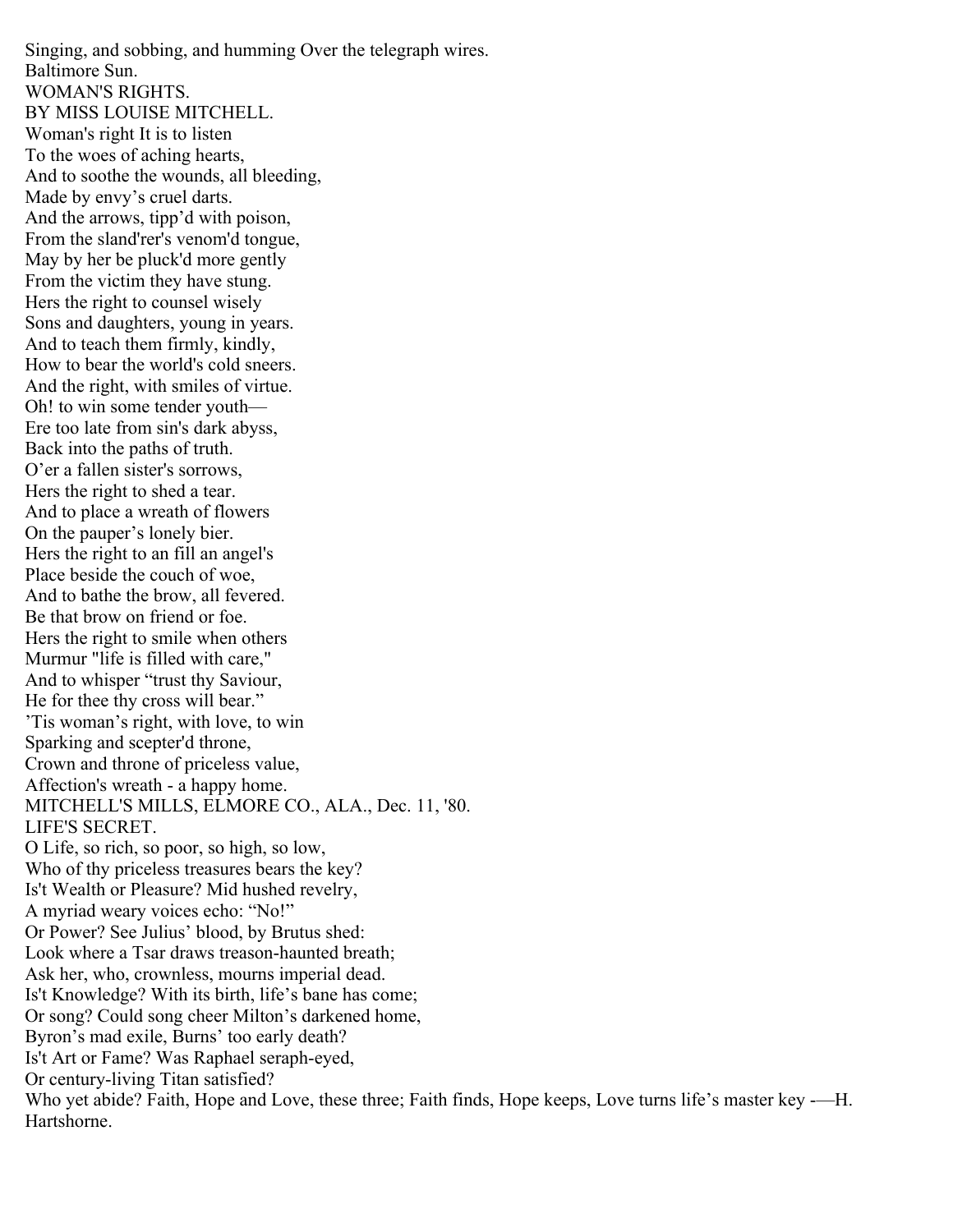Singing, and sobbing, and humming Over the telegraph wires.

Baltimore Sun.

## WOMAN'S RIGHTS.

BY MISS LOUISE MITCHELL.

Woman's right It is to listen
To the woes of aching hearts,
And to soothe the wounds, all bleeding,
Made by envy's cruel darts.
And the arrows, tipp'd with poison,
From the sland'rer's venom'd tongue,
May by her be pluck'd more gently
From the victim they have stung.
Hers the right to counsel wisely
Sons and daughters, young in years.
And to teach them firmly, kindly,
How to bear the world's cold sneers.
And the right, with smiles of virtue.
Oh! to win some tender youth—
Ere too late from sin's dark abyss,
Back into the paths of truth.
O'er a fallen sister's sorrows,
Hers the right to shed a tear.
And to place a wreath of flowers
On the pauper's lonely bier.
Hers the right to an fill an angel's
Place beside the couch of woe,
And to bathe the brow, all fevered.
Be that brow on friend or foe.
Hers the right to smile when others
Murmur "life is filled with care,"
And to whisper "trust thy Saviour,
He for thee thy cross will bear."
'Tis woman's right, with love, to win
Sparking and scepter'd throne,
Crown and throne of priceless value,
Affection's wreath - a happy home.

MITCHELL'S MILLS, ELMORE CO., ALA., Dec. 11, '80.

## LIFE'S SECRET.

O Life, so rich, so poor, so high, so low,
Who of thy priceless treasures bears the key?
Is't Wealth or Pleasure? Mid hushed revelry,
A myriad weary voices echo: "No!"
Or Power? See Julius' blood, by Brutus shed:
Look where a Tsar draws treason-haunted breath;
Ask her, who, crownless, mourns imperial dead.
Is't Knowledge? With its birth, life's bane has come;
Or song? Could song cheer Milton's darkened home,
Byron's mad exile, Burns' too early death?
Is't Art or Fame? Was Raphael seraph-eyed,
Or century-living Titan satisfied?
Who yet abide? Faith, Hope and Love, these three; Faith finds, Hope keeps, Love turns life's master key -—H. Hartshorne.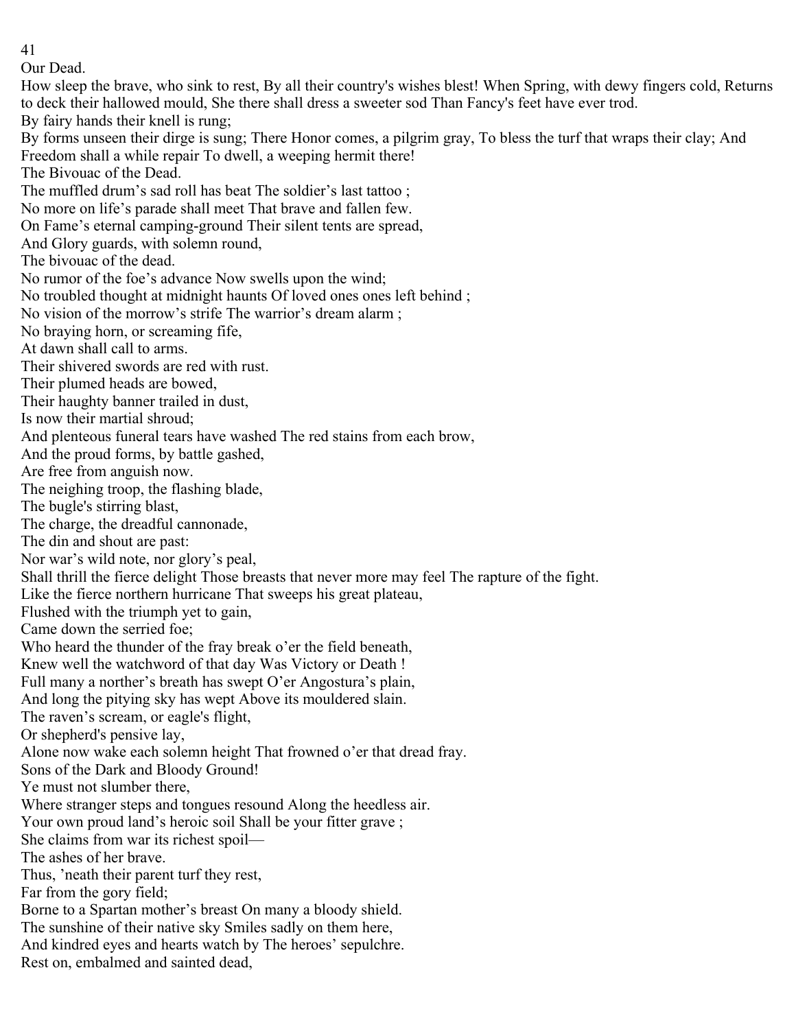## Our Dead.

How sleep the brave, who sink to rest, By all their country's wishes blest! When Spring, with dewy fingers cold, Returns to deck their hallowed mould, She there shall dress a sweeter sod Than Fancy's feet have ever trod.

By fairy hands their knell is rung;

By forms unseen their dirge is sung; There Honor comes, a pilgrim gray, To bless the turf that wraps their clay; And Freedom shall a while repair To dwell, a weeping hermit there!

## The Bivouac of the Dead.

The muffled drum's sad roll has beat The soldier's last tattoo ;

No more on life's parade shall meet That brave and fallen few.

On Fame's eternal camping-ground Their silent tents are spread,

And Glory guards, with solemn round,

The bivouac of the dead.

No rumor of the foe's advance Now swells upon the wind;

No troubled thought at midnight haunts Of loved ones ones left behind ;

No vision of the morrow's strife The warrior's dream alarm ;

No braying horn, or screaming fife,

At dawn shall call to arms.

Their shivered swords are red with rust.

Their plumed heads are bowed,

Their haughty banner trailed in dust,

Is now their martial shroud;

And plenteous funeral tears have washed The red stains from each brow,

And the proud forms, by battle gashed,

Are free from anguish now.

The neighing troop, the flashing blade,

The bugle's stirring blast,

The charge, the dreadful cannonade,

The din and shout are past:

Nor war's wild note, nor glory's peal,

Shall thrill the fierce delight Those breasts that never more may feel The rapture of the fight.

Like the fierce northern hurricane That sweeps his great plateau,

Flushed with the triumph yet to gain,

Came down the serried foe;

Who heard the thunder of the fray break o'er the field beneath,

Knew well the watchword of that day Was Victory or Death !

Full many a norther's breath has swept O'er Angostura's plain,

And long the pitying sky has wept Above its mouldered slain.

The raven's scream, or eagle's flight,

Or shepherd's pensive lay,

Alone now wake each solemn height That frowned o'er that dread fray.

Sons of the Dark and Bloody Ground!

Ye must not slumber there,

Where stranger steps and tongues resound Along the heedless air.

Your own proud land's heroic soil Shall be your fitter grave ;

She claims from war its richest spoil—

The ashes of her brave.

Thus, 'neath their parent turf they rest,

Far from the gory field;

Borne to a Spartan mother's breast On many a bloody shield.

The sunshine of their native sky Smiles sadly on them here,

And kindred eyes and hearts watch by The heroes' sepulchre.

Rest on, embalmed and sainted dead,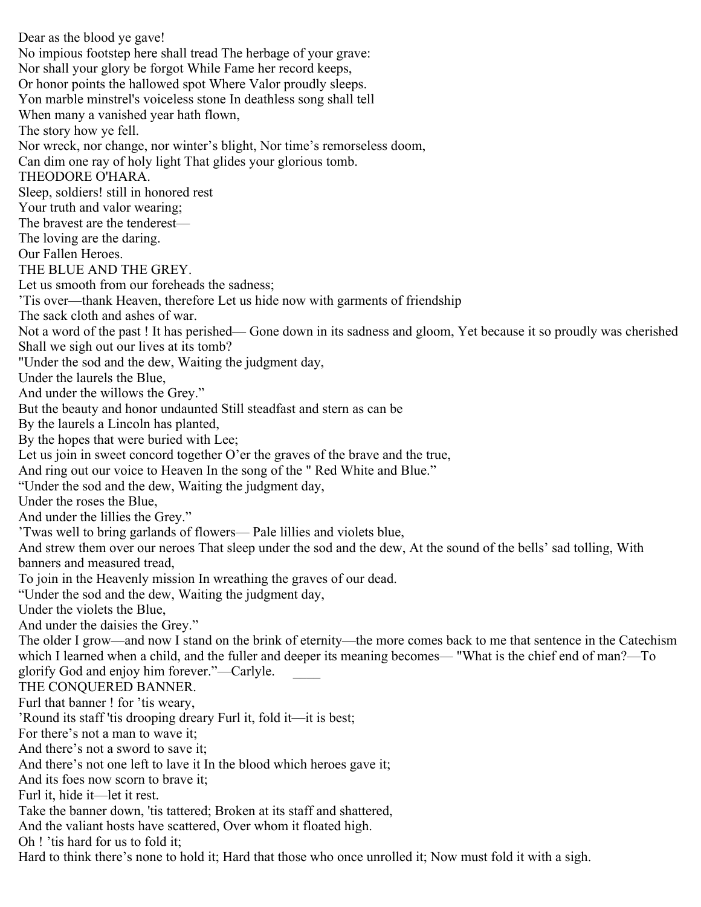Dear as the blood ye gave!
No impious footstep here shall tread The herbage of your grave:
Nor shall your glory be forgot While Fame her record keeps,
Or honor points the hallowed spot Where Valor proudly sleeps.
Yon marble minstrel's voiceless stone In deathless song shall tell
When many a vanished year hath flown,
The story how ye fell.
Nor wreck, nor change, nor winter's blight, Nor time's remorseless doom,
Can dim one ray of holy light That glides your glorious tomb.

THEODORE O'HARA.

Sleep, soldiers! still in honored rest
Your truth and valor wearing;
The bravest are the tenderest—
The loving are the daring.

Our Fallen Heroes.

## THE BLUE AND THE GREY.

Let us smooth from our foreheads the sadness;
'Tis over—thank Heaven, therefore Let us hide now with garments of friendship
The sack cloth and ashes of war.
Not a word of the past ! It has perished— Gone down in its sadness and gloom, Yet because it so proudly was cherished Shall we sigh out our lives at its tomb?
"Under the sod and the dew, Waiting the judgment day,
Under the laurels the Blue,
And under the willows the Grey."
But the beauty and honor undaunted Still steadfast and stern as can be
By the laurels a Lincoln has planted,
By the hopes that were buried with Lee;
Let us join in sweet concord together O'er the graves of the brave and the true,
And ring out our voice to Heaven In the song of the " Red White and Blue."
"Under the sod and the dew, Waiting the judgment day,
Under the roses the Blue,
And under the lillies the Grey."
'Twas well to bring garlands of flowers— Pale lillies and violets blue,
And strew them over our neroes That sleep under the sod and the dew, At the sound of the bells' sad tolling, With banners and measured tread,
To join in the Heavenly mission In wreathing the graves of our dead.
"Under the sod and the dew, Waiting the judgment day,
Under the violets the Blue,
And under the daisies the Grey."

The older I grow—and now I stand on the brink of eternity—the more comes back to me that sentence in the Catechism which I learned when a child, and the fuller and deeper its meaning becomes— "What is the chief end of man?—To glorify God and enjoy him forever."—Carlyle.

## THE CONQUERED BANNER.

Furl that banner ! for 'tis weary,
'Round its staff 'tis drooping dreary Furl it, fold it—it is best;
For there's not a man to wave it;
And there's not a sword to save it;
And there's not one left to lave it In the blood which heroes gave it;
And its foes now scorn to brave it;
Furl it, hide it—let it rest.
Take the banner down, 'tis tattered; Broken at its staff and shattered,
And the valiant hosts have scattered, Over whom it floated high.
Oh ! 'tis hard for us to fold it;
Hard to think there's none to hold it; Hard that those who once unrolled it; Now must fold it with a sigh.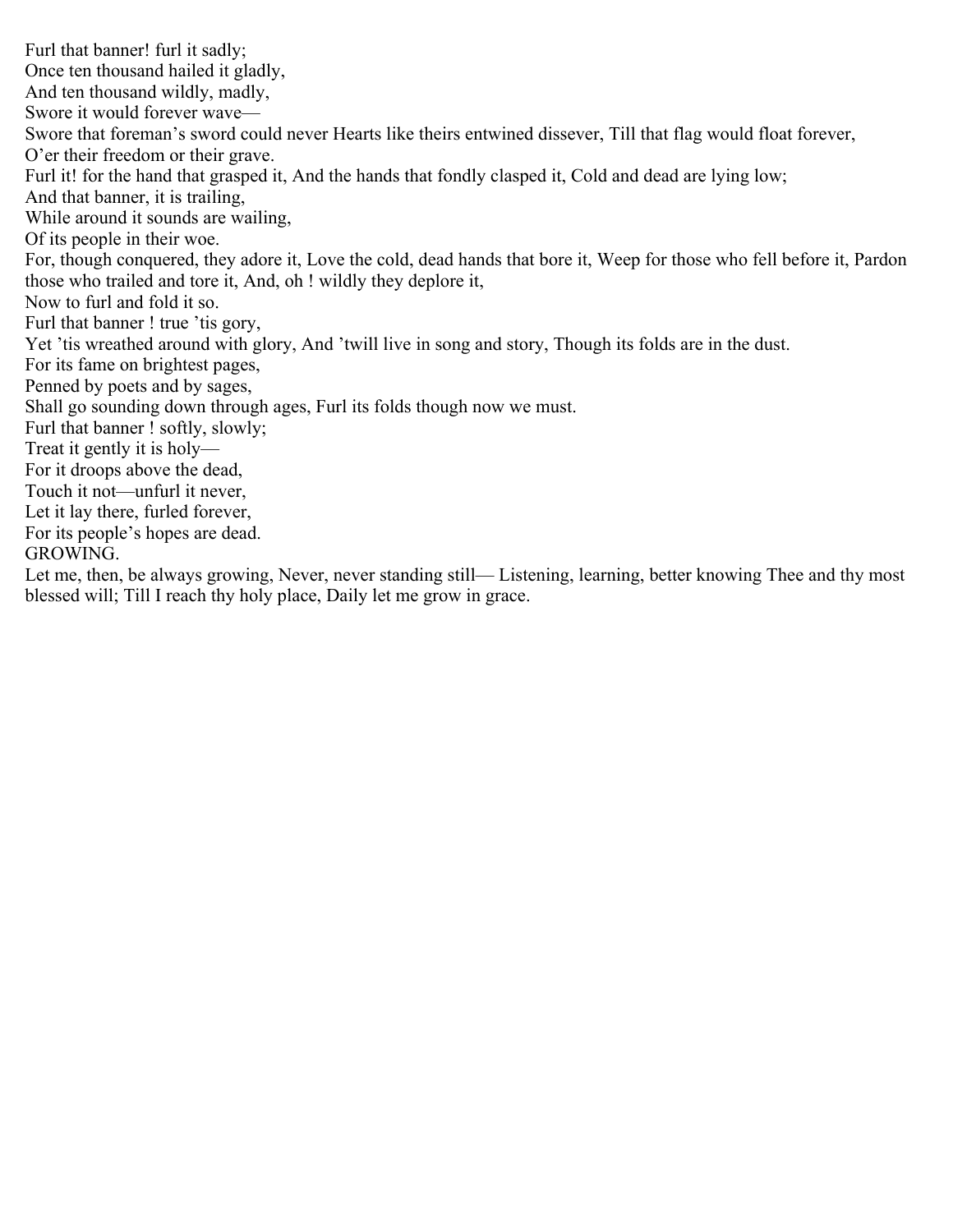Furl that banner! furl it sadly;
Once ten thousand hailed it gladly,
And ten thousand wildly, madly,
Swore it would forever wave—
Swore that foreman's sword could never Hearts like theirs entwined dissever, Till that flag would float forever,
O'er their freedom or their grave.
Furl it! for the hand that grasped it, And the hands that fondly clasped it, Cold and dead are lying low;
And that banner, it is trailing,
While around it sounds are wailing,
Of its people in their woe.
For, though conquered, they adore it, Love the cold, dead hands that bore it, Weep for those who fell before it, Pardon those who trailed and tore it, And, oh ! wildly they deplore it,
Now to furl and fold it so.
Furl that banner ! true 'tis gory,
Yet 'tis wreathed around with glory, And 'twill live in song and story, Though its folds are in the dust.
For its fame on brightest pages,
Penned by poets and by sages,
Shall go sounding down through ages, Furl its folds though now we must.
Furl that banner ! softly, slowly;
Treat it gently it is holy—
For it droops above the dead,
Touch it not—unfurl it never,
Let it lay there, furled forever,
For its people's hopes are dead.

GROWING.

Let me, then, be always growing, Never, never standing still— Listening, learning, better knowing Thee and thy most blessed will; Till I reach thy holy place, Daily let me grow in grace.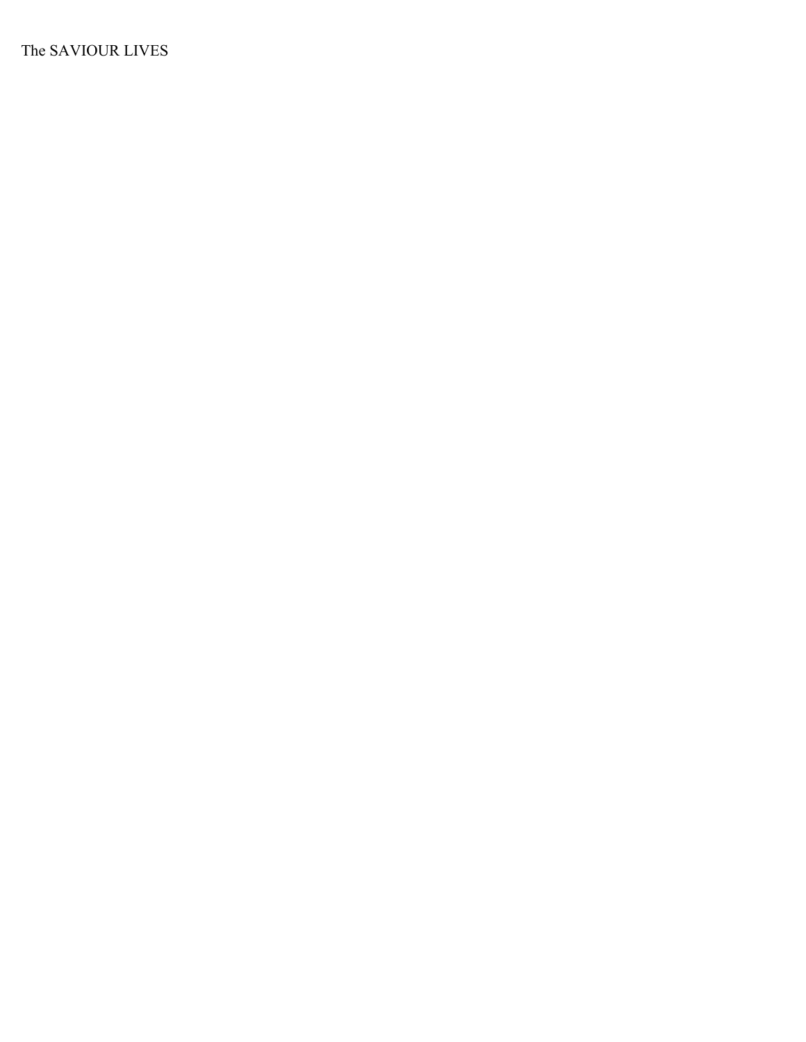The SAVIOUR LIVES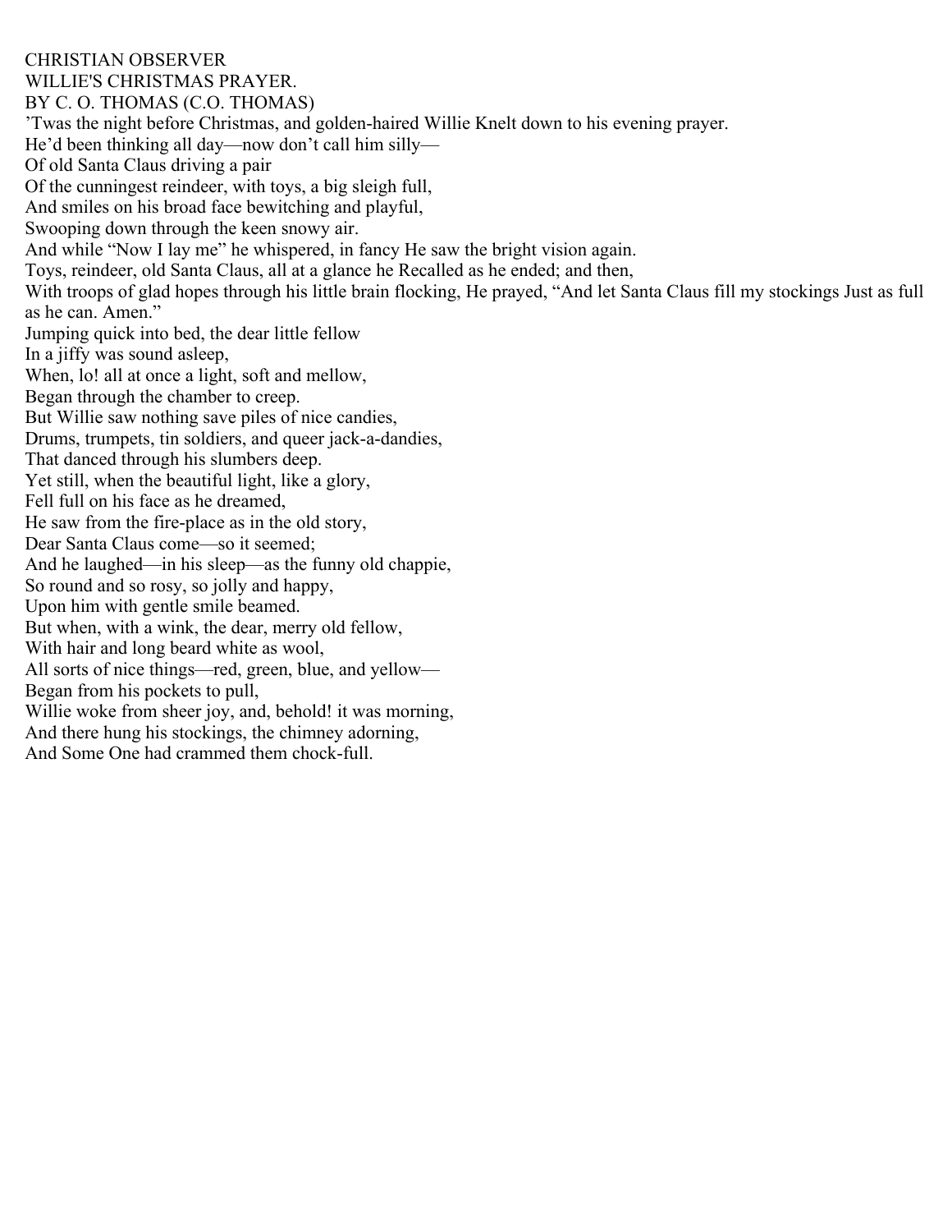CHRISTIAN OBSERVER

## WILLIE'S CHRISTMAS PRAYER.

BY C. O. THOMAS (C.O. THOMAS)

’Twas the night before Christmas, and golden-haired Willie Knelt down to his evening prayer.  
He’d been thinking all day—now don’t call him silly—  
Of old Santa Claus driving a pair  
Of the cunningest reindeer, with toys, a big sleigh full,  
And smiles on his broad face bewitching and playful,  
Swooping down through the keen snowy air.  
And while “Now I lay me” he whispered, in fancy He saw the bright vision again.  
Toys, reindeer, old Santa Claus, all at a glance he Recalled as he ended; and then,  
With troops of glad hopes through his little brain flocking, He prayed, “And let Santa Claus fill my stockings Just as full as he can. Amen.”  
Jumping quick into bed, the dear little fellow  
In a jiffy was sound asleep,  
When, lo! all at once a light, soft and mellow,  
Began through the chamber to creep.  
But Willie saw nothing save piles of nice candies,  
Drums, trumpets, tin soldiers, and queer jack-a-dandies,  
That danced through his slumbers deep.  
Yet still, when the beautiful light, like a glory,  
Fell full on his face as he dreamed,  
He saw from the fire-place as in the old story,  
Dear Santa Claus come—so it seemed;  
And he laughed—in his sleep—as the funny old chappie,  
So round and so rosy, so jolly and happy,  
Upon him with gentle smile beamed.  
But when, with a wink, the dear, merry old fellow,  
With hair and long beard white as wool,  
All sorts of nice things—red, green, blue, and yellow—  
Began from his pockets to pull,  
Willie woke from sheer joy, and, behold! it was morning,  
And there hung his stockings, the chimney adorning,  
And Some One had crammed them chock-full.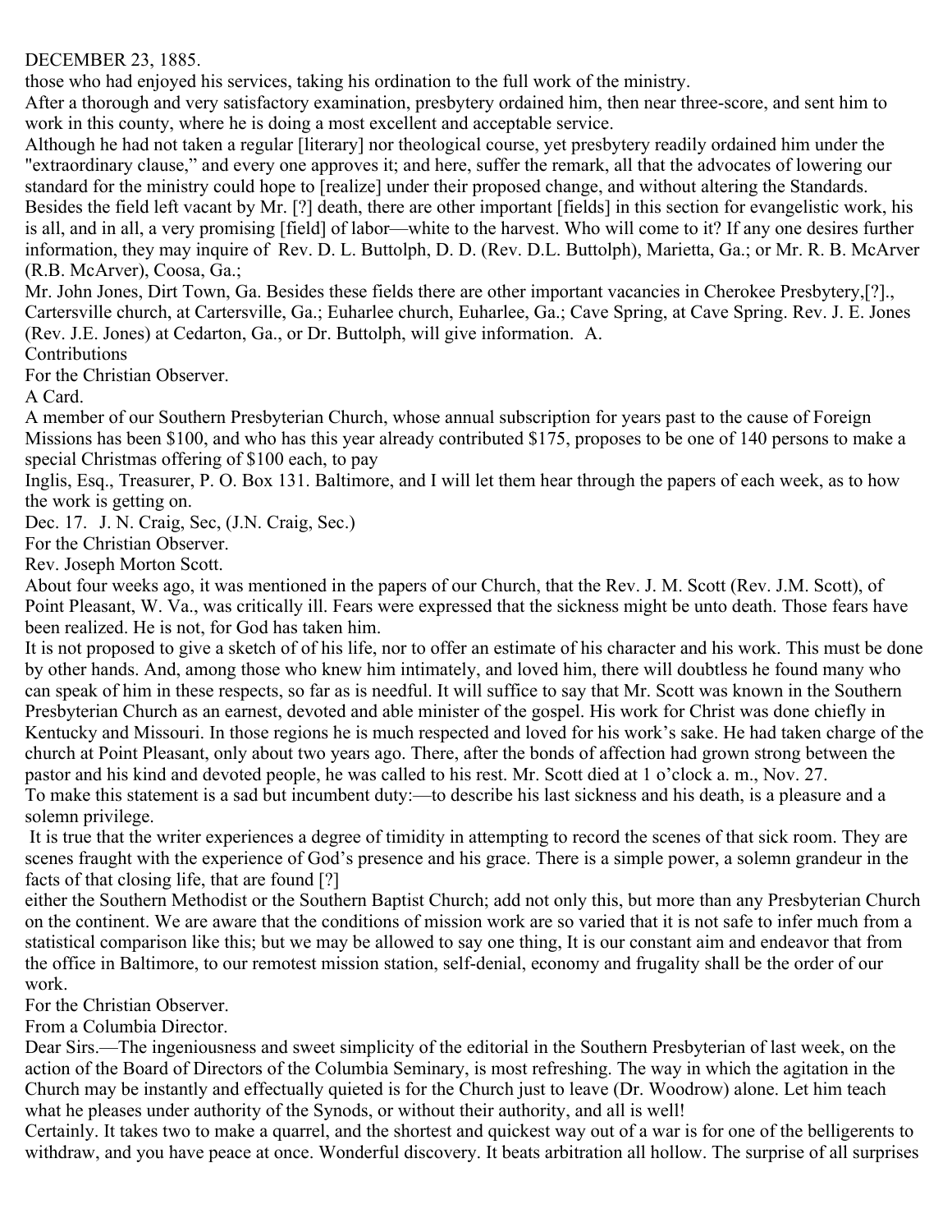DECEMBER 23, 1885.

those who had enjoyed his services, taking his ordination to the full work of the ministry.

After a thorough and very satisfactory examination, presbytery ordained him, then near three-score, and sent him to work in this county, where he is doing a most excellent and acceptable service.

Although he had not taken a regular [literary] nor theological course, yet presbytery readily ordained him under the "extraordinary clause," and every one approves it; and here, suffer the remark, all that the advocates of lowering our standard for the ministry could hope to [realize] under their proposed change, and without altering the Standards.

Besides the field left vacant by Mr. [?] death, there are other important [fields] in this section for evangelistic work, his is all, and in all, a very promising [field] of labor—white to the harvest. Who will come to it? If any one desires further information, they may inquire of Rev. D. L. Buttolph, D. D. (Rev. D.L. Buttolph), Marietta, Ga.; or Mr. R. B. McArver (R.B. McArver), Coosa, Ga.;

Mr. John Jones, Dirt Town, Ga. Besides these fields there are other important vacancies in Cherokee Presbytery,[?]., Cartersville church, at Cartersville, Ga.; Euharlee church, Euharlee, Ga.; Cave Spring, at Cave Spring. Rev. J. E. Jones (Rev. J.E. Jones) at Cedarton, Ga., or Dr. Buttolph, will give information. A.

Contributions

For the Christian Observer.

A Card.

A member of our Southern Presbyterian Church, whose annual subscription for years past to the cause of Foreign Missions has been $100, and who has this year already contributed $175, proposes to be one of 140 persons to make a special Christmas offering of $100 each, to pay

Inglis, Esq., Treasurer, P. O. Box 131. Baltimore, and I will let them hear through the papers of each week, as to how the work is getting on.

Dec. 17. J. N. Craig, Sec, (J.N. Craig, Sec.)

For the Christian Observer.

Rev. Joseph Morton Scott.

About four weeks ago, it was mentioned in the papers of our Church, that the Rev. J. M. Scott (Rev. J.M. Scott), of Point Pleasant, W. Va., was critically ill. Fears were expressed that the sickness might be unto death. Those fears have been realized. He is not, for God has taken him.

It is not proposed to give a sketch of of his life, nor to offer an estimate of his character and his work. This must be done by other hands. And, among those who knew him intimately, and loved him, there will doubtless he found many who can speak of him in these respects, so far as is needful. It will suffice to say that Mr. Scott was known in the Southern Presbyterian Church as an earnest, devoted and able minister of the gospel. His work for Christ was done chiefly in Kentucky and Missouri. In those regions he is much respected and loved for his work's sake. He had taken charge of the church at Point Pleasant, only about two years ago. There, after the bonds of affection had grown strong between the pastor and his kind and devoted people, he was called to his rest. Mr. Scott died at 1 o'clock a. m., Nov. 27.

To make this statement is a sad but incumbent duty:—to describe his last sickness and his death, is a pleasure and a solemn privilege.

It is true that the writer experiences a degree of timidity in attempting to record the scenes of that sick room. They are scenes fraught with the experience of God's presence and his grace. There is a simple power, a solemn grandeur in the facts of that closing life, that are found [?]

either the Southern Methodist or the Southern Baptist Church; add not only this, but more than any Presbyterian Church on the continent. We are aware that the conditions of mission work are so varied that it is not safe to infer much from a statistical comparison like this; but we may be allowed to say one thing, It is our constant aim and endeavor that from the office in Baltimore, to our remotest mission station, self-denial, economy and frugality shall be the order of our work.

For the Christian Observer.

From a Columbia Director.

Dear Sirs.—The ingeniousness and sweet simplicity of the editorial in the Southern Presbyterian of last week, on the action of the Board of Directors of the Columbia Seminary, is most refreshing. The way in which the agitation in the Church may be instantly and effectually quieted is for the Church just to leave (Dr. Woodrow) alone. Let him teach what he pleases under authority of the Synods, or without their authority, and all is well!

Certainly. It takes two to make a quarrel, and the shortest and quickest way out of a war is for one of the belligerents to withdraw, and you have peace at once. Wonderful discovery. It beats arbitration all hollow. The surprise of all surprises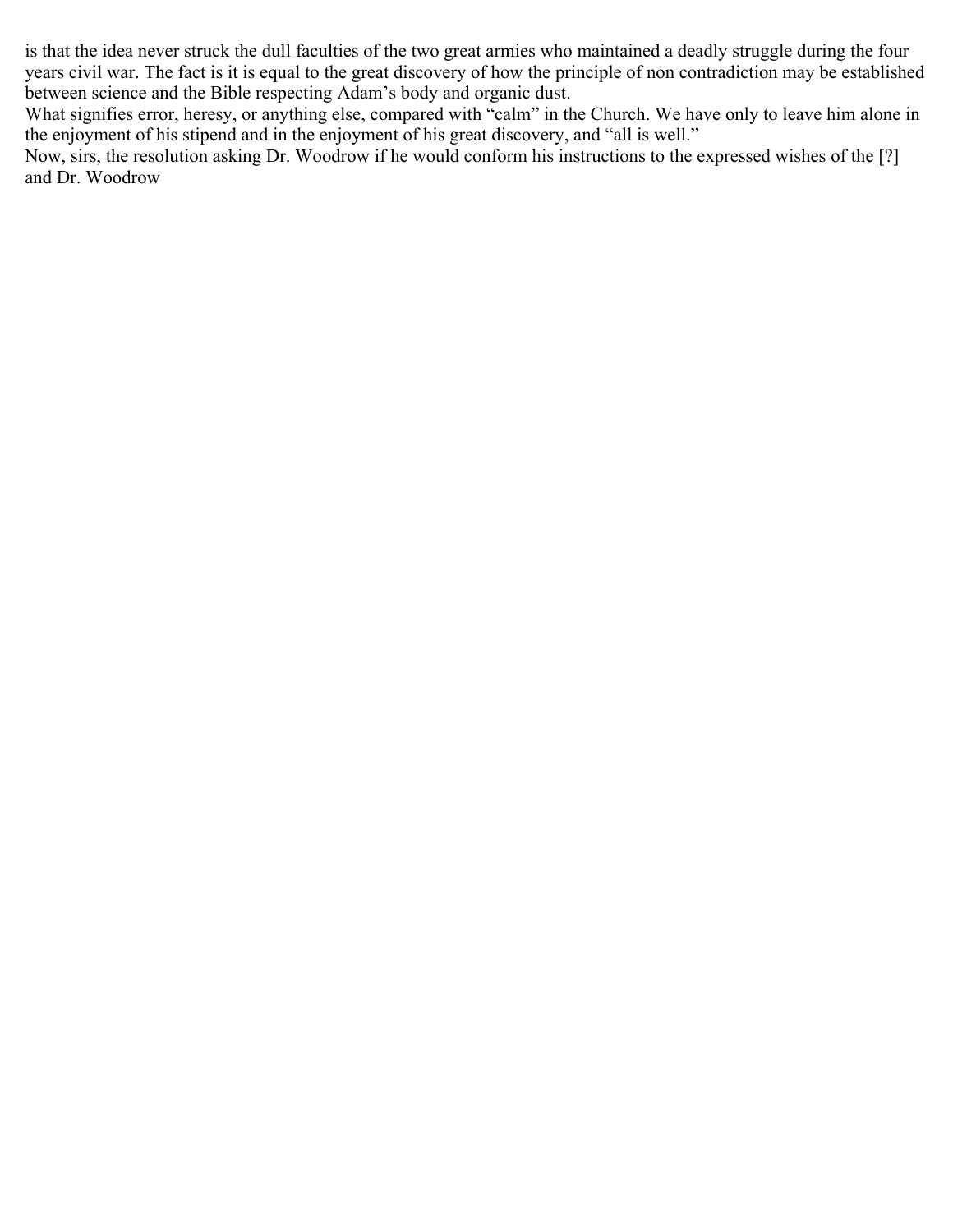is that the idea never struck the dull faculties of the two great armies who maintained a deadly struggle during the four years civil war. The fact is it is equal to the great discovery of how the principle of non contradiction may be established between science and the Bible respecting Adam's body and organic dust.

What signifies error, heresy, or anything else, compared with "calm" in the Church. We have only to leave him alone in the enjoyment of his stipend and in the enjoyment of his great discovery, and "all is well."

Now, sirs, the resolution asking Dr. Woodrow if he would conform his instructions to the expressed wishes of the [?] and Dr. Woodrow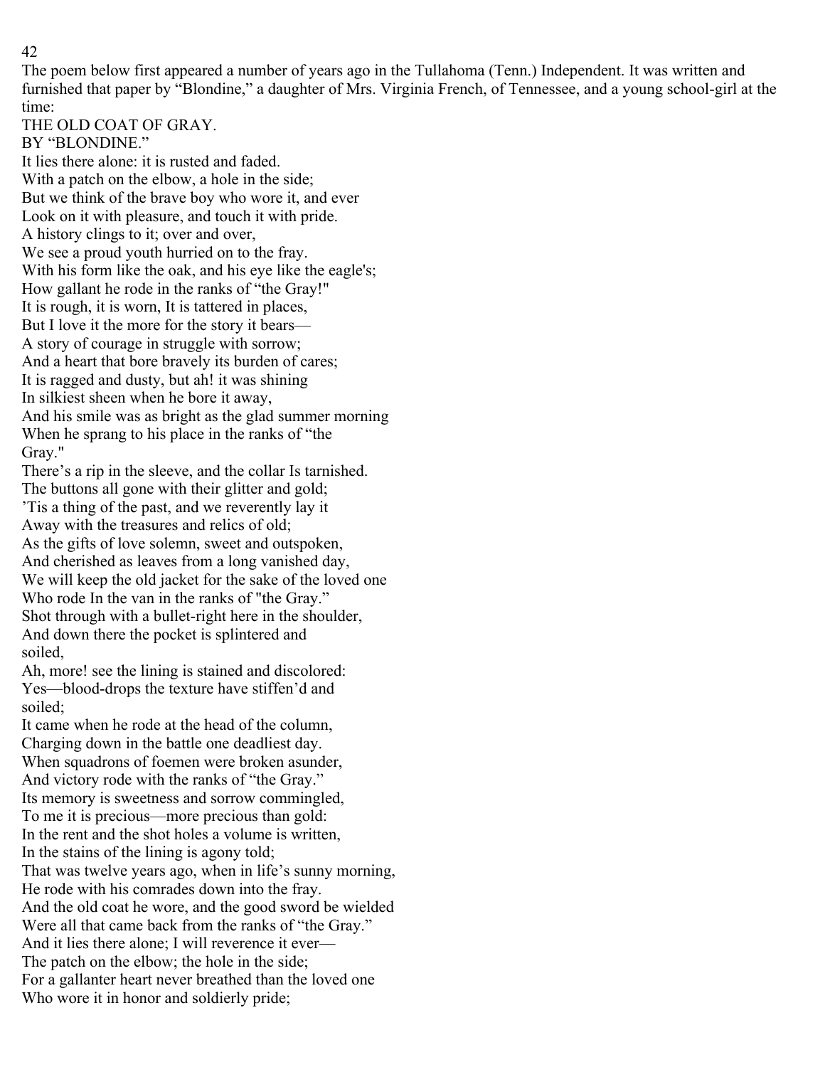The poem below first appeared a number of years ago in the Tullahoma (Tenn.) Independent. It was written and furnished that paper by "Blondine," a daughter of Mrs. Virginia French, of Tennessee, and a young school-girl at the time:

## THE OLD COAT OF GRAY.

BY "BLONDINE."

It lies there alone: it is rusted and faded.
With a patch on the elbow, a hole in the side;
But we think of the brave boy who wore it, and ever
Look on it with pleasure, and touch it with pride.
A history clings to it; over and over,
We see a proud youth hurried on to the fray.
With his form like the oak, and his eye like the eagle's;
How gallant he rode in the ranks of "the Gray!"
It is rough, it is worn, It is tattered in places,
But I love it the more for the story it bears—
A story of courage in struggle with sorrow;
And a heart that bore bravely its burden of cares;
It is ragged and dusty, but ah! it was shining
In silkiest sheen when he bore it away,
And his smile was as bright as the glad summer morning
When he sprang to his place in the ranks of "the Gray."
There's a rip in the sleeve, and the collar Is tarnished.
The buttons all gone with their glitter and gold;
'Tis a thing of the past, and we reverently lay it
Away with the treasures and relics of old;
As the gifts of love solemn, sweet and outspoken,
And cherished as leaves from a long vanished day,
We will keep the old jacket for the sake of the loved one
Who rode In the van in the ranks of "the Gray."
Shot through with a bullet-right here in the shoulder,
And down there the pocket is splintered and soiled,
Ah, more! see the lining is stained and discolored:
Yes—blood-drops the texture have stiffen'd and soiled;
It came when he rode at the head of the column,
Charging down in the battle one deadliest day.
When squadrons of foemen were broken asunder,
And victory rode with the ranks of "the Gray."
Its memory is sweetness and sorrow commingled,
To me it is precious—more precious than gold:
In the rent and the shot holes a volume is written,
In the stains of the lining is agony told;
That was twelve years ago, when in life's sunny morning,
He rode with his comrades down into the fray.
And the old coat he wore, and the good sword be wielded
Were all that came back from the ranks of "the Gray."
And it lies there alone; I will reverence it ever—
The patch on the elbow; the hole in the side;
For a gallanter heart never breathed than the loved one
Who wore it in honor and soldierly pride;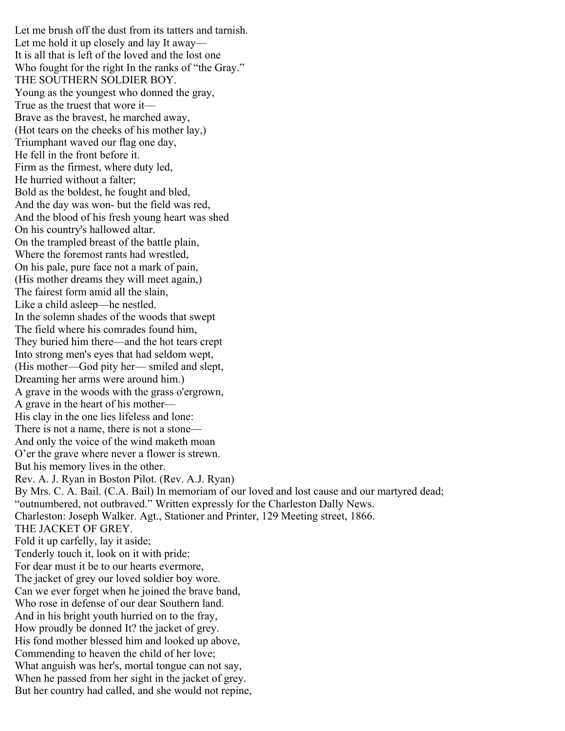Let me brush off the dust from its tatters and tarnish.
Let me hold it up closely and lay It away—
It is all that is left of the loved and the lost one
Who fought for the right In the ranks of "the Gray."

THE SOUTHERN SOLDIER BOY.

Young as the youngest who donned the gray,
True as the truest that wore it—
Brave as the bravest, he marched away,
(Hot tears on the cheeks of his mother lay,)
Triumphant waved our flag one day,
He fell in the front before it.
Firm as the firmest, where duty led,
He hurried without a falter;
Bold as the boldest, he fought and bled,
And the day was won- but the field was red,
And the blood of his fresh young heart was shed
On his country's hallowed altar.
On the trampled breast of the battle plain,
Where the foremost rants had wrestled,
On his pale, pure face not a mark of pain,
(His mother dreams they will meet again,)
The fairest form amid all the slain,
Like a child asleep—he nestled.
In the solemn shades of the woods that swept
The field where his comrades found him,
They buried him there—and the hot tears crept
Into strong men's eyes that had seldom wept,
(His mother—God pity her— smiled and slept,
Dreaming her arms were around him.)
A grave in the woods with the grass o'ergrown,
A grave in the heart of his mother—
His clay in the one lies lifeless and lone:
There is not a name, there is not a stone—
And only the voice of the wind maketh moan
O'er the grave where never a flower is strewn.
But his memory lives in the other.

Rev. A. J. Ryan in Boston Pilot. (Rev. A.J. Ryan)

By Mrs. C. A. Bail. (C.A. Bail) In memoriam of our loved and lost cause and our martyred dead; "outnumbered, not outbraved." Written expressly for the Charleston Dally News.

Charleston: Joseph Walker. Agt., Stationer and Printer, 129 Meeting street, 1866.

THE JACKET OF GREY.

Fold it up carfelly, lay it aside;
Tenderly touch it, look on it with pride:
For dear must it be to our hearts evermore,
The jacket of grey our loved soldier boy wore.
Can we ever forget when he joined the brave band,
Who rose in defense of our dear Southern land.
And in his bright youth hurried on to the fray,
How proudly be donned It? the jacket of grey.
His fond mother blessed him and looked up above,
Commending to heaven the child of her love;
What anguish was her's, mortal tongue can not say,
When he passed from her sight in the jacket of grey.
But her country had called, and she would not repine,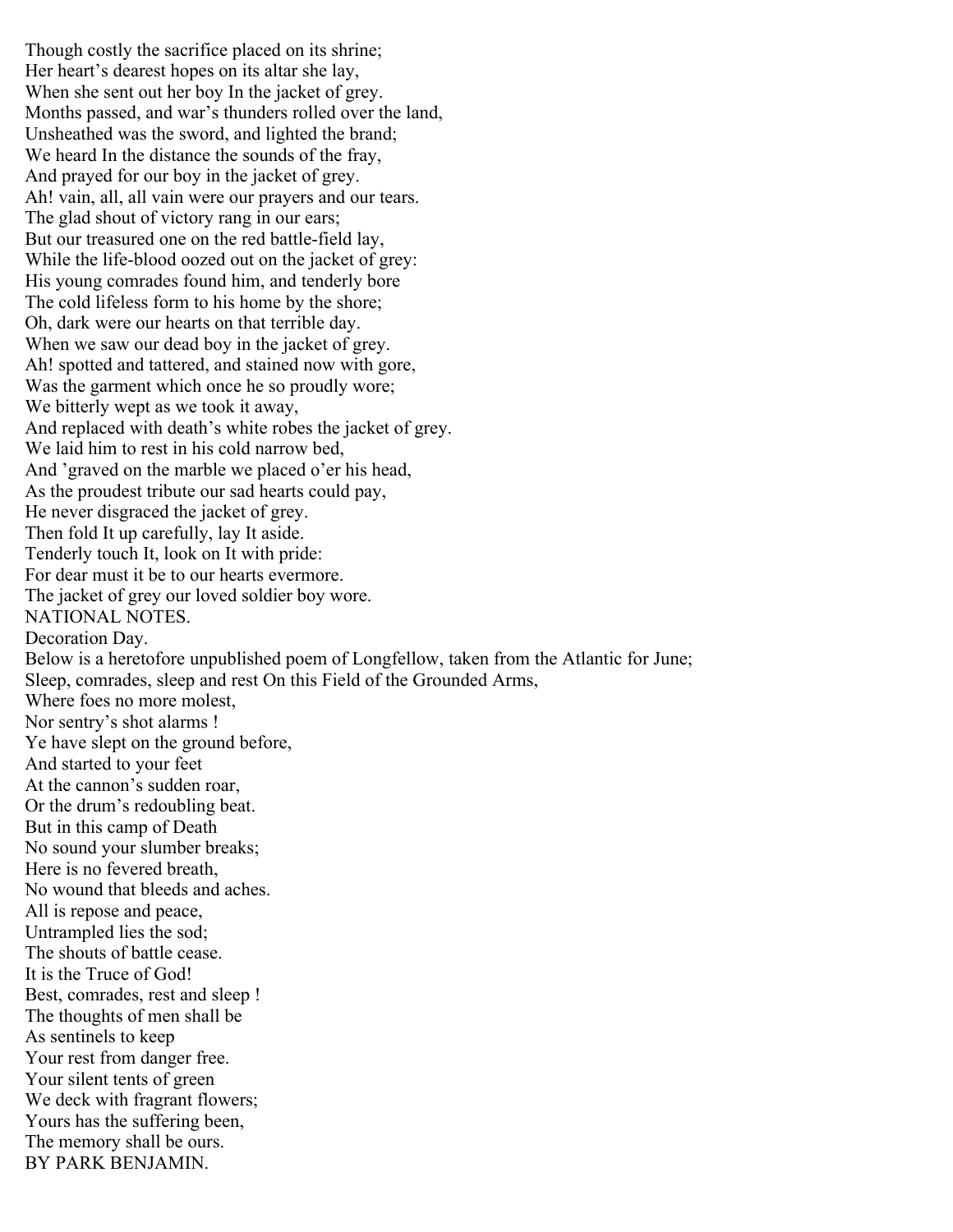Though costly the sacrifice placed on its shrine;
Her heart's dearest hopes on its altar she lay,
When she sent out her boy In the jacket of grey.
Months passed, and war's thunders rolled over the land,
Unsheathed was the sword, and lighted the brand;
We heard In the distance the sounds of the fray,
And prayed for our boy in the jacket of grey.
Ah! vain, all, all vain were our prayers and our tears.
The glad shout of victory rang in our ears;
But our treasured one on the red battle-field lay,
While the life-blood oozed out on the jacket of grey:
His young comrades found him, and tenderly bore
The cold lifeless form to his home by the shore;
Oh, dark were our hearts on that terrible day.
When we saw our dead boy in the jacket of grey.
Ah! spotted and tattered, and stained now with gore,
Was the garment which once he so proudly wore;
We bitterly wept as we took it away,
And replaced with death's white robes the jacket of grey.
We laid him to rest in his cold narrow bed,
And 'graved on the marble we placed o'er his head,
As the proudest tribute our sad hearts could pay,
He never disgraced the jacket of grey.
Then fold It up carefully, lay It aside.
Tenderly touch It, look on It with pride:
For dear must it be to our hearts evermore.
The jacket of grey our loved soldier boy wore.

NATIONAL NOTES.

Decoration Day.

Below is a heretofore unpublished poem of Longfellow, taken from the Atlantic for June;

Sleep, comrades, sleep and rest On this Field of the Grounded Arms,
Where foes no more molest,
Nor sentry's shot alarms !
Ye have slept on the ground before,
And started to your feet
At the cannon's sudden roar,
Or the drum's redoubling beat.
But in this camp of Death
No sound your slumber breaks;
Here is no fevered breath,
No wound that bleeds and aches.
All is repose and peace,
Untrampled lies the sod;
The shouts of battle cease.
It is the Truce of God!
Best, comrades, rest and sleep !
The thoughts of men shall be
As sentinels to keep
Your rest from danger free.
Your silent tents of green
We deck with fragrant flowers;
Yours has the suffering been,
The memory shall be ours.

BY PARK BENJAMIN.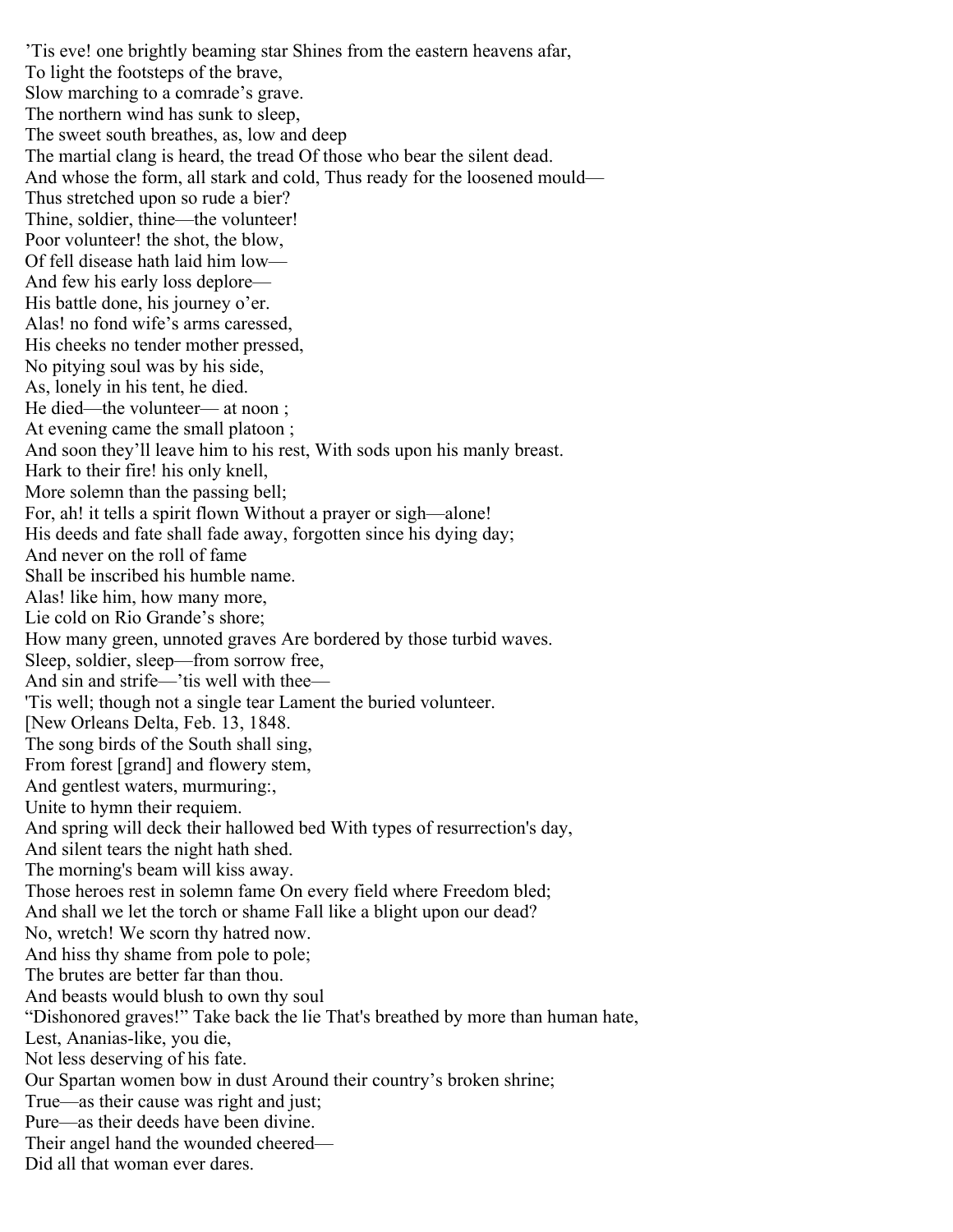’Tis eve! one brightly beaming star Shines from the eastern heavens afar,
To light the footsteps of the brave,
Slow marching to a comrade’s grave.
The northern wind has sunk to sleep,
The sweet south breathes, as, low and deep
The martial clang is heard, the tread Of those who bear the silent dead.
And whose the form, all stark and cold, Thus ready for the loosened mould—
Thus stretched upon so rude a bier?
Thine, soldier, thine—the volunteer!
Poor volunteer! the shot, the blow,
Of fell disease hath laid him low—
And few his early loss deplore—
His battle done, his journey o’er.
Alas! no fond wife’s arms caressed,
His cheeks no tender mother pressed,
No pitying soul was by his side,
As, lonely in his tent, he died.
He died—the volunteer— at noon ;
At evening came the small platoon ;
And soon they’ll leave him to his rest, With sods upon his manly breast.
Hark to their fire! his only knell,
More solemn than the passing bell;
For, ah! it tells a spirit flown Without a prayer or sigh—alone!
His deeds and fate shall fade away, forgotten since his dying day;
And never on the roll of fame
Shall be inscribed his humble name.
Alas! like him, how many more,
Lie cold on Rio Grande’s shore;
How many green, unnoted graves Are bordered by those turbid waves.
Sleep, soldier, sleep—from sorrow free,
And sin and strife—’tis well with thee—
'Tis well; though not a single tear Lament the buried volunteer.
[New Orleans Delta, Feb. 13, 1848.
The song birds of the South shall sing,
From forest [grand] and flowery stem,
And gentlest waters, murmuring:,
Unite to hymn their requiem.
And spring will deck their hallowed bed With types of resurrection's day,
And silent tears the night hath shed.
The morning's beam will kiss away.
Those heroes rest in solemn fame On every field where Freedom bled;
And shall we let the torch or shame Fall like a blight upon our dead?
No, wretch! We scorn thy hatred now.
And hiss thy shame from pole to pole;
The brutes are better far than thou.
And beasts would blush to own thy soul
“Dishonored graves!” Take back the lie That's breathed by more than human hate,
Lest, Ananias-like, you die,
Not less deserving of his fate.
Our Spartan women bow in dust Around their country’s broken shrine;
True—as their cause was right and just;
Pure—as their deeds have been divine.
Their angel hand the wounded cheered—
Did all that woman ever dares.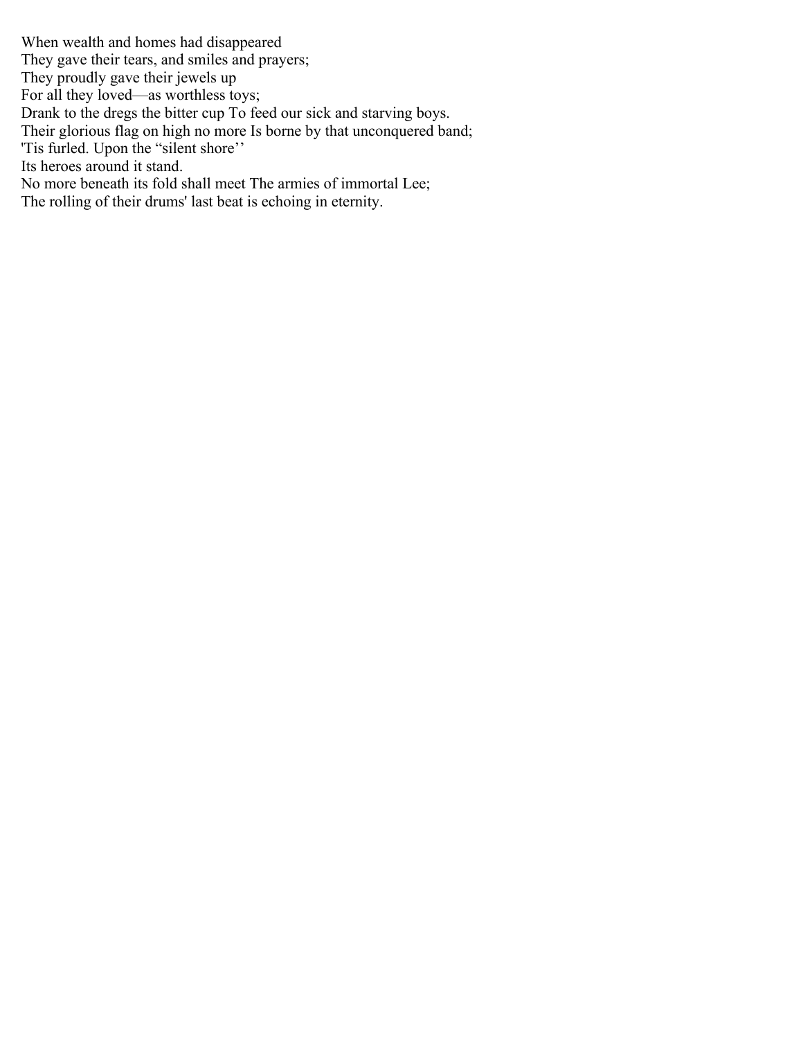When wealth and homes had disappeared
They gave their tears, and smiles and prayers;
They proudly gave their jewels up
For all they loved—as worthless toys;
Drank to the dregs the bitter cup To feed our sick and starving boys.
Their glorious flag on high no more Is borne by that unconquered band;
'Tis furled. Upon the “silent shore’’
Its heroes around it stand.
No more beneath its fold shall meet The armies of immortal Lee;
The rolling of their drums' last beat is echoing in eternity.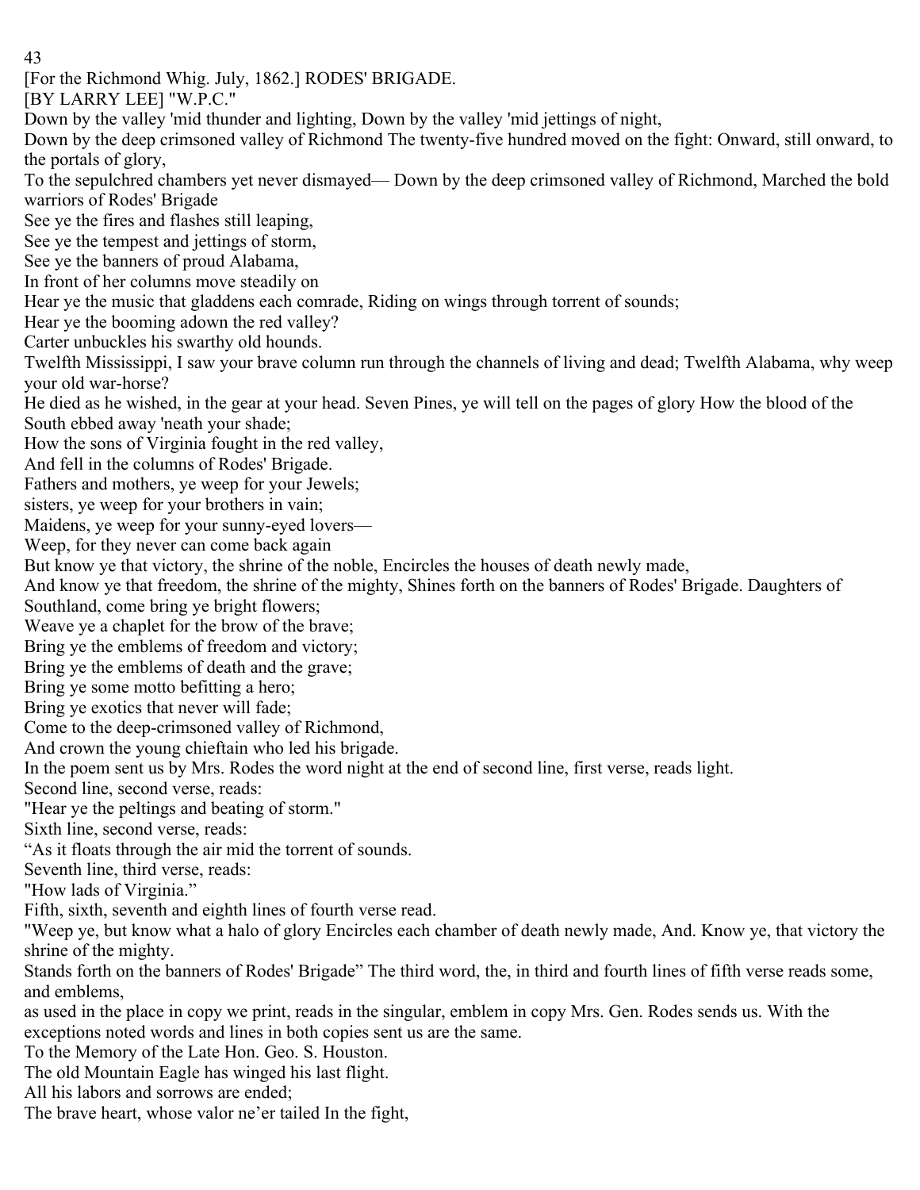[For the Richmond Whig. July, 1862.] RODES' BRIGADE.

[BY LARRY LEE] "W.P.C."

Down by the valley 'mid thunder and lighting, Down by the valley 'mid jettings of night,

Down by the deep crimsoned valley of Richmond The twenty-five hundred moved on the fight: Onward, still onward, to the portals of glory,

To the sepulchred chambers yet never dismayed— Down by the deep crimsoned valley of Richmond, Marched the bold warriors of Rodes' Brigade

See ye the fires and flashes still leaping,

See ye the tempest and jettings of storm,

See ye the banners of proud Alabama,

In front of her columns move steadily on

Hear ye the music that gladdens each comrade, Riding on wings through torrent of sounds;

Hear ye the booming adown the red valley?

Carter unbuckles his swarthy old hounds.

Twelfth Mississippi, I saw your brave column run through the channels of living and dead; Twelfth Alabama, why weep your old war-horse?

He died as he wished, in the gear at your head. Seven Pines, ye will tell on the pages of glory How the blood of the South ebbed away 'neath your shade;

How the sons of Virginia fought in the red valley,

And fell in the columns of Rodes' Brigade.

Fathers and mothers, ye weep for your Jewels;

sisters, ye weep for your brothers in vain;

Maidens, ye weep for your sunny-eyed lovers—

Weep, for they never can come back again

But know ye that victory, the shrine of the noble, Encircles the houses of death newly made,

And know ye that freedom, the shrine of the mighty, Shines forth on the banners of Rodes' Brigade. Daughters of Southland, come bring ye bright flowers;

Weave ye a chaplet for the brow of the brave;

Bring ye the emblems of freedom and victory;

Bring ye the emblems of death and the grave;

Bring ye some motto befitting a hero;

Bring ye exotics that never will fade;

Come to the deep-crimsoned valley of Richmond,

And crown the young chieftain who led his brigade.

In the poem sent us by Mrs. Rodes the word night at the end of second line, first verse, reads light.

Second line, second verse, reads:

"Hear ye the peltings and beating of storm."

Sixth line, second verse, reads:

"As it floats through the air mid the torrent of sounds.

Seventh line, third verse, reads:

"How lads of Virginia."

Fifth, sixth, seventh and eighth lines of fourth verse read.

"Weep ye, but know what a halo of glory Encircles each chamber of death newly made, And. Know ye, that victory the shrine of the mighty.

Stands forth on the banners of Rodes' Brigade" The third word, the, in third and fourth lines of fifth verse reads some, and emblems,

as used in the place in copy we print, reads in the singular, emblem in copy Mrs. Gen. Rodes sends us. With the exceptions noted words and lines in both copies sent us are the same.

To the Memory of the Late Hon. Geo. S. Houston.

The old Mountain Eagle has winged his last flight.

All his labors and sorrows are ended;

The brave heart, whose valor ne'er tailed In the fight,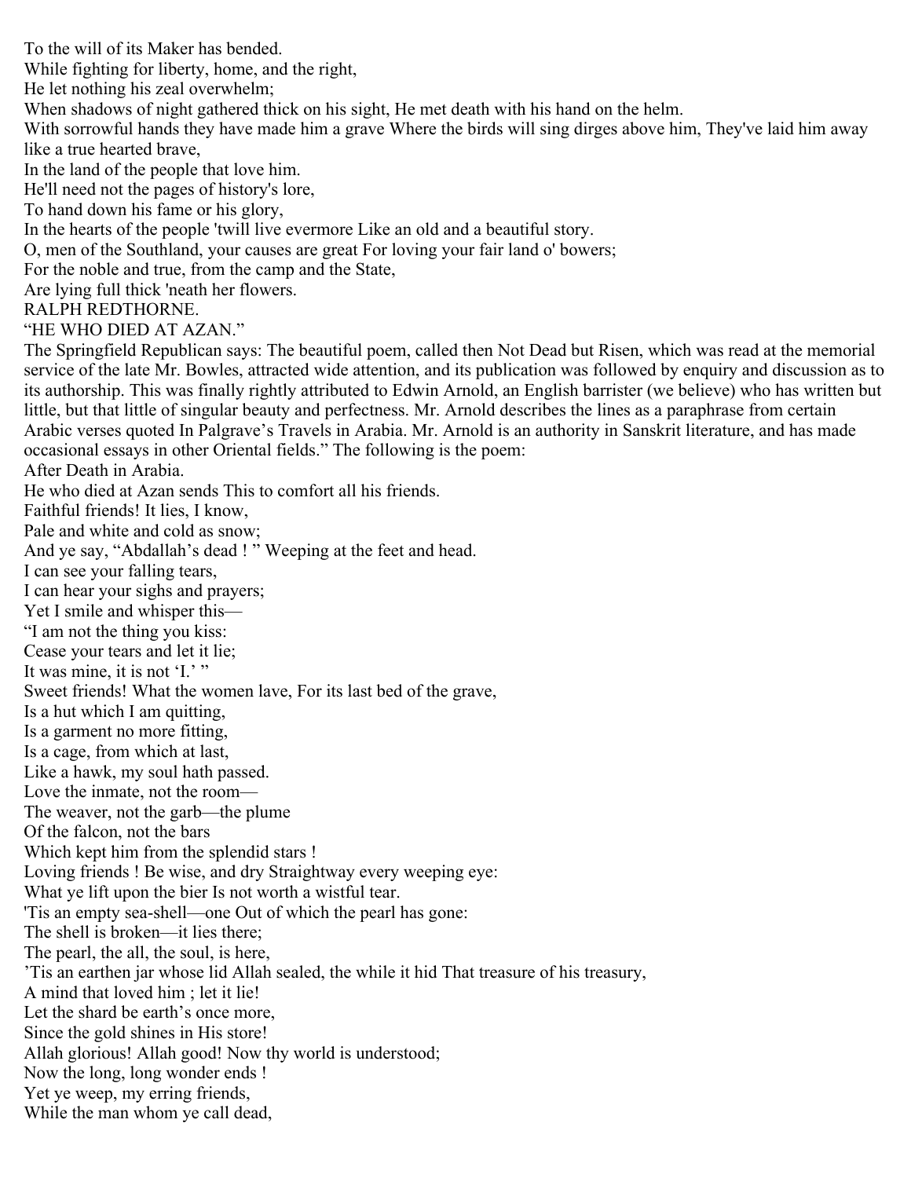To the will of its Maker has bended.
While fighting for liberty, home, and the right,
He let nothing his zeal overwhelm;
When shadows of night gathered thick on his sight, He met death with his hand on the helm.
With sorrowful hands they have made him a grave Where the birds will sing dirges above him, They've laid him away like a true hearted brave,
In the land of the people that love him.
He'll need not the pages of history's lore,
To hand down his fame or his glory,
In the hearts of the people 'twill live evermore Like an old and a beautiful story.
O, men of the Southland, your causes are great For loving your fair land o' bowers;
For the noble and true, from the camp and the State,
Are lying full thick 'neath her flowers.

RALPH REDTHORNE.

## "HE WHO DIED AT AZAN."

The Springfield Republican says: The beautiful poem, called then Not Dead but Risen, which was read at the memorial service of the late Mr. Bowles, attracted wide attention, and its publication was followed by enquiry and discussion as to its authorship. This was finally rightly attributed to Edwin Arnold, an English barrister (we believe) who has written but little, but that little of singular beauty and perfectness. Mr. Arnold describes the lines as a paraphrase from certain Arabic verses quoted In Palgrave's Travels in Arabia. Mr. Arnold is an authority in Sanskrit literature, and has made occasional essays in other Oriental fields." The following is the poem:

After Death in Arabia.

He who died at Azan sends This to comfort all his friends.
Faithful friends! It lies, I know,
Pale and white and cold as snow;
And ye say, "Abdallah's dead ! " Weeping at the feet and head.
I can see your falling tears,
I can hear your sighs and prayers;
Yet I smile and whisper this—
"I am not the thing you kiss:
Cease your tears and let it lie;
It was mine, it is not 'I.' "
Sweet friends! What the women lave, For its last bed of the grave,
Is a hut which I am quitting,
Is a garment no more fitting,
Is a cage, from which at last,
Like a hawk, my soul hath passed.
Love the inmate, not the room—
The weaver, not the garb—the plume
Of the falcon, not the bars
Which kept him from the splendid stars !
Loving friends ! Be wise, and dry Straightway every weeping eye:
What ye lift upon the bier Is not worth a wistful tear.
'Tis an empty sea-shell—one Out of which the pearl has gone:
The shell is broken—it lies there;
The pearl, the all, the soul, is here,
'Tis an earthen jar whose lid Allah sealed, the while it hid That treasure of his treasury,
A mind that loved him ; let it lie!
Let the shard be earth's once more,
Since the gold shines in His store!
Allah glorious! Allah good! Now thy world is understood;
Now the long, long wonder ends !
Yet ye weep, my erring friends,
While the man whom ye call dead,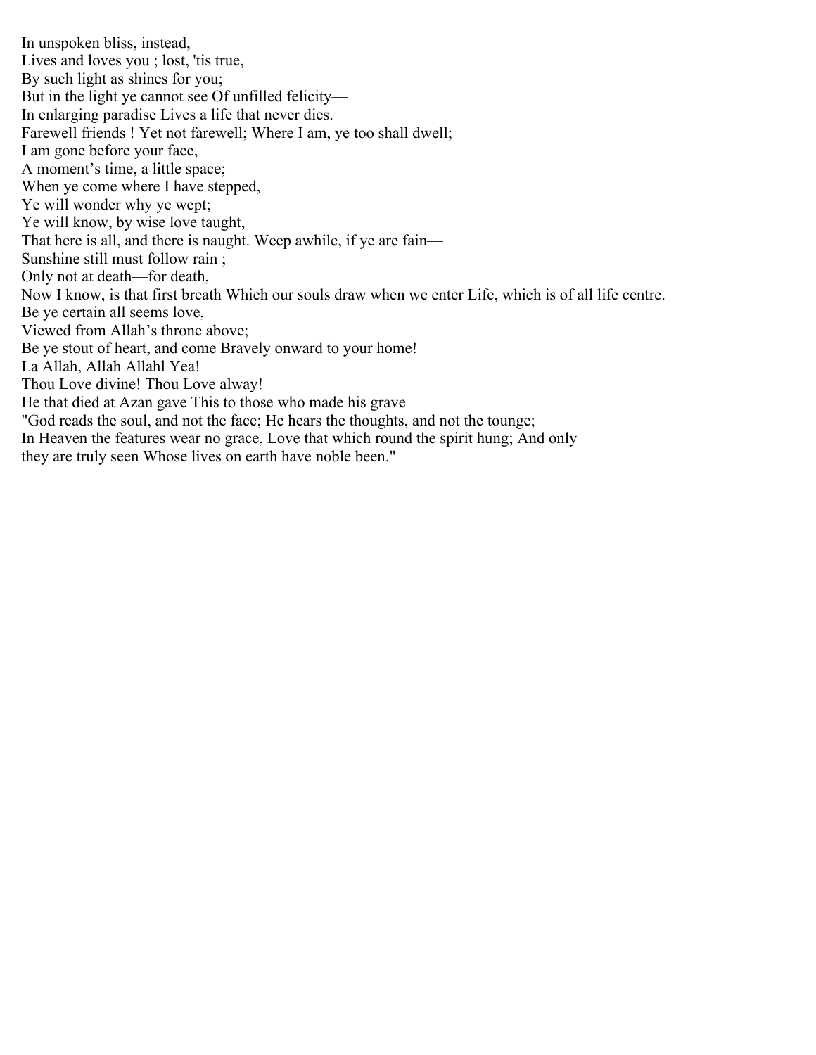In unspoken bliss, instead,
Lives and loves you ; lost, 'tis true,
By such light as shines for you;
But in the light ye cannot see Of unfilled felicity—
In enlarging paradise Lives a life that never dies.
Farewell friends ! Yet not farewell; Where I am, ye too shall dwell;
I am gone before your face,
A moment's time, a little space;
When ye come where I have stepped,
Ye will wonder why ye wept;
Ye will know, by wise love taught,
That here is all, and there is naught. Weep awhile, if ye are fain—
Sunshine still must follow rain ;
Only not at death—for death,
Now I know, is that first breath Which our souls draw when we enter Life, which is of all life centre.
Be ye certain all seems love,
Viewed from Allah's throne above;
Be ye stout of heart, and come Bravely onward to your home!
La Allah, Allah Allahl Yea!
Thou Love divine! Thou Love alway!
He that died at Azan gave This to those who made his grave
"God reads the soul, and not the face; He hears the thoughts, and not the tounge;
In Heaven the features wear no grace, Love that which round the spirit hung; And only
they are truly seen Whose lives on earth have noble been."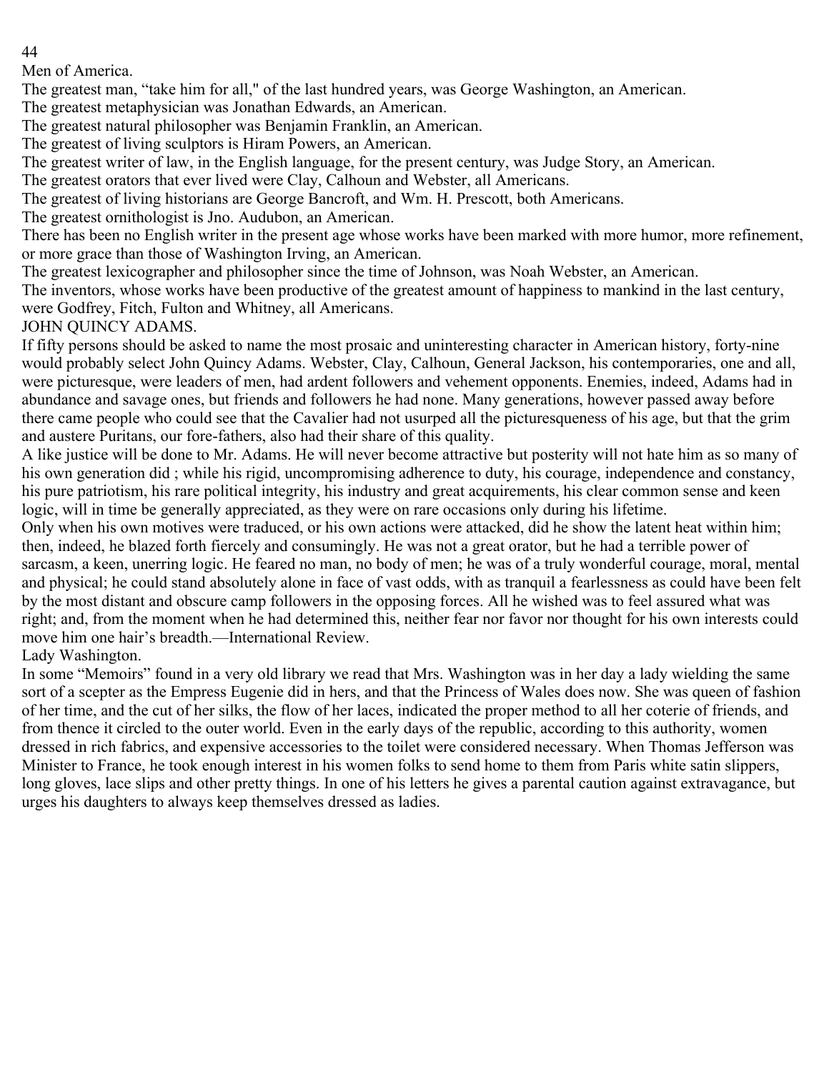## Men of America.

The greatest man, "take him for all," of the last hundred years, was George Washington, an American.

The greatest metaphysician was Jonathan Edwards, an American.

The greatest natural philosopher was Benjamin Franklin, an American.

The greatest of living sculptors is Hiram Powers, an American.

The greatest writer of law, in the English language, for the present century, was Judge Story, an American.

The greatest orators that ever lived were Clay, Calhoun and Webster, all Americans.

The greatest of living historians are George Bancroft, and Wm. H. Prescott, both Americans.

The greatest ornithologist is Jno. Audubon, an American.

There has been no English writer in the present age whose works have been marked with more humor, more refinement, or more grace than those of Washington Irving, an American.

The greatest lexicographer and philosopher since the time of Johnson, was Noah Webster, an American.

The inventors, whose works have been productive of the greatest amount of happiness to mankind in the last century, were Godfrey, Fitch, Fulton and Whitney, all Americans.

## JOHN QUINCY ADAMS.

If fifty persons should be asked to name the most prosaic and uninteresting character in American history, forty-nine would probably select John Quincy Adams. Webster, Clay, Calhoun, General Jackson, his contemporaries, one and all, were picturesque, were leaders of men, had ardent followers and vehement opponents. Enemies, indeed, Adams had in abundance and savage ones, but friends and followers he had none. Many generations, however passed away before there came people who could see that the Cavalier had not usurped all the picturesqueness of his age, but that the grim and austere Puritans, our fore-fathers, also had their share of this quality.

A like justice will be done to Mr. Adams. He will never become attractive but posterity will not hate him as so many of his own generation did ; while his rigid, uncompromising adherence to duty, his courage, independence and constancy, his pure patriotism, his rare political integrity, his industry and great acquirements, his clear common sense and keen logic, will in time be generally appreciated, as they were on rare occasions only during his lifetime.

Only when his own motives were traduced, or his own actions were attacked, did he show the latent heat within him; then, indeed, he blazed forth fiercely and consumingly. He was not a great orator, but he had a terrible power of sarcasm, a keen, unerring logic. He feared no man, no body of men; he was of a truly wonderful courage, moral, mental and physical; he could stand absolutely alone in face of vast odds, with as tranquil a fearlessness as could have been felt by the most distant and obscure camp followers in the opposing forces. All he wished was to feel assured what was right; and, from the moment when he had determined this, neither fear nor favor nor thought for his own interests could move him one hair's breadth.—International Review.

## Lady Washington.

In some "Memoirs" found in a very old library we read that Mrs. Washington was in her day a lady wielding the same sort of a scepter as the Empress Eugenie did in hers, and that the Princess of Wales does now. She was queen of fashion of her time, and the cut of her silks, the flow of her laces, indicated the proper method to all her coterie of friends, and from thence it circled to the outer world. Even in the early days of the republic, according to this authority, women dressed in rich fabrics, and expensive accessories to the toilet were considered necessary. When Thomas Jefferson was Minister to France, he took enough interest in his women folks to send home to them from Paris white satin slippers, long gloves, lace slips and other pretty things. In one of his letters he gives a parental caution against extravagance, but urges his daughters to always keep themselves dressed as ladies.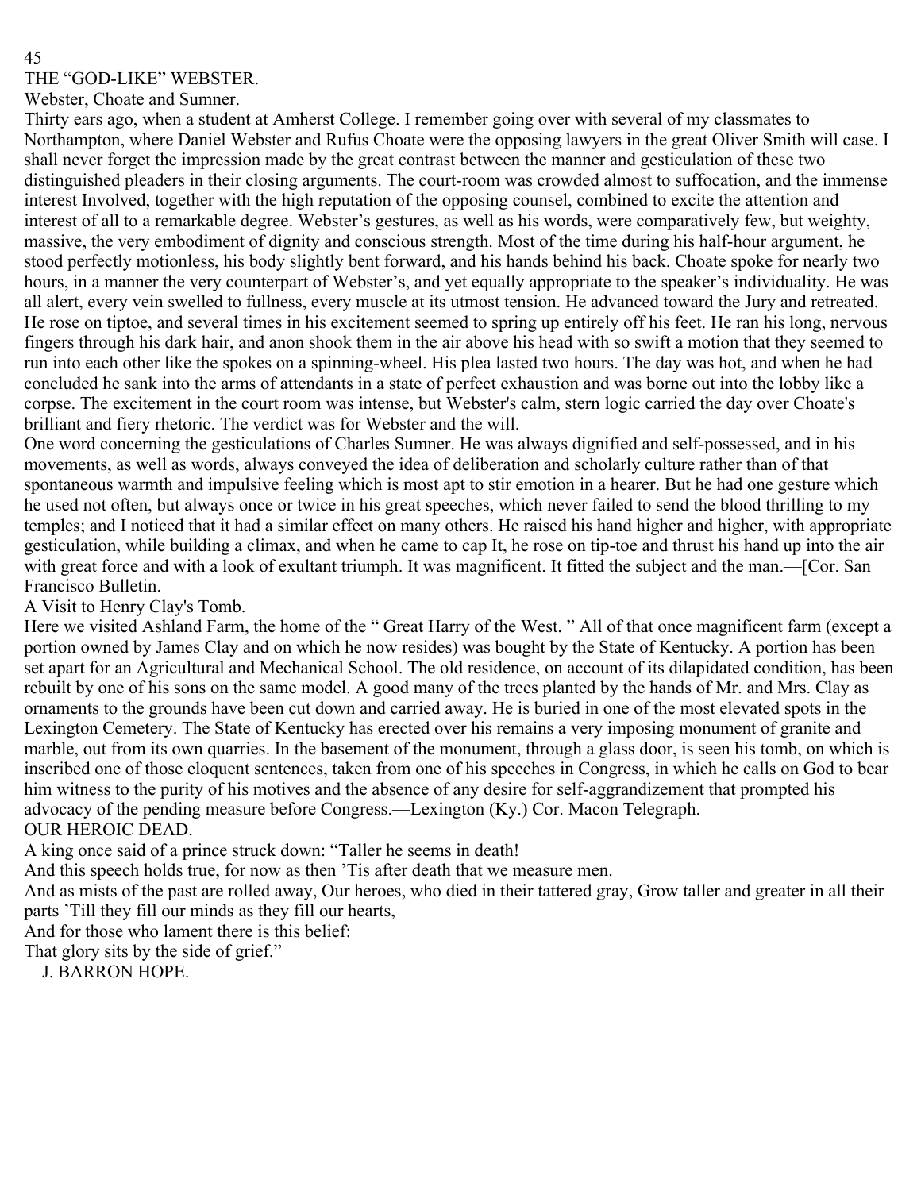# THE "GOD-LIKE" WEBSTER.

## Webster, Choate and Sumner.

Thirty ears ago, when a student at Amherst College. I remember going over with several of my classmates to Northampton, where Daniel Webster and Rufus Choate were the opposing lawyers in the great Oliver Smith will case. I shall never forget the impression made by the great contrast between the manner and gesticulation of these two distinguished pleaders in their closing arguments. The court-room was crowded almost to suffocation, and the immense interest Involved, together with the high reputation of the opposing counsel, combined to excite the attention and interest of all to a remarkable degree. Webster's gestures, as well as his words, were comparatively few, but weighty, massive, the very embodiment of dignity and conscious strength. Most of the time during his half-hour argument, he stood perfectly motionless, his body slightly bent forward, and his hands behind his back. Choate spoke for nearly two hours, in a manner the very counterpart of Webster's, and yet equally appropriate to the speaker's individuality. He was all alert, every vein swelled to fullness, every muscle at its utmost tension. He advanced toward the Jury and retreated. He rose on tiptoe, and several times in his excitement seemed to spring up entirely off his feet. He ran his long, nervous fingers through his dark hair, and anon shook them in the air above his head with so swift a motion that they seemed to run into each other like the spokes on a spinning-wheel. His plea lasted two hours. The day was hot, and when he had concluded he sank into the arms of attendants in a state of perfect exhaustion and was borne out into the lobby like a corpse. The excitement in the court room was intense, but Webster's calm, stern logic carried the day over Choate's brilliant and fiery rhetoric. The verdict was for Webster and the will.

One word concerning the gesticulations of Charles Sumner. He was always dignified and self-possessed, and in his movements, as well as words, always conveyed the idea of deliberation and scholarly culture rather than of that spontaneous warmth and impulsive feeling which is most apt to stir emotion in a hearer. But he had one gesture which he used not often, but always once or twice in his great speeches, which never failed to send the blood thrilling to my temples; and I noticed that it had a similar effect on many others. He raised his hand higher and higher, with appropriate gesticulation, while building a climax, and when he came to cap It, he rose on tip-toe and thrust his hand up into the air with great force and with a look of exultant triumph. It was magnificent. It fitted the subject and the man.—[Cor. San Francisco Bulletin.

## A Visit to Henry Clay's Tomb.

Here we visited Ashland Farm, the home of the " Great Harry of the West. " All of that once magnificent farm (except a portion owned by James Clay and on which he now resides) was bought by the State of Kentucky. A portion has been set apart for an Agricultural and Mechanical School. The old residence, on account of its dilapidated condition, has been rebuilt by one of his sons on the same model. A good many of the trees planted by the hands of Mr. and Mrs. Clay as ornaments to the grounds have been cut down and carried away. He is buried in one of the most elevated spots in the Lexington Cemetery. The State of Kentucky has erected over his remains a very imposing monument of granite and marble, out from its own quarries. In the basement of the monument, through a glass door, is seen his tomb, on which is inscribed one of those eloquent sentences, taken from one of his speeches in Congress, in which he calls on God to bear him witness to the purity of his motives and the absence of any desire for self-aggrandizement that prompted his advocacy of the pending measure before Congress.—Lexington (Ky.) Cor. Macon Telegraph.

## OUR HEROIC DEAD.

A king once said of a prince struck down: "Taller he seems in death!

And this speech holds true, for now as then 'Tis after death that we measure men.

And as mists of the past are rolled away, Our heroes, who died in their tattered gray, Grow taller and greater in all their parts 'Till they fill our minds as they fill our hearts,

And for those who lament there is this belief:

That glory sits by the side of grief."

—J. BARRON HOPE.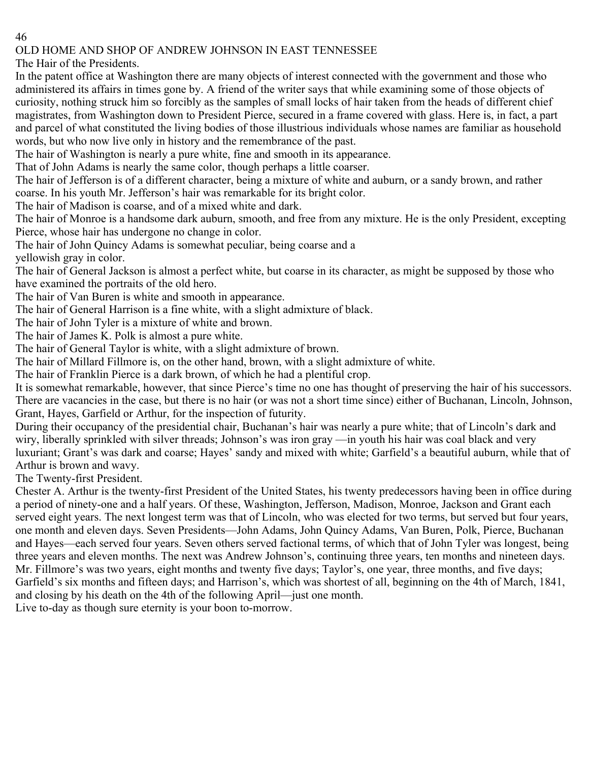OLD HOME AND SHOP OF ANDREW JOHNSON IN EAST TENNESSEE

## The Hair of the Presidents.

In the patent office at Washington there are many objects of interest connected with the government and those who administered its affairs in times gone by. A friend of the writer says that while examining some of those objects of curiosity, nothing struck him so forcibly as the samples of small locks of hair taken from the heads of different chief magistrates, from Washington down to President Pierce, secured in a frame covered with glass. Here is, in fact, a part and parcel of what constituted the living bodies of those illustrious individuals whose names are familiar as household words, but who now live only in history and the remembrance of the past.

The hair of Washington is nearly a pure white, fine and smooth in its appearance.

That of John Adams is nearly the same color, though perhaps a little coarser.

The hair of Jefferson is of a different character, being a mixture of white and auburn, or a sandy brown, and rather coarse. In his youth Mr. Jefferson's hair was remarkable for its bright color.

The hair of Madison is coarse, and of a mixed white and dark.

The hair of Monroe is a handsome dark auburn, smooth, and free from any mixture. He is the only President, excepting Pierce, whose hair has undergone no change in color.

The hair of John Quincy Adams is somewhat peculiar, being coarse and a yellowish gray in color.

The hair of General Jackson is almost a perfect white, but coarse in its character, as might be supposed by those who have examined the portraits of the old hero.

The hair of Van Buren is white and smooth in appearance.

The hair of General Harrison is a fine white, with a slight admixture of black.

The hair of John Tyler is a mixture of white and brown.

The hair of James K. Polk is almost a pure white.

The hair of General Taylor is white, with a slight admixture of brown.

The hair of Millard Fillmore is, on the other hand, brown, with a slight admixture of white.

The hair of Franklin Pierce is a dark brown, of which he had a plentiful crop.

It is somewhat remarkable, however, that since Pierce's time no one has thought of preserving the hair of his successors. There are vacancies in the case, but there is no hair (or was not a short time since) either of Buchanan, Lincoln, Johnson, Grant, Hayes, Garfield or Arthur, for the inspection of futurity.

During their occupancy of the presidential chair, Buchanan's hair was nearly a pure white; that of Lincoln's dark and wiry, liberally sprinkled with silver threads; Johnson's was iron gray —in youth his hair was coal black and very luxuriant; Grant's was dark and coarse; Hayes' sandy and mixed with white; Garfield's a beautiful auburn, while that of Arthur is brown and wavy.

## The Twenty-first President.

Chester A. Arthur is the twenty-first President of the United States, his twenty predecessors having been in office during a period of ninety-one and a half years. Of these, Washington, Jefferson, Madison, Monroe, Jackson and Grant each served eight years. The next longest term was that of Lincoln, who was elected for two terms, but served but four years, one month and eleven days. Seven Presidents—John Adams, John Quincy Adams, Van Buren, Polk, Pierce, Buchanan and Hayes—each served four years. Seven others served factional terms, of which that of John Tyler was longest, being three years and eleven months. The next was Andrew Johnson's, continuing three years, ten months and nineteen days. Mr. Fillmore's was two years, eight months and twenty five days; Taylor's, one year, three months, and five days; Garfield's six months and fifteen days; and Harrison's, which was shortest of all, beginning on the 4th of March, 1841, and closing by his death on the 4th of the following April—just one month.

Live to-day as though sure eternity is your boon to-morrow.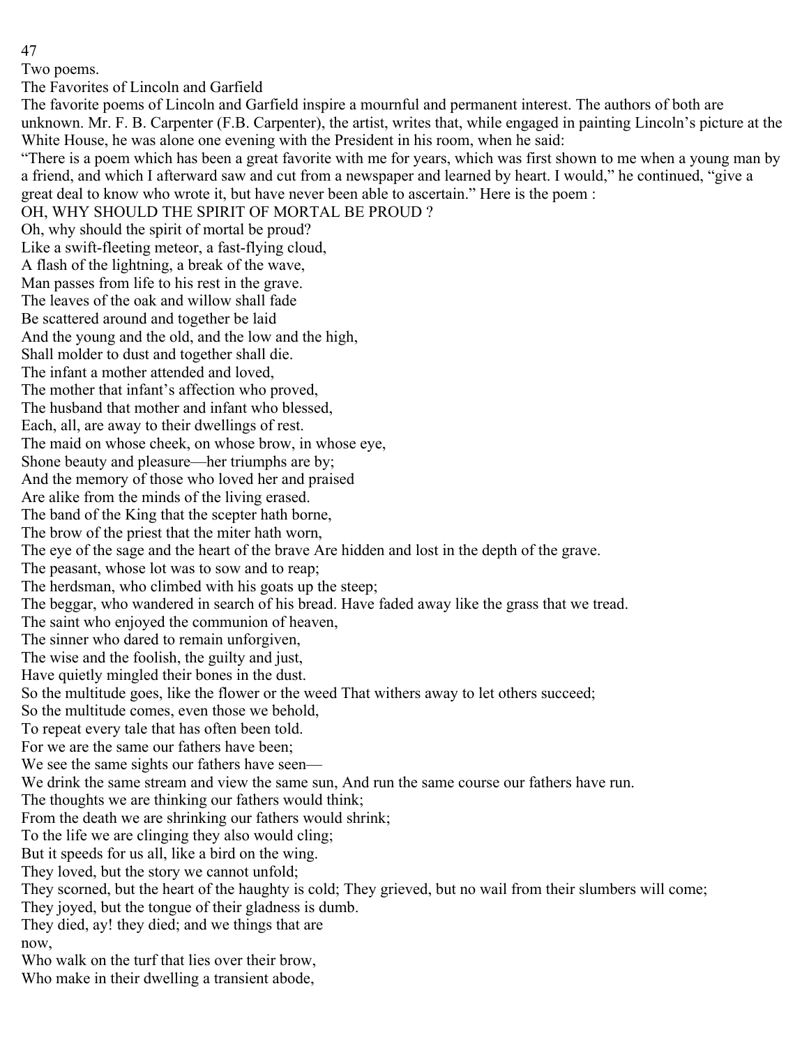Two poems.

## The Favorites of Lincoln and Garfield

The favorite poems of Lincoln and Garfield inspire a mournful and permanent interest. The authors of both are unknown. Mr. F. B. Carpenter (F.B. Carpenter), the artist, writes that, while engaged in painting Lincoln's picture at the White House, he was alone one evening with the President in his room, when he said:

"There is a poem which has been a great favorite with me for years, which was first shown to me when a young man by a friend, and which I afterward saw and cut from a newspaper and learned by heart. I would," he continued, "give a great deal to know who wrote it, but have never been able to ascertain." Here is the poem :

### OH, WHY SHOULD THE SPIRIT OF MORTAL BE PROUD ?

Oh, why should the spirit of mortal be proud?
Like a swift-fleeting meteor, a fast-flying cloud,
A flash of the lightning, a break of the wave,
Man passes from life to his rest in the grave.
The leaves of the oak and willow shall fade
Be scattered around and together be laid
And the young and the old, and the low and the high,
Shall molder to dust and together shall die.
The infant a mother attended and loved,
The mother that infant's affection who proved,
The husband that mother and infant who blessed,
Each, all, are away to their dwellings of rest.
The maid on whose cheek, on whose brow, in whose eye,
Shone beauty and pleasure—her triumphs are by;
And the memory of those who loved her and praised
Are alike from the minds of the living erased.
The band of the King that the scepter hath borne,
The brow of the priest that the miter hath worn,
The eye of the sage and the heart of the brave Are hidden and lost in the depth of the grave.
The peasant, whose lot was to sow and to reap;
The herdsman, who climbed with his goats up the steep;
The beggar, who wandered in search of his bread. Have faded away like the grass that we tread.
The saint who enjoyed the communion of heaven,
The sinner who dared to remain unforgiven,
The wise and the foolish, the guilty and just,
Have quietly mingled their bones in the dust.
So the multitude goes, like the flower or the weed That withers away to let others succeed;
So the multitude comes, even those we behold,
To repeat every tale that has often been told.
For we are the same our fathers have been;
We see the same sights our fathers have seen—
We drink the same stream and view the same sun, And run the same course our fathers have run.
The thoughts we are thinking our fathers would think;
From the death we are shrinking our fathers would shrink;
To the life we are clinging they also would cling;
But it speeds for us all, like a bird on the wing.
They loved, but the story we cannot unfold;
They scorned, but the heart of the haughty is cold; They grieved, but no wail from their slumbers will come;
They joyed, but the tongue of their gladness is dumb.
They died, ay! they died; and we things that are
now,
Who walk on the turf that lies over their brow,
Who make in their dwelling a transient abode,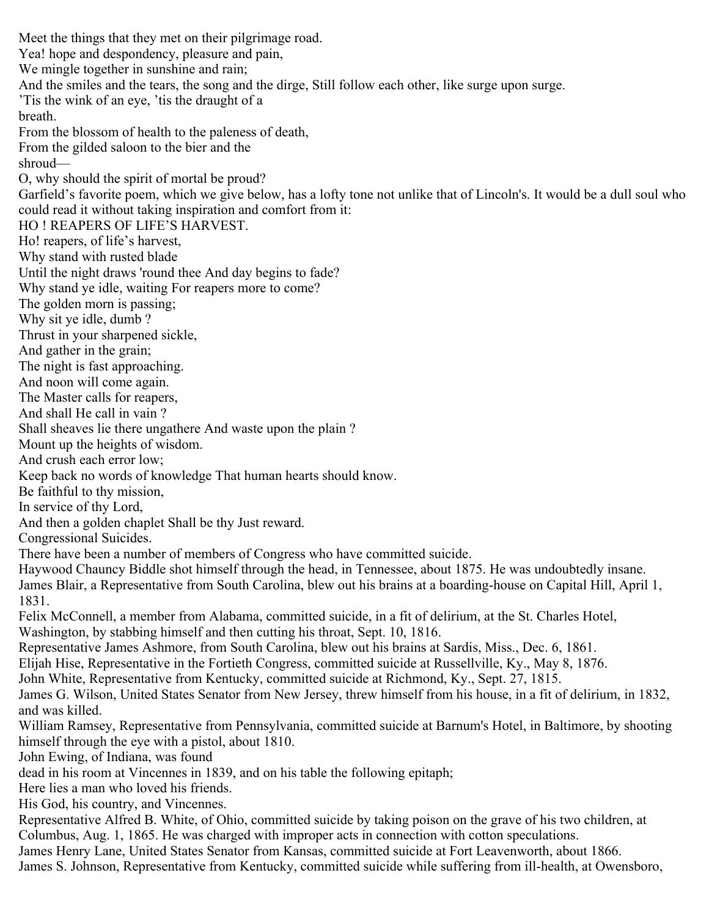Meet the things that they met on their pilgrimage road.
Yea! hope and despondency, pleasure and pain,
We mingle together in sunshine and rain;
And the smiles and the tears, the song and the dirge, Still follow each other, like surge upon surge.
'Tis the wink of an eye, 'tis the draught of a breath.
From the blossom of health to the paleness of death,
From the gilded saloon to the bier and the shroud—
O, why should the spirit of mortal be proud?

Garfield's favorite poem, which we give below, has a lofty tone not unlike that of Lincoln's. It would be a dull soul who could read it without taking inspiration and comfort from it:

HO ! REAPERS OF LIFE'S HARVEST.

Ho! reapers, of life's harvest,
Why stand with rusted blade
Until the night draws 'round thee And day begins to fade?
Why stand ye idle, waiting For reapers more to come?
The golden morn is passing;
Why sit ye idle, dumb ?
Thrust in your sharpened sickle,
And gather in the grain;
The night is fast approaching.
And noon will come again.
The Master calls for reapers,
And shall He call in vain ?
Shall sheaves lie there ungathere And waste upon the plain ?
Mount up the heights of wisdom.
And crush each error low;
Keep back no words of knowledge That human hearts should know.
Be faithful to thy mission,
In service of thy Lord,
And then a golden chaplet Shall be thy Just reward.

## Congressional Suicides.

There have been a number of members of Congress who have committed suicide.

Haywood Chauncy Biddle shot himself through the head, in Tennessee, about 1875. He was undoubtedly insane.

James Blair, a Representative from South Carolina, blew out his brains at a boarding-house on Capital Hill, April 1, 1831.

Felix McConnell, a member from Alabama, committed suicide, in a fit of delirium, at the St. Charles Hotel, Washington, by stabbing himself and then cutting his throat, Sept. 10, 1816.

Representative James Ashmore, from South Carolina, blew out his brains at Sardis, Miss., Dec. 6, 1861.

Elijah Hise, Representative in the Fortieth Congress, committed suicide at Russellville, Ky., May 8, 1876.

John White, Representative from Kentucky, committed suicide at Richmond, Ky., Sept. 27, 1815.

James G. Wilson, United States Senator from New Jersey, threw himself from his house, in a fit of delirium, in 1832, and was killed.

William Ramsey, Representative from Pennsylvania, committed suicide at Barnum's Hotel, in Baltimore, by shooting himself through the eye with a pistol, about 1810.

John Ewing, of Indiana, was found dead in his room at Vincennes in 1839, and on his table the following epitaph;

Here lies a man who loved his friends.
His God, his country, and Vincennes.

Representative Alfred B. White, of Ohio, committed suicide by taking poison on the grave of his two children, at Columbus, Aug. 1, 1865. He was charged with improper acts in connection with cotton speculations.

James Henry Lane, United States Senator from Kansas, committed suicide at Fort Leavenworth, about 1866.

James S. Johnson, Representative from Kentucky, committed suicide while suffering from ill-health, at Owensboro,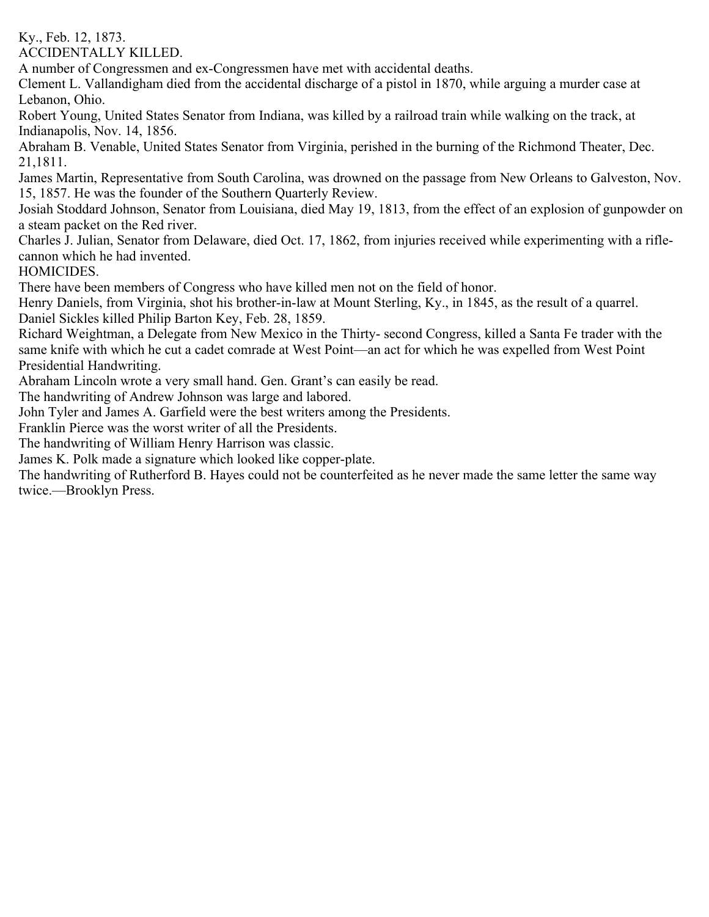Ky., Feb. 12, 1873.

## ACCIDENTALLY KILLED.

A number of Congressmen and ex-Congressmen have met with accidental deaths.

Clement L. Vallandigham died from the accidental discharge of a pistol in 1870, while arguing a murder case at Lebanon, Ohio.

Robert Young, United States Senator from Indiana, was killed by a railroad train while walking on the track, at Indianapolis, Nov. 14, 1856.

Abraham B. Venable, United States Senator from Virginia, perished in the burning of the Richmond Theater, Dec. 21,1811.

James Martin, Representative from South Carolina, was drowned on the passage from New Orleans to Galveston, Nov. 15, 1857. He was the founder of the Southern Quarterly Review.

Josiah Stoddard Johnson, Senator from Louisiana, died May 19, 1813, from the effect of an explosion of gunpowder on a steam packet on the Red river.

Charles J. Julian, Senator from Delaware, died Oct. 17, 1862, from injuries received while experimenting with a rifle-cannon which he had invented.

## HOMICIDES.

There have been members of Congress who have killed men not on the field of honor.

Henry Daniels, from Virginia, shot his brother-in-law at Mount Sterling, Ky., in 1845, as the result of a quarrel.

Daniel Sickles killed Philip Barton Key, Feb. 28, 1859.

Richard Weightman, a Delegate from New Mexico in the Thirty- second Congress, killed a Santa Fe trader with the same knife with which he cut a cadet comrade at West Point—an act for which he was expelled from West Point

## Presidential Handwriting.

Abraham Lincoln wrote a very small hand. Gen. Grant's can easily be read.

The handwriting of Andrew Johnson was large and labored.

John Tyler and James A. Garfield were the best writers among the Presidents.

Franklin Pierce was the worst writer of all the Presidents.

The handwriting of William Henry Harrison was classic.

James K. Polk made a signature which looked like copper-plate.

The handwriting of Rutherford B. Hayes could not be counterfeited as he never made the same letter the same way twice.—Brooklyn Press.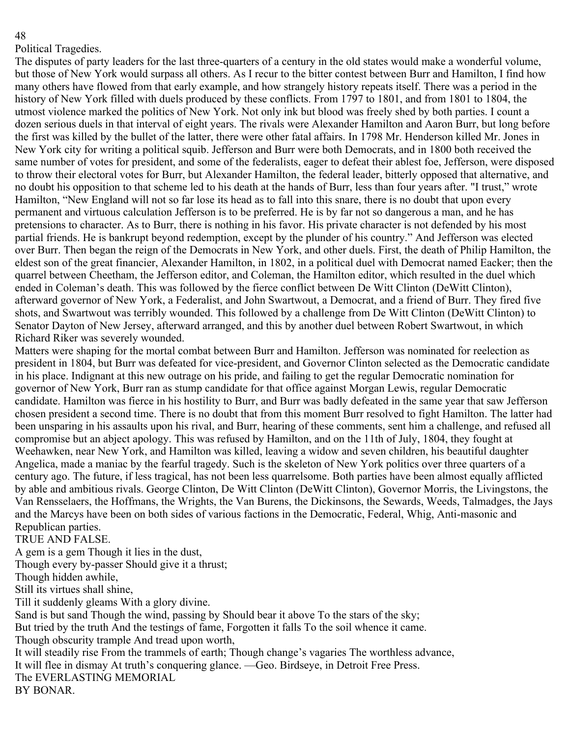## Political Tragedies.

The disputes of party leaders for the last three-quarters of a century in the old states would make a wonderful volume, but those of New York would surpass all others. As I recur to the bitter contest between Burr and Hamilton, I find how many others have flowed from that early example, and how strangely history repeats itself. There was a period in the history of New York filled with duels produced by these conflicts. From 1797 to 1801, and from 1801 to 1804, the utmost violence marked the politics of New York. Not only ink but blood was freely shed by both parties. I count a dozen serious duels in that interval of eight years. The rivals were Alexander Hamilton and Aaron Burr, but long before the first was killed by the bullet of the latter, there were other fatal affairs. In 1798 Mr. Henderson killed Mr. Jones in New York city for writing a political squib. Jefferson and Burr were both Democrats, and in 1800 both received the same number of votes for president, and some of the federalists, eager to defeat their ablest foe, Jefferson, were disposed to throw their electoral votes for Burr, but Alexander Hamilton, the federal leader, bitterly opposed that alternative, and no doubt his opposition to that scheme led to his death at the hands of Burr, less than four years after. "I trust," wrote Hamilton, "New England will not so far lose its head as to fall into this snare, there is no doubt that upon every permanent and virtuous calculation Jefferson is to be preferred. He is by far not so dangerous a man, and he has pretensions to character. As to Burr, there is nothing in his favor. His private character is not defended by his most partial friends. He is bankrupt beyond redemption, except by the plunder of his country." And Jefferson was elected over Burr. Then began the reign of the Democrats in New York, and other duels. First, the death of Philip Hamilton, the eldest son of the great financier, Alexander Hamilton, in 1802, in a political duel with Democrat named Eacker; then the quarrel between Cheetham, the Jefferson editor, and Coleman, the Hamilton editor, which resulted in the duel which ended in Coleman's death. This was followed by the fierce conflict between De Witt Clinton (DeWitt Clinton), afterward governor of New York, a Federalist, and John Swartwout, a Democrat, and a friend of Burr. They fired five shots, and Swartwout was terribly wounded. This followed by a challenge from De Witt Clinton (DeWitt Clinton) to Senator Dayton of New Jersey, afterward arranged, and this by another duel between Robert Swartwout, in which Richard Riker was severely wounded.

Matters were shaping for the mortal combat between Burr and Hamilton. Jefferson was nominated for reelection as president in 1804, but Burr was defeated for vice-president, and Governor Clinton selected as the Democratic candidate in his place. Indignant at this new outrage on his pride, and failing to get the regular Democratic nomination for governor of New York, Burr ran as stump candidate for that office against Morgan Lewis, regular Democratic candidate. Hamilton was fierce in his hostility to Burr, and Burr was badly defeated in the same year that saw Jefferson chosen president a second time. There is no doubt that from this moment Burr resolved to fight Hamilton. The latter had been unsparing in his assaults upon his rival, and Burr, hearing of these comments, sent him a challenge, and refused all compromise but an abject apology. This was refused by Hamilton, and on the 11th of July, 1804, they fought at Weehawken, near New York, and Hamilton was killed, leaving a widow and seven children, his beautiful daughter Angelica, made a maniac by the fearful tragedy. Such is the skeleton of New York politics over three quarters of a century ago. The future, if less tragical, has not been less quarrelsome. Both parties have been almost equally afflicted by able and ambitious rivals. George Clinton, De Witt Clinton (DeWitt Clinton), Governor Morris, the Livingstons, the Van Rensselaers, the Hoffmans, the Wrights, the Van Burens, the Dickinsons, the Sewards, Weeds, Talmadges, the Jays and the Marcys have been on both sides of various factions in the Democratic, Federal, Whig, Anti-masonic and Republican parties.

## TRUE AND FALSE.

A gem is a gem Though it lies in the dust,  
Though every by-passer Should give it a thrust;  
Though hidden awhile,  
Still its virtues shall shine,  
Till it suddenly gleams With a glory divine.  
Sand is but sand Though the wind, passing by Should bear it above To the stars of the sky;  
But tried by the truth And the testings of fame, Forgotten it falls To the soil whence it came.  
Though obscurity trample And tread upon worth,  
It will steadily rise From the trammels of earth; Though change's vagaries The worthless advance,  
It will flee in dismay At truth's conquering glance. —Geo. Birdseye, in Detroit Free Press.

## The EVERLASTING MEMORIAL

BY BONAR.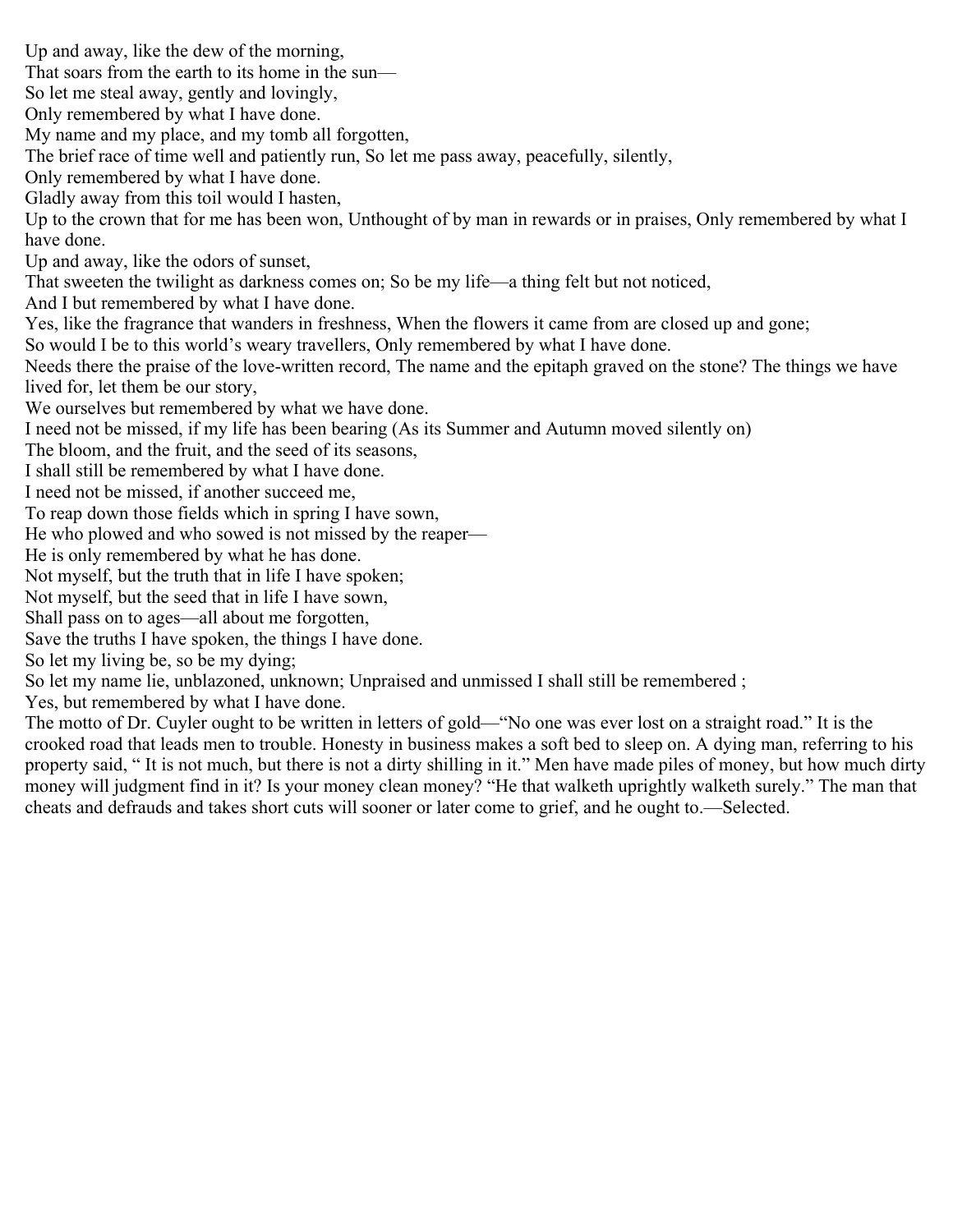Up and away, like the dew of the morning,
That soars from the earth to its home in the sun—
So let me steal away, gently and lovingly,
Only remembered by what I have done.
My name and my place, and my tomb all forgotten,
The brief race of time well and patiently run, So let me pass away, peacefully, silently,
Only remembered by what I have done.
Gladly away from this toil would I hasten,
Up to the crown that for me has been won, Unthought of by man in rewards or in praises, Only remembered by what I have done.
Up and away, like the odors of sunset,
That sweeten the twilight as darkness comes on; So be my life—a thing felt but not noticed,
And I but remembered by what I have done.
Yes, like the fragrance that wanders in freshness, When the flowers it came from are closed up and gone;
So would I be to this world's weary travellers, Only remembered by what I have done.
Needs there the praise of the love-written record, The name and the epitaph graved on the stone? The things we have lived for, let them be our story,
We ourselves but remembered by what we have done.
I need not be missed, if my life has been bearing (As its Summer and Autumn moved silently on)
The bloom, and the fruit, and the seed of its seasons,
I shall still be remembered by what I have done.
I need not be missed, if another succeed me,
To reap down those fields which in spring I have sown,
He who plowed and who sowed is not missed by the reaper—
He is only remembered by what he has done.
Not myself, but the truth that in life I have spoken;
Not myself, but the seed that in life I have sown,
Shall pass on to ages—all about me forgotten,
Save the truths I have spoken, the things I have done.
So let my living be, so be my dying;
So let my name lie, unblazoned, unknown; Unpraised and unmissed I shall still be remembered ;
Yes, but remembered by what I have done.

The motto of Dr. Cuyler ought to be written in letters of gold—"No one was ever lost on a straight road." It is the crooked road that leads men to trouble. Honesty in business makes a soft bed to sleep on. A dying man, referring to his property said, " It is not much, but there is not a dirty shilling in it." Men have made piles of money, but how much dirty money will judgment find in it? Is your money clean money? "He that walketh uprightly walketh surely." The man that cheats and defrauds and takes short cuts will sooner or later come to grief, and he ought to.—Selected.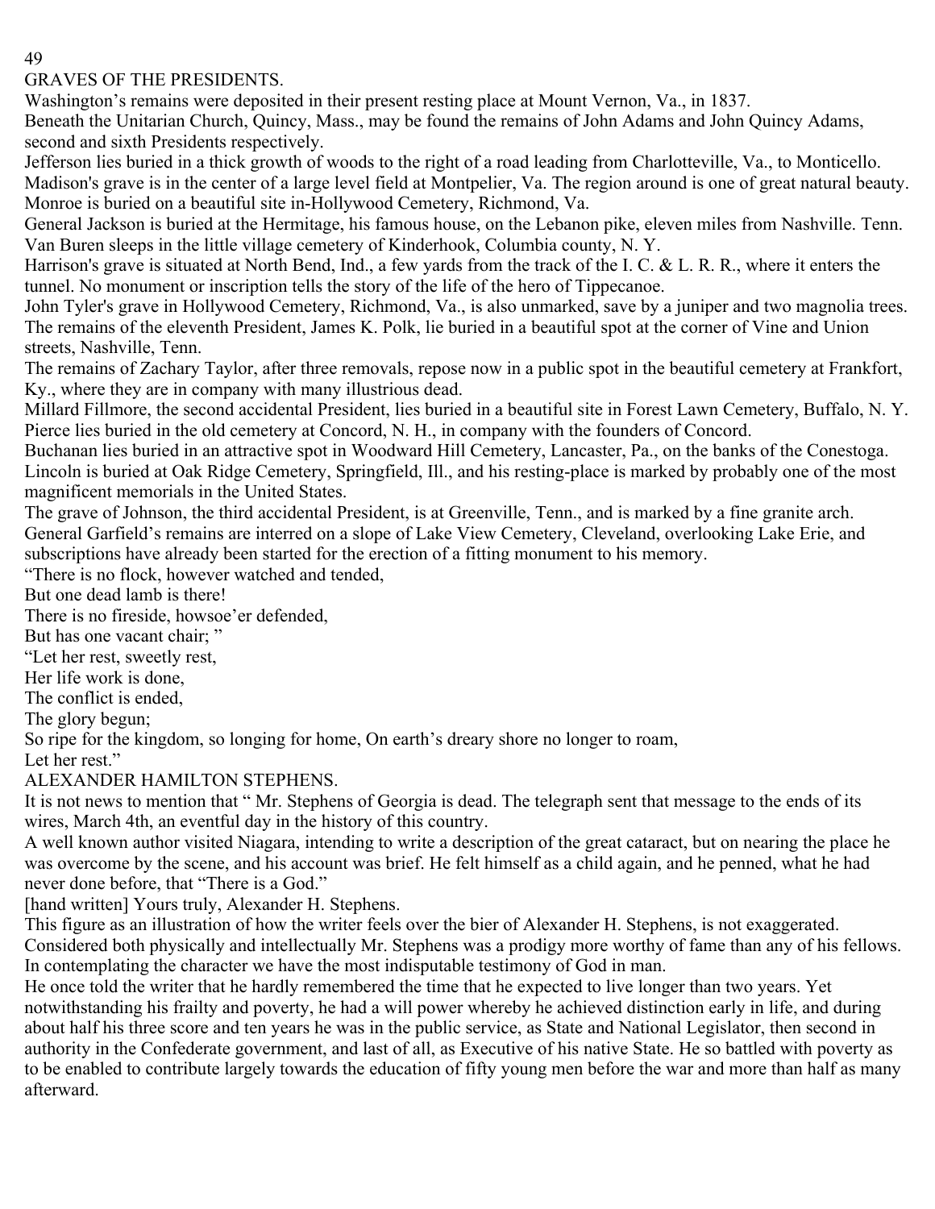## GRAVES OF THE PRESIDENTS.

Washington's remains were deposited in their present resting place at Mount Vernon, Va., in 1837.

Beneath the Unitarian Church, Quincy, Mass., may be found the remains of John Adams and John Quincy Adams, second and sixth Presidents respectively.

Jefferson lies buried in a thick growth of woods to the right of a road leading from Charlotteville, Va., to Monticello.

Madison's grave is in the center of a large level field at Montpelier, Va. The region around is one of great natural beauty.

Monroe is buried on a beautiful site in-Hollywood Cemetery, Richmond, Va.

General Jackson is buried at the Hermitage, his famous house, on the Lebanon pike, eleven miles from Nashville. Tenn.

Van Buren sleeps in the little village cemetery of Kinderhook, Columbia county, N. Y.

Harrison's grave is situated at North Bend, Ind., a few yards from the track of the I. C. & L. R. R., where it enters the tunnel. No monument or inscription tells the story of the life of the hero of Tippecanoe.

John Tyler's grave in Hollywood Cemetery, Richmond, Va., is also unmarked, save by a juniper and two magnolia trees.

The remains of the eleventh President, James K. Polk, lie buried in a beautiful spot at the corner of Vine and Union streets, Nashville, Tenn.

The remains of Zachary Taylor, after three removals, repose now in a public spot in the beautiful cemetery at Frankfort, Ky., where they are in company with many illustrious dead.

Millard Fillmore, the second accidental President, lies buried in a beautiful site in Forest Lawn Cemetery, Buffalo, N. Y.

Pierce lies buried in the old cemetery at Concord, N. H., in company with the founders of Concord.

Buchanan lies buried in an attractive spot in Woodward Hill Cemetery, Lancaster, Pa., on the banks of the Conestoga.

Lincoln is buried at Oak Ridge Cemetery, Springfield, Ill., and his resting-place is marked by probably one of the most magnificent memorials in the United States.

The grave of Johnson, the third accidental President, is at Greenville, Tenn., and is marked by a fine granite arch.

General Garfield's remains are interred on a slope of Lake View Cemetery, Cleveland, overlooking Lake Erie, and subscriptions have already been started for the erection of a fitting monument to his memory.

"There is no flock, however watched and tended,  
But one dead lamb is there!  
There is no fireside, howsoe'er defended,  
But has one vacant chair; "

"Let her rest, sweetly rest,  
Her life work is done,  
The conflict is ended,  
The glory begun;  
So ripe for the kingdom, so longing for home, On earth's dreary shore no longer to roam,  
Let her rest."

## ALEXANDER HAMILTON STEPHENS.

It is not news to mention that " Mr. Stephens of Georgia is dead. The telegraph sent that message to the ends of its wires, March 4th, an eventful day in the history of this country.

A well known author visited Niagara, intending to write a description of the great cataract, but on nearing the place he was overcome by the scene, and his account was brief. He felt himself as a child again, and he penned, what he had never done before, that "There is a God."

[hand written] Yours truly, Alexander H. Stephens.

This figure as an illustration of how the writer feels over the bier of Alexander H. Stephens, is not exaggerated. Considered both physically and intellectually Mr. Stephens was a prodigy more worthy of fame than any of his fellows. In contemplating the character we have the most indisputable testimony of God in man.

He once told the writer that he hardly remembered the time that he expected to live longer than two years. Yet notwithstanding his frailty and poverty, he had a will power whereby he achieved distinction early in life, and during about half his three score and ten years he was in the public service, as State and National Legislator, then second in authority in the Confederate government, and last of all, as Executive of his native State. He so battled with poverty as to be enabled to contribute largely towards the education of fifty young men before the war and more than half as many afterward.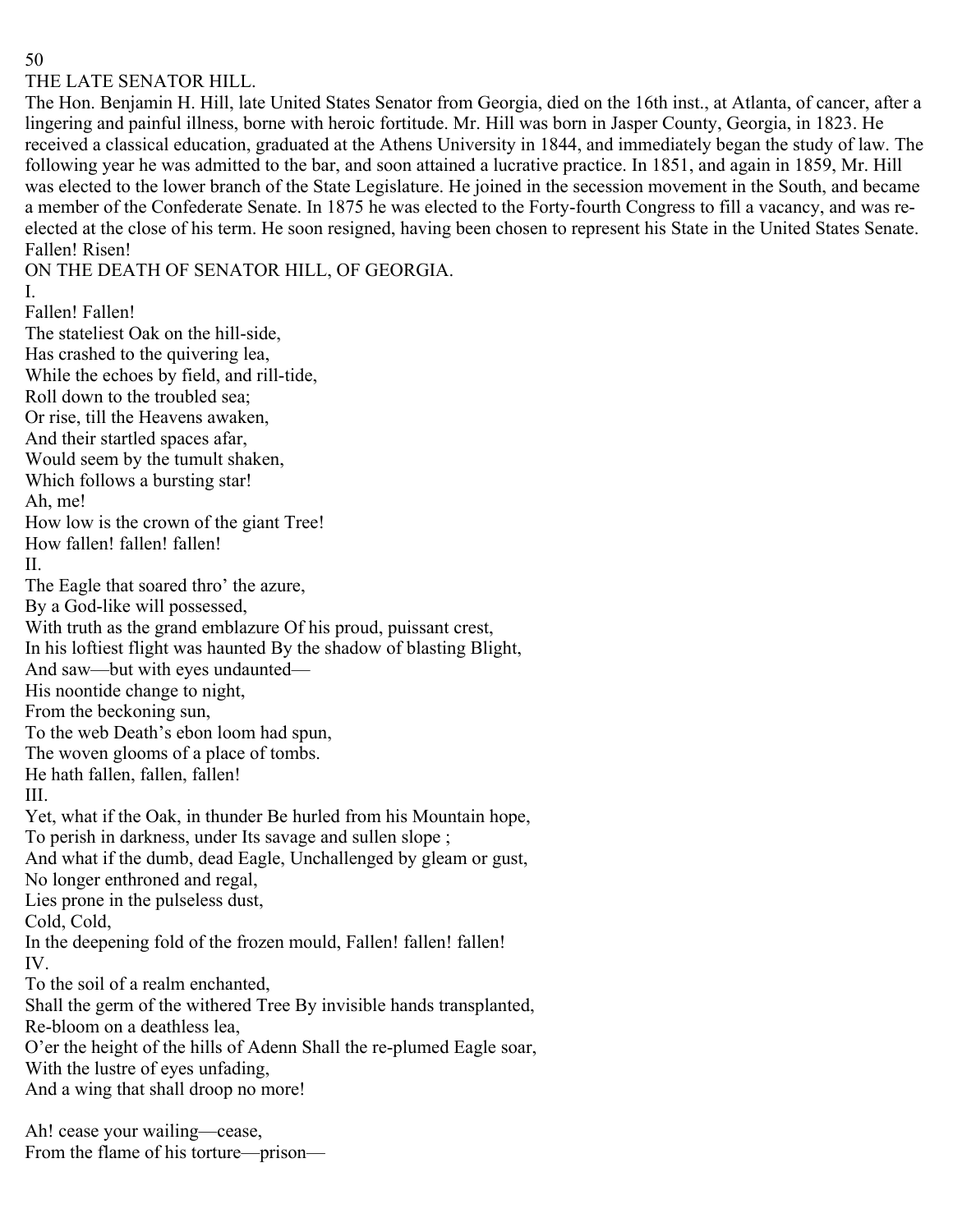## THE LATE SENATOR HILL.

The Hon. Benjamin H. Hill, late United States Senator from Georgia, died on the 16th inst., at Atlanta, of cancer, after a lingering and painful illness, borne with heroic fortitude. Mr. Hill was born in Jasper County, Georgia, in 1823. He received a classical education, graduated at the Athens University in 1844, and immediately began the study of law. The following year he was admitted to the bar, and soon attained a lucrative practice. In 1851, and again in 1859, Mr. Hill was elected to the lower branch of the State Legislature. He joined in the secession movement in the South, and became a member of the Confederate Senate. In 1875 he was elected to the Forty-fourth Congress to fill a vacancy, and was re-elected at the close of his term. He soon resigned, having been chosen to represent his State in the United States Senate.

## Fallen! Risen!

### ON THE DEATH OF SENATOR HILL, OF GEORGIA.

I.

Fallen! Fallen!
The stateliest Oak on the hill-side,
Has crashed to the quivering lea,
While the echoes by field, and rill-tide,
Roll down to the troubled sea;
Or rise, till the Heavens awaken,
And their startled spaces afar,
Would seem by the tumult shaken,
Which follows a bursting star!
Ah, me!
How low is the crown of the giant Tree!
How fallen! fallen! fallen!

II.

The Eagle that soared thro' the azure,
By a God-like will possessed,
With truth as the grand emblazure Of his proud, puissant crest,
In his loftiest flight was haunted By the shadow of blasting Blight,
And saw—but with eyes undaunted—
His noontide change to night,
From the beckoning sun,
To the web Death's ebon loom had spun,
The woven glooms of a place of tombs.
He hath fallen, fallen, fallen!

III.

Yet, what if the Oak, in thunder Be hurled from his Mountain hope,
To perish in darkness, under Its savage and sullen slope ;
And what if the dumb, dead Eagle, Unchallenged by gleam or gust,
No longer enthroned and regal,
Lies prone in the pulseless dust,
Cold, Cold,
In the deepening fold of the frozen mould, Fallen! fallen! fallen!

IV.

To the soil of a realm enchanted,
Shall the germ of the withered Tree By invisible hands transplanted,
Re-bloom on a deathless lea,
O'er the height of the hills of Adenn Shall the re-plumed Eagle soar,
With the lustre of eyes unfading,
And a wing that shall droop no more!

Ah! cease your wailing—cease,
From the flame of his torture—prison—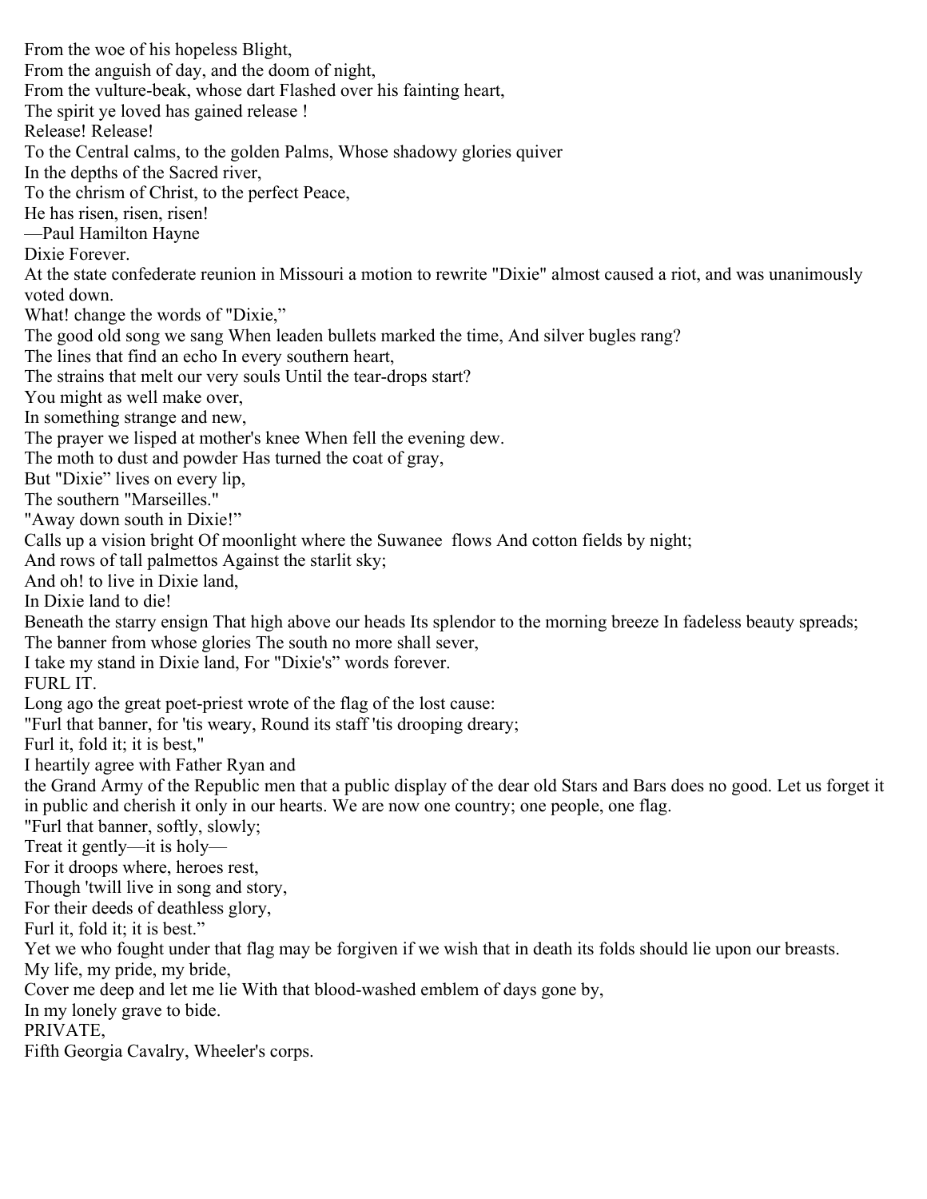From the woe of his hopeless Blight,
From the anguish of day, and the doom of night,
From the vulture-beak, whose dart Flashed over his fainting heart,
The spirit ye loved has gained release !
Release! Release!
To the Central calms, to the golden Palms, Whose shadowy glories quiver
In the depths of the Sacred river,
To the chrism of Christ, to the perfect Peace,
He has risen, risen, risen!
—Paul Hamilton Hayne

Dixie Forever.

At the state confederate reunion in Missouri a motion to rewrite "Dixie" almost caused a riot, and was unanimously voted down.

What! change the words of "Dixie,"
The good old song we sang When leaden bullets marked the time, And silver bugles rang?
The lines that find an echo In every southern heart,
The strains that melt our very souls Until the tear-drops start?
You might as well make over,
In something strange and new,
The prayer we lisped at mother's knee When fell the evening dew.
The moth to dust and powder Has turned the coat of gray,
But "Dixie" lives on every lip,
The southern "Marseilles."
"Away down south in Dixie!"
Calls up a vision bright Of moonlight where the Suwanee flows And cotton fields by night;
And rows of tall palmettos Against the starlit sky;
And oh! to live in Dixie land,
In Dixie land to die!
Beneath the starry ensign That high above our heads Its splendor to the morning breeze In fadeless beauty spreads;
The banner from whose glories The south no more shall sever,
I take my stand in Dixie land, For "Dixie's" words forever.

FURL IT.

Long ago the great poet-priest wrote of the flag of the lost cause:

"Furl that banner, for 'tis weary, Round its staff 'tis drooping dreary;
Furl it, fold it; it is best,"

I heartily agree with Father Ryan and the Grand Army of the Republic men that a public display of the dear old Stars and Bars does no good. Let us forget it in public and cherish it only in our hearts. We are now one country; one people, one flag.

"Furl that banner, softly, slowly;
Treat it gently—it is holy—
For it droops where, heroes rest,
Though 'twill live in song and story,
For their deeds of deathless glory,
Furl it, fold it; it is best."

Yet we who fought under that flag may be forgiven if we wish that in death its folds should lie upon our breasts.

My life, my pride, my bride,
Cover me deep and let me lie With that blood-washed emblem of days gone by,
In my lonely grave to bide.

PRIVATE,
Fifth Georgia Cavalry, Wheeler's corps.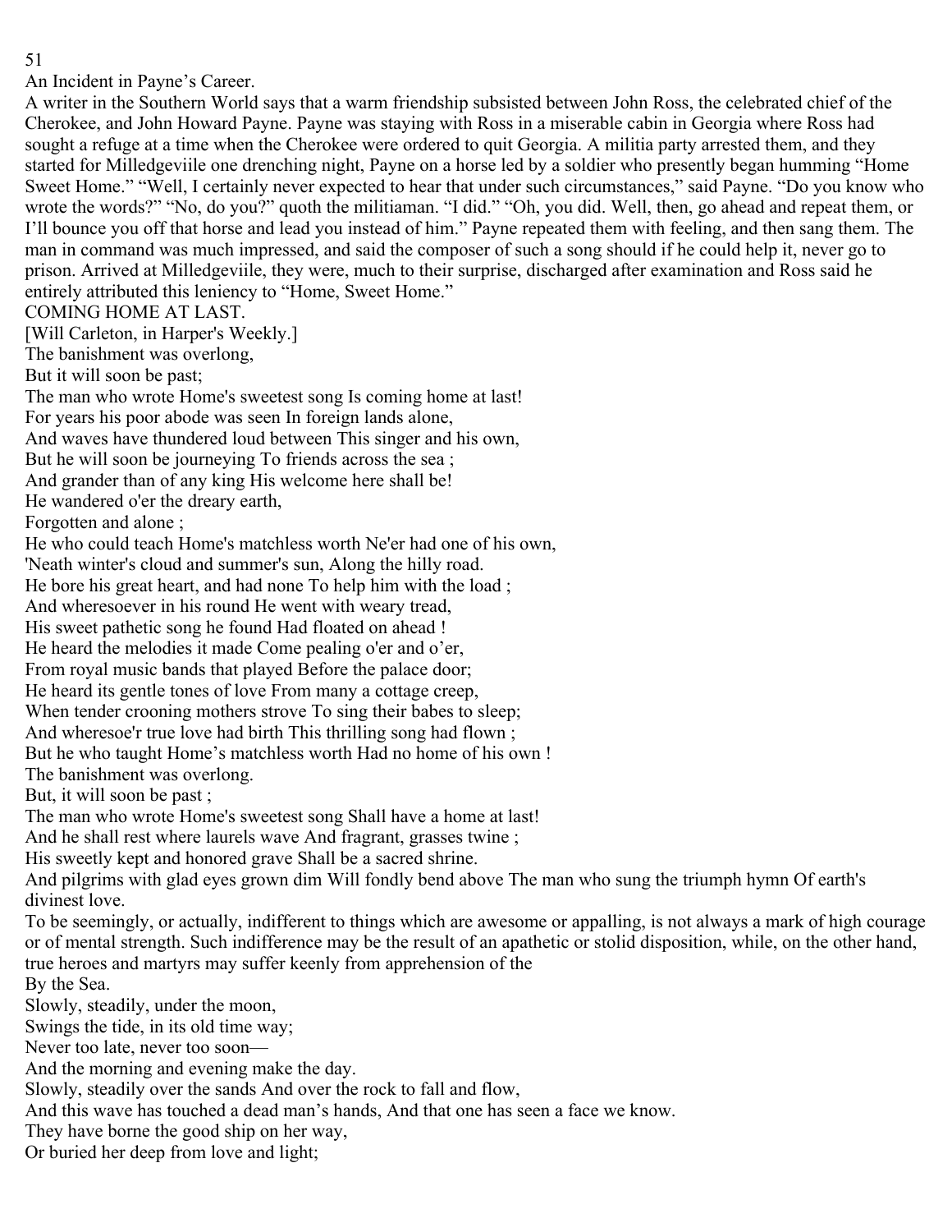## An Incident in Payne's Career.

A writer in the Southern World says that a warm friendship subsisted between John Ross, the celebrated chief of the Cherokee, and John Howard Payne. Payne was staying with Ross in a miserable cabin in Georgia where Ross had sought a refuge at a time when the Cherokee were ordered to quit Georgia. A militia party arrested them, and they started for Milledgeviile one drenching night, Payne on a horse led by a soldier who presently began humming "Home Sweet Home." "Well, I certainly never expected to hear that under such circumstances," said Payne. "Do you know who wrote the words?" "No, do you?" quoth the militiaman. "I did." "Oh, you did. Well, then, go ahead and repeat them, or I'll bounce you off that horse and lead you instead of him." Payne repeated them with feeling, and then sang them. The man in command was much impressed, and said the composer of such a song should if he could help it, never go to prison. Arrived at Milledgeviile, they were, much to their surprise, discharged after examination and Ross said he entirely attributed this leniency to "Home, Sweet Home."

## COMING HOME AT LAST.

[Will Carleton, in Harper's Weekly.]

The banishment was overlong,
But it will soon be past;
The man who wrote Home's sweetest song Is coming home at last!
For years his poor abode was seen In foreign lands alone,
And waves have thundered loud between This singer and his own,
But he will soon be journeying To friends across the sea ;
And grander than of any king His welcome here shall be!
He wandered o'er the dreary earth,
Forgotten and alone ;
He who could teach Home's matchless worth Ne'er had one of his own,
'Neath winter's cloud and summer's sun, Along the hilly road.
He bore his great heart, and had none To help him with the load ;
And wheresoever in his round He went with weary tread,
His sweet pathetic song he found Had floated on ahead !
He heard the melodies it made Come pealing o'er and o'er,
From royal music bands that played Before the palace door;
He heard its gentle tones of love From many a cottage creep,
When tender crooning mothers strove To sing their babes to sleep;
And wheresoe'r true love had birth This thrilling song had flown ;
But he who taught Home's matchless worth Had no home of his own !
The banishment was overlong.
But, it will soon be past ;
The man who wrote Home's sweetest song Shall have a home at last!
And he shall rest where laurels wave And fragrant, grasses twine ;
His sweetly kept and honored grave Shall be a sacred shrine.
And pilgrims with glad eyes grown dim Will fondly bend above The man who sung the triumph hymn Of earth's divinest love.

To be seemingly, or actually, indifferent to things which are awesome or appalling, is not always a mark of high courage or of mental strength. Such indifference may be the result of an apathetic or stolid disposition, while, on the other hand, true heroes and martyrs may suffer keenly from apprehension of the

## By the Sea.

Slowly, steadily, under the moon,
Swings the tide, in its old time way;
Never too late, never too soon—
And the morning and evening make the day.
Slowly, steadily over the sands And over the rock to fall and flow,
And this wave has touched a dead man's hands, And that one has seen a face we know.
They have borne the good ship on her way,
Or buried her deep from love and light;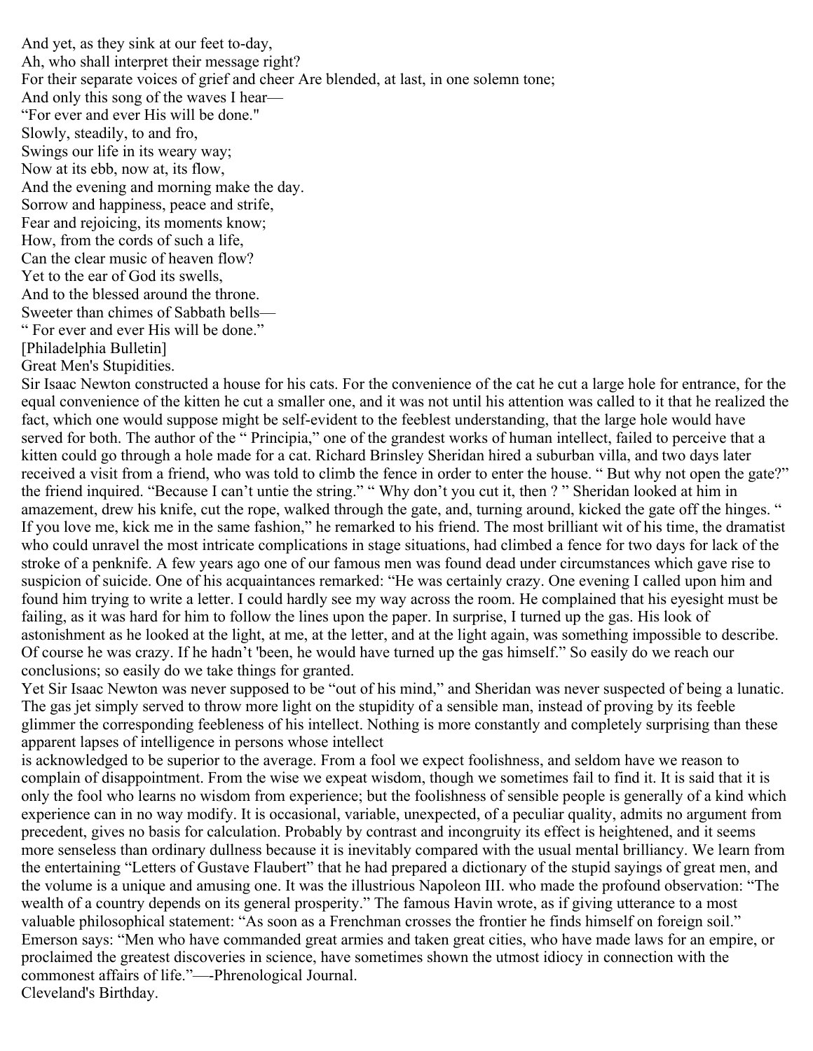And yet, as they sink at our feet to-day,
Ah, who shall interpret their message right?
For their separate voices of grief and cheer Are blended, at last, in one solemn tone;
And only this song of the waves I hear—
"For ever and ever His will be done."
Slowly, steadily, to and fro,
Swings our life in its weary way;
Now at its ebb, now at, its flow,
And the evening and morning make the day.
Sorrow and happiness, peace and strife,
Fear and rejoicing, its moments know;
How, from the cords of such a life,
Can the clear music of heaven flow?
Yet to the ear of God its swells,
And to the blessed around the throne.
Sweeter than chimes of Sabbath bells—
" For ever and ever His will be done."
[Philadelphia Bulletin]

## Great Men's Stupidities.

Sir Isaac Newton constructed a house for his cats. For the convenience of the cat he cut a large hole for entrance, for the equal convenience of the kitten he cut a smaller one, and it was not until his attention was called to it that he realized the fact, which one would suppose might be self-evident to the feeblest understanding, that the large hole would have served for both. The author of the " Principia," one of the grandest works of human intellect, failed to perceive that a kitten could go through a hole made for a cat. Richard Brinsley Sheridan hired a suburban villa, and two days later received a visit from a friend, who was told to climb the fence in order to enter the house. " But why not open the gate?" the friend inquired. "Because I can't untie the string." " Why don't you cut it, then ? " Sheridan looked at him in amazement, drew his knife, cut the rope, walked through the gate, and, turning around, kicked the gate off the hinges. " If you love me, kick me in the same fashion," he remarked to his friend. The most brilliant wit of his time, the dramatist who could unravel the most intricate complications in stage situations, had climbed a fence for two days for lack of the stroke of a penknife. A few years ago one of our famous men was found dead under circumstances which gave rise to suspicion of suicide. One of his acquaintances remarked: "He was certainly crazy. One evening I called upon him and found him trying to write a letter. I could hardly see my way across the room. He complained that his eyesight must be failing, as it was hard for him to follow the lines upon the paper. In surprise, I turned up the gas. His look of astonishment as he looked at the light, at me, at the letter, and at the light again, was something impossible to describe. Of course he was crazy. If he hadn't 'been, he would have turned up the gas himself." So easily do we reach our conclusions; so easily do we take things for granted.

Yet Sir Isaac Newton was never supposed to be "out of his mind," and Sheridan was never suspected of being a lunatic. The gas jet simply served to throw more light on the stupidity of a sensible man, instead of proving by its feeble glimmer the corresponding feebleness of his intellect. Nothing is more constantly and completely surprising than these apparent lapses of intelligence in persons whose intellect is acknowledged to be superior to the average. From a fool we expect foolishness, and seldom have we reason to complain of disappointment. From the wise we expeat wisdom, though we sometimes fail to find it. It is said that it is only the fool who learns no wisdom from experience; but the foolishness of sensible people is generally of a kind which experience can in no way modify. It is occasional, variable, unexpected, of a peculiar quality, admits no argument from precedent, gives no basis for calculation. Probably by contrast and incongruity its effect is heightened, and it seems more senseless than ordinary dullness because it is inevitably compared with the usual mental brilliancy. We learn from the entertaining "Letters of Gustave Flaubert" that he had prepared a dictionary of the stupid sayings of great men, and the volume is a unique and amusing one. It was the illustrious Napoleon III. who made the profound observation: "The wealth of a country depends on its general prosperity." The famous Havin wrote, as if giving utterance to a most valuable philosophical statement: "As soon as a Frenchman crosses the frontier he finds himself on foreign soil." Emerson says: "Men who have commanded great armies and taken great cities, who have made laws for an empire, or proclaimed the greatest discoveries in science, have sometimes shown the utmost idiocy in connection with the commonest affairs of life."—-Phrenological Journal.

## Cleveland's Birthday.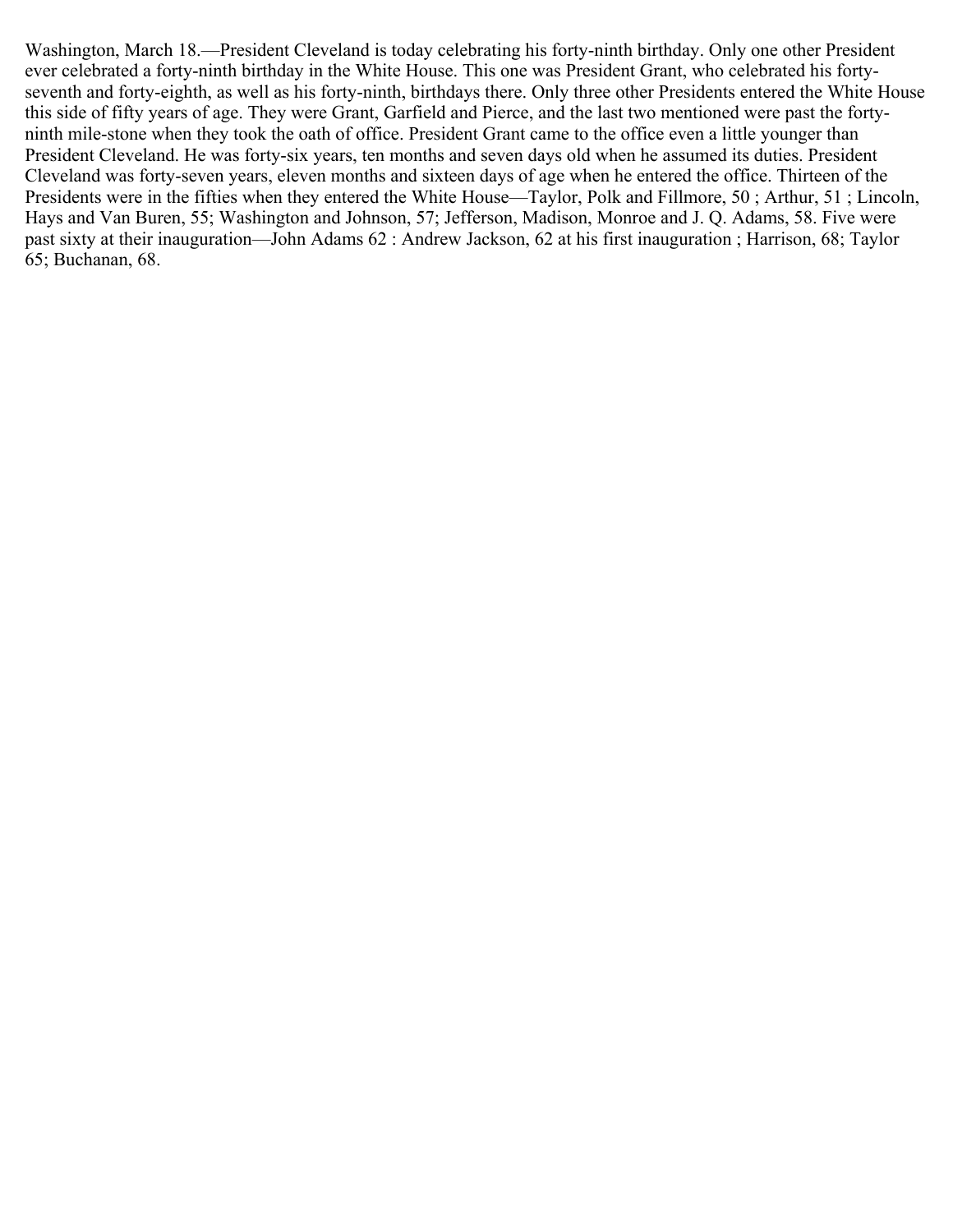Washington, March 18.—President Cleveland is today celebrating his forty-ninth birthday. Only one other President ever celebrated a forty-ninth birthday in the White House. This one was President Grant, who celebrated his forty-seventh and forty-eighth, as well as his forty-ninth, birthdays there. Only three other Presidents entered the White House this side of fifty years of age. They were Grant, Garfield and Pierce, and the last two mentioned were past the forty-ninth mile-stone when they took the oath of office. President Grant came to the office even a little younger than President Cleveland. He was forty-six years, ten months and seven days old when he assumed its duties. President Cleveland was forty-seven years, eleven months and sixteen days of age when he entered the office. Thirteen of the Presidents were in the fifties when they entered the White House—Taylor, Polk and Fillmore, 50 ; Arthur, 51 ; Lincoln, Hays and Van Buren, 55; Washington and Johnson, 57; Jefferson, Madison, Monroe and J. Q. Adams, 58. Five were past sixty at their inauguration—John Adams 62 : Andrew Jackson, 62 at his first inauguration ; Harrison, 68; Taylor 65; Buchanan, 68.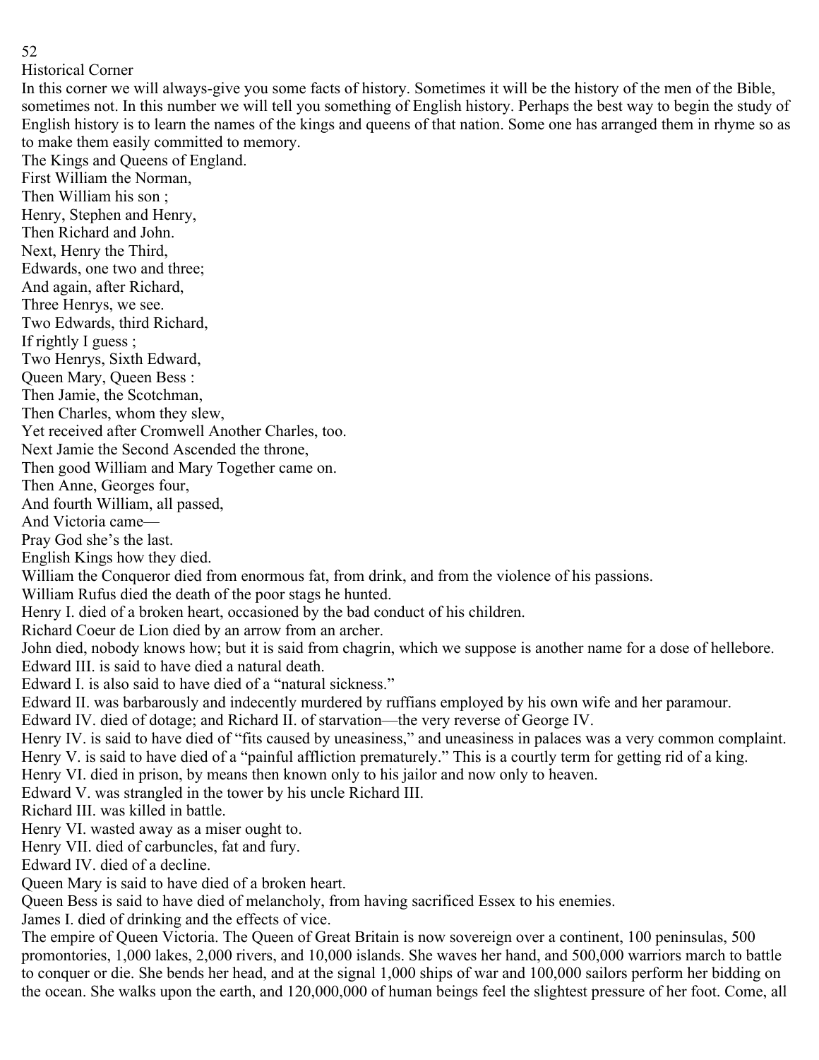## Historical Corner

In this corner we will always-give you some facts of history. Sometimes it will be the history of the men of the Bible, sometimes not. In this number we will tell you something of English history. Perhaps the best way to begin the study of English history is to learn the names of the kings and queens of that nation. Some one has arranged them in rhyme so as to make them easily committed to memory.

### The Kings and Queens of England.

First William the Norman,  
Then William his son ;  
Henry, Stephen and Henry,  
Then Richard and John.  
Next, Henry the Third,  
Edwards, one two and three;  
And again, after Richard,  
Three Henrys, we see.  
Two Edwards, third Richard,  
If rightly I guess ;  
Two Henrys, Sixth Edward,  
Queen Mary, Queen Bess :  
Then Jamie, the Scotchman,  
Then Charles, whom they slew,  
Yet received after Cromwell Another Charles, too.  
Next Jamie the Second Ascended the throne,  
Then good William and Mary Together came on.  
Then Anne, Georges four,  
And fourth William, all passed,  
And Victoria came—  
Pray God she's the last.

### English Kings how they died.

William the Conqueror died from enormous fat, from drink, and from the violence of his passions.

William Rufus died the death of the poor stags he hunted.

Henry I. died of a broken heart, occasioned by the bad conduct of his children.

Richard Coeur de Lion died by an arrow from an archer.

John died, nobody knows how; but it is said from chagrin, which we suppose is another name for a dose of hellebore.

Edward III. is said to have died a natural death.

Edward I. is also said to have died of a "natural sickness."

Edward II. was barbarously and indecently murdered by ruffians employed by his own wife and her paramour.

Edward IV. died of dotage; and Richard II. of starvation—the very reverse of George IV.

Henry IV. is said to have died of "fits caused by uneasiness," and uneasiness in palaces was a very common complaint.

Henry V. is said to have died of a "painful affliction prematurely." This is a courtly term for getting rid of a king.

Henry VI. died in prison, by means then known only to his jailor and now only to heaven.

Edward V. was strangled in the tower by his uncle Richard III.

Richard III. was killed in battle.

Henry VI. wasted away as a miser ought to.

Henry VII. died of carbuncles, fat and fury.

Edward IV. died of a decline.

Queen Mary is said to have died of a broken heart.

Queen Bess is said to have died of melancholy, from having sacrificed Essex to his enemies.

James I. died of drinking and the effects of vice.

The empire of Queen Victoria. The Queen of Great Britain is now sovereign over a continent, 100 peninsulas, 500 promontories, 1,000 lakes, 2,000 rivers, and 10,000 islands. She waves her hand, and 500,000 warriors march to battle to conquer or die. She bends her head, and at the signal 1,000 ships of war and 100,000 sailors perform her bidding on the ocean. She walks upon the earth, and 120,000,000 of human beings feel the slightest pressure of her foot. Come, all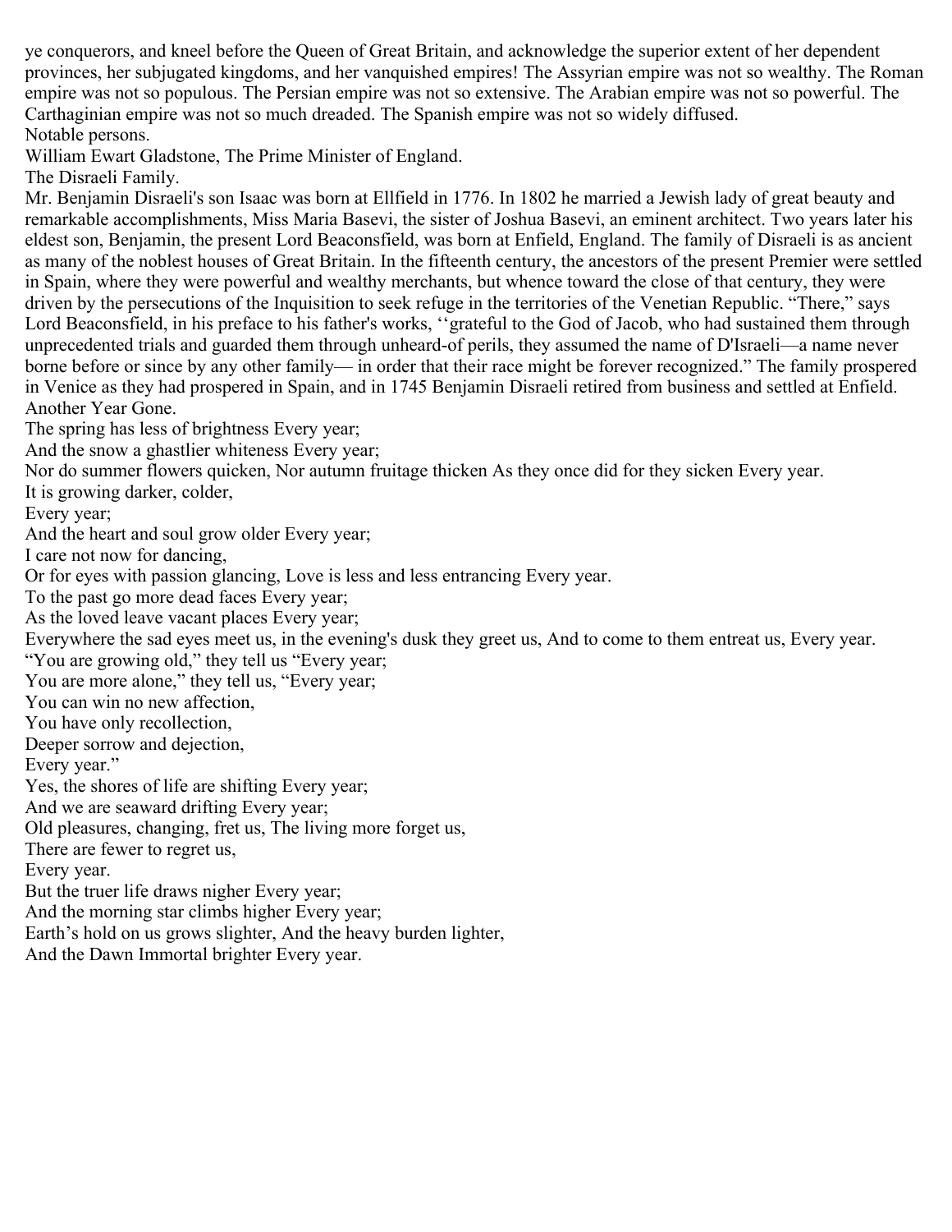ye conquerors, and kneel before the Queen of Great Britain, and acknowledge the superior extent of her dependent provinces, her subjugated kingdoms, and her vanquished empires! The Assyrian empire was not so wealthy. The Roman empire was not so populous. The Persian empire was not so extensive. The Arabian empire was not so powerful. The Carthaginian empire was not so much dreaded. The Spanish empire was not so widely diffused.

Notable persons.

William Ewart Gladstone, The Prime Minister of England.

The Disraeli Family.

Mr. Benjamin Disraeli's son Isaac was born at Ellfield in 1776. In 1802 he married a Jewish lady of great beauty and remarkable accomplishments, Miss Maria Basevi, the sister of Joshua Basevi, an eminent architect. Two years later his eldest son, Benjamin, the present Lord Beaconsfield, was born at Enfield, England. The family of Disraeli is as ancient as many of the noblest houses of Great Britain. In the fifteenth century, the ancestors of the present Premier were settled in Spain, where they were powerful and wealthy merchants, but whence toward the close of that century, they were driven by the persecutions of the Inquisition to seek refuge in the territories of the Venetian Republic. "There," says Lord Beaconsfield, in his preface to his father's works, ''grateful to the God of Jacob, who had sustained them through unprecedented trials and guarded them through unheard-of perils, they assumed the name of D'Israeli—a name never borne before or since by any other family— in order that their race might be forever recognized." The family prospered in Venice as they had prospered in Spain, and in 1745 Benjamin Disraeli retired from business and settled at Enfield.

Another Year Gone.

The spring has less of brightness Every year;  
And the snow a ghastlier whiteness Every year;  
Nor do summer flowers quicken, Nor autumn fruitage thicken As they once did for they sicken Every year.  
It is growing darker, colder,  
Every year;  
And the heart and soul grow older Every year;  
I care not now for dancing,  
Or for eyes with passion glancing, Love is less and less entrancing Every year.  
To the past go more dead faces Every year;  
As the loved leave vacant places Every year;  
Everywhere the sad eyes meet us, in the evening's dusk they greet us, And to come to them entreat us, Every year.  
"You are growing old," they tell us "Every year;  
You are more alone," they tell us, "Every year;  
You can win no new affection,  
You have only recollection,  
Deeper sorrow and dejection,  
Every year."  
Yes, the shores of life are shifting Every year;  
And we are seaward drifting Every year;  
Old pleasures, changing, fret us, The living more forget us,  
There are fewer to regret us,  
Every year.  
But the truer life draws nigher Every year;  
And the morning star climbs higher Every year;  
Earth's hold on us grows slighter, And the heavy burden lighter,  
And the Dawn Immortal brighter Every year.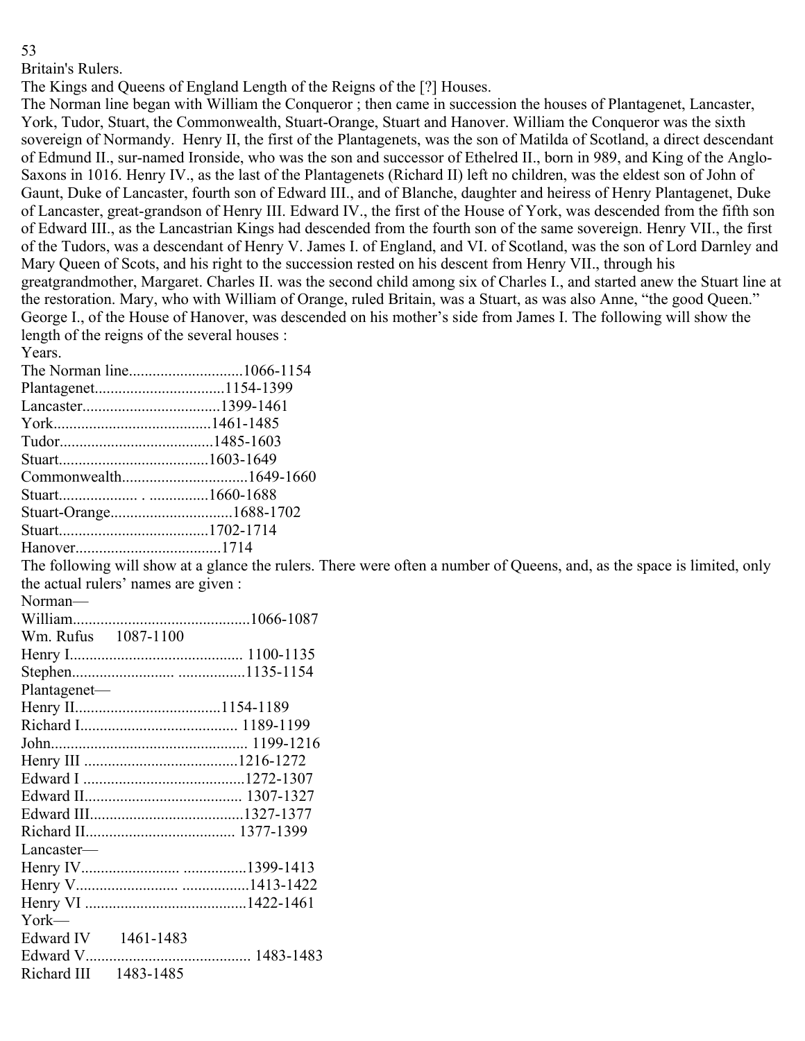Britain's Rulers.

The Kings and Queens of England Length of the Reigns of the [?] Houses.

The Norman line began with William the Conqueror ; then came in succession the houses of Plantagenet, Lancaster, York, Tudor, Stuart, the Commonwealth, Stuart-Orange, Stuart and Hanover. William the Conqueror was the sixth sovereign of Normandy. Henry II, the first of the Plantagenets, was the son of Matilda of Scotland, a direct descendant of Edmund II., sur-named Ironside, who was the son and successor of Ethelred II., born in 989, and King of the Anglo-Saxons in 1016. Henry IV., as the last of the Plantagenets (Richard II) left no children, was the eldest son of John of Gaunt, Duke of Lancaster, fourth son of Edward III., and of Blanche, daughter and heiress of Henry Plantagenet, Duke of Lancaster, great-grandson of Henry III. Edward IV., the first of the House of York, was descended from the fifth son of Edward III., as the Lancastrian Kings had descended from the fourth son of the same sovereign. Henry VII., the first of the Tudors, was a descendant of Henry V. James I. of England, and VI. of Scotland, was the son of Lord Darnley and Mary Queen of Scots, and his right to the succession rested on his descent from Henry VII., through his greatgrandmother, Margaret. Charles II. was the second child among six of Charles I., and started anew the Stuart line at the restoration. Mary, who with William of Orange, ruled Britain, was a Stuart, as was also Anne, "the good Queen." George I., of the House of Hanover, was descended on his mother's side from James I. The following will show the length of the reigns of the several houses :

Years.

The Norman line............................1066-1154
Plantagenet.................................1154-1399
Lancaster...................................1399-1461
York........................................1461-1485
Tudor.......................................1485-1603
Stuart......................................1603-1649
Commonwealth................................1649-1660
Stuart.................... . ...............1660-1688
Stuart-Orange...............................1688-1702
Stuart......................................1702-1714
Hanover.....................................1714

The following will show at a glance the rulers. There were often a number of Queens, and, as the space is limited, only the actual rulers' names are given :

Norman—
William............................................1066-1087
Wm. Rufus 1087-1100
Henry I........................................... 1100-1135
Stephen.......................... .................1135-1154

Plantagenet—
Henry II....................................1154-1189
Richard I........................................ 1189-1199
John................................................. 1199-1216
Henry III .......................................1216-1272
Edward I .........................................1272-1307
Edward II........................................ 1307-1327
Edward III.......................................1327-1377
Richard II...................................... 1377-1399

Lancaster—
Henry IV......................... ................1399-1413
Henry V.......................... .................1413-1422
Henry VI .........................................1422-1461

York—
Edward IV 1461-1483
Edward V.......................................... 1483-1483
Richard III 1483-1485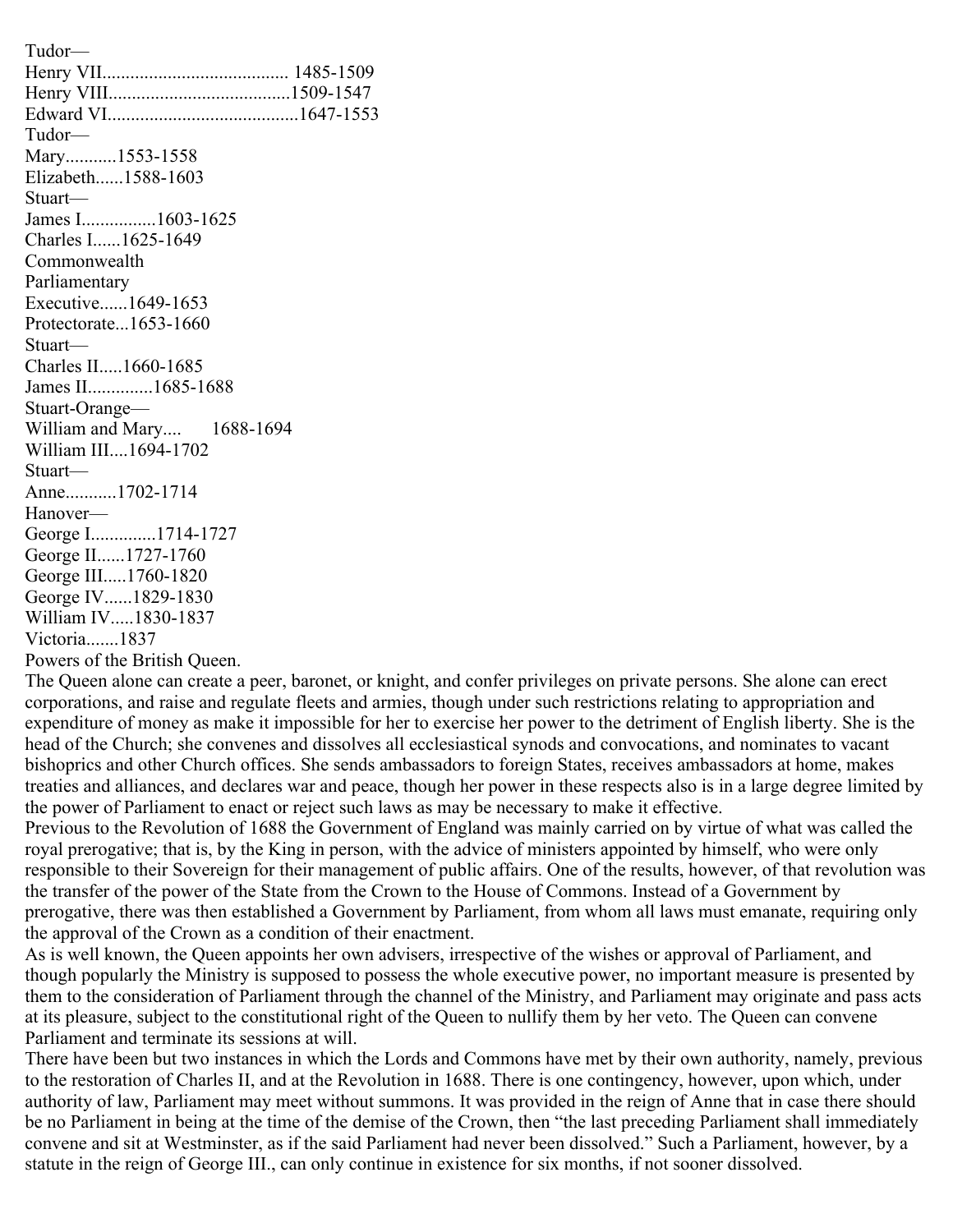Tudor—
Henry VII........................................ 1485-1509
Henry VIII.......................................1509-1547
Edward VI.........................................1647-1553
Tudor—
Mary...........1553-1558
Elizabeth......1588-1603
Stuart—
James I................1603-1625
Charles I......1625-1649
Commonwealth
Parliamentary
Executive......1649-1653
Protectorate...1653-1660
Stuart—
Charles II.....1660-1685
James II.............1685-1688
Stuart-Orange—
William and Mary.... 1688-1694
William III....1694-1702
Stuart—
Anne...........1702-1714
Hanover—
George I.............1714-1727
George II......1727-1760
George III.....1760-1820
George IV......1829-1830
William IV.....1830-1837
Victoria.......1837

Powers of the British Queen.

The Queen alone can create a peer, baronet, or knight, and confer privileges on private persons. She alone can erect corporations, and raise and regulate fleets and armies, though under such restrictions relating to appropriation and expenditure of money as make it impossible for her to exercise her power to the detriment of English liberty. She is the head of the Church; she convenes and dissolves all ecclesiastical synods and convocations, and nominates to vacant bishoprics and other Church offices. She sends ambassadors to foreign States, receives ambassadors at home, makes treaties and alliances, and declares war and peace, though her power in these respects also is in a large degree limited by the power of Parliament to enact or reject such laws as may be necessary to make it effective.

Previous to the Revolution of 1688 the Government of England was mainly carried on by virtue of what was called the royal prerogative; that is, by the King in person, with the advice of ministers appointed by himself, who were only responsible to their Sovereign for their management of public affairs. One of the results, however, of that revolution was the transfer of the power of the State from the Crown to the House of Commons. Instead of a Government by prerogative, there was then established a Government by Parliament, from whom all laws must emanate, requiring only the approval of the Crown as a condition of their enactment.

As is well known, the Queen appoints her own advisers, irrespective of the wishes or approval of Parliament, and though popularly the Ministry is supposed to possess the whole executive power, no important measure is presented by them to the consideration of Parliament through the channel of the Ministry, and Parliament may originate and pass acts at its pleasure, subject to the constitutional right of the Queen to nullify them by her veto. The Queen can convene Parliament and terminate its sessions at will.

There have been but two instances in which the Lords and Commons have met by their own authority, namely, previous to the restoration of Charles II, and at the Revolution in 1688. There is one contingency, however, upon which, under authority of law, Parliament may meet without summons. It was provided in the reign of Anne that in case there should be no Parliament in being at the time of the demise of the Crown, then "the last preceding Parliament shall immediately convene and sit at Westminster, as if the said Parliament had never been dissolved." Such a Parliament, however, by a statute in the reign of George III., can only continue in existence for six months, if not sooner dissolved.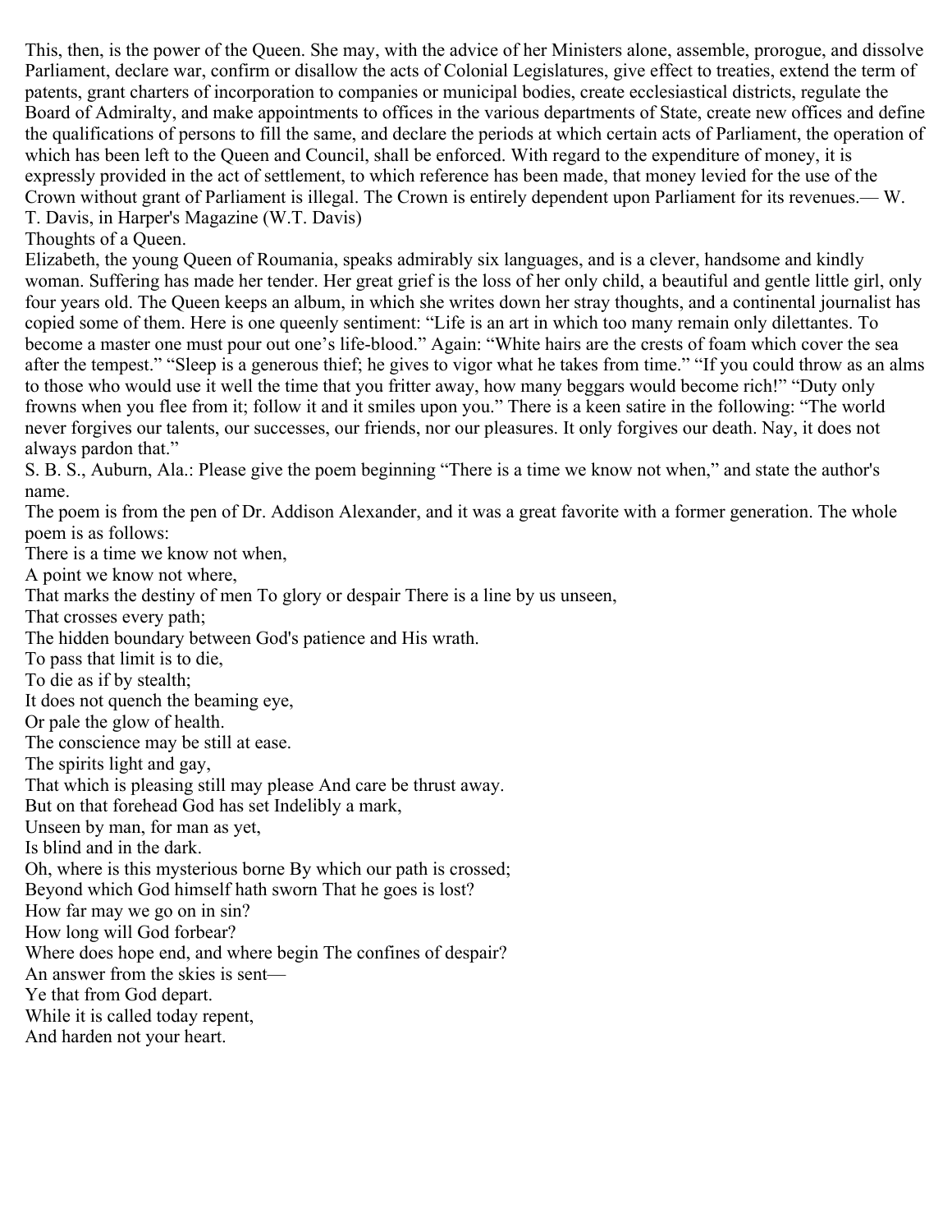This, then, is the power of the Queen. She may, with the advice of her Ministers alone, assemble, prorogue, and dissolve Parliament, declare war, confirm or disallow the acts of Colonial Legislatures, give effect to treaties, extend the term of patents, grant charters of incorporation to companies or municipal bodies, create ecclesiastical districts, regulate the Board of Admiralty, and make appointments to offices in the various departments of State, create new offices and define the qualifications of persons to fill the same, and declare the periods at which certain acts of Parliament, the operation of which has been left to the Queen and Council, shall be enforced. With regard to the expenditure of money, it is expressly provided in the act of settlement, to which reference has been made, that money levied for the use of the Crown without grant of Parliament is illegal. The Crown is entirely dependent upon Parliament for its revenues.— W. T. Davis, in Harper's Magazine (W.T. Davis)

Thoughts of a Queen.

Elizabeth, the young Queen of Roumania, speaks admirably six languages, and is a clever, handsome and kindly woman. Suffering has made her tender. Her great grief is the loss of her only child, a beautiful and gentle little girl, only four years old. The Queen keeps an album, in which she writes down her stray thoughts, and a continental journalist has copied some of them. Here is one queenly sentiment: "Life is an art in which too many remain only dilettantes. To become a master one must pour out one's life-blood." Again: "White hairs are the crests of foam which cover the sea after the tempest." "Sleep is a generous thief; he gives to vigor what he takes from time." "If you could throw as an alms to those who would use it well the time that you fritter away, how many beggars would become rich!" "Duty only frowns when you flee from it; follow it and it smiles upon you." There is a keen satire in the following: "The world never forgives our talents, our successes, our friends, nor our pleasures. It only forgives our death. Nay, it does not always pardon that."

S. B. S., Auburn, Ala.: Please give the poem beginning "There is a time we know not when," and state the author's name.

The poem is from the pen of Dr. Addison Alexander, and it was a great favorite with a former generation. The whole poem is as follows:

There is a time we know not when,  
A point we know not where,  
That marks the destiny of men To glory or despair There is a line by us unseen,  
That crosses every path;  
The hidden boundary between God's patience and His wrath.  
To pass that limit is to die,  
To die as if by stealth;  
It does not quench the beaming eye,  
Or pale the glow of health.  
The conscience may be still at ease.  
The spirits light and gay,  
That which is pleasing still may please And care be thrust away.  
But on that forehead God has set Indelibly a mark,  
Unseen by man, for man as yet,  
Is blind and in the dark.  
Oh, where is this mysterious borne By which our path is crossed;  
Beyond which God himself hath sworn That he goes is lost?  
How far may we go on in sin?  
How long will God forbear?  
Where does hope end, and where begin The confines of despair?  
An answer from the skies is sent—  
Ye that from God depart.  
While it is called today repent,  
And harden not your heart.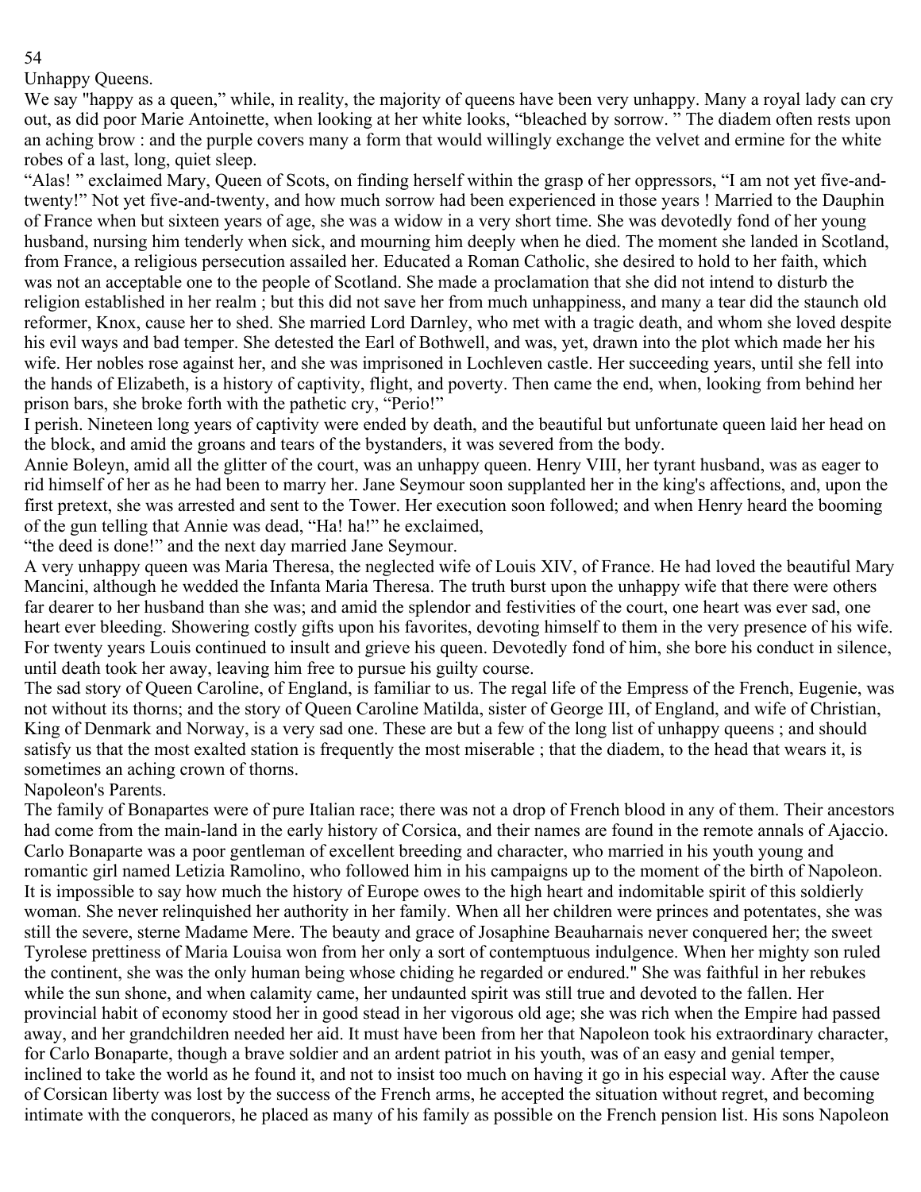## Unhappy Queens.

We say "happy as a queen," while, in reality, the majority of queens have been very unhappy. Many a royal lady can cry out, as did poor Marie Antoinette, when looking at her white looks, "bleached by sorrow. " The diadem often rests upon an aching brow : and the purple covers many a form that would willingly exchange the velvet and ermine for the white robes of a last, long, quiet sleep.

"Alas! " exclaimed Mary, Queen of Scots, on finding herself within the grasp of her oppressors, "I am not yet five-and-twenty!" Not yet five-and-twenty, and how much sorrow had been experienced in those years ! Married to the Dauphin of France when but sixteen years of age, she was a widow in a very short time. She was devotedly fond of her young husband, nursing him tenderly when sick, and mourning him deeply when he died. The moment she landed in Scotland, from France, a religious persecution assailed her. Educated a Roman Catholic, she desired to hold to her faith, which was not an acceptable one to the people of Scotland. She made a proclamation that she did not intend to disturb the religion established in her realm ; but this did not save her from much unhappiness, and many a tear did the staunch old reformer, Knox, cause her to shed. She married Lord Darnley, who met with a tragic death, and whom she loved despite his evil ways and bad temper. She detested the Earl of Bothwell, and was, yet, drawn into the plot which made her his wife. Her nobles rose against her, and she was imprisoned in Lochleven castle. Her succeeding years, until she fell into the hands of Elizabeth, is a history of captivity, flight, and poverty. Then came the end, when, looking from behind her prison bars, she broke forth with the pathetic cry, "Perio!"

I perish. Nineteen long years of captivity were ended by death, and the beautiful but unfortunate queen laid her head on the block, and amid the groans and tears of the bystanders, it was severed from the body.

Annie Boleyn, amid all the glitter of the court, was an unhappy queen. Henry VIII, her tyrant husband, was as eager to rid himself of her as he had been to marry her. Jane Seymour soon supplanted her in the king's affections, and, upon the first pretext, she was arrested and sent to the Tower. Her execution soon followed; and when Henry heard the booming of the gun telling that Annie was dead, "Ha! ha!" he exclaimed,

"the deed is done!" and the next day married Jane Seymour.

A very unhappy queen was Maria Theresa, the neglected wife of Louis XIV, of France. He had loved the beautiful Mary Mancini, although he wedded the Infanta Maria Theresa. The truth burst upon the unhappy wife that there were others far dearer to her husband than she was; and amid the splendor and festivities of the court, one heart was ever sad, one heart ever bleeding. Showering costly gifts upon his favorites, devoting himself to them in the very presence of his wife. For twenty years Louis continued to insult and grieve his queen. Devotedly fond of him, she bore his conduct in silence, until death took her away, leaving him free to pursue his guilty course.

The sad story of Queen Caroline, of England, is familiar to us. The regal life of the Empress of the French, Eugenie, was not without its thorns; and the story of Queen Caroline Matilda, sister of George III, of England, and wife of Christian, King of Denmark and Norway, is a very sad one. These are but a few of the long list of unhappy queens ; and should satisfy us that the most exalted station is frequently the most miserable ; that the diadem, to the head that wears it, is sometimes an aching crown of thorns.

## Napoleon's Parents.

The family of Bonapartes were of pure Italian race; there was not a drop of French blood in any of them. Their ancestors had come from the main-land in the early history of Corsica, and their names are found in the remote annals of Ajaccio. Carlo Bonaparte was a poor gentleman of excellent breeding and character, who married in his youth young and romantic girl named Letizia Ramolino, who followed him in his campaigns up to the moment of the birth of Napoleon. It is impossible to say how much the history of Europe owes to the high heart and indomitable spirit of this soldierly woman. She never relinquished her authority in her family. When all her children were princes and potentates, she was still the severe, sterne Madame Mere. The beauty and grace of Josephine Beauharnais never conquered her; the sweet Tyrolese prettiness of Maria Louisa won from her only a sort of contemptuous indulgence. When her mighty son ruled the continent, she was the only human being whose chiding he regarded or endured." She was faithful in her rebukes while the sun shone, and when calamity came, her undaunted spirit was still true and devoted to the fallen. Her provincial habit of economy stood her in good stead in her vigorous old age; she was rich when the Empire had passed away, and her grandchildren needed her aid. It must have been from her that Napoleon took his extraordinary character, for Carlo Bonaparte, though a brave soldier and an ardent patriot in his youth, was of an easy and genial temper, inclined to take the world as he found it, and not to insist too much on having it go in his especial way. After the cause of Corsican liberty was lost by the success of the French arms, he accepted the situation without regret, and becoming intimate with the conquerors, he placed as many of his family as possible on the French pension list. His sons Napoleon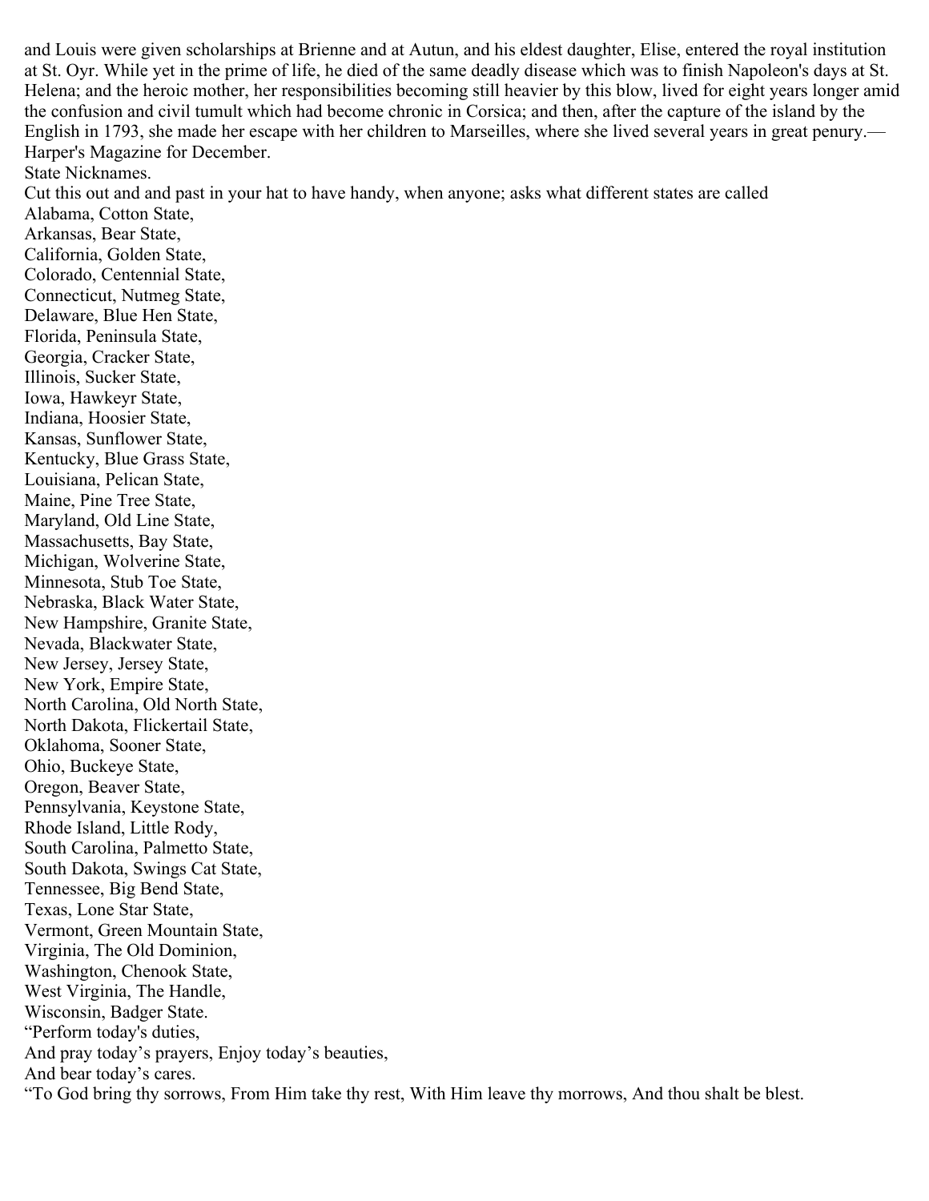and Louis were given scholarships at Brienne and at Autun, and his eldest daughter, Elise, entered the royal institution at St. Oyr. While yet in the prime of life, he died of the same deadly disease which was to finish Napoleon's days at St. Helena; and the heroic mother, her responsibilities becoming still heavier by this blow, lived for eight years longer amid the confusion and civil tumult which had become chronic in Corsica; and then, after the capture of the island by the English in 1793, she made her escape with her children to Marseilles, where she lived several years in great penury.—Harper's Magazine for December.

## State Nicknames.

Cut this out and and past in your hat to have handy, when anyone; asks what different states are called

Alabama, Cotton State,
Arkansas, Bear State,
California, Golden State,
Colorado, Centennial State,
Connecticut, Nutmeg State,
Delaware, Blue Hen State,
Florida, Peninsula State,
Georgia, Cracker State,
Illinois, Sucker State,
Iowa, Hawkeyr State,
Indiana, Hoosier State,
Kansas, Sunflower State,
Kentucky, Blue Grass State,
Louisiana, Pelican State,
Maine, Pine Tree State,
Maryland, Old Line State,
Massachusetts, Bay State,
Michigan, Wolverine State,
Minnesota, Stub Toe State,
Nebraska, Black Water State,
New Hampshire, Granite State,
Nevada, Blackwater State,
New Jersey, Jersey State,
New York, Empire State,
North Carolina, Old North State,
North Dakota, Flickertail State,
Oklahoma, Sooner State,
Ohio, Buckeye State,
Oregon, Beaver State,
Pennsylvania, Keystone State,
Rhode Island, Little Rody,
South Carolina, Palmetto State,
South Dakota, Swings Cat State,
Tennessee, Big Bend State,
Texas, Lone Star State,
Vermont, Green Mountain State,
Virginia, The Old Dominion,
Washington, Chenook State,
West Virginia, The Handle,
Wisconsin, Badger State.

“Perform today's duties,
And pray today’s prayers, Enjoy today’s beauties,
And bear today’s cares.
“To God bring thy sorrows, From Him take thy rest, With Him leave thy morrows, And thou shalt be blest.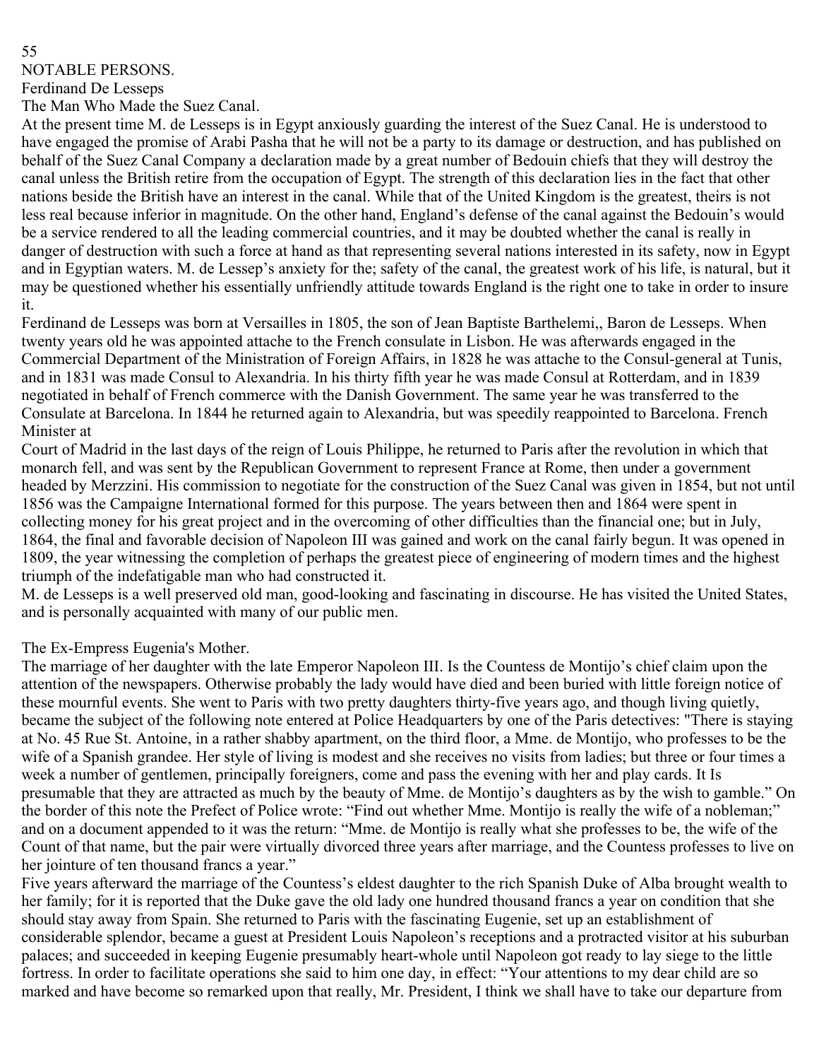## NOTABLE PERSONS.

### Ferdinand De Lesseps

#### The Man Who Made the Suez Canal.

At the present time M. de Lesseps is in Egypt anxiously guarding the interest of the Suez Canal. He is understood to have engaged the promise of Arabi Pasha that he will not be a party to its damage or destruction, and has published on behalf of the Suez Canal Company a declaration made by a great number of Bedouin chiefs that they will destroy the canal unless the British retire from the occupation of Egypt. The strength of this declaration lies in the fact that other nations beside the British have an interest in the canal. While that of the United Kingdom is the greatest, theirs is not less real because inferior in magnitude. On the other hand, England's defense of the canal against the Bedouin's would be a service rendered to all the leading commercial countries, and it may be doubted whether the canal is really in danger of destruction with such a force at hand as that representing several nations interested in its safety, now in Egypt and in Egyptian waters. M. de Lessep's anxiety for the; safety of the canal, the greatest work of his life, is natural, but it may be questioned whether his essentially unfriendly attitude towards England is the right one to take in order to insure it.

Ferdinand de Lesseps was born at Versailles in 1805, the son of Jean Baptiste Barthelemi,, Baron de Lesseps. When twenty years old he was appointed attache to the French consulate in Lisbon. He was afterwards engaged in the Commercial Department of the Ministration of Foreign Affairs, in 1828 he was attache to the Consul-general at Tunis, and in 1831 was made Consul to Alexandria. In his thirty fifth year he was made Consul at Rotterdam, and in 1839 negotiated in behalf of French commerce with the Danish Government. The same year he was transferred to the Consulate at Barcelona. In 1844 he returned again to Alexandria, but was speedily reappointed to Barcelona. French Minister at Court of Madrid in the last days of the reign of Louis Philippe, he returned to Paris after the revolution in which that monarch fell, and was sent by the Republican Government to represent France at Rome, then under a government headed by Merzzini. His commission to negotiate for the construction of the Suez Canal was given in 1854, but not until 1856 was the Campaigne International formed for this purpose. The years between then and 1864 were spent in collecting money for his great project and in the overcoming of other difficulties than the financial one; but in July, 1864, the final and favorable decision of Napoleon III was gained and work on the canal fairly begun. It was opened in 1809, the year witnessing the completion of perhaps the greatest piece of engineering of modern times and the highest triumph of the indefatigable man who had constructed it.

M. de Lesseps is a well preserved old man, good-looking and fascinating in discourse. He has visited the United States, and is personally acquainted with many of our public men.

### The Ex-Empress Eugenia's Mother.

The marriage of her daughter with the late Emperor Napoleon III. Is the Countess de Montijo's chief claim upon the attention of the newspapers. Otherwise probably the lady would have died and been buried with little foreign notice of these mournful events. She went to Paris with two pretty daughters thirty-five years ago, and though living quietly, became the subject of the following note entered at Police Headquarters by one of the Paris detectives: "There is staying at No. 45 Rue St. Antoine, in a rather shabby apartment, on the third floor, a Mme. de Montijo, who professes to be the wife of a Spanish grandee. Her style of living is modest and she receives no visits from ladies; but three or four times a week a number of gentlemen, principally foreigners, come and pass the evening with her and play cards. It Is presumable that they are attracted as much by the beauty of Mme. de Montijo's daughters as by the wish to gamble." On the border of this note the Prefect of Police wrote: "Find out whether Mme. Montijo is really the wife of a nobleman;" and on a document appended to it was the return: "Mme. de Montijo is really what she professes to be, the wife of the Count of that name, but the pair were virtually divorced three years after marriage, and the Countess professes to live on her jointure of ten thousand francs a year."

Five years afterward the marriage of the Countess's eldest daughter to the rich Spanish Duke of Alba brought wealth to her family; for it is reported that the Duke gave the old lady one hundred thousand francs a year on condition that she should stay away from Spain. She returned to Paris with the fascinating Eugenie, set up an establishment of considerable splendor, became a guest at President Louis Napoleon's receptions and a protracted visitor at his suburban palaces; and succeeded in keeping Eugenie presumably heart-whole until Napoleon got ready to lay siege to the little fortress. In order to facilitate operations she said to him one day, in effect: "Your attentions to my dear child are so marked and have become so remarked upon that really, Mr. President, I think we shall have to take our departure from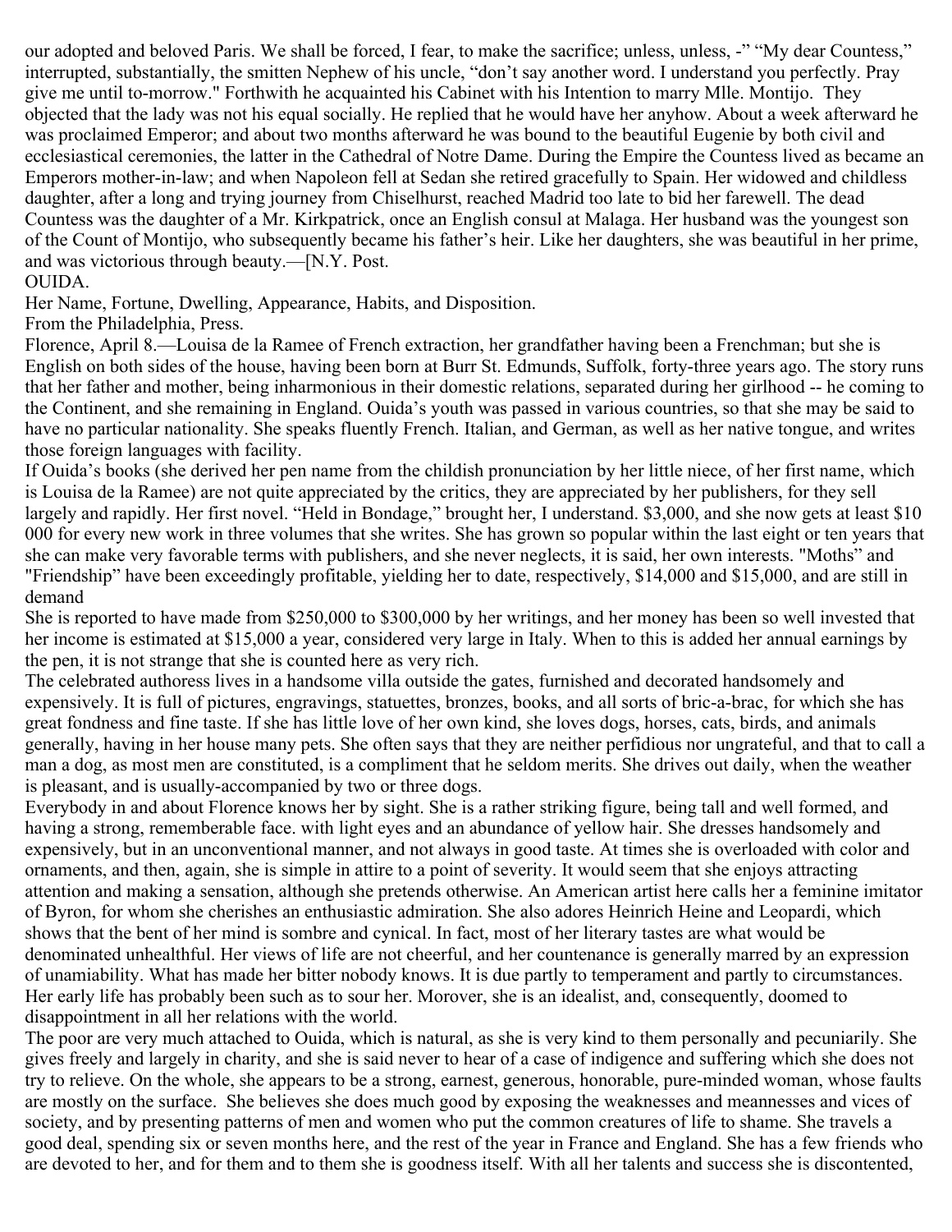our adopted and beloved Paris. We shall be forced, I fear, to make the sacrifice; unless, unless, -" "My dear Countess," interrupted, substantially, the smitten Nephew of his uncle, "don't say another word. I understand you perfectly. Pray give me until to-morrow." Forthwith he acquainted his Cabinet with his Intention to marry Mlle. Montijo. They objected that the lady was not his equal socially. He replied that he would have her anyhow. About a week afterward he was proclaimed Emperor; and about two months afterward he was bound to the beautiful Eugenie by both civil and ecclesiastical ceremonies, the latter in the Cathedral of Notre Dame. During the Empire the Countess lived as became an Emperors mother-in-law; and when Napoleon fell at Sedan she retired gracefully to Spain. Her widowed and childless daughter, after a long and trying journey from Chiselhurst, reached Madrid too late to bid her farewell. The dead Countess was the daughter of a Mr. Kirkpatrick, once an English consul at Malaga. Her husband was the youngest son of the Count of Montijo, who subsequently became his father's heir. Like her daughters, she was beautiful in her prime, and was victorious through beauty.—[N.Y. Post.

OUIDA.

Her Name, Fortune, Dwelling, Appearance, Habits, and Disposition.

From the Philadelphia, Press.

Florence, April 8.—Louisa de la Ramee of French extraction, her grandfather having been a Frenchman; but she is English on both sides of the house, having been born at Burr St. Edmunds, Suffolk, forty-three years ago. The story runs that her father and mother, being inharmonious in their domestic relations, separated during her girlhood -- he coming to the Continent, and she remaining in England. Ouida's youth was passed in various countries, so that she may be said to have no particular nationality. She speaks fluently French. Italian, and German, as well as her native tongue, and writes those foreign languages with facility.

If Ouida's books (she derived her pen name from the childish pronunciation by her little niece, of her first name, which is Louisa de la Ramee) are not quite appreciated by the critics, they are appreciated by her publishers, for they sell largely and rapidly. Her first novel. "Held in Bondage," brought her, I understand. $3,000, and she now gets at least $10 000 for every new work in three volumes that she writes. She has grown so popular within the last eight or ten years that she can make very favorable terms with publishers, and she never neglects, it is said, her own interests. "Moths" and "Friendship" have been exceedingly profitable, yielding her to date, respectively, $14,000 and $15,000, and are still in demand

She is reported to have made from $250,000 to $300,000 by her writings, and her money has been so well invested that her income is estimated at $15,000 a year, considered very large in Italy. When to this is added her annual earnings by the pen, it is not strange that she is counted here as very rich.

The celebrated authoress lives in a handsome villa outside the gates, furnished and decorated handsomely and expensively. It is full of pictures, engravings, statuettes, bronzes, books, and all sorts of bric-a-brac, for which she has great fondness and fine taste. If she has little love of her own kind, she loves dogs, horses, cats, birds, and animals generally, having in her house many pets. She often says that they are neither perfidious nor ungrateful, and that to call a man a dog, as most men are constituted, is a compliment that he seldom merits. She drives out daily, when the weather is pleasant, and is usually-accompanied by two or three dogs.

Everybody in and about Florence knows her by sight. She is a rather striking figure, being tall and well formed, and having a strong, rememberable face. with light eyes and an abundance of yellow hair. She dresses handsomely and expensively, but in an unconventional manner, and not always in good taste. At times she is overloaded with color and ornaments, and then, again, she is simple in attire to a point of severity. It would seem that she enjoys attracting attention and making a sensation, although she pretends otherwise. An American artist here calls her a feminine imitator of Byron, for whom she cherishes an enthusiastic admiration. She also adores Heinrich Heine and Leopardi, which shows that the bent of her mind is sombre and cynical. In fact, most of her literary tastes are what would be denominated unhealthful. Her views of life are not cheerful, and her countenance is generally marred by an expression of unamiability. What has made her bitter nobody knows. It is due partly to temperament and partly to circumstances. Her early life has probably been such as to sour her. Morover, she is an idealist, and, consequently, doomed to disappointment in all her relations with the world.

The poor are very much attached to Ouida, which is natural, as she is very kind to them personally and pecuniarily. She gives freely and largely in charity, and she is said never to hear of a case of indigence and suffering which she does not try to relieve. On the whole, she appears to be a strong, earnest, generous, honorable, pure-minded woman, whose faults are mostly on the surface. She believes she does much good by exposing the weaknesses and meannesses and vices of society, and by presenting patterns of men and women who put the common creatures of life to shame. She travels a good deal, spending six or seven months here, and the rest of the year in France and England. She has a few friends who are devoted to her, and for them and to them she is goodness itself. With all her talents and success she is discontented,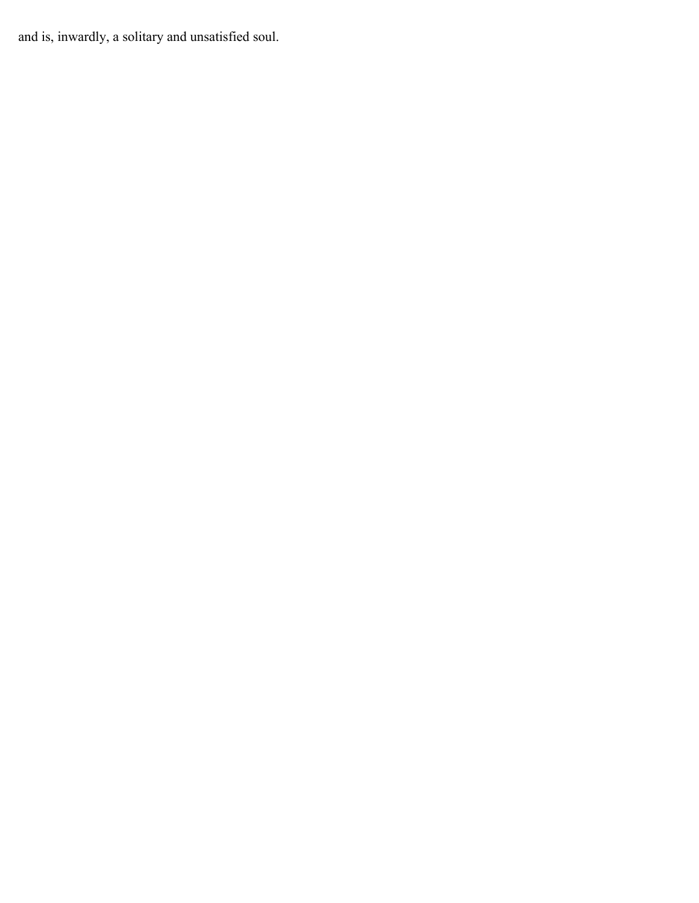and is, inwardly, a solitary and unsatisfied soul.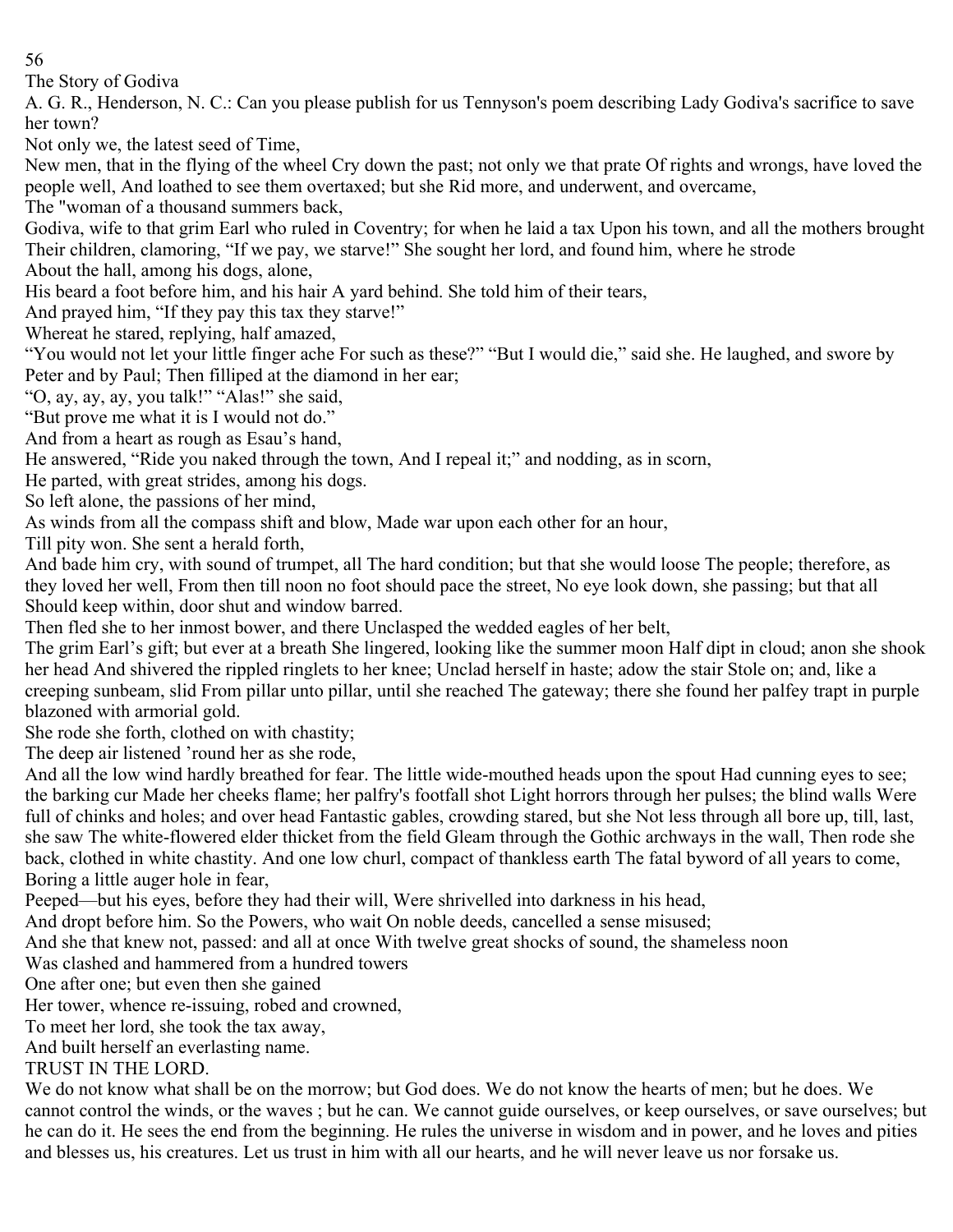## The Story of Godiva

A. G. R., Henderson, N. C.: Can you please publish for us Tennyson's poem describing Lady Godiva's sacrifice to save her town?

Not only we, the latest seed of Time,

New men, that in the flying of the wheel Cry down the past; not only we that prate Of rights and wrongs, have loved the people well, And loathed to see them overtaxed; but she Rid more, and underwent, and overcame,

The "woman of a thousand summers back,

Godiva, wife to that grim Earl who ruled in Coventry; for when he laid a tax Upon his town, and all the mothers brought Their children, clamoring, "If we pay, we starve!" She sought her lord, and found him, where he strode

About the hall, among his dogs, alone,

His beard a foot before him, and his hair A yard behind. She told him of their tears,

And prayed him, "If they pay this tax they starve!"

Whereat he stared, replying, half amazed,

"You would not let your little finger ache For such as these?" "But I would die," said she. He laughed, and swore by Peter and by Paul; Then filliped at the diamond in her ear;

"O, ay, ay, ay, you talk!" "Alas!" she said,

"But prove me what it is I would not do."

And from a heart as rough as Esau's hand,

He answered, "Ride you naked through the town, And I repeal it;" and nodding, as in scorn,

He parted, with great strides, among his dogs.

So left alone, the passions of her mind,

As winds from all the compass shift and blow, Made war upon each other for an hour,

Till pity won. She sent a herald forth,

And bade him cry, with sound of trumpet, all The hard condition; but that she would loose The people; therefore, as they loved her well, From then till noon no foot should pace the street, No eye look down, she passing; but that all Should keep within, door shut and window barred.

Then fled she to her inmost bower, and there Unclasped the wedded eagles of her belt,

The grim Earl's gift; but ever at a breath She lingered, looking like the summer moon Half dipt in cloud; anon she shook her head And shivered the rippled ringlets to her knee; Unclad herself in haste; adow the stair Stole on; and, like a creeping sunbeam, slid From pillar unto pillar, until she reached The gateway; there she found her palfey trapt in purple blazoned with armorial gold.

She rode she forth, clothed on with chastity;

The deep air listened 'round her as she rode,

And all the low wind hardly breathed for fear. The little wide-mouthed heads upon the spout Had cunning eyes to see; the barking cur Made her cheeks flame; her palfry's footfall shot Light horrors through her pulses; the blind walls Were full of chinks and holes; and over head Fantastic gables, crowding stared, but she Not less through all bore up, till, last, she saw The white-flowered elder thicket from the field Gleam through the Gothic archways in the wall, Then rode she back, clothed in white chastity. And one low churl, compact of thankless earth The fatal byword of all years to come, Boring a little auger hole in fear,

Peeped—but his eyes, before they had their will, Were shrivelled into darkness in his head,

And dropt before him. So the Powers, who wait On noble deeds, cancelled a sense misused;

And she that knew not, passed: and all at once With twelve great shocks of sound, the shameless noon

Was clashed and hammered from a hundred towers

One after one; but even then she gained

Her tower, whence re-issuing, robed and crowned,

To meet her lord, she took the tax away,

And built herself an everlasting name.

## TRUST IN THE LORD.

We do not know what shall be on the morrow; but God does. We do not know the hearts of men; but he does. We cannot control the winds, or the waves ; but he can. We cannot guide ourselves, or keep ourselves, or save ourselves; but he can do it. He sees the end from the beginning. He rules the universe in wisdom and in power, and he loves and pities and blesses us, his creatures. Let us trust in him with all our hearts, and he will never leave us nor forsake us.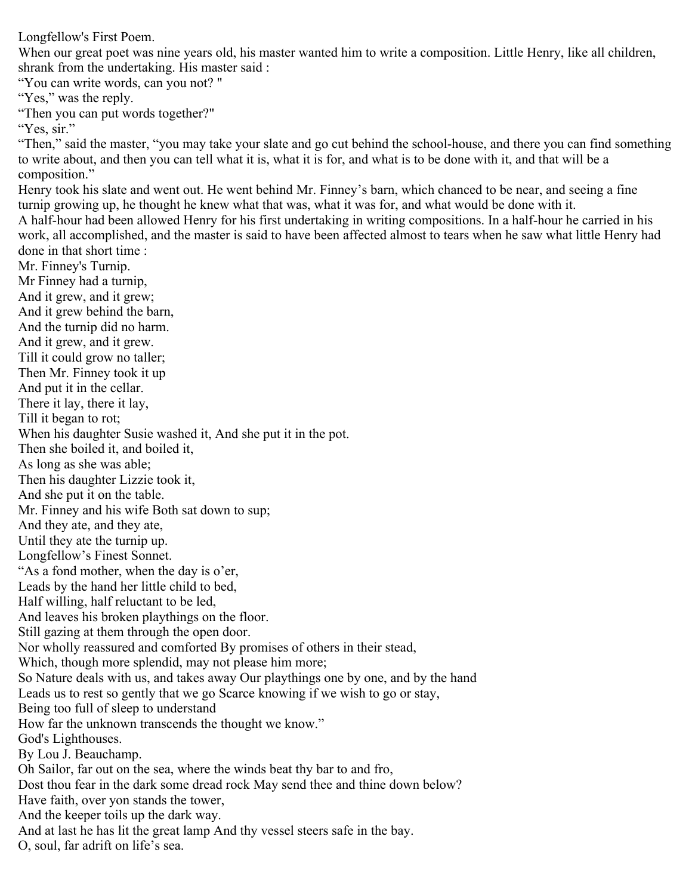## Longfellow's First Poem.

When our great poet was nine years old, his master wanted him to write a composition. Little Henry, like all children, shrank from the undertaking. His master said :

“You can write words, can you not? "

“Yes,” was the reply.

“Then you can put words together?"

“Yes, sir.”

“Then,” said the master, “you may take your slate and go cut behind the school-house, and there you can find something to write about, and then you can tell what it is, what it is for, and what is to be done with it, and that will be a composition.”

Henry took his slate and went out. He went behind Mr. Finney’s barn, which chanced to be near, and seeing a fine turnip growing up, he thought he knew what that was, what it was for, and what would be done with it.

A half-hour had been allowed Henry for his first undertaking in writing compositions. In a half-hour he carried in his work, all accomplished, and the master is said to have been affected almost to tears when he saw what little Henry had done in that short time :

### Mr. Finney's Turnip.

Mr Finney had a turnip,
And it grew, and it grew;
And it grew behind the barn,
And the turnip did no harm.
And it grew, and it grew.
Till it could grow no taller;
Then Mr. Finney took it up
And put it in the cellar.
There it lay, there it lay,
Till it began to rot;
When his daughter Susie washed it, And she put it in the pot.
Then she boiled it, and boiled it,
As long as she was able;
Then his daughter Lizzie took it,
And she put it on the table.
Mr. Finney and his wife Both sat down to sup;
And they ate, and they ate,
Until they ate the turnip up.

### Longfellow’s Finest Sonnet.

“As a fond mother, when the day is o’er,
Leads by the hand her little child to bed,
Half willing, half reluctant to be led,
And leaves his broken playthings on the floor.
Still gazing at them through the open door.
Nor wholly reassured and comforted By promises of others in their stead,
Which, though more splendid, may not please him more;
So Nature deals with us, and takes away Our playthings one by one, and by the hand
Leads us to rest so gently that we go Scarce knowing if we wish to go or stay,
Being too full of sleep to understand
How far the unknown transcends the thought we know.”

### God's Lighthouses.

By Lou J. Beauchamp.

Oh Sailor, far out on the sea, where the winds beat thy bar to and fro,
Dost thou fear in the dark some dread rock May send thee and thine down below?
Have faith, over yon stands the tower,
And the keeper toils up the dark way.
And at last he has lit the great lamp And thy vessel steers safe in the bay.
O, soul, far adrift on life’s sea.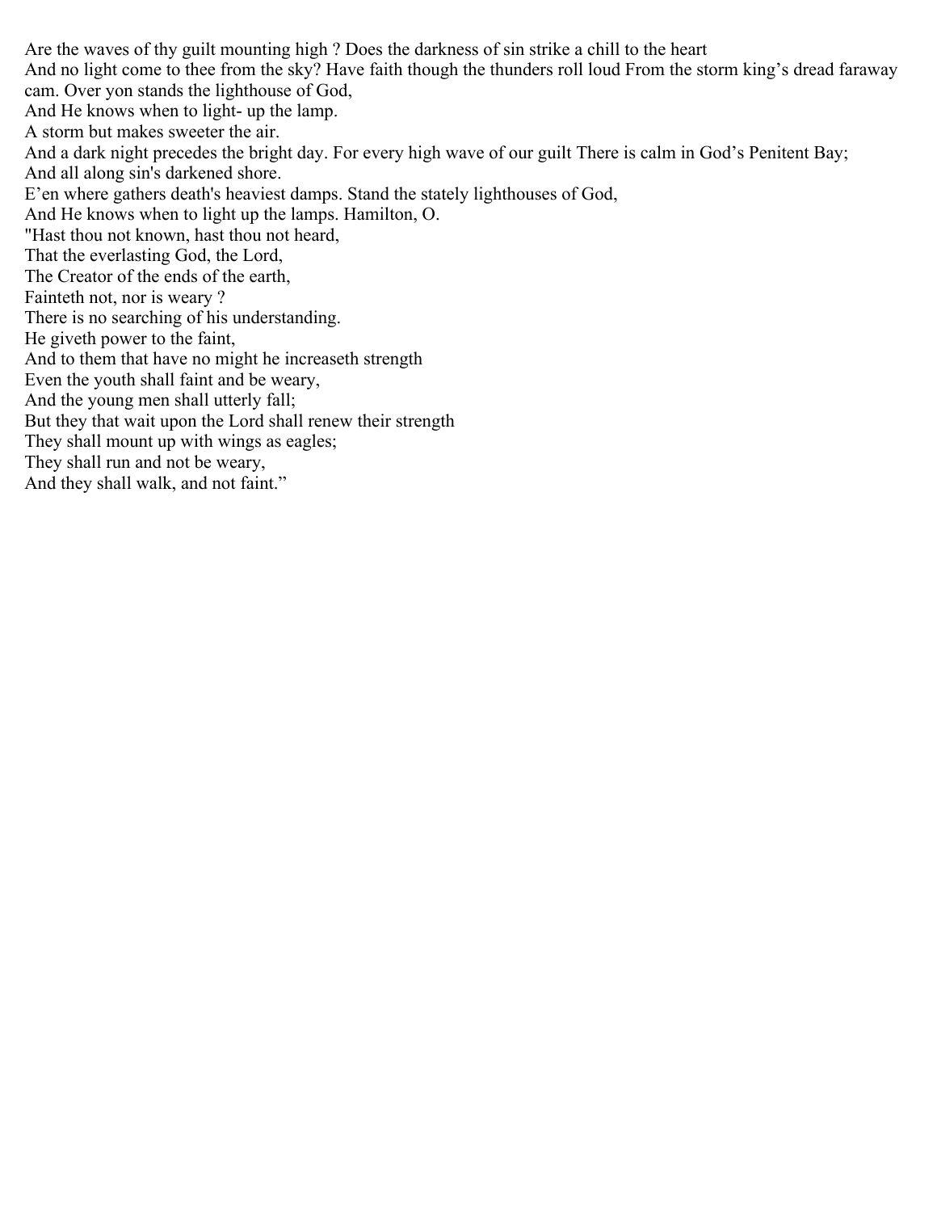Are the waves of thy guilt mounting high ? Does the darkness of sin strike a chill to the heart
And no light come to thee from the sky? Have faith though the thunders roll loud From the storm king's dread faraway cam. Over yon stands the lighthouse of God,
And He knows when to light- up the lamp.
A storm but makes sweeter the air.
And a dark night precedes the bright day. For every high wave of our guilt There is calm in God's Penitent Bay;
And all along sin's darkened shore.
E'en where gathers death's heaviest damps. Stand the stately lighthouses of God,
And He knows when to light up the lamps. Hamilton, O.

"Hast thou not known, hast thou not heard,
That the everlasting God, the Lord,
The Creator of the ends of the earth,
Fainteth not, nor is weary ?
There is no searching of his understanding.
He giveth power to the faint,
And to them that have no might he increaseth strength
Even the youth shall faint and be weary,
And the young men shall utterly fall;
But they that wait upon the Lord shall renew their strength
They shall mount up with wings as eagles;
They shall run and not be weary,
And they shall walk, and not faint."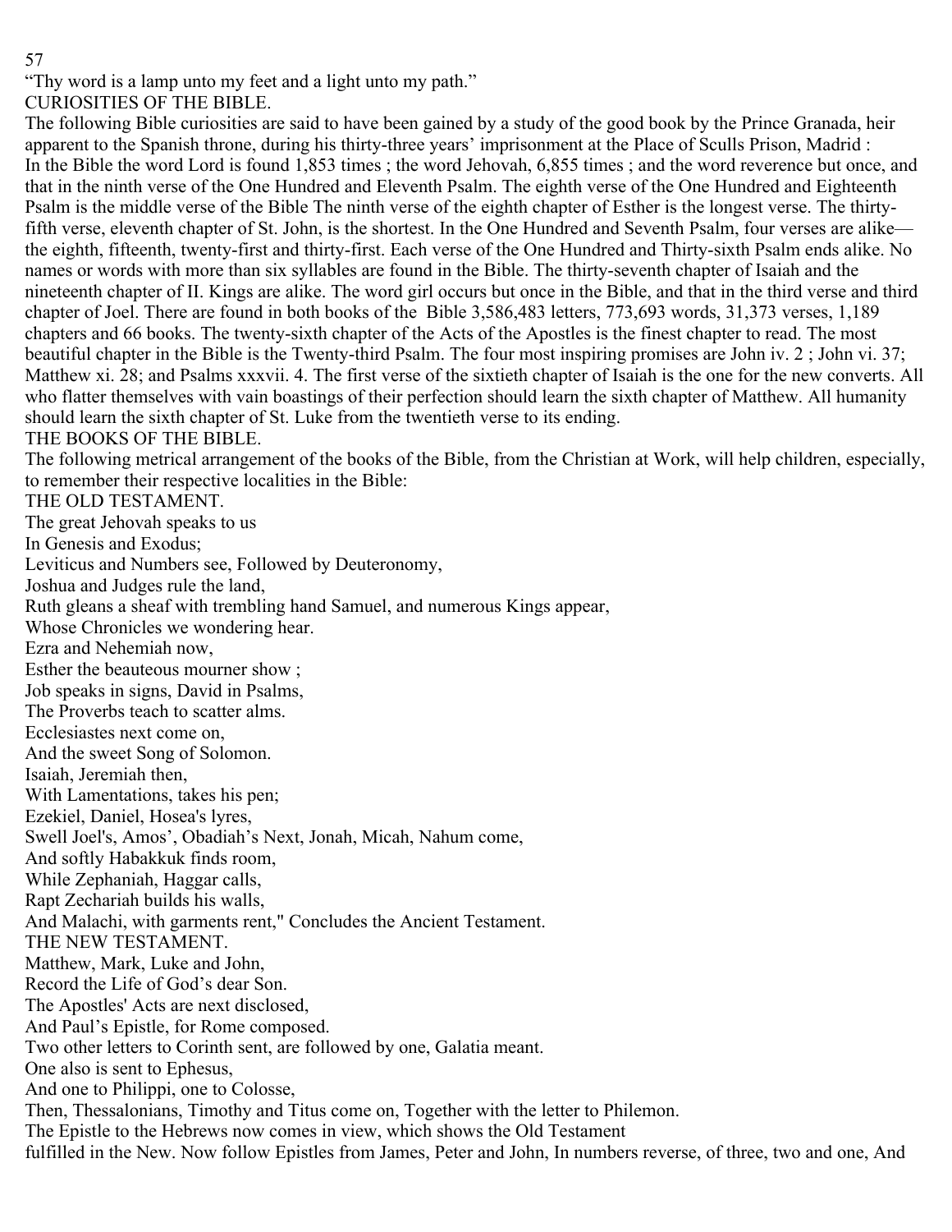"Thy word is a lamp unto my feet and a light unto my path."

## CURIOSITIES OF THE BIBLE.

The following Bible curiosities are said to have been gained by a study of the good book by the Prince Granada, heir apparent to the Spanish throne, during his thirty-three years' imprisonment at the Place of Sculls Prison, Madrid : In the Bible the word Lord is found 1,853 times ; the word Jehovah, 6,855 times ; and the word reverence but once, and that in the ninth verse of the One Hundred and Eleventh Psalm. The eighth verse of the One Hundred and Eighteenth Psalm is the middle verse of the Bible The ninth verse of the eighth chapter of Esther is the longest verse. The thirty-fifth verse, eleventh chapter of St. John, is the shortest. In the One Hundred and Seventh Psalm, four verses are alike— the eighth, fifteenth, twenty-first and thirty-first. Each verse of the One Hundred and Thirty-sixth Psalm ends alike. No names or words with more than six syllables are found in the Bible. The thirty-seventh chapter of Isaiah and the nineteenth chapter of II. Kings are alike. The word girl occurs but once in the Bible, and that in the third verse and third chapter of Joel. There are found in both books of the Bible 3,586,483 letters, 773,693 words, 31,373 verses, 1,189 chapters and 66 books. The twenty-sixth chapter of the Acts of the Apostles is the finest chapter to read. The most beautiful chapter in the Bible is the Twenty-third Psalm. The four most inspiring promises are John iv. 2 ; John vi. 37; Matthew xi. 28; and Psalms xxxvii. 4. The first verse of the sixtieth chapter of Isaiah is the one for the new converts. All who flatter themselves with vain boastings of their perfection should learn the sixth chapter of Matthew. All humanity should learn the sixth chapter of St. Luke from the twentieth verse to its ending.

## THE BOOKS OF THE BIBLE.

The following metrical arrangement of the books of the Bible, from the Christian at Work, will help children, especially, to remember their respective localities in the Bible:

### THE OLD TESTAMENT.

The great Jehovah speaks to us  
In Genesis and Exodus;  
Leviticus and Numbers see, Followed by Deuteronomy,  
Joshua and Judges rule the land,  
Ruth gleans a sheaf with trembling hand Samuel, and numerous Kings appear,  
Whose Chronicles we wondering hear.  
Ezra and Nehemiah now,  
Esther the beauteous mourner show ;  
Job speaks in signs, David in Psalms,  
The Proverbs teach to scatter alms.  
Ecclesiastes next come on,  
And the sweet Song of Solomon.  
Isaiah, Jeremiah then,  
With Lamentations, takes his pen;  
Ezekiel, Daniel, Hosea's lyres,  
Swell Joel's, Amos', Obadiah's Next, Jonah, Micah, Nahum come,  
And softly Habakkuk finds room,  
While Zephaniah, Haggar calls,  
Rapt Zechariah builds his walls,  
And Malachi, with garments rent," Concludes the Ancient Testament.

### THE NEW TESTAMENT.

Matthew, Mark, Luke and John,  
Record the Life of God's dear Son.  
The Apostles' Acts are next disclosed,  
And Paul's Epistle, for Rome composed.  
Two other letters to Corinth sent, are followed by one, Galatia meant.  
One also is sent to Ephesus,  
And one to Philippi, one to Colosse,  
Then, Thessalonians, Timothy and Titus come on, Together with the letter to Philemon.  
The Epistle to the Hebrews now comes in view, which shows the Old Testament  
fulfilled in the New. Now follow Epistles from James, Peter and John, In numbers reverse, of three, two and one, And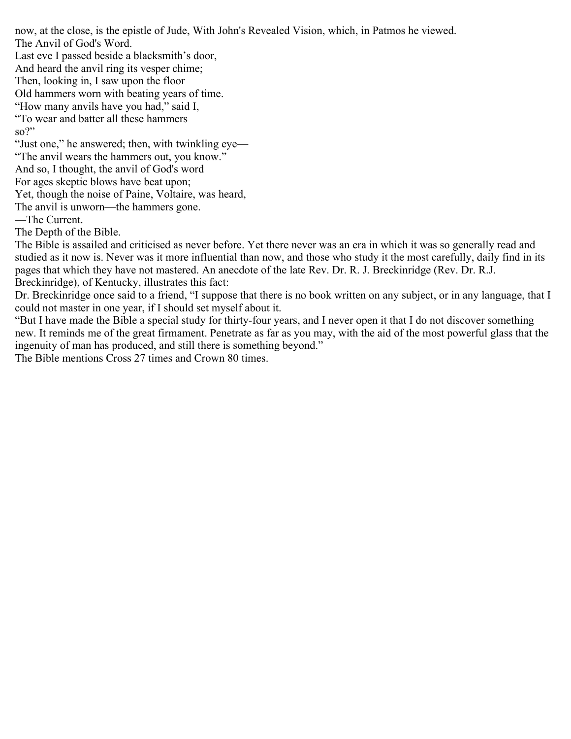now, at the close, is the epistle of Jude, With John's Revealed Vision, which, in Patmos he viewed.

## The Anvil of God's Word.

Last eve I passed beside a blacksmith's door,
And heard the anvil ring its vesper chime;
Then, looking in, I saw upon the floor
Old hammers worn with beating years of time.
"How many anvils have you had," said I,
"To wear and batter all these hammers
so?"
"Just one," he answered; then, with twinkling eye—
"The anvil wears the hammers out, you know."
And so, I thought, the anvil of God's word
For ages skeptic blows have beat upon;
Yet, though the noise of Paine, Voltaire, was heard,
The anvil is unworn—the hammers gone.
—The Current.

## The Depth of the Bible.

The Bible is assailed and criticised as never before. Yet there never was an era in which it was so generally read and studied as it now is. Never was it more influential than now, and those who study it the most carefully, daily find in its pages that which they have not mastered. An anecdote of the late Rev. Dr. R. J. Breckinridge (Rev. Dr. R.J. Breckinridge), of Kentucky, illustrates this fact:

Dr. Breckinridge once said to a friend, "I suppose that there is no book written on any subject, or in any language, that I could not master in one year, if I should set myself about it.

"But I have made the Bible a special study for thirty-four years, and I never open it that I do not discover something new. It reminds me of the great firmament. Penetrate as far as you may, with the aid of the most powerful glass that the ingenuity of man has produced, and still there is something beyond."

The Bible mentions Cross 27 times and Crown 80 times.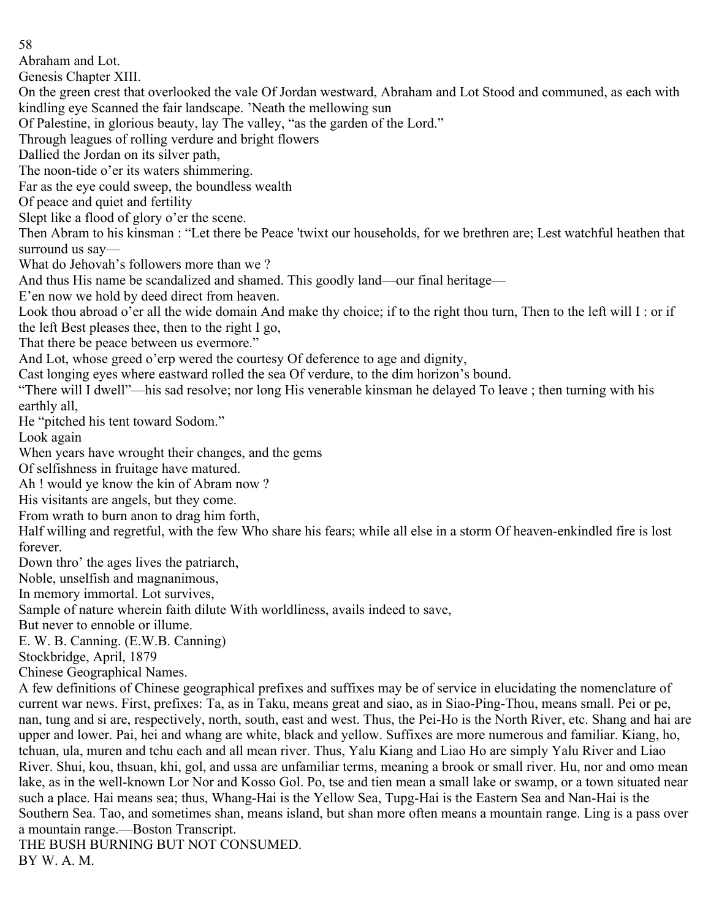## Abraham and Lot.

Genesis Chapter XIII.

On the green crest that overlooked the vale Of Jordan westward, Abraham and Lot Stood and communed, as each with kindling eye Scanned the fair landscape. 'Neath the mellowing sun
Of Palestine, in glorious beauty, lay The valley, "as the garden of the Lord."
Through leagues of rolling verdure and bright flowers
Dallied the Jordan on its silver path,
The noon-tide o'er its waters shimmering.
Far as the eye could sweep, the boundless wealth
Of peace and quiet and fertility
Slept like a flood of glory o'er the scene.
Then Abram to his kinsman : "Let there be Peace 'twixt our households, for we brethren are; Lest watchful heathen that surround us say—
What do Jehovah's followers more than we ?
And thus His name be scandalized and shamed. This goodly land—our final heritage—
E'en now we hold by deed direct from heaven.
Look thou abroad o'er all the wide domain And make thy choice; if to the right thou turn, Then to the left will I : or if the left Best pleases thee, then to the right I go,
That there be peace between us evermore."
And Lot, whose greed o'erp wered the courtesy Of deference to age and dignity,
Cast longing eyes where eastward rolled the sea Of verdure, to the dim horizon's bound.
"There will I dwell"—his sad resolve; nor long His venerable kinsman he delayed To leave ; then turning with his earthly all,
He "pitched his tent toward Sodom."
Look again
When years have wrought their changes, and the gems
Of selfishness in fruitage have matured.
Ah ! would ye know the kin of Abram now ?
His visitants are angels, but they come.
From wrath to burn anon to drag him forth,
Half willing and regretful, with the few Who share his fears; while all else in a storm Of heaven-enkindled fire is lost forever.
Down thro' the ages lives the patriarch,
Noble, unselfish and magnanimous,
In memory immortal. Lot survives,
Sample of nature wherein faith dilute With worldliness, avails indeed to save,
But never to ennoble or illume.

E. W. B. Canning. (E.W.B. Canning)
Stockbridge, April, 1879

## Chinese Geographical Names.

A few definitions of Chinese geographical prefixes and suffixes may be of service in elucidating the nomenclature of current war news. First, prefixes: Ta, as in Taku, means great and siao, as in Siao-Ping-Thou, means small. Pei or pe, nan, tung and si are, respectively, north, south, east and west. Thus, the Pei-Ho is the North River, etc. Shang and hai are upper and lower. Pai, hei and whang are white, black and yellow. Suffixes are more numerous and familiar. Kiang, ho, tchuan, ula, muren and tchu each and all mean river. Thus, Yalu Kiang and Liao Ho are simply Yalu River and Liao River. Shui, kou, thsuan, khi, gol, and ussa are unfamiliar terms, meaning a brook or small river. Hu, nor and omo mean lake, as in the well-known Lor Nor and Kosso Gol. Po, tse and tien mean a small lake or swamp, or a town situated near such a place. Hai means sea; thus, Whang-Hai is the Yellow Sea, Tupg-Hai is the Eastern Sea and Nan-Hai is the Southern Sea. Tao, and sometimes shan, means island, but shan more often means a mountain range. Ling is a pass over a mountain range.—Boston Transcript.

## THE BUSH BURNING BUT NOT CONSUMED.

BY W. A. M.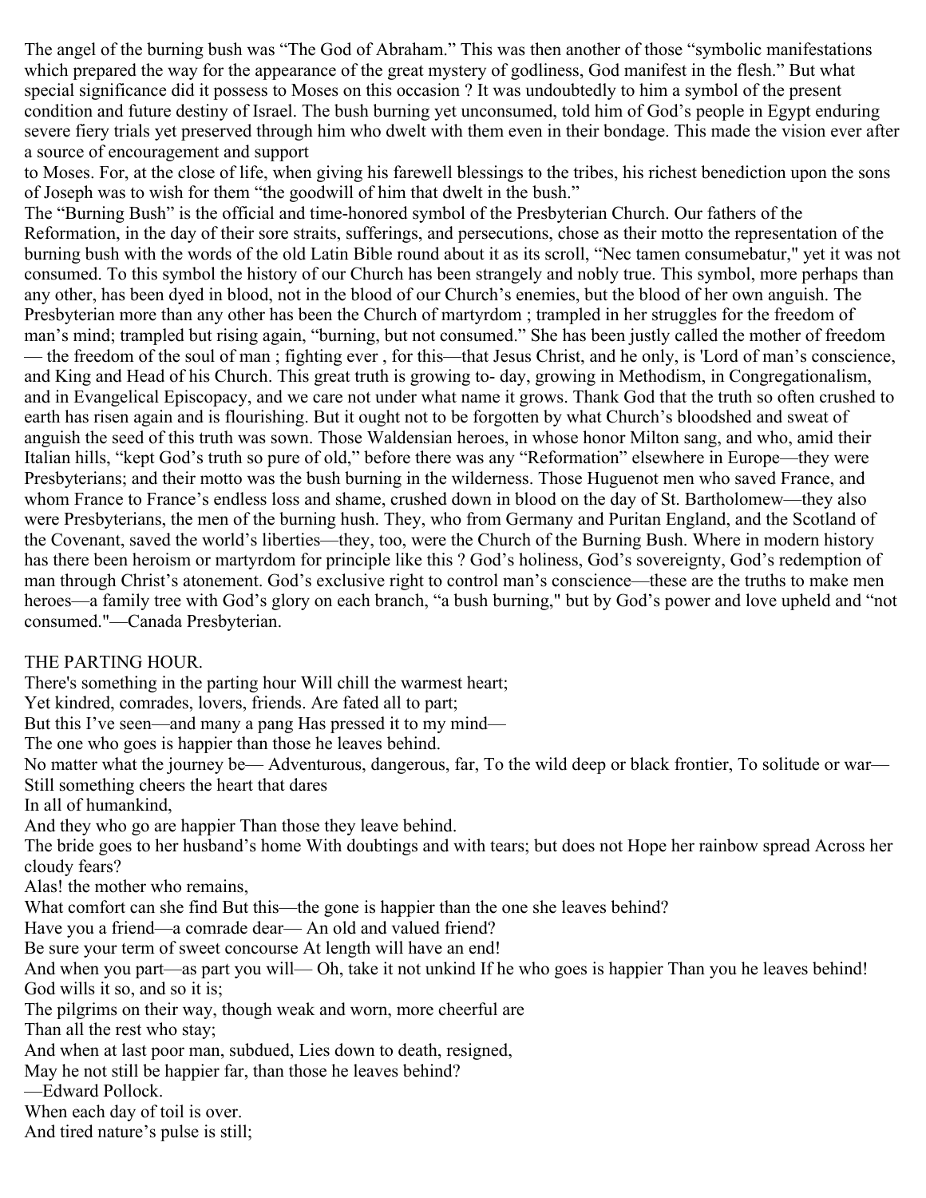The angel of the burning bush was "The God of Abraham." This was then another of those "symbolic manifestations which prepared the way for the appearance of the great mystery of godliness, God manifest in the flesh." But what special significance did it possess to Moses on this occasion ? It was undoubtedly to him a symbol of the present condition and future destiny of Israel. The bush burning yet unconsumed, told him of God's people in Egypt enduring severe fiery trials yet preserved through him who dwelt with them even in their bondage. This made the vision ever after a source of encouragement and support to Moses. For, at the close of life, when giving his farewell blessings to the tribes, his richest benediction upon the sons of Joseph was to wish for them "the goodwill of him that dwelt in the bush."

The "Burning Bush" is the official and time-honored symbol of the Presbyterian Church. Our fathers of the Reformation, in the day of their sore straits, sufferings, and persecutions, chose as their motto the representation of the burning bush with the words of the old Latin Bible round about it as its scroll, "Nec tamen consumebatur," yet it was not consumed. To this symbol the history of our Church has been strangely and nobly true. This symbol, more perhaps than any other, has been dyed in blood, not in the blood of our Church's enemies, but the blood of her own anguish. The Presbyterian more than any other has been the Church of martyrdom ; trampled in her struggles for the freedom of man's mind; trampled but rising again, "burning, but not consumed." She has been justly called the mother of freedom — the freedom of the soul of man ; fighting ever , for this—that Jesus Christ, and he only, is 'Lord of man's conscience, and King and Head of his Church. This great truth is growing to- day, growing in Methodism, in Congregationalism, and in Evangelical Episcopacy, and we care not under what name it grows. Thank God that the truth so often crushed to earth has risen again and is flourishing. But it ought not to be forgotten by what Church's bloodshed and sweat of anguish the seed of this truth was sown. Those Waldensian heroes, in whose honor Milton sang, and who, amid their Italian hills, "kept God's truth so pure of old," before there was any "Reformation" elsewhere in Europe—they were Presbyterians; and their motto was the bush burning in the wilderness. Those Huguenot men who saved France, and whom France to France's endless loss and shame, crushed down in blood on the day of St. Bartholomew—they also were Presbyterians, the men of the burning hush. They, who from Germany and Puritan England, and the Scotland of the Covenant, saved the world's liberties—they, too, were the Church of the Burning Bush. Where in modern history has there been heroism or martyrdom for principle like this ? God's holiness, God's sovereignty, God's redemption of man through Christ's atonement. God's exclusive right to control man's conscience—these are the truths to make men heroes—a family tree with God's glory on each branch, "a bush burning," but by God's power and love upheld and "not consumed."—Canada Presbyterian.

THE PARTING HOUR.

There's something in the parting hour Will chill the warmest heart;  
Yet kindred, comrades, lovers, friends. Are fated all to part;  
But this I've seen—and many a pang Has pressed it to my mind—  
The one who goes is happier than those he leaves behind.  
No matter what the journey be— Adventurous, dangerous, far, To the wild deep or black frontier, To solitude or war—  
Still something cheers the heart that dares  
In all of humankind,  
And they who go are happier Than those they leave behind.  
The bride goes to her husband's home With doubtings and with tears; but does not Hope her rainbow spread Across her cloudy fears?  
Alas! the mother who remains,  
What comfort can she find But this—the gone is happier than the one she leaves behind?  
Have you a friend—a comrade dear— An old and valued friend?  
Be sure your term of sweet concourse At length will have an end!  
And when you part—as part you will— Oh, take it not unkind If he who goes is happier Than you he leaves behind!  
God wills it so, and so it is;  
The pilgrims on their way, though weak and worn, more cheerful are  
Than all the rest who stay;  
And when at last poor man, subdued, Lies down to death, resigned,  
May he not still be happier far, than those he leaves behind?  
—Edward Pollock.

When each day of toil is over.  
And tired nature's pulse is still;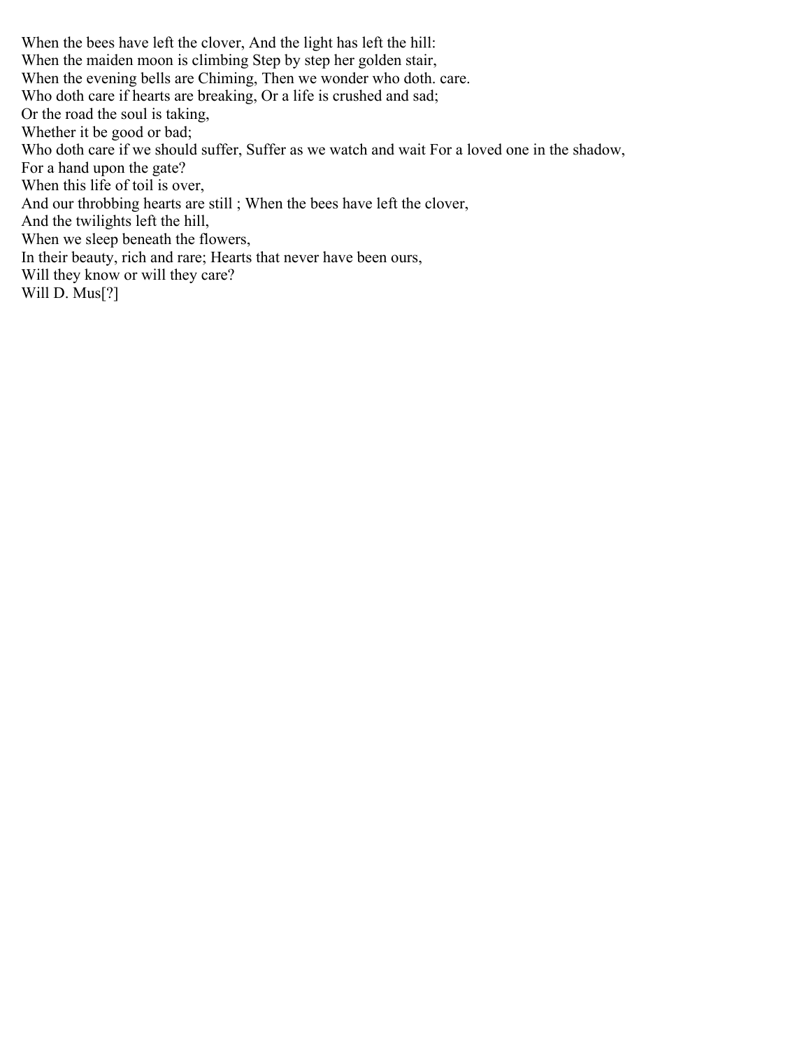When the bees have left the clover, And the light has left the hill:
When the maiden moon is climbing Step by step her golden stair,
When the evening bells are Chiming, Then we wonder who doth. care.
Who doth care if hearts are breaking, Or a life is crushed and sad;
Or the road the soul is taking,
Whether it be good or bad;
Who doth care if we should suffer, Suffer as we watch and wait For a loved one in the shadow,
For a hand upon the gate?
When this life of toil is over,
And our throbbing hearts are still ; When the bees have left the clover,
And the twilights left the hill,
When we sleep beneath the flowers,
In their beauty, rich and rare; Hearts that never have been ours,
Will they know or will they care?
Will D. Mus[?]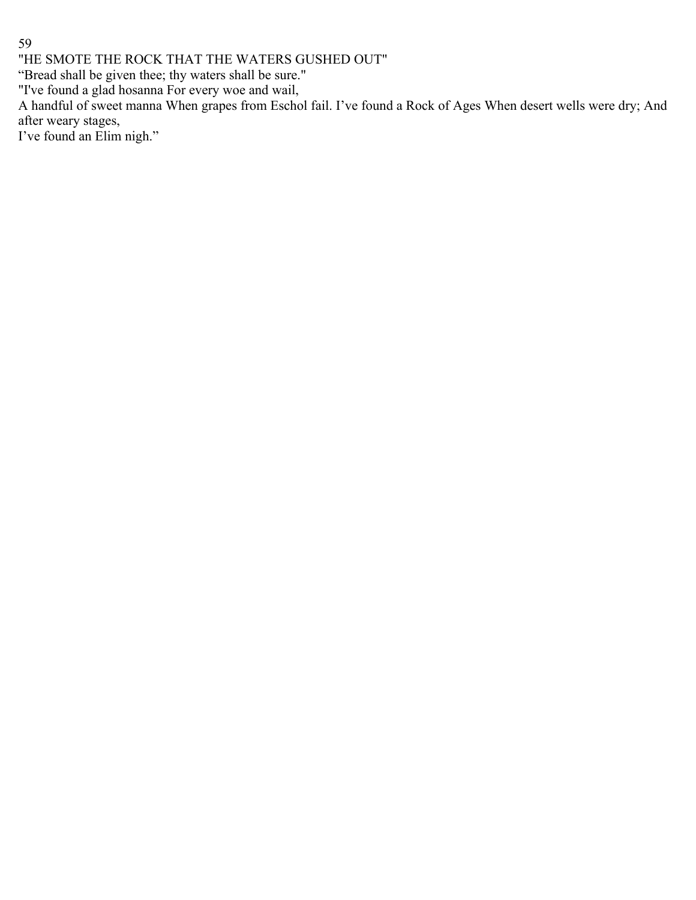"HE SMOTE THE ROCK THAT THE WATERS GUSHED OUT"

"Bread shall be given thee; thy waters shall be sure."

"I've found a glad hosanna For every woe and wail,
A handful of sweet manna When grapes from Eschol fail. I've found a Rock of Ages When desert wells were dry; And after weary stages,
I've found an Elim nigh."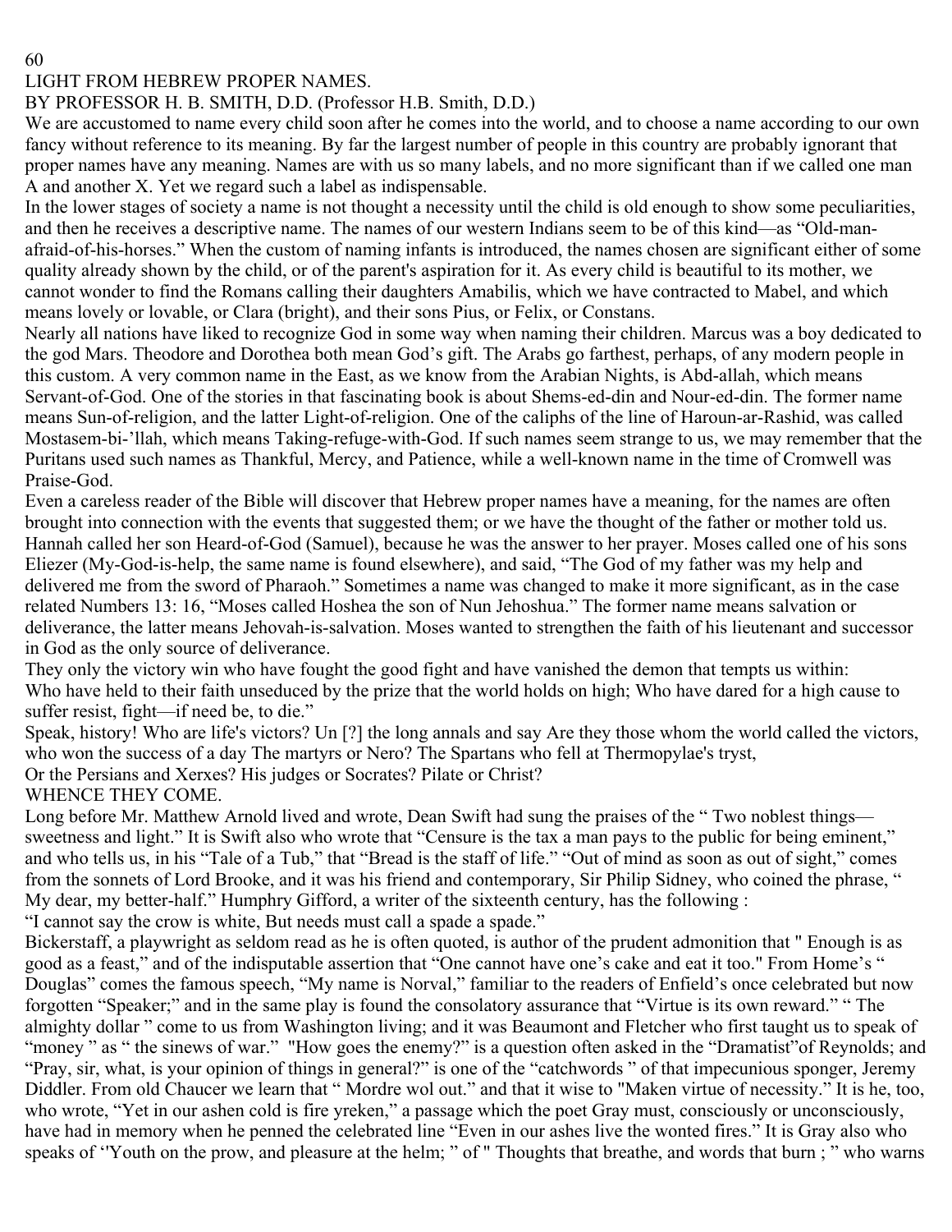# LIGHT FROM HEBREW PROPER NAMES.

BY PROFESSOR H. B. SMITH, D.D. (Professor H.B. Smith, D.D.)

We are accustomed to name every child soon after he comes into the world, and to choose a name according to our own fancy without reference to its meaning. By far the largest number of people in this country are probably ignorant that proper names have any meaning. Names are with us so many labels, and no more significant than if we called one man A and another X. Yet we regard such a label as indispensable.

In the lower stages of society a name is not thought a necessity until the child is old enough to show some peculiarities, and then he receives a descriptive name. The names of our western Indians seem to be of this kind—as "Old-man-afraid-of-his-horses." When the custom of naming infants is introduced, the names chosen are significant either of some quality already shown by the child, or of the parent's aspiration for it. As every child is beautiful to its mother, we cannot wonder to find the Romans calling their daughters Amabilis, which we have contracted to Mabel, and which means lovely or lovable, or Clara (bright), and their sons Pius, or Felix, or Constans.

Nearly all nations have liked to recognize God in some way when naming their children. Marcus was a boy dedicated to the god Mars. Theodore and Dorothea both mean God's gift. The Arabs go farthest, perhaps, of any modern people in this custom. A very common name in the East, as we know from the Arabian Nights, is Abd-allah, which means Servant-of-God. One of the stories in that fascinating book is about Shems-ed-din and Nour-ed-din. The former name means Sun-of-religion, and the latter Light-of-religion. One of the caliphs of the line of Haroun-ar-Rashid, was called Mostasem-bi-'llah, which means Taking-refuge-with-God. If such names seem strange to us, we may remember that the Puritans used such names as Thankful, Mercy, and Patience, while a well-known name in the time of Cromwell was Praise-God.

Even a careless reader of the Bible will discover that Hebrew proper names have a meaning, for the names are often brought into connection with the events that suggested them; or we have the thought of the father or mother told us. Hannah called her son Heard-of-God (Samuel), because he was the answer to her prayer. Moses called one of his sons Eliezer (My-God-is-help, the same name is found elsewhere), and said, "The God of my father was my help and delivered me from the sword of Pharaoh." Sometimes a name was changed to make it more significant, as in the case related Numbers 13: 16, "Moses called Hoshea the son of Nun Jehoshua." The former name means salvation or deliverance, the latter means Jehovah-is-salvation. Moses wanted to strengthen the faith of his lieutenant and successor in God as the only source of deliverance.

They only the victory win who have fought the good fight and have vanished the demon that tempts us within:
Who have held to their faith unseduced by the prize that the world holds on high; Who have dared for a high cause to suffer resist, fight—if need be, to die."

Speak, history! Who are life's victors? Un [?] the long annals and say Are they those whom the world called the victors, who won the success of a day The martyrs or Nero? The Spartans who fell at Thermopylae's tryst,
Or the Persians and Xerxes? His judges or Socrates? Pilate or Christ?

## WHENCE THEY COME.

Long before Mr. Matthew Arnold lived and wrote, Dean Swift had sung the praises of the " Two noblest things—sweetness and light." It is Swift also who wrote that "Censure is the tax a man pays to the public for being eminent," and who tells us, in his "Tale of a Tub," that "Bread is the staff of life." "Out of mind as soon as out of sight," comes from the sonnets of Lord Brooke, and it was his friend and contemporary, Sir Philip Sidney, who coined the phrase, " My dear, my better-half." Humphry Gifford, a writer of the sixteenth century, has the following :

"I cannot say the crow is white, But needs must call a spade a spade."

Bickerstaff, a playwright as seldom read as he is often quoted, is author of the prudent admonition that " Enough is as good as a feast," and of the indisputable assertion that "One cannot have one's cake and eat it too." From Home's " Douglas" comes the famous speech, "My name is Norval," familiar to the readers of Enfield's once celebrated but now forgotten "Speaker;" and in the same play is found the consolatory assurance that "Virtue is its own reward." " The almighty dollar " come to us from Washington living; and it was Beaumont and Fletcher who first taught us to speak of "money " as " the sinews of war." "How goes the enemy?" is a question often asked in the "Dramatist"of Reynolds; and "Pray, sir, what, is your opinion of things in general?" is one of the "catchwords " of that impecunious sponger, Jeremy Diddler. From old Chaucer we learn that " Mordre wol out." and that it wise to "Maken virtue of necessity." It is he, too, who wrote, "Yet in our ashen cold is fire yreken," a passage which the poet Gray must, consciously or unconsciously, have had in memory when he penned the celebrated line "Even in our ashes live the wonted fires." It is Gray also who speaks of ''Youth on the prow, and pleasure at the helm; " of " Thoughts that breathe, and words that burn ; " who warns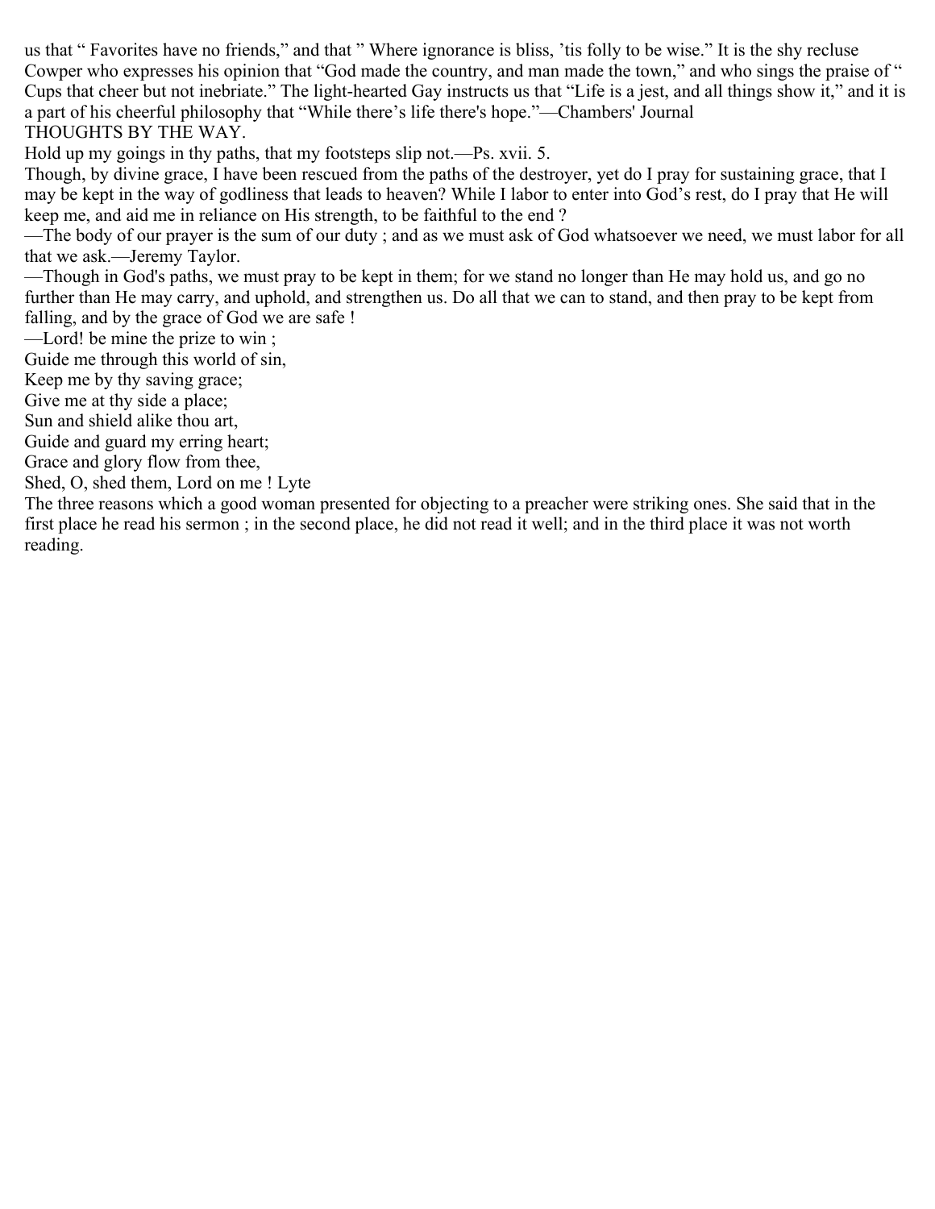us that " Favorites have no friends," and that " Where ignorance is bliss, 'tis folly to be wise." It is the shy recluse Cowper who expresses his opinion that "God made the country, and man made the town," and who sings the praise of " Cups that cheer but not inebriate." The light-hearted Gay instructs us that "Life is a jest, and all things show it," and it is a part of his cheerful philosophy that "While there's life there's hope."—Chambers' Journal

## THOUGHTS BY THE WAY.

Hold up my goings in thy paths, that my footsteps slip not.—Ps. xvii. 5.

Though, by divine grace, I have been rescued from the paths of the destroyer, yet do I pray for sustaining grace, that I may be kept in the way of godliness that leads to heaven? While I labor to enter into God's rest, do I pray that He will keep me, and aid me in reliance on His strength, to be faithful to the end ?

—The body of our prayer is the sum of our duty ; and as we must ask of God whatsoever we need, we must labor for all that we ask.—Jeremy Taylor.

—Though in God's paths, we must pray to be kept in them; for we stand no longer than He may hold us, and go no further than He may carry, and uphold, and strengthen us. Do all that we can to stand, and then pray to be kept from falling, and by the grace of God we are safe !

—Lord! be mine the prize to win ;
Guide me through this world of sin,
Keep me by thy saving grace;
Give me at thy side a place;
Sun and shield alike thou art,
Guide and guard my erring heart;
Grace and glory flow from thee,
Shed, O, shed them, Lord on me ! Lyte

The three reasons which a good woman presented for objecting to a preacher were striking ones. She said that in the first place he read his sermon ; in the second place, he did not read it well; and in the third place it was not worth reading.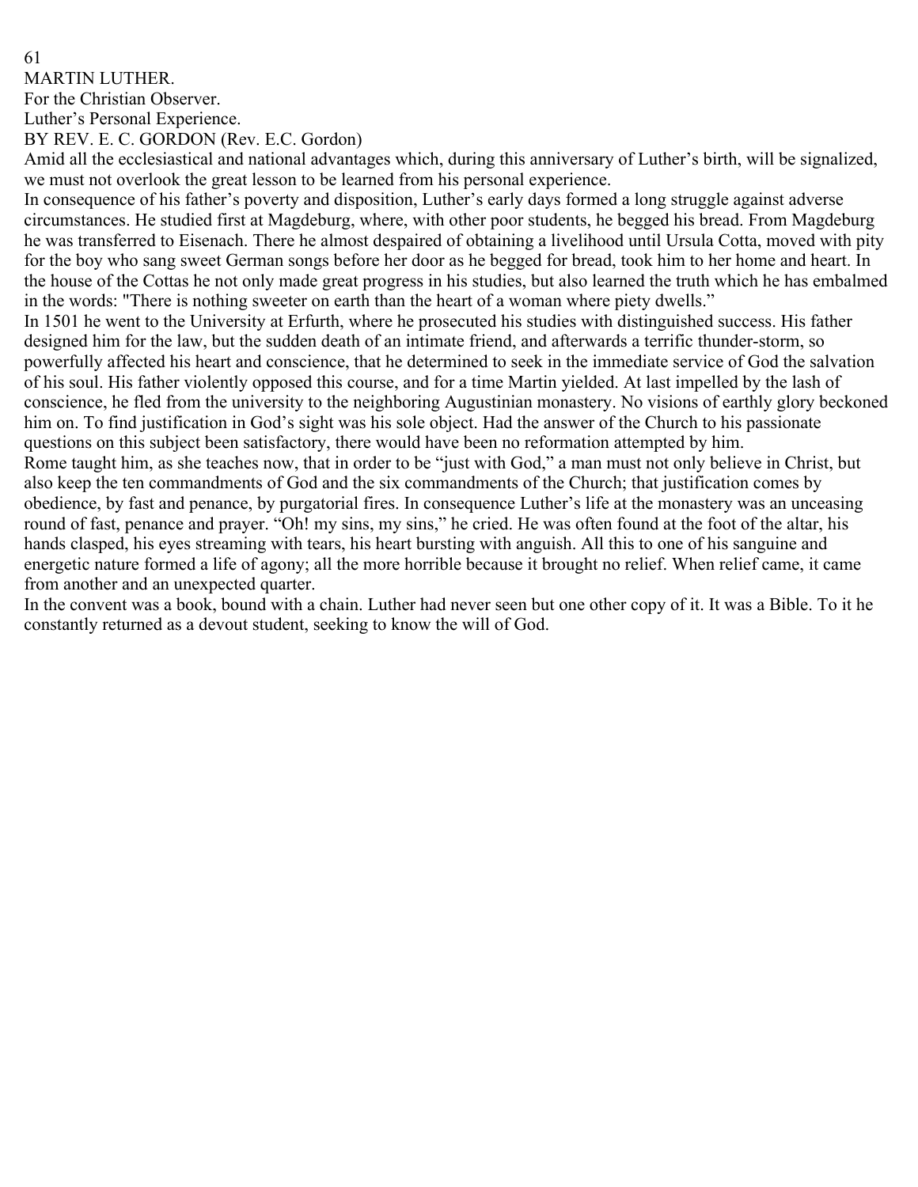# MARTIN LUTHER.

For the Christian Observer.

## Luther's Personal Experience.

BY REV. E. C. GORDON (Rev. E.C. Gordon)

Amid all the ecclesiastical and national advantages which, during this anniversary of Luther's birth, will be signalized, we must not overlook the great lesson to be learned from his personal experience.

In consequence of his father's poverty and disposition, Luther's early days formed a long struggle against adverse circumstances. He studied first at Magdeburg, where, with other poor students, he begged his bread. From Magdeburg he was transferred to Eisenach. There he almost despaired of obtaining a livelihood until Ursula Cotta, moved with pity for the boy who sang sweet German songs before her door as he begged for bread, took him to her home and heart. In the house of the Cottas he not only made great progress in his studies, but also learned the truth which he has embalmed in the words: "There is nothing sweeter on earth than the heart of a woman where piety dwells."

In 1501 he went to the University at Erfurth, where he prosecuted his studies with distinguished success. His father designed him for the law, but the sudden death of an intimate friend, and afterwards a terrific thunder-storm, so powerfully affected his heart and conscience, that he determined to seek in the immediate service of God the salvation of his soul. His father violently opposed this course, and for a time Martin yielded. At last impelled by the lash of conscience, he fled from the university to the neighboring Augustinian monastery. No visions of earthly glory beckoned him on. To find justification in God's sight was his sole object. Had the answer of the Church to his passionate questions on this subject been satisfactory, there would have been no reformation attempted by him.

Rome taught him, as she teaches now, that in order to be "just with God," a man must not only believe in Christ, but also keep the ten commandments of God and the six commandments of the Church; that justification comes by obedience, by fast and penance, by purgatorial fires. In consequence Luther's life at the monastery was an unceasing round of fast, penance and prayer. "Oh! my sins, my sins," he cried. He was often found at the foot of the altar, his hands clasped, his eyes streaming with tears, his heart bursting with anguish. All this to one of his sanguine and energetic nature formed a life of agony; all the more horrible because it brought no relief. When relief came, it came from another and an unexpected quarter.

In the convent was a book, bound with a chain. Luther had never seen but one other copy of it. It was a Bible. To it he constantly returned as a devout student, seeking to know the will of God.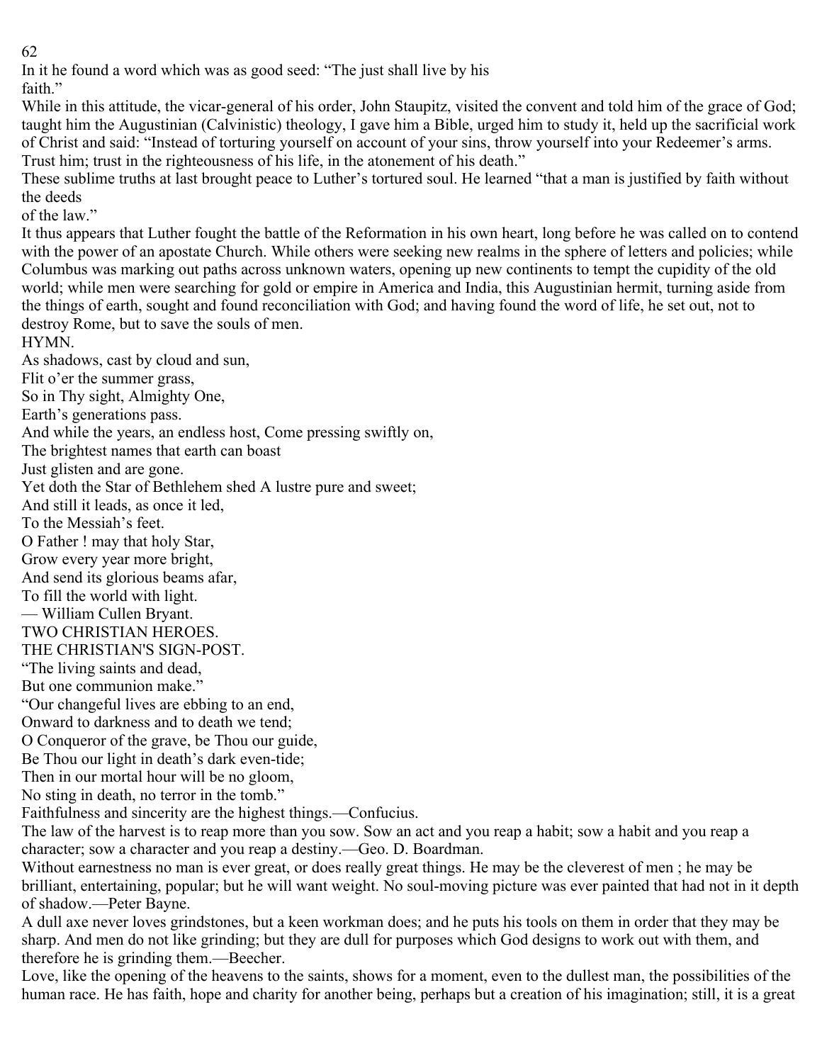In it he found a word which was as good seed: "The just shall live by his faith."

While in this attitude, the vicar-general of his order, John Staupitz, visited the convent and told him of the grace of God; taught him the Augustinian (Calvinistic) theology, I gave him a Bible, urged him to study it, held up the sacrificial work of Christ and said: "Instead of torturing yourself on account of your sins, throw yourself into your Redeemer's arms. Trust him; trust in the righteousness of his life, in the atonement of his death."

These sublime truths at last brought peace to Luther's tortured soul. He learned "that a man is justified by faith without the deeds of the law."

It thus appears that Luther fought the battle of the Reformation in his own heart, long before he was called on to contend with the power of an apostate Church. While others were seeking new realms in the sphere of letters and policies; while Columbus was marking out paths across unknown waters, opening up new continents to tempt the cupidity of the old world; while men were searching for gold or empire in America and India, this Augustinian hermit, turning aside from the things of earth, sought and found reconciliation with God; and having found the word of life, he set out, not to destroy Rome, but to save the souls of men.

HYMN.

As shadows, cast by cloud and sun,
Flit o'er the summer grass,
So in Thy sight, Almighty One,
Earth's generations pass.

And while the years, an endless host, Come pressing swiftly on,
The brightest names that earth can boast
Just glisten and are gone.

Yet doth the Star of Bethlehem shed A lustre pure and sweet;
And still it leads, as once it led,
To the Messiah's feet.

O Father ! may that holy Star,
Grow every year more bright,
And send its glorious beams afar,
To fill the world with light.

— William Cullen Bryant.

## TWO CHRISTIAN HEROES.

## THE CHRISTIAN'S SIGN-POST.

"The living saints and dead,
But one communion make."

"Our changeful lives are ebbing to an end,
Onward to darkness and to death we tend;
O Conqueror of the grave, be Thou our guide,
Be Thou our light in death's dark even-tide;
Then in our mortal hour will be no gloom,
No sting in death, no terror in the tomb."

Faithfulness and sincerity are the highest things.—Confucius.

The law of the harvest is to reap more than you sow. Sow an act and you reap a habit; sow a habit and you reap a character; sow a character and you reap a destiny.—Geo. D. Boardman.

Without earnestness no man is ever great, or does really great things. He may be the cleverest of men ; he may be brilliant, entertaining, popular; but he will want weight. No soul-moving picture was ever painted that had not in it depth of shadow.—Peter Bayne.

A dull axe never loves grindstones, but a keen workman does; and he puts his tools on them in order that they may be sharp. And men do not like grinding; but they are dull for purposes which God designs to work out with them, and therefore he is grinding them.—Beecher.

Love, like the opening of the heavens to the saints, shows for a moment, even to the dullest man, the possibilities of the human race. He has faith, hope and charity for another being, perhaps but a creation of his imagination; still, it is a great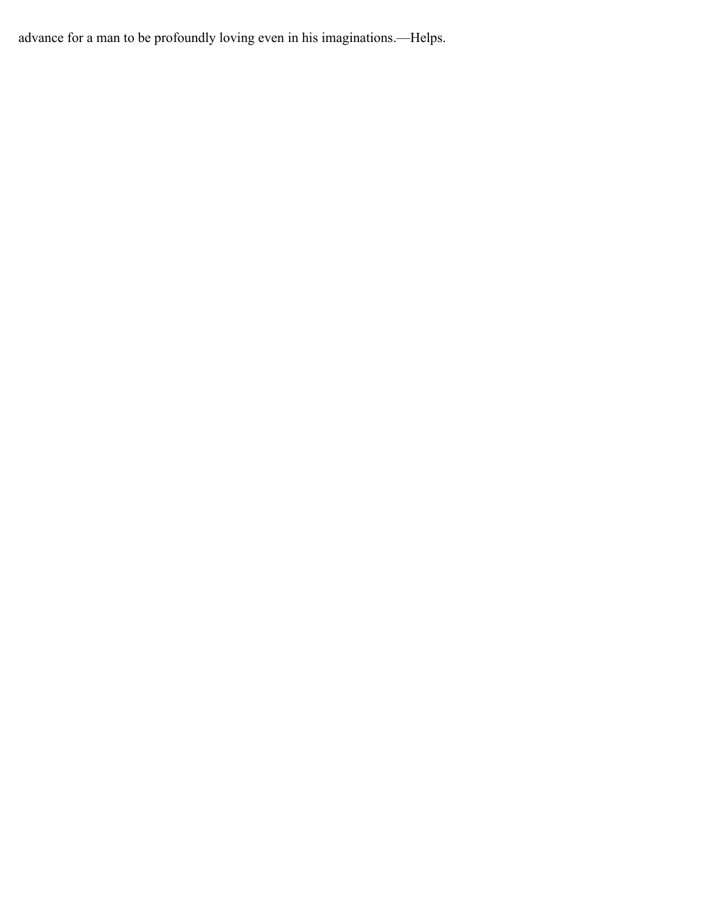advance for a man to be profoundly loving even in his imaginations.—Helps.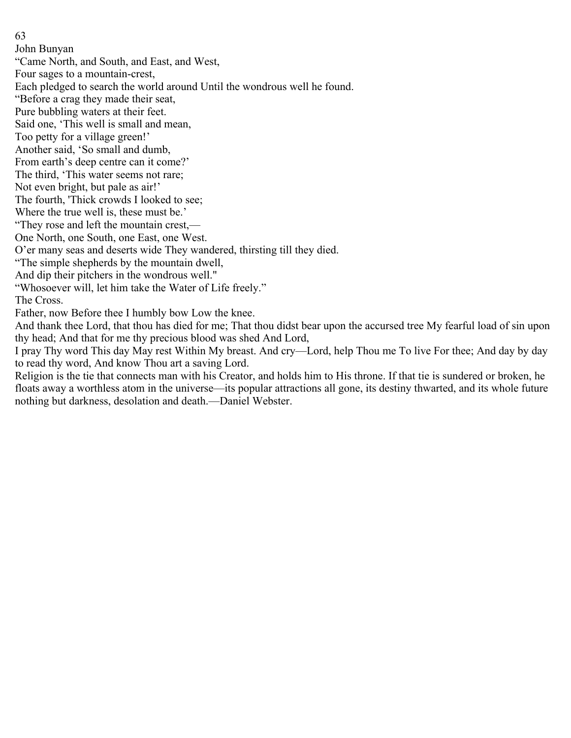John Bunyan

"Came North, and South, and East, and West,
Four sages to a mountain-crest,
Each pledged to search the world around Until the wondrous well he found.
"Before a crag they made their seat,
Pure bubbling waters at their feet.
Said one, 'This well is small and mean,
Too petty for a village green!'
Another said, 'So small and dumb,
From earth's deep centre can it come?'
The third, 'This water seems not rare;
Not even bright, but pale as air!'
The fourth, 'Thick crowds I looked to see;
Where the true well is, these must be.'
"They rose and left the mountain crest,—
One North, one South, one East, one West.
O'er many seas and deserts wide They wandered, thirsting till they died.
"The simple shepherds by the mountain dwell,
And dip their pitchers in the wondrous well."

"Whosoever will, let him take the Water of Life freely."

The Cross.

Father, now Before thee I humbly bow Low the knee.
And thank thee Lord, that thou has died for me; That thou didst bear upon the accursed tree My fearful load of sin upon thy head; And that for me thy precious blood was shed And Lord,
I pray Thy word This day May rest Within My breast. And cry—Lord, help Thou me To live For thee; And day by day to read thy word, And know Thou art a saving Lord.

Religion is the tie that connects man with his Creator, and holds him to His throne. If that tie is sundered or broken, he floats away a worthless atom in the universe—its popular attractions all gone, its destiny thwarted, and its whole future nothing but darkness, desolation and death.—Daniel Webster.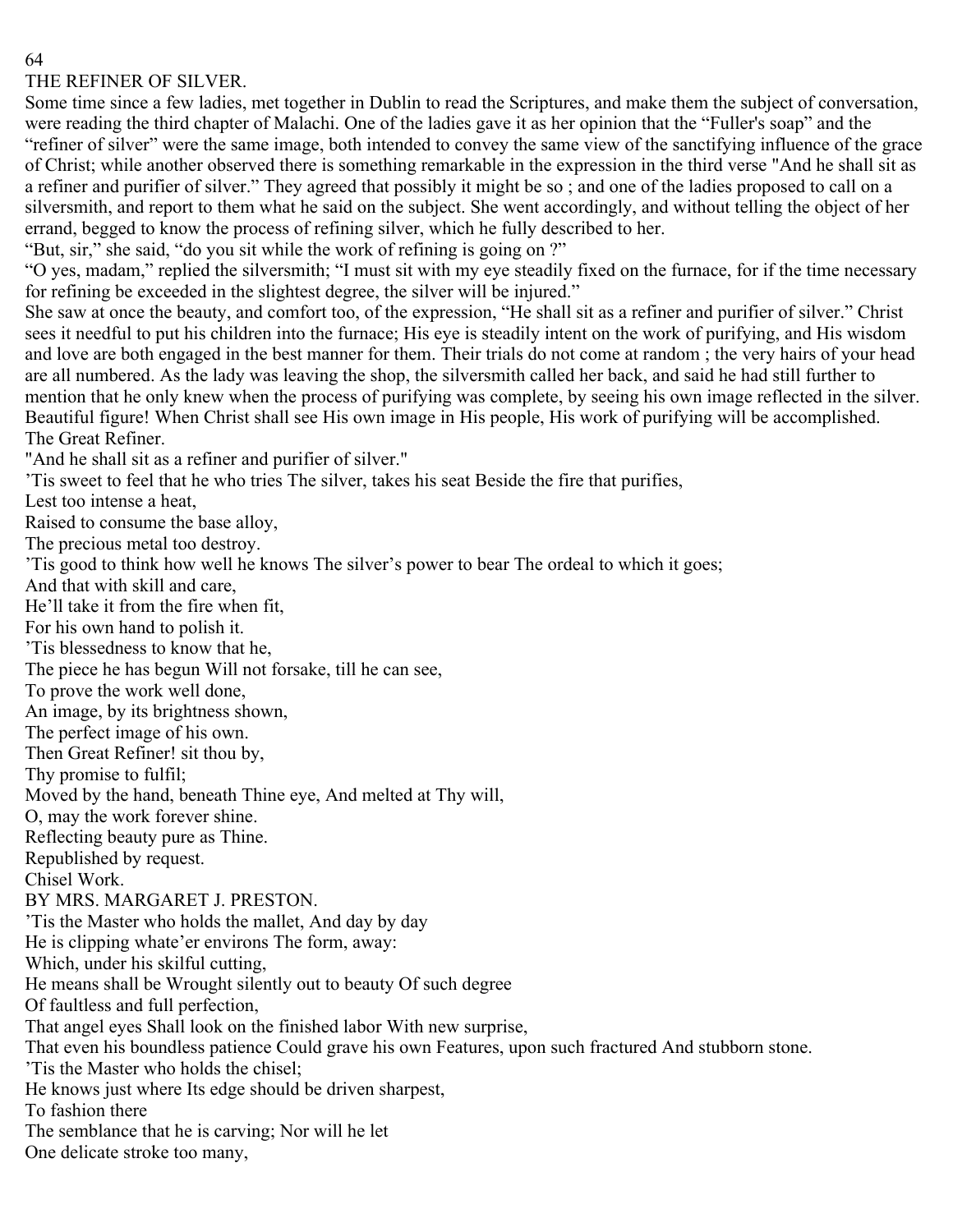# THE REFINER OF SILVER.

Some time since a few ladies, met together in Dublin to read the Scriptures, and make them the subject of conversation, were reading the third chapter of Malachi. One of the ladies gave it as her opinion that the "Fuller's soap" and the "refiner of silver" were the same image, both intended to convey the same view of the sanctifying influence of the grace of Christ; while another observed there is something remarkable in the expression in the third verse "And he shall sit as a refiner and purifier of silver." They agreed that possibly it might be so ; and one of the ladies proposed to call on a silversmith, and report to them what he said on the subject. She went accordingly, and without telling the object of her errand, begged to know the process of refining silver, which he fully described to her.

"But, sir," she said, "do you sit while the work of refining is going on ?"

"O yes, madam," replied the silversmith; "I must sit with my eye steadily fixed on the furnace, for if the time necessary for refining be exceeded in the slightest degree, the silver will be injured."

She saw at once the beauty, and comfort too, of the expression, "He shall sit as a refiner and purifier of silver." Christ sees it needful to put his children into the furnace; His eye is steadily intent on the work of purifying, and His wisdom and love are both engaged in the best manner for them. Their trials do not come at random ; the very hairs of your head are all numbered. As the lady was leaving the shop, the silversmith called her back, and said he had still further to mention that he only knew when the process of purifying was complete, by seeing his own image reflected in the silver. Beautiful figure! When Christ shall see His own image in His people, His work of purifying will be accomplished.

## The Great Refiner.

"And he shall sit as a refiner and purifier of silver."

'Tis sweet to feel that he who tries The silver, takes his seat Beside the fire that purifies,  
Lest too intense a heat,  
Raised to consume the base alloy,  
The precious metal too destroy.

'Tis good to think how well he knows The silver's power to bear The ordeal to which it goes;  
And that with skill and care,  
He'll take it from the fire when fit,  
For his own hand to polish it.

'Tis blessedness to know that he,  
The piece he has begun Will not forsake, till he can see,  
To prove the work well done,  
An image, by its brightness shown,  
The perfect image of his own.

Then Great Refiner! sit thou by,  
Thy promise to fulfil;  
Moved by the hand, beneath Thine eye, And melted at Thy will,  
O, may the work forever shine.  
Reflecting beauty pure as Thine.

Republished by request.

## Chisel Work.

BY MRS. MARGARET J. PRESTON.

'Tis the Master who holds the mallet, And day by day  
He is clipping whate'er environs The form, away:  
Which, under his skilful cutting,  
He means shall be Wrought silently out to beauty Of such degree  
Of faultless and full perfection,  
That angel eyes Shall look on the finished labor With new surprise,  
That even his boundless patience Could grave his own Features, upon such fractured And stubborn stone.

'Tis the Master who holds the chisel;  
He knows just where Its edge should be driven sharpest,  
To fashion there  
The semblance that he is carving; Nor will he let  
One delicate stroke too many,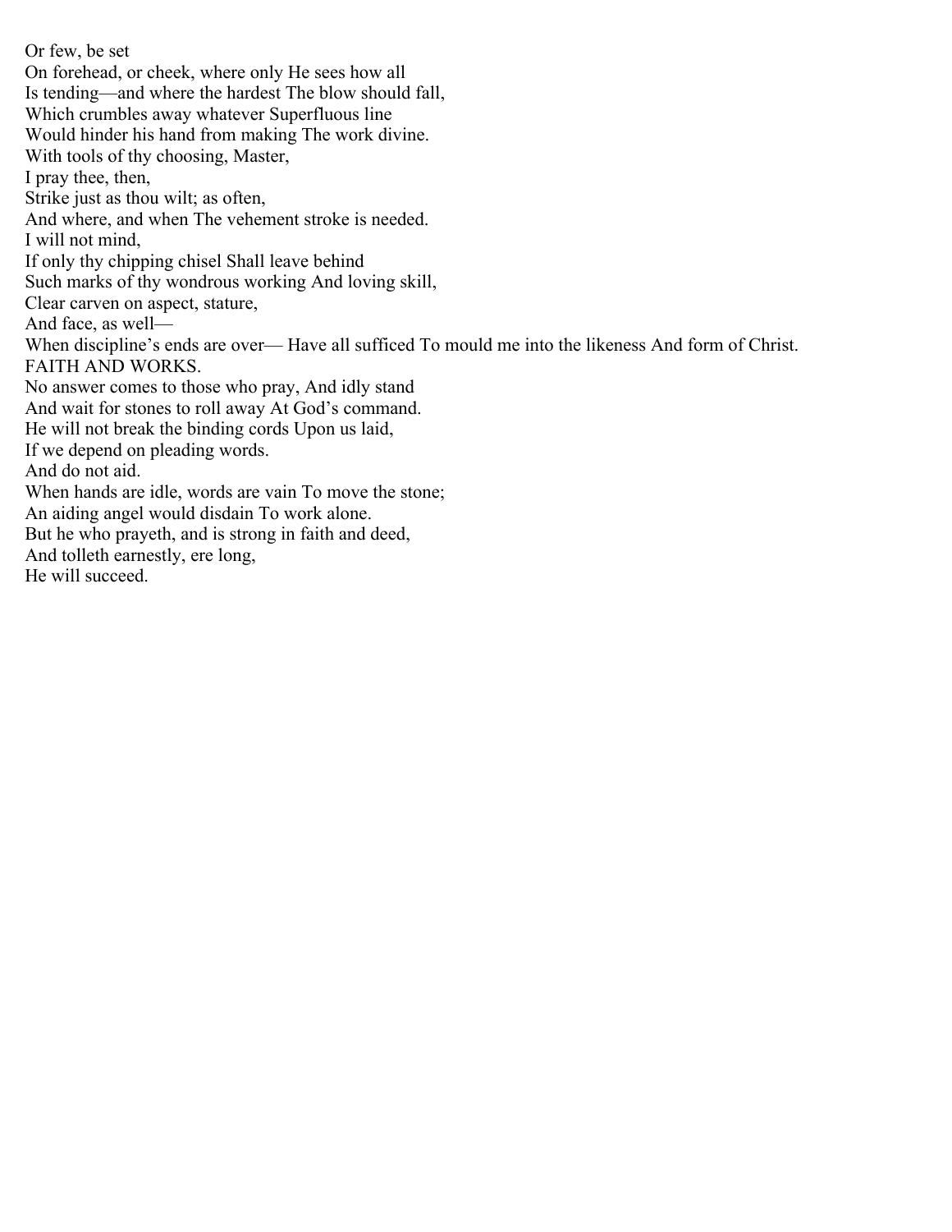Or few, be set
On forehead, or cheek, where only He sees how all
Is tending—and where the hardest The blow should fall,
Which crumbles away whatever Superfluous line
Would hinder his hand from making The work divine.
With tools of thy choosing, Master,
I pray thee, then,
Strike just as thou wilt; as often,
And where, and when The vehement stroke is needed.
I will not mind,
If only thy chipping chisel Shall leave behind
Such marks of thy wondrous working And loving skill,
Clear carven on aspect, stature,
And face, as well—
When discipline's ends are over— Have all sufficed To mould me into the likeness And form of Christ.

## FAITH AND WORKS.

No answer comes to those who pray, And idly stand
And wait for stones to roll away At God's command.
He will not break the binding cords Upon us laid,
If we depend on pleading words.
And do not aid.
When hands are idle, words are vain To move the stone;
An aiding angel would disdain To work alone.
But he who prayeth, and is strong in faith and deed,
And tolleth earnestly, ere long,
He will succeed.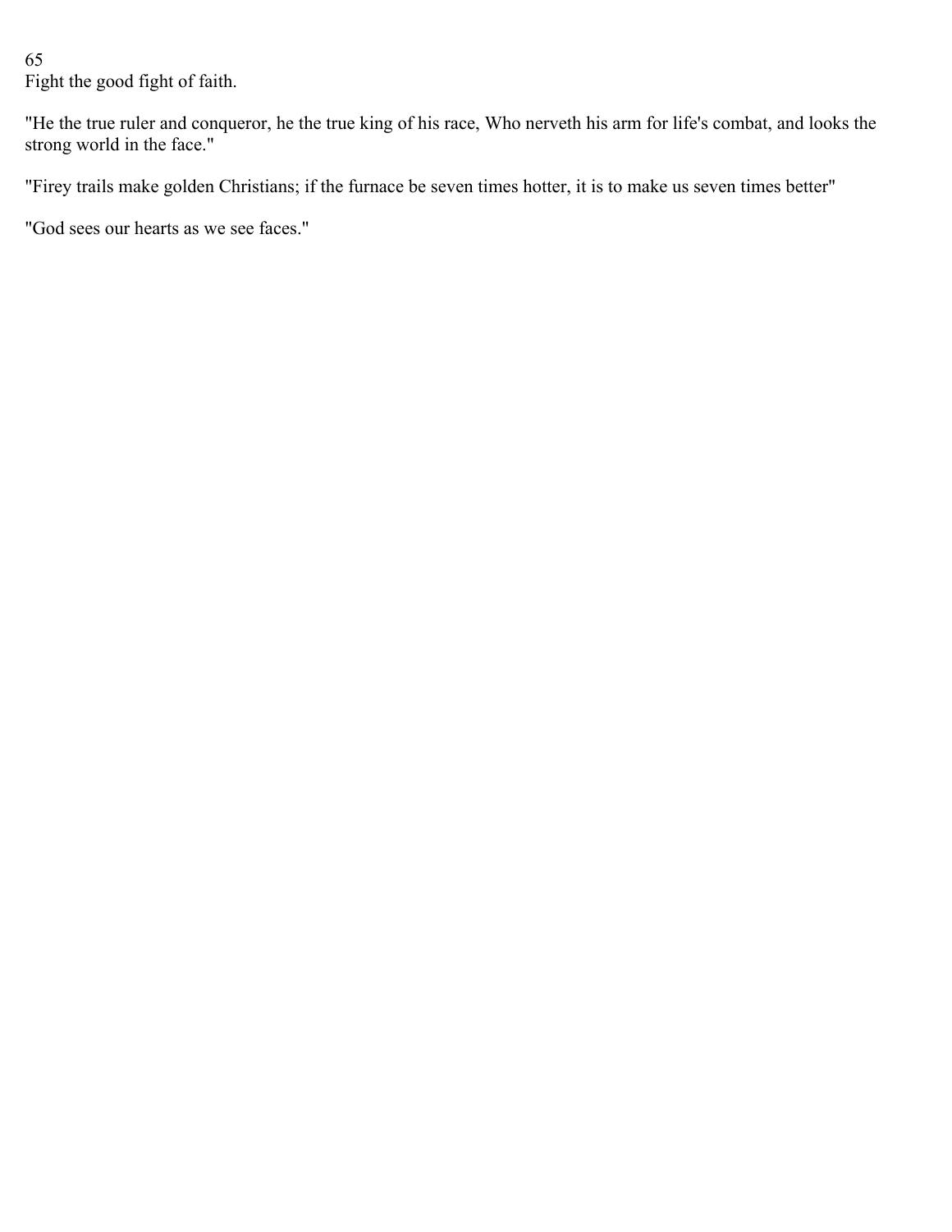65
Fight the good fight of faith.

"He the true ruler and conqueror, he the true king of his race, Who nerveth his arm for life's combat, and looks the strong world in the face."

"Firey trails make golden Christians; if the furnace be seven times hotter, it is to make us seven times better"

"God sees our hearts as we see faces."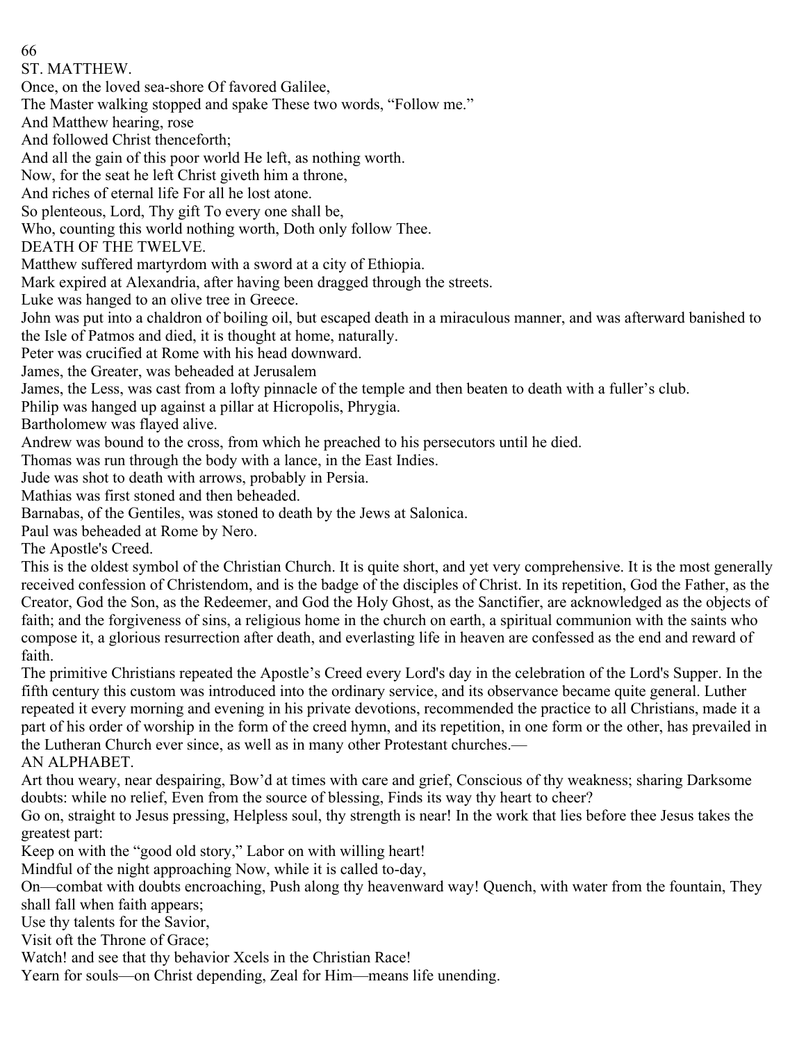## ST. MATTHEW.

Once, on the loved sea-shore Of favored Galilee,
The Master walking stopped and spake These two words, "Follow me."
And Matthew hearing, rose
And followed Christ thenceforth;
And all the gain of this poor world He left, as nothing worth.
Now, for the seat he left Christ giveth him a throne,
And riches of eternal life For all he lost atone.
So plenteous, Lord, Thy gift To every one shall be,
Who, counting this world nothing worth, Doth only follow Thee.

## DEATH OF THE TWELVE.

Matthew suffered martyrdom with a sword at a city of Ethiopia.

Mark expired at Alexandria, after having been dragged through the streets.

Luke was hanged to an olive tree in Greece.

John was put into a chaldron of boiling oil, but escaped death in a miraculous manner, and was afterward banished to the Isle of Patmos and died, it is thought at home, naturally.

Peter was crucified at Rome with his head downward.

James, the Greater, was beheaded at Jerusalem

James, the Less, was cast from a lofty pinnacle of the temple and then beaten to death with a fuller's club.

Philip was hanged up against a pillar at Hicropolis, Phrygia.

Bartholomew was flayed alive.

Andrew was bound to the cross, from which he preached to his persecutors until he died.

Thomas was run through the body with a lance, in the East Indies.

Jude was shot to death with arrows, probably in Persia.

Mathias was first stoned and then beheaded.

Barnabas, of the Gentiles, was stoned to death by the Jews at Salonica.

Paul was beheaded at Rome by Nero.

## The Apostle's Creed.

This is the oldest symbol of the Christian Church. It is quite short, and yet very comprehensive. It is the most generally received confession of Christendom, and is the badge of the disciples of Christ. In its repetition, God the Father, as the Creator, God the Son, as the Redeemer, and God the Holy Ghost, as the Sanctifier, are acknowledged as the objects of faith; and the forgiveness of sins, a religious home in the church on earth, a spiritual communion with the saints who compose it, a glorious resurrection after death, and everlasting life in heaven are confessed as the end and reward of faith.

The primitive Christians repeated the Apostle's Creed every Lord's day in the celebration of the Lord's Supper. In the fifth century this custom was introduced into the ordinary service, and its observance became quite general. Luther repeated it every morning and evening in his private devotions, recommended the practice to all Christians, made it a part of his order of worship in the form of the creed hymn, and its repetition, in one form or the other, has prevailed in the Lutheran Church ever since, as well as in many other Protestant churches.—

## AN ALPHABET.

Art thou weary, near despairing, Bow'd at times with care and grief, Conscious of thy weakness; sharing Darksome doubts: while no relief, Even from the source of blessing, Finds its way thy heart to cheer?

Go on, straight to Jesus pressing, Helpless soul, thy strength is near! In the work that lies before thee Jesus takes the greatest part:

Keep on with the "good old story," Labor on with willing heart!

Mindful of the night approaching Now, while it is called to-day,

On—combat with doubts encroaching, Push along thy heavenward way! Quench, with water from the fountain, They shall fall when faith appears;

Use thy talents for the Savior,

Visit oft the Throne of Grace;

Watch! and see that thy behavior Xcels in the Christian Race!

Yearn for souls—on Christ depending, Zeal for Him—means life unending.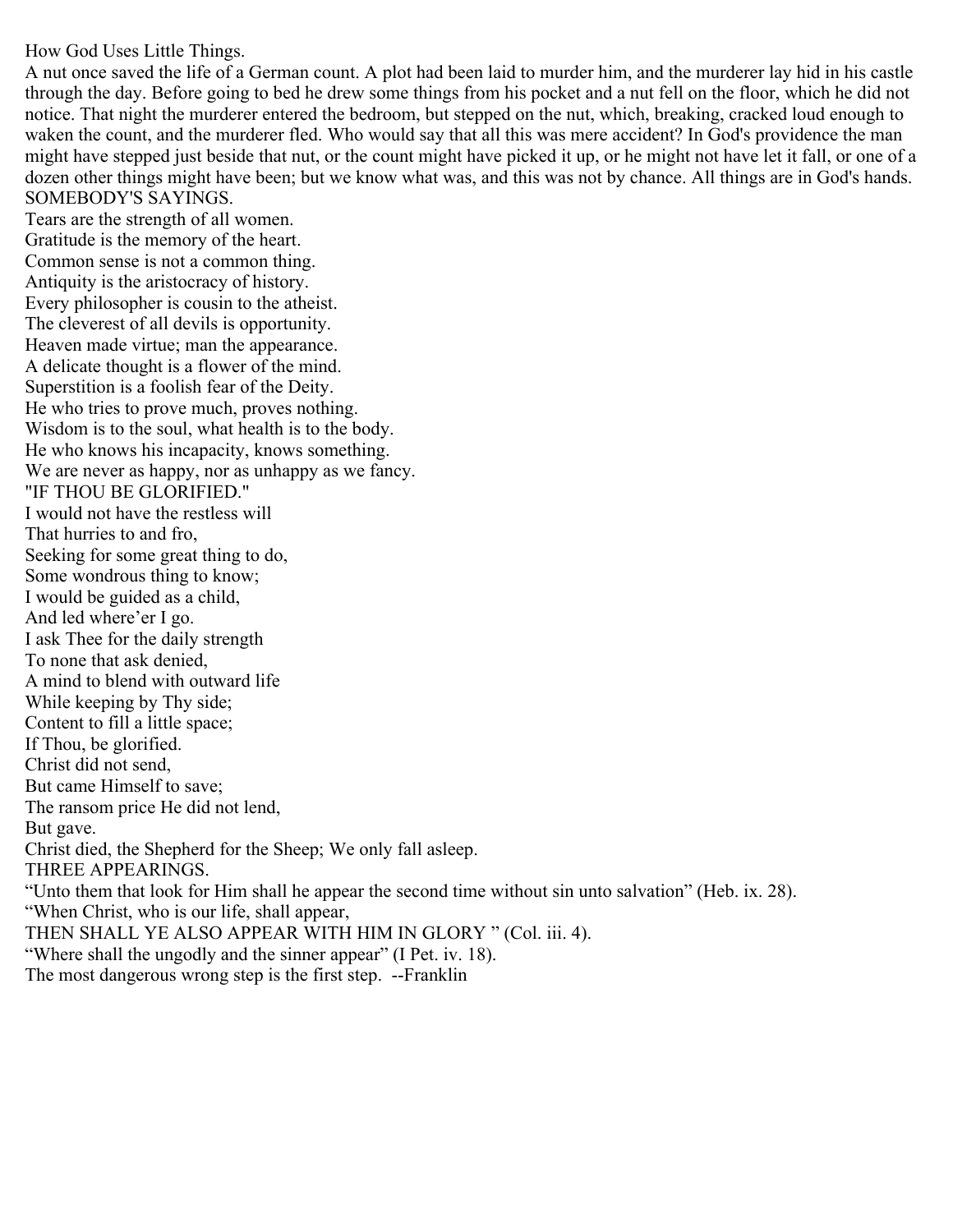## How God Uses Little Things.

A nut once saved the life of a German count. A plot had been laid to murder him, and the murderer lay hid in his castle through the day. Before going to bed he drew some things from his pocket and a nut fell on the floor, which he did not notice. That night the murderer entered the bedroom, but stepped on the nut, which, breaking, cracked loud enough to waken the count, and the murderer fled. Who would say that all this was mere accident? In God's providence the man might have stepped just beside that nut, or the count might have picked it up, or he might not have let it fall, or one of a dozen other things might have been; but we know what was, and this was not by chance. All things are in God's hands.

## SOMEBODY'S SAYINGS.

Tears are the strength of all women.
Gratitude is the memory of the heart.
Common sense is not a common thing.
Antiquity is the aristocracy of history.
Every philosopher is cousin to the atheist.
The cleverest of all devils is opportunity.
Heaven made virtue; man the appearance.
A delicate thought is a flower of the mind.
Superstition is a foolish fear of the Deity.
He who tries to prove much, proves nothing.
Wisdom is to the soul, what health is to the body.
He who knows his incapacity, knows something.
We are never as happy, nor as unhappy as we fancy.

## "IF THOU BE GLORIFIED."

I would not have the restless will
That hurries to and fro,
Seeking for some great thing to do,
Some wondrous thing to know;
I would be guided as a child,
And led where'er I go.
I ask Thee for the daily strength
To none that ask denied,
A mind to blend with outward life
While keeping by Thy side;
Content to fill a little space;
If Thou, be glorified.

Christ did not send,
But came Himself to save;
The ransom price He did not lend,
But gave.
Christ died, the Shepherd for the Sheep; We only fall asleep.

## THREE APPEARINGS.

"Unto them that look for Him shall he appear the second time without sin unto salvation" (Heb. ix. 28).
"When Christ, who is our life, shall appear,
THEN SHALL YE ALSO APPEAR WITH HIM IN GLORY " (Col. iii. 4).
"Where shall the ungodly and the sinner appear" (I Pet. iv. 18).

The most dangerous wrong step is the first step. --Franklin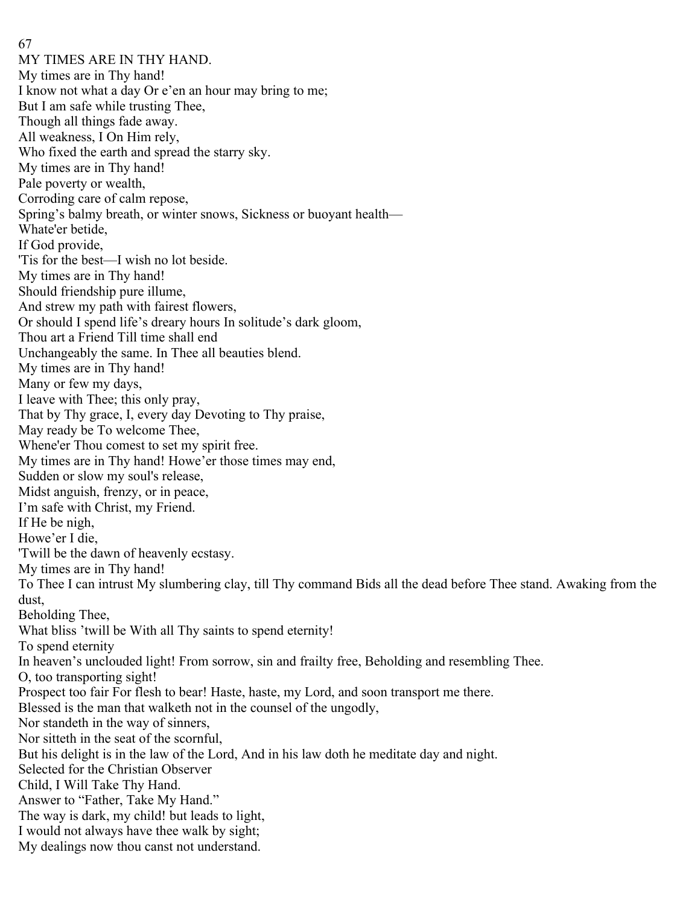## MY TIMES ARE IN THY HAND.

My times are in Thy hand!
I know not what a day Or e'en an hour may bring to me;
But I am safe while trusting Thee,
Though all things fade away.
All weakness, I On Him rely,
Who fixed the earth and spread the starry sky.

My times are in Thy hand!
Pale poverty or wealth,
Corroding care of calm repose,
Spring's balmy breath, or winter snows, Sickness or buoyant health—
Whate'er betide,
If God provide,
'Tis for the best—I wish no lot beside.

My times are in Thy hand!
Should friendship pure illume,
And strew my path with fairest flowers,
Or should I spend life's dreary hours In solitude's dark gloom,
Thou art a Friend Till time shall end
Unchangeably the same. In Thee all beauties blend.

My times are in Thy hand!
Many or few my days,
I leave with Thee; this only pray,
That by Thy grace, I, every day Devoting to Thy praise,
May ready be To welcome Thee,
Whene'er Thou comest to set my spirit free.

My times are in Thy hand! Howe'er those times may end,
Sudden or slow my soul's release,
Midst anguish, frenzy, or in peace,
I'm safe with Christ, my Friend.
If He be nigh,
Howe'er I die,
'Twill be the dawn of heavenly ecstasy.

My times are in Thy hand!
To Thee I can intrust My slumbering clay, till Thy command Bids all the dead before Thee stand. Awaking from the dust,
Beholding Thee,
What bliss 'twill be With all Thy saints to spend eternity!

To spend eternity
In heaven's unclouded light! From sorrow, sin and frailty free, Beholding and resembling Thee.
O, too transporting sight!
Prospect too fair For flesh to bear! Haste, haste, my Lord, and soon transport me there.

Blessed is the man that walketh not in the counsel of the ungodly,
Nor standeth in the way of sinners,
Nor sitteth in the seat of the scornful,
But his delight is in the law of the Lord, And in his law doth he meditate day and night.

Selected for the Christian Observer

## Child, I Will Take Thy Hand.

Answer to "Father, Take My Hand."

The way is dark, my child! but leads to light,
I would not always have thee walk by sight;
My dealings now thou canst not understand.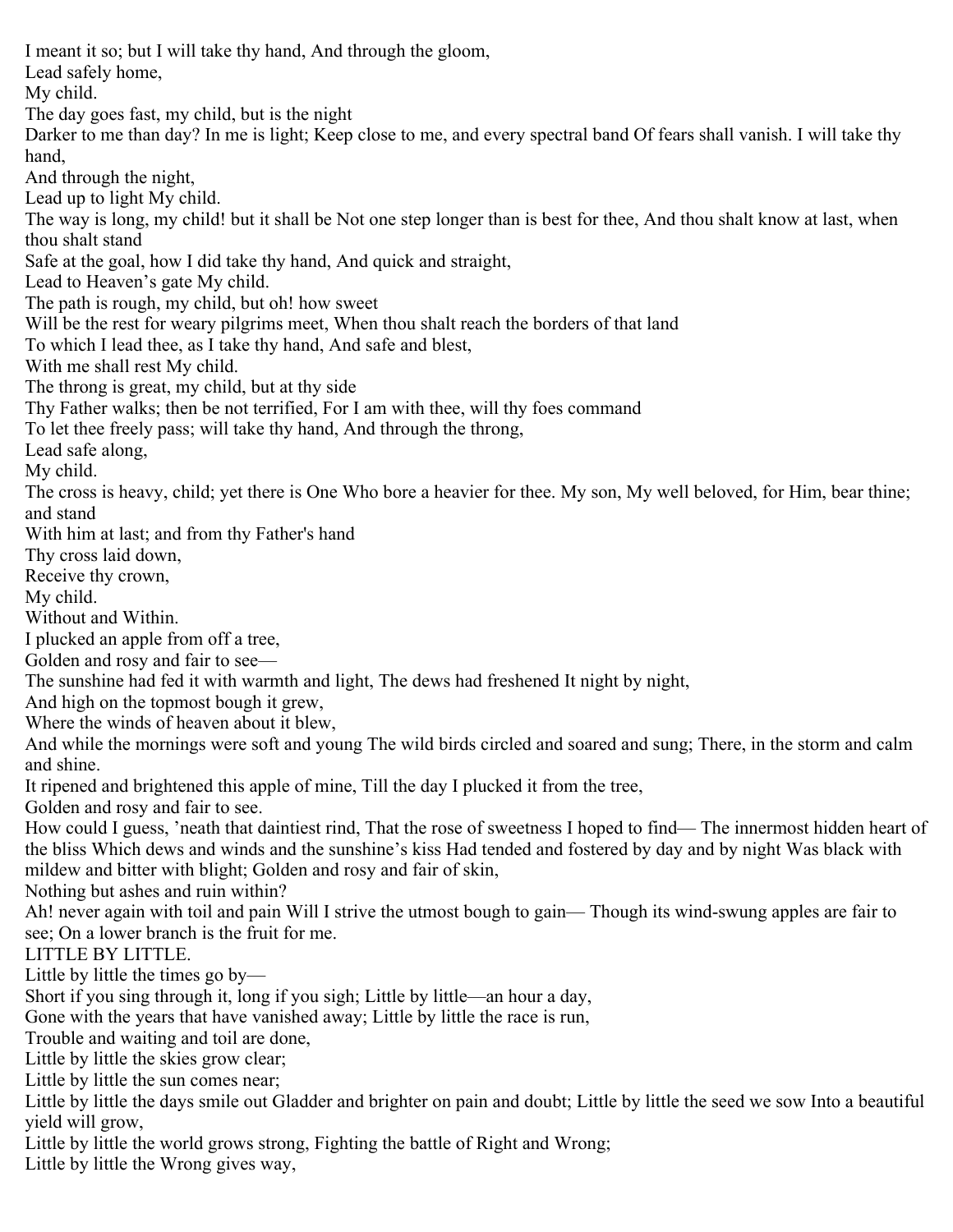I meant it so; but I will take thy hand, And through the gloom,
Lead safely home,
My child.
The day goes fast, my child, but is the night
Darker to me than day? In me is light; Keep close to me, and every spectral band Of fears shall vanish. I will take thy hand,
And through the night,
Lead up to light My child.
The way is long, my child! but it shall be Not one step longer than is best for thee, And thou shalt know at last, when thou shalt stand
Safe at the goal, how I did take thy hand, And quick and straight,
Lead to Heaven's gate My child.
The path is rough, my child, but oh! how sweet
Will be the rest for weary pilgrims meet, When thou shalt reach the borders of that land
To which I lead thee, as I take thy hand, And safe and blest,
With me shall rest My child.
The throng is great, my child, but at thy side
Thy Father walks; then be not terrified, For I am with thee, will thy foes command
To let thee freely pass; will take thy hand, And through the throng,
Lead safe along,
My child.
The cross is heavy, child; yet there is One Who bore a heavier for thee. My son, My well beloved, for Him, bear thine; and stand
With him at last; and from thy Father's hand
Thy cross laid down,
Receive thy crown,
My child.

Without and Within.

I plucked an apple from off a tree,
Golden and rosy and fair to see—
The sunshine had fed it with warmth and light, The dews had freshened It night by night,
And high on the topmost bough it grew,
Where the winds of heaven about it blew,
And while the mornings were soft and young The wild birds circled and soared and sung; There, in the storm and calm and shine.
It ripened and brightened this apple of mine, Till the day I plucked it from the tree,
Golden and rosy and fair to see.
How could I guess, 'neath that daintiest rind, That the rose of sweetness I hoped to find— The innermost hidden heart of the bliss Which dews and winds and the sunshine's kiss Had tended and fostered by day and by night Was black with mildew and bitter with blight; Golden and rosy and fair of skin,
Nothing but ashes and ruin within?
Ah! never again with toil and pain Will I strive the utmost bough to gain— Though its wind-swung apples are fair to see; On a lower branch is the fruit for me.

LITTLE BY LITTLE.

Little by little the times go by—
Short if you sing through it, long if you sigh; Little by little—an hour a day,
Gone with the years that have vanished away; Little by little the race is run,
Trouble and waiting and toil are done,
Little by little the skies grow clear;
Little by little the sun comes near;
Little by little the days smile out Gladder and brighter on pain and doubt; Little by little the seed we sow Into a beautiful yield will grow,
Little by little the world grows strong, Fighting the battle of Right and Wrong;
Little by little the Wrong gives way,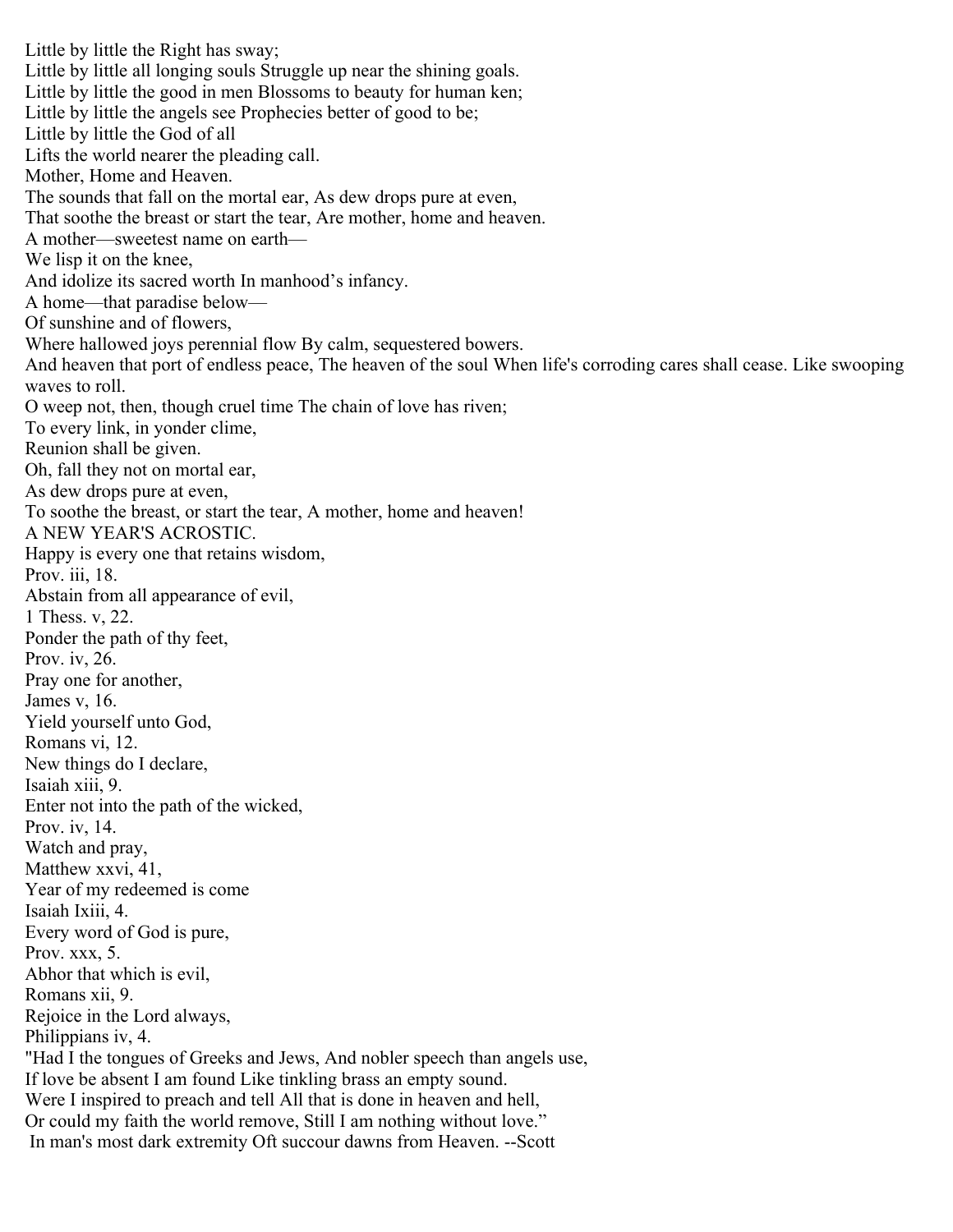Little by little the Right has sway;  
Little by little all longing souls Struggle up near the shining goals.  
Little by little the good in men Blossoms to beauty for human ken;  
Little by little the angels see Prophecies better of good to be;  
Little by little the God of all  
Lifts the world nearer the pleading call.

## Mother, Home and Heaven.

The sounds that fall on the mortal ear, As dew drops pure at even,  
That soothe the breast or start the tear, Are mother, home and heaven.  
A mother—sweetest name on earth—  
We lisp it on the knee,  
And idolize its sacred worth In manhood's infancy.  
A home—that paradise below—  
Of sunshine and of flowers,  
Where hallowed joys perennial flow By calm, sequestered bowers.  
And heaven that port of endless peace, The heaven of the soul When life's corroding cares shall cease. Like swooping waves to roll.  
O weep not, then, though cruel time The chain of love has riven;  
To every link, in yonder clime,  
Reunion shall be given.  
Oh, fall they not on mortal ear,  
As dew drops pure at even,  
To soothe the breast, or start the tear, A mother, home and heaven!

## A NEW YEAR'S ACROSTIC.

Happy is every one that retains wisdom,  
Prov. iii, 18.  
Abstain from all appearance of evil,  
1 Thess. v, 22.  
Ponder the path of thy feet,  
Prov. iv, 26.  
Pray one for another,  
James v, 16.  
Yield yourself unto God,  
Romans vi, 12.  
New things do I declare,  
Isaiah xiii, 9.  
Enter not into the path of the wicked,  
Prov. iv, 14.  
Watch and pray,  
Matthew xxvi, 41,  
Year of my redeemed is come  
Isaiah Ixiii, 4.  
Every word of God is pure,  
Prov. xxx, 5.  
Abhor that which is evil,  
Romans xii, 9.  
Rejoice in the Lord always,  
Philippians iv, 4.

"Had I the tongues of Greeks and Jews, And nobler speech than angels use,  
If love be absent I am found Like tinkling brass an empty sound.  
Were I inspired to preach and tell All that is done in heaven and hell,  
Or could my faith the world remove, Still I am nothing without love."

In man's most dark extremity Oft succour dawns from Heaven. --Scott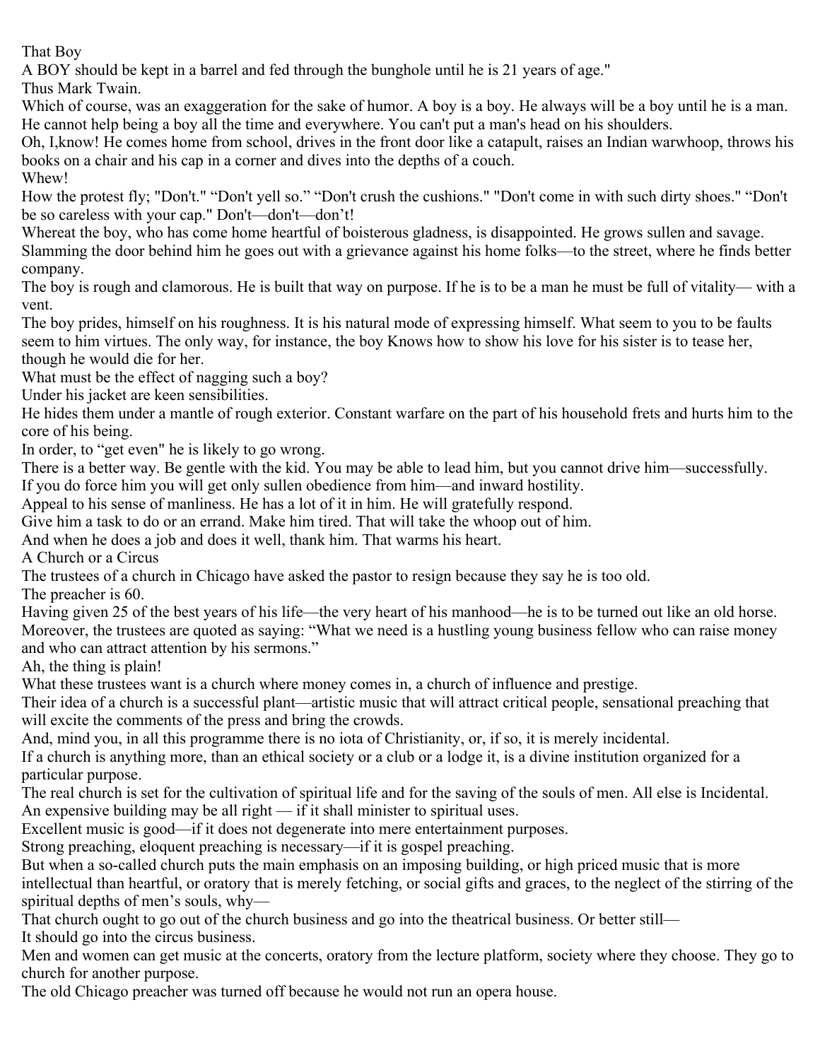## That Boy

A BOY should be kept in a barrel and fed through the bunghole until he is 21 years of age."

Thus Mark Twain.

Which of course, was an exaggeration for the sake of humor. A boy is a boy. He always will be a boy until he is a man. He cannot help being a boy all the time and everywhere. You can't put a man's head on his shoulders.

Oh, I,know! He comes home from school, drives in the front door like a catapult, raises an Indian warwhoop, throws his books on a chair and his cap in a corner and dives into the depths of a couch.

Whew!

How the protest fly; "Don't." "Don't yell so." "Don't crush the cushions." "Don't come in with such dirty shoes." "Don't be so careless with your cap." Don't—don't—don't!

Whereat the boy, who has come home heartful of boisterous gladness, is disappointed. He grows sullen and savage. Slamming the door behind him he goes out with a grievance against his home folks—to the street, where he finds better company.

The boy is rough and clamorous. He is built that way on purpose. If he is to be a man he must be full of vitality— with a vent.

The boy prides, himself on his roughness. It is his natural mode of expressing himself. What seem to you to be faults seem to him virtues. The only way, for instance, the boy Knows how to show his love for his sister is to tease her, though he would die for her.

What must be the effect of nagging such a boy?

Under his jacket are keen sensibilities.

He hides them under a mantle of rough exterior. Constant warfare on the part of his household frets and hurts him to the core of his being.

In order, to "get even" he is likely to go wrong.

There is a better way. Be gentle with the kid. You may be able to lead him, but you cannot drive him—successfully. If you do force him you will get only sullen obedience from him—and inward hostility.

Appeal to his sense of manliness. He has a lot of it in him. He will gratefully respond.

Give him a task to do or an errand. Make him tired. That will take the whoop out of him.

And when he does a job and does it well, thank him. That warms his heart.

## A Church or a Circus

The trustees of a church in Chicago have asked the pastor to resign because they say he is too old.

The preacher is 60.

Having given 25 of the best years of his life—the very heart of his manhood—he is to be turned out like an old horse. Moreover, the trustees are quoted as saying: "What we need is a hustling young business fellow who can raise money and who can attract attention by his sermons."

Ah, the thing is plain!

What these trustees want is a church where money comes in, a church of influence and prestige.

Their idea of a church is a successful plant—artistic music that will attract critical people, sensational preaching that will excite the comments of the press and bring the crowds.

And, mind you, in all this programme there is no iota of Christianity, or, if so, it is merely incidental.

If a church is anything more, than an ethical society or a club or a lodge it, is a divine institution organized for a particular purpose.

The real church is set for the cultivation of spiritual life and for the saving of the souls of men. All else is Incidental.

An expensive building may be all right — if it shall minister to spiritual uses.

Excellent music is good—if it does not degenerate into mere entertainment purposes.

Strong preaching, eloquent preaching is necessary—if it is gospel preaching.

But when a so-called church puts the main emphasis on an imposing building, or high priced music that is more intellectual than heartful, or oratory that is merely fetching, or social gifts and graces, to the neglect of the stirring of the spiritual depths of men's souls, why—

That church ought to go out of the church business and go into the theatrical business. Or better still—

It should go into the circus business.

Men and women can get music at the concerts, oratory from the lecture platform, society where they choose. They go to church for another purpose.

The old Chicago preacher was turned off because he would not run an opera house.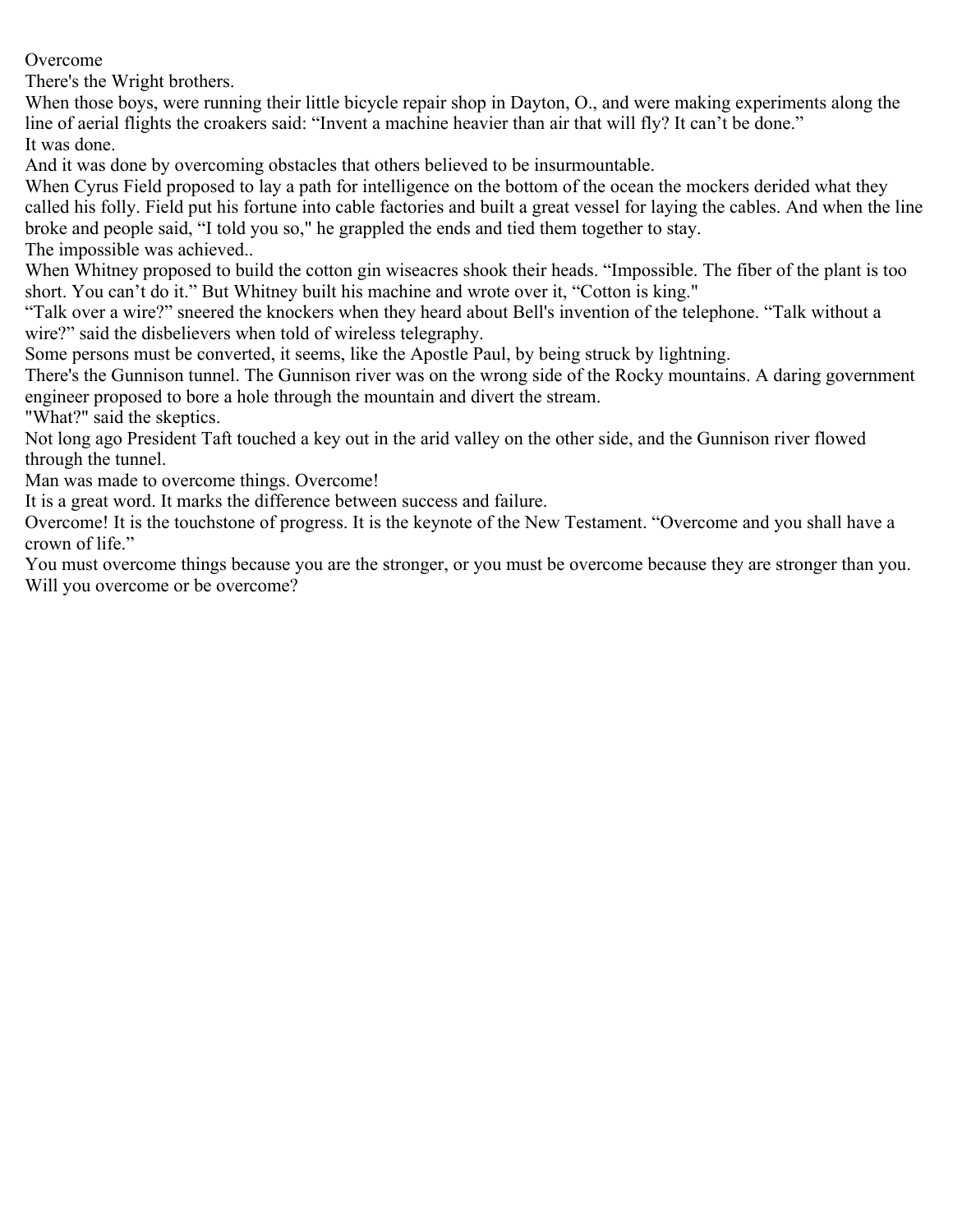# Overcome

There's the Wright brothers.

When those boys, were running their little bicycle repair shop in Dayton, O., and were making experiments along the line of aerial flights the croakers said: "Invent a machine heavier than air that will fly? It can't be done."

It was done.

And it was done by overcoming obstacles that others believed to be insurmountable.

When Cyrus Field proposed to lay a path for intelligence on the bottom of the ocean the mockers derided what they called his folly. Field put his fortune into cable factories and built a great vessel for laying the cables. And when the line broke and people said, "I told you so," he grappled the ends and tied them together to stay.

The impossible was achieved..

When Whitney proposed to build the cotton gin wiseacres shook their heads. "Impossible. The fiber of the plant is too short. You can't do it." But Whitney built his machine and wrote over it, "Cotton is king."

"Talk over a wire?" sneered the knockers when they heard about Bell's invention of the telephone. "Talk without a wire?" said the disbelievers when told of wireless telegraphy.

Some persons must be converted, it seems, like the Apostle Paul, by being struck by lightning.

There's the Gunnison tunnel. The Gunnison river was on the wrong side of the Rocky mountains. A daring government engineer proposed to bore a hole through the mountain and divert the stream.

"What?" said the skeptics.

Not long ago President Taft touched a key out in the arid valley on the other side, and the Gunnison river flowed through the tunnel.

Man was made to overcome things. Overcome!

It is a great word. It marks the difference between success and failure.

Overcome! It is the touchstone of progress. It is the keynote of the New Testament. "Overcome and you shall have a crown of life."

You must overcome things because you are the stronger, or you must be overcome because they are stronger than you.

Will you overcome or be overcome?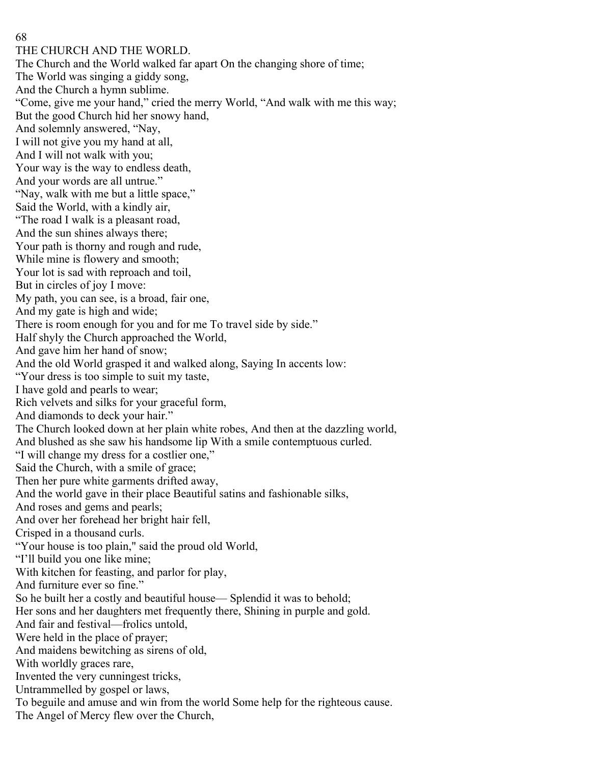## THE CHURCH AND THE WORLD.

The Church and the World walked far apart On the changing shore of time;
The World was singing a giddy song,
And the Church a hymn sublime.
"Come, give me your hand," cried the merry World, "And walk with me this way;
But the good Church hid her snowy hand,
And solemnly answered, "Nay,
I will not give you my hand at all,
And I will not walk with you;
Your way is the way to endless death,
And your words are all untrue."
"Nay, walk with me but a little space,"
Said the World, with a kindly air,
"The road I walk is a pleasant road,
And the sun shines always there;
Your path is thorny and rough and rude,
While mine is flowery and smooth;
Your lot is sad with reproach and toil,
But in circles of joy I move:
My path, you can see, is a broad, fair one,
And my gate is high and wide;
There is room enough for you and for me To travel side by side."
Half shyly the Church approached the World,
And gave him her hand of snow;
And the old World grasped it and walked along, Saying In accents low:
"Your dress is too simple to suit my taste,
I have gold and pearls to wear;
Rich velvets and silks for your graceful form,
And diamonds to deck your hair."
The Church looked down at her plain white robes, And then at the dazzling world,
And blushed as she saw his handsome lip With a smile contemptuous curled.
"I will change my dress for a costlier one,"
Said the Church, with a smile of grace;
Then her pure white garments drifted away,
And the world gave in their place Beautiful satins and fashionable silks,
And roses and gems and pearls;
And over her forehead her bright hair fell,
Crisped in a thousand curls.
"Your house is too plain," said the proud old World,
"I'll build you one like mine;
With kitchen for feasting, and parlor for play,
And furniture ever so fine."
So he built her a costly and beautiful house— Splendid it was to behold;
Her sons and her daughters met frequently there, Shining in purple and gold.
And fair and festival—frolics untold,
Were held in the place of prayer;
And maidens bewitching as sirens of old,
With worldly graces rare,
Invented the very cunningest tricks,
Untrammelled by gospel or laws,
To beguile and amuse and win from the world Some help for the righteous cause.
The Angel of Mercy flew over the Church,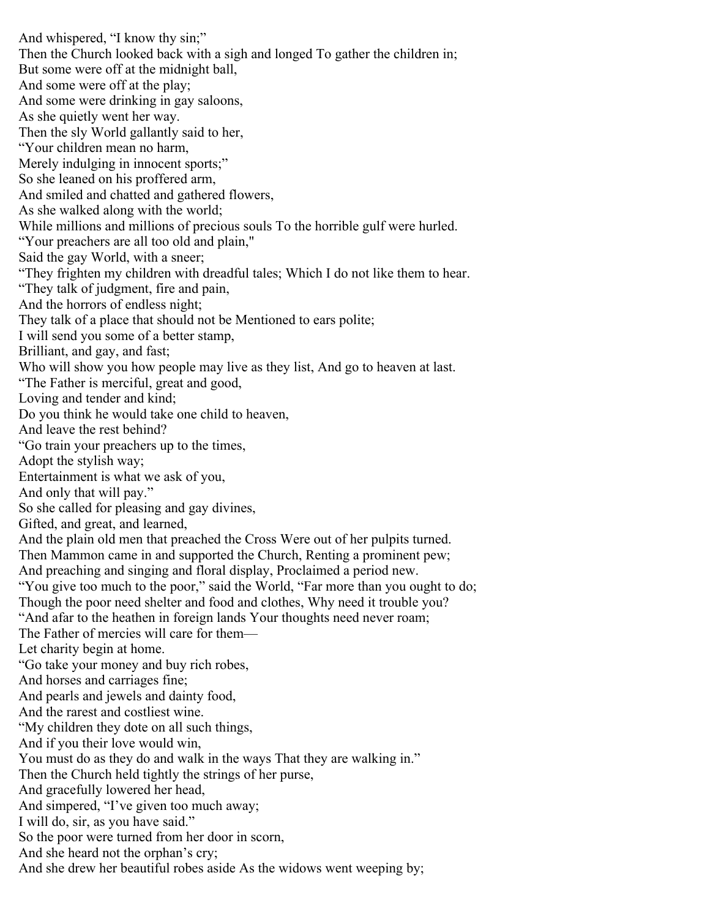And whispered, "I know thy sin;"
Then the Church looked back with a sigh and longed To gather the children in;
But some were off at the midnight ball,
And some were off at the play;
And some were drinking in gay saloons,
As she quietly went her way.
Then the sly World gallantly said to her,
"Your children mean no harm,
Merely indulging in innocent sports;"
So she leaned on his proffered arm,
And smiled and chatted and gathered flowers,
As she walked along with the world;
While millions and millions of precious souls To the horrible gulf were hurled.
"Your preachers are all too old and plain,"
Said the gay World, with a sneer;
"They frighten my children with dreadful tales; Which I do not like them to hear.
"They talk of judgment, fire and pain,
And the horrors of endless night;
They talk of a place that should not be Mentioned to ears polite;
I will send you some of a better stamp,
Brilliant, and gay, and fast;
Who will show you how people may live as they list, And go to heaven at last.
"The Father is merciful, great and good,
Loving and tender and kind;
Do you think he would take one child to heaven,
And leave the rest behind?
"Go train your preachers up to the times,
Adopt the stylish way;
Entertainment is what we ask of you,
And only that will pay."
So she called for pleasing and gay divines,
Gifted, and great, and learned,
And the plain old men that preached the Cross Were out of her pulpits turned.
Then Mammon came in and supported the Church, Renting a prominent pew;
And preaching and singing and floral display, Proclaimed a period new.
"You give too much to the poor," said the World, "Far more than you ought to do;
Though the poor need shelter and food and clothes, Why need it trouble you?
"And afar to the heathen in foreign lands Your thoughts need never roam;
The Father of mercies will care for them—
Let charity begin at home.
"Go take your money and buy rich robes,
And horses and carriages fine;
And pearls and jewels and dainty food,
And the rarest and costliest wine.
"My children they dote on all such things,
And if you their love would win,
You must do as they do and walk in the ways That they are walking in."
Then the Church held tightly the strings of her purse,
And gracefully lowered her head,
And simpered, "I've given too much away;
I will do, sir, as you have said."
So the poor were turned from her door in scorn,
And she heard not the orphan's cry;
And she drew her beautiful robes aside As the widows went weeping by;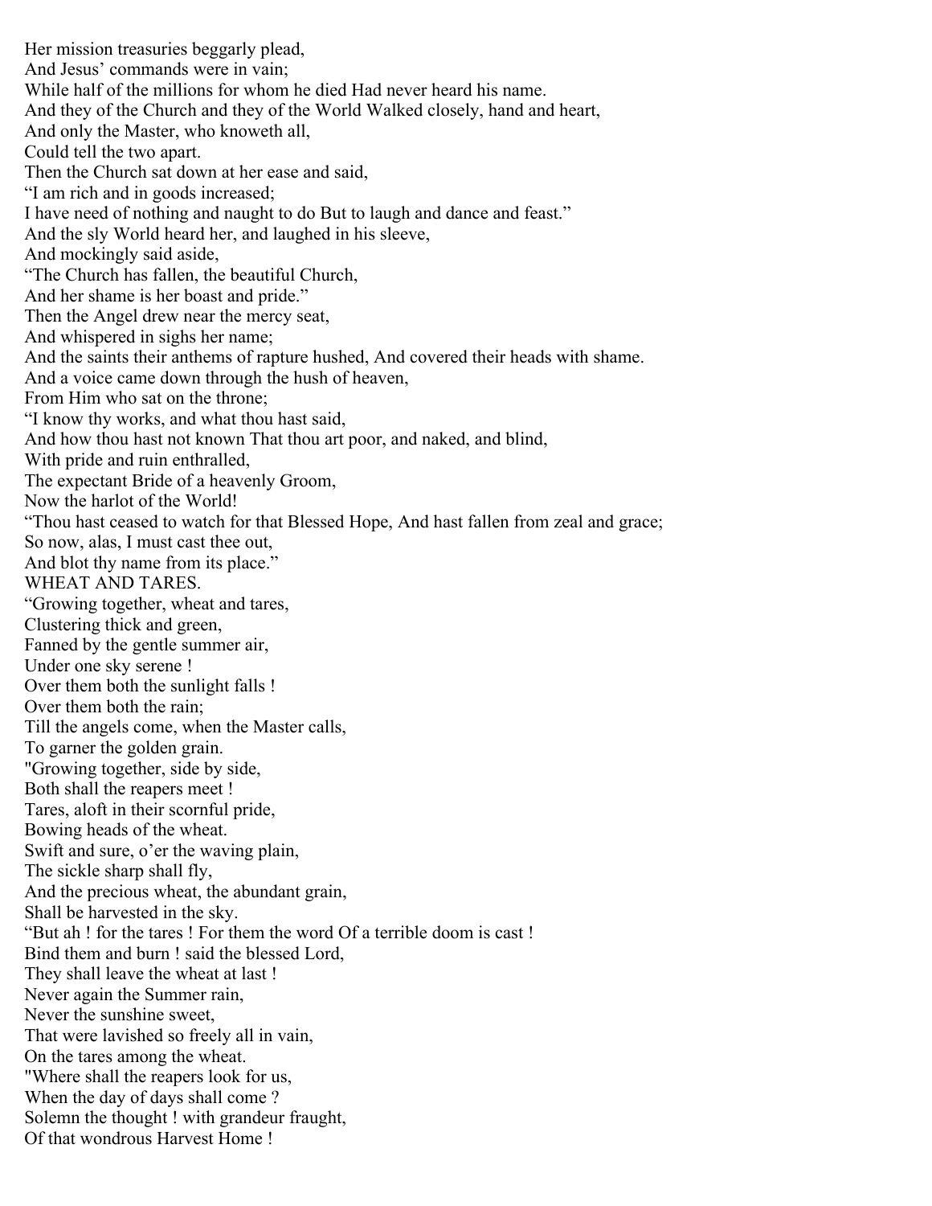Her mission treasuries beggarly plead,
And Jesus' commands were in vain;
While half of the millions for whom he died Had never heard his name.
And they of the Church and they of the World Walked closely, hand and heart,
And only the Master, who knoweth all,
Could tell the two apart.
Then the Church sat down at her ease and said,
"I am rich and in goods increased;
I have need of nothing and naught to do But to laugh and dance and feast."
And the sly World heard her, and laughed in his sleeve,
And mockingly said aside,
"The Church has fallen, the beautiful Church,
And her shame is her boast and pride."
Then the Angel drew near the mercy seat,
And whispered in sighs her name;
And the saints their anthems of rapture hushed, And covered their heads with shame.
And a voice came down through the hush of heaven,
From Him who sat on the throne;
"I know thy works, and what thou hast said,
And how thou hast not known That thou art poor, and naked, and blind,
With pride and ruin enthralled,
The expectant Bride of a heavenly Groom,
Now the harlot of the World!
"Thou hast ceased to watch for that Blessed Hope, And hast fallen from zeal and grace;
So now, alas, I must cast thee out,
And blot thy name from its place."

## WHEAT AND TARES.

"Growing together, wheat and tares,
Clustering thick and green,
Fanned by the gentle summer air,
Under one sky serene !
Over them both the sunlight falls !
Over them both the rain;
Till the angels come, when the Master calls,
To garner the golden grain.
"Growing together, side by side,
Both shall the reapers meet !
Tares, aloft in their scornful pride,
Bowing heads of the wheat.
Swift and sure, o'er the waving plain,
The sickle sharp shall fly,
And the precious wheat, the abundant grain,
Shall be harvested in the sky.
"But ah ! for the tares ! For them the word Of a terrible doom is cast !
Bind them and burn ! said the blessed Lord,
They shall leave the wheat at last !
Never again the Summer rain,
Never the sunshine sweet,
That were lavished so freely all in vain,
On the tares among the wheat.
"Where shall the reapers look for us,
When the day of days shall come ?
Solemn the thought ! with grandeur fraught,
Of that wondrous Harvest Home !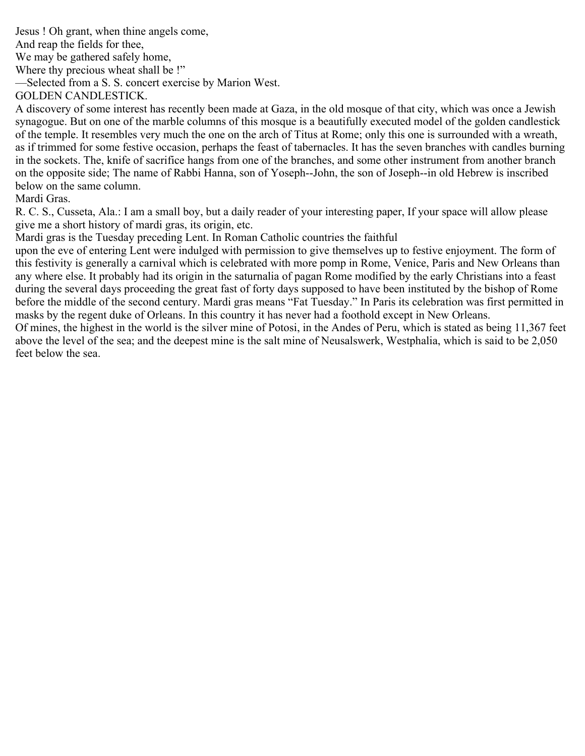Jesus ! Oh grant, when thine angels come,  
And reap the fields for thee,  
We may be gathered safely home,  
Where thy precious wheat shall be !"

—Selected from a S. S. concert exercise by Marion West.

## GOLDEN CANDLESTICK.

A discovery of some interest has recently been made at Gaza, in the old mosque of that city, which was once a Jewish synagogue. But on one of the marble columns of this mosque is a beautifully executed model of the golden candlestick of the temple. It resembles very much the one on the arch of Titus at Rome; only this one is surrounded with a wreath, as if trimmed for some festive occasion, perhaps the feast of tabernacles. It has the seven branches with candles burning in the sockets. The, knife of sacrifice hangs from one of the branches, and some other instrument from another branch on the opposite side; The name of Rabbi Hanna, son of Yoseph--John, the son of Joseph--in old Hebrew is inscribed below on the same column.

## Mardi Gras.

R. C. S., Cusseta, Ala.: I am a small boy, but a daily reader of your interesting paper, If your space will allow please give me a short history of mardi gras, its origin, etc.

Mardi gras is the Tuesday preceding Lent. In Roman Catholic countries the faithful upon the eve of entering Lent were indulged with permission to give themselves up to festive enjoyment. The form of this festivity is generally a carnival which is celebrated with more pomp in Rome, Venice, Paris and New Orleans than any where else. It probably had its origin in the saturnalia of pagan Rome modified by the early Christians into a feast during the several days proceeding the great fast of forty days supposed to have been instituted by the bishop of Rome before the middle of the second century. Mardi gras means "Fat Tuesday." In Paris its celebration was first permitted in masks by the regent duke of Orleans. In this country it has never had a foothold except in New Orleans.

Of mines, the highest in the world is the silver mine of Potosi, in the Andes of Peru, which is stated as being 11,367 feet above the level of the sea; and the deepest mine is the salt mine of Neusalswerk, Westphalia, which is said to be 2,050 feet below the sea.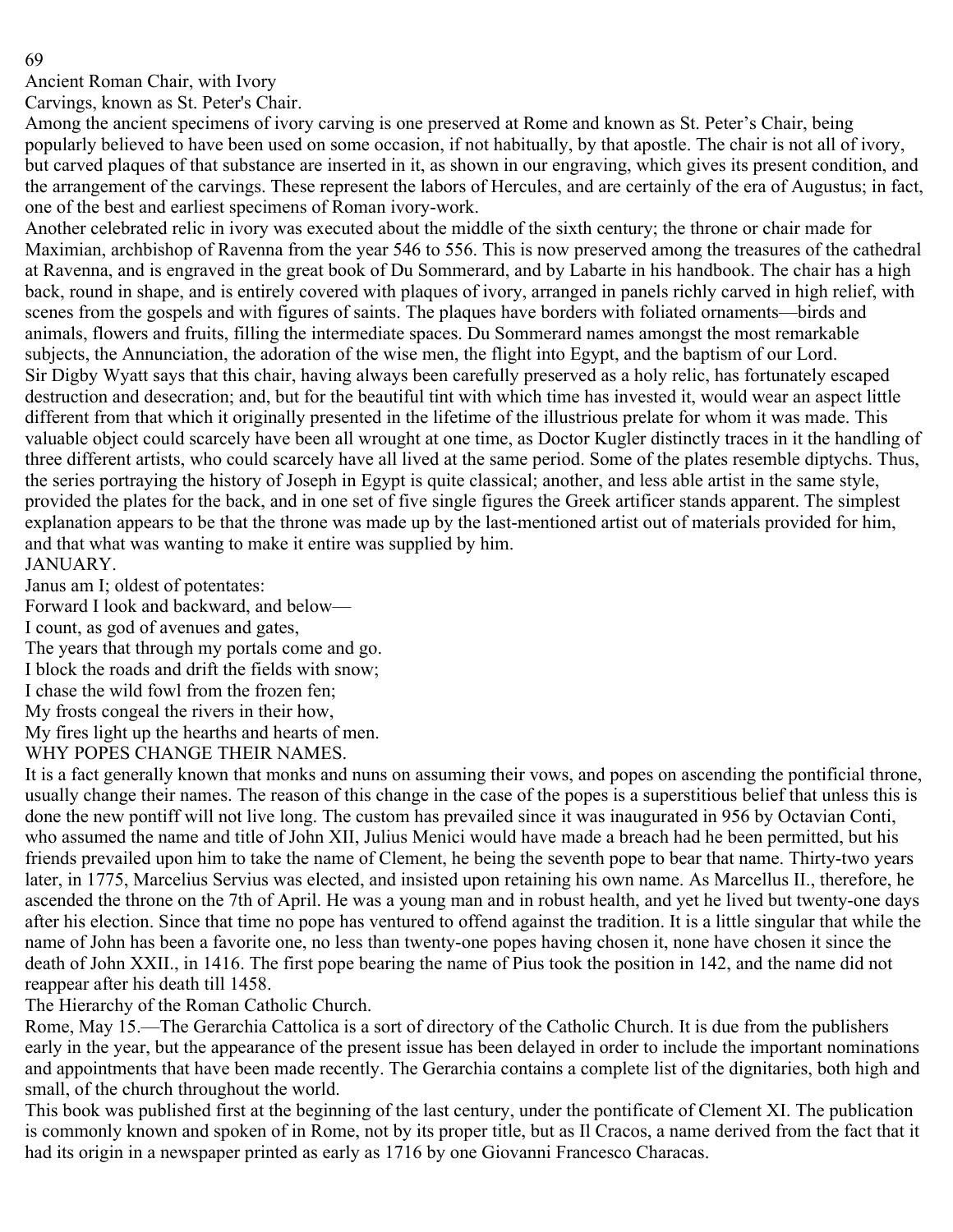## Ancient Roman Chair, with Ivory Carvings, known as St. Peter's Chair.

Among the ancient specimens of ivory carving is one preserved at Rome and known as St. Peter's Chair, being popularly believed to have been used on some occasion, if not habitually, by that apostle. The chair is not all of ivory, but carved plaques of that substance are inserted in it, as shown in our engraving, which gives its present condition, and the arrangement of the carvings. These represent the labors of Hercules, and are certainly of the era of Augustus; in fact, one of the best and earliest specimens of Roman ivory-work.

Another celebrated relic in ivory was executed about the middle of the sixth century; the throne or chair made for Maximian, archbishop of Ravenna from the year 546 to 556. This is now preserved among the treasures of the cathedral at Ravenna, and is engraved in the great book of Du Sommerard, and by Labarte in his handbook. The chair has a high back, round in shape, and is entirely covered with plaques of ivory, arranged in panels richly carved in high relief, with scenes from the gospels and with figures of saints. The plaques have borders with foliated ornaments—birds and animals, flowers and fruits, filling the intermediate spaces. Du Sommerard names amongst the most remarkable subjects, the Annunciation, the adoration of the wise men, the flight into Egypt, and the baptism of our Lord.

Sir Digby Wyatt says that this chair, having always been carefully preserved as a holy relic, has fortunately escaped destruction and desecration; and, but for the beautiful tint with which time has invested it, would wear an aspect little different from that which it originally presented in the lifetime of the illustrious prelate for whom it was made. This valuable object could scarcely have been all wrought at one time, as Doctor Kugler distinctly traces in it the handling of three different artists, who could scarcely have all lived at the same period. Some of the plates resemble diptychs. Thus, the series portraying the history of Joseph in Egypt is quite classical; another, and less able artist in the same style, provided the plates for the back, and in one set of five single figures the Greek artificer stands apparent. The simplest explanation appears to be that the throne was made up by the last-mentioned artist out of materials provided for him, and that what was wanting to make it entire was supplied by him.

## JANUARY.

Janus am I; oldest of potentates:  
Forward I look and backward, and below—  
I count, as god of avenues and gates,  
The years that through my portals come and go.  
I block the roads and drift the fields with snow;  
I chase the wild fowl from the frozen fen;  
My frosts congeal the rivers in their how,  
My fires light up the hearths and hearts of men.

## WHY POPES CHANGE THEIR NAMES.

It is a fact generally known that monks and nuns on assuming their vows, and popes on ascending the pontificial throne, usually change their names. The reason of this change in the case of the popes is a superstitious belief that unless this is done the new pontiff will not live long. The custom has prevailed since it was inaugurated in 956 by Octavian Conti, who assumed the name and title of John XII, Julius Menici would have made a breach had he been permitted, but his friends prevailed upon him to take the name of Clement, he being the seventh pope to bear that name. Thirty-two years later, in 1775, Marcelius Servius was elected, and insisted upon retaining his own name. As Marcellus II., therefore, he ascended the throne on the 7th of April. He was a young man and in robust health, and yet he lived but twenty-one days after his election. Since that time no pope has ventured to offend against the tradition. It is a little singular that while the name of John has been a favorite one, no less than twenty-one popes having chosen it, none have chosen it since the death of John XXII., in 1416. The first pope bearing the name of Pius took the position in 142, and the name did not reappear after his death till 1458.

## The Hierarchy of the Roman Catholic Church.

Rome, May 15.—The Gerarchia Cattolica is a sort of directory of the Catholic Church. It is due from the publishers early in the year, but the appearance of the present issue has been delayed in order to include the important nominations and appointments that have been made recently. The Gerarchia contains a complete list of the dignitaries, both high and small, of the church throughout the world.

This book was published first at the beginning of the last century, under the pontificate of Clement XI. The publication is commonly known and spoken of in Rome, not by its proper title, but as Il Cracos, a name derived from the fact that it had its origin in a newspaper printed as early as 1716 by one Giovanni Francesco Characas.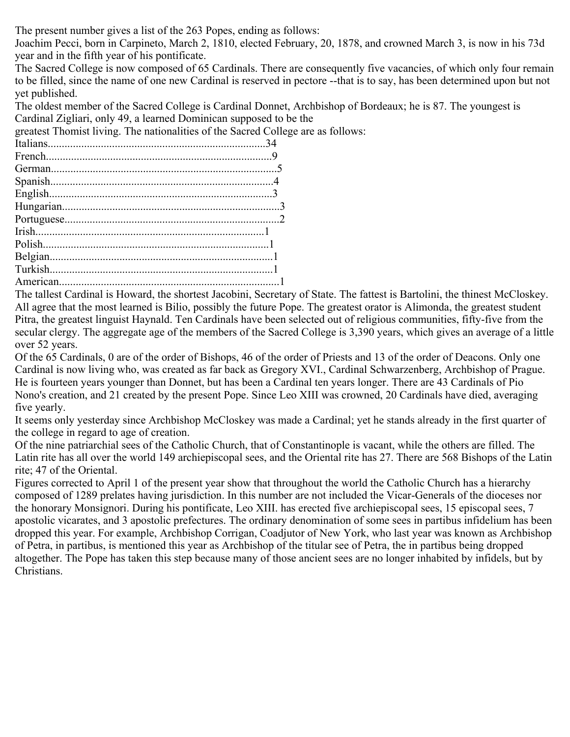The present number gives a list of the 263 Popes, ending as follows:

Joachim Pecci, born in Carpineto, March 2, 1810, elected February, 20, 1878, and crowned March 3, is now in his 73d year and in the fifth year of his pontificate.

The Sacred College is now composed of 65 Cardinals. There are consequently five vacancies, of which only four remain to be filled, since the name of one new Cardinal is reserved in pectore --that is to say, has been determined upon but not yet published.

The oldest member of the Sacred College is Cardinal Donnet, Archbishop of Bordeaux; he is 87. The youngest is Cardinal Zigliari, only 49, a learned Dominican supposed to be the greatest Thomist living. The nationalities of the Sacred College are as follows:

Italians..............................................................................34
French.................................................................................9
German.................................................................................5
Spanish................................................................................4
English................................................................................3
Hungarian.............................................................................3
Portuguese............................................................................2
Irish...................................................................................1
Polish..................................................................................1
Belgian.................................................................................1
Turkish................................................................................1
American..............................................................................1

The tallest Cardinal is Howard, the shortest Jacobini, Secretary of State. The fattest is Bartolini, the thinest McCloskey. All agree that the most learned is Bilio, possibly the future Pope. The greatest orator is Alimonda, the greatest student Pitra, the greatest linguist Haynald. Ten Cardinals have been selected out of religious communities, fifty-five from the secular clergy. The aggregate age of the members of the Sacred College is 3,390 years, which gives an average of a little over 52 years.

Of the 65 Cardinals, 0 are of the order of Bishops, 46 of the order of Priests and 13 of the order of Deacons. Only one Cardinal is now living who, was created as far back as Gregory XVI., Cardinal Schwarzenberg, Archbishop of Prague. He is fourteen years younger than Donnet, but has been a Cardinal ten years longer. There are 43 Cardinals of Pio Nono's creation, and 21 created by the present Pope. Since Leo XIII was crowned, 20 Cardinals have died, averaging five yearly.

It seems only yesterday since Archbishop McCloskey was made a Cardinal; yet he stands already in the first quarter of the college in regard to age of creation.

Of the nine patriarchial sees of the Catholic Church, that of Constantinople is vacant, while the others are filled. The Latin rite has all over the world 149 archiepiscopal sees, and the Oriental rite has 27. There are 568 Bishops of the Latin rite; 47 of the Oriental.

Figures corrected to April 1 of the present year show that throughout the world the Catholic Church has a hierarchy composed of 1289 prelates having jurisdiction. In this number are not included the Vicar-Generals of the dioceses nor the honorary Monsignori. During his pontificate, Leo XIII. has erected five archiepiscopal sees, 15 episcopal sees, 7 apostolic vicarates, and 3 apostolic prefectures. The ordinary denomination of some sees in partibus infidelium has been dropped this year. For example, Archbishop Corrigan, Coadjutor of New York, who last year was known as Archbishop of Petra, in partibus, is mentioned this year as Archbishop of the titular see of Petra, the in partibus being dropped altogether. The Pope has taken this step because many of those ancient sees are no longer inhabited by infidels, but by Christians.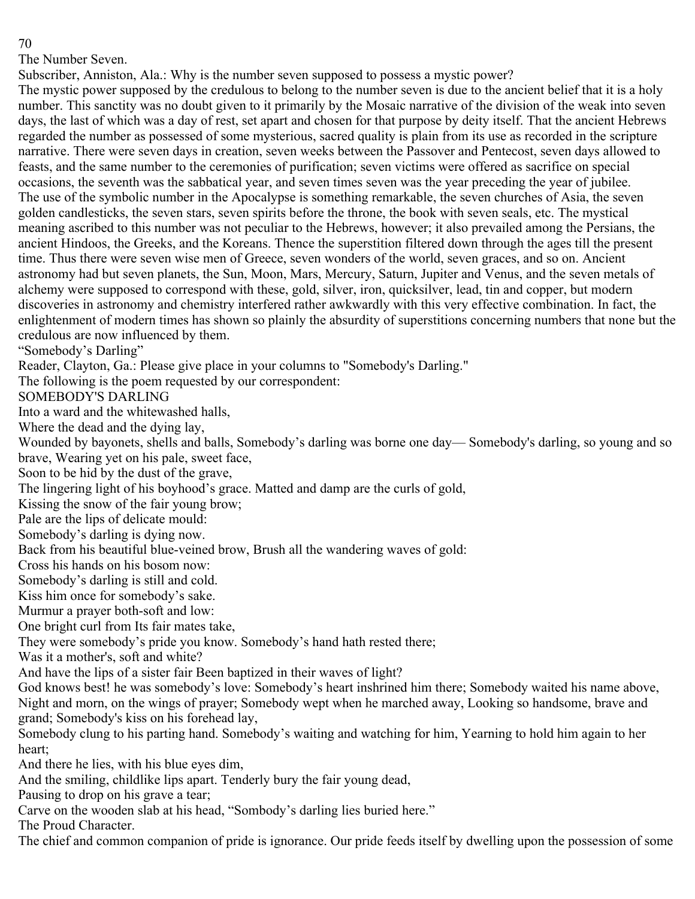## The Number Seven.

Subscriber, Anniston, Ala.: Why is the number seven supposed to possess a mystic power?

The mystic power supposed by the credulous to belong to the number seven is due to the ancient belief that it is a holy number. This sanctity was no doubt given to it primarily by the Mosaic narrative of the division of the weak into seven days, the last of which was a day of rest, set apart and chosen for that purpose by deity itself. That the ancient Hebrews regarded the number as possessed of some mysterious, sacred quality is plain from its use as recorded in the scripture narrative. There were seven days in creation, seven weeks between the Passover and Pentecost, seven days allowed to feasts, and the same number to the ceremonies of purification; seven victims were offered as sacrifice on special occasions, the seventh was the sabbatical year, and seven times seven was the year preceding the year of jubilee. The use of the symbolic number in the Apocalypse is something remarkable, the seven churches of Asia, the seven golden candlesticks, the seven stars, seven spirits before the throne, the book with seven seals, etc. The mystical meaning ascribed to this number was not peculiar to the Hebrews, however; it also prevailed among the Persians, the ancient Hindoos, the Greeks, and the Koreans. Thence the superstition filtered down through the ages till the present time. Thus there were seven wise men of Greece, seven wonders of the world, seven graces, and so on. Ancient astronomy had but seven planets, the Sun, Moon, Mars, Mercury, Saturn, Jupiter and Venus, and the seven metals of alchemy were supposed to correspond with these, gold, silver, iron, quicksilver, lead, tin and copper, but modern discoveries in astronomy and chemistry interfered rather awkwardly with this very effective combination. In fact, the enlightenment of modern times has shown so plainly the absurdity of superstitions concerning numbers that none but the credulous are now influenced by them.

## "Somebody's Darling"

Reader, Clayton, Ga.: Please give place in your columns to "Somebody's Darling."

The following is the poem requested by our correspondent:

### SOMEBODY'S DARLING

Into a ward and the whitewashed halls,
Where the dead and the dying lay,
Wounded by bayonets, shells and balls, Somebody's darling was borne one day— Somebody's darling, so young and so brave, Wearing yet on his pale, sweet face,
Soon to be hid by the dust of the grave,
The lingering light of his boyhood's grace. Matted and damp are the curls of gold,
Kissing the snow of the fair young brow;
Pale are the lips of delicate mould:
Somebody's darling is dying now.
Back from his beautiful blue-veined brow, Brush all the wandering waves of gold:
Cross his hands on his bosom now:
Somebody's darling is still and cold.
Kiss him once for somebody's sake.
Murmur a prayer both-soft and low:
One bright curl from Its fair mates take,
They were somebody's pride you know. Somebody's hand hath rested there;
Was it a mother's, soft and white?
And have the lips of a sister fair Been baptized in their waves of light?
God knows best! he was somebody's love: Somebody's heart inshrined him there; Somebody waited his name above, Night and morn, on the wings of prayer; Somebody wept when he marched away, Looking so handsome, brave and grand; Somebody's kiss on his forehead lay,
Somebody clung to his parting hand. Somebody's waiting and watching for him, Yearning to hold him again to her heart;
And there he lies, with his blue eyes dim,
And the smiling, childlike lips apart. Tenderly bury the fair young dead,
Pausing to drop on his grave a tear;
Carve on the wooden slab at his head, "Sombody's darling lies buried here."

## The Proud Character.

The chief and common companion of pride is ignorance. Our pride feeds itself by dwelling upon the possession of some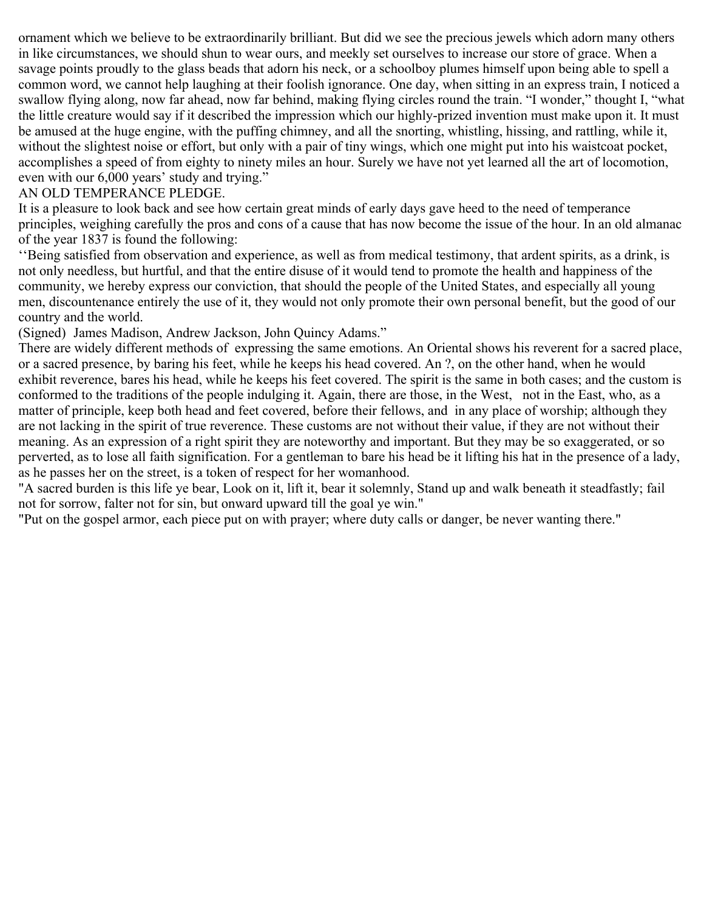ornament which we believe to be extraordinarily brilliant. But did we see the precious jewels which adorn many others in like circumstances, we should shun to wear ours, and meekly set ourselves to increase our store of grace. When a savage points proudly to the glass beads that adorn his neck, or a schoolboy plumes himself upon being able to spell a common word, we cannot help laughing at their foolish ignorance. One day, when sitting in an express train, I noticed a swallow flying along, now far ahead, now far behind, making flying circles round the train. "I wonder," thought I, "what the little creature would say if it described the impression which our highly-prized invention must make upon it. It must be amused at the huge engine, with the puffing chimney, and all the snorting, whistling, hissing, and rattling, while it, without the slightest noise or effort, but only with a pair of tiny wings, which one might put into his waistcoat pocket, accomplishes a speed of from eighty to ninety miles an hour. Surely we have not yet learned all the art of locomotion, even with our 6,000 years' study and trying."

AN OLD TEMPERANCE PLEDGE.

It is a pleasure to look back and see how certain great minds of early days gave heed to the need of temperance principles, weighing carefully the pros and cons of a cause that has now become the issue of the hour. In an old almanac of the year 1837 is found the following:

‘‘Being satisfied from observation and experience, as well as from medical testimony, that ardent spirits, as a drink, is not only needless, but hurtful, and that the entire disuse of it would tend to promote the health and happiness of the community, we hereby express our conviction, that should the people of the United States, and especially all young men, discountenance entirely the use of it, they would not only promote their own personal benefit, but the good of our country and the world.

(Signed) James Madison, Andrew Jackson, John Quincy Adams."

There are widely different methods of expressing the same emotions. An Oriental shows his reverent for a sacred place, or a sacred presence, by baring his feet, while he keeps his head covered. An ?, on the other hand, when he would exhibit reverence, bares his head, while he keeps his feet covered. The spirit is the same in both cases; and the custom is conformed to the traditions of the people indulging it. Again, there are those, in the West, not in the East, who, as a matter of principle, keep both head and feet covered, before their fellows, and in any place of worship; although they are not lacking in the spirit of true reverence. These customs are not without their value, if they are not without their meaning. As an expression of a right spirit they are noteworthy and important. But they may be so exaggerated, or so perverted, as to lose all faith signification. For a gentleman to bare his head be it lifting his hat in the presence of a lady, as he passes her on the street, is a token of respect for her womanhood.

"A sacred burden is this life ye bear, Look on it, lift it, bear it solemnly, Stand up and walk beneath it steadfastly; fail not for sorrow, falter not for sin, but onward upward till the goal ye win."

"Put on the gospel armor, each piece put on with prayer; where duty calls or danger, be never wanting there."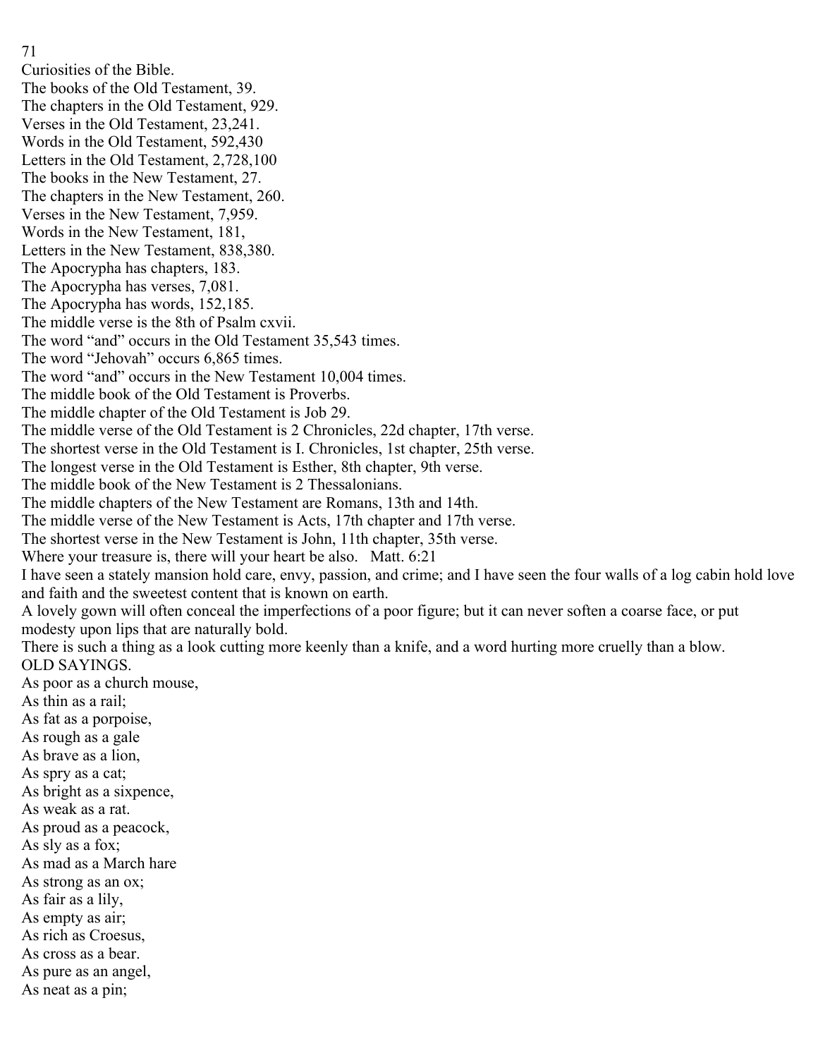Curiosities of the Bible.

The books of the Old Testament, 39.
The chapters in the Old Testament, 929.
Verses in the Old Testament, 23,241.
Words in the Old Testament, 592,430
Letters in the Old Testament, 2,728,100
The books in the New Testament, 27.
The chapters in the New Testament, 260.
Verses in the New Testament, 7,959.
Words in the New Testament, 181,
Letters in the New Testament, 838,380.
The Apocrypha has chapters, 183.
The Apocrypha has verses, 7,081.
The Apocrypha has words, 152,185.
The middle verse is the 8th of Psalm cxvii.
The word "and" occurs in the Old Testament 35,543 times.
The word "Jehovah" occurs 6,865 times.
The word "and" occurs in the New Testament 10,004 times.
The middle book of the Old Testament is Proverbs.
The middle chapter of the Old Testament is Job 29.
The middle verse of the Old Testament is 2 Chronicles, 22d chapter, 17th verse.
The shortest verse in the Old Testament is I. Chronicles, 1st chapter, 25th verse.
The longest verse in the Old Testament is Esther, 8th chapter, 9th verse.
The middle book of the New Testament is 2 Thessalonians.
The middle chapters of the New Testament are Romans, 13th and 14th.
The middle verse of the New Testament is Acts, 17th chapter and 17th verse.
The shortest verse in the New Testament is John, 11th chapter, 35th verse.

Where your treasure is, there will your heart be also. Matt. 6:21

I have seen a stately mansion hold care, envy, passion, and crime; and I have seen the four walls of a log cabin hold love and faith and the sweetest content that is known on earth.

A lovely gown will often conceal the imperfections of a poor figure; but it can never soften a coarse face, or put modesty upon lips that are naturally bold.

There is such a thing as a look cutting more keenly than a knife, and a word hurting more cruelly than a blow.

OLD SAYINGS.

As poor as a church mouse,
As thin as a rail;
As fat as a porpoise,
As rough as a gale
As brave as a lion,
As spry as a cat;
As bright as a sixpence,
As weak as a rat.
As proud as a peacock,
As sly as a fox;
As mad as a March hare
As strong as an ox;
As fair as a lily,
As empty as air;
As rich as Croesus,
As cross as a bear.
As pure as an angel,
As neat as a pin;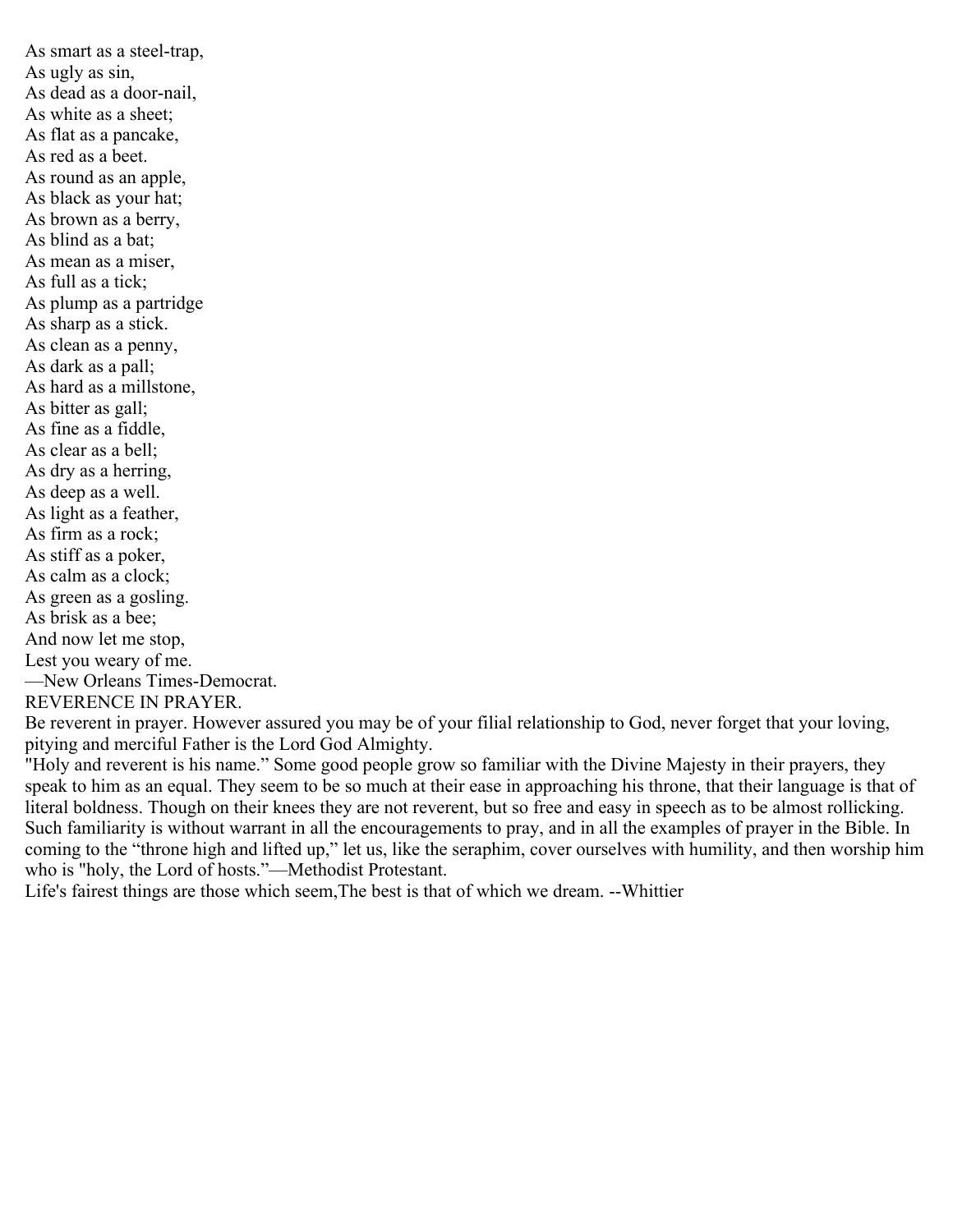As smart as a steel-trap,  
As ugly as sin,  
As dead as a door-nail,  
As white as a sheet;  
As flat as a pancake,  
As red as a beet.  
As round as an apple,  
As black as your hat;  
As brown as a berry,  
As blind as a bat;  
As mean as a miser,  
As full as a tick;  
As plump as a partridge  
As sharp as a stick.  
As clean as a penny,  
As dark as a pall;  
As hard as a millstone,  
As bitter as gall;  
As fine as a fiddle,  
As clear as a bell;  
As dry as a herring,  
As deep as a well.  
As light as a feather,  
As firm as a rock;  
As stiff as a poker,  
As calm as a clock;  
As green as a gosling.  
As brisk as a bee;  
And now let me stop,  
Lest you weary of me.  
—New Orleans Times-Democrat.

REVERENCE IN PRAYER.

Be reverent in prayer. However assured you may be of your filial relationship to God, never forget that your loving, pitying and merciful Father is the Lord God Almighty.

"Holy and reverent is his name." Some good people grow so familiar with the Divine Majesty in their prayers, they speak to him as an equal. They seem to be so much at their ease in approaching his throne, that their language is that of literal boldness. Though on their knees they are not reverent, but so free and easy in speech as to be almost rollicking. Such familiarity is without warrant in all the encouragements to pray, and in all the examples of prayer in the Bible. In coming to the "throne high and lifted up," let us, like the seraphim, cover ourselves with humility, and then worship him who is "holy, the Lord of hosts."—Methodist Protestant.

Life's fairest things are those which seem,The best is that of which we dream. --Whittier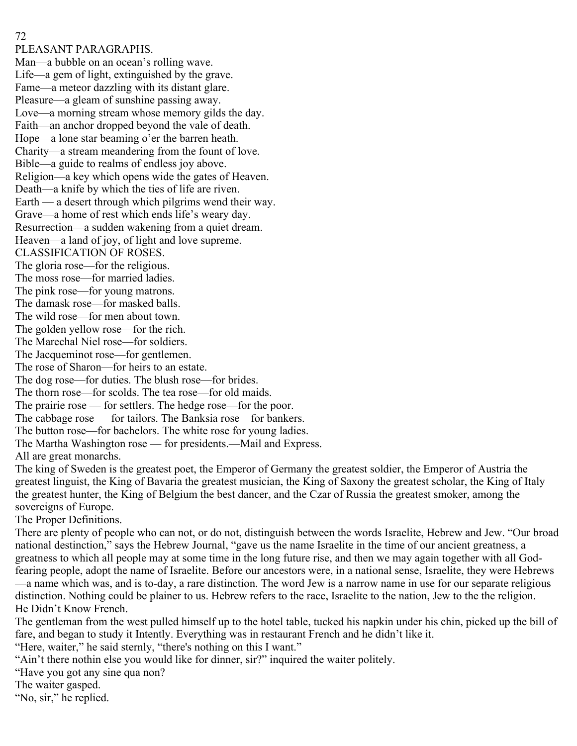## PLEASANT PARAGRAPHS.

Man—a bubble on an ocean's rolling wave.
Life—a gem of light, extinguished by the grave.
Fame—a meteor dazzling with its distant glare.
Pleasure—a gleam of sunshine passing away.
Love—a morning stream whose memory gilds the day.
Faith—an anchor dropped beyond the vale of death.
Hope—a lone star beaming o'er the barren heath.
Charity—a stream meandering from the fount of love.
Bible—a guide to realms of endless joy above.
Religion—a key which opens wide the gates of Heaven.
Death—a knife by which the ties of life are riven.
Earth — a desert through which pilgrims wend their way.
Grave—a home of rest which ends life's weary day.
Resurrection—a sudden wakening from a quiet dream.
Heaven—a land of joy, of light and love supreme.

### CLASSIFICATION OF ROSES.

The gloria rose—for the religious.
The moss rose—for married ladies.
The pink rose—for young matrons.
The damask rose—for masked balls.
The wild rose—for men about town.
The golden yellow rose—for the rich.
The Marechal Niel rose—for soldiers.
The Jacqueminot rose—for gentlemen.
The rose of Sharon—for heirs to an estate.
The dog rose—for duties. The blush rose—for brides.
The thorn rose—for scolds. The tea rose—for old maids.
The prairie rose — for settlers. The hedge rose—for the poor.
The cabbage rose — for tailors. The Banksia rose—for bankers.
The button rose—for bachelors. The white rose for young ladies.
The Martha Washington rose — for presidents.—Mail and Express.

### All are great monarchs.

The king of Sweden is the greatest poet, the Emperor of Germany the greatest soldier, the Emperor of Austria the greatest linguist, the King of Bavaria the greatest musician, the King of Saxony the greatest scholar, the King of Italy the greatest hunter, the King of Belgium the best dancer, and the Czar of Russia the greatest smoker, among the sovereigns of Europe.

### The Proper Definitions.

There are plenty of people who can not, or do not, distinguish between the words Israelite, Hebrew and Jew. "Our broad national destinction," says the Hebrew Journal, "gave us the name Israelite in the time of our ancient greatness, a greatness to which all people may at some time in the long future rise, and then we may again together with all God-fearing people, adopt the name of Israelite. Before our ancestors were, in a national sense, Israelite, they were Hebrews—a name which was, and is to-day, a rare distinction. The word Jew is a narrow name in use for our separate religious distinction. Nothing could be plainer to us. Hebrew refers to the race, Israelite to the nation, Jew to the the religion.

### He Didn't Know French.

The gentleman from the west pulled himself up to the hotel table, tucked his napkin under his chin, picked up the bill of fare, and began to study it Intently. Everything was in restaurant French and he didn't like it.

"Here, waiter," he said sternly, "there's nothing on this I want."

"Ain't there nothin else you would like for dinner, sir?" inquired the waiter politely.

"Have you got any sine qua non?

The waiter gasped.

"No, sir," he replied.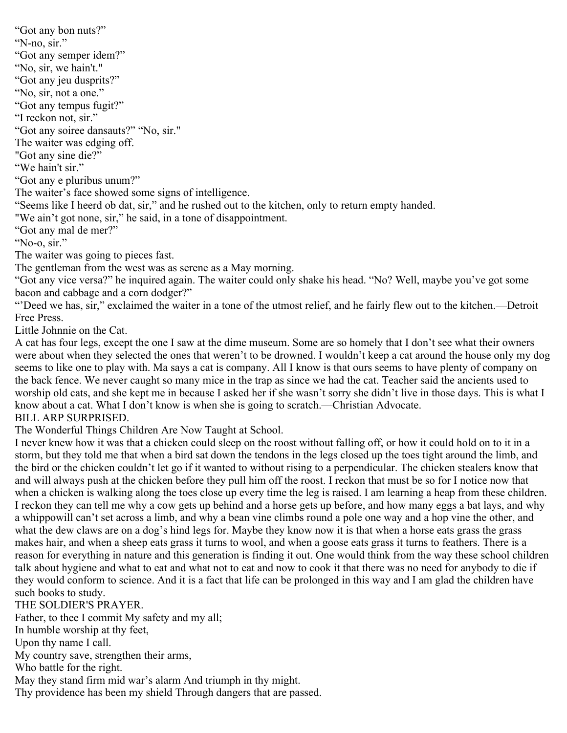"Got any bon nuts?"

"N-no, sir."

"Got any semper idem?"

"No, sir, we hain't."

"Got any jeu dusprits?"

"No, sir, not a one."

"Got any tempus fugit?"

"I reckon not, sir."

"Got any soiree dansauts?" "No, sir."

The waiter was edging off.

"Got any sine die?"

"We hain't sir."

"Got any e pluribus unum?"

The waiter's face showed some signs of intelligence.

"Seems like I heerd ob dat, sir," and he rushed out to the kitchen, only to return empty handed.

"We ain't got none, sir," he said, in a tone of disappointment.

"Got any mal de mer?"

"No-o, sir."

The waiter was going to pieces fast.

The gentleman from the west was as serene as a May morning.

"Got any vice versa?" he inquired again. The waiter could only shake his head. "No? Well, maybe you've got some bacon and cabbage and a corn dodger?"

"'Deed we has, sir," exclaimed the waiter in a tone of the utmost relief, and he fairly flew out to the kitchen.—Detroit Free Press.

## Little Johnnie on the Cat.

A cat has four legs, except the one I saw at the dime museum. Some are so homely that I don't see what their owners were about when they selected the ones that weren't to be drowned. I wouldn't keep a cat around the house only my dog seems to like one to play with. Ma says a cat is company. All I know is that ours seems to have plenty of company on the back fence. We never caught so many mice in the trap as since we had the cat. Teacher said the ancients used to worship old cats, and she kept me in because I asked her if she wasn't sorry she didn't live in those days. This is what I know about a cat. What I don't know is when she is going to scratch.—Christian Advocate.

## BILL ARP SURPRISED.

### The Wonderful Things Children Are Now Taught at School.

I never knew how it was that a chicken could sleep on the roost without falling off, or how it could hold on to it in a storm, but they told me that when a bird sat down the tendons in the legs closed up the toes tight around the limb, and the bird or the chicken couldn't let go if it wanted to without rising to a perpendicular. The chicken stealers know that and will always push at the chicken before they pull him off the roost. I reckon that must be so for I notice now that when a chicken is walking along the toes close up every time the leg is raised. I am learning a heap from these children. I reckon they can tell me why a cow gets up behind and a horse gets up before, and how many eggs a bat lays, and why a whippowill can't set across a limb, and why a bean vine climbs round a pole one way and a hop vine the other, and what the dew claws are on a dog's hind legs for. Maybe they know now it is that when a horse eats grass the grass makes hair, and when a sheep eats grass it turns to wool, and when a goose eats grass it turns to feathers. There is a reason for everything in nature and this generation is finding it out. One would think from the way these school children talk about hygiene and what to eat and what not to eat and now to cook it that there was no need for anybody to die if they would conform to science. And it is a fact that life can be prolonged in this way and I am glad the children have such books to study.

## THE SOLDIER'S PRAYER.

Father, to thee I commit My safety and my all;  
In humble worship at thy feet,  
Upon thy name I call.  
My country save, strengthen their arms,  
Who battle for the right.  
May they stand firm mid war's alarm And triumph in thy might.  
Thy providence has been my shield Through dangers that are passed.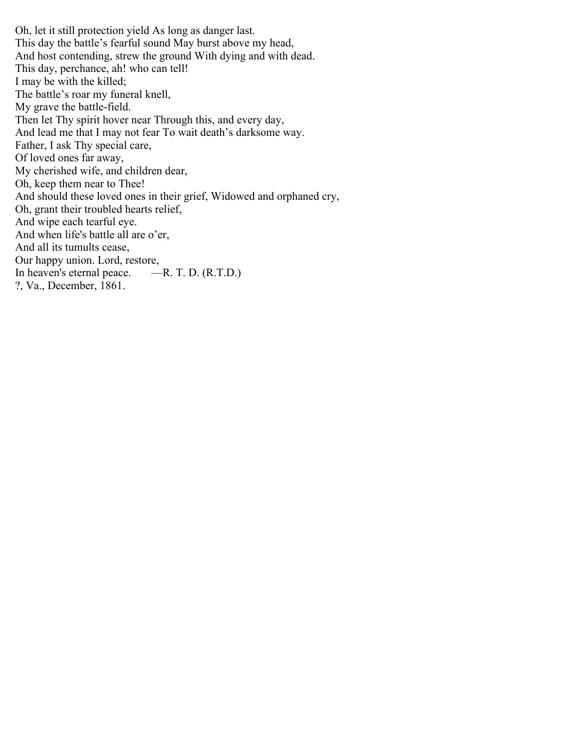Oh, let it still protection yield As long as danger last.  
This day the battle's fearful sound May burst above my head,  
And host contending, strew the ground With dying and with dead.  
This day, perchance, ah! who can tell!  
I may be with the killed;  
The battle's roar my funeral knell,  
My grave the battle-field.  
Then let Thy spirit hover near Through this, and every day,  
And lead me that I may not fear To wait death's darksome way.  
Father, I ask Thy special care,  
Of loved ones far away,  
My cherished wife, and children dear,  
Oh, keep them near to Thee!  
And should these loved ones in their grief, Widowed and orphaned cry,  
Oh, grant their troubled hearts relief,  
And wipe each tearful eye.  
And when life's battle all are o'er,  
And all its tumults cease,  
Our happy union. Lord, restore,  
In heaven's eternal peace. —R. T. D. (R.T.D.)  
?, Va., December, 1861.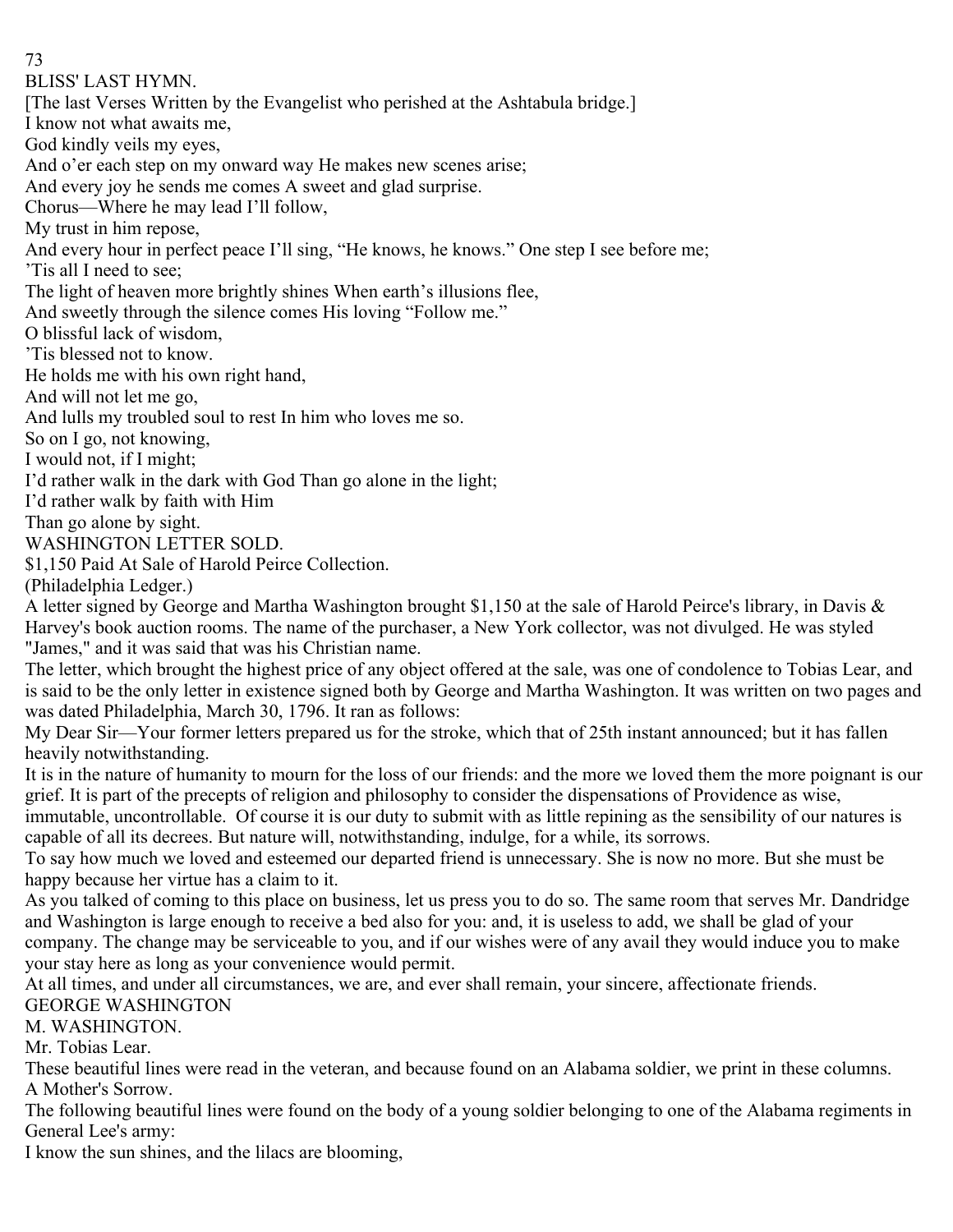## BLISS' LAST HYMN.

[The last Verses Written by the Evangelist who perished at the Ashtabula bridge.]

I know not what awaits me,
God kindly veils my eyes,
And o'er each step on my onward way He makes new scenes arise;
And every joy he sends me comes A sweet and glad surprise.

Chorus—Where he may lead I'll follow,
My trust in him repose,
And every hour in perfect peace I'll sing, "He knows, he knows." One step I see before me;
'Tis all I need to see;
The light of heaven more brightly shines When earth's illusions flee,
And sweetly through the silence comes His loving "Follow me."

O blissful lack of wisdom,
'Tis blessed not to know.
He holds me with his own right hand,
And will not let me go,
And lulls my troubled soul to rest In him who loves me so.

So on I go, not knowing,
I would not, if I might;
I'd rather walk in the dark with God Than go alone in the light;
I'd rather walk by faith with Him
Than go alone by sight.

## WASHINGTON LETTER SOLD.

$1,150 Paid At Sale of Harold Peirce Collection.

(Philadelphia Ledger.)

A letter signed by George and Martha Washington brought $1,150 at the sale of Harold Peirce's library, in Davis & Harvey's book auction rooms. The name of the purchaser, a New York collector, was not divulged. He was styled "James," and it was said that was his Christian name.

The letter, which brought the highest price of any object offered at the sale, was one of condolence to Tobias Lear, and is said to be the only letter in existence signed both by George and Martha Washington. It was written on two pages and was dated Philadelphia, March 30, 1796. It ran as follows:

My Dear Sir—Your former letters prepared us for the stroke, which that of 25th instant announced; but it has fallen heavily notwithstanding.

It is in the nature of humanity to mourn for the loss of our friends: and the more we loved them the more poignant is our grief. It is part of the precepts of religion and philosophy to consider the dispensations of Providence as wise, immutable, uncontrollable. Of course it is our duty to submit with as little repining as the sensibility of our natures is capable of all its decrees. But nature will, notwithstanding, indulge, for a while, its sorrows.

To say how much we loved and esteemed our departed friend is unnecessary. She is now no more. But she must be happy because her virtue has a claim to it.

As you talked of coming to this place on business, let us press you to do so. The same room that serves Mr. Dandridge and Washington is large enough to receive a bed also for you: and, it is useless to add, we shall be glad of your company. The change may be serviceable to you, and if our wishes were of any avail they would induce you to make your stay here as long as your convenience would permit.

At all times, and under all circumstances, we are, and ever shall remain, your sincere, affectionate friends.

GEORGE WASHINGTON
M. WASHINGTON.

Mr. Tobias Lear.

These beautiful lines were read in the veteran, and because found on an Alabama soldier, we print in these columns.

## A Mother's Sorrow.

The following beautiful lines were found on the body of a young soldier belonging to one of the Alabama regiments in General Lee's army:

I know the sun shines, and the lilacs are blooming,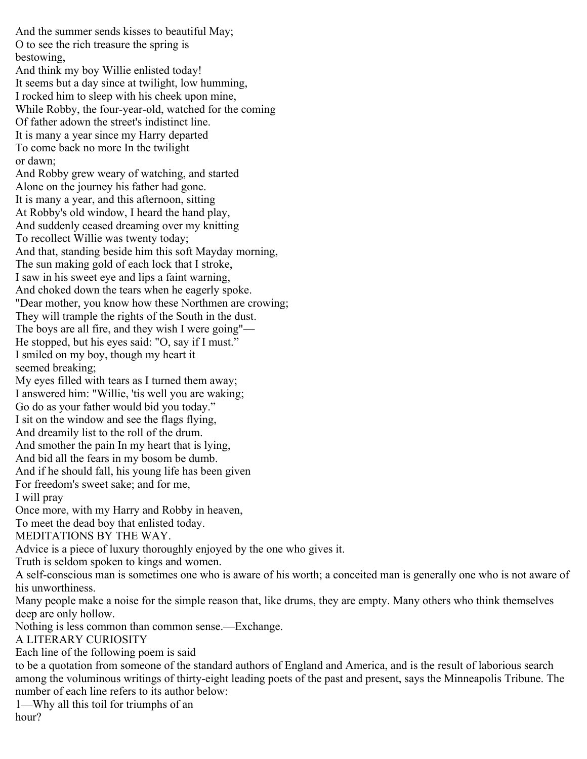And the summer sends kisses to beautiful May;
O to see the rich treasure the spring is bestowing,
And think my boy Willie enlisted today!
It seems but a day since at twilight, low humming,
I rocked him to sleep with his cheek upon mine,
While Robby, the four-year-old, watched for the coming
Of father adown the street's indistinct line.
It is many a year since my Harry departed
To come back no more In the twilight or dawn;
And Robby grew weary of watching, and started
Alone on the journey his father had gone.
It is many a year, and this afternoon, sitting
At Robby's old window, I heard the hand play,
And suddenly ceased dreaming over my knitting
To recollect Willie was twenty today;
And that, standing beside him this soft Mayday morning,
The sun making gold of each lock that I stroke,
I saw in his sweet eye and lips a faint warning,
And choked down the tears when he eagerly spoke.
"Dear mother, you know how these Northmen are crowing;
They will trample the rights of the South in the dust.
The boys are all fire, and they wish I were going"—
He stopped, but his eyes said: "O, say if I must."
I smiled on my boy, though my heart it seemed breaking;
My eyes filled with tears as I turned them away;
I answered him: "Willie, 'tis well you are waking;
Go do as your father would bid you today."
I sit on the window and see the flags flying,
And dreamily list to the roll of the drum.
And smother the pain In my heart that is lying,
And bid all the fears in my bosom be dumb.
And if he should fall, his young life has been given
For freedom's sweet sake; and for me, I will pray
Once more, with my Harry and Robby in heaven,
To meet the dead boy that enlisted today.

## MEDITATIONS BY THE WAY.

Advice is a piece of luxury thoroughly enjoyed by the one who gives it.

Truth is seldom spoken to kings and women.

A self-conscious man is sometimes one who is aware of his worth; a conceited man is generally one who is not aware of his unworthiness.

Many people make a noise for the simple reason that, like drums, they are empty. Many others who think themselves deep are only hollow.

Nothing is less common than common sense.—Exchange.

## A LITERARY CURIOSITY

Each line of the following poem is said to be a quotation from someone of the standard authors of England and America, and is the result of laborious search among the voluminous writings of thirty-eight leading poets of the past and present, says the Minneapolis Tribune. The number of each line refers to its author below:

1—Why all this toil for triumphs of an hour?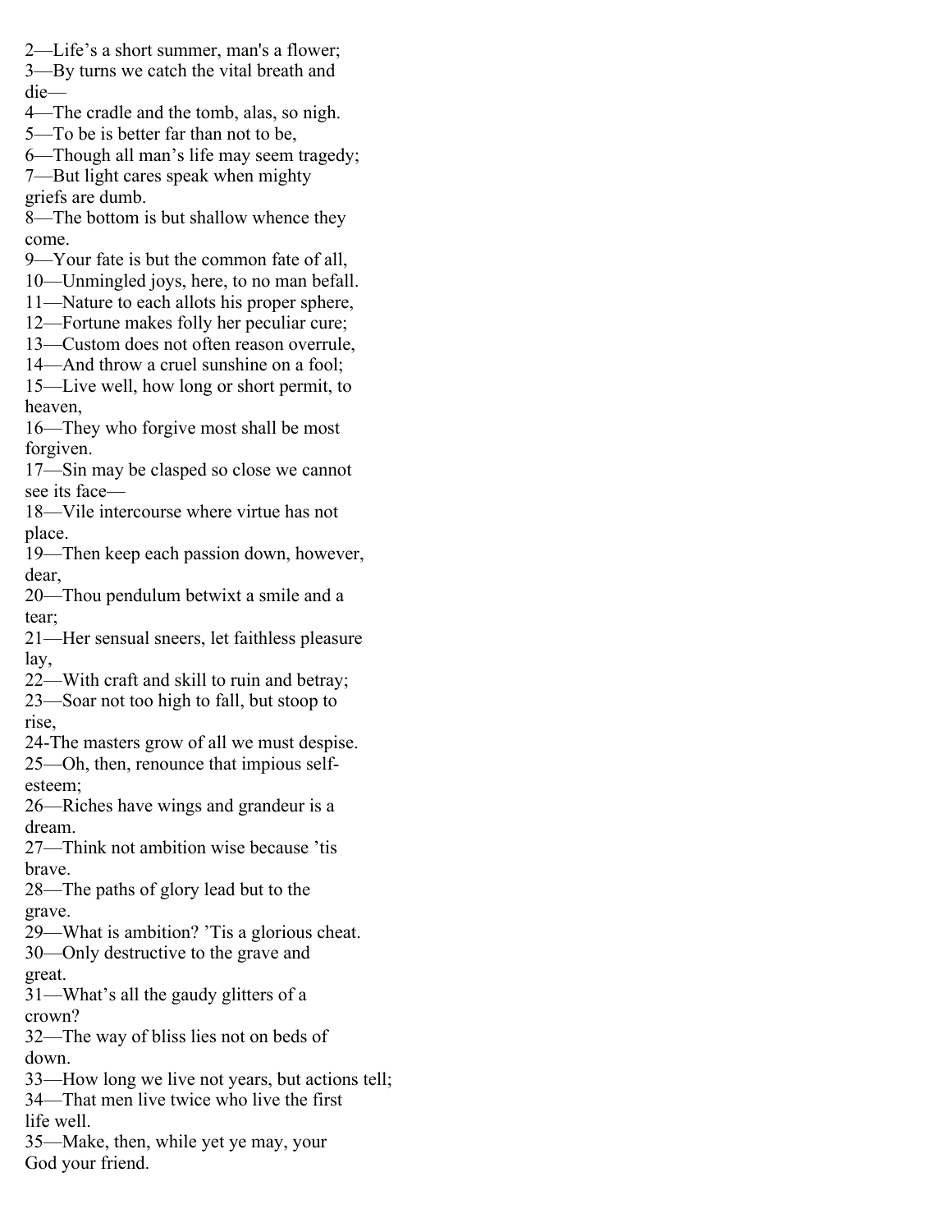2—Life's a short summer, man's a flower;
3—By turns we catch the vital breath and die—
4—The cradle and the tomb, alas, so nigh.
5—To be is better far than not to be,
6—Though all man's life may seem tragedy;
7—But light cares speak when mighty griefs are dumb.
8—The bottom is but shallow whence they come.
9—Your fate is but the common fate of all,
10—Unmingled joys, here, to no man befall.
11—Nature to each allots his proper sphere,
12—Fortune makes folly her peculiar cure;
13—Custom does not often reason overrule,
14—And throw a cruel sunshine on a fool;
15—Live well, how long or short permit, to heaven,
16—They who forgive most shall be most forgiven.
17—Sin may be clasped so close we cannot see its face—
18—Vile intercourse where virtue has not place.
19—Then keep each passion down, however, dear,
20—Thou pendulum betwixt a smile and a tear;
21—Her sensual sneers, let faithless pleasure lay,
22—With craft and skill to ruin and betray;
23—Soar not too high to fall, but stoop to rise,
24-The masters grow of all we must despise.
25—Oh, then, renounce that impious self-esteem;
26—Riches have wings and grandeur is a dream.
27—Think not ambition wise because 'tis brave.
28—The paths of glory lead but to the grave.
29—What is ambition? 'Tis a glorious cheat.
30—Only destructive to the grave and great.
31—What's all the gaudy glitters of a crown?
32—The way of bliss lies not on beds of down.
33—How long we live not years, but actions tell;
34—That men live twice who live the first life well.
35—Make, then, while yet ye may, your God your friend.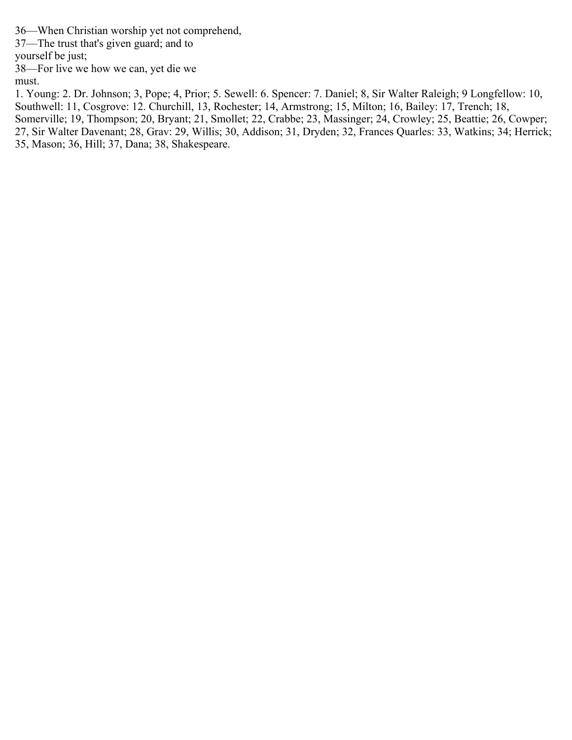36—When Christian worship yet not comprehend,

37—The trust that's given guard; and to yourself be just;

38—For live we how we can, yet die we must.

1. Young: 2. Dr. Johnson; 3, Pope; 4, Prior; 5. Sewell: 6. Spencer: 7. Daniel; 8, Sir Walter Raleigh; 9 Longfellow: 10, Southwell: 11, Cosgrove: 12. Churchill, 13, Rochester; 14, Armstrong; 15, Milton; 16, Bailey: 17, Trench; 18, Somerville; 19, Thompson; 20, Bryant; 21, Smollet; 22, Crabbe; 23, Massinger; 24, Crowley; 25, Beattie; 26, Cowper; 27, Sir Walter Davenant; 28, Grav: 29, Willis; 30, Addison; 31, Dryden; 32, Frances Quarles: 33, Watkins; 34; Herrick; 35, Mason; 36, Hill; 37, Dana; 38, Shakespeare.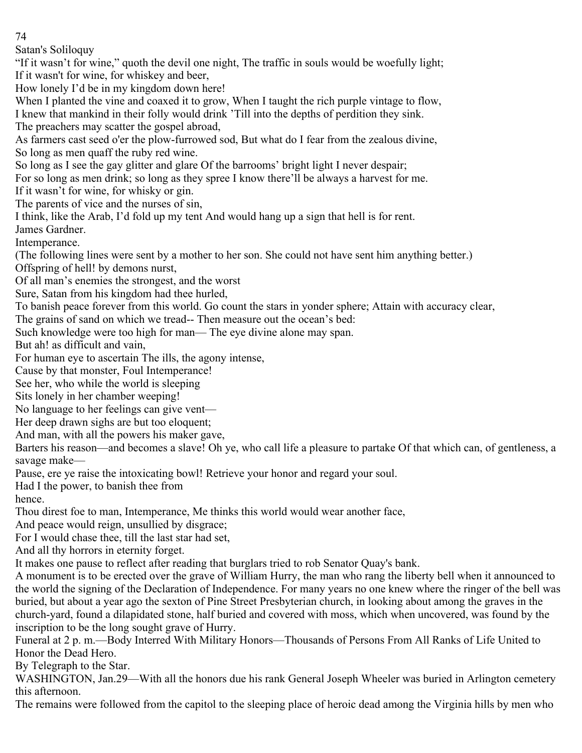## Satan's Soliloquy

"If it wasn't for wine," quoth the devil one night, The traffic in souls would be woefully light;

If it wasn't for wine, for whiskey and beer,

How lonely I'd be in my kingdom down here!

When I planted the vine and coaxed it to grow, When I taught the rich purple vintage to flow,

I knew that mankind in their folly would drink 'Till into the depths of perdition they sink.

The preachers may scatter the gospel abroad,

As farmers cast seed o'er the plow-furrowed sod, But what do I fear from the zealous divine,

So long as men quaff the ruby red wine.

So long as I see the gay glitter and glare Of the barrooms' bright light I never despair;

For so long as men drink; so long as they spree I know there'll be always a harvest for me.

If it wasn't for wine, for whisky or gin.

The parents of vice and the nurses of sin,

I think, like the Arab, I'd fold up my tent And would hang up a sign that hell is for rent.

James Gardner.

## Intemperance.

(The following lines were sent by a mother to her son. She could not have sent him anything better.)

Offspring of hell! by demons nurst,

Of all man's enemies the strongest, and the worst

Sure, Satan from his kingdom had thee hurled,

To banish peace forever from this world. Go count the stars in yonder sphere; Attain with accuracy clear,

The grains of sand on which we tread-- Then measure out the ocean's bed:

Such knowledge were too high for man— The eye divine alone may span.

But ah! as difficult and vain,

For human eye to ascertain The ills, the agony intense,

Cause by that monster, Foul Intemperance!

See her, who while the world is sleeping

Sits lonely in her chamber weeping!

No language to her feelings can give vent—

Her deep drawn sighs are but too eloquent;

And man, with all the powers his maker gave,

Barters his reason—and becomes a slave! Oh ye, who call life a pleasure to partake Of that which can, of gentleness, a savage make—

Pause, ere ye raise the intoxicating bowl! Retrieve your honor and regard your soul.

Had I the power, to banish thee from hence.

Thou direst foe to man, Intemperance, Me thinks this world would wear another face,

And peace would reign, unsullied by disgrace;

For I would chase thee, till the last star had set,

And all thy horrors in eternity forget.

It makes one pause to reflect after reading that burglars tried to rob Senator Quay's bank.

A monument is to be erected over the grave of William Hurry, the man who rang the liberty bell when it announced to the world the signing of the Declaration of Independence. For many years no one knew where the ringer of the bell was buried, but about a year ago the sexton of Pine Street Presbyterian church, in looking about among the graves in the church-yard, found a dilapidated stone, half buried and covered with moss, which when uncovered, was found by the inscription to be the long sought grave of Hurry.

Funeral at 2 p. m.—Body Interred With Military Honors—Thousands of Persons From All Ranks of Life United to Honor the Dead Hero.

By Telegraph to the Star.

WASHINGTON, Jan.29—With all the honors due his rank General Joseph Wheeler was buried in Arlington cemetery this afternoon.

The remains were followed from the capitol to the sleeping place of heroic dead among the Virginia hills by men who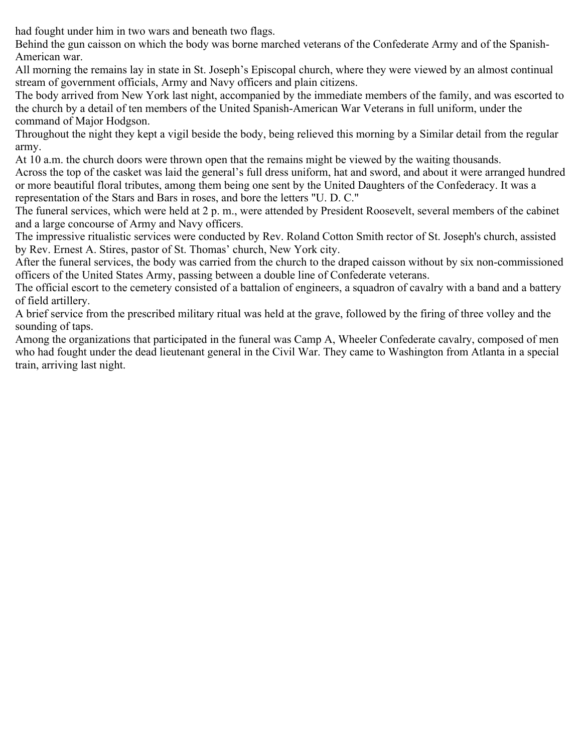had fought under him in two wars and beneath two flags.

Behind the gun caisson on which the body was borne marched veterans of the Confederate Army and of the Spanish-American war.

All morning the remains lay in state in St. Joseph's Episcopal church, where they were viewed by an almost continual stream of government officials, Army and Navy officers and plain citizens.

The body arrived from New York last night, accompanied by the immediate members of the family, and was escorted to the church by a detail of ten members of the United Spanish-American War Veterans in full uniform, under the command of Major Hodgson.

Throughout the night they kept a vigil beside the body, being relieved this morning by a Similar detail from the regular army.

At 10 a.m. the church doors were thrown open that the remains might be viewed by the waiting thousands.

Across the top of the casket was laid the general's full dress uniform, hat and sword, and about it were arranged hundred or more beautiful floral tributes, among them being one sent by the United Daughters of the Confederacy. It was a representation of the Stars and Bars in roses, and bore the letters "U. D. C."

The funeral services, which were held at 2 p. m., were attended by President Roosevelt, several members of the cabinet and a large concourse of Army and Navy officers.

The impressive ritualistic services were conducted by Rev. Roland Cotton Smith rector of St. Joseph's church, assisted by Rev. Ernest A. Stires, pastor of St. Thomas' church, New York city.

After the funeral services, the body was carried from the church to the draped caisson without by six non-commissioned officers of the United States Army, passing between a double line of Confederate veterans.

The official escort to the cemetery consisted of a battalion of engineers, a squadron of cavalry with a band and a battery of field artillery.

A brief service from the prescribed military ritual was held at the grave, followed by the firing of three volley and the sounding of taps.

Among the organizations that participated in the funeral was Camp A, Wheeler Confederate cavalry, composed of men who had fought under the dead lieutenant general in the Civil War. They came to Washington from Atlanta in a special train, arriving last night.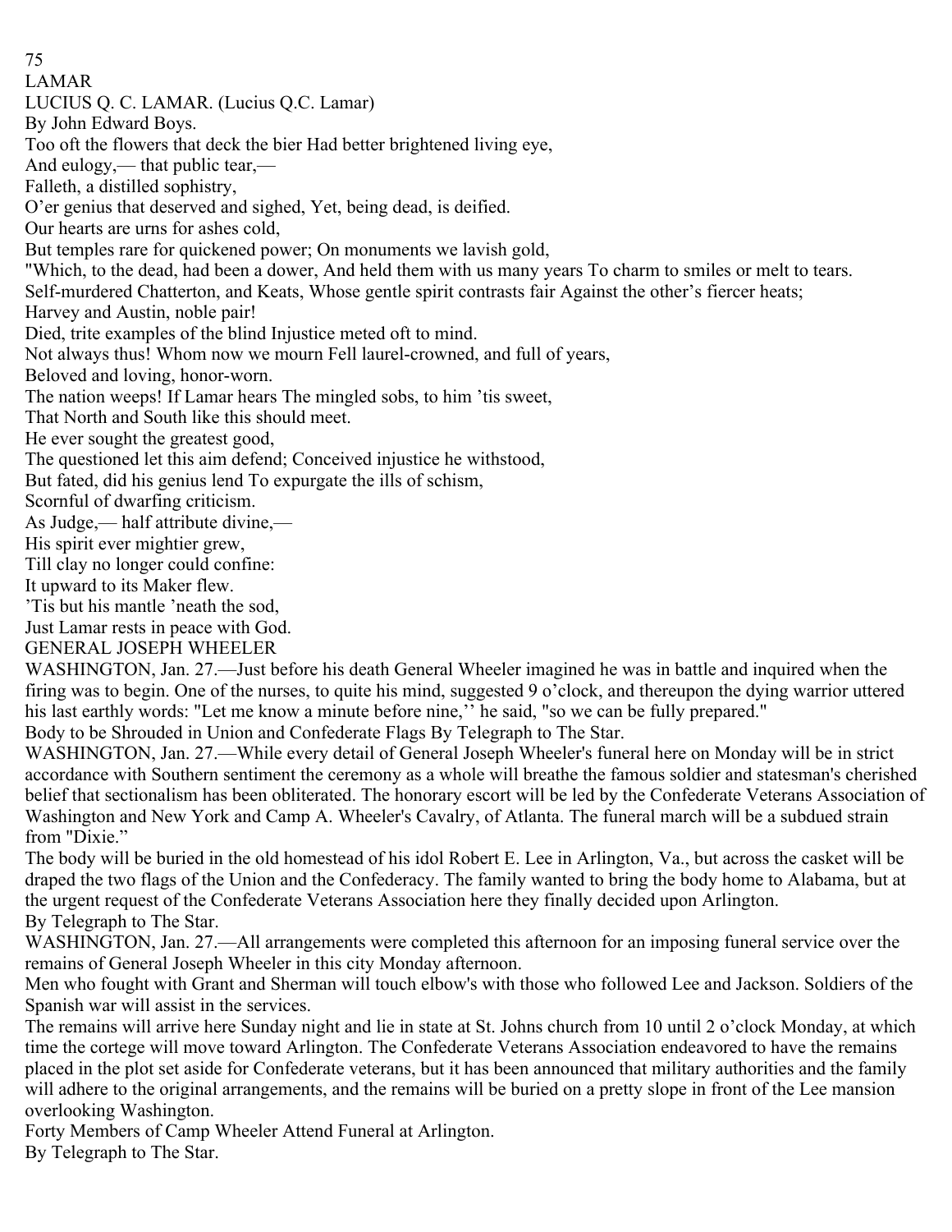LAMAR

# LUCIUS Q. C. LAMAR. (Lucius Q.C. Lamar)

By John Edward Boys.

Too oft the flowers that deck the bier Had better brightened living eye,
And eulogy,— that public tear,—
Falleth, a distilled sophistry,
O'er genius that deserved and sighed, Yet, being dead, is deified.
Our hearts are urns for ashes cold,
But temples rare for quickened power; On monuments we lavish gold,
"Which, to the dead, had been a dower, And held them with us many years To charm to smiles or melt to tears.
Self-murdered Chatterton, and Keats, Whose gentle spirit contrasts fair Against the other's fiercer heats;
Harvey and Austin, noble pair!
Died, trite examples of the blind Injustice meted oft to mind.
Not always thus! Whom now we mourn Fell laurel-crowned, and full of years,
Beloved and loving, honor-worn.
The nation weeps! If Lamar hears The mingled sobs, to him 'tis sweet,
That North and South like this should meet.
He ever sought the greatest good,
The questioned let this aim defend; Conceived injustice he withstood,
But fated, did his genius lend To expurgate the ills of schism,
Scornful of dwarfing criticism.
As Judge,— half attribute divine,—
His spirit ever mightier grew,
Till clay no longer could confine:
It upward to its Maker flew.
'Tis but his mantle 'neath the sod,
Just Lamar rests in peace with God.

# GENERAL JOSEPH WHEELER

WASHINGTON, Jan. 27.—Just before his death General Wheeler imagined he was in battle and inquired when the firing was to begin. One of the nurses, to quite his mind, suggested 9 o'clock, and thereupon the dying warrior uttered his last earthly words: "Let me know a minute before nine,'' he said, "so we can be fully prepared."

Body to be Shrouded in Union and Confederate Flags By Telegraph to The Star.

WASHINGTON, Jan. 27.—While every detail of General Joseph Wheeler's funeral here on Monday will be in strict accordance with Southern sentiment the ceremony as a whole will breathe the famous soldier and statesman's cherished belief that sectionalism has been obliterated. The honorary escort will be led by the Confederate Veterans Association of Washington and New York and Camp A. Wheeler's Cavalry, of Atlanta. The funeral march will be a subdued strain from "Dixie."

The body will be buried in the old homestead of his idol Robert E. Lee in Arlington, Va., but across the casket will be draped the two flags of the Union and the Confederacy. The family wanted to bring the body home to Alabama, but at the urgent request of the Confederate Veterans Association here they finally decided upon Arlington.

By Telegraph to The Star.

WASHINGTON, Jan. 27.—All arrangements were completed this afternoon for an imposing funeral service over the remains of General Joseph Wheeler in this city Monday afternoon.

Men who fought with Grant and Sherman will touch elbow's with those who followed Lee and Jackson. Soldiers of the Spanish war will assist in the services.

The remains will arrive here Sunday night and lie in state at St. Johns church from 10 until 2 o'clock Monday, at which time the cortege will move toward Arlington. The Confederate Veterans Association endeavored to have the remains placed in the plot set aside for Confederate veterans, but it has been announced that military authorities and the family will adhere to the original arrangements, and the remains will be buried on a pretty slope in front of the Lee mansion overlooking Washington.

Forty Members of Camp Wheeler Attend Funeral at Arlington.

By Telegraph to The Star.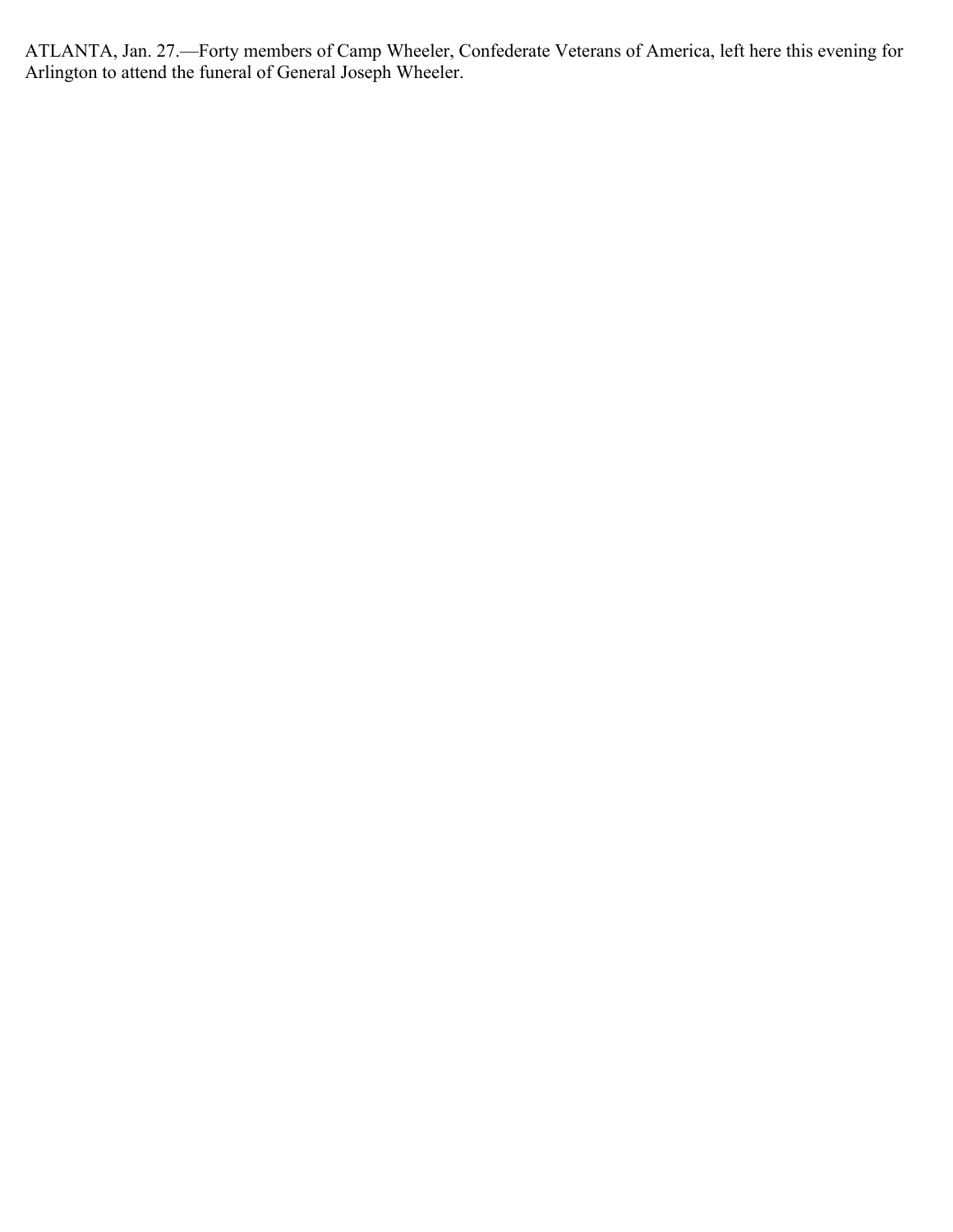ATLANTA, Jan. 27.—Forty members of Camp Wheeler, Confederate Veterans of America, left here this evening for Arlington to attend the funeral of General Joseph Wheeler.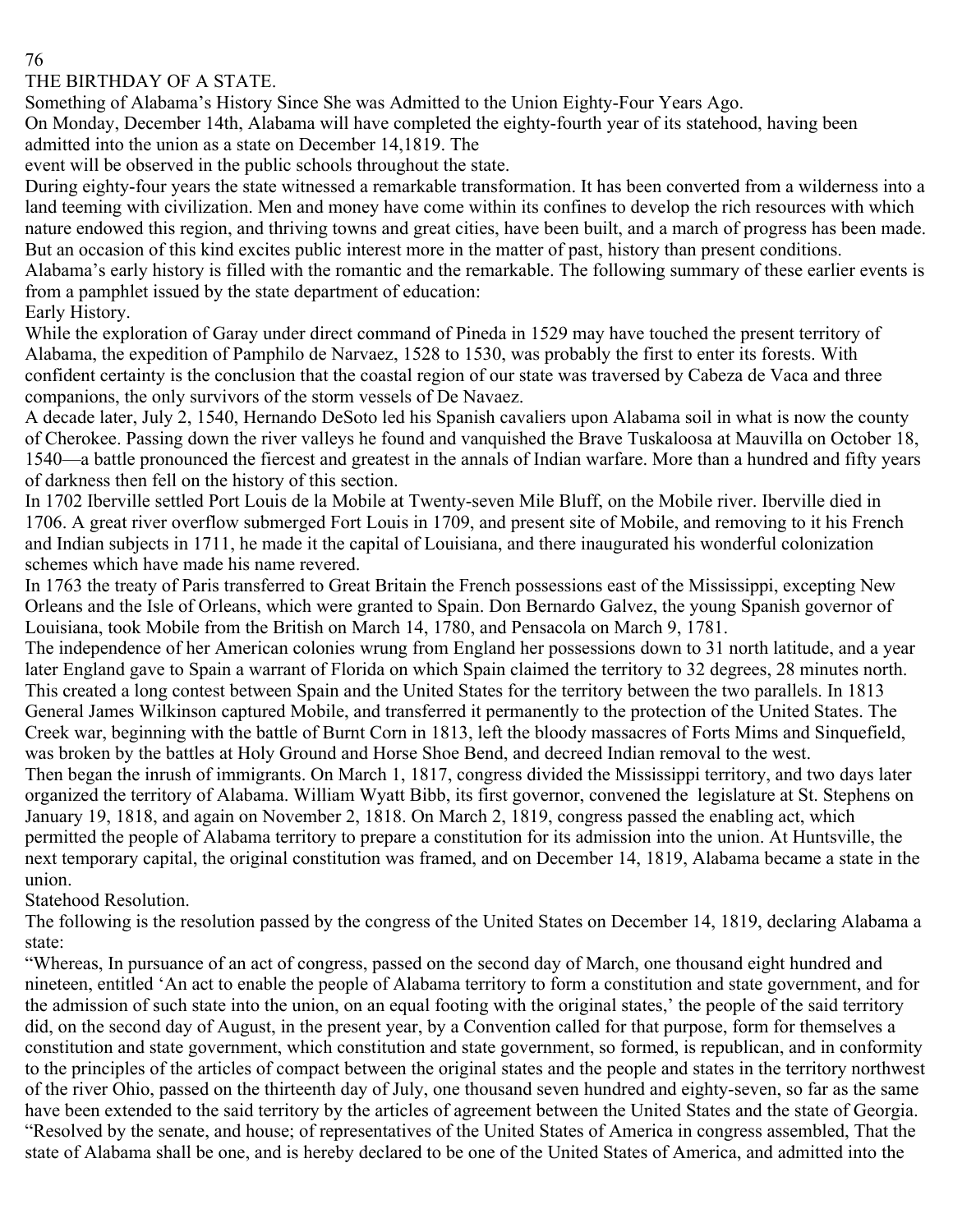# THE BIRTHDAY OF A STATE.

Something of Alabama's History Since She was Admitted to the Union Eighty-Four Years Ago.

On Monday, December 14th, Alabama will have completed the eighty-fourth year of its statehood, having been admitted into the union as a state on December 14,1819. The event will be observed in the public schools throughout the state.

During eighty-four years the state witnessed a remarkable transformation. It has been converted from a wilderness into a land teeming with civilization. Men and money have come within its confines to develop the rich resources with which nature endowed this region, and thriving towns and great cities, have been built, and a march of progress has been made. But an occasion of this kind excites public interest more in the matter of past, history than present conditions.

Alabama's early history is filled with the romantic and the remarkable. The following summary of these earlier events is from a pamphlet issued by the state department of education:

## Early History.

While the exploration of Garay under direct command of Pineda in 1529 may have touched the present territory of Alabama, the expedition of Pamphilo de Narvaez, 1528 to 1530, was probably the first to enter its forests. With confident certainty is the conclusion that the coastal region of our state was traversed by Cabeza de Vaca and three companions, the only survivors of the storm vessels of De Navaez.

A decade later, July 2, 1540, Hernando DeSoto led his Spanish cavaliers upon Alabama soil in what is now the county of Cherokee. Passing down the river valleys he found and vanquished the Brave Tuskaloosa at Mauvilla on October 18, 1540—a battle pronounced the fiercest and greatest in the annals of Indian warfare. More than a hundred and fifty years of darkness then fell on the history of this section.

In 1702 Iberville settled Port Louis de la Mobile at Twenty-seven Mile Bluff, on the Mobile river. Iberville died in 1706. A great river overflow submerged Fort Louis in 1709, and present site of Mobile, and removing to it his French and Indian subjects in 1711, he made it the capital of Louisiana, and there inaugurated his wonderful colonization schemes which have made his name revered.

In 1763 the treaty of Paris transferred to Great Britain the French possessions east of the Mississippi, excepting New Orleans and the Isle of Orleans, which were granted to Spain. Don Bernardo Galvez, the young Spanish governor of Louisiana, took Mobile from the British on March 14, 1780, and Pensacola on March 9, 1781.

The independence of her American colonies wrung from England her possessions down to 31 north latitude, and a year later England gave to Spain a warrant of Florida on which Spain claimed the territory to 32 degrees, 28 minutes north. This created a long contest between Spain and the United States for the territory between the two parallels. In 1813 General James Wilkinson captured Mobile, and transferred it permanently to the protection of the United States. The Creek war, beginning with the battle of Burnt Corn in 1813, left the bloody massacres of Forts Mims and Sinquefield, was broken by the battles at Holy Ground and Horse Shoe Bend, and decreed Indian removal to the west.

Then began the inrush of immigrants. On March 1, 1817, congress divided the Mississippi territory, and two days later organized the territory of Alabama. William Wyatt Bibb, its first governor, convened the legislature at St. Stephens on January 19, 1818, and again on November 2, 1818. On March 2, 1819, congress passed the enabling act, which permitted the people of Alabama territory to prepare a constitution for its admission into the union. At Huntsville, the next temporary capital, the original constitution was framed, and on December 14, 1819, Alabama became a state in the union.

## Statehood Resolution.

The following is the resolution passed by the congress of the United States on December 14, 1819, declaring Alabama a state:

"Whereas, In pursuance of an act of congress, passed on the second day of March, one thousand eight hundred and nineteen, entitled 'An act to enable the people of Alabama territory to form a constitution and state government, and for the admission of such state into the union, on an equal footing with the original states,' the people of the said territory did, on the second day of August, in the present year, by a Convention called for that purpose, form for themselves a constitution and state government, which constitution and state government, so formed, is republican, and in conformity to the principles of the articles of compact between the original states and the people and states in the territory northwest of the river Ohio, passed on the thirteenth day of July, one thousand seven hundred and eighty-seven, so far as the same have been extended to the said territory by the articles of agreement between the United States and the state of Georgia.

"Resolved by the senate, and house; of representatives of the United States of America in congress assembled, That the state of Alabama shall be one, and is hereby declared to be one of the United States of America, and admitted into the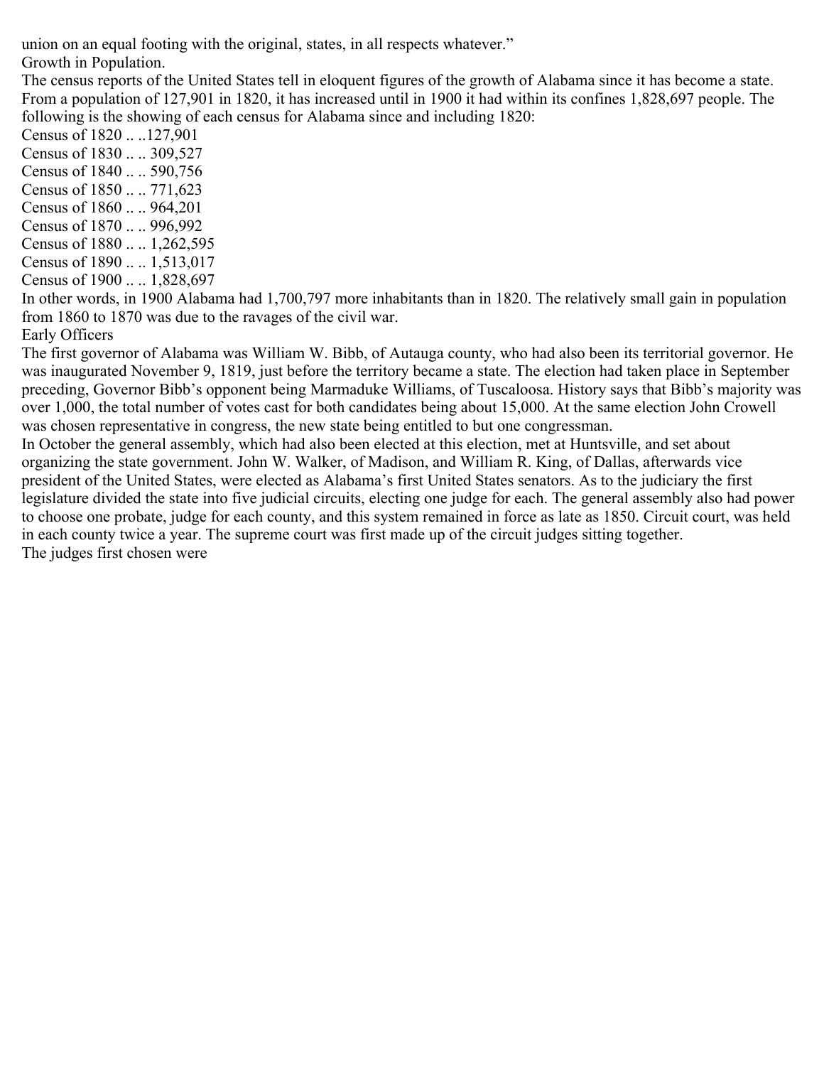union on an equal footing with the original, states, in all respects whatever."

## Growth in Population.

The census reports of the United States tell in eloquent figures of the growth of Alabama since it has become a state. From a population of 127,901 in 1820, it has increased until in 1900 it had within its confines 1,828,697 people. The following is the showing of each census for Alabama since and including 1820:

Census of 1820 .. ..127,901
Census of 1830 .. .. 309,527
Census of 1840 .. .. 590,756
Census of 1850 .. .. 771,623
Census of 1860 .. .. 964,201
Census of 1870 .. .. 996,992
Census of 1880 .. .. 1,262,595
Census of 1890 .. .. 1,513,017
Census of 1900 .. .. 1,828,697

In other words, in 1900 Alabama had 1,700,797 more inhabitants than in 1820. The relatively small gain in population from 1860 to 1870 was due to the ravages of the civil war.

## Early Officers

The first governor of Alabama was William W. Bibb, of Autauga county, who had also been its territorial governor. He was inaugurated November 9, 1819, just before the territory became a state. The election had taken place in September preceding, Governor Bibb's opponent being Marmaduke Williams, of Tuscaloosa. History says that Bibb's majority was over 1,000, the total number of votes cast for both candidates being about 15,000. At the same election John Crowell was chosen representative in congress, the new state being entitled to but one congressman.

In October the general assembly, which had also been elected at this election, met at Huntsville, and set about organizing the state government. John W. Walker, of Madison, and William R. King, of Dallas, afterwards vice president of the United States, were elected as Alabama's first United States senators. As to the judiciary the first legislature divided the state into five judicial circuits, electing one judge for each. The general assembly also had power to choose one probate, judge for each county, and this system remained in force as late as 1850. Circuit court, was held in each county twice a year. The supreme court was first made up of the circuit judges sitting together.

The judges first chosen were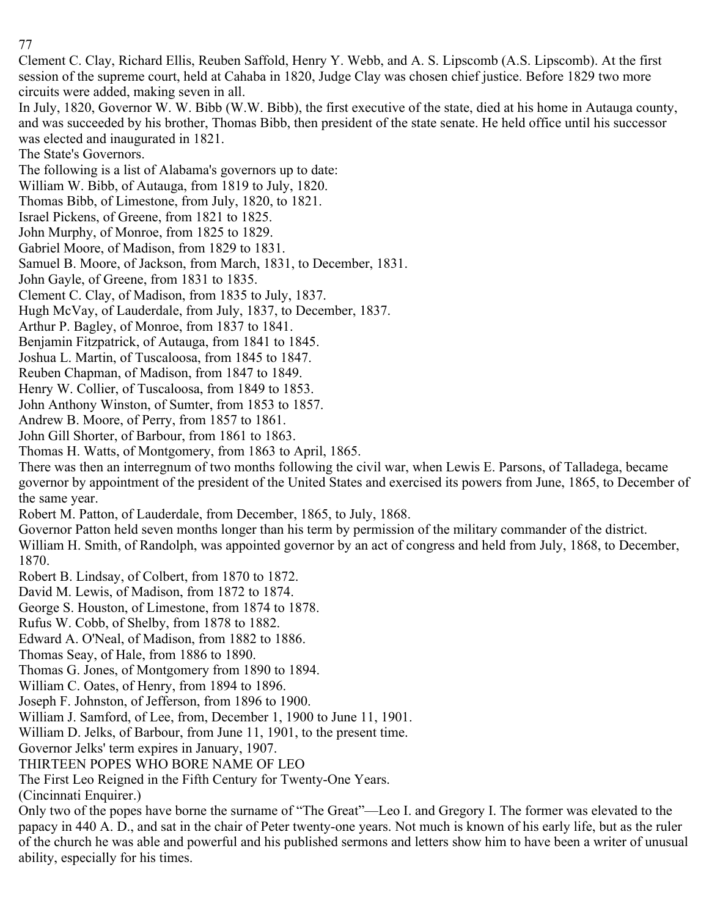Clement C. Clay, Richard Ellis, Reuben Saffold, Henry Y. Webb, and A. S. Lipscomb (A.S. Lipscomb). At the first session of the supreme court, held at Cahaba in 1820, Judge Clay was chosen chief justice. Before 1829 two more circuits were added, making seven in all.

In July, 1820, Governor W. W. Bibb (W.W. Bibb), the first executive of the state, died at his home in Autauga county, and was succeeded by his brother, Thomas Bibb, then president of the state senate. He held office until his successor was elected and inaugurated in 1821.

## The State's Governors.

The following is a list of Alabama's governors up to date:

William W. Bibb, of Autauga, from 1819 to July, 1820.

Thomas Bibb, of Limestone, from July, 1820, to 1821.

Israel Pickens, of Greene, from 1821 to 1825.

John Murphy, of Monroe, from 1825 to 1829.

Gabriel Moore, of Madison, from 1829 to 1831.

Samuel B. Moore, of Jackson, from March, 1831, to December, 1831.

John Gayle, of Greene, from 1831 to 1835.

Clement C. Clay, of Madison, from 1835 to July, 1837.

Hugh McVay, of Lauderdale, from July, 1837, to December, 1837.

Arthur P. Bagley, of Monroe, from 1837 to 1841.

Benjamin Fitzpatrick, of Autauga, from 1841 to 1845.

Joshua L. Martin, of Tuscaloosa, from 1845 to 1847.

Reuben Chapman, of Madison, from 1847 to 1849.

Henry W. Collier, of Tuscaloosa, from 1849 to 1853.

John Anthony Winston, of Sumter, from 1853 to 1857.

Andrew B. Moore, of Perry, from 1857 to 1861.

John Gill Shorter, of Barbour, from 1861 to 1863.

Thomas H. Watts, of Montgomery, from 1863 to April, 1865.

There was then an interregnum of two months following the civil war, when Lewis E. Parsons, of Talladega, became governor by appointment of the president of the United States and exercised its powers from June, 1865, to December of the same year.

Robert M. Patton, of Lauderdale, from December, 1865, to July, 1868.

Governor Patton held seven months longer than his term by permission of the military commander of the district.

William H. Smith, of Randolph, was appointed governor by an act of congress and held from July, 1868, to December, 1870.

Robert B. Lindsay, of Colbert, from 1870 to 1872.

David M. Lewis, of Madison, from 1872 to 1874.

George S. Houston, of Limestone, from 1874 to 1878.

Rufus W. Cobb, of Shelby, from 1878 to 1882.

Edward A. O'Neal, of Madison, from 1882 to 1886.

Thomas Seay, of Hale, from 1886 to 1890.

Thomas G. Jones, of Montgomery from 1890 to 1894.

William C. Oates, of Henry, from 1894 to 1896.

Joseph F. Johnston, of Jefferson, from 1896 to 1900.

William J. Samford, of Lee, from, December 1, 1900 to June 11, 1901.

William D. Jelks, of Barbour, from June 11, 1901, to the present time.

Governor Jelks' term expires in January, 1907.

# THIRTEEN POPES WHO BORE NAME OF LEO

## The First Leo Reigned in the Fifth Century for Twenty-One Years.

(Cincinnati Enquirer.)

Only two of the popes have borne the surname of "The Great"—Leo I. and Gregory I. The former was elevated to the papacy in 440 A. D., and sat in the chair of Peter twenty-one years. Not much is known of his early life, but as the ruler of the church he was able and powerful and his published sermons and letters show him to have been a writer of unusual ability, especially for his times.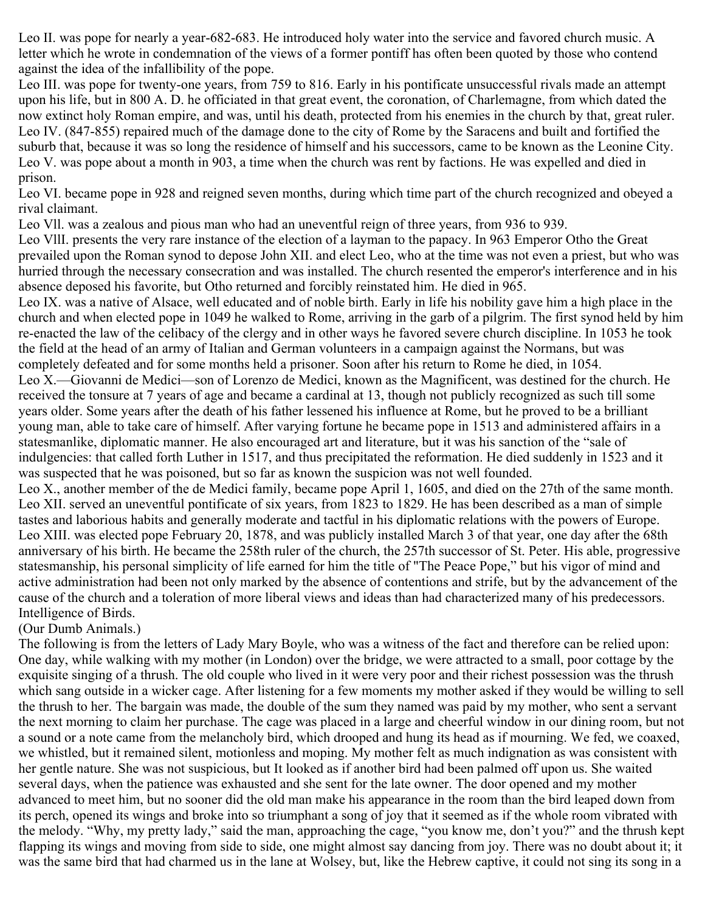Leo II. was pope for nearly a year-682-683. He introduced holy water into the service and favored church music. A letter which he wrote in condemnation of the views of a former pontiff has often been quoted by those who contend against the idea of the infallibility of the pope.

Leo III. was pope for twenty-one years, from 759 to 816. Early in his pontificate unsuccessful rivals made an attempt upon his life, but in 800 A. D. he officiated in that great event, the coronation, of Charlemagne, from which dated the now extinct holy Roman empire, and was, until his death, protected from his enemies in the church by that, great ruler.

Leo IV. (847-855) repaired much of the damage done to the city of Rome by the Saracens and built and fortified the suburb that, because it was so long the residence of himself and his successors, came to be known as the Leonine City.

Leo V. was pope about a month in 903, a time when the church was rent by factions. He was expelled and died in prison.

Leo VI. became pope in 928 and reigned seven months, during which time part of the church recognized and obeyed a rival claimant.

Leo Vll. was a zealous and pious man who had an uneventful reign of three years, from 936 to 939.

Leo VllI. presents the very rare instance of the election of a layman to the papacy. In 963 Emperor Otho the Great prevailed upon the Roman synod to depose John XII. and elect Leo, who at the time was not even a priest, but who was hurried through the necessary consecration and was installed. The church resented the emperor's interference and in his absence deposed his favorite, but Otho returned and forcibly reinstated him. He died in 965.

Leo IX. was a native of Alsace, well educated and of noble birth. Early in life his nobility gave him a high place in the church and when elected pope in 1049 he walked to Rome, arriving in the garb of a pilgrim. The first synod held by him re-enacted the law of the celibacy of the clergy and in other ways he favored severe church discipline. In 1053 he took the field at the head of an army of Italian and German volunteers in a campaign against the Normans, but was completely defeated and for some months held a prisoner. Soon after his return to Rome he died, in 1054.

Leo X.—Giovanni de Medici—son of Lorenzo de Medici, known as the Magnificent, was destined for the church. He received the tonsure at 7 years of age and became a cardinal at 13, though not publicly recognized as such till some years older. Some years after the death of his father lessened his influence at Rome, but he proved to be a brilliant young man, able to take care of himself. After varying fortune he became pope in 1513 and administered affairs in a statesmanlike, diplomatic manner. He also encouraged art and literature, but it was his sanction of the “sale of indulgencies: that called forth Luther in 1517, and thus precipitated the reformation. He died suddenly in 1523 and it was suspected that he was poisoned, but so far as known the suspicion was not well founded.

Leo X., another member of the de Medici family, became pope April 1, 1605, and died on the 27th of the same month.

Leo XII. served an uneventful pontificate of six years, from 1823 to 1829. He has been described as a man of simple tastes and laborious habits and generally moderate and tactful in his diplomatic relations with the powers of Europe.

Leo XIII. was elected pope February 20, 1878, and was publicly installed March 3 of that year, one day after the 68th anniversary of his birth. He became the 258th ruler of the church, the 257th successor of St. Peter. His able, progressive statesmanship, his personal simplicity of life earned for him the title of "The Peace Pope,” but his vigor of mind and active administration had been not only marked by the absence of contentions and strife, but by the advancement of the cause of the church and a toleration of more liberal views and ideas than had characterized many of his predecessors.

## Intelligence of Birds.

(Our Dumb Animals.)

The following is from the letters of Lady Mary Boyle, who was a witness of the fact and therefore can be relied upon: One day, while walking with my mother (in London) over the bridge, we were attracted to a small, poor cottage by the exquisite singing of a thrush. The old couple who lived in it were very poor and their richest possession was the thrush which sang outside in a wicker cage. After listening for a few moments my mother asked if they would be willing to sell the thrush to her. The bargain was made, the double of the sum they named was paid by my mother, who sent a servant the next morning to claim her purchase. The cage was placed in a large and cheerful window in our dining room, but not a sound or a note came from the melancholy bird, which drooped and hung its head as if mourning. We fed, we coaxed, we whistled, but it remained silent, motionless and moping. My mother felt as much indignation as was consistent with her gentle nature. She was not suspicious, but It looked as if another bird had been palmed off upon us. She waited several days, when the patience was exhausted and she sent for the late owner. The door opened and my mother advanced to meet him, but no sooner did the old man make his appearance in the room than the bird leaped down from its perch, opened its wings and broke into so triumphant a song of joy that it seemed as if the whole room vibrated with the melody. “Why, my pretty lady,” said the man, approaching the cage, “you know me, don’t you?” and the thrush kept flapping its wings and moving from side to side, one might almost say dancing from joy. There was no doubt about it; it was the same bird that had charmed us in the lane at Wolsey, but, like the Hebrew captive, it could not sing its song in a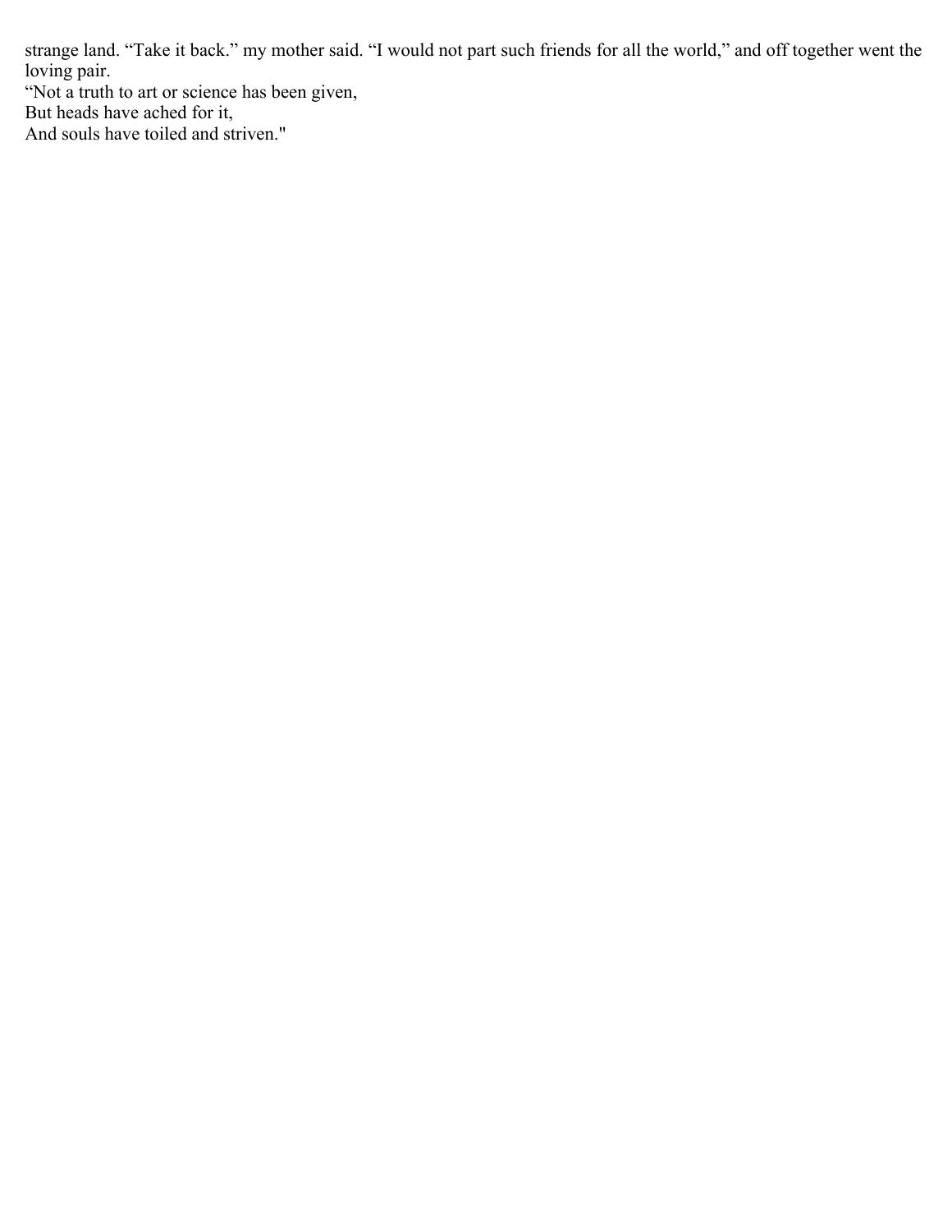strange land. “Take it back.” my mother said. “I would not part such friends for all the world,” and off together went the loving pair.

“Not a truth to art or science has been given,  
But heads have ached for it,  
And souls have toiled and striven."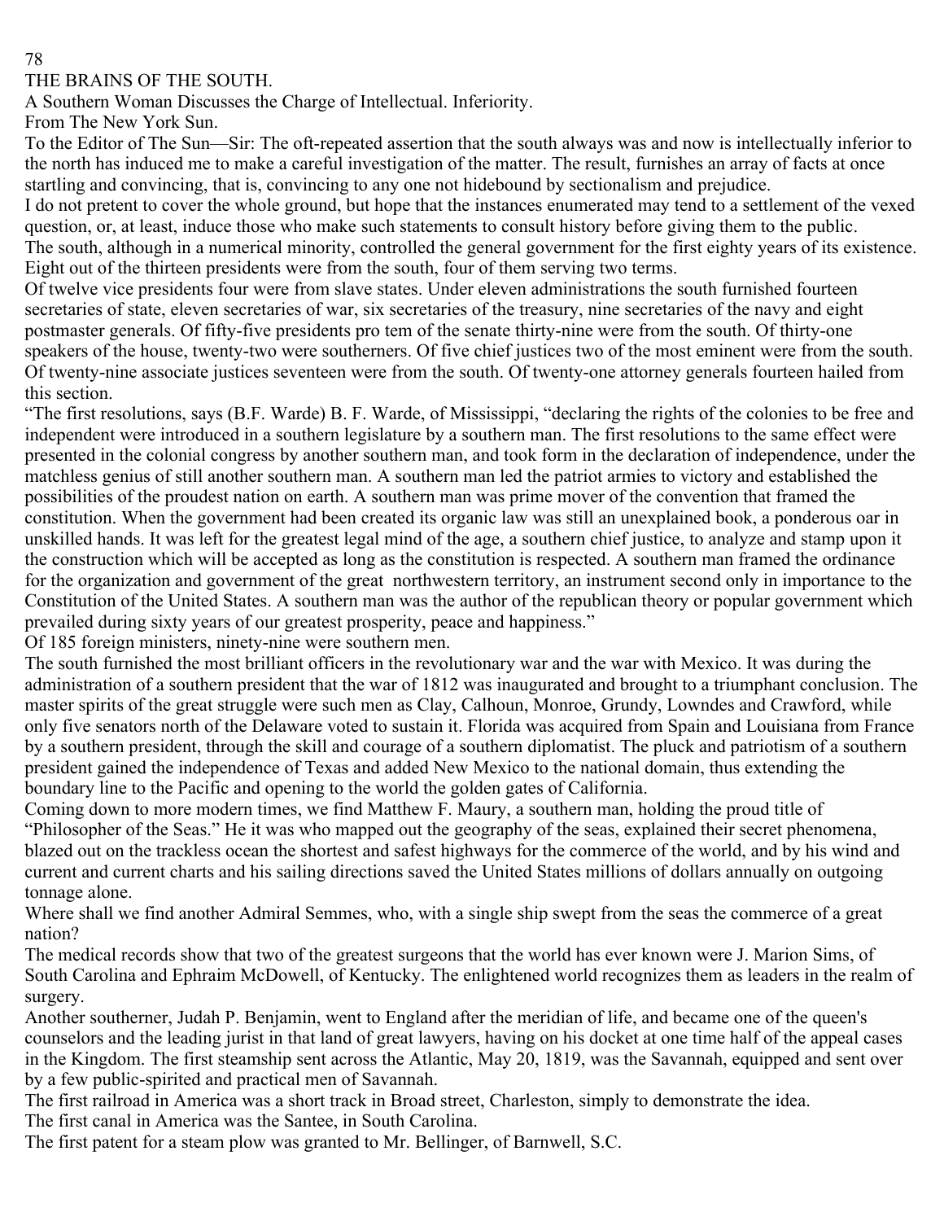# THE BRAINS OF THE SOUTH.

## A Southern Woman Discusses the Charge of Intellectual. Inferiority.

From The New York Sun.

To the Editor of The Sun—Sir: The oft-repeated assertion that the south always was and now is intellectually inferior to the north has induced me to make a careful investigation of the matter. The result, furnishes an array of facts at once startling and convincing, that is, convincing to any one not hidebound by sectionalism and prejudice.

I do not pretent to cover the whole ground, but hope that the instances enumerated may tend to a settlement of the vexed question, or, at least, induce those who make such statements to consult history before giving them to the public.

The south, although in a numerical minority, controlled the general government for the first eighty years of its existence. Eight out of the thirteen presidents were from the south, four of them serving two terms.

Of twelve vice presidents four were from slave states. Under eleven administrations the south furnished fourteen secretaries of state, eleven secretaries of war, six secretaries of the treasury, nine secretaries of the navy and eight postmaster generals. Of fifty-five presidents pro tem of the senate thirty-nine were from the south. Of thirty-one speakers of the house, twenty-two were southerners. Of five chief justices two of the most eminent were from the south. Of twenty-nine associate justices seventeen were from the south. Of twenty-one attorney generals fourteen hailed from this section.

"The first resolutions, says (B.F. Warde) B. F. Warde, of Mississippi, "declaring the rights of the colonies to be free and independent were introduced in a southern legislature by a southern man. The first resolutions to the same effect were presented in the colonial congress by another southern man, and took form in the declaration of independence, under the matchless genius of still another southern man. A southern man led the patriot armies to victory and established the possibilities of the proudest nation on earth. A southern man was prime mover of the convention that framed the constitution. When the government had been created its organic law was still an unexplained book, a ponderous oar in unskilled hands. It was left for the greatest legal mind of the age, a southern chief justice, to analyze and stamp upon it the construction which will be accepted as long as the constitution is respected. A southern man framed the ordinance for the organization and government of the great northwestern territory, an instrument second only in importance to the Constitution of the United States. A southern man was the author of the republican theory or popular government which prevailed during sixty years of our greatest prosperity, peace and happiness."

Of 185 foreign ministers, ninety-nine were southern men.

The south furnished the most brilliant officers in the revolutionary war and the war with Mexico. It was during the administration of a southern president that the war of 1812 was inaugurated and brought to a triumphant conclusion. The master spirits of the great struggle were such men as Clay, Calhoun, Monroe, Grundy, Lowndes and Crawford, while only five senators north of the Delaware voted to sustain it. Florida was acquired from Spain and Louisiana from France by a southern president, through the skill and courage of a southern diplomatist. The pluck and patriotism of a southern president gained the independence of Texas and added New Mexico to the national domain, thus extending the boundary line to the Pacific and opening to the world the golden gates of California.

Coming down to more modern times, we find Matthew F. Maury, a southern man, holding the proud title of "Philosopher of the Seas." He it was who mapped out the geography of the seas, explained their secret phenomena, blazed out on the trackless ocean the shortest and safest highways for the commerce of the world, and by his wind and current and current charts and his sailing directions saved the United States millions of dollars annually on outgoing tonnage alone.

Where shall we find another Admiral Semmes, who, with a single ship swept from the seas the commerce of a great nation?

The medical records show that two of the greatest surgeons that the world has ever known were J. Marion Sims, of South Carolina and Ephraim McDowell, of Kentucky. The enlightened world recognizes them as leaders in the realm of surgery.

Another southerner, Judah P. Benjamin, went to England after the meridian of life, and became one of the queen's counselors and the leading jurist in that land of great lawyers, having on his docket at one time half of the appeal cases in the Kingdom. The first steamship sent across the Atlantic, May 20, 1819, was the Savannah, equipped and sent over by a few public-spirited and practical men of Savannah.

The first railroad in America was a short track in Broad street, Charleston, simply to demonstrate the idea.

The first canal in America was the Santee, in South Carolina.

The first patent for a steam plow was granted to Mr. Bellinger, of Barnwell, S.C.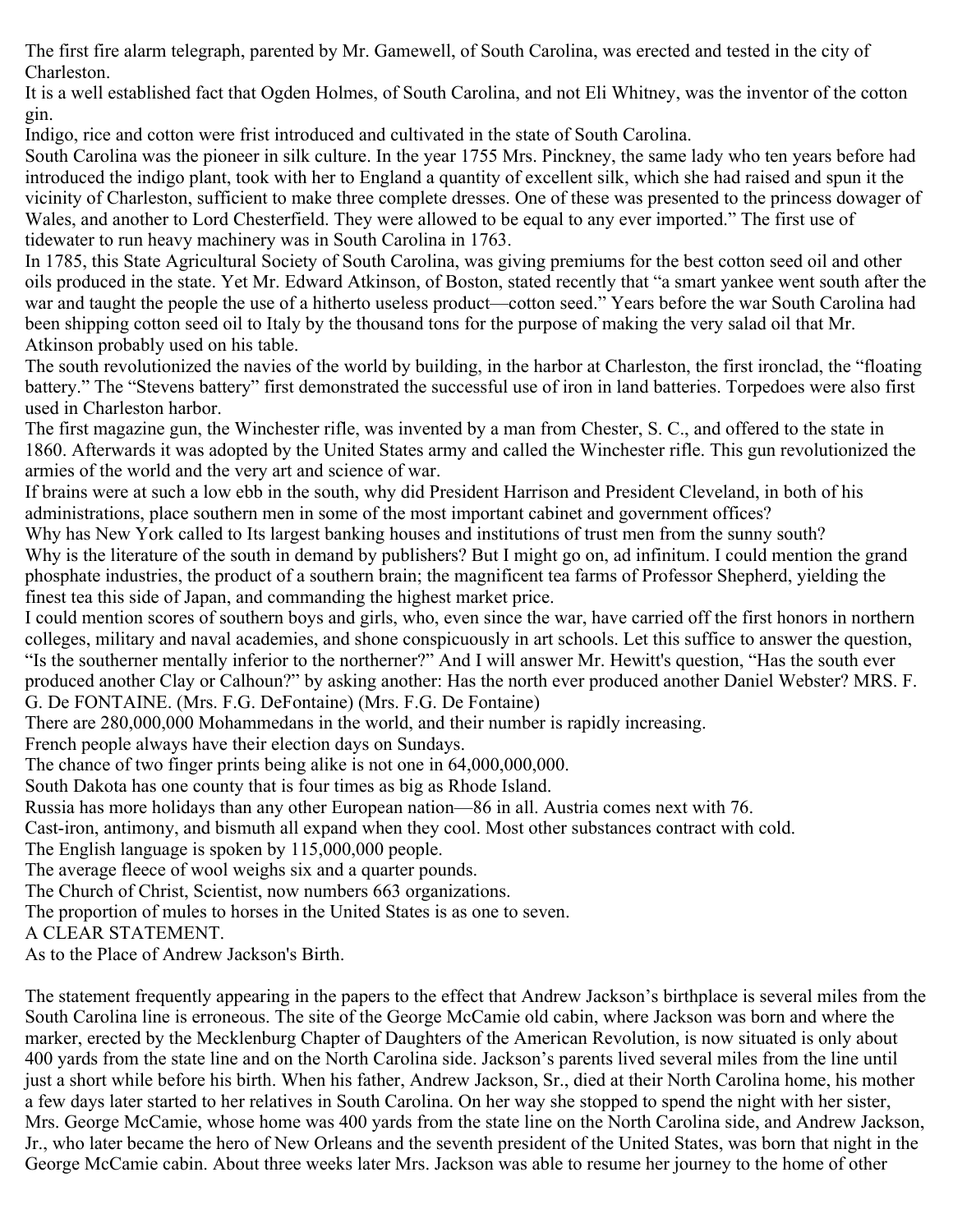The first fire alarm telegraph, parented by Mr. Gamewell, of South Carolina, was erected and tested in the city of Charleston.

It is a well established fact that Ogden Holmes, of South Carolina, and not Eli Whitney, was the inventor of the cotton gin.

Indigo, rice and cotton were frist introduced and cultivated in the state of South Carolina.

South Carolina was the pioneer in silk culture. In the year 1755 Mrs. Pinckney, the same lady who ten years before had introduced the indigo plant, took with her to England a quantity of excellent silk, which she had raised and spun it the vicinity of Charleston, sufficient to make three complete dresses. One of these was presented to the princess dowager of Wales, and another to Lord Chesterfield. They were allowed to be equal to any ever imported." The first use of tidewater to run heavy machinery was in South Carolina in 1763.

In 1785, this State Agricultural Society of South Carolina, was giving premiums for the best cotton seed oil and other oils produced in the state. Yet Mr. Edward Atkinson, of Boston, stated recently that "a smart yankee went south after the war and taught the people the use of a hitherto useless product—cotton seed." Years before the war South Carolina had been shipping cotton seed oil to Italy by the thousand tons for the purpose of making the very salad oil that Mr. Atkinson probably used on his table.

The south revolutionized the navies of the world by building, in the harbor at Charleston, the first ironclad, the "floating battery." The "Stevens battery" first demonstrated the successful use of iron in land batteries. Torpedoes were also first used in Charleston harbor.

The first magazine gun, the Winchester rifle, was invented by a man from Chester, S. C., and offered to the state in 1860. Afterwards it was adopted by the United States army and called the Winchester rifle. This gun revolutionized the armies of the world and the very art and science of war.

If brains were at such a low ebb in the south, why did President Harrison and President Cleveland, in both of his administrations, place southern men in some of the most important cabinet and government offices?

Why has New York called to Its largest banking houses and institutions of trust men from the sunny south?

Why is the literature of the south in demand by publishers? But I might go on, ad infinitum. I could mention the grand phosphate industries, the product of a southern brain; the magnificent tea farms of Professor Shepherd, yielding the finest tea this side of Japan, and commanding the highest market price.

I could mention scores of southern boys and girls, who, even since the war, have carried off the first honors in northern colleges, military and naval academies, and shone conspicuously in art schools. Let this suffice to answer the question, "Is the southerner mentally inferior to the northerner?" And I will answer Mr. Hewitt's question, "Has the south ever produced another Clay or Calhoun?" by asking another: Has the north ever produced another Daniel Webster? MRS. F. G. De FONTAINE. (Mrs. F.G. DeFontaine) (Mrs. F.G. De Fontaine)

There are 280,000,000 Mohammedans in the world, and their number is rapidly increasing.

French people always have their election days on Sundays.

The chance of two finger prints being alike is not one in 64,000,000,000.

South Dakota has one county that is four times as big as Rhode Island.

Russia has more holidays than any other European nation—86 in all. Austria comes next with 76.

Cast-iron, antimony, and bismuth all expand when they cool. Most other substances contract with cold.

The English language is spoken by 115,000,000 people.

The average fleece of wool weighs six and a quarter pounds.

The Church of Christ, Scientist, now numbers 663 organizations.

The proportion of mules to horses in the United States is as one to seven.

## A CLEAR STATEMENT.

### As to the Place of Andrew Jackson's Birth.

The statement frequently appearing in the papers to the effect that Andrew Jackson's birthplace is several miles from the South Carolina line is erroneous. The site of the George McCamie old cabin, where Jackson was born and where the marker, erected by the Mecklenburg Chapter of Daughters of the American Revolution, is now situated is only about 400 yards from the state line and on the North Carolina side. Jackson's parents lived several miles from the line until just a short while before his birth. When his father, Andrew Jackson, Sr., died at their North Carolina home, his mother a few days later started to her relatives in South Carolina. On her way she stopped to spend the night with her sister, Mrs. George McCamie, whose home was 400 yards from the state line on the North Carolina side, and Andrew Jackson, Jr., who later became the hero of New Orleans and the seventh president of the United States, was born that night in the George McCamie cabin. About three weeks later Mrs. Jackson was able to resume her journey to the home of other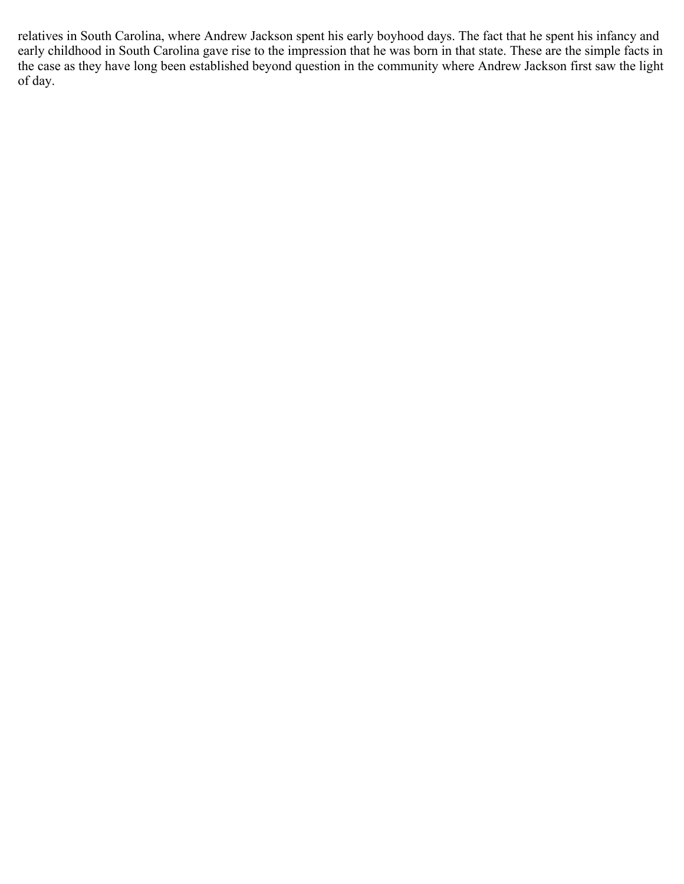relatives in South Carolina, where Andrew Jackson spent his early boyhood days. The fact that he spent his infancy and early childhood in South Carolina gave rise to the impression that he was born in that state. These are the simple facts in the case as they have long been established beyond question in the community where Andrew Jackson first saw the light of day.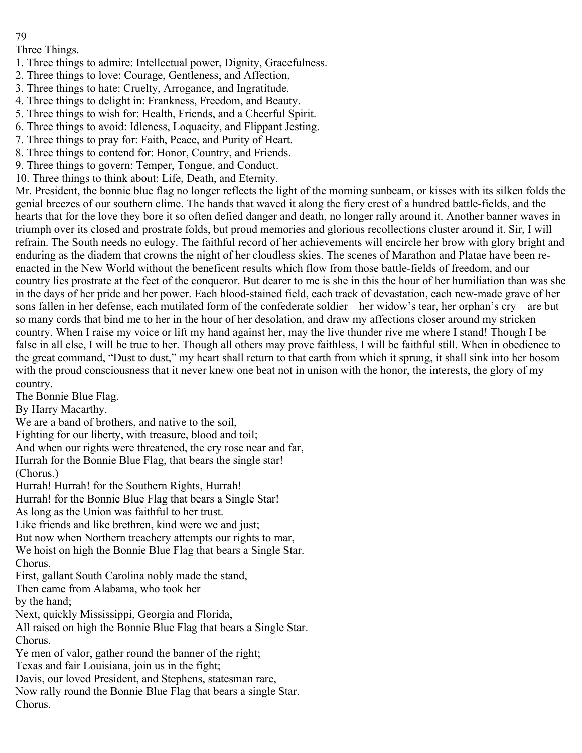## Three Things.

1. Three things to admire: Intellectual power, Dignity, Gracefulness.
2. Three things to love: Courage, Gentleness, and Affection,
3. Three things to hate: Cruelty, Arrogance, and Ingratitude.
4. Three things to delight in: Frankness, Freedom, and Beauty.
5. Three things to wish for: Health, Friends, and a Cheerful Spirit.
6. Three things to avoid: Idleness, Loquacity, and Flippant Jesting.
7. Three things to pray for: Faith, Peace, and Purity of Heart.
8. Three things to contend for: Honor, Country, and Friends.
9. Three things to govern: Temper, Tongue, and Conduct.
10. Three things to think about: Life, Death, and Eternity.

Mr. President, the bonnie blue flag no longer reflects the light of the morning sunbeam, or kisses with its silken folds the genial breezes of our southern clime. The hands that waved it along the fiery crest of a hundred battle-fields, and the hearts that for the love they bore it so often defied danger and death, no longer rally around it. Another banner waves in triumph over its closed and prostrate folds, but proud memories and glorious recollections cluster around it. Sir, I will refrain. The South needs no eulogy. The faithful record of her achievements will encircle her brow with glory bright and enduring as the diadem that crowns the night of her cloudless skies. The scenes of Marathon and Platae have been re-enacted in the New World without the beneficent results which flow from those battle-fields of freedom, and our country lies prostrate at the feet of the conqueror. But dearer to me is she in this the hour of her humiliation than was she in the days of her pride and her power. Each blood-stained field, each track of devastation, each new-made grave of her sons fallen in her defense, each mutilated form of the confederate soldier—her widow's tear, her orphan's cry—are but so many cords that bind me to her in the hour of her desolation, and draw my affections closer around my stricken country. When I raise my voice or lift my hand against her, may the live thunder rive me where I stand! Though I be false in all else, I will be true to her. Though all others may prove faithless, I will be faithful still. When in obedience to the great command, "Dust to dust," my heart shall return to that earth from which it sprung, it shall sink into her bosom with the proud consciousness that it never knew one beat not in unison with the honor, the interests, the glory of my country.

## The Bonnie Blue Flag.

By Harry Macarthy.

We are a band of brothers, and native to the soil,
Fighting for our liberty, with treasure, blood and toil;
And when our rights were threatened, the cry rose near and far,
Hurrah for the Bonnie Blue Flag, that bears the single star!

(Chorus.)
Hurrah! Hurrah! for the Southern Rights, Hurrah!
Hurrah! for the Bonnie Blue Flag that bears a Single Star!

As long as the Union was faithful to her trust.
Like friends and like brethren, kind were we and just;
But now when Northern treachery attempts our rights to mar,
We hoist on high the Bonnie Blue Flag that bears a Single Star.

Chorus.

First, gallant South Carolina nobly made the stand,
Then came from Alabama, who took her
by the hand;
Next, quickly Mississippi, Georgia and Florida,
All raised on high the Bonnie Blue Flag that bears a Single Star.

Chorus.

Ye men of valor, gather round the banner of the right;
Texas and fair Louisiana, join us in the fight;
Davis, our loved President, and Stephens, statesman rare,
Now rally round the Bonnie Blue Flag that bears a single Star.

Chorus.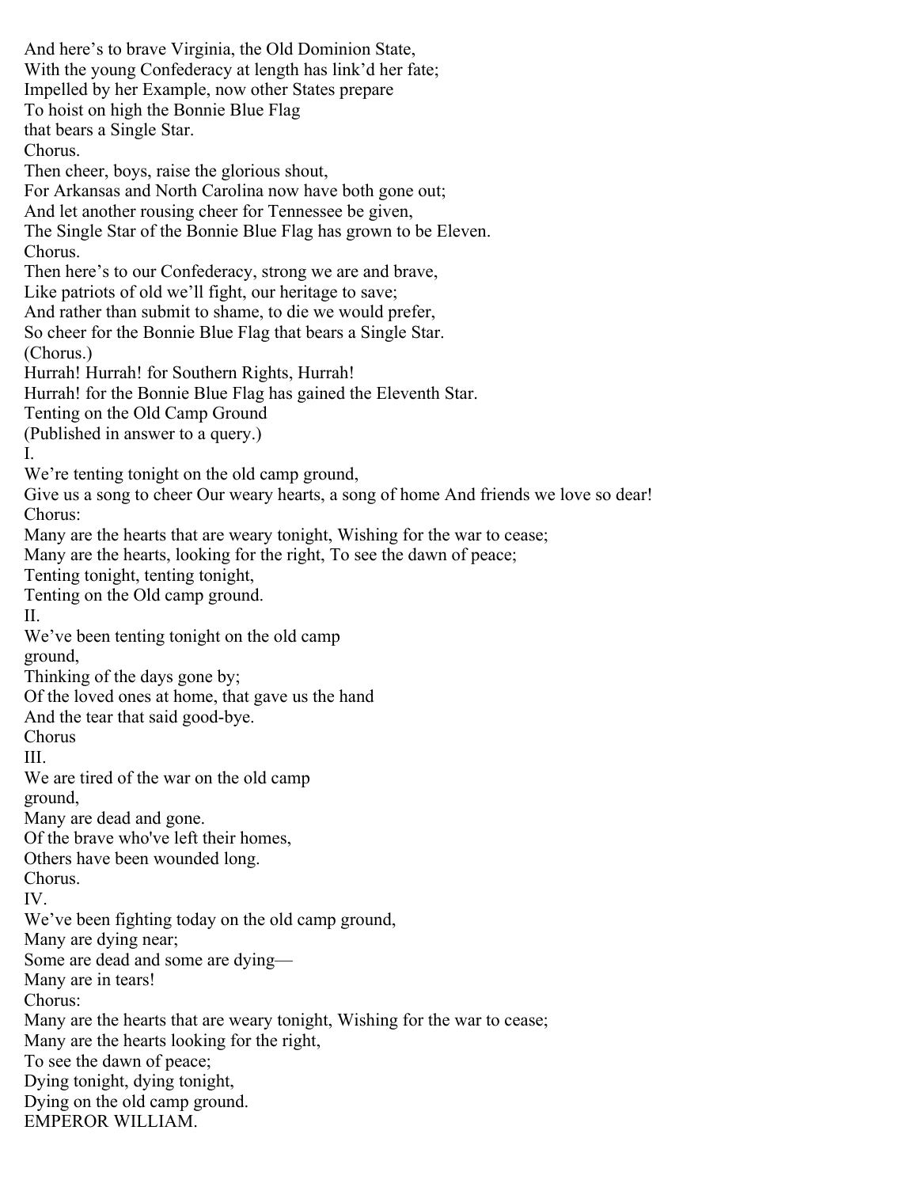And here's to brave Virginia, the Old Dominion State,
With the young Confederacy at length has link'd her fate;
Impelled by her Example, now other States prepare
To hoist on high the Bonnie Blue Flag
that bears a Single Star.
Chorus.
Then cheer, boys, raise the glorious shout,
For Arkansas and North Carolina now have both gone out;
And let another rousing cheer for Tennessee be given,
The Single Star of the Bonnie Blue Flag has grown to be Eleven.
Chorus.
Then here's to our Confederacy, strong we are and brave,
Like patriots of old we'll fight, our heritage to save;
And rather than submit to shame, to die we would prefer,
So cheer for the Bonnie Blue Flag that bears a Single Star.
(Chorus.)
Hurrah! Hurrah! for Southern Rights, Hurrah!
Hurrah! for the Bonnie Blue Flag has gained the Eleventh Star.

## Tenting on the Old Camp Ground

(Published in answer to a query.)

I.

We're tenting tonight on the old camp ground,
Give us a song to cheer Our weary hearts, a song of home And friends we love so dear!
Chorus:
Many are the hearts that are weary tonight, Wishing for the war to cease;
Many are the hearts, looking for the right, To see the dawn of peace;
Tenting tonight, tenting tonight,
Tenting on the Old camp ground.

II.

We've been tenting tonight on the old camp
ground,
Thinking of the days gone by;
Of the loved ones at home, that gave us the hand
And the tear that said good-bye.
Chorus

III.

We are tired of the war on the old camp
ground,
Many are dead and gone.
Of the brave who've left their homes,
Others have been wounded long.
Chorus.

IV.

We've been fighting today on the old camp ground,
Many are dying near;
Some are dead and some are dying—
Many are in tears!
Chorus:
Many are the hearts that are weary tonight, Wishing for the war to cease;
Many are the hearts looking for the right,
To see the dawn of peace;
Dying tonight, dying tonight,
Dying on the old camp ground.

## EMPEROR WILLIAM.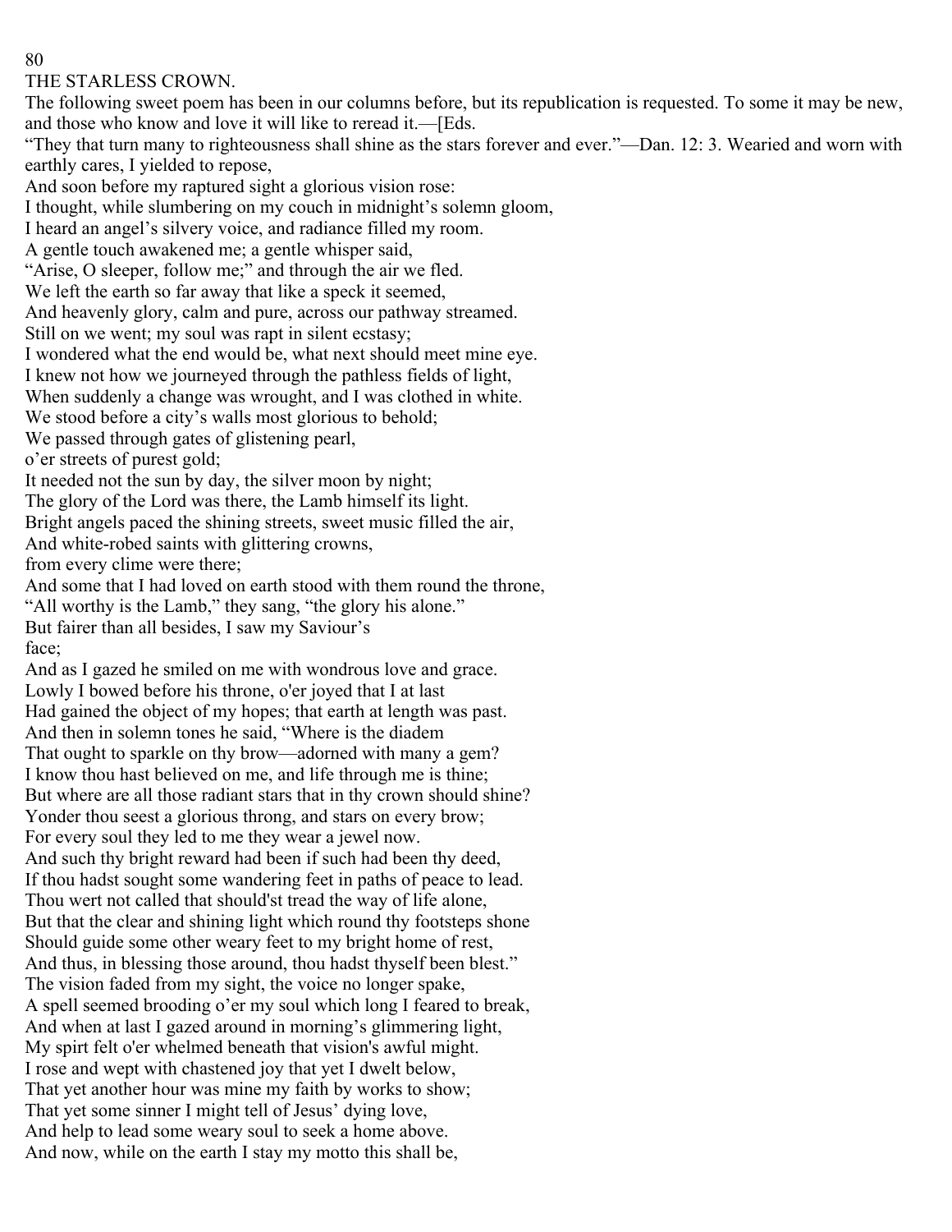# THE STARLESS CROWN.

The following sweet poem has been in our columns before, but its republication is requested. To some it may be new, and those who know and love it will like to reread it.—[Eds.

"They that turn many to righteousness shall shine as the stars forever and ever."—Dan. 12: 3.

Wearied and worn with earthly cares, I yielded to repose,
And soon before my raptured sight a glorious vision rose:
I thought, while slumbering on my couch in midnight's solemn gloom,
I heard an angel's silvery voice, and radiance filled my room.
A gentle touch awakened me; a gentle whisper said,
"Arise, O sleeper, follow me;" and through the air we fled.
We left the earth so far away that like a speck it seemed,
And heavenly glory, calm and pure, across our pathway streamed.
Still on we went; my soul was rapt in silent ecstasy;
I wondered what the end would be, what next should meet mine eye.
I knew not how we journeyed through the pathless fields of light,
When suddenly a change was wrought, and I was clothed in white.
We stood before a city's walls most glorious to behold;
We passed through gates of glistening pearl,
o'er streets of purest gold;
It needed not the sun by day, the silver moon by night;
The glory of the Lord was there, the Lamb himself its light.
Bright angels paced the shining streets, sweet music filled the air,
And white-robed saints with glittering crowns,
from every clime were there;
And some that I had loved on earth stood with them round the throne,
"All worthy is the Lamb," they sang, "the glory his alone."
But fairer than all besides, I saw my Saviour's
face;
And as I gazed he smiled on me with wondrous love and grace.
Lowly I bowed before his throne, o'er joyed that I at last
Had gained the object of my hopes; that earth at length was past.
And then in solemn tones he said, "Where is the diadem
That ought to sparkle on thy brow—adorned with many a gem?
I know thou hast believed on me, and life through me is thine;
But where are all those radiant stars that in thy crown should shine?
Yonder thou seest a glorious throng, and stars on every brow;
For every soul they led to me they wear a jewel now.
And such thy bright reward had been if such had been thy deed,
If thou hadst sought some wandering feet in paths of peace to lead.
Thou wert not called that should'st tread the way of life alone,
But that the clear and shining light which round thy footsteps shone
Should guide some other weary feet to my bright home of rest,
And thus, in blessing those around, thou hadst thyself been blest."
The vision faded from my sight, the voice no longer spake,
A spell seemed brooding o'er my soul which long I feared to break,
And when at last I gazed around in morning's glimmering light,
My spirt felt o'er whelmed beneath that vision's awful might.
I rose and wept with chastened joy that yet I dwelt below,
That yet another hour was mine my faith by works to show;
That yet some sinner I might tell of Jesus' dying love,
And help to lead some weary soul to seek a home above.
And now, while on the earth I stay my motto this shall be,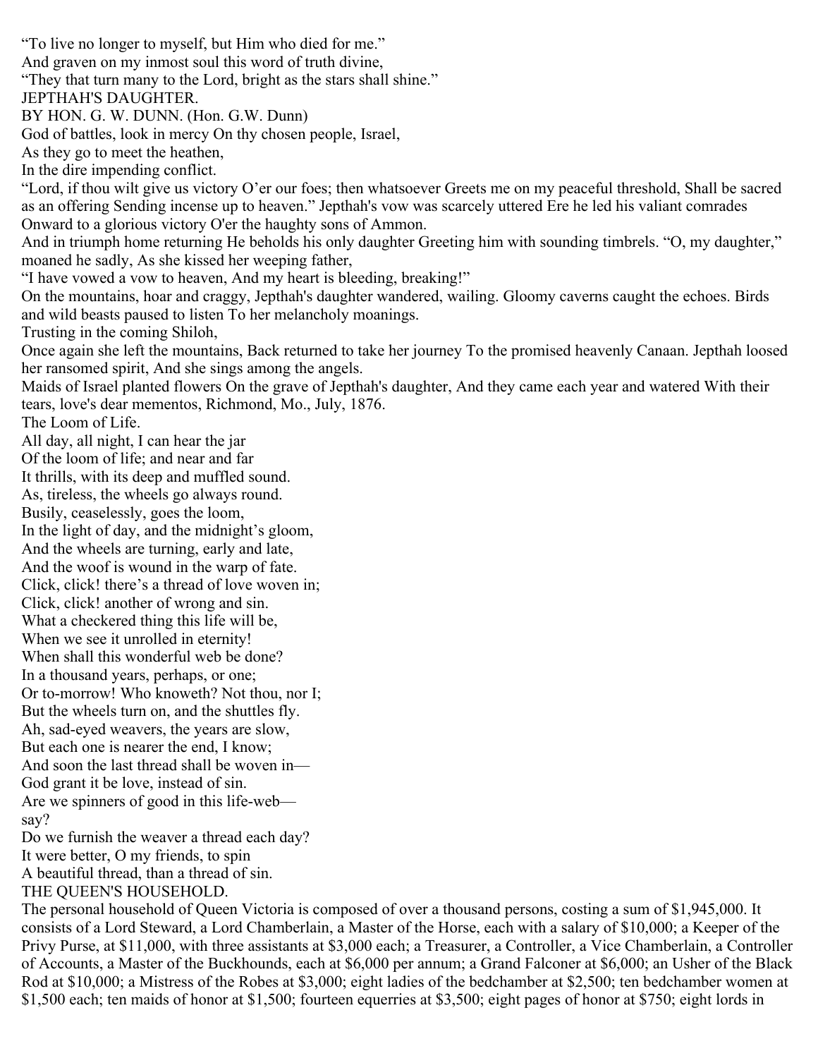"To live no longer to myself, but Him who died for me."
And graven on my inmost soul this word of truth divine,
"They that turn many to the Lord, bright as the stars shall shine."

## JEPTHAH'S DAUGHTER.

BY HON. G. W. DUNN. (Hon. G.W. Dunn)

God of battles, look in mercy On thy chosen people, Israel,
As they go to meet the heathen,
In the dire impending conflict.

"Lord, if thou wilt give us victory O'er our foes; then whatsoever Greets me on my peaceful threshold, Shall be sacred as an offering Sending incense up to heaven." Jepthah's vow was scarcely uttered Ere he led his valiant comrades Onward to a glorious victory O'er the haughty sons of Ammon.

And in triumph home returning He beholds his only daughter Greeting him with sounding timbrels. "O, my daughter," moaned he sadly, As she kissed her weeping father,
"I have vowed a vow to heaven, And my heart is bleeding, breaking!"

On the mountains, hoar and craggy, Jepthah's daughter wandered, wailing. Gloomy caverns caught the echoes. Birds and wild beasts paused to listen To her melancholy moanings.

Trusting in the coming Shiloh,
Once again she left the mountains, Back returned to take her journey To the promised heavenly Canaan. Jepthah loosed her ransomed spirit, And she sings among the angels.

Maids of Israel planted flowers On the grave of Jepthah's daughter, And they came each year and watered With their tears, love's dear mementos, Richmond, Mo., July, 1876.

## The Loom of Life.

All day, all night, I can hear the jar
Of the loom of life; and near and far
It thrills, with its deep and muffled sound.
As, tireless, the wheels go always round.
Busily, ceaselessly, goes the loom,
In the light of day, and the midnight's gloom,
And the wheels are turning, early and late,
And the woof is wound in the warp of fate.
Click, click! there's a thread of love woven in;
Click, click! another of wrong and sin.
What a checkered thing this life will be,
When we see it unrolled in eternity!
When shall this wonderful web be done?
In a thousand years, perhaps, or one;
Or to-morrow! Who knoweth? Not thou, nor I;
But the wheels turn on, and the shuttles fly.
Ah, sad-eyed weavers, the years are slow,
But each one is nearer the end, I know;
And soon the last thread shall be woven in—
God grant it be love, instead of sin.
Are we spinners of good in this life-web—
say?
Do we furnish the weaver a thread each day?
It were better, O my friends, to spin
A beautiful thread, than a thread of sin.

## THE QUEEN'S HOUSEHOLD.

The personal household of Queen Victoria is composed of over a thousand persons, costing a sum of $1,945,000. It consists of a Lord Steward, a Lord Chamberlain, a Master of the Horse, each with a salary of $10,000; a Keeper of the Privy Purse, at $11,000, with three assistants at $3,000 each; a Treasurer, a Controller, a Vice Chamberlain, a Controller of Accounts, a Master of the Buckhounds, each at $6,000 per annum; a Grand Falconer at $6,000; an Usher of the Black Rod at $10,000; a Mistress of the Robes at $3,000; eight ladies of the bedchamber at $2,500; ten bedchamber women at $1,500 each; ten maids of honor at $1,500; fourteen equerries at $3,500; eight pages of honor at $750; eight lords in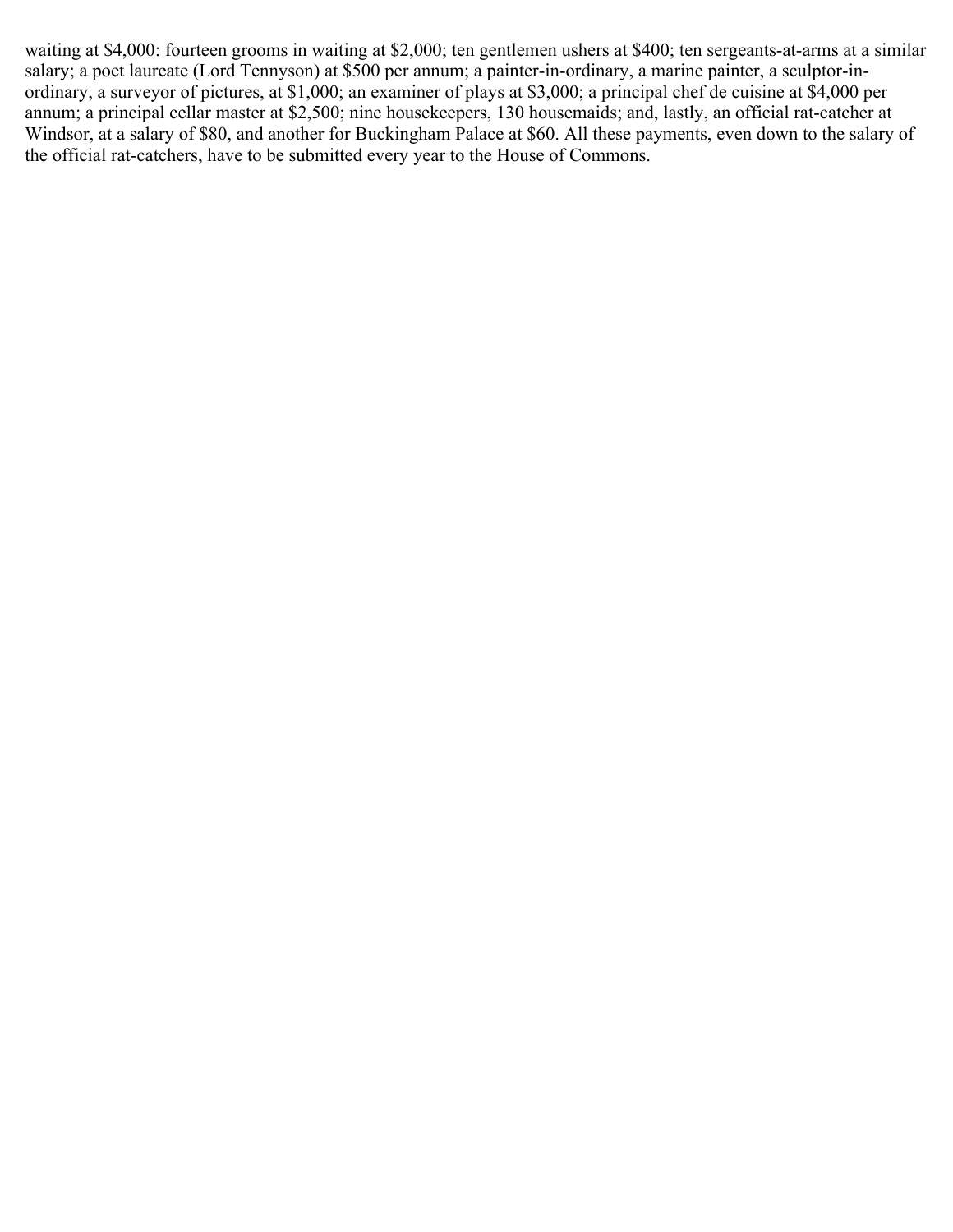waiting at $4,000: fourteen grooms in waiting at $2,000; ten gentlemen ushers at $400; ten sergeants-at-arms at a similar salary; a poet laureate (Lord Tennyson) at $500 per annum; a painter-in-ordinary, a marine painter, a sculptor-in-ordinary, a surveyor of pictures, at $1,000; an examiner of plays at $3,000; a principal chef de cuisine at $4,000 per annum; a principal cellar master at $2,500; nine housekeepers, 130 housemaids; and, lastly, an official rat-catcher at Windsor, at a salary of $80, and another for Buckingham Palace at $60. All these payments, even down to the salary of the official rat-catchers, have to be submitted every year to the House of Commons.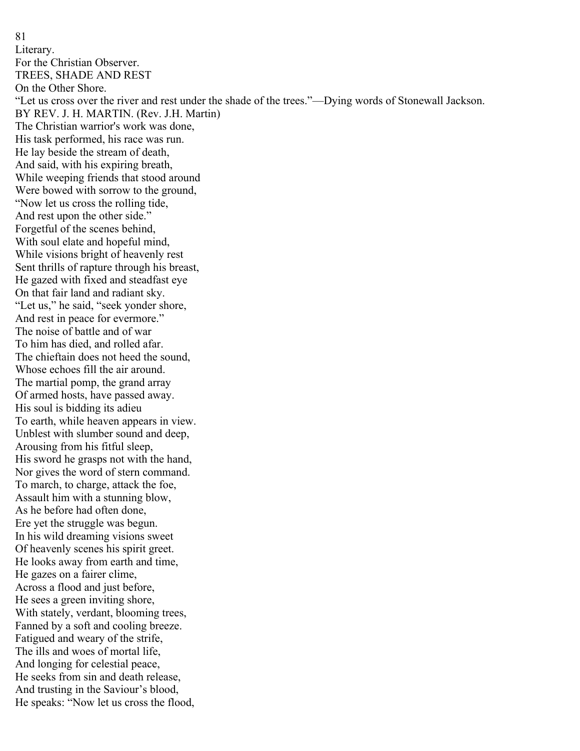Literary.

For the Christian Observer.

# TREES, SHADE AND REST

## On the Other Shore.

"Let us cross over the river and rest under the shade of the trees."—Dying words of Stonewall Jackson.

BY REV. J. H. MARTIN. (Rev. J.H. Martin)

The Christian warrior's work was done,  
His task performed, his race was run.  
He lay beside the stream of death,  
And said, with his expiring breath,  
While weeping friends that stood around  
Were bowed with sorrow to the ground,  
"Now let us cross the rolling tide,  
And rest upon the other side."  
Forgetful of the scenes behind,  
With soul elate and hopeful mind,  
While visions bright of heavenly rest  
Sent thrills of rapture through his breast,  
He gazed with fixed and steadfast eye  
On that fair land and radiant sky.  
"Let us," he said, "seek yonder shore,  
And rest in peace for evermore."  
The noise of battle and of war  
To him has died, and rolled afar.  
The chieftain does not heed the sound,  
Whose echoes fill the air around.  
The martial pomp, the grand array  
Of armed hosts, have passed away.  
His soul is bidding its adieu  
To earth, while heaven appears in view.  
Unblest with slumber sound and deep,  
Arousing from his fitful sleep,  
His sword he grasps not with the hand,  
Nor gives the word of stern command.  
To march, to charge, attack the foe,  
Assault him with a stunning blow,  
As he before had often done,  
Ere yet the struggle was begun.  
In his wild dreaming visions sweet  
Of heavenly scenes his spirit greet.  
He looks away from earth and time,  
He gazes on a fairer clime,  
Across a flood and just before,  
He sees a green inviting shore,  
With stately, verdant, blooming trees,  
Fanned by a soft and cooling breeze.  
Fatigued and weary of the strife,  
The ills and woes of mortal life,  
And longing for celestial peace,  
He seeks from sin and death release,  
And trusting in the Saviour's blood,  
He speaks: "Now let us cross the flood,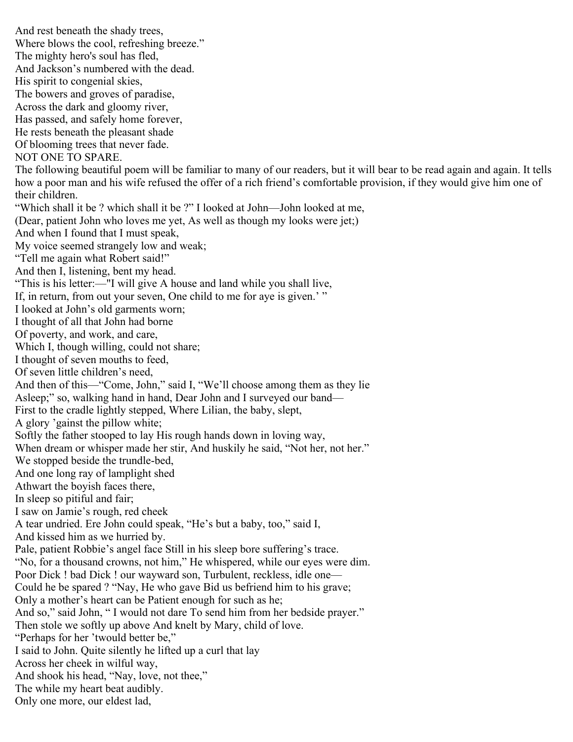And rest beneath the shady trees,
Where blows the cool, refreshing breeze."
The mighty hero's soul has fled,
And Jackson's numbered with the dead.
His spirit to congenial skies,
The bowers and groves of paradise,
Across the dark and gloomy river,
Has passed, and safely home forever,
He rests beneath the pleasant shade
Of blooming trees that never fade.

## NOT ONE TO SPARE.

The following beautiful poem will be familiar to many of our readers, but it will bear to be read again and again. It tells how a poor man and his wife refused the offer of a rich friend's comfortable provision, if they would give him one of their children.

"Which shall it be ? which shall it be ?" I looked at John—John looked at me,
(Dear, patient John who loves me yet, As well as though my looks were jet;)
And when I found that I must speak,
My voice seemed strangely low and weak;
"Tell me again what Robert said!"
And then I, listening, bent my head.
"This is his letter:—"I will give A house and land while you shall live,
If, in return, from out your seven, One child to me for aye is given.' "
I looked at John's old garments worn;
I thought of all that John had borne
Of poverty, and work, and care,
Which I, though willing, could not share;
I thought of seven mouths to feed,
Of seven little children's need,
And then of this—"Come, John," said I, "We'll choose among them as they lie
Asleep;" so, walking hand in hand, Dear John and I surveyed our band—
First to the cradle lightly stepped, Where Lilian, the baby, slept,
A glory 'gainst the pillow white;
Softly the father stooped to lay His rough hands down in loving way,
When dream or whisper made her stir, And huskily he said, "Not her, not her."
We stopped beside the trundle-bed,
And one long ray of lamplight shed
Athwart the boyish faces there,
In sleep so pitiful and fair;
I saw on Jamie's rough, red cheek
A tear undried. Ere John could speak, "He's but a baby, too," said I,
And kissed him as we hurried by.
Pale, patient Robbie's angel face Still in his sleep bore suffering's trace.
"No, for a thousand crowns, not him," He whispered, while our eyes were dim.
Poor Dick ! bad Dick ! our wayward son, Turbulent, reckless, idle one—
Could he be spared ? "Nay, He who gave Bid us befriend him to his grave;
Only a mother's heart can be Patient enough for such as he;
And so," said John, " I would not dare To send him from her bedside prayer."
Then stole we softly up above And knelt by Mary, child of love.
"Perhaps for her 'twould better be,"
I said to John. Quite silently he lifted up a curl that lay
Across her cheek in wilful way,
And shook his head, "Nay, love, not thee,"
The while my heart beat audibly.
Only one more, our eldest lad,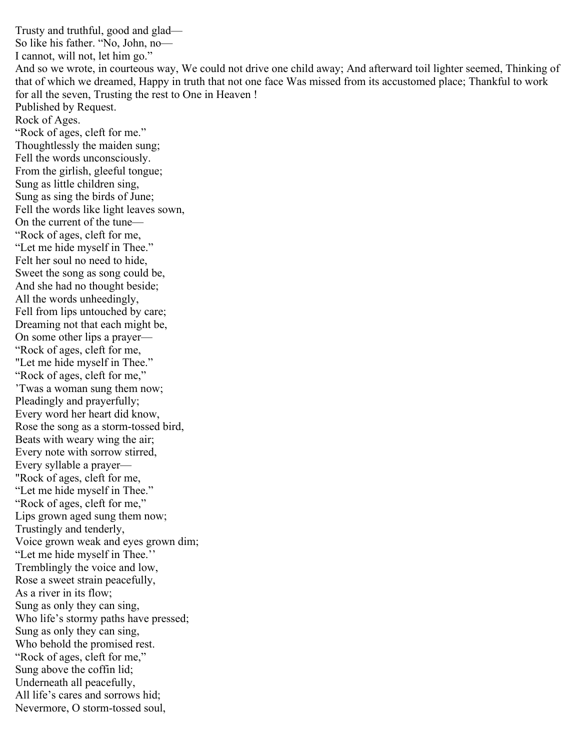Trusty and truthful, good and glad—
So like his father. "No, John, no—
I cannot, will not, let him go."
And so we wrote, in courteous way, We could not drive one child away; And afterward toil lighter seemed, Thinking of that of which we dreamed, Happy in truth that not one face Was missed from its accustomed place; Thankful to work for all the seven, Trusting the rest to One in Heaven !
Published by Request.

Rock of Ages.

"Rock of ages, cleft for me."
Thoughtlessly the maiden sung;
Fell the words unconsciously.
From the girlish, gleeful tongue;
Sung as little children sing,
Sung as sing the birds of June;
Fell the words like light leaves sown,
On the current of the tune—
"Rock of ages, cleft for me,
"Let me hide myself in Thee."
Felt her soul no need to hide,
Sweet the song as song could be,
And she had no thought beside;
All the words unheedingly,
Fell from lips untouched by care;
Dreaming not that each might be,
On some other lips a prayer—
"Rock of ages, cleft for me,
"Let me hide myself in Thee."
"Rock of ages, cleft for me,"
'Twas a woman sung them now;
Pleadingly and prayerfully;
Every word her heart did know,
Rose the song as a storm-tossed bird,
Beats with weary wing the air;
Every note with sorrow stirred,
Every syllable a prayer—
"Rock of ages, cleft for me,
"Let me hide myself in Thee."
"Rock of ages, cleft for me,"
Lips grown aged sung them now;
Trustingly and tenderly,
Voice grown weak and eyes grown dim;
"Let me hide myself in Thee.''
Tremblingly the voice and low,
Rose a sweet strain peacefully,
As a river in its flow;
Sung as only they can sing,
Who life's stormy paths have pressed;
Sung as only they can sing,
Who behold the promised rest.
"Rock of ages, cleft for me,"
Sung above the coffin lid;
Underneath all peacefully,
All life's cares and sorrows hid;
Nevermore, O storm-tossed soul,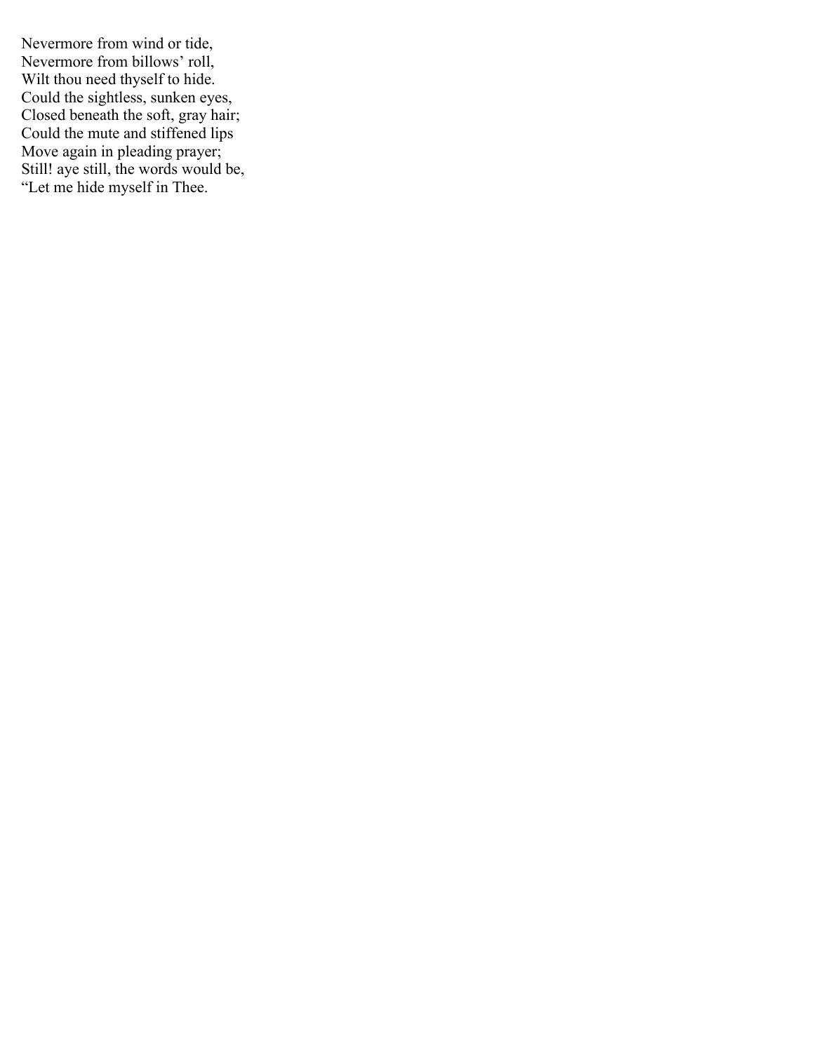Nevermore from wind or tide,  
Nevermore from billows' roll,  
Wilt thou need thyself to hide.  
Could the sightless, sunken eyes,  
Closed beneath the soft, gray hair;  
Could the mute and stiffened lips  
Move again in pleading prayer;  
Still! aye still, the words would be,  
"Let me hide myself in Thee.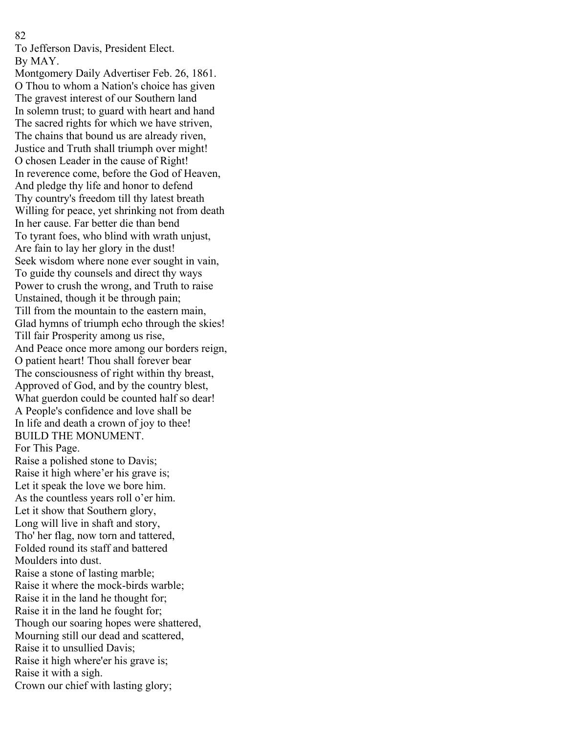## To Jefferson Davis, President Elect.

By MAY.

Montgomery Daily Advertiser Feb. 26, 1861.

O Thou to whom a Nation's choice has given  
The gravest interest of our Southern land  
In solemn trust; to guard with heart and hand  
The sacred rights for which we have striven,  
The chains that bound us are already riven,  
Justice and Truth shall triumph over might!  
O chosen Leader in the cause of Right!  
In reverence come, before the God of Heaven,  
And pledge thy life and honor to defend  
Thy country's freedom till thy latest breath  
Willing for peace, yet shrinking not from death  
In her cause. Far better die than bend  
To tyrant foes, who blind with wrath unjust,  
Are fain to lay her glory in the dust!  
Seek wisdom where none ever sought in vain,  
To guide thy counsels and direct thy ways  
Power to crush the wrong, and Truth to raise  
Unstained, though it be through pain;  
Till from the mountain to the eastern main,  
Glad hymns of triumph echo through the skies!  
Till fair Prosperity among us rise,  
And Peace once more among our borders reign,  
O patient heart! Thou shall forever bear  
The consciousness of right within thy breast,  
Approved of God, and by the country blest,  
What guerdon could be counted half so dear!  
A People's confidence and love shall be  
In life and death a crown of joy to thee!

## BUILD THE MONUMENT.

For This Page.

Raise a polished stone to Davis;  
Raise it high where'er his grave is;  
Let it speak the love we bore him.  
As the countless years roll o'er him.  
Let it show that Southern glory,  
Long will live in shaft and story,  
Tho' her flag, now torn and tattered,  
Folded round its staff and battered  
Moulders into dust.

Raise a stone of lasting marble;  
Raise it where the mock-birds warble;  
Raise it in the land he thought for;  
Raise it in the land he fought for;  
Though our soaring hopes were shattered,  
Mourning still our dead and scattered,  
Raise it to unsullied Davis;  
Raise it high where'er his grave is;  
Raise it with a sigh.

Crown our chief with lasting glory;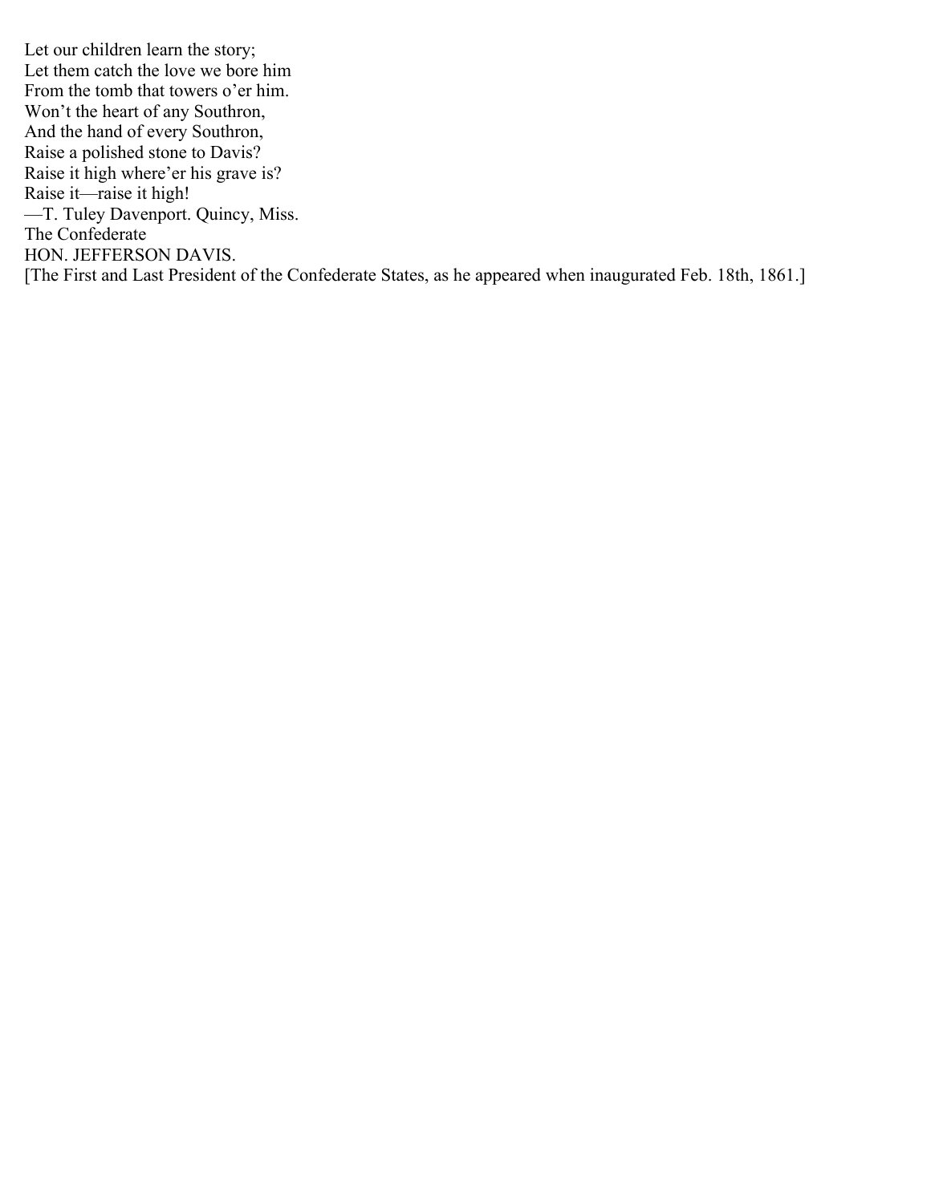Let our children learn the story;  
Let them catch the love we bore him  
From the tomb that towers o'er him.  
Won't the heart of any Southron,  
And the hand of every Southron,  
Raise a polished stone to Davis?  
Raise it high where'er his grave is?  
Raise it—raise it high!

—T. Tuley Davenport. Quincy, Miss.

The Confederate

HON. JEFFERSON DAVIS.

[The First and Last President of the Confederate States, as he appeared when inaugurated Feb. 18th, 1861.]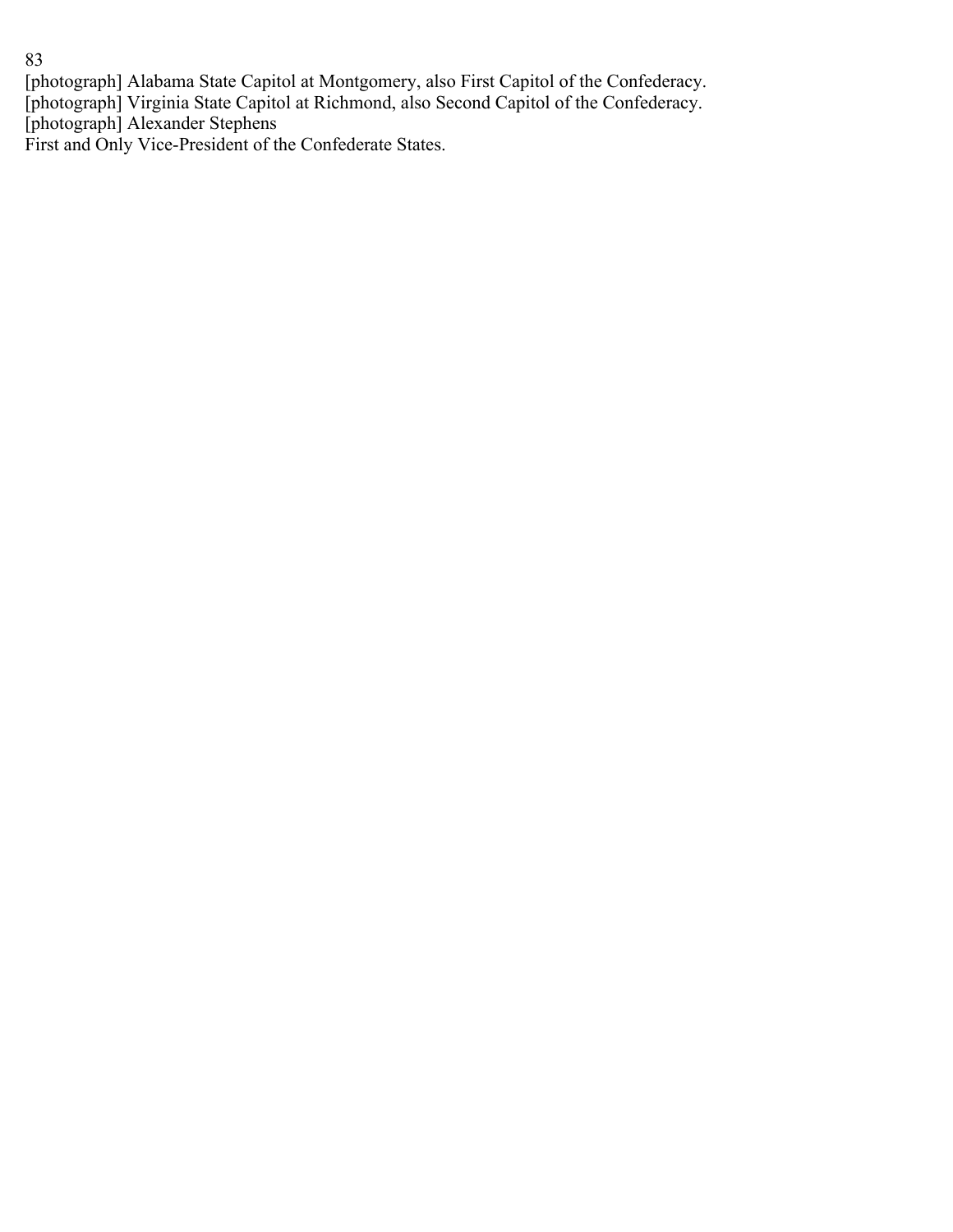[photograph] Alabama State Capitol at Montgomery, also First Capitol of the Confederacy.
[photograph] Virginia State Capitol at Richmond, also Second Capitol of the Confederacy.
[photograph] Alexander Stephens
First and Only Vice-President of the Confederate States.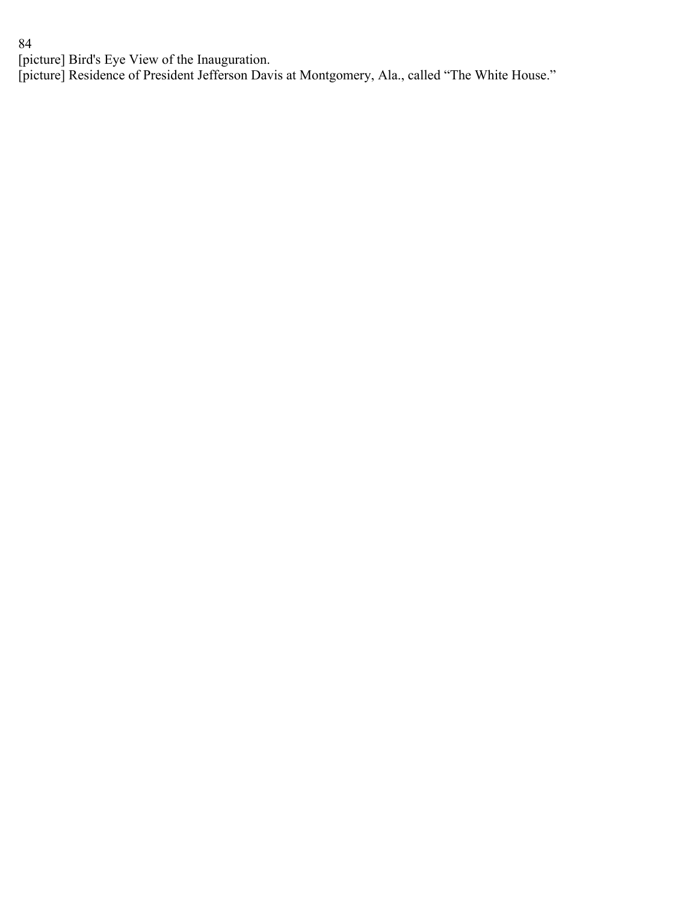[picture] Bird's Eye View of the Inauguration.

[picture] Residence of President Jefferson Davis at Montgomery, Ala., called "The White House."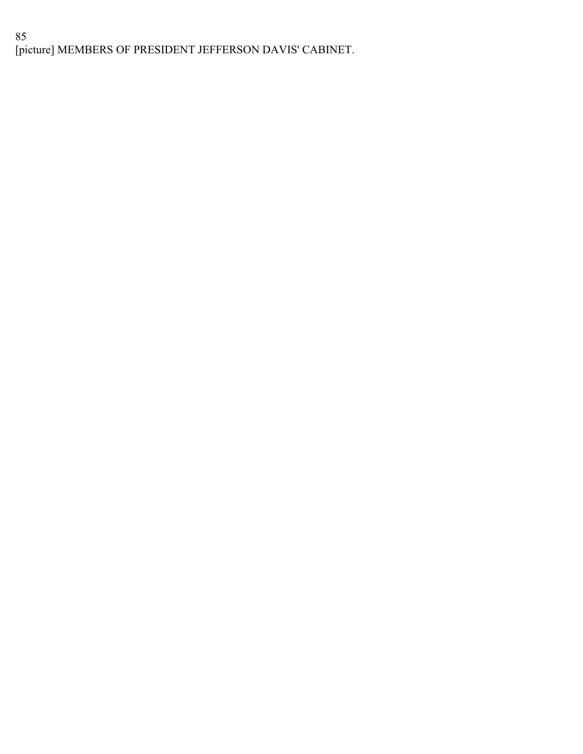[picture] MEMBERS OF PRESIDENT JEFFERSON DAVIS' CABINET.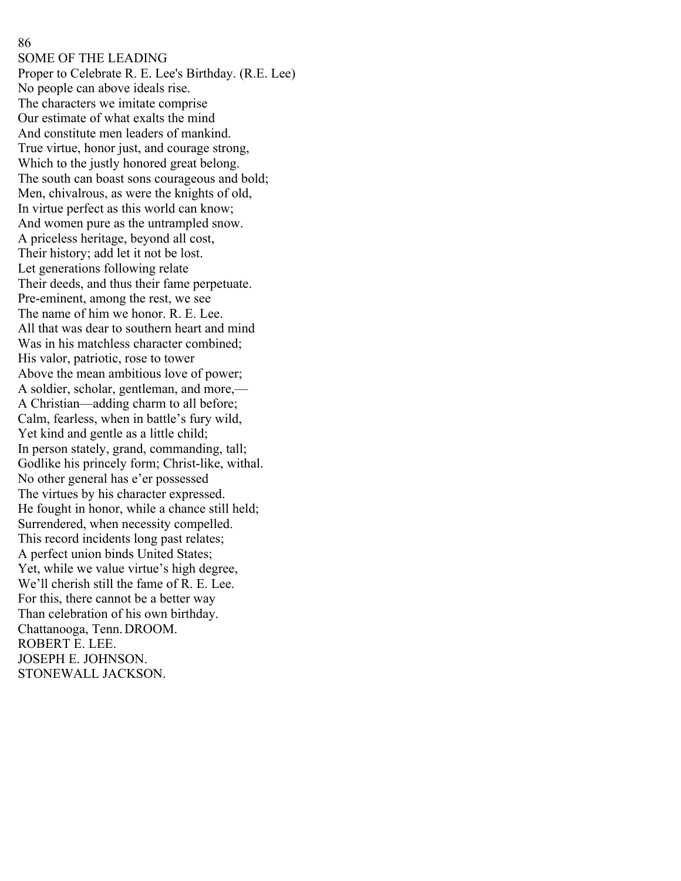SOME OF THE LEADING

## Proper to Celebrate R. E. Lee's Birthday. (R.E. Lee)

No people can above ideals rise.
The characters we imitate comprise
Our estimate of what exalts the mind
And constitute men leaders of mankind.
True virtue, honor just, and courage strong,
Which to the justly honored great belong.
The south can boast sons courageous and bold;
Men, chivalrous, as were the knights of old,
In virtue perfect as this world can know;
And women pure as the untrampled snow.
A priceless heritage, beyond all cost,
Their history; add let it not be lost.
Let generations following relate
Their deeds, and thus their fame perpetuate.
Pre-eminent, among the rest, we see
The name of him we honor. R. E. Lee.
All that was dear to southern heart and mind
Was in his matchless character combined;
His valor, patriotic, rose to tower
Above the mean ambitious love of power;
A soldier, scholar, gentleman, and more,—
A Christian—adding charm to all before;
Calm, fearless, when in battle's fury wild,
Yet kind and gentle as a little child;
In person stately, grand, commanding, tall;
Godlike his princely form; Christ-like, withal.
No other general has e'er possessed
The virtues by his character expressed.
He fought in honor, while a chance still held;
Surrendered, when necessity compelled.
This record incidents long past relates;
A perfect union binds United States;
Yet, while we value virtue's high degree,
We'll cherish still the fame of R. E. Lee.
For this, there cannot be a better way
Than celebration of his own birthday.

Chattanooga, Tenn. DROOM.

ROBERT E. LEE.
JOSEPH E. JOHNSON.
STONEWALL JACKSON.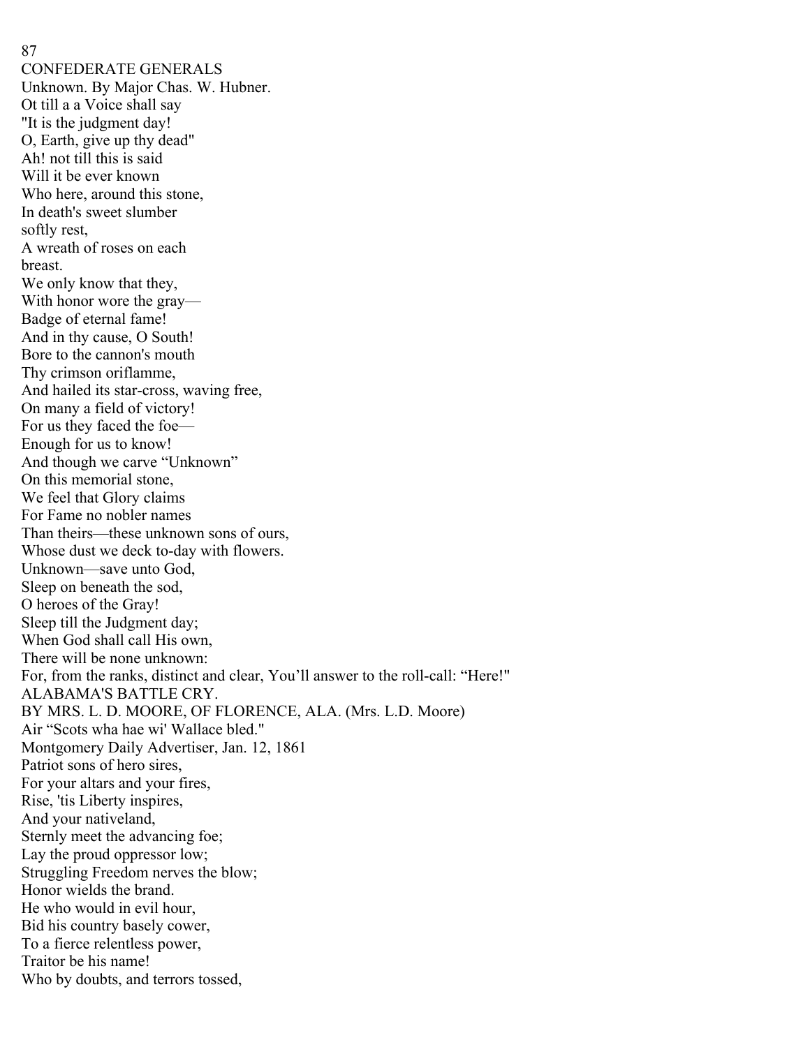CONFEDERATE GENERALS

Unknown. By Major Chas. W. Hubner.

Ot till a a Voice shall say
"It is the judgment day!
O, Earth, give up thy dead"
Ah! not till this is said
Will it be ever known
Who here, around this stone,
In death's sweet slumber
softly rest,
A wreath of roses on each
breast.
We only know that they,
With honor wore the gray—
Badge of eternal fame!
And in thy cause, O South!
Bore to the cannon's mouth
Thy crimson oriflamme,
And hailed its star-cross, waving free,
On many a field of victory!
For us they faced the foe—
Enough for us to know!
And though we carve "Unknown"
On this memorial stone,
We feel that Glory claims
For Fame no nobler names
Than theirs—these unknown sons of ours,
Whose dust we deck to-day with flowers.
Unknown—save unto God,
Sleep on beneath the sod,
O heroes of the Gray!
Sleep till the Judgment day;
When God shall call His own,
There will be none unknown:
For, from the ranks, distinct and clear, You'll answer to the roll-call: "Here!"

ALABAMA'S BATTLE CRY.

BY MRS. L. D. MOORE, OF FLORENCE, ALA. (Mrs. L.D. Moore)

Air "Scots wha hae wi' Wallace bled."

Montgomery Daily Advertiser, Jan. 12, 1861

Patriot sons of hero sires,
For your altars and your fires,
Rise, 'tis Liberty inspires,
And your nativeland,
Sternly meet the advancing foe;
Lay the proud oppressor low;
Struggling Freedom nerves the blow;
Honor wields the brand.
He who would in evil hour,
Bid his country basely cower,
To a fierce relentless power,
Traitor be his name!
Who by doubts, and terrors tossed,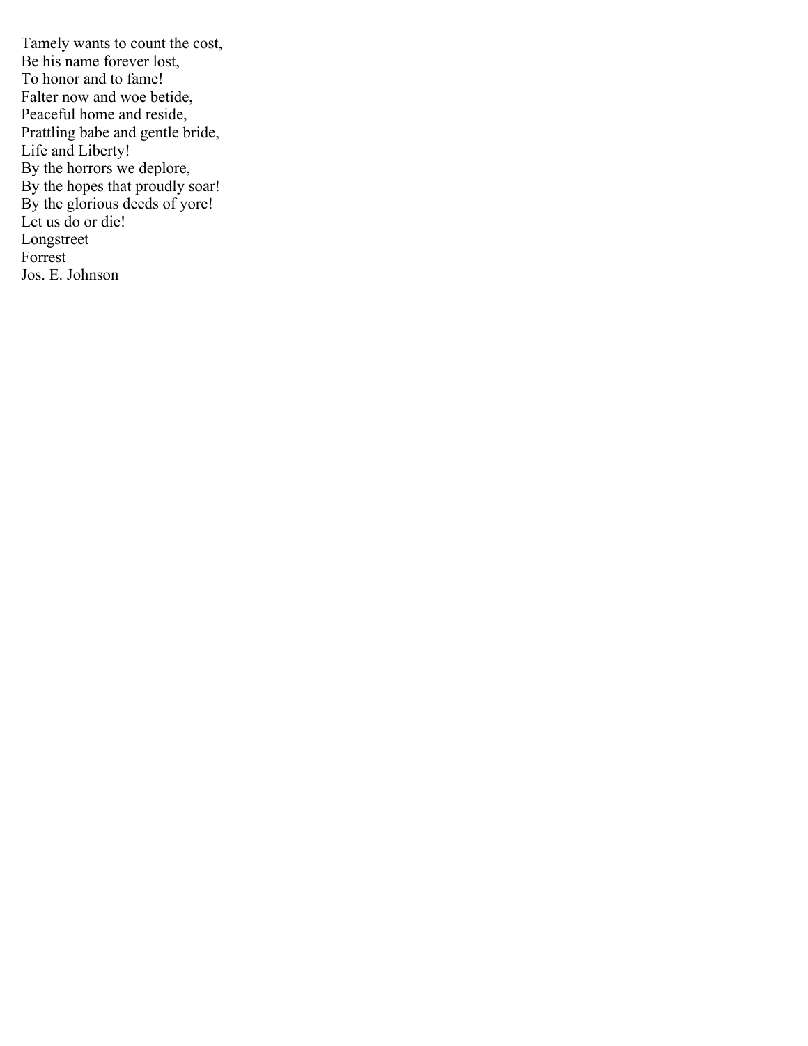Tamely wants to count the cost,
Be his name forever lost,
To honor and to fame!
Falter now and woe betide,
Peaceful home and reside,
Prattling babe and gentle bride,
Life and Liberty!
By the horrors we deplore,
By the hopes that proudly soar!
By the glorious deeds of yore!
Let us do or die!
Longstreet
Forrest
Jos. E. Johnson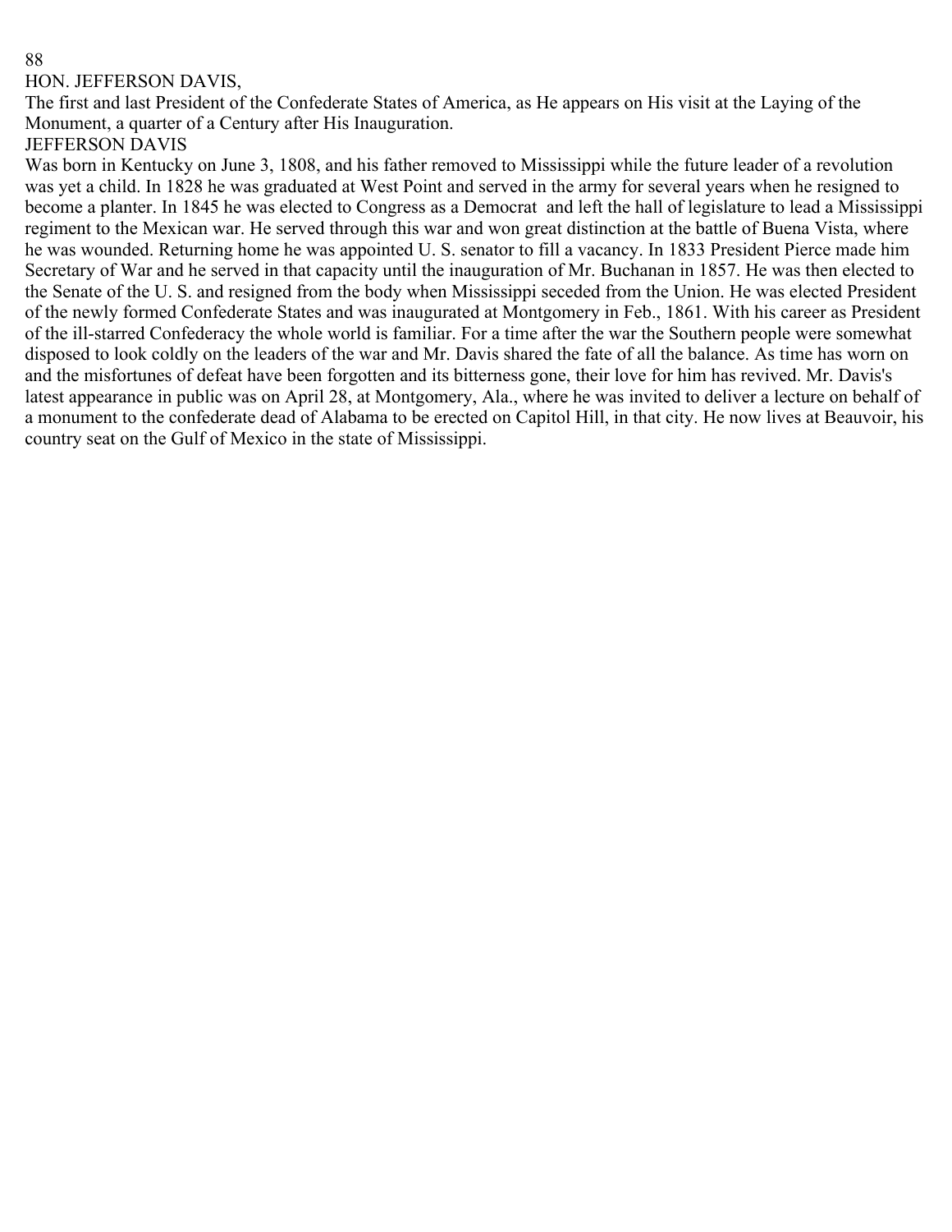## HON. JEFFERSON DAVIS,

The first and last President of the Confederate States of America, as He appears on His visit at the Laying of the Monument, a quarter of a Century after His Inauguration.

## JEFFERSON DAVIS

Was born in Kentucky on June 3, 1808, and his father removed to Mississippi while the future leader of a revolution was yet a child. In 1828 he was graduated at West Point and served in the army for several years when he resigned to become a planter. In 1845 he was elected to Congress as a Democrat and left the hall of legislature to lead a Mississippi regiment to the Mexican war. He served through this war and won great distinction at the battle of Buena Vista, where he was wounded. Returning home he was appointed U. S. senator to fill a vacancy. In 1833 President Pierce made him Secretary of War and he served in that capacity until the inauguration of Mr. Buchanan in 1857. He was then elected to the Senate of the U. S. and resigned from the body when Mississippi seceded from the Union. He was elected President of the newly formed Confederate States and was inaugurated at Montgomery in Feb., 1861. With his career as President of the ill-starred Confederacy the whole world is familiar. For a time after the war the Southern people were somewhat disposed to look coldly on the leaders of the war and Mr. Davis shared the fate of all the balance. As time has worn on and the misfortunes of defeat have been forgotten and its bitterness gone, their love for him has revived. Mr. Davis's latest appearance in public was on April 28, at Montgomery, Ala., where he was invited to deliver a lecture on behalf of a monument to the confederate dead of Alabama to be erected on Capitol Hill, in that city. He now lives at Beauvoir, his country seat on the Gulf of Mexico in the state of Mississippi.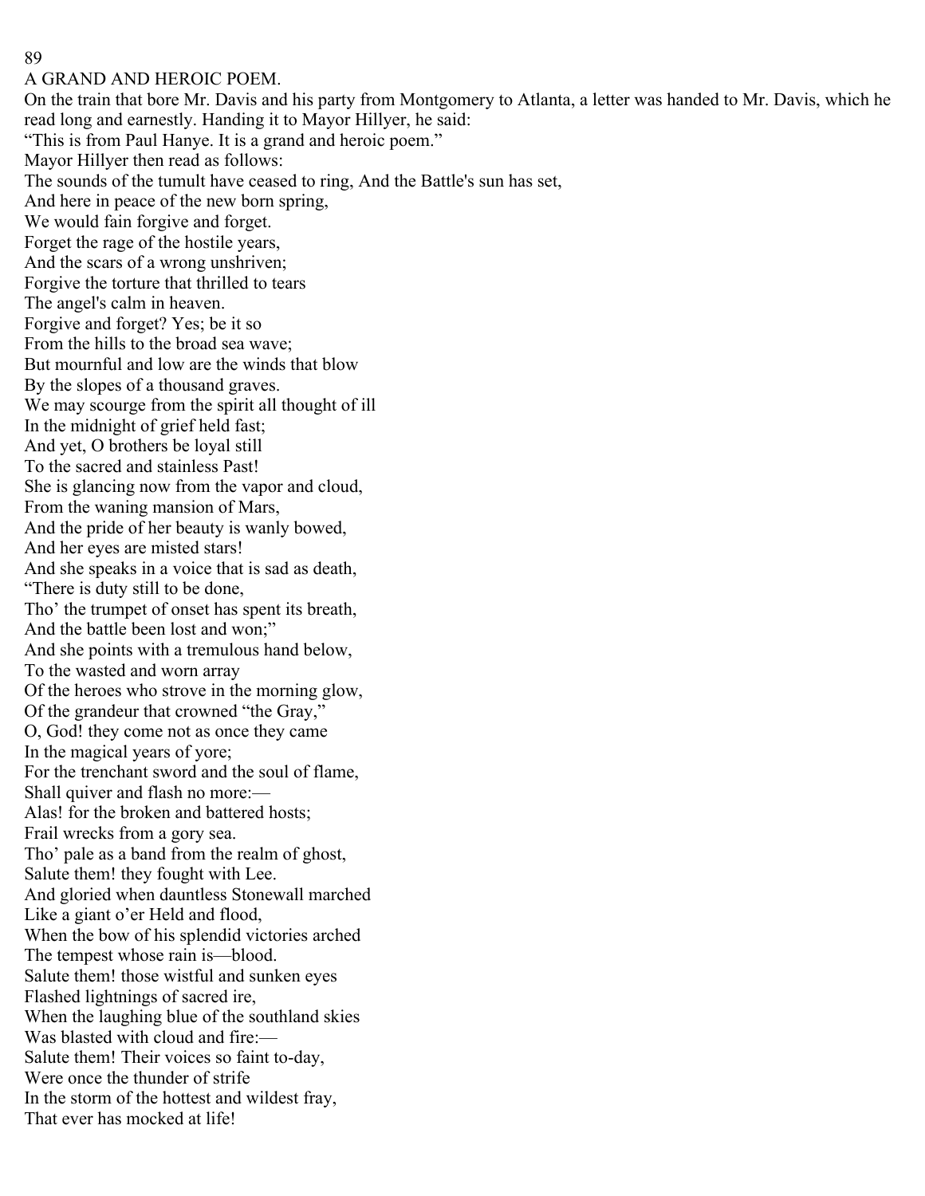## A GRAND AND HEROIC POEM.

On the train that bore Mr. Davis and his party from Montgomery to Atlanta, a letter was handed to Mr. Davis, which he read long and earnestly. Handing it to Mayor Hillyer, he said:

"This is from Paul Hanye. It is a grand and heroic poem."

Mayor Hillyer then read as follows:

The sounds of the tumult have ceased to ring, And the Battle's sun has set,  
And here in peace of the new born spring,  
We would fain forgive and forget.  
Forget the rage of the hostile years,  
And the scars of a wrong unshriven;  
Forgive the torture that thrilled to tears  
The angel's calm in heaven.  
Forgive and forget? Yes; be it so  
From the hills to the broad sea wave;  
But mournful and low are the winds that blow  
By the slopes of a thousand graves.  
We may scourge from the spirit all thought of ill  
In the midnight of grief held fast;  
And yet, O brothers be loyal still  
To the sacred and stainless Past!  
She is glancing now from the vapor and cloud,  
From the waning mansion of Mars,  
And the pride of her beauty is wanly bowed,  
And her eyes are misted stars!  
And she speaks in a voice that is sad as death,  
"There is duty still to be done,  
Tho' the trumpet of onset has spent its breath,  
And the battle been lost and won;"  
And she points with a tremulous hand below,  
To the wasted and worn array  
Of the heroes who strove in the morning glow,  
Of the grandeur that crowned "the Gray,"  
O, God! they come not as once they came  
In the magical years of yore;  
For the trenchant sword and the soul of flame,  
Shall quiver and flash no more:—  
Alas! for the broken and battered hosts;  
Frail wrecks from a gory sea.  
Tho' pale as a band from the realm of ghost,  
Salute them! they fought with Lee.  
And gloried when dauntless Stonewall marched  
Like a giant o'er Held and flood,  
When the bow of his splendid victories arched  
The tempest whose rain is—blood.  
Salute them! those wistful and sunken eyes  
Flashed lightnings of sacred ire,  
When the laughing blue of the southland skies  
Was blasted with cloud and fire:—  
Salute them! Their voices so faint to-day,  
Were once the thunder of strife  
In the storm of the hottest and wildest fray,  
That ever has mocked at life!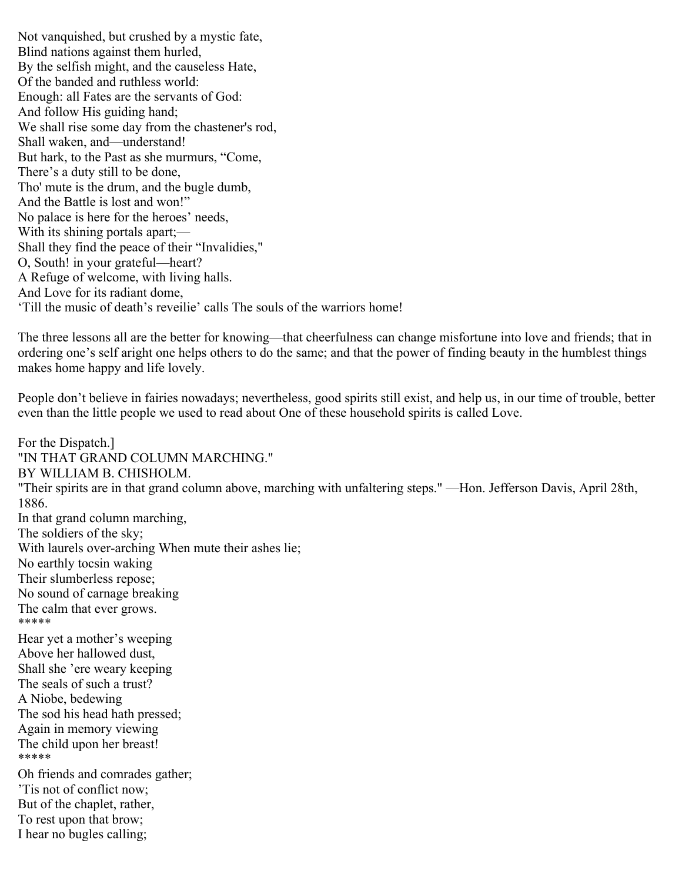Not vanquished, but crushed by a mystic fate,
Blind nations against them hurled,
By the selfish might, and the causeless Hate,
Of the banded and ruthless world:
Enough: all Fates are the servants of God:
And follow His guiding hand;
We shall rise some day from the chastener's rod,
Shall waken, and—understand!
But hark, to the Past as she murmurs, "Come,
There's a duty still to be done,
Tho' mute is the drum, and the bugle dumb,
And the Battle is lost and won!"
No palace is here for the heroes' needs,
With its shining portals apart;—
Shall they find the peace of their "Invalidies,"
O, South! in your grateful—heart?
A Refuge of welcome, with living halls.
And Love for its radiant dome,
'Till the music of death's reveilie' calls The souls of the warriors home!

The three lessons all are the better for knowing—that cheerfulness can change misfortune into love and friends; that in ordering one's self aright one helps others to do the same; and that the power of finding beauty in the humblest things makes home happy and life lovely.

People don't believe in fairies nowadays; nevertheless, good spirits still exist, and help us, in our time of trouble, better even than the little people we used to read about One of these household spirits is called Love.

For the Dispatch.]
"IN THAT GRAND COLUMN MARCHING."
BY WILLIAM B. CHISHOLM.
"Their spirits are in that grand column above, marching with unfaltering steps." —Hon. Jefferson Davis, April 28th, 1886.
In that grand column marching,
The soldiers of the sky;
With laurels over-arching When mute their ashes lie;
No earthly tocsin waking
Their slumberless repose;
No sound of carnage breaking
The calm that ever grows.
*****
Hear yet a mother's weeping
Above her hallowed dust,
Shall she 'ere weary keeping
The seals of such a trust?
A Niobe, bedewing
The sod his head hath pressed;
Again in memory viewing
The child upon her breast!
*****
Oh friends and comrades gather;
'Tis not of conflict now;
But of the chaplet, rather,
To rest upon that brow;
I hear no bugles calling;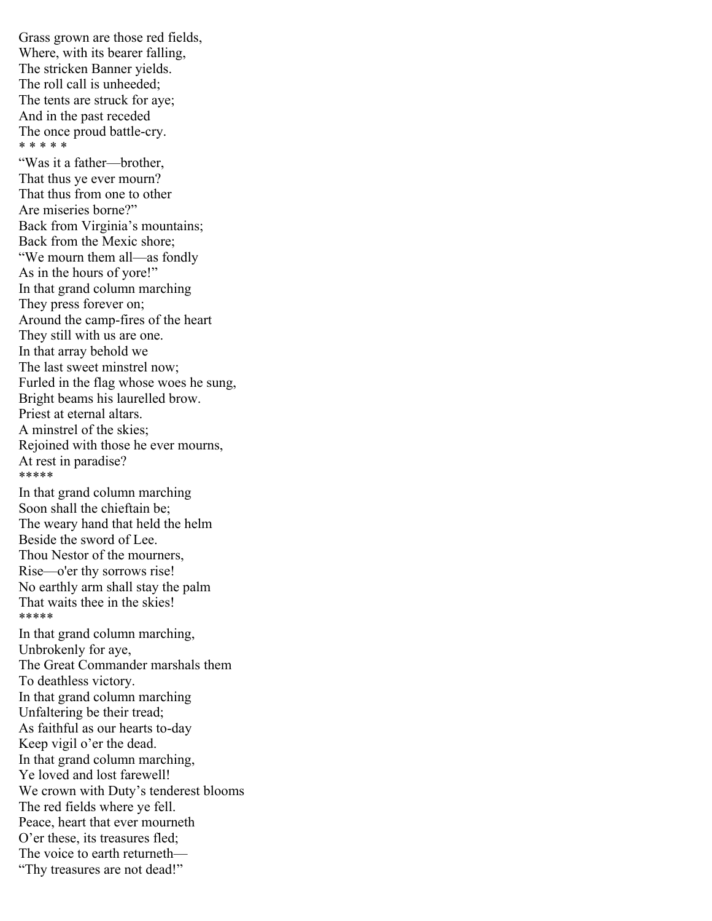Grass grown are those red fields,  
Where, with its bearer falling,  
The stricken Banner yields.  
The roll call is unheeded;  
The tents are struck for aye;  
And in the past receded  
The once proud battle-cry.

* * * * *

“Was it a father—brother,  
That thus ye ever mourn?  
That thus from one to other  
Are miseries borne?”  
Back from Virginia’s mountains;  
Back from the Mexic shore;  
“We mourn them all—as fondly  
As in the hours of yore!”  
In that grand column marching  
They press forever on;  
Around the camp-fires of the heart  
They still with us are one.  
In that array behold we  
The last sweet minstrel now;  
Furled in the flag whose woes he sung,  
Bright beams his laurelled brow.  
Priest at eternal altars.  
A minstrel of the skies;  
Rejoined with those he ever mourns,  
At rest in paradise?

*****

In that grand column marching  
Soon shall the chieftain be;  
The weary hand that held the helm  
Beside the sword of Lee.  
Thou Nestor of the mourners,  
Rise—o'er thy sorrows rise!  
No earthly arm shall stay the palm  
That waits thee in the skies!

*****

In that grand column marching,  
Unbrokenly for aye,  
The Great Commander marshals them  
To deathless victory.  
In that grand column marching  
Unfaltering be their tread;  
As faithful as our hearts to-day  
Keep vigil o’er the dead.  
In that grand column marching,  
Ye loved and lost farewell!  
We crown with Duty’s tenderest blooms  
The red fields where ye fell.  
Peace, heart that ever mourneth  
O’er these, its treasures fled;  
The voice to earth returneth—  
“Thy treasures are not dead!”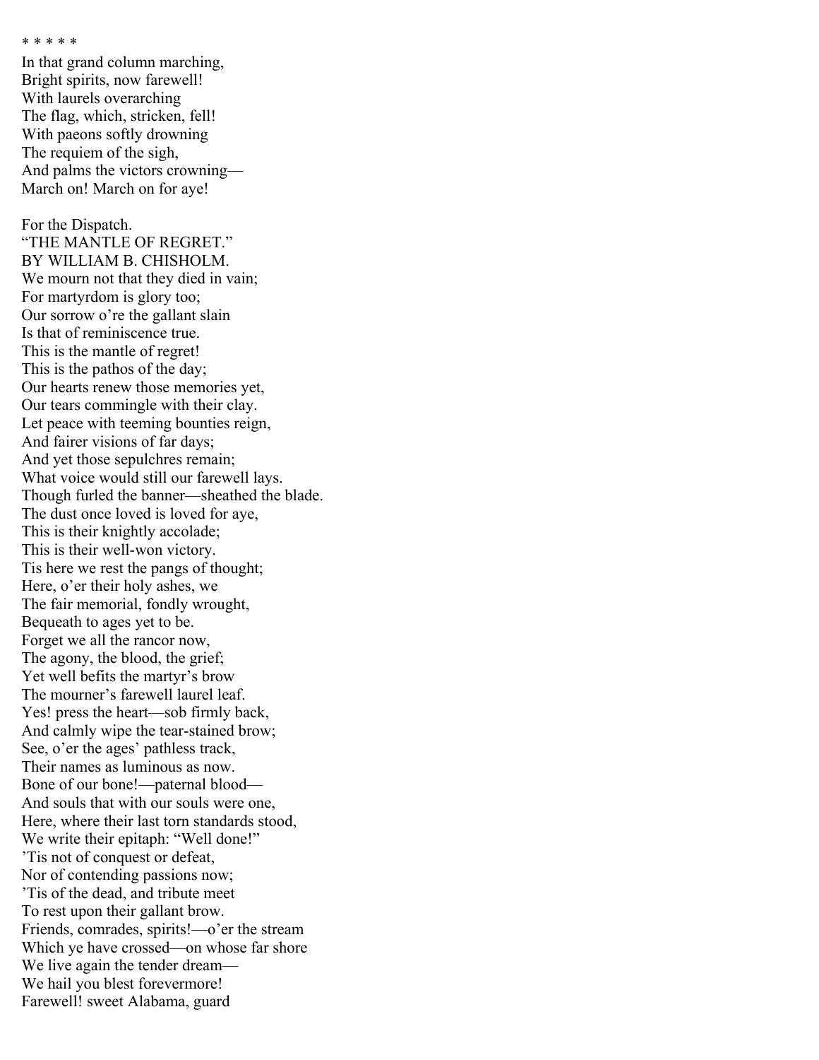\* \* \* \* \*

In that grand column marching,
Bright spirits, now farewell!
With laurels overarching
The flag, which, stricken, fell!
With paeons softly drowning
The requiem of the sigh,
And palms the victors crowning—
March on! March on for aye!

For the Dispatch.
"THE MANTLE OF REGRET."
BY WILLIAM B. CHISHOLM.
We mourn not that they died in vain;
For martyrdom is glory too;
Our sorrow o're the gallant slain
Is that of reminiscence true.
This is the mantle of regret!
This is the pathos of the day;
Our hearts renew those memories yet,
Our tears commingle with their clay.
Let peace with teeming bounties reign,
And fairer visions of far days;
And yet those sepulchres remain;
What voice would still our farewell lays.
Though furled the banner—sheathed the blade.
The dust once loved is loved for aye,
This is their knightly accolade;
This is their well-won victory.
Tis here we rest the pangs of thought;
Here, o'er their holy ashes, we
The fair memorial, fondly wrought,
Bequeath to ages yet to be.
Forget we all the rancor now,
The agony, the blood, the grief;
Yet well befits the martyr's brow
The mourner's farewell laurel leaf.
Yes! press the heart—sob firmly back,
And calmly wipe the tear-stained brow;
See, o'er the ages' pathless track,
Their names as luminous as now.
Bone of our bone!—paternal blood—
And souls that with our souls were one,
Here, where their last torn standards stood,
We write their epitaph: "Well done!"
'Tis not of conquest or defeat,
Nor of contending passions now;
'Tis of the dead, and tribute meet
To rest upon their gallant brow.
Friends, comrades, spirits!—o'er the stream
Which ye have crossed—on whose far shore
We live again the tender dream—
We hail you blest forevermore!
Farewell! sweet Alabama, guard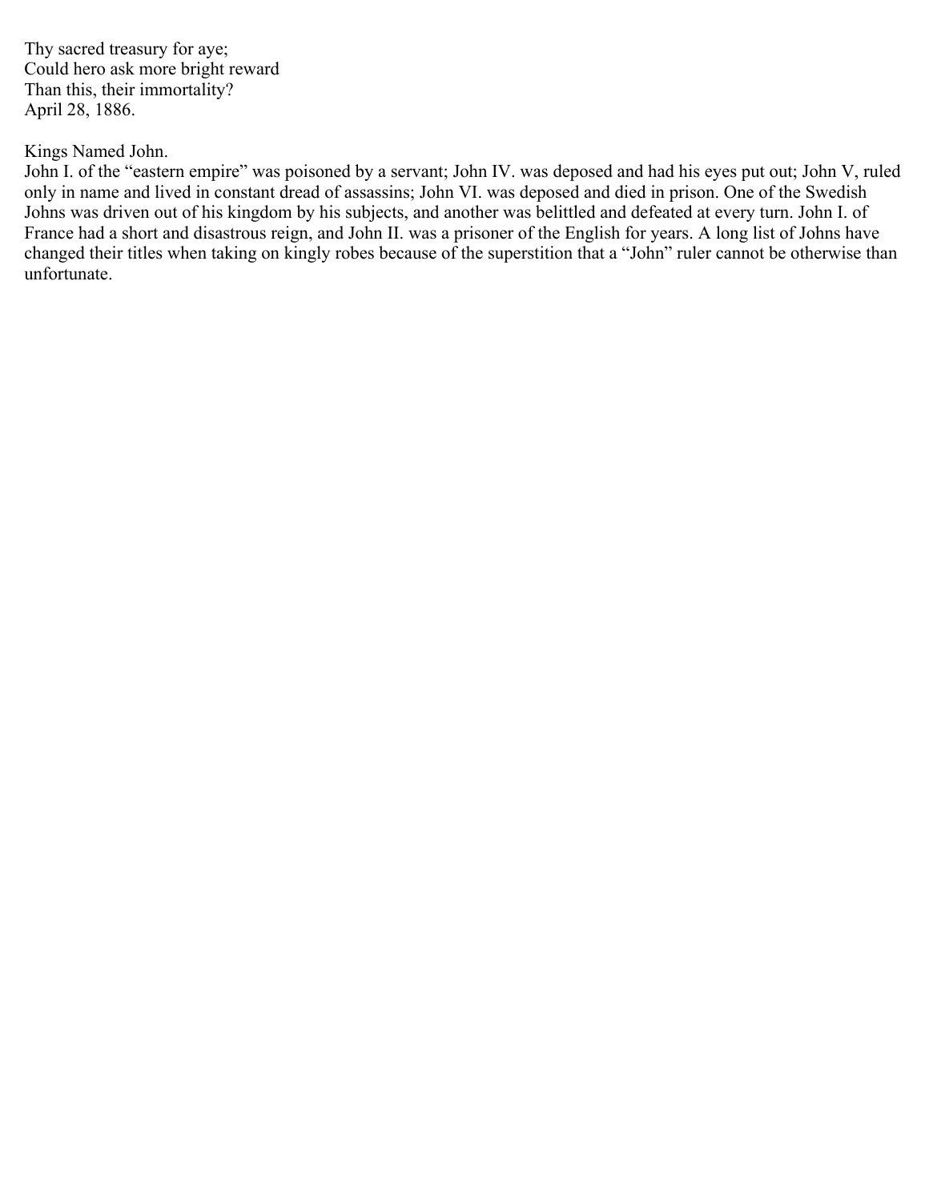Thy sacred treasury for aye;
Could hero ask more bright reward
Than this, their immortality?
April 28, 1886.

Kings Named John.

John I. of the "eastern empire" was poisoned by a servant; John IV. was deposed and had his eyes put out; John V, ruled only in name and lived in constant dread of assassins; John VI. was deposed and died in prison. One of the Swedish Johns was driven out of his kingdom by his subjects, and another was belittled and defeated at every turn. John I. of France had a short and disastrous reign, and John II. was a prisoner of the English for years. A long list of Johns have changed their titles when taking on kingly robes because of the superstition that a "John" ruler cannot be otherwise than unfortunate.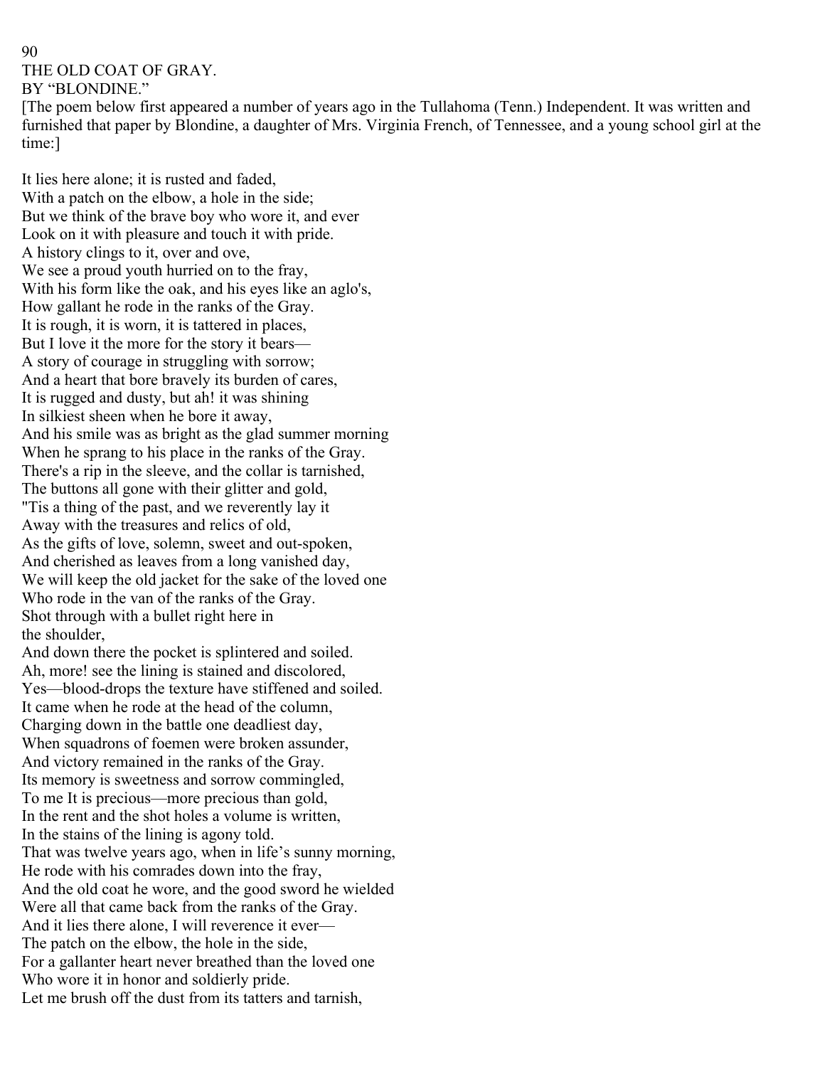# THE OLD COAT OF GRAY.

BY "BLONDINE."

[The poem below first appeared a number of years ago in the Tullahoma (Tenn.) Independent. It was written and furnished that paper by Blondine, a daughter of Mrs. Virginia French, of Tennessee, and a young school girl at the time:]

It lies here alone; it is rusted and faded,
With a patch on the elbow, a hole in the side;
But we think of the brave boy who wore it, and ever
Look on it with pleasure and touch it with pride.
A history clings to it, over and ove,
We see a proud youth hurried on to the fray,
With his form like the oak, and his eyes like an aglo's,
How gallant he rode in the ranks of the Gray.
It is rough, it is worn, it is tattered in places,
But I love it the more for the story it bears—
A story of courage in struggling with sorrow;
And a heart that bore bravely its burden of cares,
It is rugged and dusty, but ah! it was shining
In silkiest sheen when he bore it away,
And his smile was as bright as the glad summer morning
When he sprang to his place in the ranks of the Gray.
There's a rip in the sleeve, and the collar is tarnished,
The buttons all gone with their glitter and gold,
"Tis a thing of the past, and we reverently lay it
Away with the treasures and relics of old,
As the gifts of love, solemn, sweet and out-spoken,
And cherished as leaves from a long vanished day,
We will keep the old jacket for the sake of the loved one
Who rode in the van of the ranks of the Gray.
Shot through with a bullet right here in
the shoulder,
And down there the pocket is splintered and soiled.
Ah, more! see the lining is stained and discolored,
Yes—blood-drops the texture have stiffened and soiled.
It came when he rode at the head of the column,
Charging down in the battle one deadliest day,
When squadrons of foemen were broken assunder,
And victory remained in the ranks of the Gray.
Its memory is sweetness and sorrow commingled,
To me It is precious—more precious than gold,
In the rent and the shot holes a volume is written,
In the stains of the lining is agony told.
That was twelve years ago, when in life's sunny morning,
He rode with his comrades down into the fray,
And the old coat he wore, and the good sword he wielded
Were all that came back from the ranks of the Gray.
And it lies there alone, I will reverence it ever—
The patch on the elbow, the hole in the side,
For a gallanter heart never breathed than the loved one
Who wore it in honor and soldierly pride.
Let me brush off the dust from its tatters and tarnish,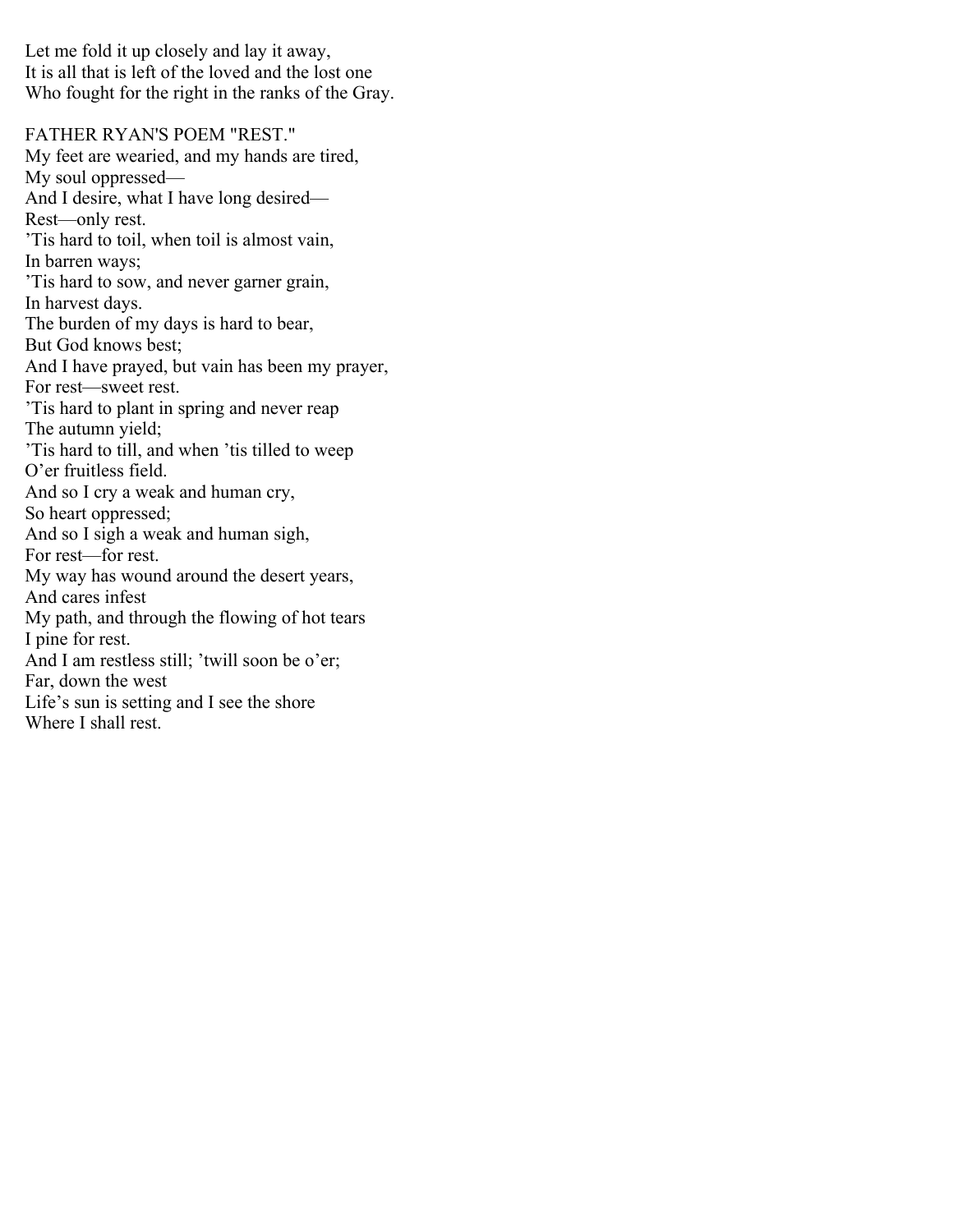Let me fold it up closely and lay it away,
It is all that is left of the loved and the lost one
Who fought for the right in the ranks of the Gray.

FATHER RYAN'S POEM "REST."

My feet are wearied, and my hands are tired,
My soul oppressed—
And I desire, what I have long desired—
Rest—only rest.
’Tis hard to toil, when toil is almost vain,
In barren ways;
’Tis hard to sow, and never garner grain,
In harvest days.
The burden of my days is hard to bear,
But God knows best;
And I have prayed, but vain has been my prayer,
For rest—sweet rest.
’Tis hard to plant in spring and never reap
The autumn yield;
’Tis hard to till, and when ’tis tilled to weep
O’er fruitless field.
And so I cry a weak and human cry,
So heart oppressed;
And so I sigh a weak and human sigh,
For rest—for rest.
My way has wound around the desert years,
And cares infest
My path, and through the flowing of hot tears
I pine for rest.
And I am restless still; ’twill soon be o’er;
Far, down the west
Life’s sun is setting and I see the shore
Where I shall rest.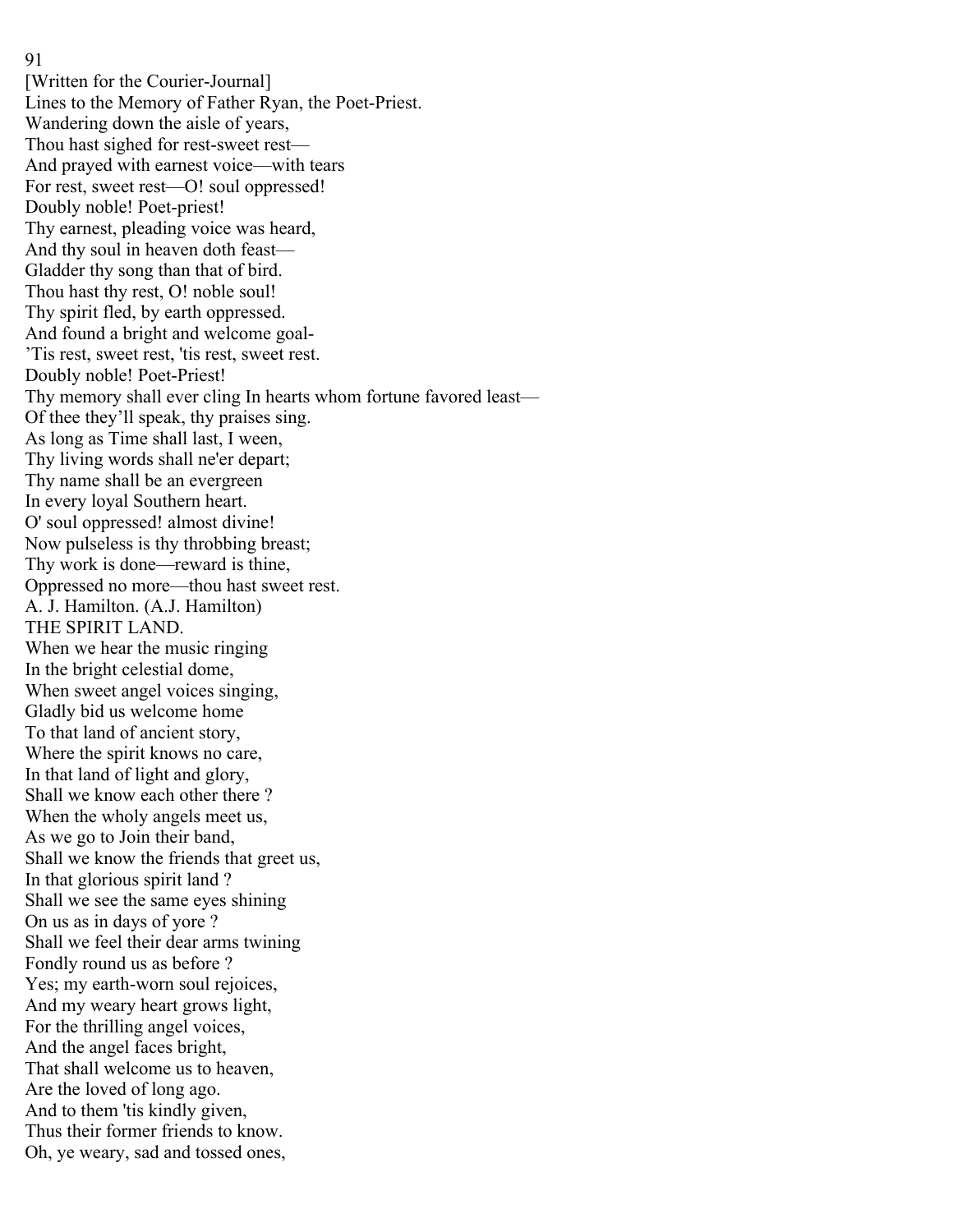[Written for the Courier-Journal]

## Lines to the Memory of Father Ryan, the Poet-Priest.

Wandering down the aisle of years,
Thou hast sighed for rest-sweet rest—
And prayed with earnest voice—with tears
For rest, sweet rest—O! soul oppressed!
Doubly noble! Poet-priest!
Thy earnest, pleading voice was heard,
And thy soul in heaven doth feast—
Gladder thy song than that of bird.
Thou hast thy rest, O! noble soul!
Thy spirit fled, by earth oppressed.
And found a bright and welcome goal-
'Tis rest, sweet rest, 'tis rest, sweet rest.
Doubly noble! Poet-Priest!
Thy memory shall ever cling In hearts whom fortune favored least—
Of thee they'll speak, thy praises sing.
As long as Time shall last, I ween,
Thy living words shall ne'er depart;
Thy name shall be an evergreen
In every loyal Southern heart.
O' soul oppressed! almost divine!
Now pulseless is thy throbbing breast;
Thy work is done—reward is thine,
Oppressed no more—thou hast sweet rest.

A. J. Hamilton. (A.J. Hamilton)

## THE SPIRIT LAND.

When we hear the music ringing
In the bright celestial dome,
When sweet angel voices singing,
Gladly bid us welcome home
To that land of ancient story,
Where the spirit knows no care,
In that land of light and glory,
Shall we know each other there ?
When the wholy angels meet us,
As we go to Join their band,
Shall we know the friends that greet us,
In that glorious spirit land ?
Shall we see the same eyes shining
On us as in days of yore ?
Shall we feel their dear arms twining
Fondly round us as before ?
Yes; my earth-worn soul rejoices,
And my weary heart grows light,
For the thrilling angel voices,
And the angel faces bright,
That shall welcome us to heaven,
Are the loved of long ago.
And to them 'tis kindly given,
Thus their former friends to know.
Oh, ye weary, sad and tossed ones,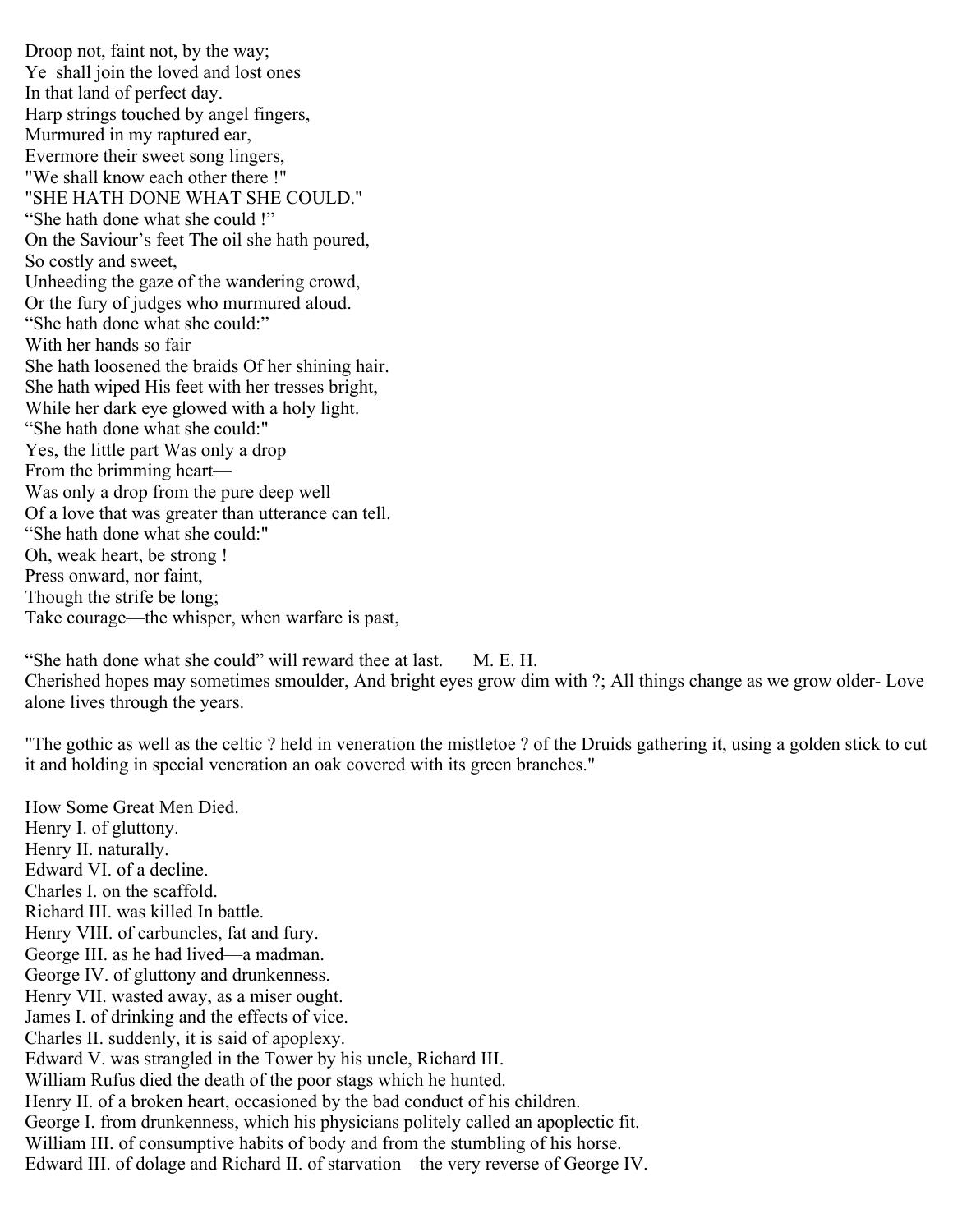Droop not, faint not, by the way;
Ye shall join the loved and lost ones
In that land of perfect day.
Harp strings touched by angel fingers,
Murmured in my raptured ear,
Evermore their sweet song lingers,
"We shall know each other there !"

"SHE HATH DONE WHAT SHE COULD."

"She hath done what she could !"
On the Saviour's feet The oil she hath poured,
So costly and sweet,
Unheeding the gaze of the wandering crowd,
Or the fury of judges who murmured aloud.
"She hath done what she could:"
With her hands so fair
She hath loosened the braids Of her shining hair.
She hath wiped His feet with her tresses bright,
While her dark eye glowed with a holy light.
"She hath done what she could:"
Yes, the little part Was only a drop
From the brimming heart—
Was only a drop from the pure deep well
Of a love that was greater than utterance can tell.
"She hath done what she could:"
Oh, weak heart, be strong !
Press onward, nor faint,
Though the strife be long;
Take courage—the whisper, when warfare is past,

"She hath done what she could" will reward thee at last. M. E. H.

Cherished hopes may sometimes smoulder, And bright eyes grow dim with ?; All things change as we grow older- Love alone lives through the years.

"The gothic as well as the celtic ? held in veneration the mistletoe ? of the Druids gathering it, using a golden stick to cut it and holding in special veneration an oak covered with its green branches."

How Some Great Men Died.

Henry I. of gluttony.
Henry II. naturally.
Edward VI. of a decline.
Charles I. on the scaffold.
Richard III. was killed In battle.
Henry VIII. of carbuncles, fat and fury.
George III. as he had lived—a madman.
George IV. of gluttony and drunkenness.
Henry VII. wasted away, as a miser ought.
James I. of drinking and the effects of vice.
Charles II. suddenly, it is said of apoplexy.
Edward V. was strangled in the Tower by his uncle, Richard III.
William Rufus died the death of the poor stags which he hunted.
Henry II. of a broken heart, occasioned by the bad conduct of his children.
George I. from drunkenness, which his physicians politely called an apoplectic fit.
William III. of consumptive habits of body and from the stumbling of his horse.
Edward III. of dolage and Richard II. of starvation—the very reverse of George IV.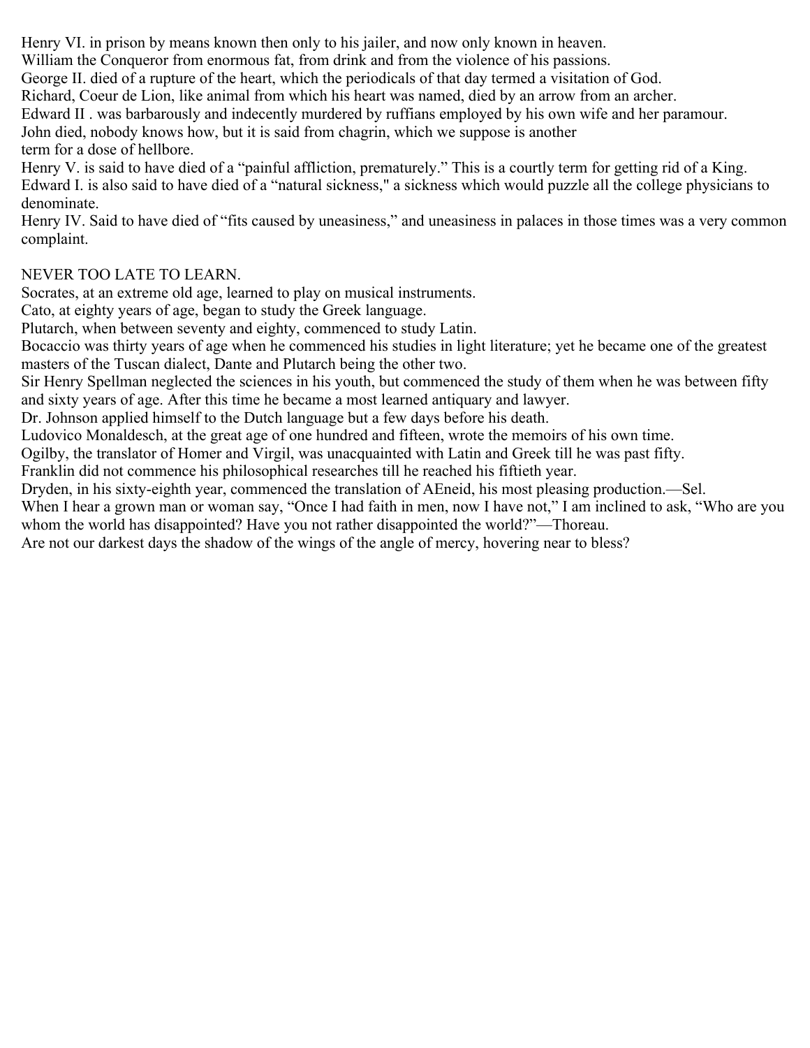Henry VI. in prison by means known then only to his jailer, and now only known in heaven.

William the Conqueror from enormous fat, from drink and from the violence of his passions.

George II. died of a rupture of the heart, which the periodicals of that day termed a visitation of God.

Richard, Coeur de Lion, like animal from which his heart was named, died by an arrow from an archer.

Edward II . was barbarously and indecently murdered by ruffians employed by his own wife and her paramour.

John died, nobody knows how, but it is said from chagrin, which we suppose is another term for a dose of hellbore.

Henry V. is said to have died of a "painful affliction, prematurely." This is a courtly term for getting rid of a King.

Edward I. is also said to have died of a "natural sickness," a sickness which would puzzle all the college physicians to denominate.

Henry IV. Said to have died of "fits caused by uneasiness," and uneasiness in palaces in those times was a very common complaint.

NEVER TOO LATE TO LEARN.

Socrates, at an extreme old age, learned to play on musical instruments.

Cato, at eighty years of age, began to study the Greek language.

Plutarch, when between seventy and eighty, commenced to study Latin.

Bocaccio was thirty years of age when he commenced his studies in light literature; yet he became one of the greatest masters of the Tuscan dialect, Dante and Plutarch being the other two.

Sir Henry Spellman neglected the sciences in his youth, but commenced the study of them when he was between fifty and sixty years of age. After this time he became a most learned antiquary and lawyer.

Dr. Johnson applied himself to the Dutch language but a few days before his death.

Ludovico Monaldesch, at the great age of one hundred and fifteen, wrote the memoirs of his own time.

Ogilby, the translator of Homer and Virgil, was unacquainted with Latin and Greek till he was past fifty.

Franklin did not commence his philosophical researches till he reached his fiftieth year.

Dryden, in his sixty-eighth year, commenced the translation of AEneid, his most pleasing production.—Sel.

When I hear a grown man or woman say, "Once I had faith in men, now I have not," I am inclined to ask, "Who are you whom the world has disappointed? Have you not rather disappointed the world?"—Thoreau.

Are not our darkest days the shadow of the wings of the angle of mercy, hovering near to bless?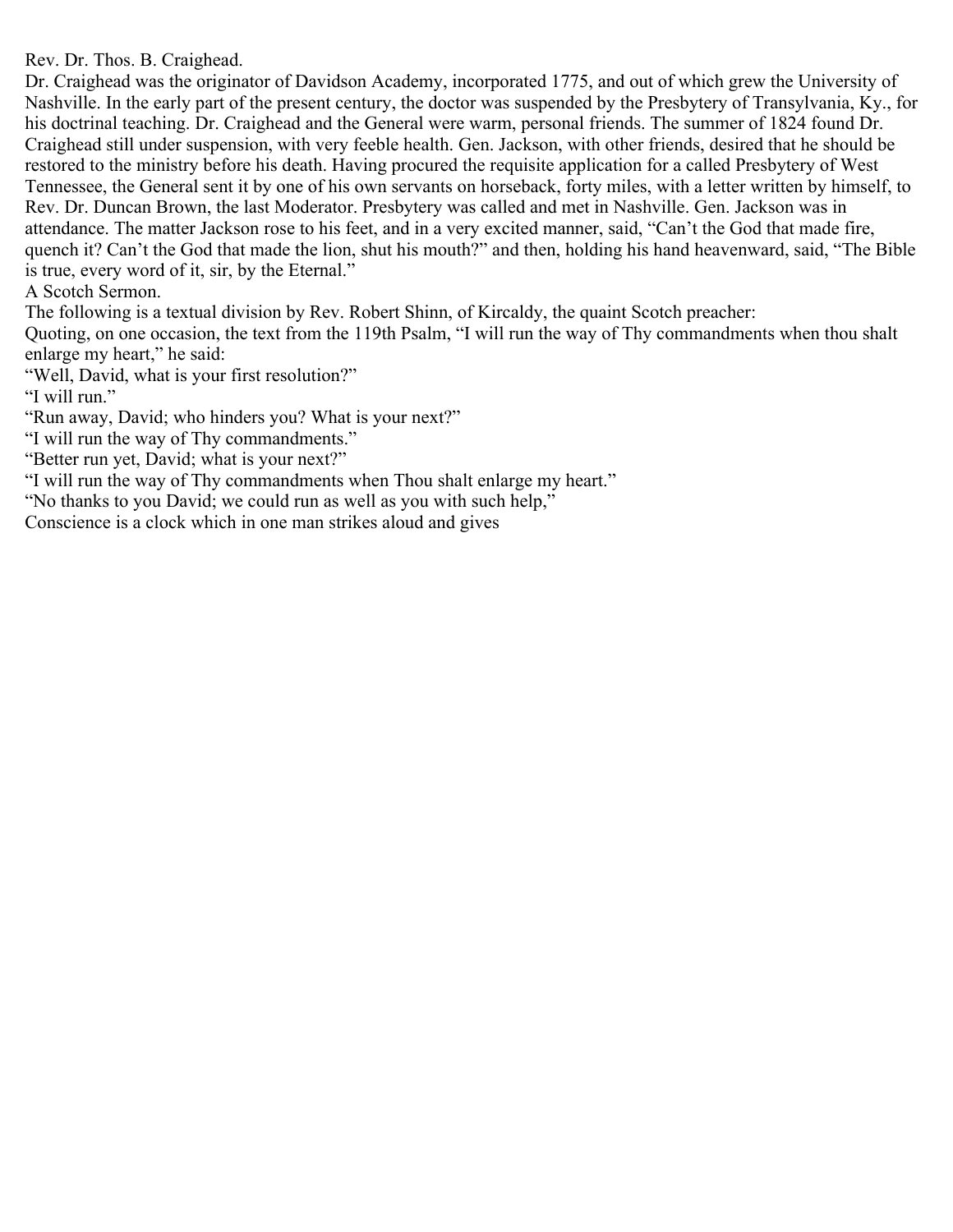## Rev. Dr. Thos. B. Craighead.

Dr. Craighead was the originator of Davidson Academy, incorporated 1775, and out of which grew the University of Nashville. In the early part of the present century, the doctor was suspended by the Presbytery of Transylvania, Ky., for his doctrinal teaching. Dr. Craighead and the General were warm, personal friends. The summer of 1824 found Dr. Craighead still under suspension, with very feeble health. Gen. Jackson, with other friends, desired that he should be restored to the ministry before his death. Having procured the requisite application for a called Presbytery of West Tennessee, the General sent it by one of his own servants on horseback, forty miles, with a letter written by himself, to Rev. Dr. Duncan Brown, the last Moderator. Presbytery was called and met in Nashville. Gen. Jackson was in attendance. The matter Jackson rose to his feet, and in a very excited manner, said, "Can't the God that made fire, quench it? Can't the God that made the lion, shut his mouth?" and then, holding his hand heavenward, said, "The Bible is true, every word of it, sir, by the Eternal."

## A Scotch Sermon.

The following is a textual division by Rev. Robert Shinn, of Kircaldy, the quaint Scotch preacher:

Quoting, on one occasion, the text from the 119th Psalm, "I will run the way of Thy commandments when thou shalt enlarge my heart," he said:

"Well, David, what is your first resolution?"

"I will run."

"Run away, David; who hinders you? What is your next?"

"I will run the way of Thy commandments."

"Better run yet, David; what is your next?"

"I will run the way of Thy commandments when Thou shalt enlarge my heart."

"No thanks to you David; we could run as well as you with such help,"

Conscience is a clock which in one man strikes aloud and gives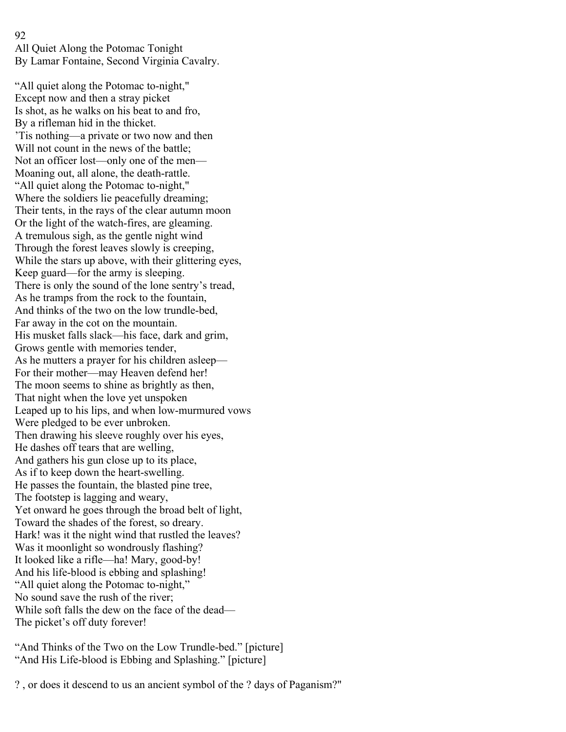# All Quiet Along the Potomac Tonight

By Lamar Fontaine, Second Virginia Cavalry.

"All quiet along the Potomac to-night,"
Except now and then a stray picket
Is shot, as he walks on his beat to and fro,
By a rifleman hid in the thicket.
'Tis nothing—a private or two now and then
Will not count in the news of the battle;
Not an officer lost—only one of the men—
Moaning out, all alone, the death-rattle.
"All quiet along the Potomac to-night,"
Where the soldiers lie peacefully dreaming;
Their tents, in the rays of the clear autumn moon
Or the light of the watch-fires, are gleaming.
A tremulous sigh, as the gentle night wind
Through the forest leaves slowly is creeping,
While the stars up above, with their glittering eyes,
Keep guard—for the army is sleeping.
There is only the sound of the lone sentry's tread,
As he tramps from the rock to the fountain,
And thinks of the two on the low trundle-bed,
Far away in the cot on the mountain.
His musket falls slack—his face, dark and grim,
Grows gentle with memories tender,
As he mutters a prayer for his children asleep—
For their mother—may Heaven defend her!
The moon seems to shine as brightly as then,
That night when the love yet unspoken
Leaped up to his lips, and when low-murmured vows
Were pledged to be ever unbroken.
Then drawing his sleeve roughly over his eyes,
He dashes off tears that are welling,
And gathers his gun close up to its place,
As if to keep down the heart-swelling.
He passes the fountain, the blasted pine tree,
The footstep is lagging and weary,
Yet onward he goes through the broad belt of light,
Toward the shades of the forest, so dreary.
Hark! was it the night wind that rustled the leaves?
Was it moonlight so wondrously flashing?
It looked like a rifle—ha! Mary, good-by!
And his life-blood is ebbing and splashing!
"All quiet along the Potomac to-night,"
No sound save the rush of the river;
While soft falls the dew on the face of the dead—
The picket's off duty forever!

"And Thinks of the Two on the Low Trundle-bed." [picture]
"And His Life-blood is Ebbing and Splashing." [picture]

? , or does it descend to us an ancient symbol of the ? days of Paganism?"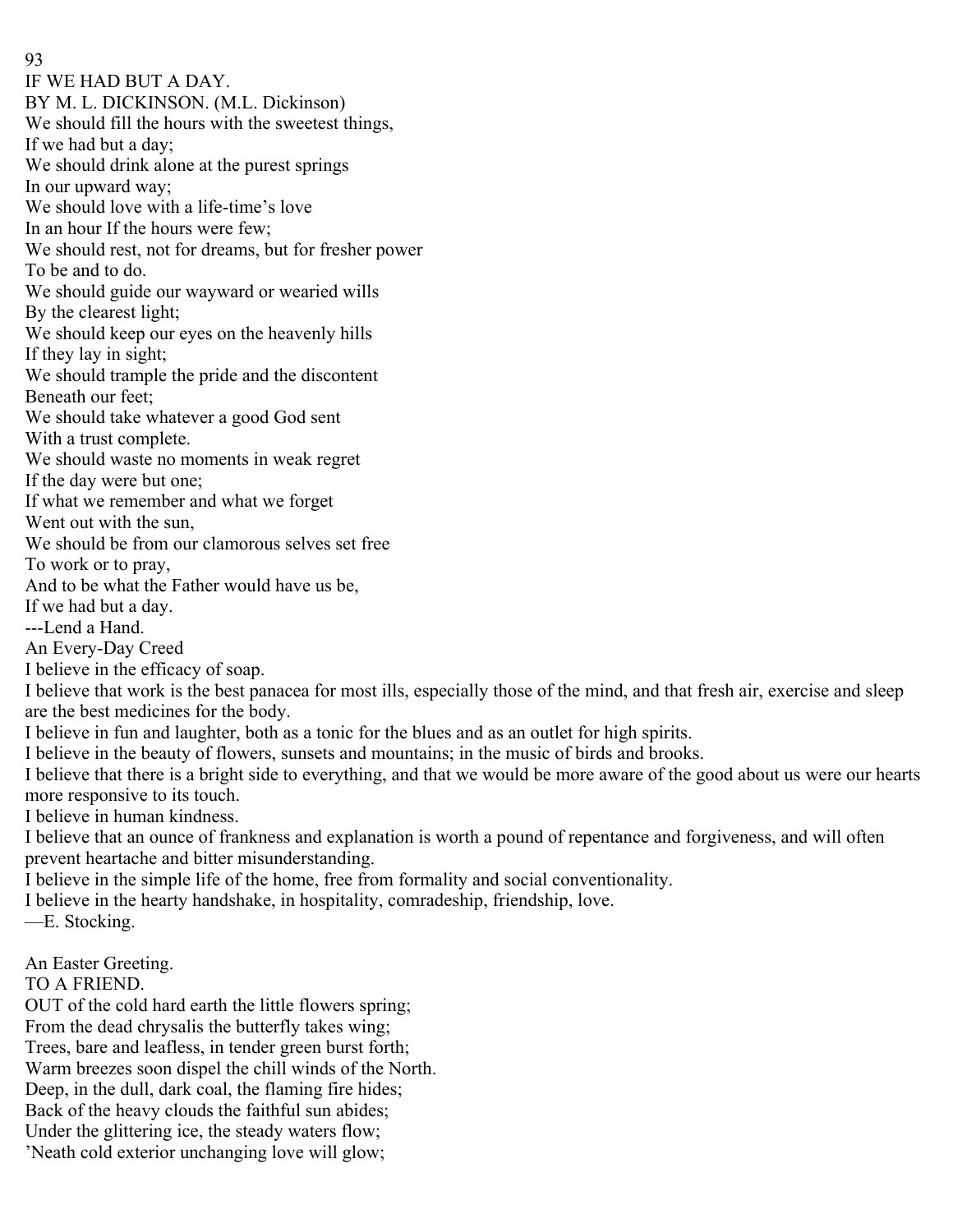## IF WE HAD BUT A DAY.

BY M. L. DICKINSON. (M.L. Dickinson)

We should fill the hours with the sweetest things,
If we had but a day;
We should drink alone at the purest springs
In our upward way;
We should love with a life-time's love
In an hour If the hours were few;
We should rest, not for dreams, but for fresher power
To be and to do.
We should guide our wayward or wearied wills
By the clearest light;
We should keep our eyes on the heavenly hills
If they lay in sight;
We should trample the pride and the discontent
Beneath our feet;
We should take whatever a good God sent
With a trust complete.
We should waste no moments in weak regret
If the day were but one;
If what we remember and what we forget
Went out with the sun,
We should be from our clamorous selves set free
To work or to pray,
And to be what the Father would have us be,
If we had but a day.

---Lend a Hand.

## An Every-Day Creed

I believe in the efficacy of soap.

I believe that work is the best panacea for most ills, especially those of the mind, and that fresh air, exercise and sleep are the best medicines for the body.

I believe in fun and laughter, both as a tonic for the blues and as an outlet for high spirits.

I believe in the beauty of flowers, sunsets and mountains; in the music of birds and brooks.

I believe that there is a bright side to everything, and that we would be more aware of the good about us were our hearts more responsive to its touch.

I believe in human kindness.

I believe that an ounce of frankness and explanation is worth a pound of repentance and forgiveness, and will often prevent heartache and bitter misunderstanding.

I believe in the simple life of the home, free from formality and social conventionality.

I believe in the hearty handshake, in hospitality, comradeship, friendship, love.

—E. Stocking.

## An Easter Greeting.

TO A FRIEND.

OUT of the cold hard earth the little flowers spring;
From the dead chrysalis the butterfly takes wing;
Trees, bare and leafless, in tender green burst forth;
Warm breezes soon dispel the chill winds of the North.
Deep, in the dull, dark coal, the flaming fire hides;
Back of the heavy clouds the faithful sun abides;
Under the glittering ice, the steady waters flow;
'Neath cold exterior unchanging love will glow;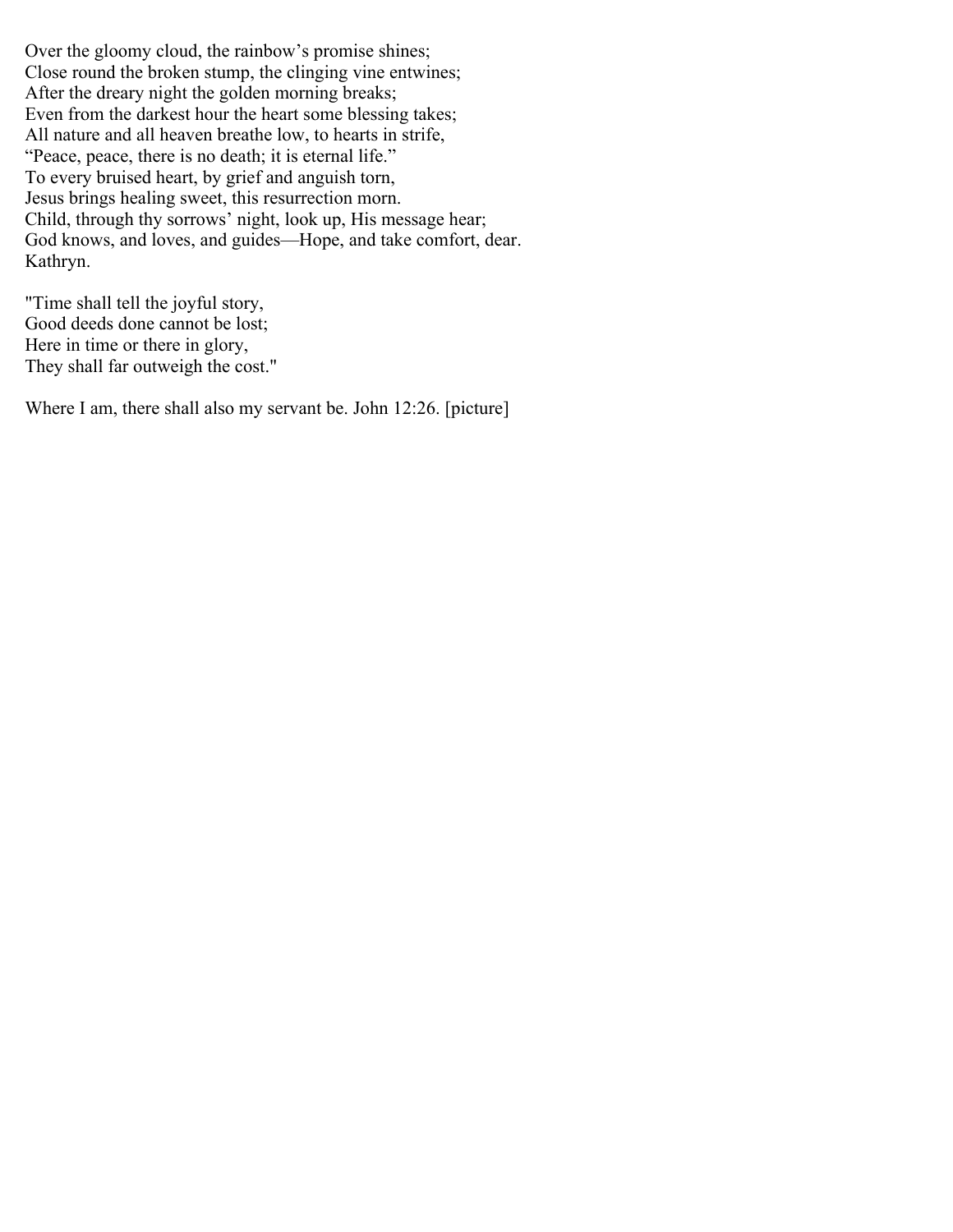Over the gloomy cloud, the rainbow's promise shines;
Close round the broken stump, the clinging vine entwines;
After the dreary night the golden morning breaks;
Even from the darkest hour the heart some blessing takes;
All nature and all heaven breathe low, to hearts in strife,
"Peace, peace, there is no death; it is eternal life."
To every bruised heart, by grief and anguish torn,
Jesus brings healing sweet, this resurrection morn.
Child, through thy sorrows' night, look up, His message hear;
God knows, and loves, and guides—Hope, and take comfort, dear.
Kathryn.

"Time shall tell the joyful story,
Good deeds done cannot be lost;
Here in time or there in glory,
They shall far outweigh the cost."

Where I am, there shall also my servant be. John 12:26. [picture]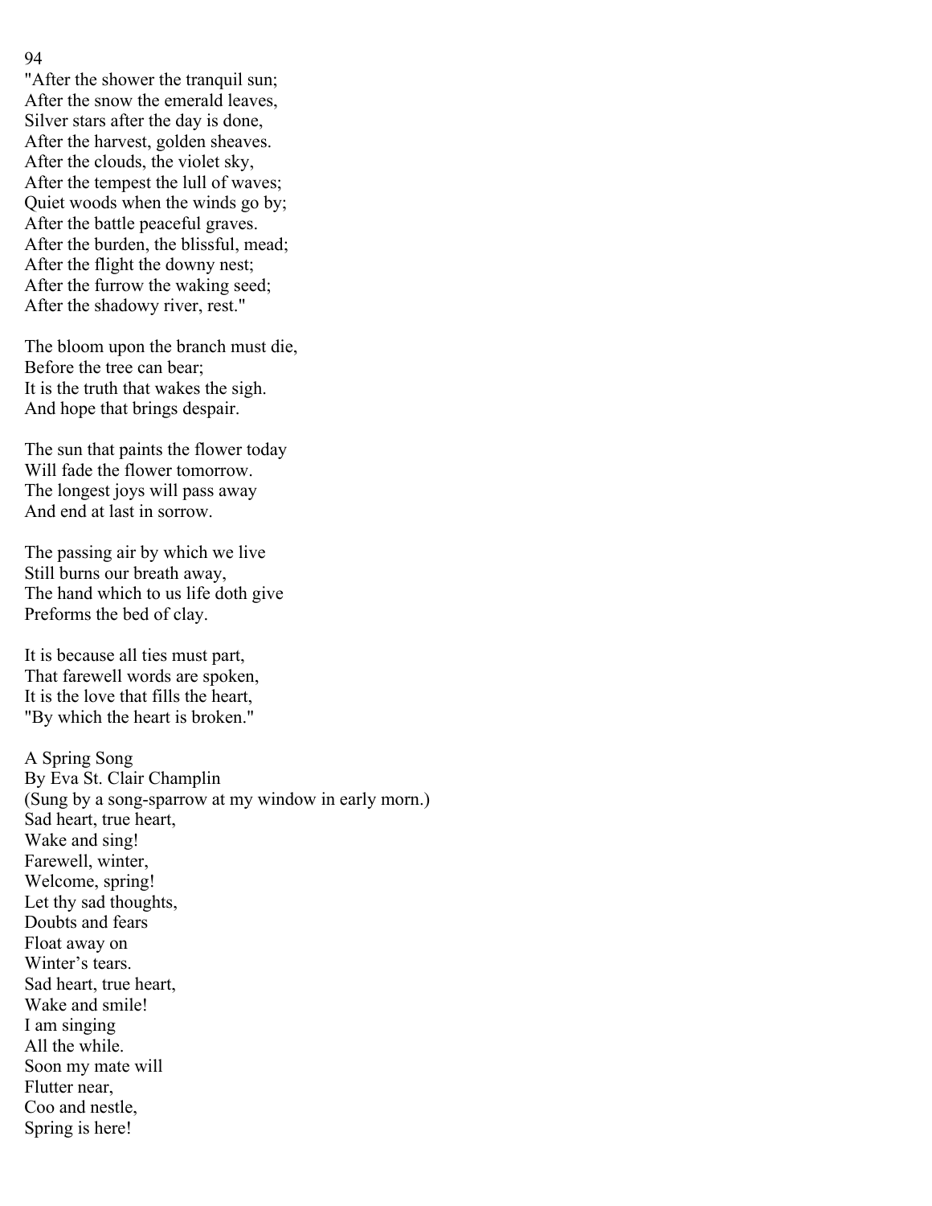"After the shower the tranquil sun;
After the snow the emerald leaves,
Silver stars after the day is done,
After the harvest, golden sheaves.
After the clouds, the violet sky,
After the tempest the lull of waves;
Quiet woods when the winds go by;
After the battle peaceful graves.
After the burden, the blissful, mead;
After the flight the downy nest;
After the furrow the waking seed;
After the shadowy river, rest."

The bloom upon the branch must die,
Before the tree can bear;
It is the truth that wakes the sigh.
And hope that brings despair.

The sun that paints the flower today
Will fade the flower tomorrow.
The longest joys will pass away
And end at last in sorrow.

The passing air by which we live
Still burns our breath away,
The hand which to us life doth give
Preforms the bed of clay.

It is because all ties must part,
That farewell words are spoken,
It is the love that fills the heart,
"By which the heart is broken."

## A Spring Song

By Eva St. Clair Champlin

(Sung by a song-sparrow at my window in early morn.)

Sad heart, true heart,
Wake and sing!
Farewell, winter,
Welcome, spring!
Let thy sad thoughts,
Doubts and fears
Float away on
Winter's tears.
Sad heart, true heart,
Wake and smile!
I am singing
All the while.
Soon my mate will
Flutter near,
Coo and nestle,
Spring is here!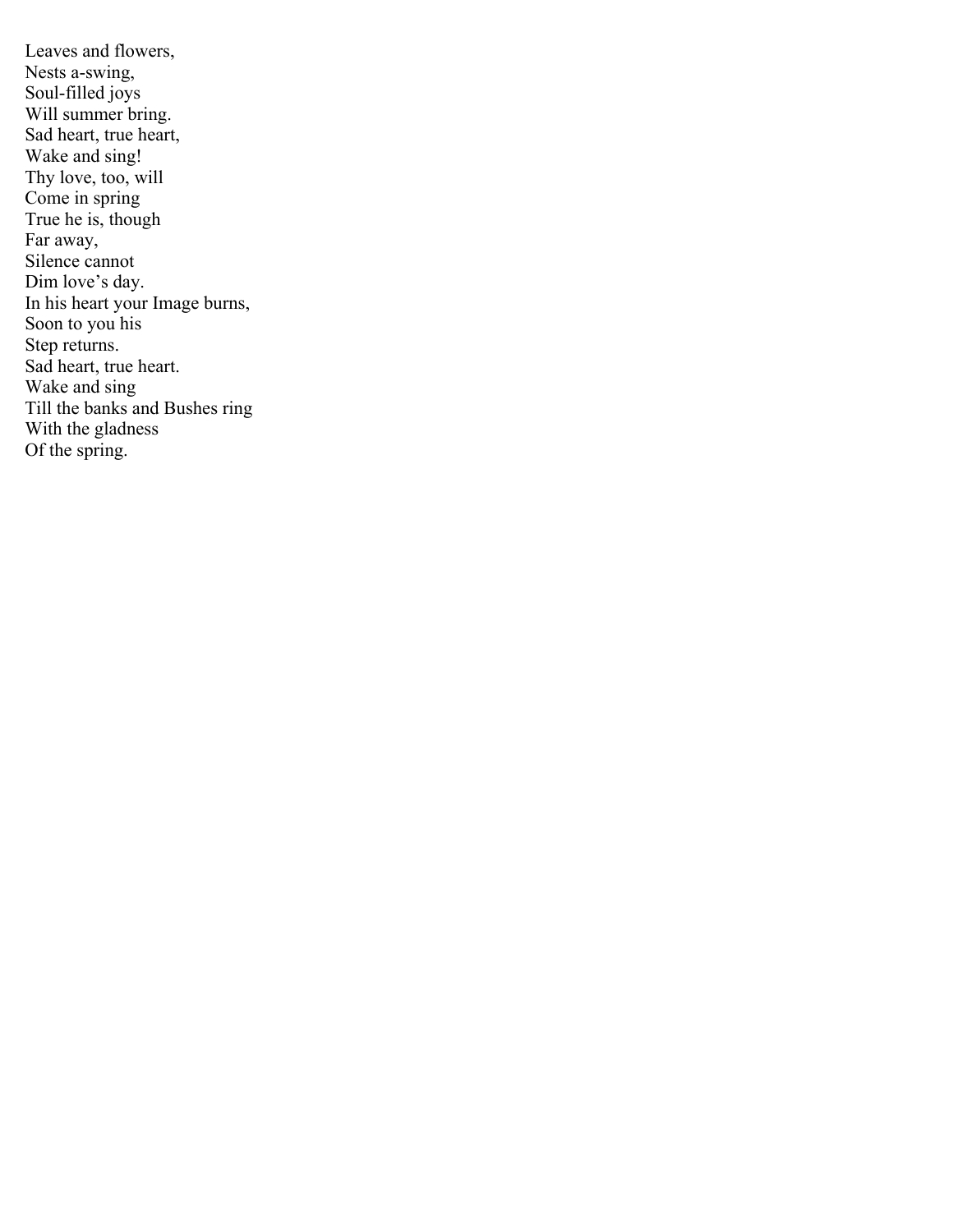Leaves and flowers,  
Nests a-swing,  
Soul-filled joys  
Will summer bring.  
Sad heart, true heart,  
Wake and sing!  
Thy love, too, will  
Come in spring  
True he is, though  
Far away,  
Silence cannot  
Dim love's day.  
In his heart your Image burns,  
Soon to you his  
Step returns.  
Sad heart, true heart.  
Wake and sing  
Till the banks and Bushes ring  
With the gladness  
Of the spring.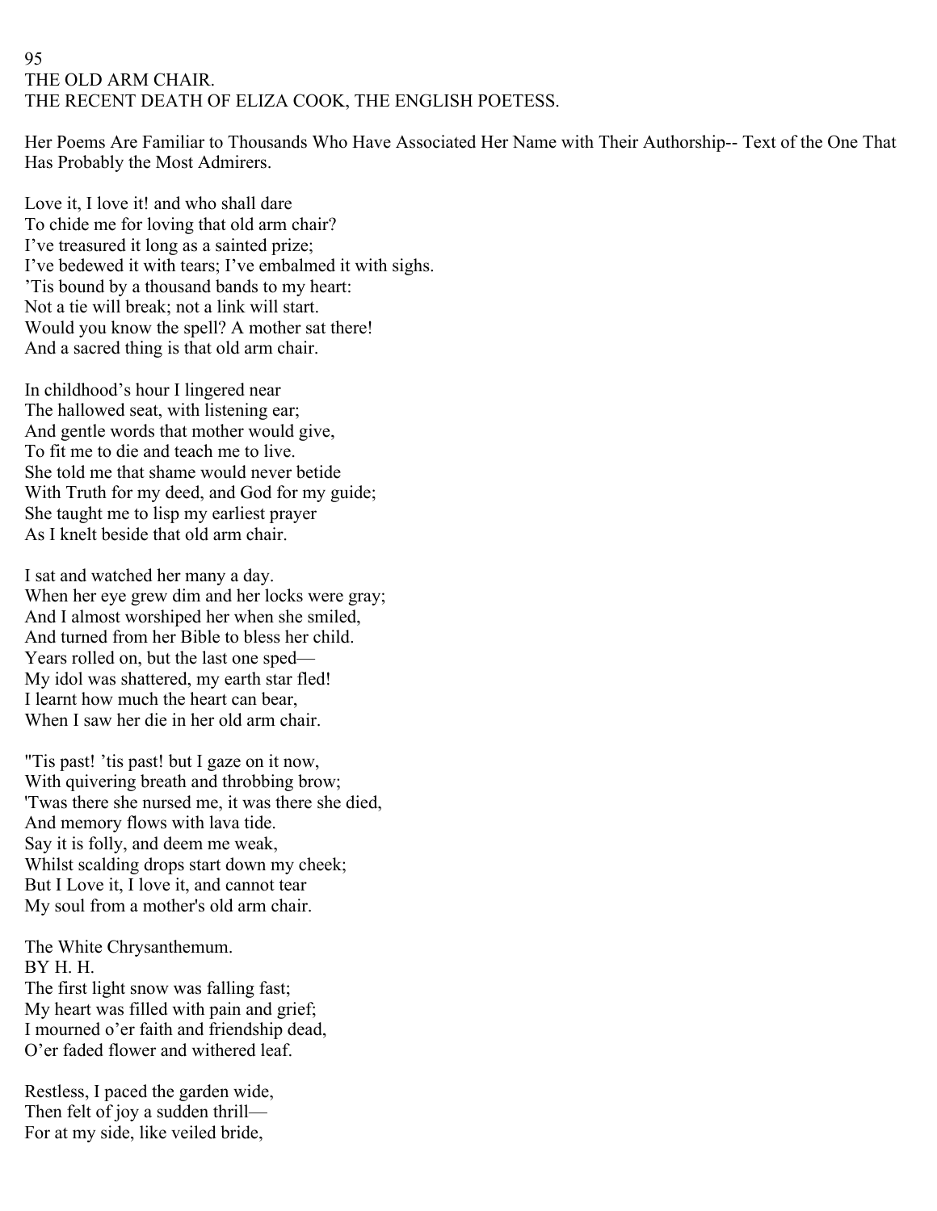95
# THE OLD ARM CHAIR.
## THE RECENT DEATH OF ELIZA COOK, THE ENGLISH POETESS.

Her Poems Are Familiar to Thousands Who Have Associated Her Name with Their Authorship-- Text of the One That Has Probably the Most Admirers.

Love it, I love it! and who shall dare  
To chide me for loving that old arm chair?  
I've treasured it long as a sainted prize;  
I've bedewed it with tears; I've embalmed it with sighs.  
'Tis bound by a thousand bands to my heart:  
Not a tie will break; not a link will start.  
Would you know the spell? A mother sat there!  
And a sacred thing is that old arm chair.

In childhood's hour I lingered near  
The hallowed seat, with listening ear;  
And gentle words that mother would give,  
To fit me to die and teach me to live.  
She told me that shame would never betide  
With Truth for my deed, and God for my guide;  
She taught me to lisp my earliest prayer  
As I knelt beside that old arm chair.

I sat and watched her many a day.  
When her eye grew dim and her locks were gray;  
And I almost worshiped her when she smiled,  
And turned from her Bible to bless her child.  
Years rolled on, but the last one sped—  
My idol was shattered, my earth star fled!  
I learnt how much the heart can bear,  
When I saw her die in her old arm chair.

"Tis past! 'tis past! but I gaze on it now,  
With quivering breath and throbbing brow;  
'Twas there she nursed me, it was there she died,  
And memory flows with lava tide.  
Say it is folly, and deem me weak,  
Whilst scalding drops start down my cheek;  
But I Love it, I love it, and cannot tear  
My soul from a mother's old arm chair.

## The White Chrysanthemum.
BY H. H.

The first light snow was falling fast;  
My heart was filled with pain and grief;  
I mourned o'er faith and friendship dead,  
O'er faded flower and withered leaf.

Restless, I paced the garden wide,  
Then felt of joy a sudden thrill—  
For at my side, like veiled bride,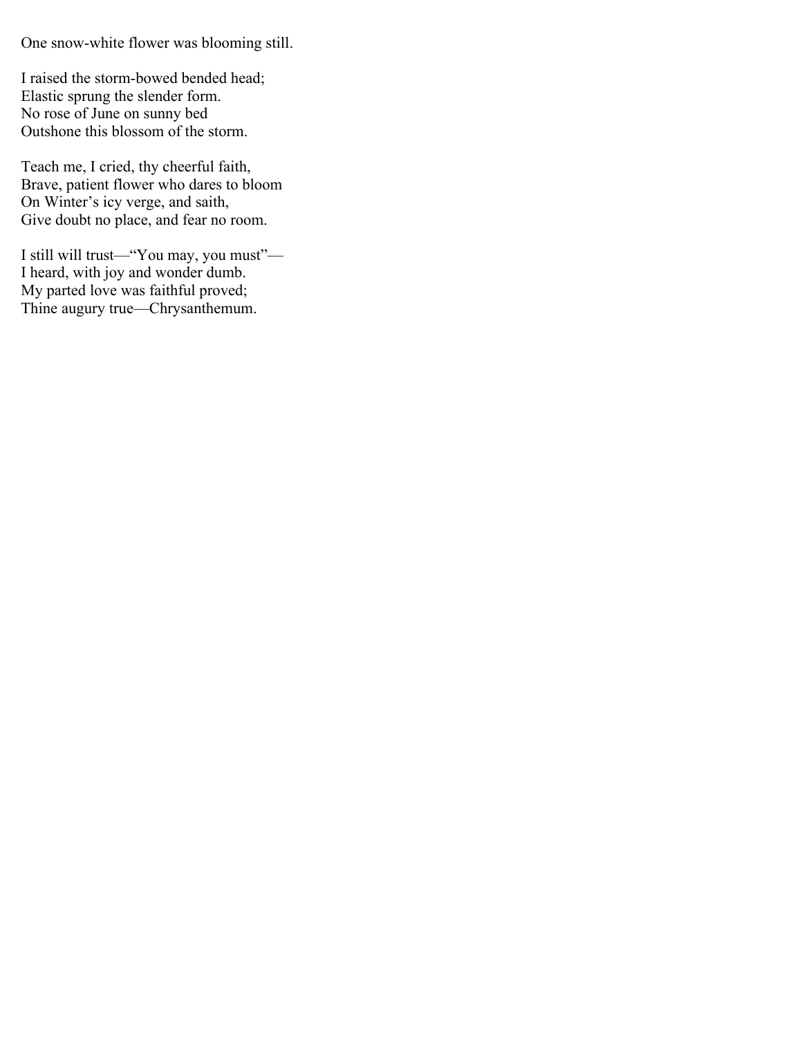One snow-white flower was blooming still.

I raised the storm-bowed bended head;
Elastic sprung the slender form.
No rose of June on sunny bed
Outshone this blossom of the storm.

Teach me, I cried, thy cheerful faith,
Brave, patient flower who dares to bloom
On Winter's icy verge, and saith,
Give doubt no place, and fear no room.

I still will trust—"You may, you must"—
I heard, with joy and wonder dumb.
My parted love was faithful proved;
Thine augury true—Chrysanthemum.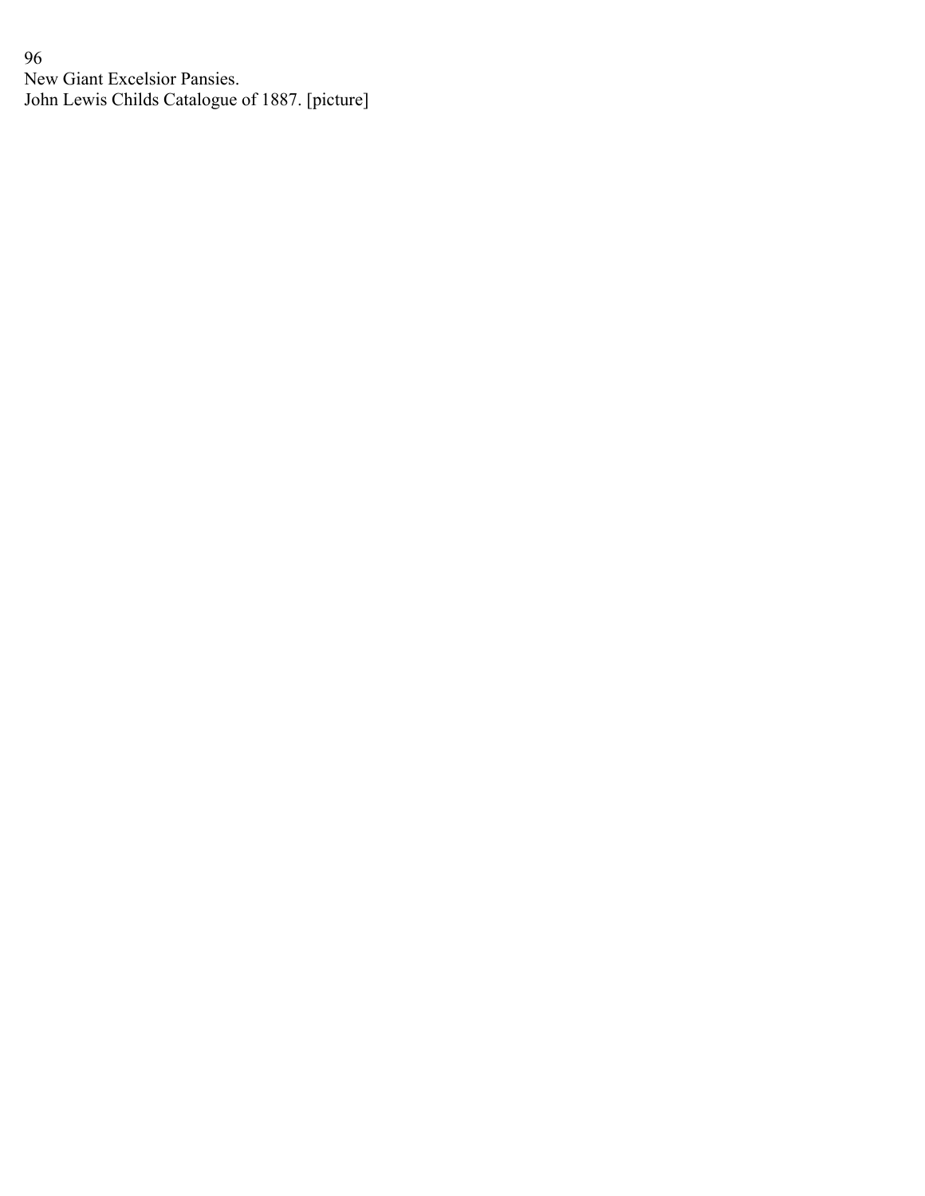New Giant Excelsior Pansies.
John Lewis Childs Catalogue of 1887. [picture]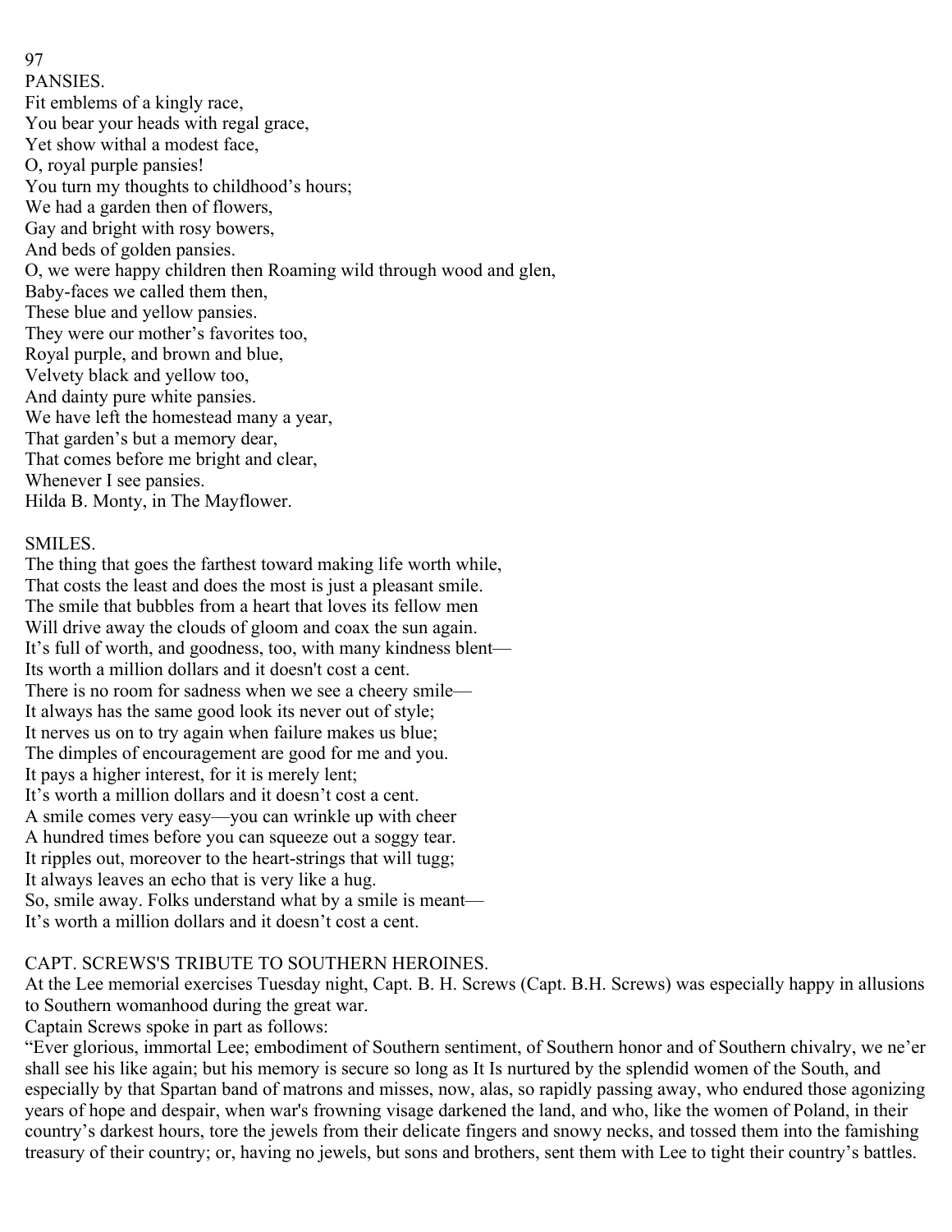## PANSIES.

Fit emblems of a kingly race,
You bear your heads with regal grace,
Yet show withal a modest face,
O, royal purple pansies!
You turn my thoughts to childhood's hours;
We had a garden then of flowers,
Gay and bright with rosy bowers,
And beds of golden pansies.
O, we were happy children then Roaming wild through wood and glen,
Baby-faces we called them then,
These blue and yellow pansies.
They were our mother's favorites too,
Royal purple, and brown and blue,
Velvety black and yellow too,
And dainty pure white pansies.
We have left the homestead many a year,
That garden's but a memory dear,
That comes before me bright and clear,
Whenever I see pansies.
Hilda B. Monty, in The Mayflower.

## SMILES.

The thing that goes the farthest toward making life worth while,
That costs the least and does the most is just a pleasant smile.
The smile that bubbles from a heart that loves its fellow men
Will drive away the clouds of gloom and coax the sun again.
It's full of worth, and goodness, too, with many kindness blent—
Its worth a million dollars and it doesn't cost a cent.
There is no room for sadness when we see a cheery smile—
It always has the same good look its never out of style;
It nerves us on to try again when failure makes us blue;
The dimples of encouragement are good for me and you.
It pays a higher interest, for it is merely lent;
It's worth a million dollars and it doesn't cost a cent.
A smile comes very easy—you can wrinkle up with cheer
A hundred times before you can squeeze out a soggy tear.
It ripples out, moreover to the heart-strings that will tugg;
It always leaves an echo that is very like a hug.
So, smile away. Folks understand what by a smile is meant—
It's worth a million dollars and it doesn't cost a cent.

## CAPT. SCREWS'S TRIBUTE TO SOUTHERN HEROINES.

At the Lee memorial exercises Tuesday night, Capt. B. H. Screws (Capt. B.H. Screws) was especially happy in allusions to Southern womanhood during the great war.

Captain Screws spoke in part as follows:

"Ever glorious, immortal Lee; embodiment of Southern sentiment, of Southern honor and of Southern chivalry, we ne'er shall see his like again; but his memory is secure so long as It Is nurtured by the splendid women of the South, and especially by that Spartan band of matrons and misses, now, alas, so rapidly passing away, who endured those agonizing years of hope and despair, when war's frowning visage darkened the land, and who, like the women of Poland, in their country's darkest hours, tore the jewels from their delicate fingers and snowy necks, and tossed them into the famishing treasury of their country; or, having no jewels, but sons and brothers, sent them with Lee to tight their country's battles.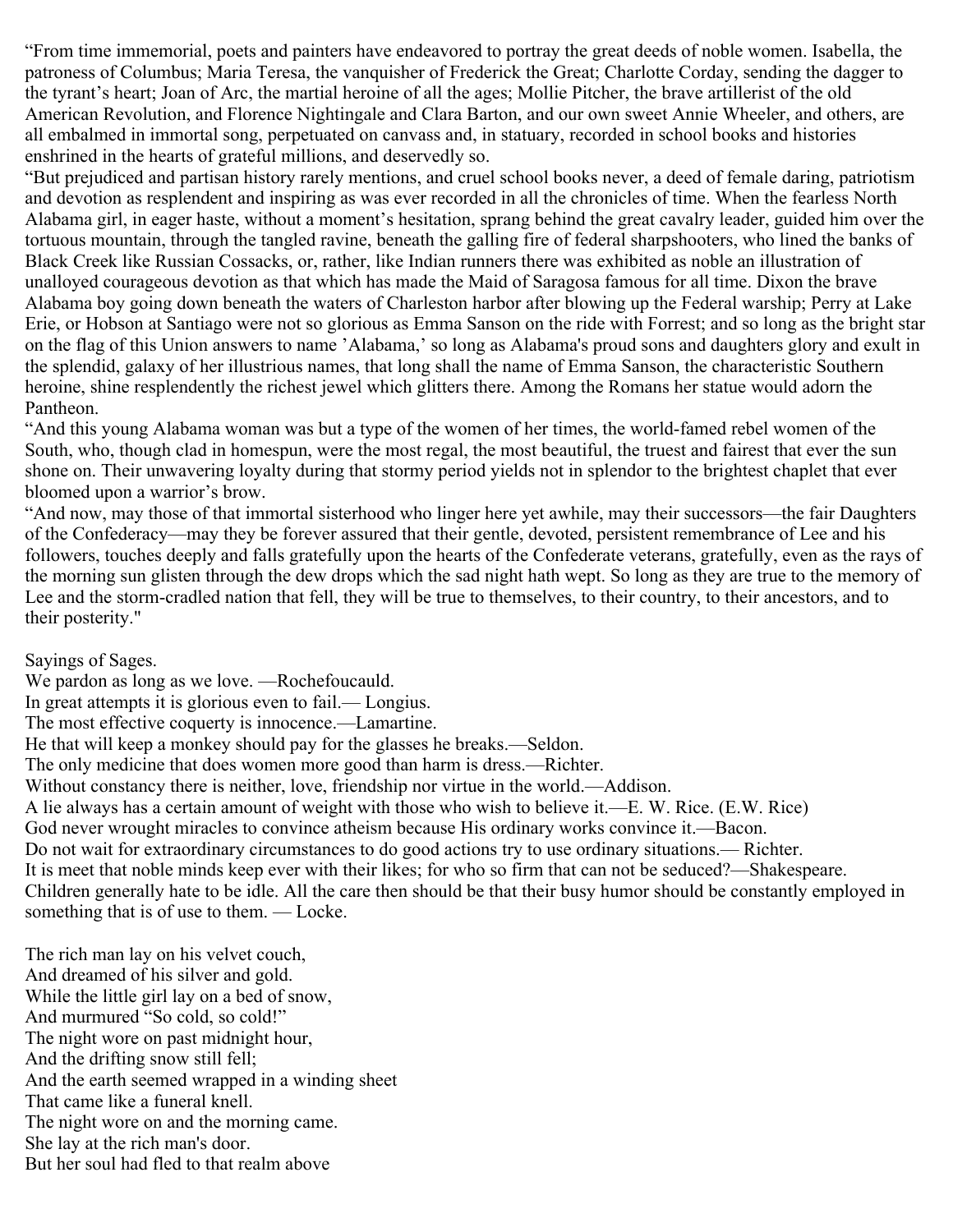"From time immemorial, poets and painters have endeavored to portray the great deeds of noble women. Isabella, the patroness of Columbus; Maria Teresa, the vanquisher of Frederick the Great; Charlotte Corday, sending the dagger to the tyrant's heart; Joan of Arc, the martial heroine of all the ages; Mollie Pitcher, the brave artillerist of the old American Revolution, and Florence Nightingale and Clara Barton, and our own sweet Annie Wheeler, and others, are all embalmed in immortal song, perpetuated on canvass and, in statuary, recorded in school books and histories enshrined in the hearts of grateful millions, and deservedly so.

"But prejudiced and partisan history rarely mentions, and cruel school books never, a deed of female daring, patriotism and devotion as resplendent and inspiring as was ever recorded in all the chronicles of time. When the fearless North Alabama girl, in eager haste, without a moment's hesitation, sprang behind the great cavalry leader, guided him over the tortuous mountain, through the tangled ravine, beneath the galling fire of federal sharpshooters, who lined the banks of Black Creek like Russian Cossacks, or, rather, like Indian runners there was exhibited as noble an illustration of unalloyed courageous devotion as that which has made the Maid of Saragosa famous for all time. Dixon the brave Alabama boy going down beneath the waters of Charleston harbor after blowing up the Federal warship; Perry at Lake Erie, or Hobson at Santiago were not so glorious as Emma Sanson on the ride with Forrest; and so long as the bright star on the flag of this Union answers to name 'Alabama,' so long as Alabama's proud sons and daughters glory and exult in the splendid, galaxy of her illustrious names, that long shall the name of Emma Sanson, the characteristic Southern heroine, shine resplendently the richest jewel which glitters there. Among the Romans her statue would adorn the Pantheon.

"And this young Alabama woman was but a type of the women of her times, the world-famed rebel women of the South, who, though clad in homespun, were the most regal, the most beautiful, the truest and fairest that ever the sun shone on. Their unwavering loyalty during that stormy period yields not in splendor to the brightest chaplet that ever bloomed upon a warrior's brow.

"And now, may those of that immortal sisterhood who linger here yet awhile, may their successors—the fair Daughters of the Confederacy—may they be forever assured that their gentle, devoted, persistent remembrance of Lee and his followers, touches deeply and falls gratefully upon the hearts of the Confederate veterans, gratefully, even as the rays of the morning sun glisten through the dew drops which the sad night hath wept. So long as they are true to the memory of Lee and the storm-cradled nation that fell, they will be true to themselves, to their country, to their ancestors, and to their posterity."

Sayings of Sages.

We pardon as long as we love. —Rochefoucauld.

In great attempts it is glorious even to fail.— Longius.

The most effective coquerty is innocence.—Lamartine.

He that will keep a monkey should pay for the glasses he breaks.—Seldon.

The only medicine that does women more good than harm is dress.—Richter.

Without constancy there is neither, love, friendship nor virtue in the world.—Addison.

A lie always has a certain amount of weight with those who wish to believe it.—E. W. Rice. (E.W. Rice)

God never wrought miracles to convince atheism because His ordinary works convince it.—Bacon.

Do not wait for extraordinary circumstances to do good actions try to use ordinary situations.— Richter.

It is meet that noble minds keep ever with their likes; for who so firm that can not be seduced?—Shakespeare.

Children generally hate to be idle. All the care then should be that their busy humor should be constantly employed in something that is of use to them. — Locke.

The rich man lay on his velvet couch,
And dreamed of his silver and gold.
While the little girl lay on a bed of snow,
And murmured "So cold, so cold!"
The night wore on past midnight hour,
And the drifting snow still fell;
And the earth seemed wrapped in a winding sheet
That came like a funeral knell.
The night wore on and the morning came.
She lay at the rich man's door.
But her soul had fled to that realm above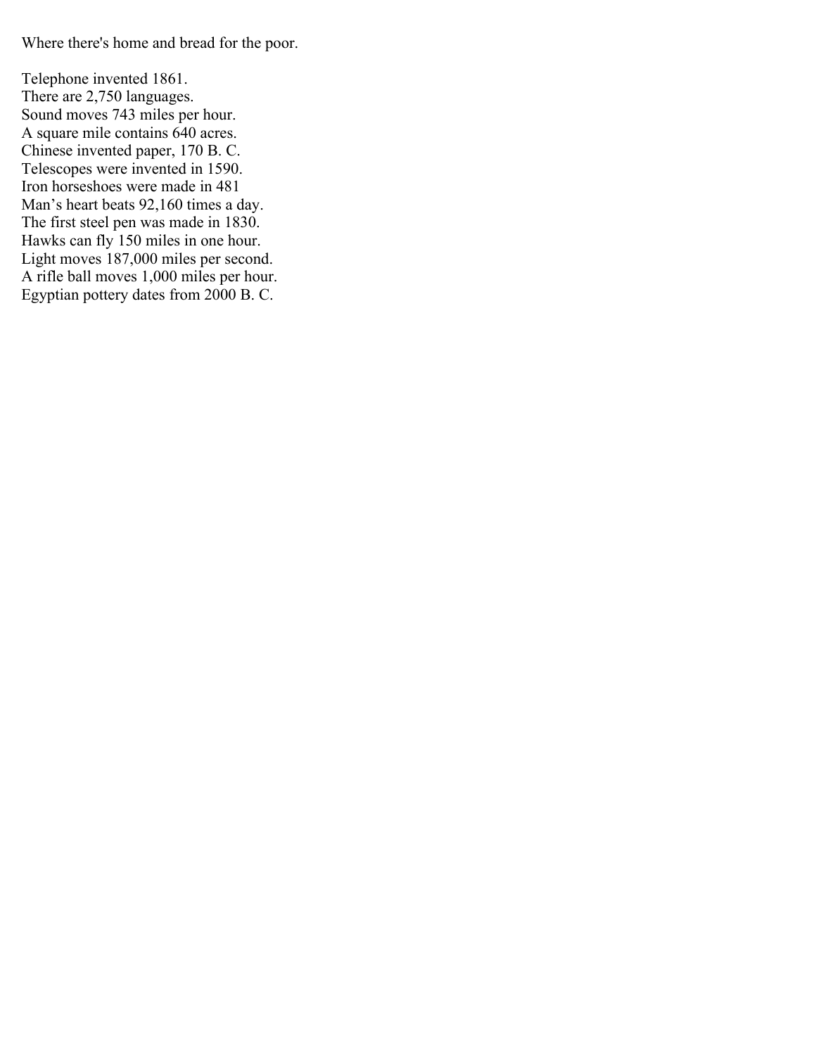Where there's home and bread for the poor.

Telephone invented 1861.
There are 2,750 languages.
Sound moves 743 miles per hour.
A square mile contains 640 acres.
Chinese invented paper, 170 B. C.
Telescopes were invented in 1590.
Iron horseshoes were made in 481
Man's heart beats 92,160 times a day.
The first steel pen was made in 1830.
Hawks can fly 150 miles in one hour.
Light moves 187,000 miles per second.
A rifle ball moves 1,000 miles per hour.
Egyptian pottery dates from 2000 B. C.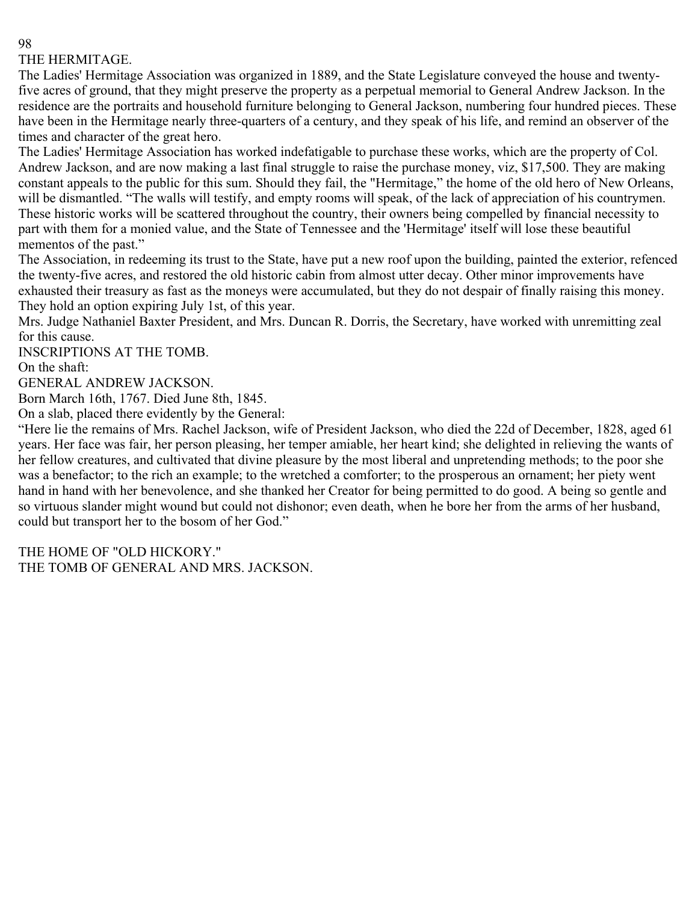# THE HERMITAGE.

The Ladies' Hermitage Association was organized in 1889, and the State Legislature conveyed the house and twenty-five acres of ground, that they might preserve the property as a perpetual memorial to General Andrew Jackson. In the residence are the portraits and household furniture belonging to General Jackson, numbering four hundred pieces. These have been in the Hermitage nearly three-quarters of a century, and they speak of his life, and remind an observer of the times and character of the great hero.

The Ladies' Hermitage Association has worked indefatigable to purchase these works, which are the property of Col. Andrew Jackson, and are now making a last final struggle to raise the purchase money, viz, $17,500. They are making constant appeals to the public for this sum. Should they fail, the "Hermitage," the home of the old hero of New Orleans, will be dismantled. "The walls will testify, and empty rooms will speak, of the lack of appreciation of his countrymen. These historic works will be scattered throughout the country, their owners being compelled by financial necessity to part with them for a monied value, and the State of Tennessee and the 'Hermitage' itself will lose these beautiful mementos of the past."

The Association, in redeeming its trust to the State, have put a new roof upon the building, painted the exterior, refenced the twenty-five acres, and restored the old historic cabin from almost utter decay. Other minor improvements have exhausted their treasury as fast as the moneys were accumulated, but they do not despair of finally raising this money. They hold an option expiring July 1st, of this year.

Mrs. Judge Nathaniel Baxter President, and Mrs. Duncan R. Dorris, the Secretary, have worked with unremitting zeal for this cause.

## INSCRIPTIONS AT THE TOMB.

On the shaft:

GENERAL ANDREW JACKSON.

Born March 16th, 1767. Died June 8th, 1845.

On a slab, placed there evidently by the General:

"Here lie the remains of Mrs. Rachel Jackson, wife of President Jackson, who died the 22d of December, 1828, aged 61 years. Her face was fair, her person pleasing, her temper amiable, her heart kind; she delighted in relieving the wants of her fellow creatures, and cultivated that divine pleasure by the most liberal and unpretending methods; to the poor she was a benefactor; to the rich an example; to the wretched a comforter; to the prosperous an ornament; her piety went hand in hand with her benevolence, and she thanked her Creator for being permitted to do good. A being so gentle and so virtuous slander might wound but could not dishonor; even death, when he bore her from the arms of her husband, could but transport her to the bosom of her God."

THE HOME OF "OLD HICKORY."

THE TOMB OF GENERAL AND MRS. JACKSON.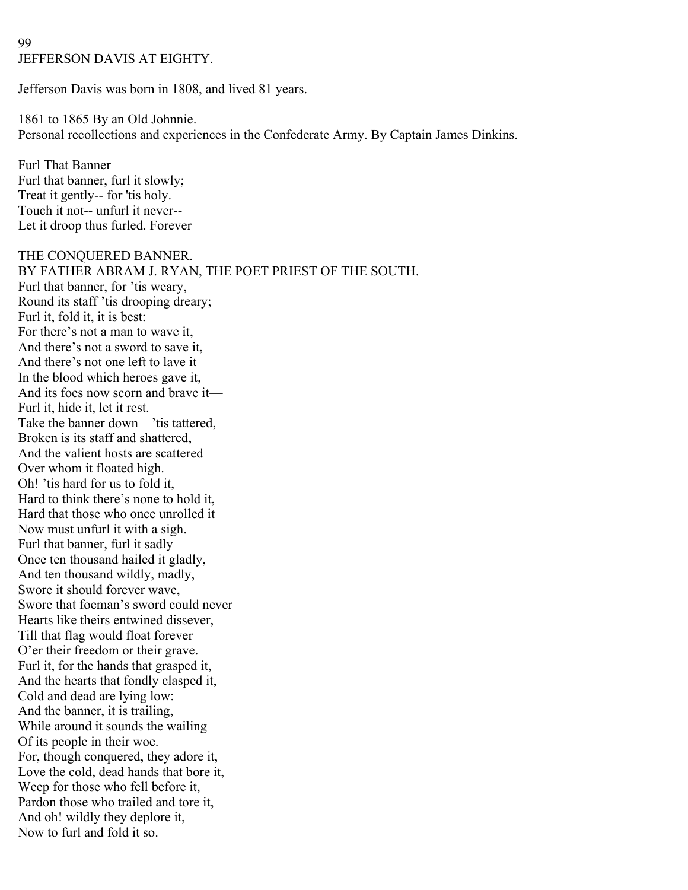99

JEFFERSON DAVIS AT EIGHTY.

Jefferson Davis was born in 1808, and lived 81 years.

1861 to 1865 By an Old Johnnie.
Personal recollections and experiences in the Confederate Army. By Captain James Dinkins.

Furl That Banner
Furl that banner, furl it slowly;
Treat it gently-- for 'tis holy.
Touch it not-- unfurl it never--
Let it droop thus furled. Forever

THE CONQUERED BANNER.
BY FATHER ABRAM J. RYAN, THE POET PRIEST OF THE SOUTH.
Furl that banner, for 'tis weary,
Round its staff 'tis drooping dreary;
Furl it, fold it, it is best:
For there's not a man to wave it,
And there's not a sword to save it,
And there's not one left to lave it
In the blood which heroes gave it,
And its foes now scorn and brave it—
Furl it, hide it, let it rest.
Take the banner down—'tis tattered,
Broken is its staff and shattered,
And the valient hosts are scattered
Over whom it floated high.
Oh! 'tis hard for us to fold it,
Hard to think there's none to hold it,
Hard that those who once unrolled it
Now must unfurl it with a sigh.
Furl that banner, furl it sadly—
Once ten thousand hailed it gladly,
And ten thousand wildly, madly,
Swore it should forever wave,
Swore that foeman's sword could never
Hearts like theirs entwined dissever,
Till that flag would float forever
O'er their freedom or their grave.
Furl it, for the hands that grasped it,
And the hearts that fondly clasped it,
Cold and dead are lying low:
And the banner, it is trailing,
While around it sounds the wailing
Of its people in their woe.
For, though conquered, they adore it,
Love the cold, dead hands that bore it,
Weep for those who fell before it,
Pardon those who trailed and tore it,
And oh! wildly they deplore it,
Now to furl and fold it so.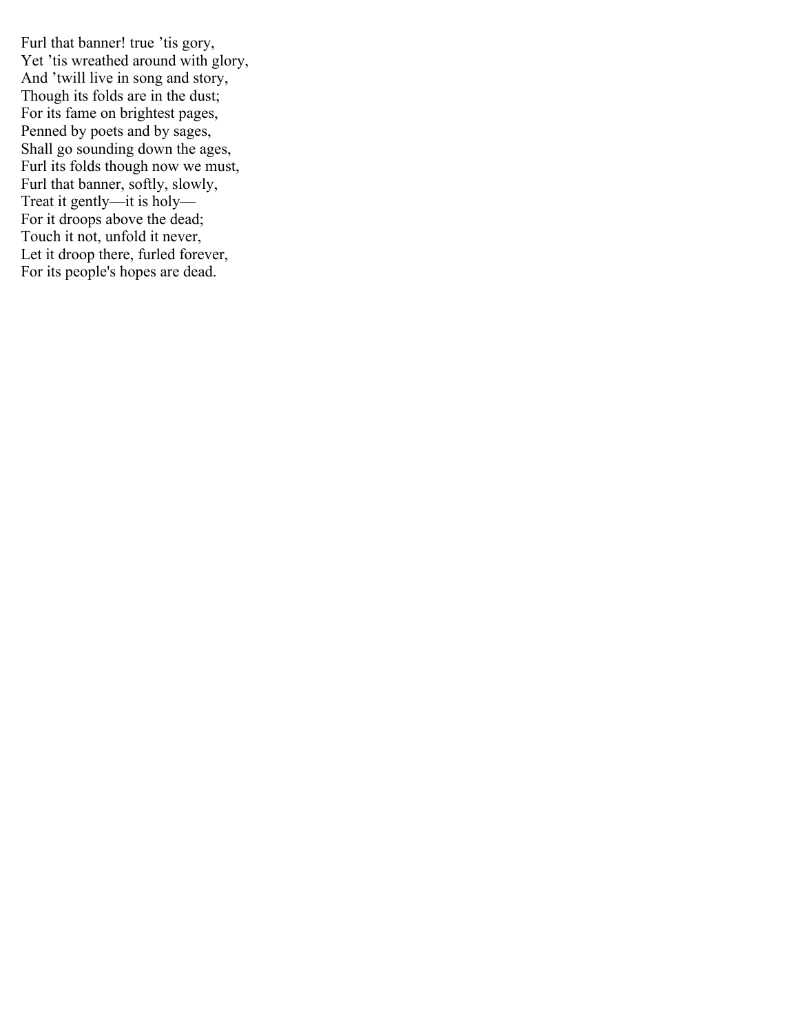Furl that banner! true 'tis gory,  
Yet 'tis wreathed around with glory,  
And 'twill live in song and story,  
Though its folds are in the dust;  
For its fame on brightest pages,  
Penned by poets and by sages,  
Shall go sounding down the ages,  
Furl its folds though now we must,  
Furl that banner, softly, slowly,  
Treat it gently—it is holy—  
For it droops above the dead;  
Touch it not, unfold it never,  
Let it droop there, furled forever,  
For its people's hopes are dead.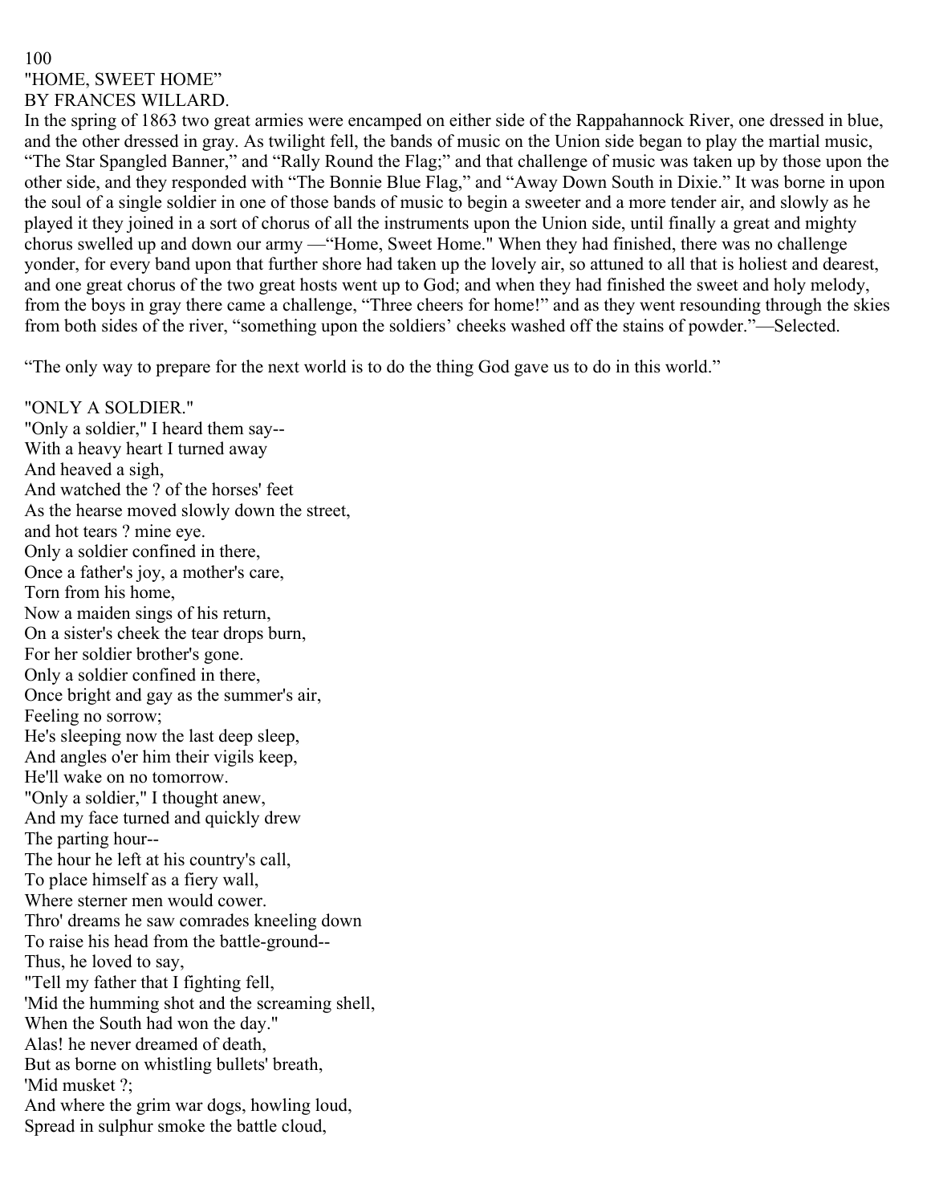## "HOME, SWEET HOME"

BY FRANCES WILLARD.

In the spring of 1863 two great armies were encamped on either side of the Rappahannock River, one dressed in blue, and the other dressed in gray. As twilight fell, the bands of music on the Union side began to play the martial music, "The Star Spangled Banner," and "Rally Round the Flag;" and that challenge of music was taken up by those upon the other side, and they responded with "The Bonnie Blue Flag," and "Away Down South in Dixie." It was borne in upon the soul of a single soldier in one of those bands of music to begin a sweeter and a more tender air, and slowly as he played it they joined in a sort of chorus of all the instruments upon the Union side, until finally a great and mighty chorus swelled up and down our army —"Home, Sweet Home." When they had finished, there was no challenge yonder, for every band upon that further shore had taken up the lovely air, so attuned to all that is holiest and dearest, and one great chorus of the two great hosts went up to God; and when they had finished the sweet and holy melody, from the boys in gray there came a challenge, "Three cheers for home!" and as they went resounding through the skies from both sides of the river, "something upon the soldiers' cheeks washed off the stains of powder."—Selected.

"The only way to prepare for the next world is to do the thing God gave us to do in this world."

## "ONLY A SOLDIER."

"Only a soldier," I heard them say--
With a heavy heart I turned away
And heaved a sigh,
And watched the ? of the horses' feet
As the hearse moved slowly down the street,
and hot tears ? mine eye.
Only a soldier confined in there,
Once a father's joy, a mother's care,
Torn from his home,
Now a maiden sings of his return,
On a sister's cheek the tear drops burn,
For her soldier brother's gone.
Only a soldier confined in there,
Once bright and gay as the summer's air,
Feeling no sorrow;
He's sleeping now the last deep sleep,
And angles o'er him their vigils keep,
He'll wake on no tomorrow.
"Only a soldier," I thought anew,
And my face turned and quickly drew
The parting hour--
The hour he left at his country's call,
To place himself as a fiery wall,
Where sterner men would cower.
Thro' dreams he saw comrades kneeling down
To raise his head from the battle-ground--
Thus, he loved to say,
"Tell my father that I fighting fell,
'Mid the humming shot and the screaming shell,
When the South had won the day."
Alas! he never dreamed of death,
But as borne on whistling bullets' breath,
'Mid musket ?;
And where the grim war dogs, howling loud,
Spread in sulphur smoke the battle cloud,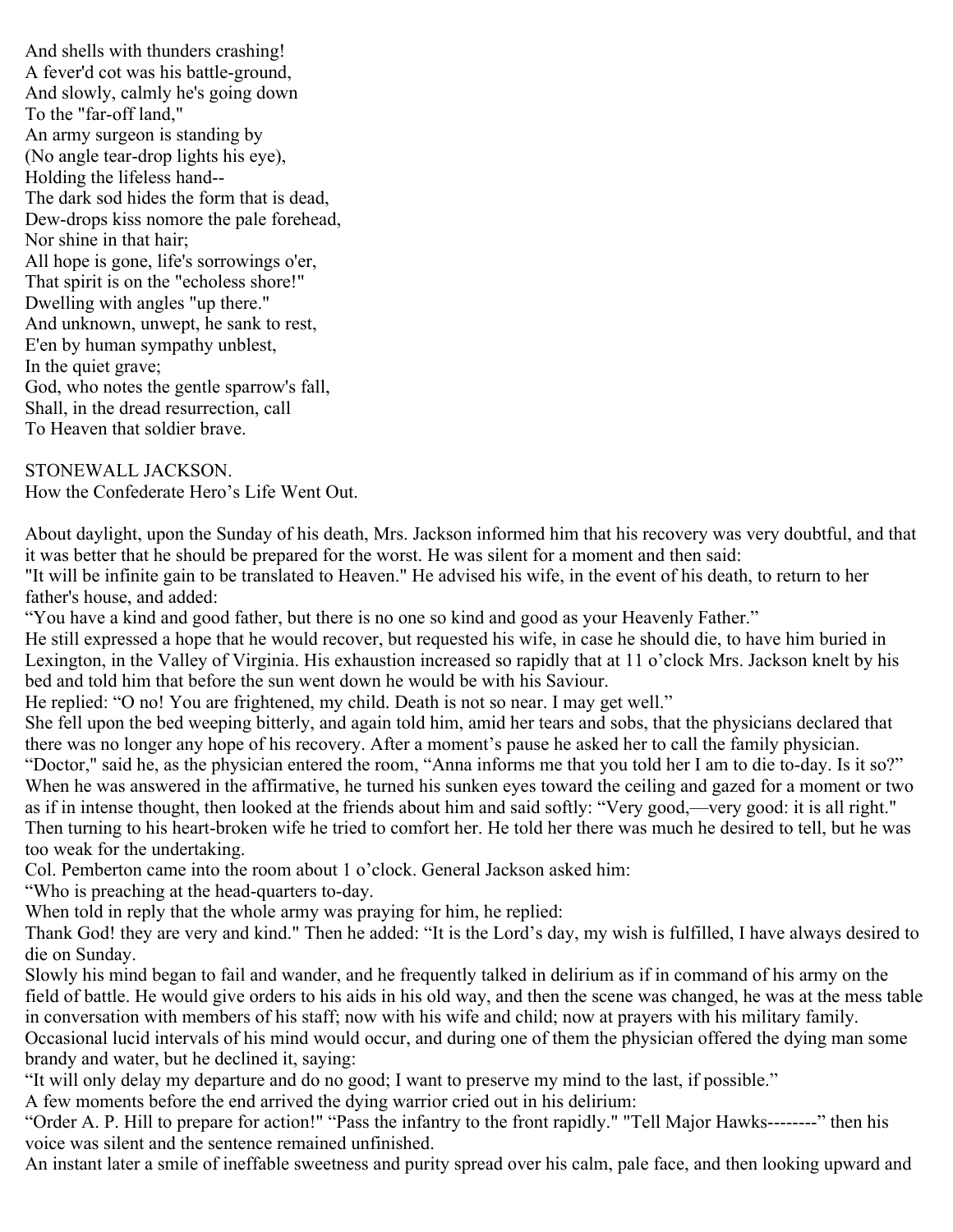And shells with thunders crashing!
A fever'd cot was his battle-ground,
And slowly, calmly he's going down
To the "far-off land,"
An army surgeon is standing by
(No angle tear-drop lights his eye),
Holding the lifeless hand--
The dark sod hides the form that is dead,
Dew-drops kiss nomore the pale forehead,
Nor shine in that hair;
All hope is gone, life's sorrowings o'er,
That spirit is on the "echoless shore!"
Dwelling with angles "up there."
And unknown, unwept, he sank to rest,
E'en by human sympathy unblest,
In the quiet grave;
God, who notes the gentle sparrow's fall,
Shall, in the dread resurrection, call
To Heaven that soldier brave.

STONEWALL JACKSON.
How the Confederate Hero's Life Went Out.

About daylight, upon the Sunday of his death, Mrs. Jackson informed him that his recovery was very doubtful, and that it was better that he should be prepared for the worst. He was silent for a moment and then said:
"It will be infinite gain to be translated to Heaven." He advised his wife, in the event of his death, to return to her father's house, and added:
"You have a kind and good father, but there is no one so kind and good as your Heavenly Father."
He still expressed a hope that he would recover, but requested his wife, in case he should die, to have him buried in Lexington, in the Valley of Virginia. His exhaustion increased so rapidly that at 11 o'clock Mrs. Jackson knelt by his bed and told him that before the sun went down he would be with his Saviour.
He replied: "O no! You are frightened, my child. Death is not so near. I may get well."
She fell upon the bed weeping bitterly, and again told him, amid her tears and sobs, that the physicians declared that there was no longer any hope of his recovery. After a moment's pause he asked her to call the family physician.
"Doctor," said he, as the physician entered the room, "Anna informs me that you told her I am to die to-day. Is it so?"
When he was answered in the affirmative, he turned his sunken eyes toward the ceiling and gazed for a moment or two as if in intense thought, then looked at the friends about him and said softly: "Very good,—very good: it is all right."
Then turning to his heart-broken wife he tried to comfort her. He told her there was much he desired to tell, but he was too weak for the undertaking.
Col. Pemberton came into the room about 1 o'clock. General Jackson asked him:
"Who is preaching at the head-quarters to-day.
When told in reply that the whole army was praying for him, he replied:
Thank God! they are very and kind." Then he added: "It is the Lord's day, my wish is fulfilled, I have always desired to die on Sunday.
Slowly his mind began to fail and wander, and he frequently talked in delirium as if in command of his army on the field of battle. He would give orders to his aids in his old way, and then the scene was changed, he was at the mess table in conversation with members of his staff; now with his wife and child; now at prayers with his military family.
Occasional lucid intervals of his mind would occur, and during one of them the physician offered the dying man some brandy and water, but he declined it, saying:
"It will only delay my departure and do no good; I want to preserve my mind to the last, if possible."
A few moments before the end arrived the dying warrior cried out in his delirium:
"Order A. P. Hill to prepare for action!" "Pass the infantry to the front rapidly." "Tell Major Hawks--------" then his voice was silent and the sentence remained unfinished.
An instant later a smile of ineffable sweetness and purity spread over his calm, pale face, and then looking upward and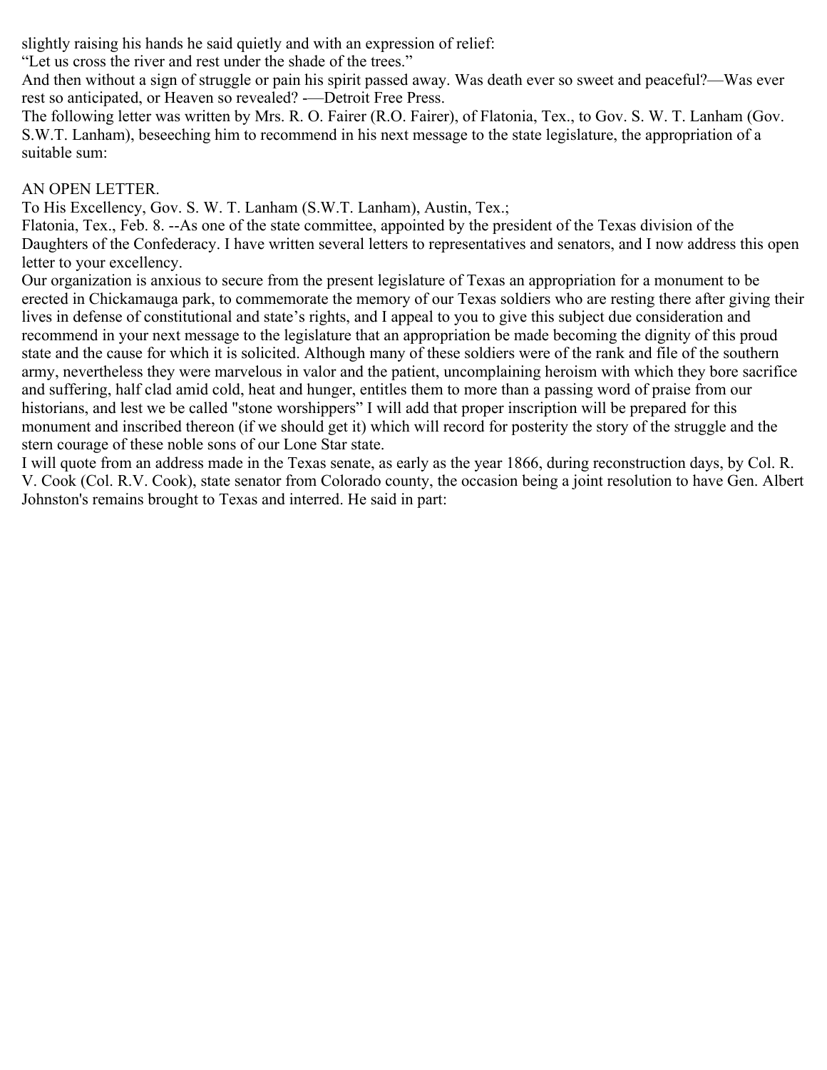slightly raising his hands he said quietly and with an expression of relief:

"Let us cross the river and rest under the shade of the trees."

And then without a sign of struggle or pain his spirit passed away. Was death ever so sweet and peaceful?—Was ever rest so anticipated, or Heaven so revealed? -—Detroit Free Press.

The following letter was written by Mrs. R. O. Fairer (R.O. Fairer), of Flatonia, Tex., to Gov. S. W. T. Lanham (Gov. S.W.T. Lanham), beseeching him to recommend in his next message to the state legislature, the appropriation of a suitable sum:

AN OPEN LETTER.

To His Excellency, Gov. S. W. T. Lanham (S.W.T. Lanham), Austin, Tex.;

Flatonia, Tex., Feb. 8. --As one of the state committee, appointed by the president of the Texas division of the Daughters of the Confederacy. I have written several letters to representatives and senators, and I now address this open letter to your excellency.

Our organization is anxious to secure from the present legislature of Texas an appropriation for a monument to be erected in Chickamauga park, to commemorate the memory of our Texas soldiers who are resting there after giving their lives in defense of constitutional and state's rights, and I appeal to you to give this subject due consideration and recommend in your next message to the legislature that an appropriation be made becoming the dignity of this proud state and the cause for which it is solicited. Although many of these soldiers were of the rank and file of the southern army, nevertheless they were marvelous in valor and the patient, uncomplaining heroism with which they bore sacrifice and suffering, half clad amid cold, heat and hunger, entitles them to more than a passing word of praise from our historians, and lest we be called "stone worshippers" I will add that proper inscription will be prepared for this monument and inscribed thereon (if we should get it) which will record for posterity the story of the struggle and the stern courage of these noble sons of our Lone Star state.

I will quote from an address made in the Texas senate, as early as the year 1866, during reconstruction days, by Col. R. V. Cook (Col. R.V. Cook), state senator from Colorado county, the occasion being a joint resolution to have Gen. Albert Johnston's remains brought to Texas and interred. He said in part: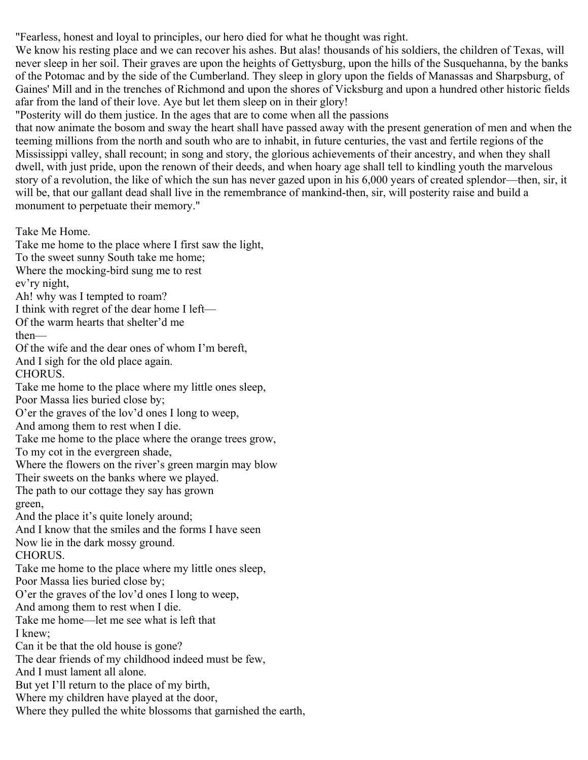"Fearless, honest and loyal to principles, our hero died for what he thought was right.
We know his resting place and we can recover his ashes. But alas! thousands of his soldiers, the children of Texas, will never sleep in her soil. Their graves are upon the heights of Gettysburg, upon the hills of the Susquehanna, by the banks of the Potomac and by the side of the Cumberland. They sleep in glory upon the fields of Manassas and Sharpsburg, of Gaines' Mill and in the trenches of Richmond and upon the shores of Vicksburg and upon a hundred other historic fields afar from the land of their love. Aye but let them sleep on in their glory!

"Posterity will do them justice. In the ages that are to come when all the passions that now animate the bosom and sway the heart shall have passed away with the present generation of men and when the teeming millions from the north and south who are to inhabit, in future centuries, the vast and fertile regions of the Mississippi valley, shall recount; in song and story, the glorious achievements of their ancestry, and when they shall dwell, with just pride, upon the renown of their deeds, and when hoary age shall tell to kindling youth the marvelous story of a revolution, the like of which the sun has never gazed upon in his 6,000 years of created splendor—then, sir, it will be, that our gallant dead shall live in the remembrance of mankind-then, sir, will posterity raise and build a monument to perpetuate their memory."

Take Me Home.

Take me home to the place where I first saw the light,
To the sweet sunny South take me home;
Where the mocking-bird sung me to rest ev'ry night,
Ah! why was I tempted to roam?
I think with regret of the dear home I left—
Of the warm hearts that shelter'd me then—
Of the wife and the dear ones of whom I'm bereft,
And I sigh for the old place again.

CHORUS.

Take me home to the place where my little ones sleep,
Poor Massa lies buried close by;
O'er the graves of the lov'd ones I long to weep,
And among them to rest when I die.

Take me home to the place where the orange trees grow,
To my cot in the evergreen shade,
Where the flowers on the river's green margin may blow
Their sweets on the banks where we played.
The path to our cottage they say has grown green,
And the place it's quite lonely around;
And I know that the smiles and the forms I have seen
Now lie in the dark mossy ground.

CHORUS.

Take me home to the place where my little ones sleep,
Poor Massa lies buried close by;
O'er the graves of the lov'd ones I long to weep,
And among them to rest when I die.

Take me home—let me see what is left that I knew;
Can it be that the old house is gone?
The dear friends of my childhood indeed must be few,
And I must lament all alone.
But yet I'll return to the place of my birth,
Where my children have played at the door,
Where they pulled the white blossoms that garnished the earth,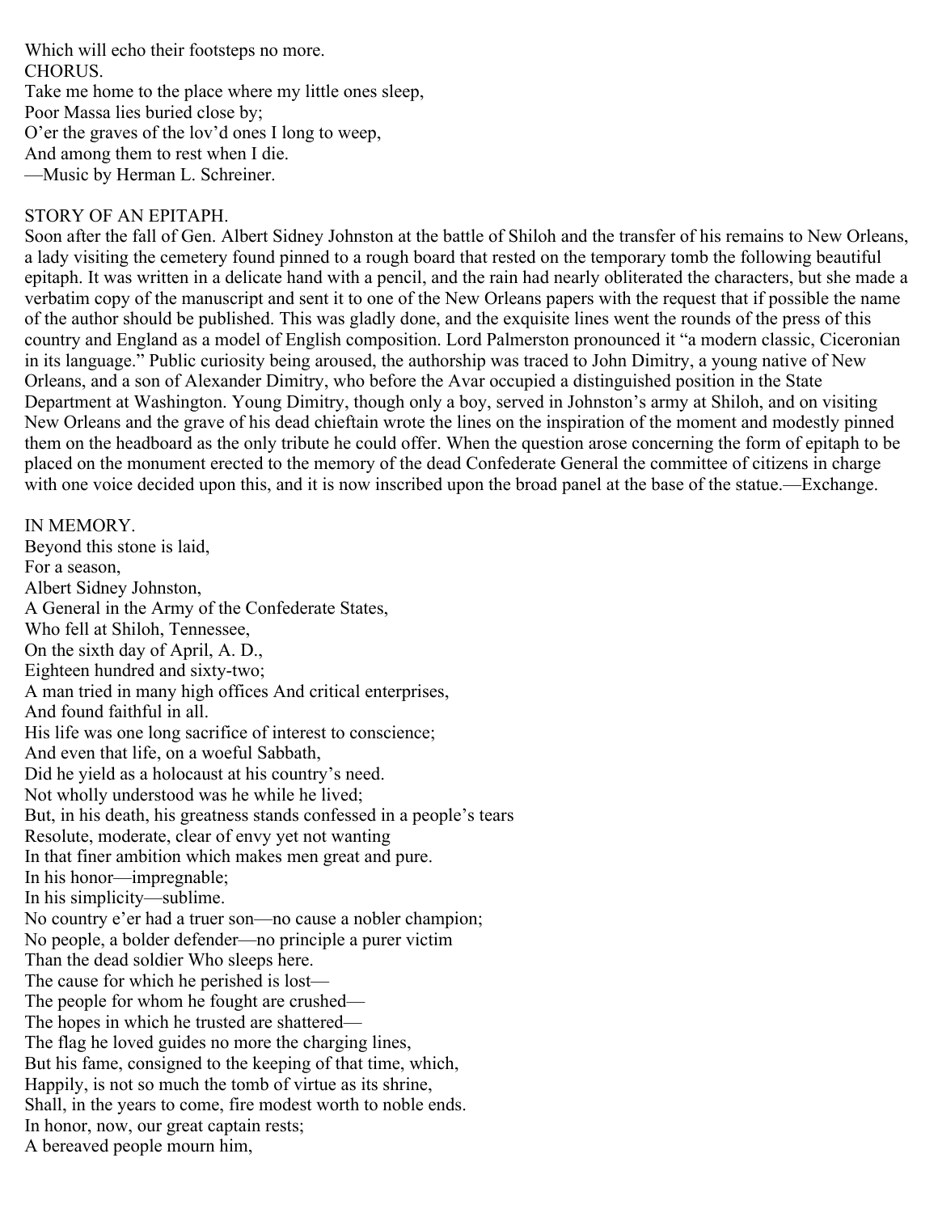Which will echo their footsteps no more.

CHORUS.

Take me home to the place where my little ones sleep,
Poor Massa lies buried close by;
O'er the graves of the lov'd ones I long to weep,
And among them to rest when I die.

—Music by Herman L. Schreiner.

## STORY OF AN EPITAPH.

Soon after the fall of Gen. Albert Sidney Johnston at the battle of Shiloh and the transfer of his remains to New Orleans, a lady visiting the cemetery found pinned to a rough board that rested on the temporary tomb the following beautiful epitaph. It was written in a delicate hand with a pencil, and the rain had nearly obliterated the characters, but she made a verbatim copy of the manuscript and sent it to one of the New Orleans papers with the request that if possible the name of the author should be published. This was gladly done, and the exquisite lines went the rounds of the press of this country and England as a model of English composition. Lord Palmerston pronounced it "a modern classic, Ciceronian in its language." Public curiosity being aroused, the authorship was traced to John Dimitry, a young native of New Orleans, and a son of Alexander Dimitry, who before the Avar occupied a distinguished position in the State Department at Washington. Young Dimitry, though only a boy, served in Johnston's army at Shiloh, and on visiting New Orleans and the grave of his dead chieftain wrote the lines on the inspiration of the moment and modestly pinned them on the headboard as the only tribute he could offer. When the question arose concerning the form of epitaph to be placed on the monument erected to the memory of the dead Confederate General the committee of citizens in charge with one voice decided upon this, and it is now inscribed upon the broad panel at the base of the statue.—Exchange.

## IN MEMORY.

Beyond this stone is laid,
For a season,
Albert Sidney Johnston,
A General in the Army of the Confederate States,
Who fell at Shiloh, Tennessee,
On the sixth day of April, A. D.,
Eighteen hundred and sixty-two;
A man tried in many high offices And critical enterprises,
And found faithful in all.
His life was one long sacrifice of interest to conscience;
And even that life, on a woeful Sabbath,
Did he yield as a holocaust at his country's need.
Not wholly understood was he while he lived;
But, in his death, his greatness stands confessed in a people's tears
Resolute, moderate, clear of envy yet not wanting
In that finer ambition which makes men great and pure.
In his honor—impregnable;
In his simplicity—sublime.
No country e'er had a truer son—no cause a nobler champion;
No people, a bolder defender—no principle a purer victim
Than the dead soldier Who sleeps here.
The cause for which he perished is lost—
The people for whom he fought are crushed—
The hopes in which he trusted are shattered—
The flag he loved guides no more the charging lines,
But his fame, consigned to the keeping of that time, which,
Happily, is not so much the tomb of virtue as its shrine,
Shall, in the years to come, fire modest worth to noble ends.
In honor, now, our great captain rests;
A bereaved people mourn him,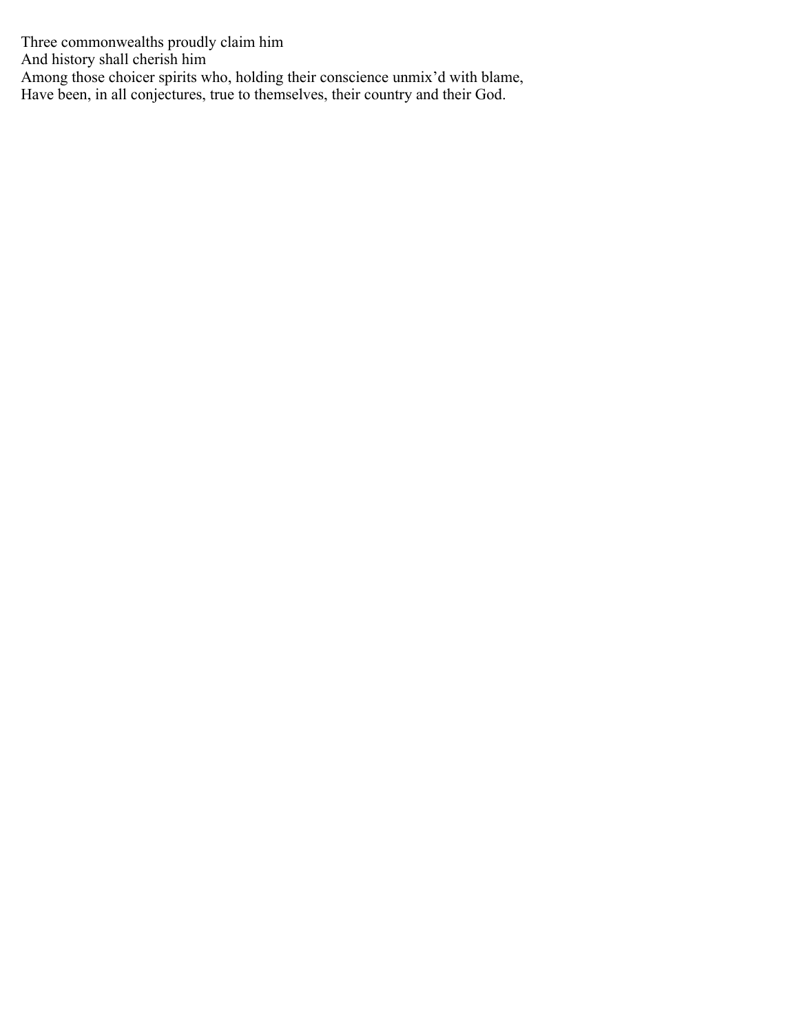Three commonwealths proudly claim him  
And history shall cherish him  
Among those choicer spirits who, holding their conscience unmix'd with blame,  
Have been, in all conjectures, true to themselves, their country and their God.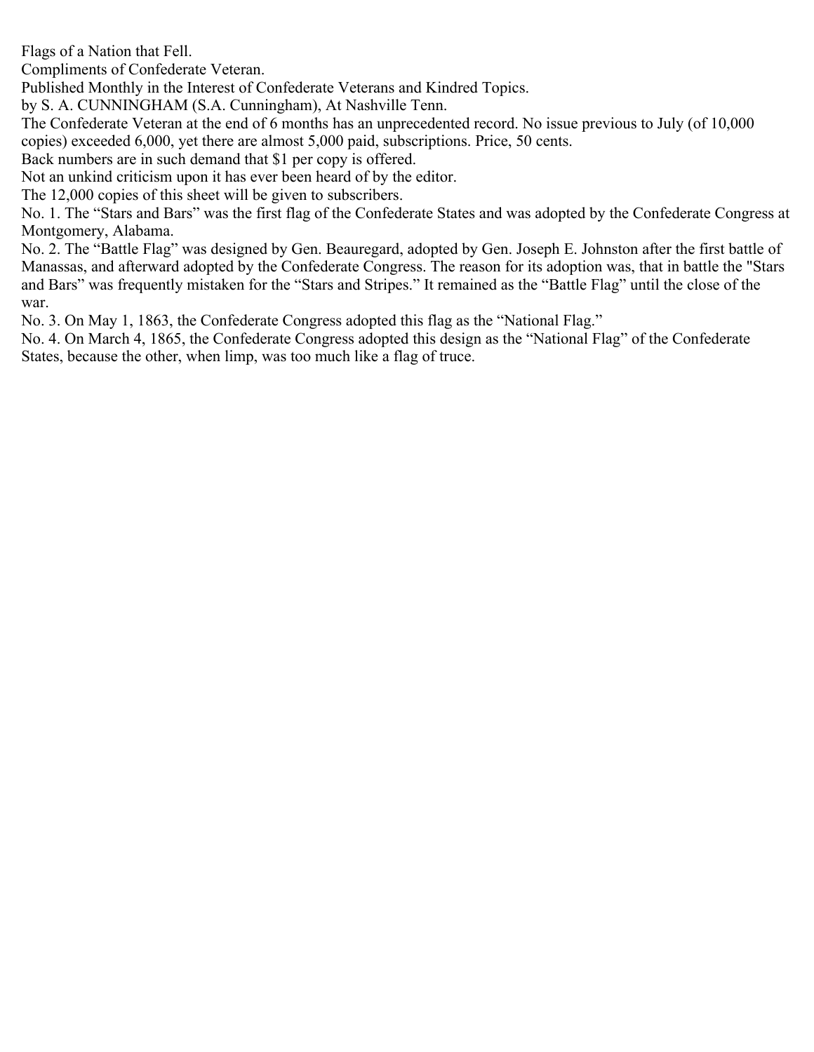Flags of a Nation that Fell.

Compliments of Confederate Veteran.

Published Monthly in the Interest of Confederate Veterans and Kindred Topics.

by S. A. CUNNINGHAM (S.A. Cunningham), At Nashville Tenn.

The Confederate Veteran at the end of 6 months has an unprecedented record. No issue previous to July (of 10,000 copies) exceeded 6,000, yet there are almost 5,000 paid, subscriptions. Price, 50 cents.

Back numbers are in such demand that $1 per copy is offered.

Not an unkind criticism upon it has ever been heard of by the editor.

The 12,000 copies of this sheet will be given to subscribers.

No. 1. The "Stars and Bars" was the first flag of the Confederate States and was adopted by the Confederate Congress at Montgomery, Alabama.

No. 2. The "Battle Flag" was designed by Gen. Beauregard, adopted by Gen. Joseph E. Johnston after the first battle of Manassas, and afterward adopted by the Confederate Congress. The reason for its adoption was, that in battle the "Stars and Bars" was frequently mistaken for the "Stars and Stripes." It remained as the "Battle Flag" until the close of the war.

No. 3. On May 1, 1863, the Confederate Congress adopted this flag as the "National Flag."

No. 4. On March 4, 1865, the Confederate Congress adopted this design as the "National Flag" of the Confederate States, because the other, when limp, was too much like a flag of truce.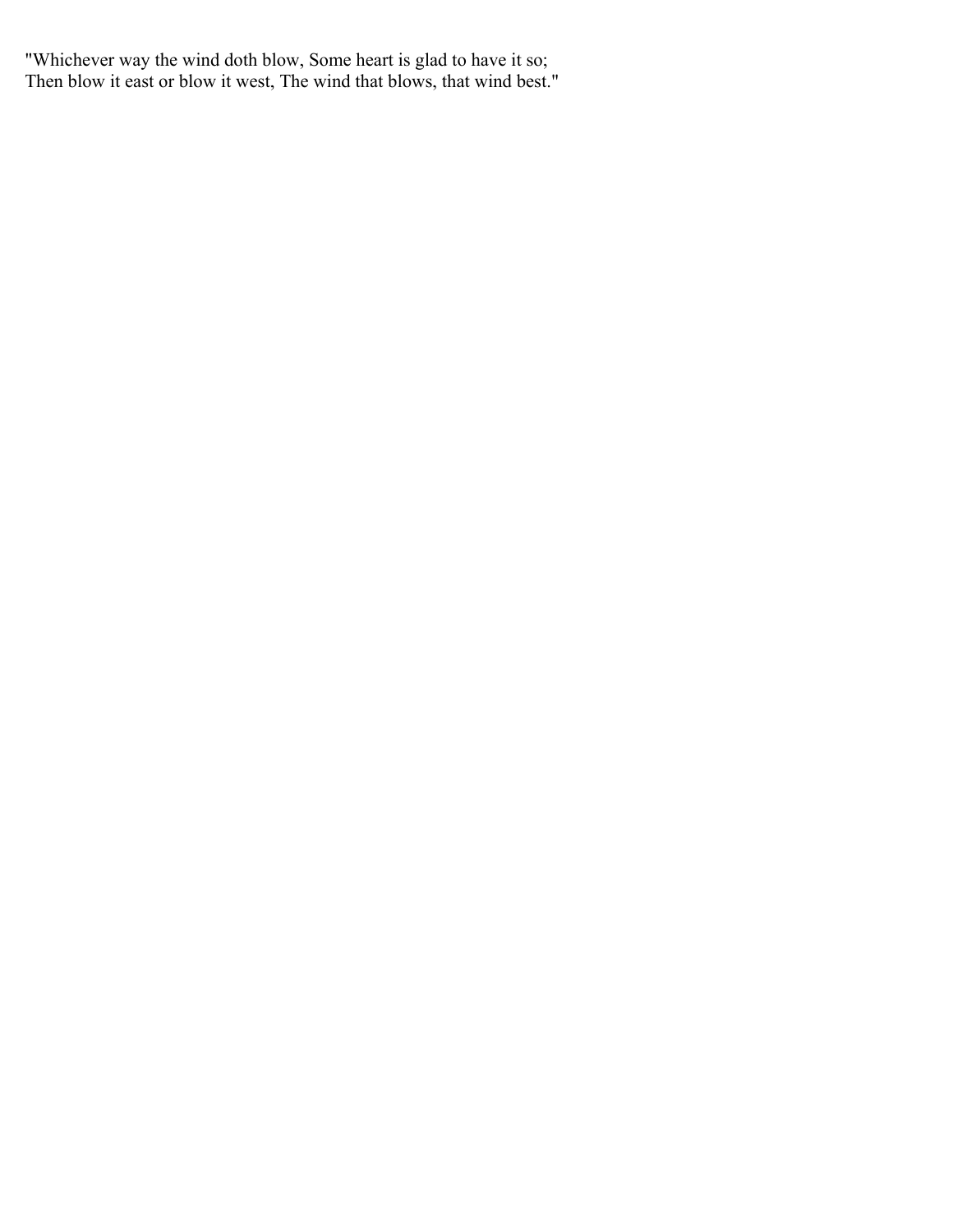"Whichever way the wind doth blow, Some heart is glad to have it so;
Then blow it east or blow it west, The wind that blows, that wind best."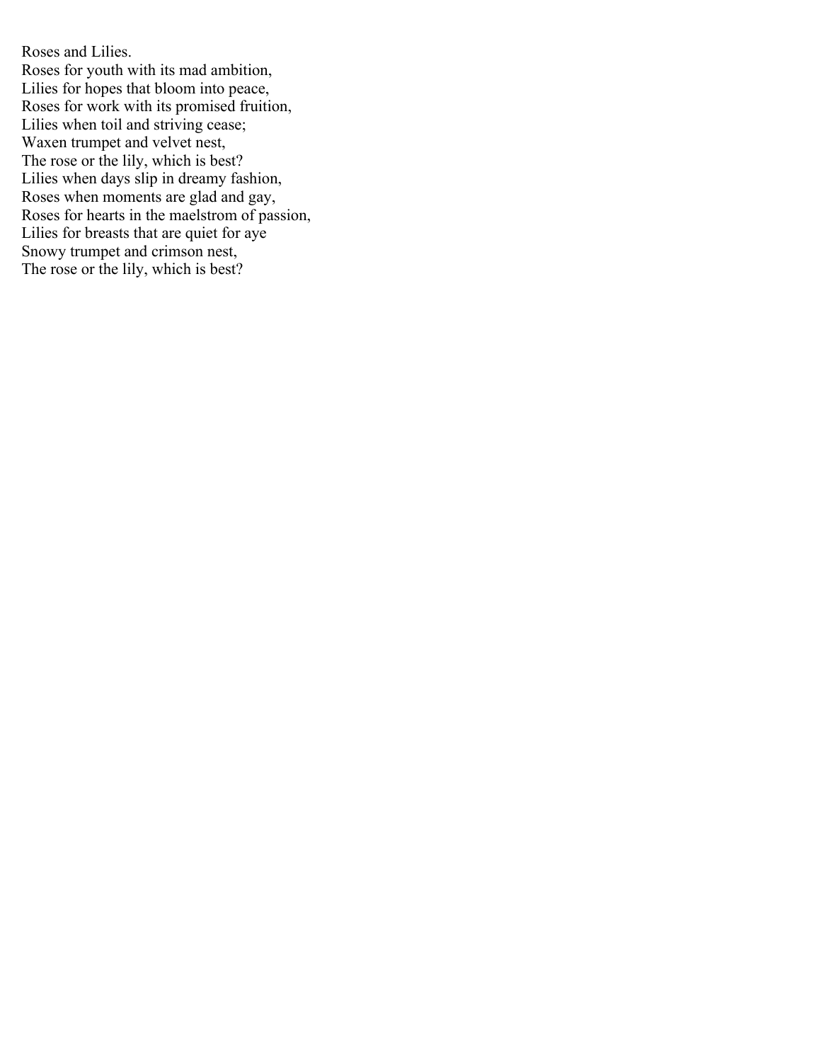## Roses and Lilies.

Roses for youth with its mad ambition,
Lilies for hopes that bloom into peace,
Roses for work with its promised fruition,
Lilies when toil and striving cease;
Waxen trumpet and velvet nest,
The rose or the lily, which is best?
Lilies when days slip in dreamy fashion,
Roses when moments are glad and gay,
Roses for hearts in the maelstrom of passion,
Lilies for breasts that are quiet for aye
Snowy trumpet and crimson nest,
The rose or the lily, which is best?